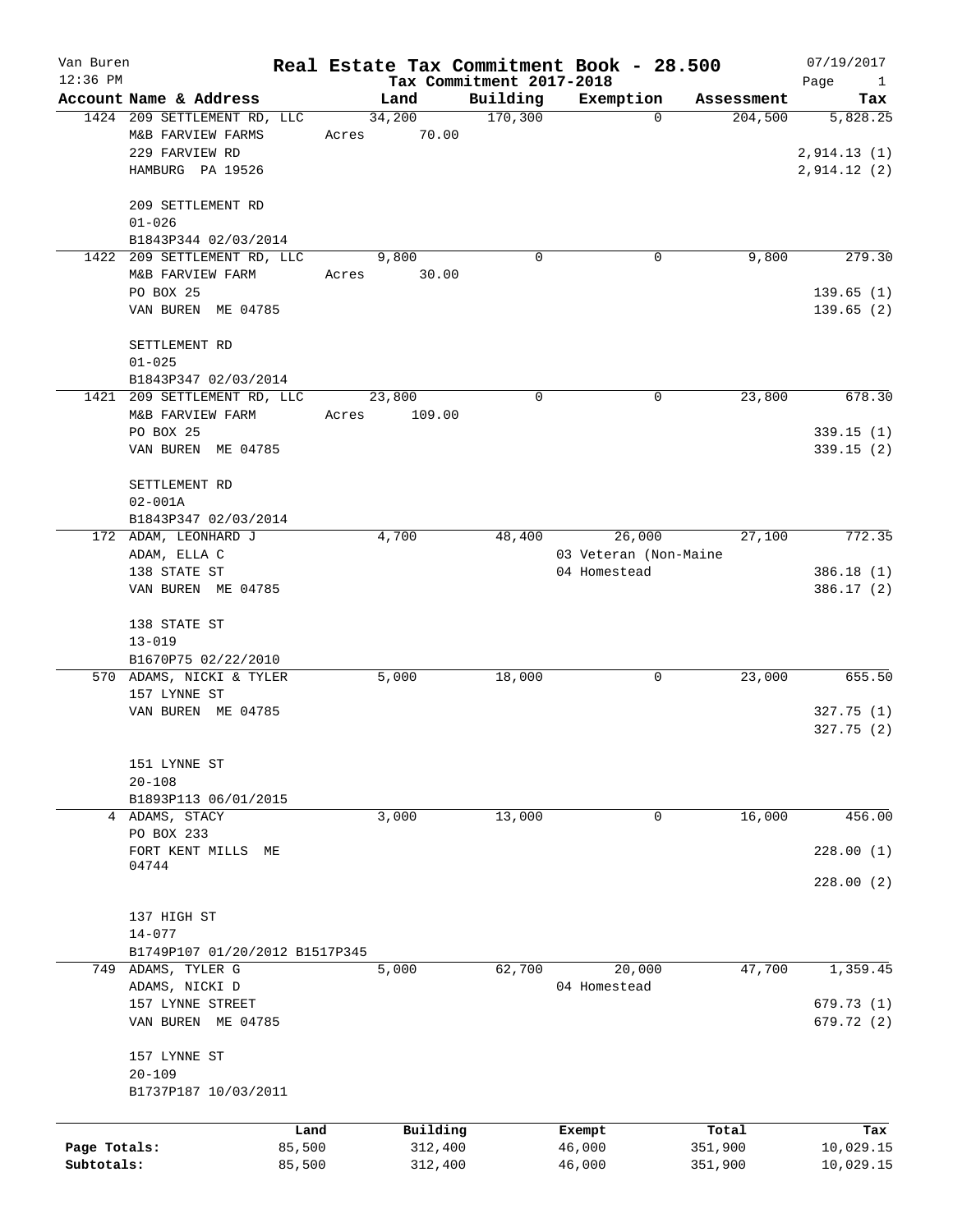# Real Estate Tax Commitment Book - 28.500

Van Buren
12:36 PM

Tax Commitment 2017-2018

07/19/2017

| Account Name & Address | Land | Building | Exemption | Assessment | Tax |
|---|---|---|---|---|---|
| 1424 209 SETTLEMENT RD, LLC | 34,200 | 170,300 | 0 | 204,500 | 5,828.25 |
| M&B FARVIEW FARMS | Acres 70.00 | | | | |
| 229 FARVIEW RD | | | | | 2,914.13 (1) |
| HAMBURG PA 19526 | | | | | 2,914.12 (2) |
| 209 SETTLEMENT RD | | | | | |
| 01-026 | | | | | |
| B1843P344 02/03/2014 | | | | | |
| 1422 209 SETTLEMENT RD, LLC | 9,800 | 0 | 0 | 9,800 | 279.30 |
| M&B FARVIEW FARM | Acres 30.00 | | | | |
| PO BOX 25 | | | | | 139.65 (1) |
| VAN BUREN ME 04785 | | | | | 139.65 (2) |
| SETTLEMENT RD | | | | | |
| 01-025 | | | | | |
| B1843P347 02/03/2014 | | | | | |
| 1421 209 SETTLEMENT RD, LLC | 23,800 | 0 | 0 | 23,800 | 678.30 |
| M&B FARVIEW FARM | Acres 109.00 | | | | |
| PO BOX 25 | | | | | 339.15 (1) |
| VAN BUREN ME 04785 | | | | | 339.15 (2) |
| SETTLEMENT RD | | | | | |
| 02-001A | | | | | |
| B1843P347 02/03/2014 | | | | | |
| 172 ADAM, LEONHARD J | 4,700 | 48,400 | 26,000 | 27,100 | 772.35 |
| ADAM, ELLA C | | | 03 Veteran (Non-Maine | | |
| 138 STATE ST | | | 04 Homestead | | 386.18 (1) |
| VAN BUREN ME 04785 | | | | | 386.17 (2) |
| 138 STATE ST | | | | | |
| 13-019 | | | | | |
| B1670P75 02/22/2010 | | | | | |
| 570 ADAMS, NICKI & TYLER | 5,000 | 18,000 | 0 | 23,000 | 655.50 |
| 157 LYNNE ST | | | | | |
| VAN BUREN ME 04785 | | | | | 327.75 (1) |
| | | | | | 327.75 (2) |
| 151 LYNNE ST | | | | | |
| 20-108 | | | | | |
| B1893P113 06/01/2015 | | | | | |
| 4 ADAMS, STACY | 3,000 | 13,000 | 0 | 16,000 | 456.00 |
| PO BOX 233 | | | | | |
| FORT KENT MILLS ME 04744 | | | | | 228.00 (1) |
| | | | | | 228.00 (2) |
| 137 HIGH ST | | | | | |
| 14-077 | | | | | |
| B1749P107 01/20/2012 B1517P345 | | | | | |
| 749 ADAMS, TYLER G | 5,000 | 62,700 | 20,000 | 47,700 | 1,359.45 |
| ADAMS, NICKI D | | | 04 Homestead | | |
| 157 LYNNE STREET | | | | | 679.73 (1) |
| VAN BUREN ME 04785 | | | | | 679.72 (2) |
| 157 LYNNE ST | | | | | |
| 20-109 | | | | | |
| B1737P187 10/03/2011 | | | | | |

| | Land | Building | Exempt | Total | Tax |
|---|---|---|---|---|---|
| Page Totals: | 85,500 | 312,400 | 46,000 | 351,900 | 10,029.15 |
| Subtotals: | 85,500 | 312,400 | 46,000 | 351,900 | 10,029.15 |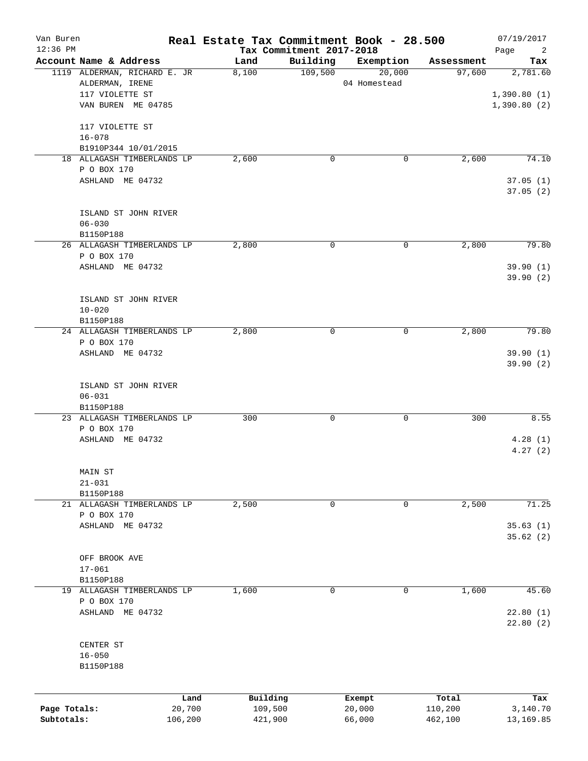# Van Buren — Real Estate Tax Commitment Book - 28.500

12:36 PM — Tax Commitment 2017-2018 — 07/19/2017

| Account Name & Address | Land | Building | Exemption | Assessment | Tax |
|---|---|---|---|---|---|
| 1119 ALDERMAN, RICHARD E. JR<br>ALDERMAN, IRENE<br>117 VIOLETTE ST<br>VAN BUREN ME 04785<br><br>117 VIOLETTE ST<br>16-078<br>B1910P344 10/01/2015 | 8,100 | 109,500 | 20,000<br>04 Homestead | 97,600 | 2,781.60<br><br>1,390.80 (1)<br>1,390.80 (2) |
| 18 ALLAGASH TIMBERLANDS LP<br>P O BOX 170<br>ASHLAND ME 04732<br><br>ISLAND ST JOHN RIVER<br>06-030<br>B1150P188 | 2,600 | 0 | 0 | 2,600 | 74.10<br><br>37.05 (1)<br>37.05 (2) |
| 26 ALLAGASH TIMBERLANDS LP<br>P O BOX 170<br>ASHLAND ME 04732<br><br>ISLAND ST JOHN RIVER<br>10-020<br>B1150P188 | 2,800 | 0 | 0 | 2,800 | 79.80<br><br>39.90 (1)<br>39.90 (2) |
| 24 ALLAGASH TIMBERLANDS LP<br>P O BOX 170<br>ASHLAND ME 04732<br><br>ISLAND ST JOHN RIVER<br>06-031<br>B1150P188 | 2,800 | 0 | 0 | 2,800 | 79.80<br><br>39.90 (1)<br>39.90 (2) |
| 23 ALLAGASH TIMBERLANDS LP<br>P O BOX 170<br>ASHLAND ME 04732<br><br>MAIN ST<br>21-031<br>B1150P188 | 300 | 0 | 0 | 300 | 8.55<br><br>4.28 (1)<br>4.27 (2) |
| 21 ALLAGASH TIMBERLANDS LP<br>P O BOX 170<br>ASHLAND ME 04732<br><br>OFF BROOK AVE<br>17-061<br>B1150P188 | 2,500 | 0 | 0 | 2,500 | 71.25<br><br>35.63 (1)<br>35.62 (2) |
| 19 ALLAGASH TIMBERLANDS LP<br>P O BOX 170<br>ASHLAND ME 04732<br><br>CENTER ST<br>16-050<br>B1150P188 | 1,600 | 0 | 0 | 1,600 | 45.60<br><br>22.80 (1)<br>22.80 (2) |

| | Land | Building | Exempt | Total | Tax |
|---|---|---|---|---|---|
| Page Totals: | 20,700 | 109,500 | 20,000 | 110,200 | 3,140.70 |
| Subtotals: | 106,200 | 421,900 | 66,000 | 462,100 | 13,169.85 |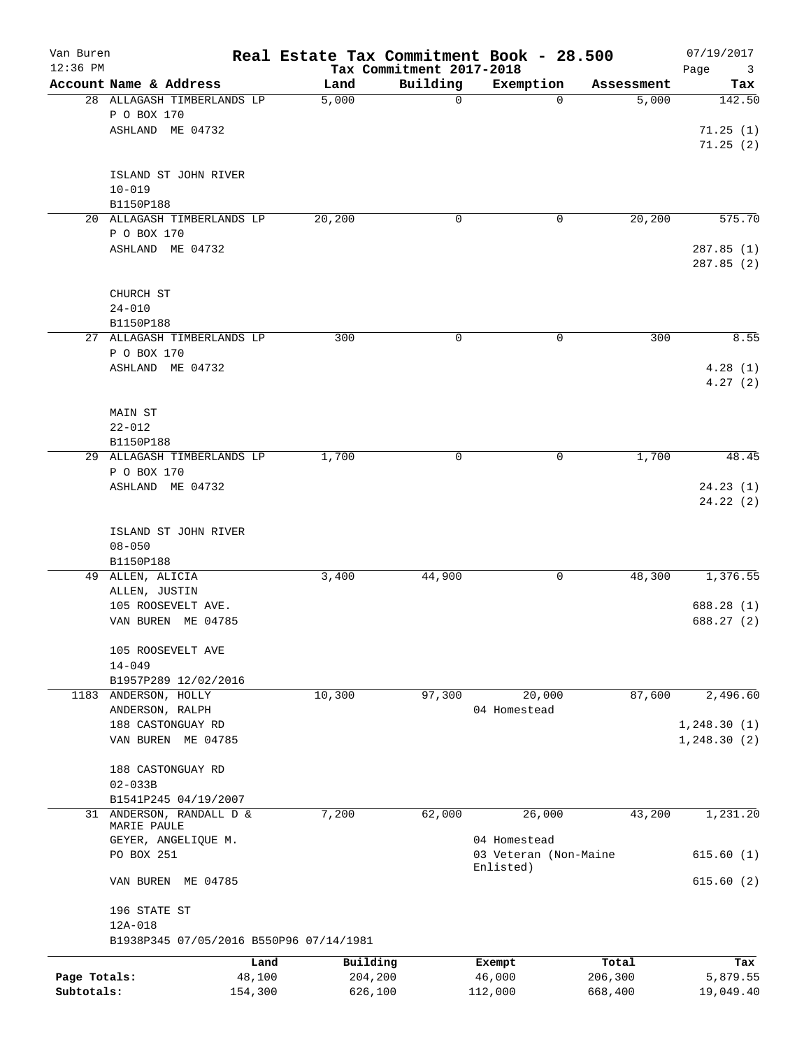# Real Estate Tax Commitment Book - 28.500

Van Buren
12:36 PM

Tax Commitment 2017-2018

07/19/2017

| Account Name & Address | Land | Building | Exemption | Assessment | Tax |
|---|---|---|---|---|---|
| 28 ALLAGASH TIMBERLANDS LP<br>P O BOX 170<br>ASHLAND ME 04732<br><br>ISLAND ST JOHN RIVER<br>10-019<br>B1150P188 | 5,000 | 0 | 0 | 5,000 | 142.50<br><br>71.25 (1)<br>71.25 (2) |
| 20 ALLAGASH TIMBERLANDS LP<br>P O BOX 170<br>ASHLAND ME 04732<br><br>CHURCH ST<br>24-010<br>B1150P188 | 20,200 | 0 | 0 | 20,200 | 575.70<br><br>287.85 (1)<br>287.85 (2) |
| 27 ALLAGASH TIMBERLANDS LP<br>P O BOX 170<br>ASHLAND ME 04732<br><br>MAIN ST<br>22-012<br>B1150P188 | 300 | 0 | 0 | 300 | 8.55<br><br>4.28 (1)<br>4.27 (2) |
| 29 ALLAGASH TIMBERLANDS LP<br>P O BOX 170<br>ASHLAND ME 04732<br><br>ISLAND ST JOHN RIVER<br>08-050<br>B1150P188 | 1,700 | 0 | 0 | 1,700 | 48.45<br><br>24.23 (1)<br>24.22 (2) |
| 49 ALLEN, ALICIA<br>ALLEN, JUSTIN<br>105 ROOSEVELT AVE.<br>VAN BUREN ME 04785<br><br>105 ROOSEVELT AVE<br>14-049<br>B1957P289 12/02/2016 | 3,400 | 44,900 | 0 | 48,300 | 1,376.55<br><br>688.28 (1)<br>688.27 (2) |
| 1183 ANDERSON, HOLLY<br>ANDERSON, RALPH<br>188 CASTONGUAY RD<br>VAN BUREN ME 04785<br><br>188 CASTONGUAY RD<br>02-033B<br>B1541P245 04/19/2007 | 10,300 | 97,300 | 20,000<br>04 Homestead | 87,600 | 2,496.60<br><br>1,248.30 (1)<br>1,248.30 (2) |
| 31 ANDERSON, RANDALL D & MARIE PAULE<br>GEYER, ANGELIQUE M.<br>PO BOX 251<br>VAN BUREN ME 04785<br><br>196 STATE ST<br>12A-018<br>B1938P345 07/05/2016 B550P96 07/14/1981 | 7,200 | 62,000 | 26,000<br>04 Homestead<br>03 Veteran (Non-Maine Enlisted) | 43,200 | 1,231.20<br><br>615.60 (1)<br>615.60 (2) |

| | Land | Building | Exempt | Total | Tax |
|---|---|---|---|---|---|
| Page Totals: | 48,100 | 204,200 | 46,000 | 206,300 | 5,879.55 |
| Subtotals: | 154,300 | 626,100 | 112,000 | 668,400 | 19,049.40 |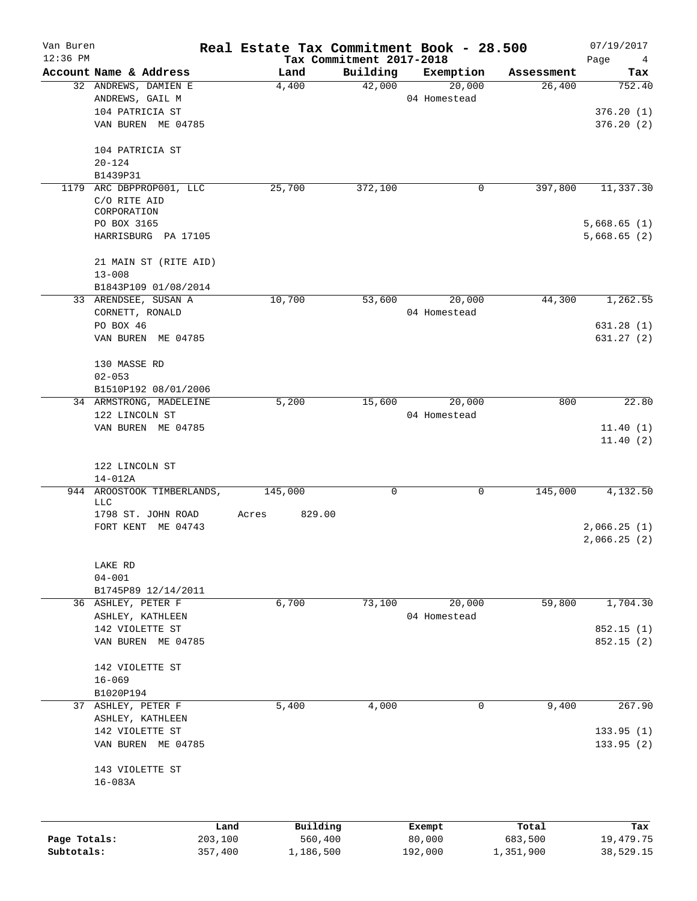# Real Estate Tax Commitment Book - 28.500

Van Buren
12:36 PM

Tax Commitment 2017-2018

07/19/2017
Page 4

| Account Name & Address | Land | Building | Exemption | Assessment | Tax |
|---|---|---|---|---|---|
| 32 ANDREWS, DAMIEN E<br>ANDREWS, GAIL M<br>104 PATRICIA ST<br>VAN BUREN ME 04785<br><br>104 PATRICIA ST<br>20-124<br>B1439P31 | 4,400 | 42,000 | 20,000<br>04 Homestead | 26,400 | 752.40<br><br>376.20 (1)<br>376.20 (2) |
| 1179 ARC DBPPROP001, LLC<br>C/O RITE AID CORPORATION<br>PO BOX 3165<br>HARRISBURG PA 17105<br><br>21 MAIN ST (RITE AID)<br>13-008<br>B1843P109 01/08/2014 | 25,700 | 372,100 | 0 | 397,800 | 11,337.30<br><br>5,668.65 (1)<br>5,668.65 (2) |
| 33 ARENDSEE, SUSAN A<br>CORNETT, RONALD<br>PO BOX 46<br>VAN BUREN ME 04785<br><br>130 MASSE RD<br>02-053<br>B1510P192 08/01/2006 | 10,700 | 53,600 | 20,000<br>04 Homestead | 44,300 | 1,262.55<br><br>631.28 (1)<br>631.27 (2) |
| 34 ARMSTRONG, MADELEINE<br>122 LINCOLN ST<br>VAN BUREN ME 04785<br><br>122 LINCOLN ST<br>14-012A | 5,200 | 15,600 | 20,000<br>04 Homestead | 800 | 22.80<br><br>11.40 (1)<br>11.40 (2) |
| 944 AROOSTOOK TIMBERLANDS, LLC<br>1798 ST. JOHN ROAD<br>FORT KENT ME 04743<br><br>LAKE RD<br>04-001<br>B1745P89 12/14/2011 | 145,000<br>Acres 829.00 | 0 | 0 | 145,000 | 4,132.50<br><br>2,066.25 (1)<br>2,066.25 (2) |
| 36 ASHLEY, PETER F<br>ASHLEY, KATHLEEN<br>142 VIOLETTE ST<br>VAN BUREN ME 04785<br><br>142 VIOLETTE ST<br>16-069<br>B1020P194 | 6,700 | 73,100 | 20,000<br>04 Homestead | 59,800 | 1,704.30<br><br>852.15 (1)<br>852.15 (2) |
| 37 ASHLEY, PETER F<br>ASHLEY, KATHLEEN<br>142 VIOLETTE ST<br>VAN BUREN ME 04785<br><br>143 VIOLETTE ST<br>16-083A | 5,400 | 4,000 | 0 | 9,400 | 267.90<br><br>133.95 (1)<br>133.95 (2) |

| | Land | Building | Exempt | Total | Tax |
|---|---|---|---|---|---|
| **Page Totals:** | 203,100 | 560,400 | 80,000 | 683,500 | 19,479.75 |
| **Subtotals:** | 357,400 | 1,186,500 | 192,000 | 1,351,900 | 38,529.15 |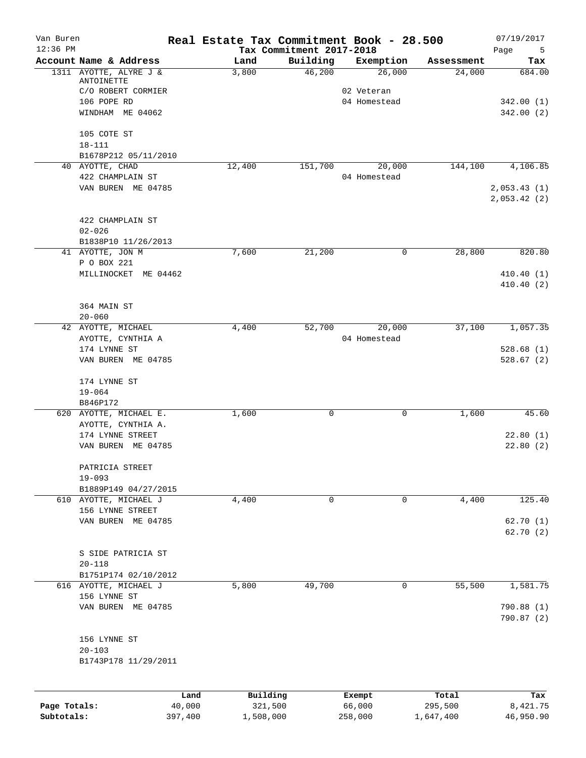Van Buren
12:36 PM

# Real Estate Tax Commitment Book - 28.500

## Tax Commitment 2017-2018

07/19/2017

| Account Name & Address | Land | Building | Exemption | Assessment | Tax |
|---|---|---|---|---|---|
| 1311 AYOTTE, ALYRE J & ANTOINETTE | 3,800 | 46,200 | 26,000 | 24,000 | 684.00 |
| C/O ROBERT CORMIER | | | 02 Veteran | | |
| 106 POPE RD | | | 04 Homestead | | 342.00 (1) |
| WINDHAM ME 04062 | | | | | 342.00 (2) |
| 105 COTE ST | | | | | |
| 18-111 | | | | | |
| B1678P212 05/11/2010 | | | | | |
| 40 AYOTTE, CHAD | 12,400 | 151,700 | 20,000 | 144,100 | 4,106.85 |
| 422 CHAMPLAIN ST | | | 04 Homestead | | |
| VAN BUREN ME 04785 | | | | | 2,053.43 (1) |
| | | | | | 2,053.42 (2) |
| 422 CHAMPLAIN ST | | | | | |
| 02-026 | | | | | |
| B1838P10 11/26/2013 | | | | | |
| 41 AYOTTE, JON M | 7,600 | 21,200 | 0 | 28,800 | 820.80 |
| P O BOX 221 | | | | | |
| MILLINOCKET ME 04462 | | | | | 410.40 (1) |
| | | | | | 410.40 (2) |
| 364 MAIN ST | | | | | |
| 20-060 | | | | | |
| 42 AYOTTE, MICHAEL | 4,400 | 52,700 | 20,000 | 37,100 | 1,057.35 |
| AYOTTE, CYNTHIA A | | | 04 Homestead | | |
| 174 LYNNE ST | | | | | 528.68 (1) |
| VAN BUREN ME 04785 | | | | | 528.67 (2) |
| 174 LYNNE ST | | | | | |
| 19-064 | | | | | |
| B846P172 | | | | | |
| 620 AYOTTE, MICHAEL E. | 1,600 | 0 | 0 | 1,600 | 45.60 |
| AYOTTE, CYNTHIA A. | | | | | |
| 174 LYNNE STREET | | | | | 22.80 (1) |
| VAN BUREN ME 04785 | | | | | 22.80 (2) |
| PATRICIA STREET | | | | | |
| 19-093 | | | | | |
| B1889P149 04/27/2015 | | | | | |
| 610 AYOTTE, MICHAEL J | 4,400 | 0 | 0 | 4,400 | 125.40 |
| 156 LYNNE STREET | | | | | |
| VAN BUREN ME 04785 | | | | | 62.70 (1) |
| | | | | | 62.70 (2) |
| S SIDE PATRICIA ST | | | | | |
| 20-118 | | | | | |
| B1751P174 02/10/2012 | | | | | |
| 616 AYOTTE, MICHAEL J | 5,800 | 49,700 | 0 | 55,500 | 1,581.75 |
| 156 LYNNE ST | | | | | |
| VAN BUREN ME 04785 | | | | | 790.88 (1) |
| | | | | | 790.87 (2) |
| 156 LYNNE ST | | | | | |
| 20-103 | | | | | |
| B1743P178 11/29/2011 | | | | | |

| | Land | Building | Exempt | Total | Tax |
|---|---|---|---|---|---|
| Page Totals: | 40,000 | 321,500 | 66,000 | 295,500 | 8,421.75 |
| Subtotals: | 397,400 | 1,508,000 | 258,000 | 1,647,400 | 46,950.90 |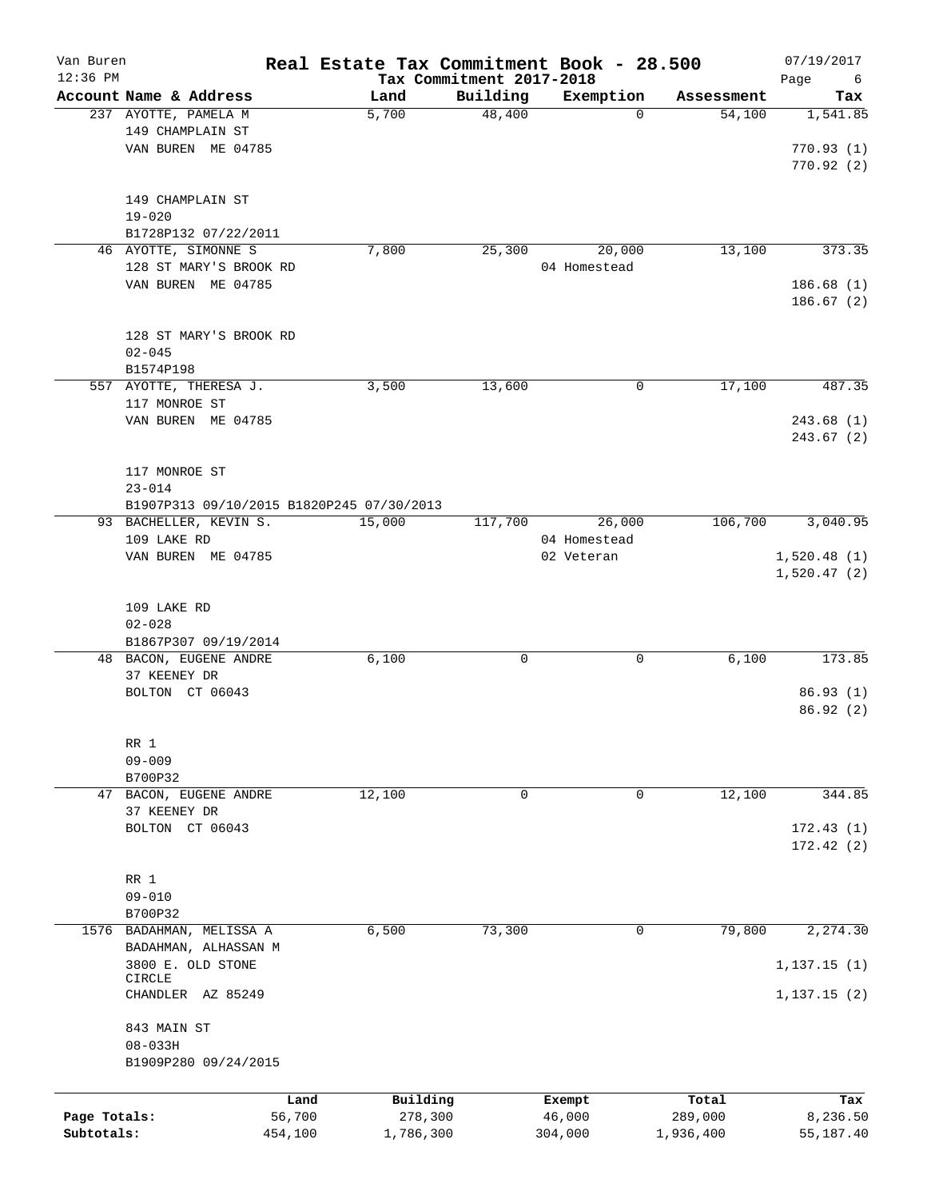Van Buren 12:36 PM

# Real Estate Tax Commitment Book - 28.500

Tax Commitment 2017-2018

07/19/2017

| Account Name & Address | Land | Building | Exemption | Assessment | Tax |
|---|---|---|---|---|---|
| 237 AYOTTE, PAMELA M<br>149 CHAMPLAIN ST<br>VAN BUREN ME 04785<br><br>149 CHAMPLAIN ST<br>19-020<br>B1728P132 07/22/2011 | 5,700 | 48,400 | 0 | 54,100 | 1,541.85<br>770.93 (1)<br>770.92 (2) |
| 46 AYOTTE, SIMONNE S<br>128 ST MARY'S BROOK RD<br>VAN BUREN ME 04785<br><br>128 ST MARY'S BROOK RD<br>02-045<br>B1574P198 | 7,800 | 25,300 | 20,000<br>04 Homestead | 13,100 | 373.35<br>186.68 (1)<br>186.67 (2) |
| 557 AYOTTE, THERESA J.<br>117 MONROE ST<br>VAN BUREN ME 04785<br><br>117 MONROE ST<br>23-014<br>B1907P313 09/10/2015 B1820P245 07/30/2013 | 3,500 | 13,600 | 0 | 17,100 | 487.35<br>243.68 (1)<br>243.67 (2) |
| 93 BACHELLER, KEVIN S.<br>109 LAKE RD<br>VAN BUREN ME 04785<br><br>109 LAKE RD<br>02-028<br>B1867P307 09/19/2014 | 15,000 | 117,700 | 26,000<br>04 Homestead<br>02 Veteran | 106,700 | 3,040.95<br>1,520.48 (1)<br>1,520.47 (2) |
| 48 BACON, EUGENE ANDRE<br>37 KEENEY DR<br>BOLTON CT 06043<br><br>RR 1<br>09-009<br>B700P32 | 6,100 | 0 | 0 | 6,100 | 173.85<br>86.93 (1)<br>86.92 (2) |
| 47 BACON, EUGENE ANDRE<br>37 KEENEY DR<br>BOLTON CT 06043<br><br>RR 1<br>09-010<br>B700P32 | 12,100 | 0 | 0 | 12,100 | 344.85<br>172.43 (1)<br>172.42 (2) |
| 1576 BADAHMAN, MELISSA A<br>BADAHMAN, ALHASSAN M<br>3800 E. OLD STONE CIRCLE<br>CHANDLER AZ 85249<br><br>843 MAIN ST<br>08-033H<br>B1909P280 09/24/2015 | 6,500 | 73,300 | 0 | 79,800 | 2,274.30<br>1,137.15 (1)<br>1,137.15 (2) |

| | Land | Building | Exempt | Total | Tax |
|---|---|---|---|---|---|
| Page Totals: | 56,700 | 278,300 | 46,000 | 289,000 | 8,236.50 |
| Subtotals: | 454,100 | 1,786,300 | 304,000 | 1,936,400 | 55,187.40 |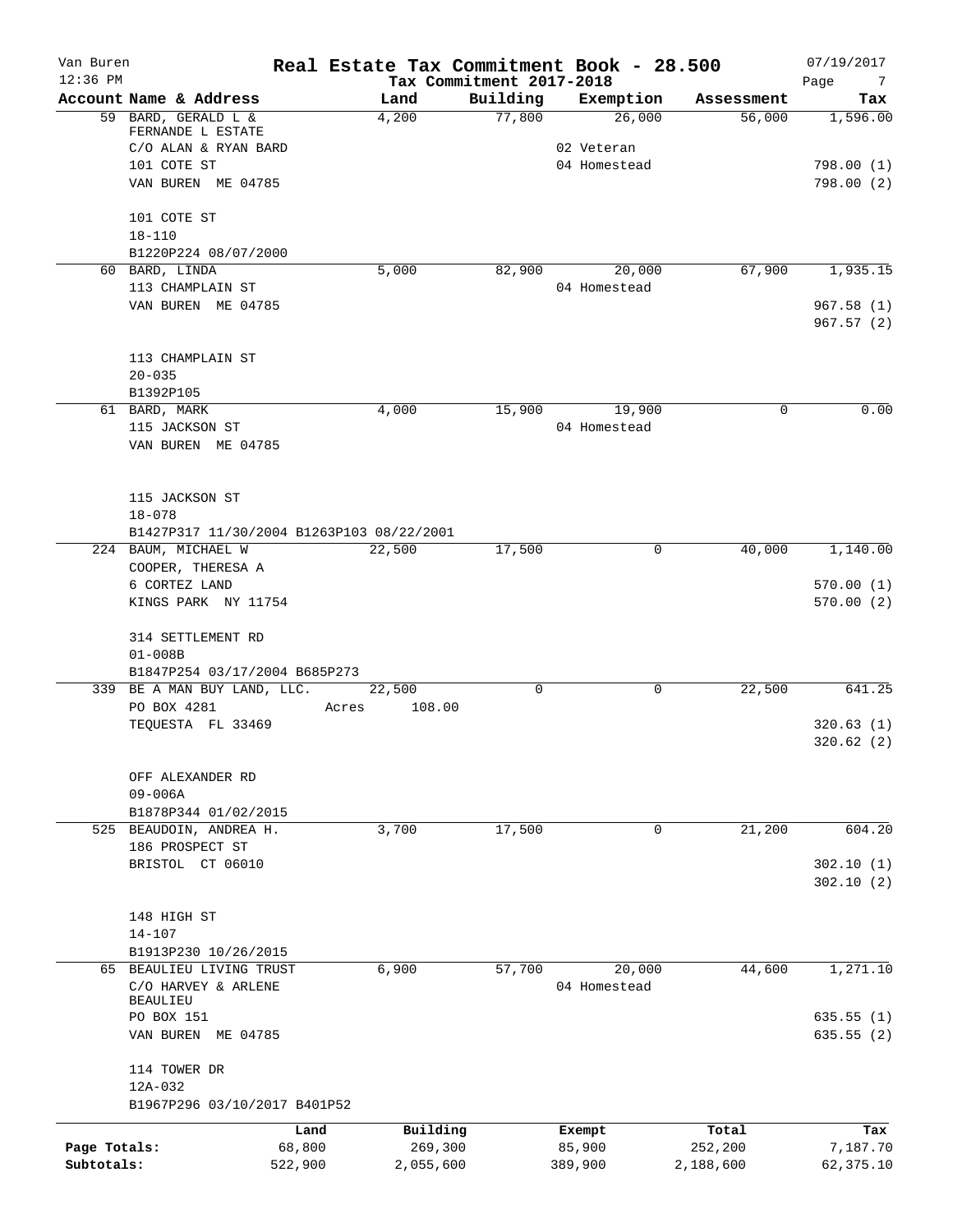Van Buren 12:36 PM

# Real Estate Tax Commitment Book - 28.500

## Tax Commitment 2017-2018

07/19/2017

| Account Name & Address | Land | Building | Exemption | Assessment | Tax |
|---|---|---|---|---|---|
| 59 BARD, GERALD L & FERNANDE L ESTATE<br>C/O ALAN & RYAN BARD<br>101 COTE ST<br>VAN BUREN ME 04785<br><br>101 COTE ST<br>18-110<br>B1220P224 08/07/2000 | 4,200 | 77,800 | 26,000<br>02 Veteran<br>04 Homestead | 56,000 | 1,596.00<br><br>798.00 (1)<br>798.00 (2) |
| 60 BARD, LINDA<br>113 CHAMPLAIN ST<br>VAN BUREN ME 04785<br><br>113 CHAMPLAIN ST<br>20-035<br>B1392P105 | 5,000 | 82,900 | 20,000<br>04 Homestead | 67,900 | 1,935.15<br><br>967.58 (1)<br>967.57 (2) |
| 61 BARD, MARK<br>115 JACKSON ST<br>VAN BUREN ME 04785<br><br>115 JACKSON ST<br>18-078<br>B1427P317 11/30/2004 B1263P103 08/22/2001 | 4,000 | 15,900 | 19,900<br>04 Homestead | 0 | 0.00 |
| 224 BAUM, MICHAEL W<br>COOPER, THERESA A<br>6 CORTEZ LAND<br>KINGS PARK NY 11754<br><br>314 SETTLEMENT RD<br>01-008B<br>B1847P254 03/17/2004 B685P273 | 22,500 | 17,500 | 0 | 40,000 | 1,140.00<br><br>570.00 (1)<br>570.00 (2) |
| 339 BE A MAN BUY LAND, LLC.<br>PO BOX 4281<br>TEQUESTA FL 33469<br><br>OFF ALEXANDER RD<br>09-006A<br>B1878P344 01/02/2015 | 22,500<br>Acres 108.00 | 0 | 0 | 22,500 | 641.25<br><br>320.63 (1)<br>320.62 (2) |
| 525 BEAUDOIN, ANDREA H.<br>186 PROSPECT ST<br>BRISTOL CT 06010<br><br>148 HIGH ST<br>14-107<br>B1913P230 10/26/2015 | 3,700 | 17,500 | 0 | 21,200 | 604.20<br><br>302.10 (1)<br>302.10 (2) |
| 65 BEAULIEU LIVING TRUST<br>C/O HARVEY & ARLENE BEAULIEU<br>PO BOX 151<br>VAN BUREN ME 04785<br><br>114 TOWER DR<br>12A-032<br>B1967P296 03/10/2017 B401P52 | 6,900 | 57,700 | 20,000<br>04 Homestead | 44,600 | 1,271.10<br><br>635.55 (1)<br>635.55 (2) |

| | Land | Building | Exempt | Total | Tax |
|---|---|---|---|---|---|
| Page Totals: | 68,800 | 269,300 | 85,900 | 252,200 | 7,187.70 |
| Subtotals: | 522,900 | 2,055,600 | 389,900 | 2,188,600 | 62,375.10 |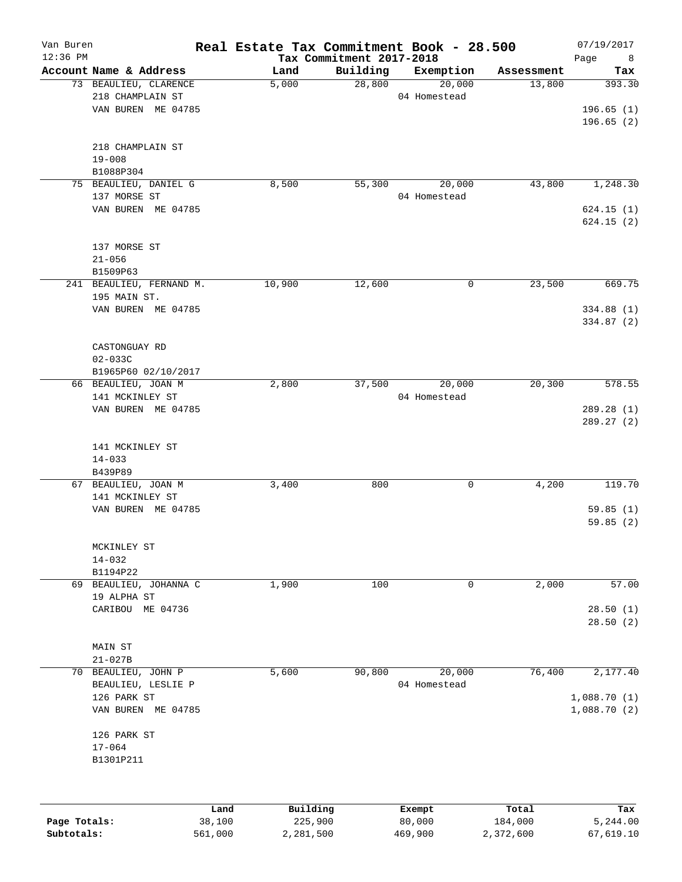# Real Estate Tax Commitment Book - 28.500

Van Buren
12:36 PM

Tax Commitment 2017-2018

07/19/2017

| Account Name & Address | Land | Building | Exemption | Assessment | Tax |
|---|---|---|---|---|---|
| 73 BEAULIEU, CLARENCE<br>218 CHAMPLAIN ST<br>VAN BUREN ME 04785<br><br>218 CHAMPLAIN ST<br>19-008<br>B1088P304 | 5,000 | 28,800 | 20,000<br>04 Homestead | 13,800 | 393.30<br>196.65 (1)<br>196.65 (2) |
| 75 BEAULIEU, DANIEL G<br>137 MORSE ST<br>VAN BUREN ME 04785<br><br>137 MORSE ST<br>21-056<br>B1509P63 | 8,500 | 55,300 | 20,000<br>04 Homestead | 43,800 | 1,248.30<br>624.15 (1)<br>624.15 (2) |
| 241 BEAULIEU, FERNAND M.<br>195 MAIN ST.<br>VAN BUREN ME 04785<br><br>CASTONGUAY RD<br>02-033C<br>B1965P60 02/10/2017 | 10,900 | 12,600 | 0 | 23,500 | 669.75<br>334.88 (1)<br>334.87 (2) |
| 66 BEAULIEU, JOAN M<br>141 MCKINLEY ST<br>VAN BUREN ME 04785<br><br>141 MCKINLEY ST<br>14-033<br>B439P89 | 2,800 | 37,500 | 20,000<br>04 Homestead | 20,300 | 578.55<br>289.28 (1)<br>289.27 (2) |
| 67 BEAULIEU, JOAN M<br>141 MCKINLEY ST<br>VAN BUREN ME 04785<br><br>MCKINLEY ST<br>14-032<br>B1194P22 | 3,400 | 800 | 0 | 4,200 | 119.70<br>59.85 (1)<br>59.85 (2) |
| 69 BEAULIEU, JOHANNA C<br>19 ALPHA ST<br>CARIBOU ME 04736<br><br>MAIN ST<br>21-027B | 1,900 | 100 | 0 | 2,000 | 57.00<br>28.50 (1)<br>28.50 (2) |
| 70 BEAULIEU, JOHN P<br>BEAULIEU, LESLIE P<br>126 PARK ST<br>VAN BUREN ME 04785<br><br>126 PARK ST<br>17-064<br>B1301P211 | 5,600 | 90,800 | 20,000<br>04 Homestead | 76,400 | 2,177.40<br>1,088.70 (1)<br>1,088.70 (2) |

| | Land | Building | Exempt | Total | Tax |
|---|---|---|---|---|---|
| **Page Totals:** | 38,100 | 225,900 | 80,000 | 184,000 | 5,244.00 |
| **Subtotals:** | 561,000 | 2,281,500 | 469,900 | 2,372,600 | 67,619.10 |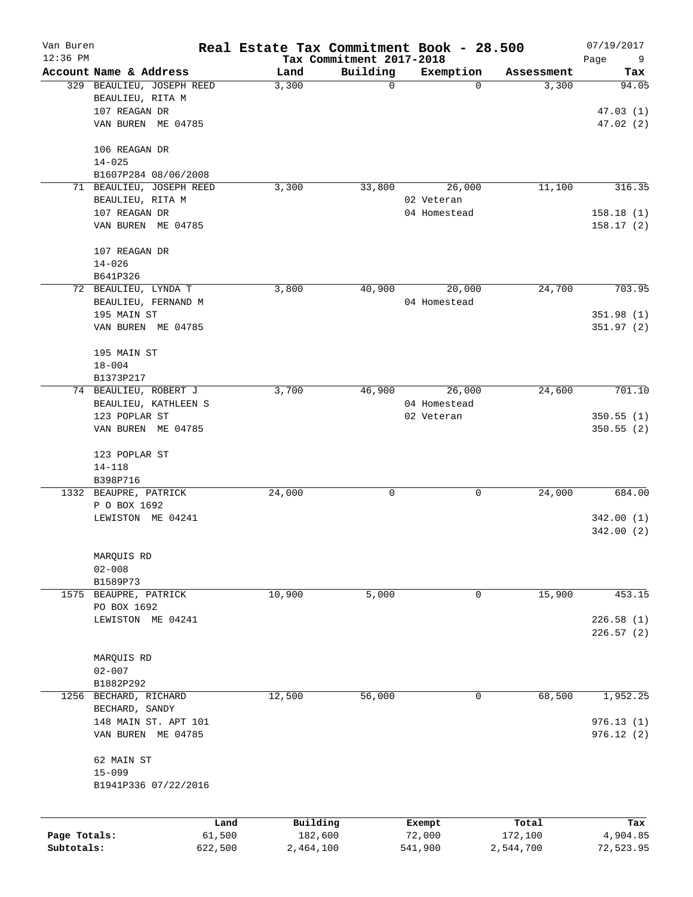Van Buren 12:36 PM

# Real Estate Tax Commitment Book - 28.500

Tax Commitment 2017-2018

07/19/2017

| Account | Name & Address | Land | Building | Exemption | Assessment | Tax |
|---|---|---|---|---|---|---|
| 329 | BEAULIEU, JOSEPH REED<br>BEAULIEU, RITA M<br>107 REAGAN DR<br>VAN BUREN ME 04785<br><br>106 REAGAN DR<br>14-025<br>B1607P284 08/06/2008 | 3,300 | 0 | 0 | 3,300 | 94.05<br><br>47.03 (1)<br>47.02 (2) |
| 71 | BEAULIEU, JOSEPH REED<br>BEAULIEU, RITA M<br>107 REAGAN DR<br>VAN BUREN ME 04785<br><br>107 REAGAN DR<br>14-026<br>B641P326 | 3,300 | 33,800 | 26,000<br>02 Veteran<br>04 Homestead | 11,100 | 316.35<br><br>158.18 (1)<br>158.17 (2) |
| 72 | BEAULIEU, LYNDA T<br>BEAULIEU, FERNAND M<br>195 MAIN ST<br>VAN BUREN ME 04785<br><br>195 MAIN ST<br>18-004<br>B1373P217 | 3,800 | 40,900 | 20,000<br>04 Homestead | 24,700 | 703.95<br><br>351.98 (1)<br>351.97 (2) |
| 74 | BEAULIEU, ROBERT J<br>BEAULIEU, KATHLEEN S<br>123 POPLAR ST<br>VAN BUREN ME 04785<br><br>123 POPLAR ST<br>14-118<br>B398P716 | 3,700 | 46,900 | 26,000<br>04 Homestead<br>02 Veteran | 24,600 | 701.10<br><br>350.55 (1)<br>350.55 (2) |
| 1332 | BEAUPRE, PATRICK<br>P O BOX 1692<br>LEWISTON ME 04241<br><br>MARQUIS RD<br>02-008<br>B1589P73 | 24,000 | 0 | 0 | 24,000 | 684.00<br><br>342.00 (1)<br>342.00 (2) |
| 1575 | BEAUPRE, PATRICK<br>PO BOX 1692<br>LEWISTON ME 04241<br><br>MARQUIS RD<br>02-007<br>B1882P292 | 10,900 | 5,000 | 0 | 15,900 | 453.15<br><br>226.58 (1)<br>226.57 (2) |
| 1256 | BECHARD, RICHARD<br>BECHARD, SANDY<br>148 MAIN ST. APT 101<br>VAN BUREN ME 04785<br><br>62 MAIN ST<br>15-099<br>B1941P336 07/22/2016 | 12,500 | 56,000 | 0 | 68,500 | 1,952.25<br><br>976.13 (1)<br>976.12 (2) |

| | Land | Building | Exempt | Total | Tax |
|---|---|---|---|---|---|
| Page Totals: | 61,500 | 182,600 | 72,000 | 172,100 | 4,904.85 |
| Subtotals: | 622,500 | 2,464,100 | 541,900 | 2,544,700 | 72,523.95 |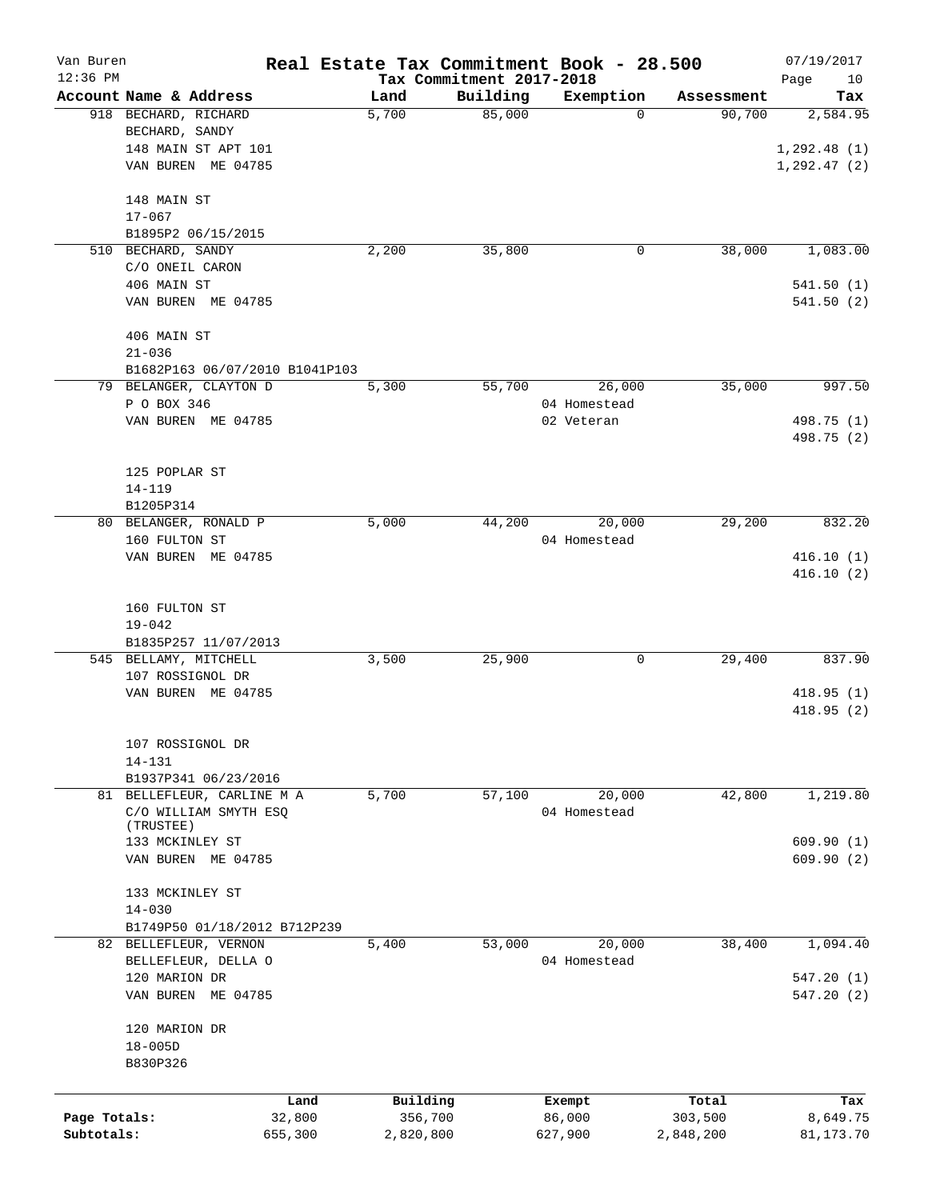Van Buren — Real Estate Tax Commitment Book - 28.500 — 07/19/2017
12:36 PM — Tax Commitment 2017-2018 — Page 10

| Account Name & Address | Land | Building | Exemption | Assessment | Tax |
|---|---|---|---|---|---|
| 918 BECHARD, RICHARD | 5,700 | 85,000 | 0 | 90,700 | 2,584.95 |
| BECHARD, SANDY | | | | | |
| 148 MAIN ST APT 101 | | | | | 1,292.48 (1) |
| VAN BUREN ME 04785 | | | | | 1,292.47 (2) |
| 148 MAIN ST | | | | | |
| 17-067 | | | | | |
| B1895P2 06/15/2015 | | | | | |
| 510 BECHARD, SANDY | 2,200 | 35,800 | 0 | 38,000 | 1,083.00 |
| C/O ONEIL CARON | | | | | |
| 406 MAIN ST | | | | | 541.50 (1) |
| VAN BUREN ME 04785 | | | | | 541.50 (2) |
| 406 MAIN ST | | | | | |
| 21-036 | | | | | |
| B1682P163 06/07/2010 B1041P103 | | | | | |
| 79 BELANGER, CLAYTON D | 5,300 | 55,700 | 26,000 | 35,000 | 997.50 |
| P O BOX 346 | | | 04 Homestead | | |
| VAN BUREN ME 04785 | | | 02 Veteran | | 498.75 (1) |
| | | | | | 498.75 (2) |
| 125 POPLAR ST | | | | | |
| 14-119 | | | | | |
| B1205P314 | | | | | |
| 80 BELANGER, RONALD P | 5,000 | 44,200 | 20,000 | 29,200 | 832.20 |
| 160 FULTON ST | | | 04 Homestead | | |
| VAN BUREN ME 04785 | | | | | 416.10 (1) |
| | | | | | 416.10 (2) |
| 160 FULTON ST | | | | | |
| 19-042 | | | | | |
| B1835P257 11/07/2013 | | | | | |
| 545 BELLAMY, MITCHELL | 3,500 | 25,900 | 0 | 29,400 | 837.90 |
| 107 ROSSIGNOL DR | | | | | |
| VAN BUREN ME 04785 | | | | | 418.95 (1) |
| | | | | | 418.95 (2) |
| 107 ROSSIGNOL DR | | | | | |
| 14-131 | | | | | |
| B1937P341 06/23/2016 | | | | | |
| 81 BELLEFLEUR, CARLINE M A | 5,700 | 57,100 | 20,000 | 42,800 | 1,219.80 |
| C/O WILLIAM SMYTH ESQ (TRUSTEE) | | | 04 Homestead | | |
| 133 MCKINLEY ST | | | | | 609.90 (1) |
| VAN BUREN ME 04785 | | | | | 609.90 (2) |
| 133 MCKINLEY ST | | | | | |
| 14-030 | | | | | |
| B1749P50 01/18/2012 B712P239 | | | | | |
| 82 BELLEFLEUR, VERNON | 5,400 | 53,000 | 20,000 | 38,400 | 1,094.40 |
| BELLEFLEUR, DELLA O | | | 04 Homestead | | |
| 120 MARION DR | | | | | 547.20 (1) |
| VAN BUREN ME 04785 | | | | | 547.20 (2) |
| 120 MARION DR | | | | | |
| 18-005D | | | | | |
| B830P326 | | | | | |

| | Land | Building | Exempt | Total | Tax |
|---|---|---|---|---|---|
| Page Totals: | 32,800 | 356,700 | 86,000 | 303,500 | 8,649.75 |
| Subtotals: | 655,300 | 2,820,800 | 627,900 | 2,848,200 | 81,173.70 |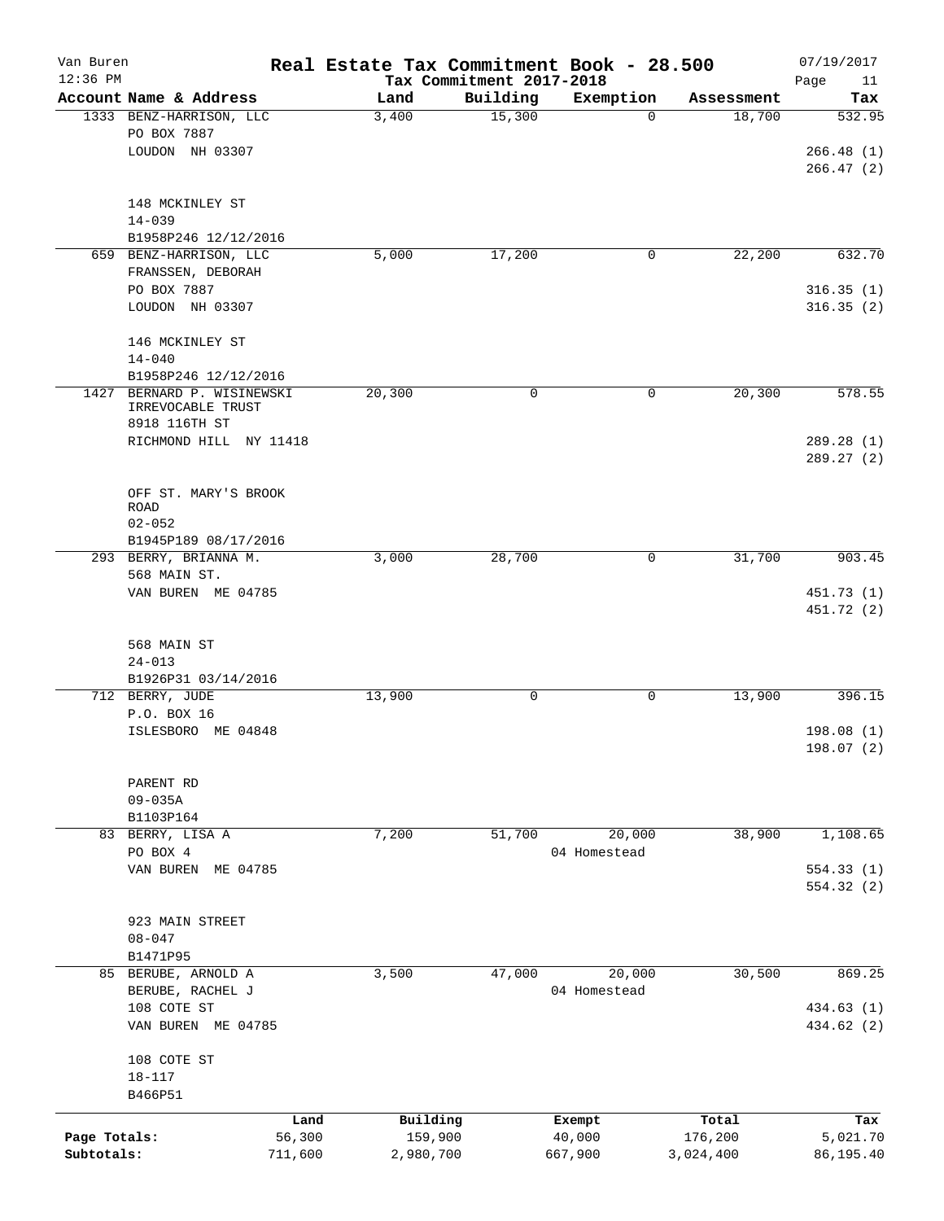# Real Estate Tax Commitment Book - 28.500

Van Buren
12:36 PM

Tax Commitment 2017-2018

07/19/2017

| Account Name & Address | Land | Building | Exemption | Assessment | Tax |
|---|---|---|---|---|---|
| 1333 BENZ-HARRISON, LLC<br>PO BOX 7887<br>LOUDON NH 03307<br><br>148 MCKINLEY ST<br>14-039<br>B1958P246 12/12/2016 | 3,400 | 15,300 | 0 | 18,700 | 532.95<br>266.48 (1)<br>266.47 (2) |
| 659 BENZ-HARRISON, LLC<br>FRANSSEN, DEBORAH<br>PO BOX 7887<br>LOUDON NH 03307<br><br>146 MCKINLEY ST<br>14-040<br>B1958P246 12/12/2016 | 5,000 | 17,200 | 0 | 22,200 | 632.70<br>316.35 (1)<br>316.35 (2) |
| 1427 BERNARD P. WISINEWSKI<br>IRREVOCABLE TRUST<br>8918 116TH ST<br>RICHMOND HILL NY 11418<br><br>OFF ST. MARY'S BROOK ROAD<br>02-052<br>B1945P189 08/17/2016 | 20,300 | 0 | 0 | 20,300 | 578.55<br>289.28 (1)<br>289.27 (2) |
| 293 BERRY, BRIANNA M.<br>568 MAIN ST.<br>VAN BUREN ME 04785<br><br>568 MAIN ST<br>24-013<br>B1926P31 03/14/2016 | 3,000 | 28,700 | 0 | 31,700 | 903.45<br>451.73 (1)<br>451.72 (2) |
| 712 BERRY, JUDE<br>P.O. BOX 16<br>ISLESBORO ME 04848<br><br>PARENT RD<br>09-035A<br>B1103P164 | 13,900 | 0 | 0 | 13,900 | 396.15<br>198.08 (1)<br>198.07 (2) |
| 83 BERRY, LISA A<br>PO BOX 4<br>VAN BUREN ME 04785<br><br>923 MAIN STREET<br>08-047<br>B1471P95 | 7,200 | 51,700 | 20,000<br>04 Homestead | 38,900 | 1,108.65<br>554.33 (1)<br>554.32 (2) |
| 85 BERUBE, ARNOLD A<br>BERUBE, RACHEL J<br>108 COTE ST<br>VAN BUREN ME 04785<br><br>108 COTE ST<br>18-117<br>B466P51 | 3,500 | 47,000 | 20,000<br>04 Homestead | 30,500 | 869.25<br>434.63 (1)<br>434.62 (2) |

| | Land | Building | Exempt | Total | Tax |
|---|---|---|---|---|---|
| Page Totals: | 56,300 | 159,900 | 40,000 | 176,200 | 5,021.70 |
| Subtotals: | 711,600 | 2,980,700 | 667,900 | 3,024,400 | 86,195.40 |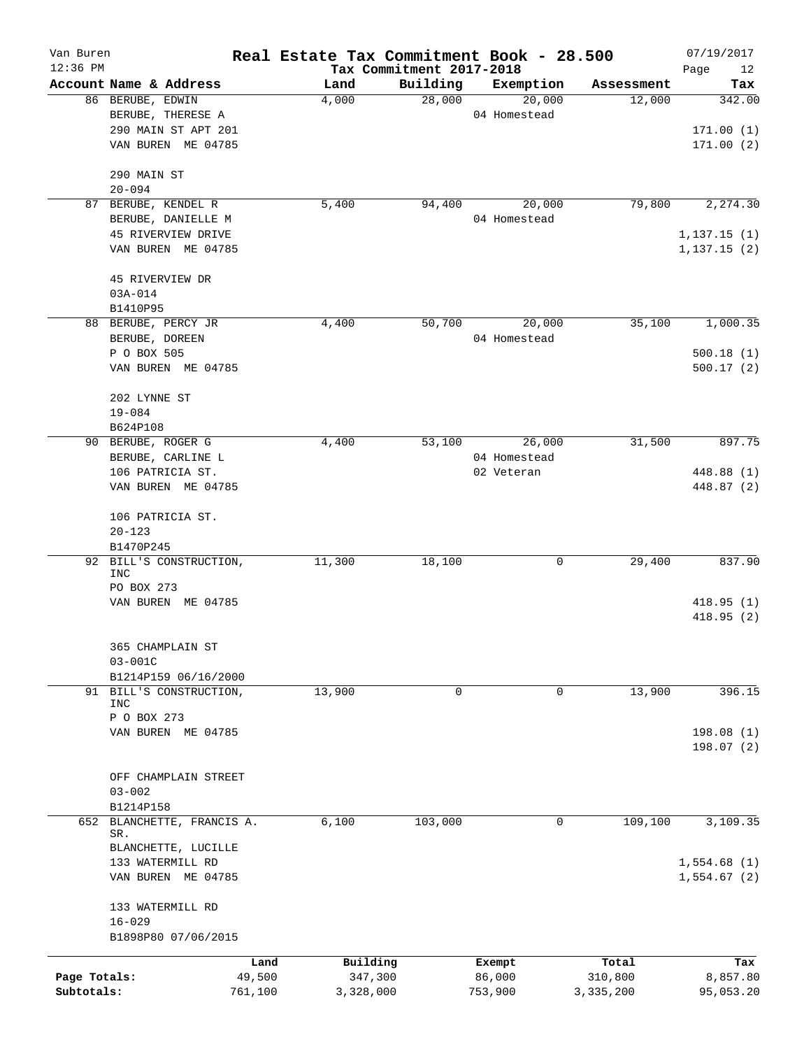# Real Estate Tax Commitment Book - 28.500

Van Buren
12:36 PM

Tax Commitment 2017-2018

07/19/2017

| Account | Name & Address | Land | Building | Exemption | Assessment | Tax |
|---|---|---|---|---|---|---|
| 86 | BERUBE, EDWIN<br>BERUBE, THERESE A<br>290 MAIN ST APT 201<br>VAN BUREN ME 04785<br><br>290 MAIN ST<br>20-094 | 4,000 | 28,000 | 20,000<br>04 Homestead | 12,000 | 342.00<br><br>171.00 (1)<br>171.00 (2) |
| 87 | BERUBE, KENDEL R<br>BERUBE, DANIELLE M<br>45 RIVERVIEW DRIVE<br>VAN BUREN ME 04785<br><br>45 RIVERVIEW DR<br>03A-014<br>B1410P95 | 5,400 | 94,400 | 20,000<br>04 Homestead | 79,800 | 2,274.30<br><br>1,137.15 (1)<br>1,137.15 (2) |
| 88 | BERUBE, PERCY JR<br>BERUBE, DOREEN<br>P O BOX 505<br>VAN BUREN ME 04785<br><br>202 LYNNE ST<br>19-084<br>B624P108 | 4,400 | 50,700 | 20,000<br>04 Homestead | 35,100 | 1,000.35<br><br>500.18 (1)<br>500.17 (2) |
| 90 | BERUBE, ROGER G<br>BERUBE, CARLINE L<br>106 PATRICIA ST.<br>VAN BUREN ME 04785<br><br>106 PATRICIA ST.<br>20-123<br>B1470P245 | 4,400 | 53,100 | 26,000<br>04 Homestead<br>02 Veteran | 31,500 | 897.75<br><br>448.88 (1)<br>448.87 (2) |
| 92 | BILL'S CONSTRUCTION, INC<br>PO BOX 273<br>VAN BUREN ME 04785<br><br>365 CHAMPLAIN ST<br>03-001C<br>B1214P159 06/16/2000 | 11,300 | 18,100 | 0 | 29,400 | 837.90<br><br>418.95 (1)<br>418.95 (2) |
| 91 | BILL'S CONSTRUCTION, INC<br>P O BOX 273<br>VAN BUREN ME 04785<br><br>OFF CHAMPLAIN STREET<br>03-002<br>B1214P158 | 13,900 | 0 | 0 | 13,900 | 396.15<br><br>198.08 (1)<br>198.07 (2) |
| 652 | BLANCHETTE, FRANCIS A. SR.<br>BLANCHETTE, LUCILLE<br>133 WATERMILL RD<br>VAN BUREN ME 04785<br><br>133 WATERMILL RD<br>16-029<br>B1898P80 07/06/2015 | 6,100 | 103,000 | 0 | 109,100 | 3,109.35<br><br>1,554.68 (1)<br>1,554.67 (2) |

| | Land | Building | Exempt | Total | Tax |
|---|---|---|---|---|---|
| Page Totals: | 49,500 | 347,300 | 86,000 | 310,800 | 8,857.80 |
| Subtotals: | 761,100 | 3,328,000 | 753,900 | 3,335,200 | 95,053.20 |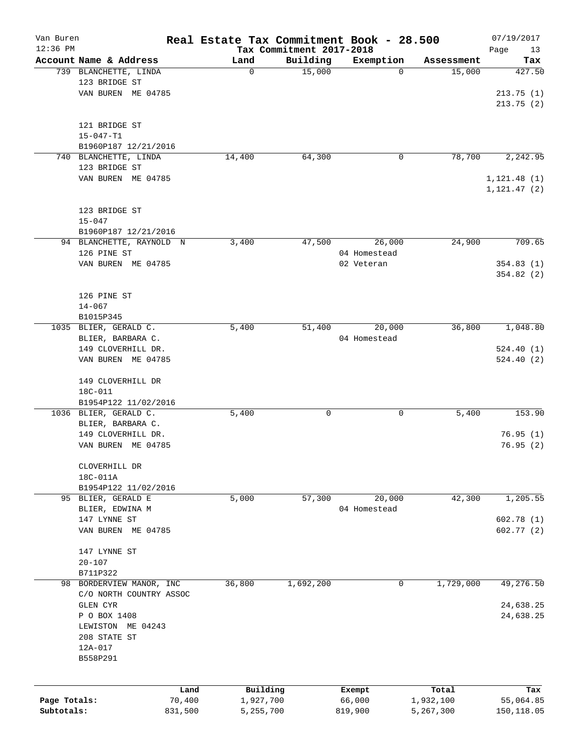Van Buren 12:36 PM

# Real Estate Tax Commitment Book - 28.500

## Tax Commitment 2017-2018

07/19/2017

| Account Name & Address | Land | Building | Exemption | Assessment | Tax |
|---|---|---|---|---|---|
| 739 BLANCHETTE, LINDA<br>123 BRIDGE ST<br>VAN BUREN ME 04785<br><br>121 BRIDGE ST<br>15-047-T1<br>B1960P187 12/21/2016 | 0 | 15,000 | 0 | 15,000 | 427.50<br><br>213.75 (1)<br>213.75 (2) |
| 740 BLANCHETTE, LINDA<br>123 BRIDGE ST<br>VAN BUREN ME 04785<br><br>123 BRIDGE ST<br>15-047<br>B1960P187 12/21/2016 | 14,400 | 64,300 | 0 | 78,700 | 2,242.95<br><br>1,121.48 (1)<br>1,121.47 (2) |
| 94 BLANCHETTE, RAYNOLD N<br>126 PINE ST<br>VAN BUREN ME 04785<br><br>126 PINE ST<br>14-067<br>B1015P345 | 3,400 | 47,500 | 26,000<br>04 Homestead<br>02 Veteran | 24,900 | 709.65<br><br>354.83 (1)<br>354.82 (2) |
| 1035 BLIER, GERALD C.<br>BLIER, BARBARA C.<br>149 CLOVERHILL DR.<br>VAN BUREN ME 04785<br><br>149 CLOVERHILL DR<br>18C-011<br>B1954P122 11/02/2016 | 5,400 | 51,400 | 20,000<br>04 Homestead | 36,800 | 1,048.80<br><br>524.40 (1)<br>524.40 (2) |
| 1036 BLIER, GERALD C.<br>BLIER, BARBARA C.<br>149 CLOVERHILL DR.<br>VAN BUREN ME 04785<br><br>CLOVERHILL DR<br>18C-011A<br>B1954P122 11/02/2016 | 5,400 | 0 | 0 | 5,400 | 153.90<br><br>76.95 (1)<br>76.95 (2) |
| 95 BLIER, GERALD E<br>BLIER, EDWINA M<br>147 LYNNE ST<br>VAN BUREN ME 04785<br><br>147 LYNNE ST<br>20-107<br>B711P322 | 5,000 | 57,300 | 20,000<br>04 Homestead | 42,300 | 1,205.55<br><br>602.78 (1)<br>602.77 (2) |
| 98 BORDERVIEW MANOR, INC<br>C/O NORTH COUNTRY ASSOC<br>GLEN CYR<br>P O BOX 1408<br>LEWISTON ME 04243<br>208 STATE ST<br>12A-017<br>B558P291 | 36,800 | 1,692,200 | 0 | 1,729,000 | 49,276.50<br><br>24,638.25<br>24,638.25 |

| | Land | Building | Exempt | Total | Tax |
|---|---|---|---|---|---|
| Page Totals: | 70,400 | 1,927,700 | 66,000 | 1,932,100 | 55,064.85 |
| Subtotals: | 831,500 | 5,255,700 | 819,900 | 5,267,300 | 150,118.05 |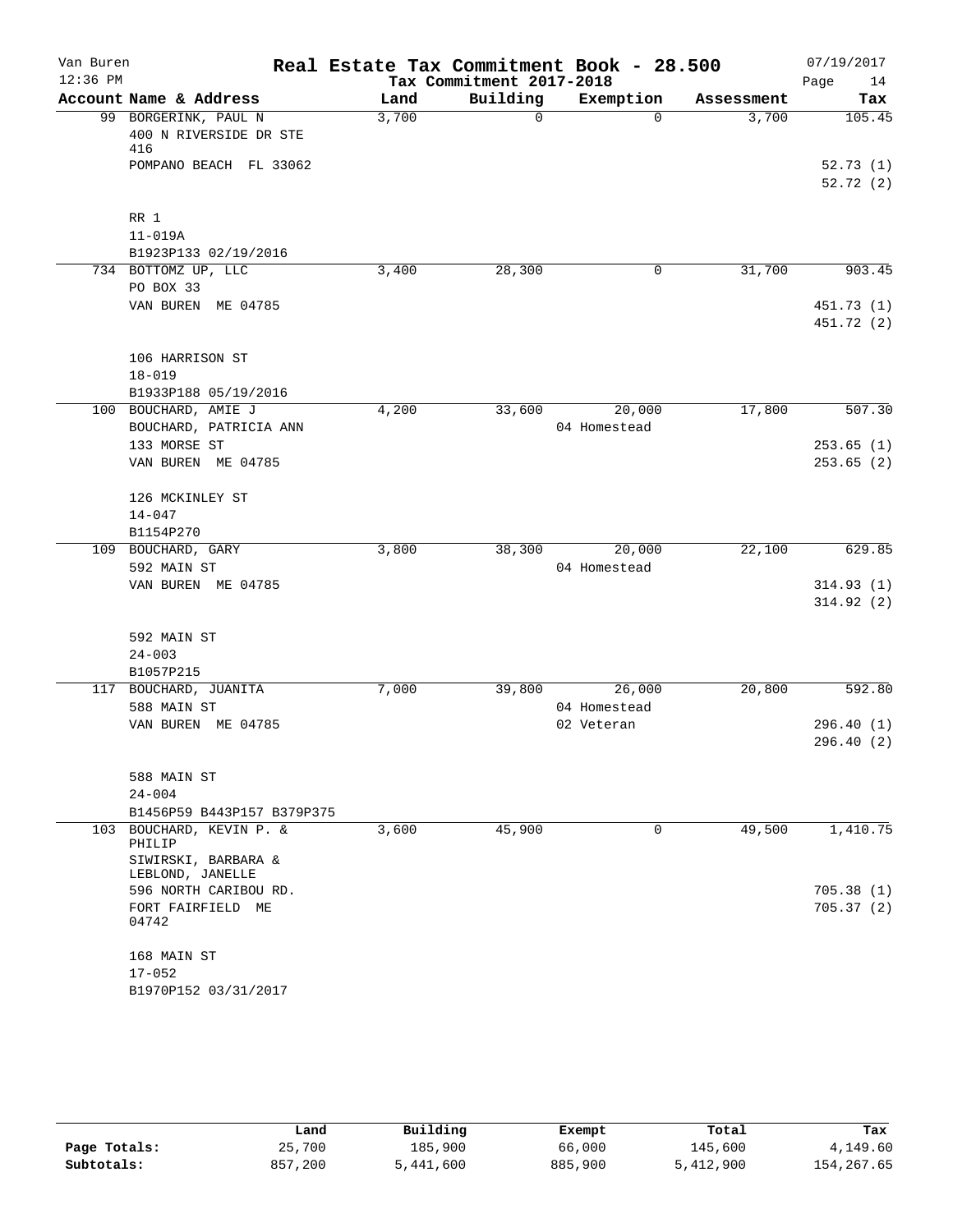# Real Estate Tax Commitment Book - 28.500

Van Buren 12:36 PM — Tax Commitment 2017-2018 — 07/19/2017

| Account Name & Address | Land | Building | Exemption | Assessment | Tax |
|---|---|---|---|---|---|
| 99 BORGERINK, PAUL N<br>400 N RIVERSIDE DR STE 416<br>POMPANO BEACH FL 33062<br><br>RR 1<br>11-019A<br>B1923P133 02/19/2016 | 3,700 | 0 | 0 | 3,700 | 105.45<br><br>52.73 (1)<br>52.72 (2) |
| 734 BOTTOMZ UP, LLC<br>PO BOX 33<br>VAN BUREN ME 04785<br><br>106 HARRISON ST<br>18-019<br>B1933P188 05/19/2016 | 3,400 | 28,300 | 0 | 31,700 | 903.45<br><br>451.73 (1)<br>451.72 (2) |
| 100 BOUCHARD, AMIE J<br>BOUCHARD, PATRICIA ANN<br>133 MORSE ST<br>VAN BUREN ME 04785<br><br>126 MCKINLEY ST<br>14-047<br>B1154P270 | 4,200 | 33,600 | 20,000<br>04 Homestead | 17,800 | 507.30<br><br>253.65 (1)<br>253.65 (2) |
| 109 BOUCHARD, GARY<br>592 MAIN ST<br>VAN BUREN ME 04785<br><br>592 MAIN ST<br>24-003<br>B1057P215 | 3,800 | 38,300 | 20,000<br>04 Homestead | 22,100 | 629.85<br><br>314.93 (1)<br>314.92 (2) |
| 117 BOUCHARD, JUANITA<br>588 MAIN ST<br>VAN BUREN ME 04785<br><br>588 MAIN ST<br>24-004<br>B1456P59 B443P157 B379P375 | 7,000 | 39,800 | 26,000<br>04 Homestead<br>02 Veteran | 20,800 | 592.80<br><br>296.40 (1)<br>296.40 (2) |
| 103 BOUCHARD, KEVIN P. & PHILIP<br>SIWIRSKI, BARBARA & LEBLOND, JANELLE<br>596 NORTH CARIBOU RD.<br>FORT FAIRFIELD ME 04742<br><br>168 MAIN ST<br>17-052<br>B1970P152 03/31/2017 | 3,600 | 45,900 | 0 | 49,500 | 1,410.75<br><br>705.38 (1)<br>705.37 (2) |

| | Land | Building | Exempt | Total | Tax |
|---|---|---|---|---|---|
| Page Totals: | 25,700 | 185,900 | 66,000 | 145,600 | 4,149.60 |
| Subtotals: | 857,200 | 5,441,600 | 885,900 | 5,412,900 | 154,267.65 |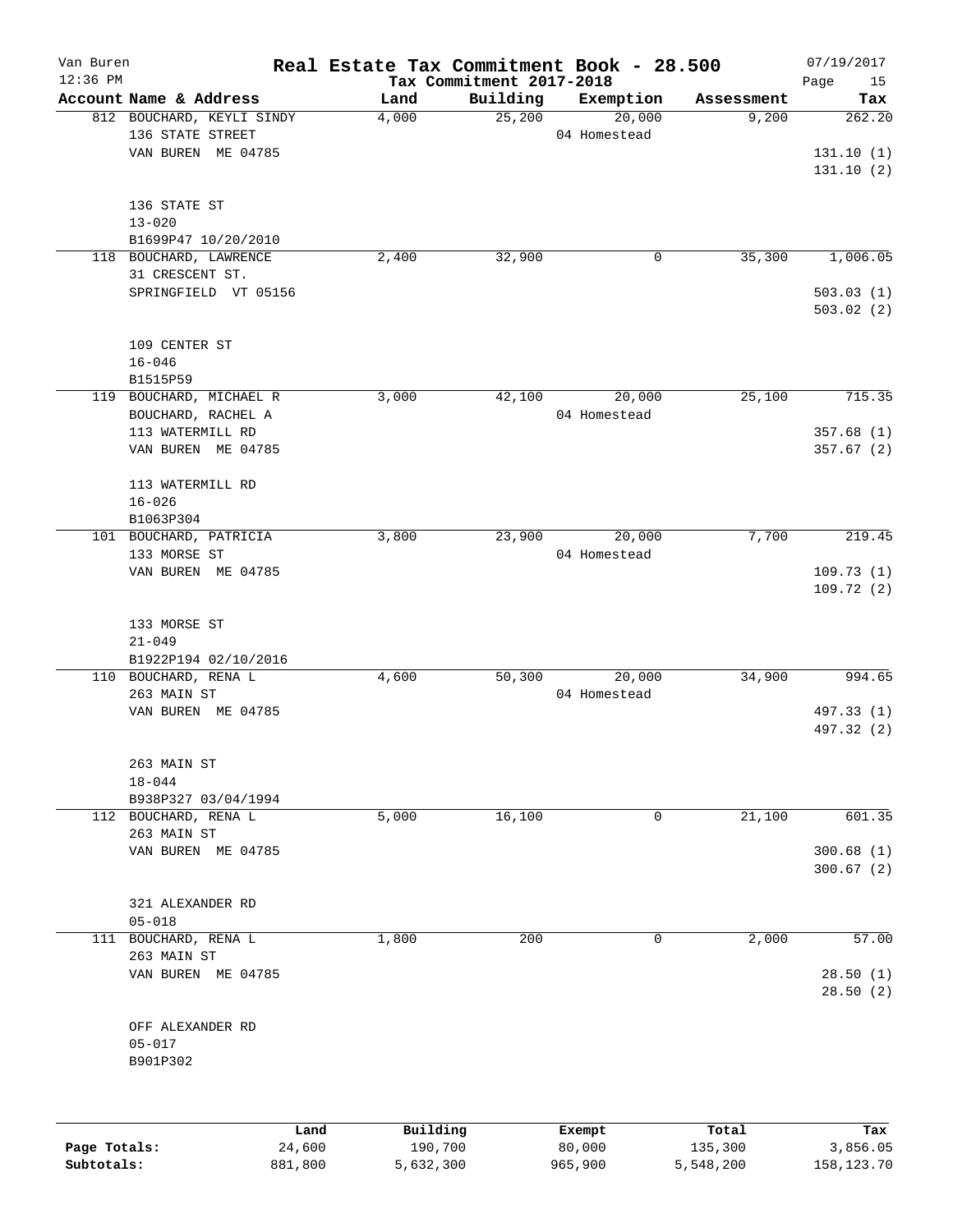Van Buren
12:36 PM

# Real Estate Tax Commitment Book - 28.500

Tax Commitment 2017-2018

07/19/2017

| Account Name & Address | Land | Building | Exemption | Assessment | Tax |
|---|---|---|---|---|---|
| 812 BOUCHARD, KEYLI SINDY<br>136 STATE STREET<br>VAN BUREN ME 04785<br><br>136 STATE ST<br>13-020<br>B1699P47 10/20/2010 | 4,000 | 25,200 | 20,000<br>04 Homestead | 9,200 | 262.20<br>131.10 (1)<br>131.10 (2) |
| 118 BOUCHARD, LAWRENCE<br>31 CRESCENT ST.<br>SPRINGFIELD VT 05156<br><br>109 CENTER ST<br>16-046<br>B1515P59 | 2,400 | 32,900 | 0 | 35,300 | 1,006.05<br>503.03 (1)<br>503.02 (2) |
| 119 BOUCHARD, MICHAEL R<br>BOUCHARD, RACHEL A<br>113 WATERMILL RD<br>VAN BUREN ME 04785<br><br>113 WATERMILL RD<br>16-026<br>B1063P304 | 3,000 | 42,100 | 20,000<br>04 Homestead | 25,100 | 715.35<br>357.68 (1)<br>357.67 (2) |
| 101 BOUCHARD, PATRICIA<br>133 MORSE ST<br>VAN BUREN ME 04785<br><br>133 MORSE ST<br>21-049<br>B1922P194 02/10/2016 | 3,800 | 23,900 | 20,000<br>04 Homestead | 7,700 | 219.45<br>109.73 (1)<br>109.72 (2) |
| 110 BOUCHARD, RENA L<br>263 MAIN ST<br>VAN BUREN ME 04785<br><br>263 MAIN ST<br>18-044<br>B938P327 03/04/1994 | 4,600 | 50,300 | 20,000<br>04 Homestead | 34,900 | 994.65<br>497.33 (1)<br>497.32 (2) |
| 112 BOUCHARD, RENA L<br>263 MAIN ST<br>VAN BUREN ME 04785<br><br>321 ALEXANDER RD<br>05-018 | 5,000 | 16,100 | 0 | 21,100 | 601.35<br>300.68 (1)<br>300.67 (2) |
| 111 BOUCHARD, RENA L<br>263 MAIN ST<br>VAN BUREN ME 04785<br><br>OFF ALEXANDER RD<br>05-017<br>B901P302 | 1,800 | 200 | 0 | 2,000 | 57.00<br>28.50 (1)<br>28.50 (2) |

| | Land | Building | Exempt | Total | Tax |
|---|---|---|---|---|---|
| Page Totals: | 24,600 | 190,700 | 80,000 | 135,300 | 3,856.05 |
| Subtotals: | 881,800 | 5,632,300 | 965,900 | 5,548,200 | 158,123.70 |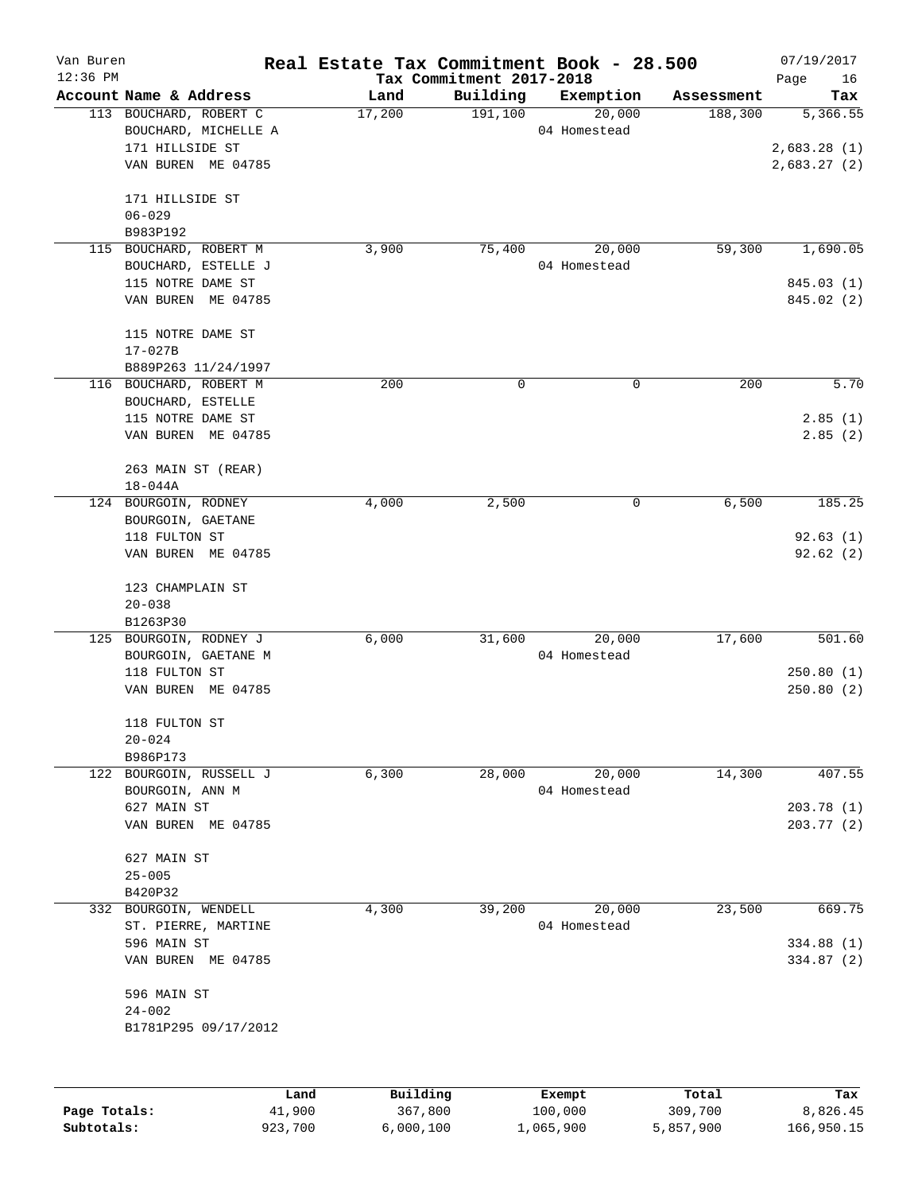# Real Estate Tax Commitment Book - 28.500

Van Buren
12:36 PM

Tax Commitment 2017-2018

07/19/2017

| Account Name & Address | Land | Building | Exemption | Assessment | Tax |
|---|---|---|---|---|---|
| 113 BOUCHARD, ROBERT C<br>BOUCHARD, MICHELLE A<br>171 HILLSIDE ST<br>VAN BUREN ME 04785<br><br>171 HILLSIDE ST<br>06-029<br>B983P192 | 17,200 | 191,100 | 20,000<br>04 Homestead | 188,300 | 5,366.55<br><br>2,683.28 (1)<br>2,683.27 (2) |
| 115 BOUCHARD, ROBERT M<br>BOUCHARD, ESTELLE J<br>115 NOTRE DAME ST<br>VAN BUREN ME 04785<br><br>115 NOTRE DAME ST<br>17-027B<br>B889P263 11/24/1997 | 3,900 | 75,400 | 20,000<br>04 Homestead | 59,300 | 1,690.05<br><br>845.03 (1)<br>845.02 (2) |
| 116 BOUCHARD, ROBERT M<br>BOUCHARD, ESTELLE<br>115 NOTRE DAME ST<br>VAN BUREN ME 04785<br><br>263 MAIN ST (REAR)<br>18-044A | 200 | 0 | 0 | 200 | 5.70<br><br>2.85 (1)<br>2.85 (2) |
| 124 BOURGOIN, RODNEY<br>BOURGOIN, GAETANE<br>118 FULTON ST<br>VAN BUREN ME 04785<br><br>123 CHAMPLAIN ST<br>20-038<br>B1263P30 | 4,000 | 2,500 | 0 | 6,500 | 185.25<br><br>92.63 (1)<br>92.62 (2) |
| 125 BOURGOIN, RODNEY J<br>BOURGOIN, GAETANE M<br>118 FULTON ST<br>VAN BUREN ME 04785<br><br>118 FULTON ST<br>20-024<br>B986P173 | 6,000 | 31,600 | 20,000<br>04 Homestead | 17,600 | 501.60<br><br>250.80 (1)<br>250.80 (2) |
| 122 BOURGOIN, RUSSELL J<br>BOURGOIN, ANN M<br>627 MAIN ST<br>VAN BUREN ME 04785<br><br>627 MAIN ST<br>25-005<br>B420P32 | 6,300 | 28,000 | 20,000<br>04 Homestead | 14,300 | 407.55<br><br>203.78 (1)<br>203.77 (2) |
| 332 BOURGOIN, WENDELL<br>ST. PIERRE, MARTINE<br>596 MAIN ST<br>VAN BUREN ME 04785<br><br>596 MAIN ST<br>24-002<br>B1781P295 09/17/2012 | 4,300 | 39,200 | 20,000<br>04 Homestead | 23,500 | 669.75<br><br>334.88 (1)<br>334.87 (2) |

| | Land | Building | Exempt | Total | Tax |
|---|---|---|---|---|---|
| Page Totals: | 41,900 | 367,800 | 100,000 | 309,700 | 8,826.45 |
| Subtotals: | 923,700 | 6,000,100 | 1,065,900 | 5,857,900 | 166,950.15 |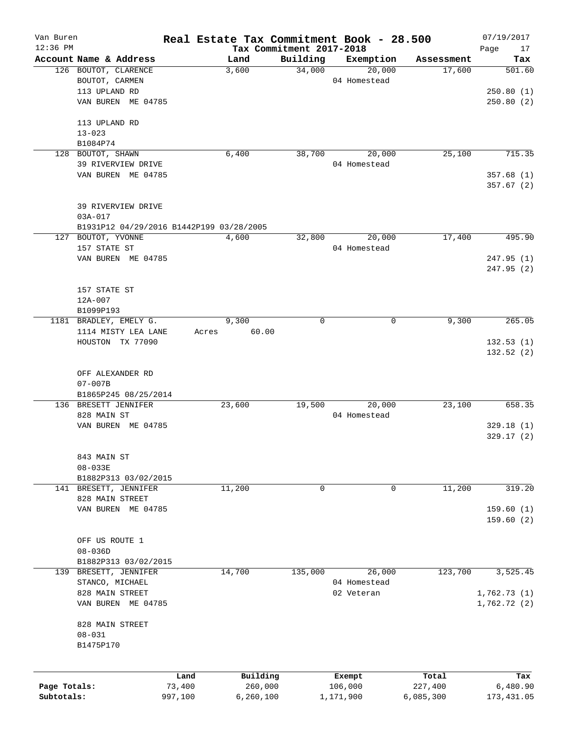# Real Estate Tax Commitment Book - 28.500

Van Buren
12:36 PM

Tax Commitment 2017-2018

07/19/2017

| Account Name & Address | Land | Building | Exemption | Assessment | Tax |
|---|---|---|---|---|---|
| 126 BOUTOT, CLARENCE | 3,600 | 34,000 | 20,000 | 17,600 | 501.60 |
| BOUTOT, CARMEN | | | 04 Homestead | | |
| 113 UPLAND RD | | | | | 250.80 (1) |
| VAN BUREN ME 04785 | | | | | 250.80 (2) |
| 113 UPLAND RD | | | | | |
| 13-023 | | | | | |
| B1084P74 | | | | | |
| 128 BOUTOT, SHAWN | 6,400 | 38,700 | 20,000 | 25,100 | 715.35 |
| 39 RIVERVIEW DRIVE | | | 04 Homestead | | |
| VAN BUREN ME 04785 | | | | | 357.68 (1) |
| | | | | | 357.67 (2) |
| 39 RIVERVIEW DRIVE | | | | | |
| 03A-017 | | | | | |
| B1931P12 04/29/2016 B1442P199 03/28/2005 | | | | | |
| 127 BOUTOT, YVONNE | 4,600 | 32,800 | 20,000 | 17,400 | 495.90 |
| 157 STATE ST | | | 04 Homestead | | |
| VAN BUREN ME 04785 | | | | | 247.95 (1) |
| | | | | | 247.95 (2) |
| 157 STATE ST | | | | | |
| 12A-007 | | | | | |
| B1099P193 | | | | | |
| 1181 BRADLEY, EMELY G. | 9,300 | 0 | 0 | 9,300 | 265.05 |
| 1114 MISTY LEA LANE | Acres 60.00 | | | | |
| HOUSTON TX 77090 | | | | | 132.53 (1) |
| | | | | | 132.52 (2) |
| OFF ALEXANDER RD | | | | | |
| 07-007B | | | | | |
| B1865P245 08/25/2014 | | | | | |
| 136 BRESETT JENNIFER | 23,600 | 19,500 | 20,000 | 23,100 | 658.35 |
| 828 MAIN ST | | | 04 Homestead | | |
| VAN BUREN ME 04785 | | | | | 329.18 (1) |
| | | | | | 329.17 (2) |
| 843 MAIN ST | | | | | |
| 08-033E | | | | | |
| B1882P313 03/02/2015 | | | | | |
| 141 BRESETT, JENNIFER | 11,200 | 0 | 0 | 11,200 | 319.20 |
| 828 MAIN STREET | | | | | |
| VAN BUREN ME 04785 | | | | | 159.60 (1) |
| | | | | | 159.60 (2) |
| OFF US ROUTE 1 | | | | | |
| 08-036D | | | | | |
| B1882P313 03/02/2015 | | | | | |
| 139 BRESETT, JENNIFER | 14,700 | 135,000 | 26,000 | 123,700 | 3,525.45 |
| STANCO, MICHAEL | | | 04 Homestead | | |
| 828 MAIN STREET | | | 02 Veteran | | 1,762.73 (1) |
| VAN BUREN ME 04785 | | | | | 1,762.72 (2) |
| 828 MAIN STREET | | | | | |
| 08-031 | | | | | |
| B1475P170 | | | | | |

| | Land | Building | Exempt | Total | Tax |
|---|---|---|---|---|---|
| Page Totals: | 73,400 | 260,000 | 106,000 | 227,400 | 6,480.90 |
| Subtotals: | 997,100 | 6,260,100 | 1,171,900 | 6,085,300 | 173,431.05 |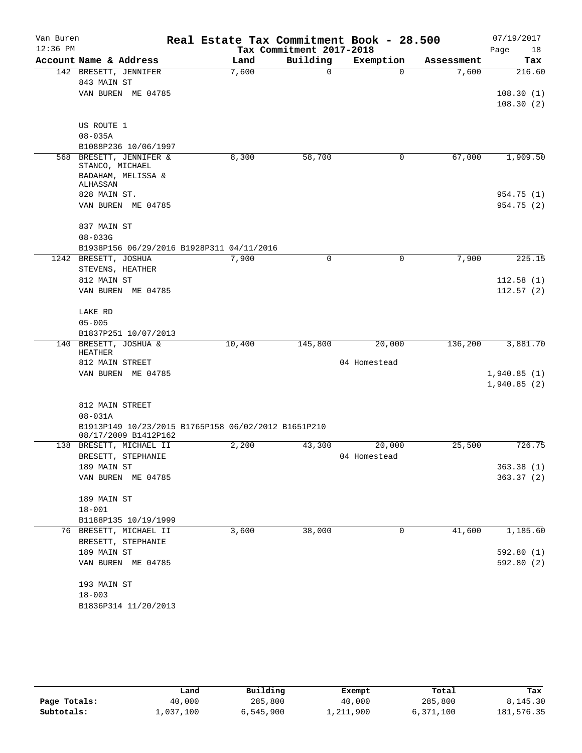# Real Estate Tax Commitment Book - 28.500

Van Buren
12:36 PM

Tax Commitment 2017-2018

07/19/2017

| Account Name & Address | Land | Building | Exemption | Assessment | Tax |
|---|---|---|---|---|---|
| 142 BRESETT, JENNIFER<br>843 MAIN ST<br>VAN BUREN ME 04785<br><br>US ROUTE 1<br>08-035A<br>B1088P236 10/06/1997 | 7,600 | 0 | 0 | 7,600 | 216.60<br><br>108.30 (1)<br>108.30 (2) |
| 568 BRESETT, JENNIFER &<br>STANCO, MICHAEL<br>BADAHAM, MELISSA &<br>ALHASSAN<br>828 MAIN ST.<br>VAN BUREN ME 04785<br><br>837 MAIN ST<br>08-033G<br>B1938P156 06/29/2016 B1928P311 04/11/2016 | 8,300 | 58,700 | 0 | 67,000 | 1,909.50<br><br>954.75 (1)<br>954.75 (2) |
| 1242 BRESETT, JOSHUA<br>STEVENS, HEATHER<br>812 MAIN ST<br>VAN BUREN ME 04785<br><br>LAKE RD<br>05-005<br>B1837P251 10/07/2013 | 7,900 | 0 | 0 | 7,900 | 225.15<br><br>112.58 (1)<br>112.57 (2) |
| 140 BRESETT, JOSHUA &<br>HEATHER<br>812 MAIN STREET<br>VAN BUREN ME 04785<br><br>812 MAIN STREET<br>08-031A<br>B1913P149 10/23/2015 B1765P158 06/02/2012 B1651P210<br>08/17/2009 B1412P162 | 10,400 | 145,800 | 20,000<br>04 Homestead | 136,200 | 3,881.70<br><br>1,940.85 (1)<br>1,940.85 (2) |
| 138 BRESETT, MICHAEL II<br>BRESETT, STEPHANIE<br>189 MAIN ST<br>VAN BUREN ME 04785<br><br>189 MAIN ST<br>18-001<br>B1188P135 10/19/1999 | 2,200 | 43,300 | 20,000<br>04 Homestead | 25,500 | 726.75<br><br>363.38 (1)<br>363.37 (2) |
| 76 BRESETT, MICHAEL II<br>BRESETT, STEPHANIE<br>189 MAIN ST<br>VAN BUREN ME 04785<br><br>193 MAIN ST<br>18-003<br>B1836P314 11/20/2013 | 3,600 | 38,000 | 0 | 41,600 | 1,185.60<br><br>592.80 (1)<br>592.80 (2) |

| | Land | Building | Exempt | Total | Tax |
|---|---|---|---|---|---|
| **Page Totals:** | 40,000 | 285,800 | 40,000 | 285,800 | 8,145.30 |
| **Subtotals:** | 1,037,100 | 6,545,900 | 1,211,900 | 6,371,100 | 181,576.35 |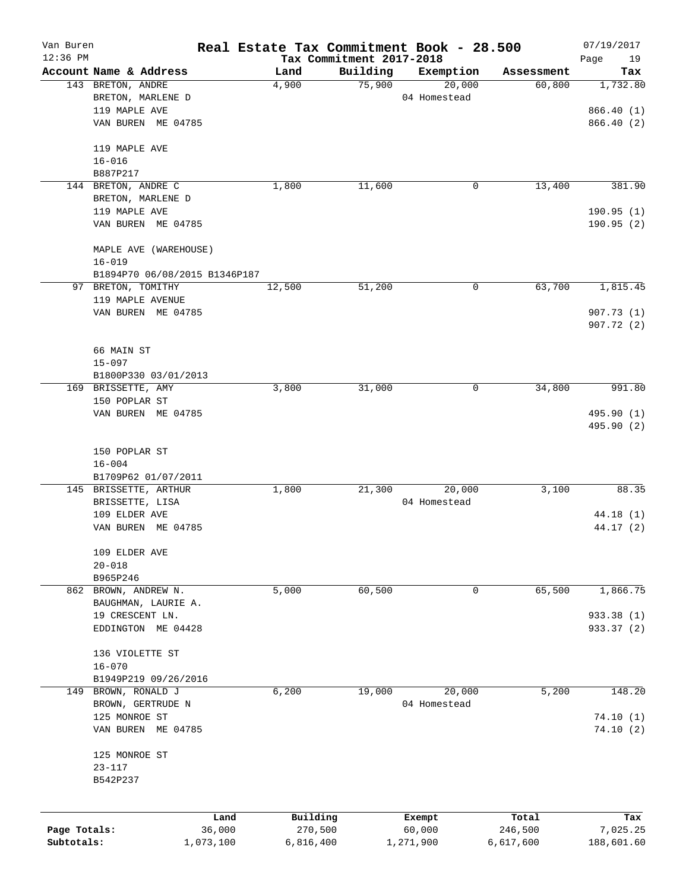Van Buren — Real Estate Tax Commitment Book - 28.500 — 07/19/2017

12:36 PM — Tax Commitment 2017-2018 — Page 19

| Account Name & Address | Land | Building | Exemption | Assessment | Tax |
|---|---|---|---|---|---|
| 143 BRETON, ANDRE | 4,900 | 75,900 | 20,000 | 60,800 | 1,732.80 |
| BRETON, MARLENE D | | | 04 Homestead | | |
| 119 MAPLE AVE | | | | | 866.40 (1) |
| VAN BUREN ME 04785 | | | | | 866.40 (2) |
| 119 MAPLE AVE | | | | | |
| 16-016 | | | | | |
| B887P217 | | | | | |
| 144 BRETON, ANDRE C | 1,800 | 11,600 | 0 | 13,400 | 381.90 |
| BRETON, MARLENE D | | | | | |
| 119 MAPLE AVE | | | | | 190.95 (1) |
| VAN BUREN ME 04785 | | | | | 190.95 (2) |
| MAPLE AVE (WAREHOUSE) | | | | | |
| 16-019 | | | | | |
| B1894P70 06/08/2015 B1346P187 | | | | | |
| 97 BRETON, TOMITHY | 12,500 | 51,200 | 0 | 63,700 | 1,815.45 |
| 119 MAPLE AVENUE | | | | | |
| VAN BUREN ME 04785 | | | | | 907.73 (1) |
| | | | | | 907.72 (2) |
| 66 MAIN ST | | | | | |
| 15-097 | | | | | |
| B1800P330 03/01/2013 | | | | | |
| 169 BRISSETTE, AMY | 3,800 | 31,000 | 0 | 34,800 | 991.80 |
| 150 POPLAR ST | | | | | |
| VAN BUREN ME 04785 | | | | | 495.90 (1) |
| | | | | | 495.90 (2) |
| 150 POPLAR ST | | | | | |
| 16-004 | | | | | |
| B1709P62 01/07/2011 | | | | | |
| 145 BRISSETTE, ARTHUR | 1,800 | 21,300 | 20,000 | 3,100 | 88.35 |
| BRISSETTE, LISA | | | 04 Homestead | | |
| 109 ELDER AVE | | | | | 44.18 (1) |
| VAN BUREN ME 04785 | | | | | 44.17 (2) |
| 109 ELDER AVE | | | | | |
| 20-018 | | | | | |
| B965P246 | | | | | |
| 862 BROWN, ANDREW N. | 5,000 | 60,500 | 0 | 65,500 | 1,866.75 |
| BAUGHMAN, LAURIE A. | | | | | |
| 19 CRESCENT LN. | | | | | 933.38 (1) |
| EDDINGTON ME 04428 | | | | | 933.37 (2) |
| 136 VIOLETTE ST | | | | | |
| 16-070 | | | | | |
| B1949P219 09/26/2016 | | | | | |
| 149 BROWN, RONALD J | 6,200 | 19,000 | 20,000 | 5,200 | 148.20 |
| BROWN, GERTRUDE N | | | 04 Homestead | | |
| 125 MONROE ST | | | | | 74.10 (1) |
| VAN BUREN ME 04785 | | | | | 74.10 (2) |
| 125 MONROE ST | | | | | |
| 23-117 | | | | | |
| B542P237 | | | | | |

| | Land | Building | Exempt | Total | Tax |
|---|---|---|---|---|---|
| Page Totals: | 36,000 | 270,500 | 60,000 | 246,500 | 7,025.25 |
| Subtotals: | 1,073,100 | 6,816,400 | 1,271,900 | 6,617,600 | 188,601.60 |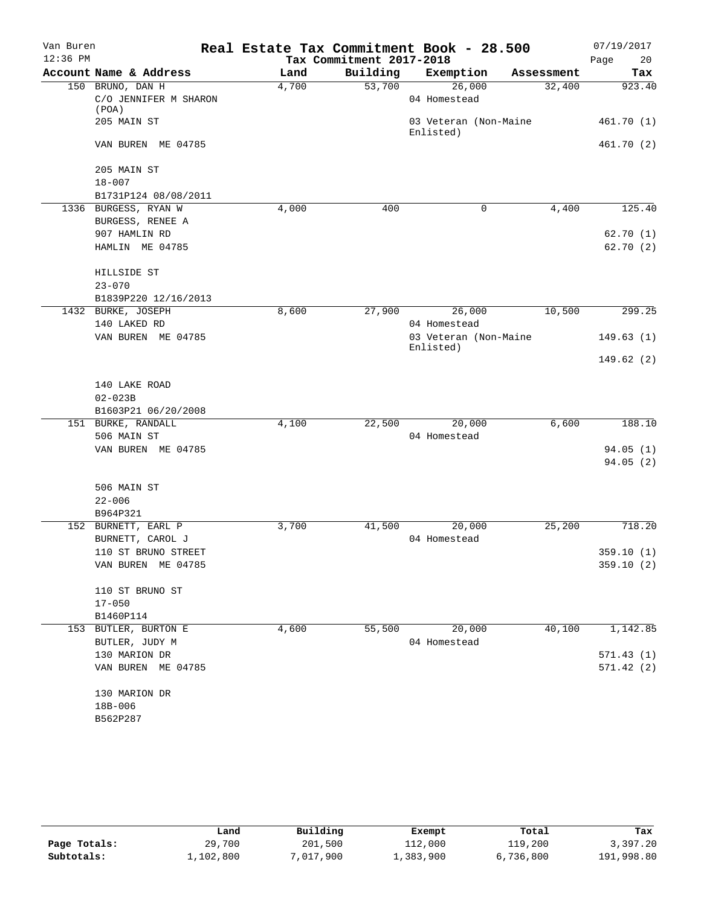Van Buren — Real Estate Tax Commitment Book - 28.500 — 07/19/2017

12:36 PM — Tax Commitment 2017-2018

| Account Name & Address | Land | Building | Exemption | Assessment | Tax |
|---|---|---|---|---|---|
| 150 BRUNO, DAN H | 4,700 | 53,700 | 26,000 | 32,400 | 923.40 |
| C/O JENNIFER M SHARON (POA) | | | 04 Homestead | | |
| 205 MAIN ST | | | 03 Veteran (Non-Maine Enlisted) | | 461.70 (1) |
| VAN BUREN ME 04785 | | | | | 461.70 (2) |
| 205 MAIN ST | | | | | |
| 18-007 | | | | | |
| B1731P124 08/08/2011 | | | | | |
| 1336 BURGESS, RYAN W | 4,000 | 400 | 0 | 4,400 | 125.40 |
| BURGESS, RENEE A | | | | | |
| 907 HAMLIN RD | | | | | 62.70 (1) |
| HAMLIN ME 04785 | | | | | 62.70 (2) |
| HILLSIDE ST | | | | | |
| 23-070 | | | | | |
| B1839P220 12/16/2013 | | | | | |
| 1432 BURKE, JOSEPH | 8,600 | 27,900 | 26,000 | 10,500 | 299.25 |
| 140 LAKED RD | | | 04 Homestead | | |
| VAN BUREN ME 04785 | | | 03 Veteran (Non-Maine Enlisted) | | 149.63 (1) |
| | | | | | 149.62 (2) |
| 140 LAKE ROAD | | | | | |
| 02-023B | | | | | |
| B1603P21 06/20/2008 | | | | | |
| 151 BURKE, RANDALL | 4,100 | 22,500 | 20,000 | 6,600 | 188.10 |
| 506 MAIN ST | | | 04 Homestead | | |
| VAN BUREN ME 04785 | | | | | 94.05 (1) |
| | | | | | 94.05 (2) |
| 506 MAIN ST | | | | | |
| 22-006 | | | | | |
| B964P321 | | | | | |
| 152 BURNETT, EARL P | 3,700 | 41,500 | 20,000 | 25,200 | 718.20 |
| BURNETT, CAROL J | | | 04 Homestead | | |
| 110 ST BRUNO STREET | | | | | 359.10 (1) |
| VAN BUREN ME 04785 | | | | | 359.10 (2) |
| 110 ST BRUNO ST | | | | | |
| 17-050 | | | | | |
| B1460P114 | | | | | |
| 153 BUTLER, BURTON E | 4,600 | 55,500 | 20,000 | 40,100 | 1,142.85 |
| BUTLER, JUDY M | | | 04 Homestead | | |
| 130 MARION DR | | | | | 571.43 (1) |
| VAN BUREN ME 04785 | | | | | 571.42 (2) |
| 130 MARION DR | | | | | |
| 18B-006 | | | | | |
| B562P287 | | | | | |

| | Land | Building | Exempt | Total | Tax |
|---|---|---|---|---|---|
| Page Totals: | 29,700 | 201,500 | 112,000 | 119,200 | 3,397.20 |
| Subtotals: | 1,102,800 | 7,017,900 | 1,383,900 | 6,736,800 | 191,998.80 |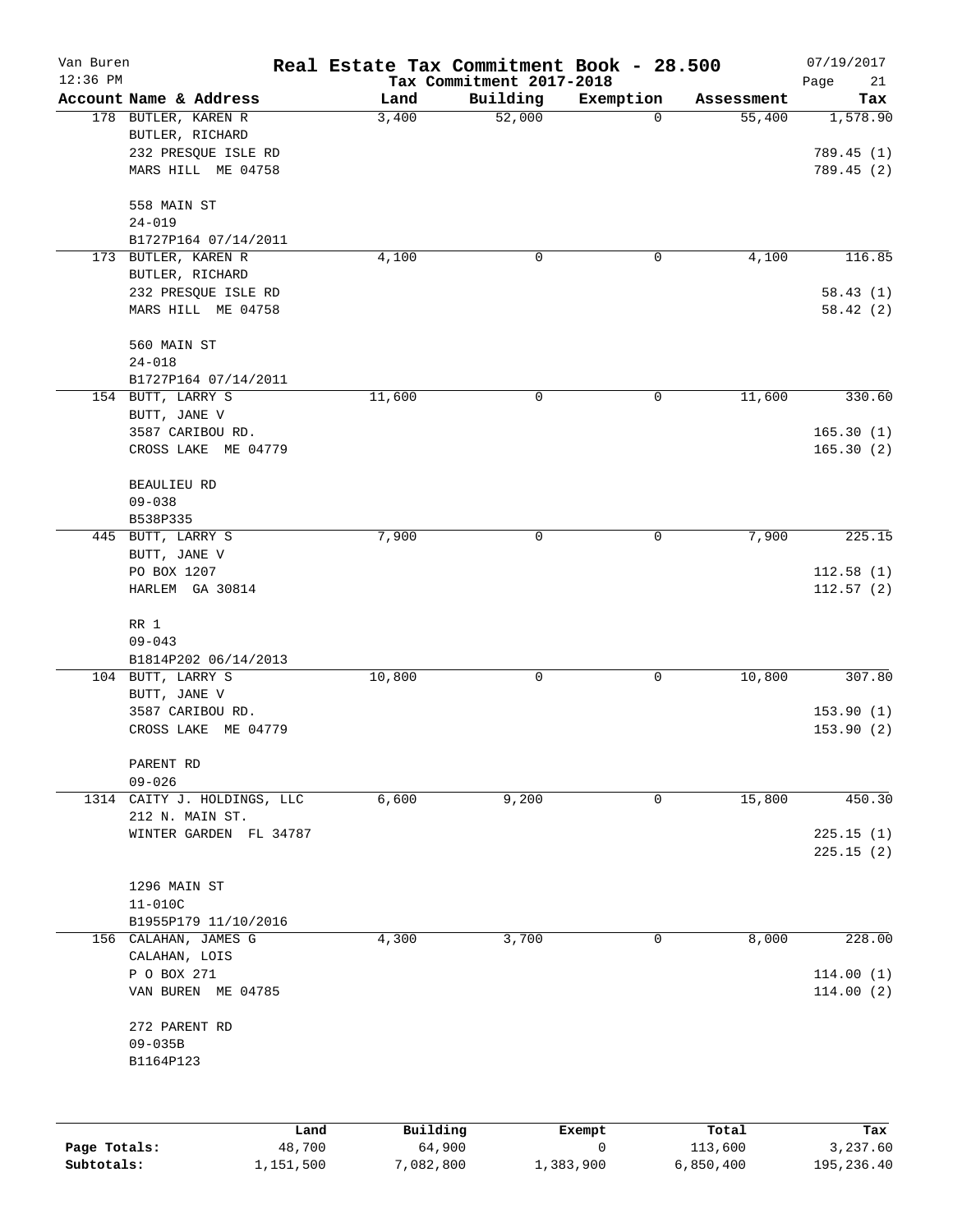# Real Estate Tax Commitment Book - 28.500

Van Buren
12:36 PM

Tax Commitment 2017-2018

07/19/2017

| Account Name & Address | Land | Building | Exemption | Assessment | Tax |
|---|---|---|---|---|---|
| 178 BUTLER, KAREN R<br>BUTLER, RICHARD<br>232 PRESQUE ISLE RD<br>MARS HILL ME 04758<br><br>558 MAIN ST<br>24-019<br>B1727P164 07/14/2011 | 3,400 | 52,000 | 0 | 55,400 | 1,578.90<br><br>789.45 (1)<br>789.45 (2) |
| 173 BUTLER, KAREN R<br>BUTLER, RICHARD<br>232 PRESQUE ISLE RD<br>MARS HILL ME 04758<br><br>560 MAIN ST<br>24-018<br>B1727P164 07/14/2011 | 4,100 | 0 | 0 | 4,100 | 116.85<br><br>58.43 (1)<br>58.42 (2) |
| 154 BUTT, LARRY S<br>BUTT, JANE V<br>3587 CARIBOU RD.<br>CROSS LAKE ME 04779<br><br>BEAULIEU RD<br>09-038<br>B538P335 | 11,600 | 0 | 0 | 11,600 | 330.60<br><br>165.30 (1)<br>165.30 (2) |
| 445 BUTT, LARRY S<br>BUTT, JANE V<br>PO BOX 1207<br>HARLEM GA 30814<br><br>RR 1<br>09-043<br>B1814P202 06/14/2013 | 7,900 | 0 | 0 | 7,900 | 225.15<br><br>112.58 (1)<br>112.57 (2) |
| 104 BUTT, LARRY S<br>BUTT, JANE V<br>3587 CARIBOU RD.<br>CROSS LAKE ME 04779<br><br>PARENT RD<br>09-026 | 10,800 | 0 | 0 | 10,800 | 307.80<br><br>153.90 (1)<br>153.90 (2) |
| 1314 CAITY J. HOLDINGS, LLC<br>212 N. MAIN ST.<br>WINTER GARDEN FL 34787<br><br>1296 MAIN ST<br>11-010C<br>B1955P179 11/10/2016 | 6,600 | 9,200 | 0 | 15,800 | 450.30<br><br>225.15 (1)<br>225.15 (2) |
| 156 CALAHAN, JAMES G<br>CALAHAN, LOIS<br>P O BOX 271<br>VAN BUREN ME 04785<br><br>272 PARENT RD<br>09-035B<br>B1164P123 | 4,300 | 3,700 | 0 | 8,000 | 228.00<br><br>114.00 (1)<br>114.00 (2) |

| | Land | Building | Exempt | Total | Tax |
|---|---|---|---|---|---|
| Page Totals: | 48,700 | 64,900 | 0 | 113,600 | 3,237.60 |
| Subtotals: | 1,151,500 | 7,082,800 | 1,383,900 | 6,850,400 | 195,236.40 |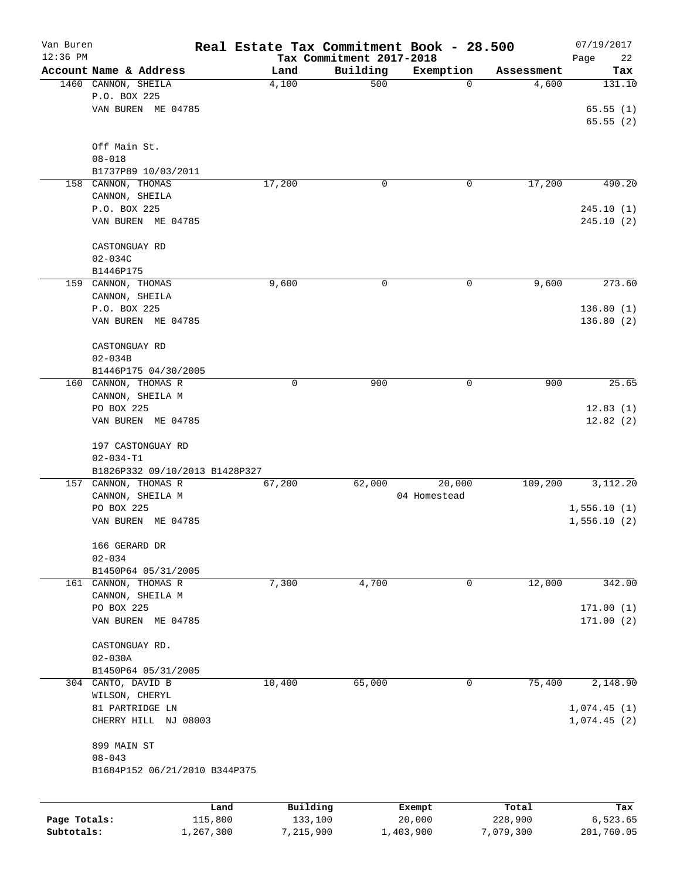Van Buren | Real Estate Tax Commitment Book - 28.500 | 07/19/2017
12:36 PM | Tax Commitment 2017-2018 | Page 22

| Account Name & Address | Land | Building | Exemption | Assessment | Tax |
|---|---|---|---|---|---|
| 1460 CANNON, SHEILA | 4,100 | 500 | 0 | 4,600 | 131.10 |
| P.O. BOX 225 | | | | | |
| VAN BUREN ME 04785 | | | | | 65.55 (1) |
| | | | | | 65.55 (2) |
| Off Main St. | | | | | |
| 08-018 | | | | | |
| B1737P89 10/03/2011 | | | | | |
| 158 CANNON, THOMAS | 17,200 | 0 | 0 | 17,200 | 490.20 |
| CANNON, SHEILA | | | | | |
| P.O. BOX 225 | | | | | 245.10 (1) |
| VAN BUREN ME 04785 | | | | | 245.10 (2) |
| CASTONGUAY RD | | | | | |
| 02-034C | | | | | |
| B1446P175 | | | | | |
| 159 CANNON, THOMAS | 9,600 | 0 | 0 | 9,600 | 273.60 |
| CANNON, SHEILA | | | | | |
| P.O. BOX 225 | | | | | 136.80 (1) |
| VAN BUREN ME 04785 | | | | | 136.80 (2) |
| CASTONGUAY RD | | | | | |
| 02-034B | | | | | |
| B1446P175 04/30/2005 | | | | | |
| 160 CANNON, THOMAS R | 0 | 900 | 0 | 900 | 25.65 |
| CANNON, SHEILA M | | | | | |
| PO BOX 225 | | | | | 12.83 (1) |
| VAN BUREN ME 04785 | | | | | 12.82 (2) |
| 197 CASTONGUAY RD | | | | | |
| 02-034-T1 | | | | | |
| B1826P332 09/10/2013 B1428P327 | | | | | |
| 157 CANNON, THOMAS R | 67,200 | 62,000 | 20,000 | 109,200 | 3,112.20 |
| CANNON, SHEILA M | | | 04 Homestead | | |
| PO BOX 225 | | | | | 1,556.10 (1) |
| VAN BUREN ME 04785 | | | | | 1,556.10 (2) |
| 166 GERARD DR | | | | | |
| 02-034 | | | | | |
| B1450P64 05/31/2005 | | | | | |
| 161 CANNON, THOMAS R | 7,300 | 4,700 | 0 | 12,000 | 342.00 |
| CANNON, SHEILA M | | | | | |
| PO BOX 225 | | | | | 171.00 (1) |
| VAN BUREN ME 04785 | | | | | 171.00 (2) |
| CASTONGUAY RD. | | | | | |
| 02-030A | | | | | |
| B1450P64 05/31/2005 | | | | | |
| 304 CANTO, DAVID B | 10,400 | 65,000 | 0 | 75,400 | 2,148.90 |
| WILSON, CHERYL | | | | | |
| 81 PARTRIDGE LN | | | | | 1,074.45 (1) |
| CHERRY HILL NJ 08003 | | | | | 1,074.45 (2) |
| 899 MAIN ST | | | | | |
| 08-043 | | | | | |
| B1684P152 06/21/2010 B344P375 | | | | | |

| | Land | Building | Exempt | Total | Tax |
|---|---|---|---|---|---|
| Page Totals: | 115,800 | 133,100 | 20,000 | 228,900 | 6,523.65 |
| Subtotals: | 1,267,300 | 7,215,900 | 1,403,900 | 7,079,300 | 201,760.05 |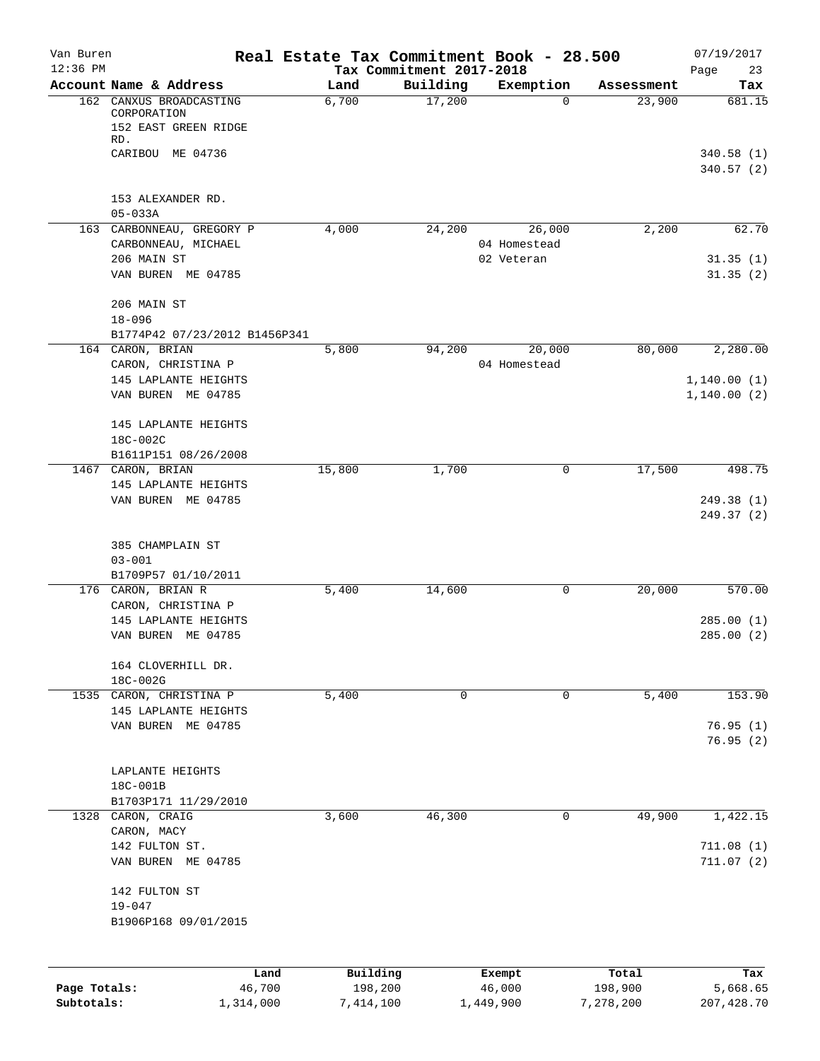Van Buren 12:36 PM

# Real Estate Tax Commitment Book - 28.500

Tax Commitment 2017-2018

07/19/2017

| Account Name & Address | Land | Building | Exemption | Assessment | Tax |
|---|---|---|---|---|---|
| 162 CANXUS BROADCASTING CORPORATION<br>152 EAST GREEN RIDGE RD.<br>CARIBOU ME 04736<br><br>153 ALEXANDER RD.<br>05-033A | 6,700 | 17,200 | 0 | 23,900 | 681.15<br><br>340.58 (1)<br>340.57 (2) |
| 163 CARBONNEAU, GREGORY P<br>CARBONNEAU, MICHAEL<br>206 MAIN ST<br>VAN BUREN ME 04785<br><br>206 MAIN ST<br>18-096<br>B1774P42 07/23/2012 B1456P341 | 4,000 | 24,200 | 26,000<br>04 Homestead<br>02 Veteran | 2,200 | 62.70<br><br>31.35 (1)<br>31.35 (2) |
| 164 CARON, BRIAN<br>CARON, CHRISTINA P<br>145 LAPLANTE HEIGHTS<br>VAN BUREN ME 04785<br><br>145 LAPLANTE HEIGHTS<br>18C-002C<br>B1611P151 08/26/2008 | 5,800 | 94,200 | 20,000<br>04 Homestead | 80,000 | 2,280.00<br><br>1,140.00 (1)<br>1,140.00 (2) |
| 1467 CARON, BRIAN<br>145 LAPLANTE HEIGHTS<br>VAN BUREN ME 04785<br><br>385 CHAMPLAIN ST<br>03-001<br>B1709P57 01/10/2011 | 15,800 | 1,700 | 0 | 17,500 | 498.75<br><br>249.38 (1)<br>249.37 (2) |
| 176 CARON, BRIAN R<br>CARON, CHRISTINA P<br>145 LAPLANTE HEIGHTS<br>VAN BUREN ME 04785<br><br>164 CLOVERHILL DR.<br>18C-002G | 5,400 | 14,600 | 0 | 20,000 | 570.00<br><br>285.00 (1)<br>285.00 (2) |
| 1535 CARON, CHRISTINA P<br>145 LAPLANTE HEIGHTS<br>VAN BUREN ME 04785<br><br>LAPLANTE HEIGHTS<br>18C-001B<br>B1703P171 11/29/2010 | 5,400 | 0 | 0 | 5,400 | 153.90<br><br>76.95 (1)<br>76.95 (2) |
| 1328 CARON, CRAIG<br>CARON, MACY<br>142 FULTON ST.<br>VAN BUREN ME 04785<br><br>142 FULTON ST<br>19-047<br>B1906P168 09/01/2015 | 3,600 | 46,300 | 0 | 49,900 | 1,422.15<br><br>711.08 (1)<br>711.07 (2) |

| | Land | Building | Exempt | Total | Tax |
|---|---|---|---|---|---|
| Page Totals: | 46,700 | 198,200 | 46,000 | 198,900 | 5,668.65 |
| Subtotals: | 1,314,000 | 7,414,100 | 1,449,900 | 7,278,200 | 207,428.70 |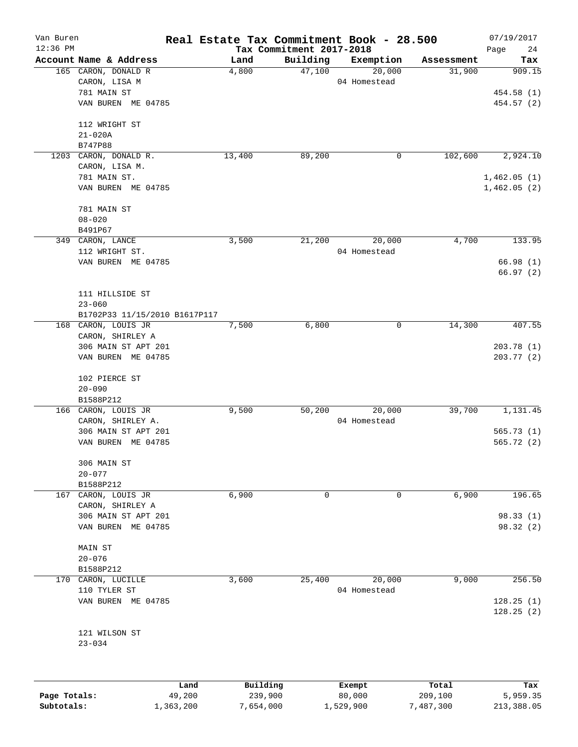# Real Estate Tax Commitment Book - 28.500

Van Buren
12:36 PM

Tax Commitment 2017-2018

07/19/2017

| Account Name & Address | Land | Building | Exemption | Assessment | Tax |
|---|---|---|---|---|---|
| 165 CARON, DONALD R<br>CARON, LISA M<br>781 MAIN ST<br>VAN BUREN ME 04785<br><br>112 WRIGHT ST<br>21-020A<br>B747P88 | 4,800 | 47,100 | 20,000<br>04 Homestead | 31,900 | 909.15<br><br>454.58 (1)<br>454.57 (2) |
| 1203 CARON, DONALD R.<br>CARON, LISA M.<br>781 MAIN ST.<br>VAN BUREN ME 04785<br><br>781 MAIN ST<br>08-020<br>B491P67 | 13,400 | 89,200 | 0 | 102,600 | 2,924.10<br><br>1,462.05 (1)<br>1,462.05 (2) |
| 349 CARON, LANCE<br>112 WRIGHT ST.<br>VAN BUREN ME 04785<br><br>111 HILLSIDE ST<br>23-060<br>B1702P33 11/15/2010 B1617P117 | 3,500 | 21,200 | 20,000<br>04 Homestead | 4,700 | 133.95<br><br>66.98 (1)<br>66.97 (2) |
| 168 CARON, LOUIS JR<br>CARON, SHIRLEY A<br>306 MAIN ST APT 201<br>VAN BUREN ME 04785<br><br>102 PIERCE ST<br>20-090<br>B1588P212 | 7,500 | 6,800 | 0 | 14,300 | 407.55<br><br>203.78 (1)<br>203.77 (2) |
| 166 CARON, LOUIS JR<br>CARON, SHIRLEY A.<br>306 MAIN ST APT 201<br>VAN BUREN ME 04785<br><br>306 MAIN ST<br>20-077<br>B1588P212 | 9,500 | 50,200 | 20,000<br>04 Homestead | 39,700 | 1,131.45<br><br>565.73 (1)<br>565.72 (2) |
| 167 CARON, LOUIS JR<br>CARON, SHIRLEY A<br>306 MAIN ST APT 201<br>VAN BUREN ME 04785<br><br>MAIN ST<br>20-076<br>B1588P212 | 6,900 | 0 | 0 | 6,900 | 196.65<br><br>98.33 (1)<br>98.32 (2) |
| 170 CARON, LUCILLE<br>110 TYLER ST<br>VAN BUREN ME 04785<br><br>121 WILSON ST<br>23-034 | 3,600 | 25,400 | 20,000<br>04 Homestead | 9,000 | 256.50<br><br>128.25 (1)<br>128.25 (2) |

| | Land | Building | Exempt | Total | Tax |
|---|---|---|---|---|---|
| Page Totals: | 49,200 | 239,900 | 80,000 | 209,100 | 5,959.35 |
| Subtotals: | 1,363,200 | 7,654,000 | 1,529,900 | 7,487,300 | 213,388.05 |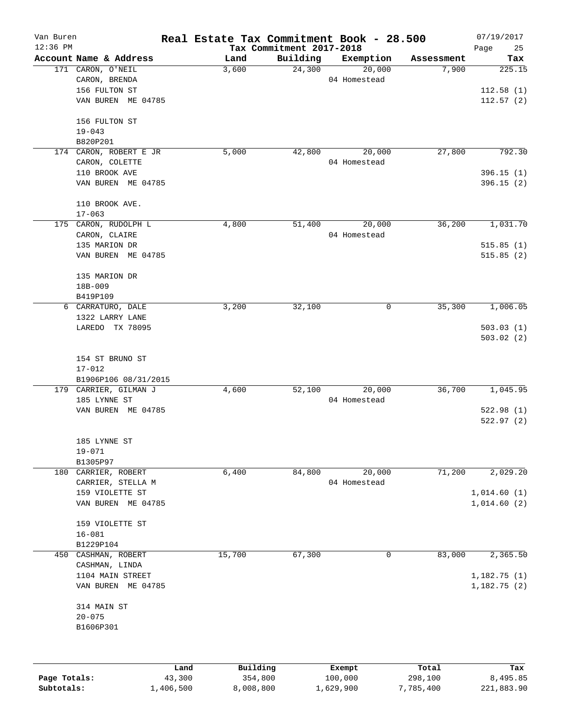Van Buren 12:36 PM

# Real Estate Tax Commitment Book - 28.500

## Tax Commitment 2017-2018

07/19/2017

| Account Name & Address | Land | Building | Exemption | Assessment | Tax |
|---|---|---|---|---|---|
| 171 CARON, O'NEIL<br>CARON, BRENDA<br>156 FULTON ST<br>VAN BUREN ME 04785<br><br>156 FULTON ST<br>19-043<br>B820P201 | 3,600 | 24,300 | 20,000<br>04 Homestead | 7,900 | 225.15<br><br>112.58 (1)<br>112.57 (2) |
| 174 CARON, ROBERT E JR<br>CARON, COLETTE<br>110 BROOK AVE<br>VAN BUREN ME 04785<br><br>110 BROOK AVE.<br>17-063 | 5,000 | 42,800 | 20,000<br>04 Homestead | 27,800 | 792.30<br><br>396.15 (1)<br>396.15 (2) |
| 175 CARON, RUDOLPH L<br>CARON, CLAIRE<br>135 MARION DR<br>VAN BUREN ME 04785<br><br>135 MARION DR<br>18B-009<br>B419P109 | 4,800 | 51,400 | 20,000<br>04 Homestead | 36,200 | 1,031.70<br><br>515.85 (1)<br>515.85 (2) |
| 6 CARRATURO, DALE<br>1322 LARRY LANE<br>LAREDO TX 78095<br><br>154 ST BRUNO ST<br>17-012<br>B1906P106 08/31/2015 | 3,200 | 32,100 | 0 | 35,300 | 1,006.05<br><br>503.03 (1)<br>503.02 (2) |
| 179 CARRIER, GILMAN J<br>185 LYNNE ST<br>VAN BUREN ME 04785<br><br>185 LYNNE ST<br>19-071<br>B1305P97 | 4,600 | 52,100 | 20,000<br>04 Homestead | 36,700 | 1,045.95<br><br>522.98 (1)<br>522.97 (2) |
| 180 CARRIER, ROBERT<br>CARRIER, STELLA M<br>159 VIOLETTE ST<br>VAN BUREN ME 04785<br><br>159 VIOLETTE ST<br>16-081<br>B1229P104 | 6,400 | 84,800 | 20,000<br>04 Homestead | 71,200 | 2,029.20<br><br>1,014.60 (1)<br>1,014.60 (2) |
| 450 CASHMAN, ROBERT<br>CASHMAN, LINDA<br>1104 MAIN STREET<br>VAN BUREN ME 04785<br><br>314 MAIN ST<br>20-075<br>B1606P301 | 15,700 | 67,300 | 0 | 83,000 | 2,365.50<br><br>1,182.75 (1)<br>1,182.75 (2) |

| | Land | Building | Exempt | Total | Tax |
|---|---|---|---|---|---|
| **Page Totals:** | 43,300 | 354,800 | 100,000 | 298,100 | 8,495.85 |
| **Subtotals:** | 1,406,500 | 8,008,800 | 1,629,900 | 7,785,400 | 221,883.90 |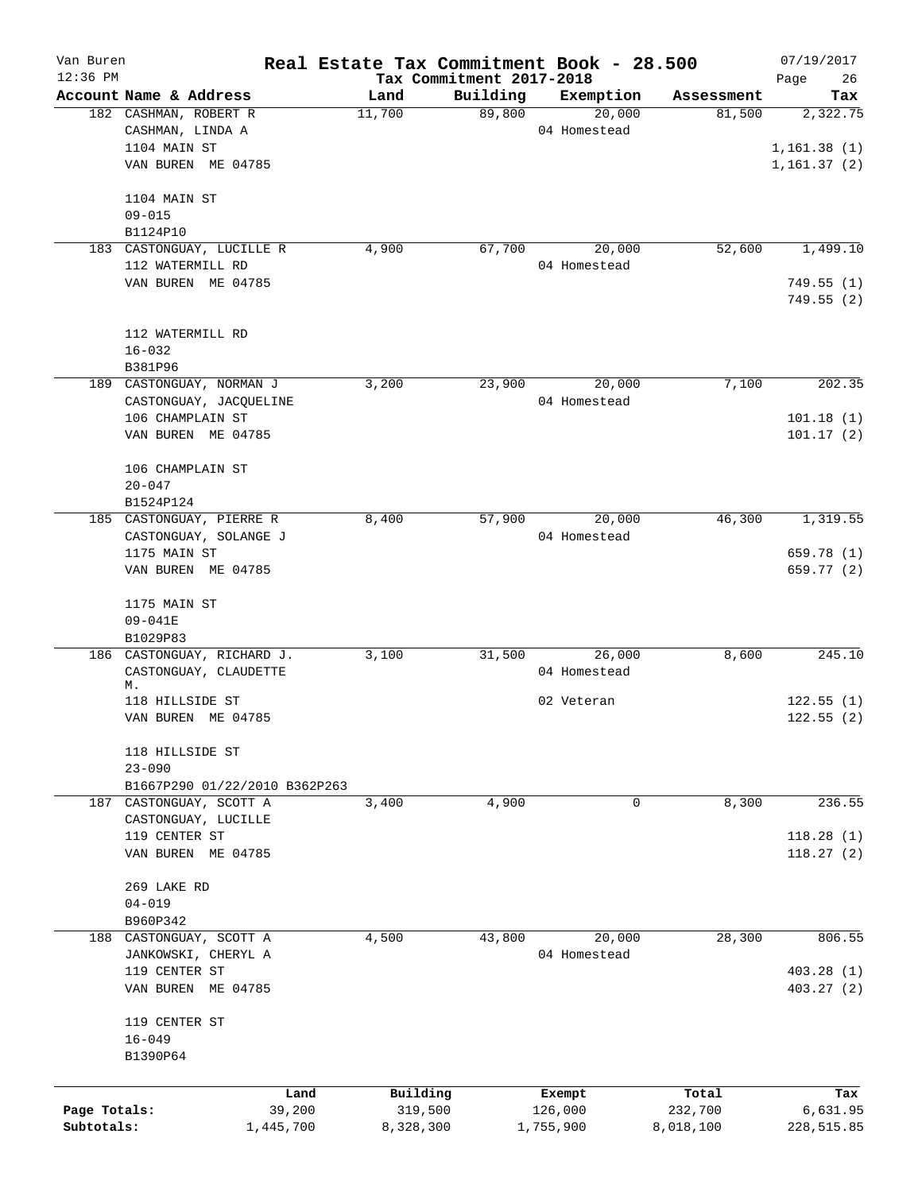# Real Estate Tax Commitment Book - 28.500

Van Buren
12:36 PM

Tax Commitment 2017-2018

07/19/2017

| Account Name & Address | Land | Building | Exemption | Assessment | Tax |
|---|---|---|---|---|---|
| 182 CASHMAN, ROBERT R | 11,700 | 89,800 | 20,000 | 81,500 | 2,322.75 |
| CASHMAN, LINDA A | | | 04 Homestead | | |
| 1104 MAIN ST | | | | | 1,161.38 (1) |
| VAN BUREN ME 04785 | | | | | 1,161.37 (2) |
| 1104 MAIN ST | | | | | |
| 09-015 | | | | | |
| B1124P10 | | | | | |
| 183 CASTONGUAY, LUCILLE R | 4,900 | 67,700 | 20,000 | 52,600 | 1,499.10 |
| 112 WATERMILL RD | | | 04 Homestead | | |
| VAN BUREN ME 04785 | | | | | 749.55 (1) |
| | | | | | 749.55 (2) |
| 112 WATERMILL RD | | | | | |
| 16-032 | | | | | |
| B381P96 | | | | | |
| 189 CASTONGUAY, NORMAN J | 3,200 | 23,900 | 20,000 | 7,100 | 202.35 |
| CASTONGUAY, JACQUELINE | | | 04 Homestead | | |
| 106 CHAMPLAIN ST | | | | | 101.18 (1) |
| VAN BUREN ME 04785 | | | | | 101.17 (2) |
| 106 CHAMPLAIN ST | | | | | |
| 20-047 | | | | | |
| B1524P124 | | | | | |
| 185 CASTONGUAY, PIERRE R | 8,400 | 57,900 | 20,000 | 46,300 | 1,319.55 |
| CASTONGUAY, SOLANGE J | | | 04 Homestead | | |
| 1175 MAIN ST | | | | | 659.78 (1) |
| VAN BUREN ME 04785 | | | | | 659.77 (2) |
| 1175 MAIN ST | | | | | |
| 09-041E | | | | | |
| B1029P83 | | | | | |
| 186 CASTONGUAY, RICHARD J. | 3,100 | 31,500 | 26,000 | 8,600 | 245.10 |
| CASTONGUAY, CLAUDETTE M. | | | 04 Homestead | | |
| 118 HILLSIDE ST | | | 02 Veteran | | 122.55 (1) |
| VAN BUREN ME 04785 | | | | | 122.55 (2) |
| 118 HILLSIDE ST | | | | | |
| 23-090 | | | | | |
| B1667P290 01/22/2010 B362P263 | | | | | |
| 187 CASTONGUAY, SCOTT A | 3,400 | 4,900 | 0 | 8,300 | 236.55 |
| CASTONGUAY, LUCILLE | | | | | |
| 119 CENTER ST | | | | | 118.28 (1) |
| VAN BUREN ME 04785 | | | | | 118.27 (2) |
| 269 LAKE RD | | | | | |
| 04-019 | | | | | |
| B960P342 | | | | | |
| 188 CASTONGUAY, SCOTT A | 4,500 | 43,800 | 20,000 | 28,300 | 806.55 |
| JANKOWSKI, CHERYL A | | | 04 Homestead | | |
| 119 CENTER ST | | | | | 403.28 (1) |
| VAN BUREN ME 04785 | | | | | 403.27 (2) |
| 119 CENTER ST | | | | | |
| 16-049 | | | | | |
| B1390P64 | | | | | |

| | Land | Building | Exempt | Total | Tax |
|---|---|---|---|---|---|
| Page Totals: | 39,200 | 319,500 | 126,000 | 232,700 | 6,631.95 |
| Subtotals: | 1,445,700 | 8,328,300 | 1,755,900 | 8,018,100 | 228,515.85 |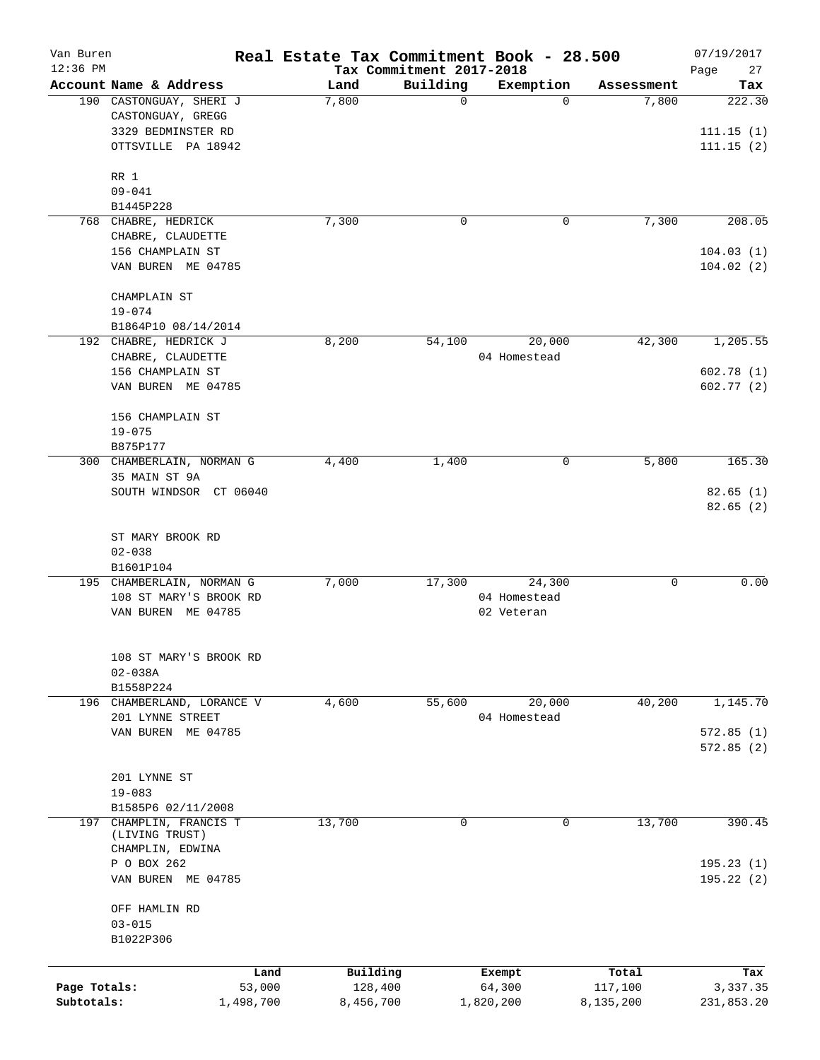# Real Estate Tax Commitment Book - 28.500

Van Buren 12:36 PM — Tax Commitment 2017-2018 — 07/19/2017

| Account Name & Address | Land | Building | Exemption | Assessment | Tax |
|---|---|---|---|---|---|
| 190 CASTONGUAY, SHERI J<br>CASTONGUAY, GREGG<br>3329 BEDMINSTER RD<br>OTTSVILLE PA 18942<br><br>RR 1<br>09-041<br>B1445P228 | 7,800 | 0 | 0 | 7,800 | 222.30<br><br>111.15 (1)<br>111.15 (2) |
| 768 CHABRE, HEDRICK<br>CHABRE, CLAUDETTE<br>156 CHAMPLAIN ST<br>VAN BUREN ME 04785<br><br>CHAMPLAIN ST<br>19-074<br>B1864P10 08/14/2014 | 7,300 | 0 | 0 | 7,300 | 208.05<br><br>104.03 (1)<br>104.02 (2) |
| 192 CHABRE, HEDRICK J<br>CHABRE, CLAUDETTE<br>156 CHAMPLAIN ST<br>VAN BUREN ME 04785<br><br>156 CHAMPLAIN ST<br>19-075<br>B875P177 | 8,200 | 54,100 | 20,000<br>04 Homestead | 42,300 | 1,205.55<br><br>602.78 (1)<br>602.77 (2) |
| 300 CHAMBERLAIN, NORMAN G<br>35 MAIN ST 9A<br>SOUTH WINDSOR CT 06040<br><br>ST MARY BROOK RD<br>02-038<br>B1601P104 | 4,400 | 1,400 | 0 | 5,800 | 165.30<br><br>82.65 (1)<br>82.65 (2) |
| 195 CHAMBERLAIN, NORMAN G<br>108 ST MARY'S BROOK RD<br>VAN BUREN ME 04785<br><br>108 ST MARY'S BROOK RD<br>02-038A<br>B1558P224 | 7,000 | 17,300 | 24,300<br>04 Homestead<br>02 Veteran | 0 | 0.00 |
| 196 CHAMBERLAND, LORANCE V<br>201 LYNNE STREET<br>VAN BUREN ME 04785<br><br>201 LYNNE ST<br>19-083<br>B1585P6 02/11/2008 | 4,600 | 55,600 | 20,000<br>04 Homestead | 40,200 | 1,145.70<br><br>572.85 (1)<br>572.85 (2) |
| 197 CHAMPLIN, FRANCIS T<br>(LIVING TRUST)<br>CHAMPLIN, EDWINA<br>P O BOX 262<br>VAN BUREN ME 04785<br><br>OFF HAMLIN RD<br>03-015<br>B1022P306 | 13,700 | 0 | 0 | 13,700 | 390.45<br><br>195.23 (1)<br>195.22 (2) |

| | Land | Building | Exempt | Total | Tax |
|---|---|---|---|---|---|
| Page Totals: | 53,000 | 128,400 | 64,300 | 117,100 | 3,337.35 |
| Subtotals: | 1,498,700 | 8,456,700 | 1,820,200 | 8,135,200 | 231,853.20 |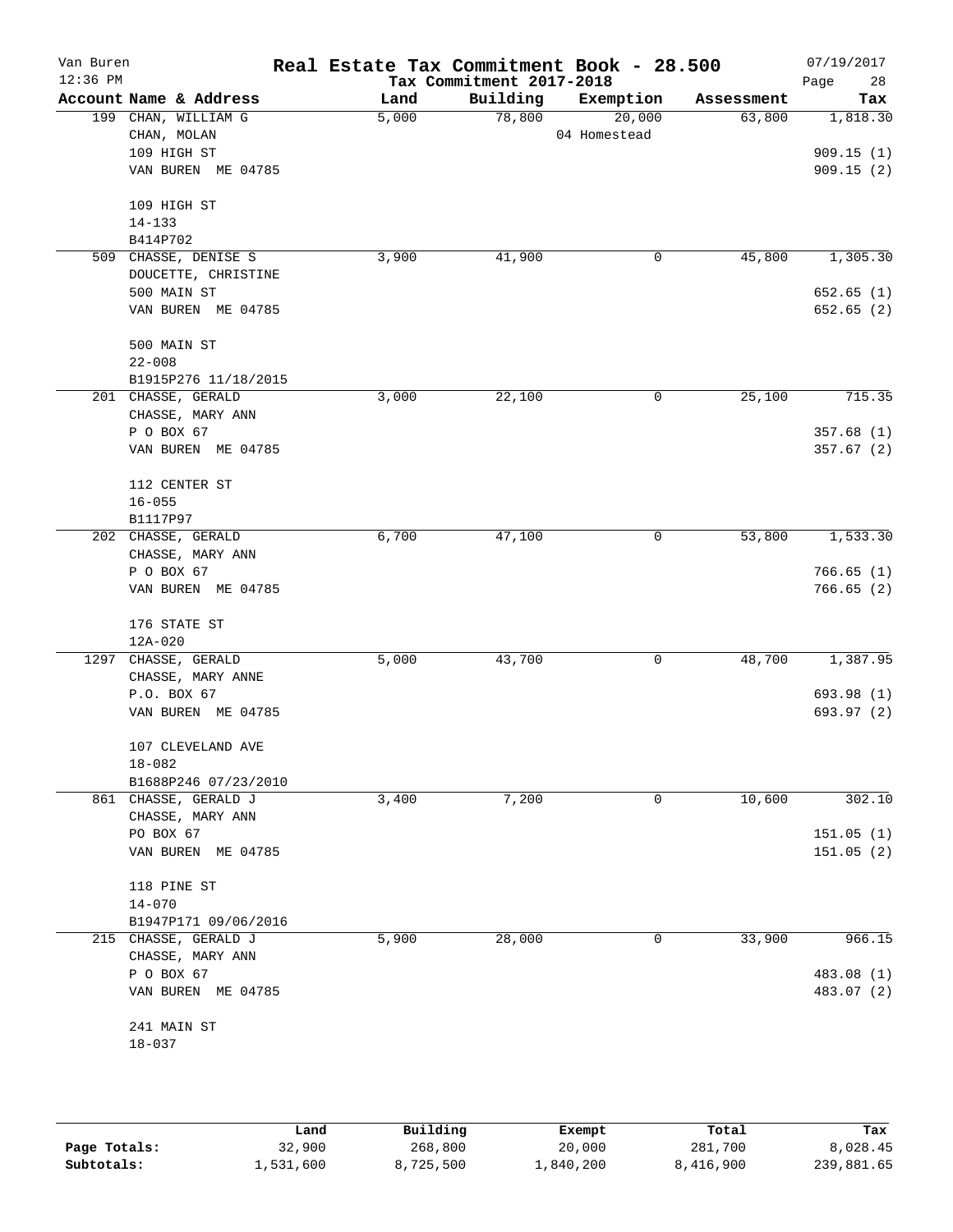# Real Estate Tax Commitment Book - 28.500

Van Buren
12:36 PM

Tax Commitment 2017-2018

07/19/2017

| Account Name & Address | Land | Building | Exemption | Assessment | Tax |
|---|---|---|---|---|---|
| 199 CHAN, WILLIAM G<br>CHAN, MOLAN<br>109 HIGH ST<br>VAN BUREN ME 04785<br><br>109 HIGH ST<br>14-133<br>B414P702 | 5,000 | 78,800 | 20,000<br>04 Homestead | 63,800 | 1,818.30<br><br>909.15 (1)<br>909.15 (2) |
| 509 CHASSE, DENISE S<br>DOUCETTE, CHRISTINE<br>500 MAIN ST<br>VAN BUREN ME 04785<br><br>500 MAIN ST<br>22-008<br>B1915P276 11/18/2015 | 3,900 | 41,900 | 0 | 45,800 | 1,305.30<br><br>652.65 (1)<br>652.65 (2) |
| 201 CHASSE, GERALD<br>CHASSE, MARY ANN<br>P O BOX 67<br>VAN BUREN ME 04785<br><br>112 CENTER ST<br>16-055<br>B1117P97 | 3,000 | 22,100 | 0 | 25,100 | 715.35<br><br>357.68 (1)<br>357.67 (2) |
| 202 CHASSE, GERALD<br>CHASSE, MARY ANN<br>P O BOX 67<br>VAN BUREN ME 04785<br><br>176 STATE ST<br>12A-020 | 6,700 | 47,100 | 0 | 53,800 | 1,533.30<br><br>766.65 (1)<br>766.65 (2) |
| 1297 CHASSE, GERALD<br>CHASSE, MARY ANNE<br>P.O. BOX 67<br>VAN BUREN ME 04785<br><br>107 CLEVELAND AVE<br>18-082<br>B1688P246 07/23/2010 | 5,000 | 43,700 | 0 | 48,700 | 1,387.95<br><br>693.98 (1)<br>693.97 (2) |
| 861 CHASSE, GERALD J<br>CHASSE, MARY ANN<br>PO BOX 67<br>VAN BUREN ME 04785<br><br>118 PINE ST<br>14-070<br>B1947P171 09/06/2016 | 3,400 | 7,200 | 0 | 10,600 | 302.10<br><br>151.05 (1)<br>151.05 (2) |
| 215 CHASSE, GERALD J<br>CHASSE, MARY ANN<br>P O BOX 67<br>VAN BUREN ME 04785<br><br>241 MAIN ST<br>18-037 | 5,900 | 28,000 | 0 | 33,900 | 966.15<br><br>483.08 (1)<br>483.07 (2) |

| | Land | Building | Exempt | Total | Tax |
|---|---|---|---|---|---|
| Page Totals: | 32,900 | 268,800 | 20,000 | 281,700 | 8,028.45 |
| Subtotals: | 1,531,600 | 8,725,500 | 1,840,200 | 8,416,900 | 239,881.65 |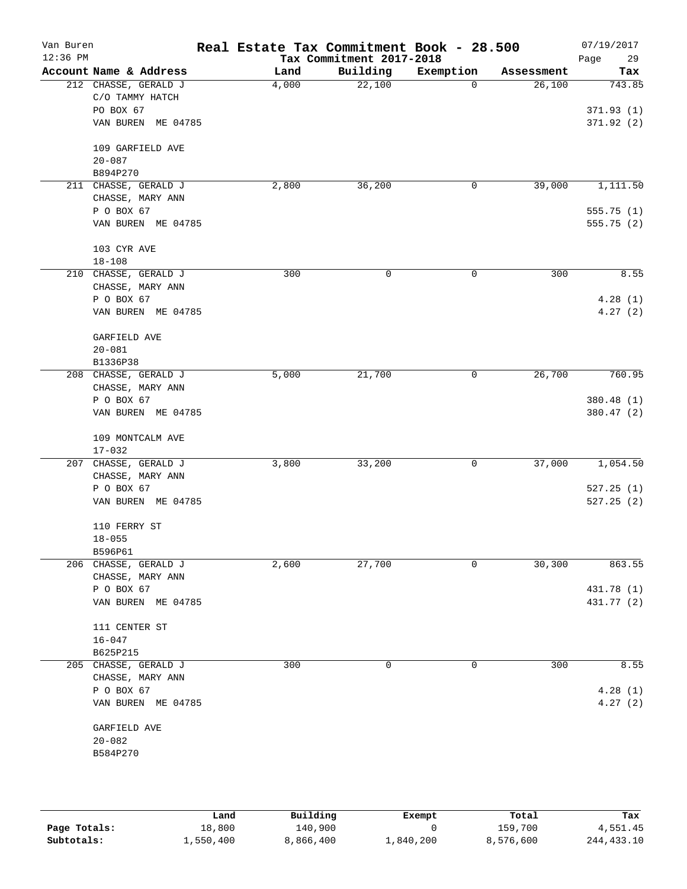# Real Estate Tax Commitment Book - 28.500

Van Buren
12:36 PM

Tax Commitment 2017-2018

07/19/2017

| Account Name & Address | Land | Building | Exemption | Assessment | Tax |
|---|---|---|---|---|---|
| 212 CHASSE, GERALD J<br>C/O TAMMY HATCH<br>PO BOX 67<br>VAN BUREN ME 04785<br><br>109 GARFIELD AVE<br>20-087<br>B894P270 | 4,000 | 22,100 | 0 | 26,100 | 743.85<br><br>371.93 (1)<br>371.92 (2) |
| 211 CHASSE, GERALD J<br>CHASSE, MARY ANN<br>P O BOX 67<br>VAN BUREN ME 04785<br><br>103 CYR AVE<br>18-108 | 2,800 | 36,200 | 0 | 39,000 | 1,111.50<br><br>555.75 (1)<br>555.75 (2) |
| 210 CHASSE, GERALD J<br>CHASSE, MARY ANN<br>P O BOX 67<br>VAN BUREN ME 04785<br><br>GARFIELD AVE<br>20-081<br>B1336P38 | 300 | 0 | 0 | 300 | 8.55<br><br>4.28 (1)<br>4.27 (2) |
| 208 CHASSE, GERALD J<br>CHASSE, MARY ANN<br>P O BOX 67<br>VAN BUREN ME 04785<br><br>109 MONTCALM AVE<br>17-032 | 5,000 | 21,700 | 0 | 26,700 | 760.95<br><br>380.48 (1)<br>380.47 (2) |
| 207 CHASSE, GERALD J<br>CHASSE, MARY ANN<br>P O BOX 67<br>VAN BUREN ME 04785<br><br>110 FERRY ST<br>18-055<br>B596P61 | 3,800 | 33,200 | 0 | 37,000 | 1,054.50<br><br>527.25 (1)<br>527.25 (2) |
| 206 CHASSE, GERALD J<br>CHASSE, MARY ANN<br>P O BOX 67<br>VAN BUREN ME 04785<br><br>111 CENTER ST<br>16-047<br>B625P215 | 2,600 | 27,700 | 0 | 30,300 | 863.55<br><br>431.78 (1)<br>431.77 (2) |
| 205 CHASSE, GERALD J<br>CHASSE, MARY ANN<br>P O BOX 67<br>VAN BUREN ME 04785<br><br>GARFIELD AVE<br>20-082<br>B584P270 | 300 | 0 | 0 | 300 | 8.55<br><br>4.28 (1)<br>4.27 (2) |

| | Land | Building | Exempt | Total | Tax |
|---|---|---|---|---|---|
| Page Totals: | 18,800 | 140,900 | 0 | 159,700 | 4,551.45 |
| Subtotals: | 1,550,400 | 8,866,400 | 1,840,200 | 8,576,600 | 244,433.10 |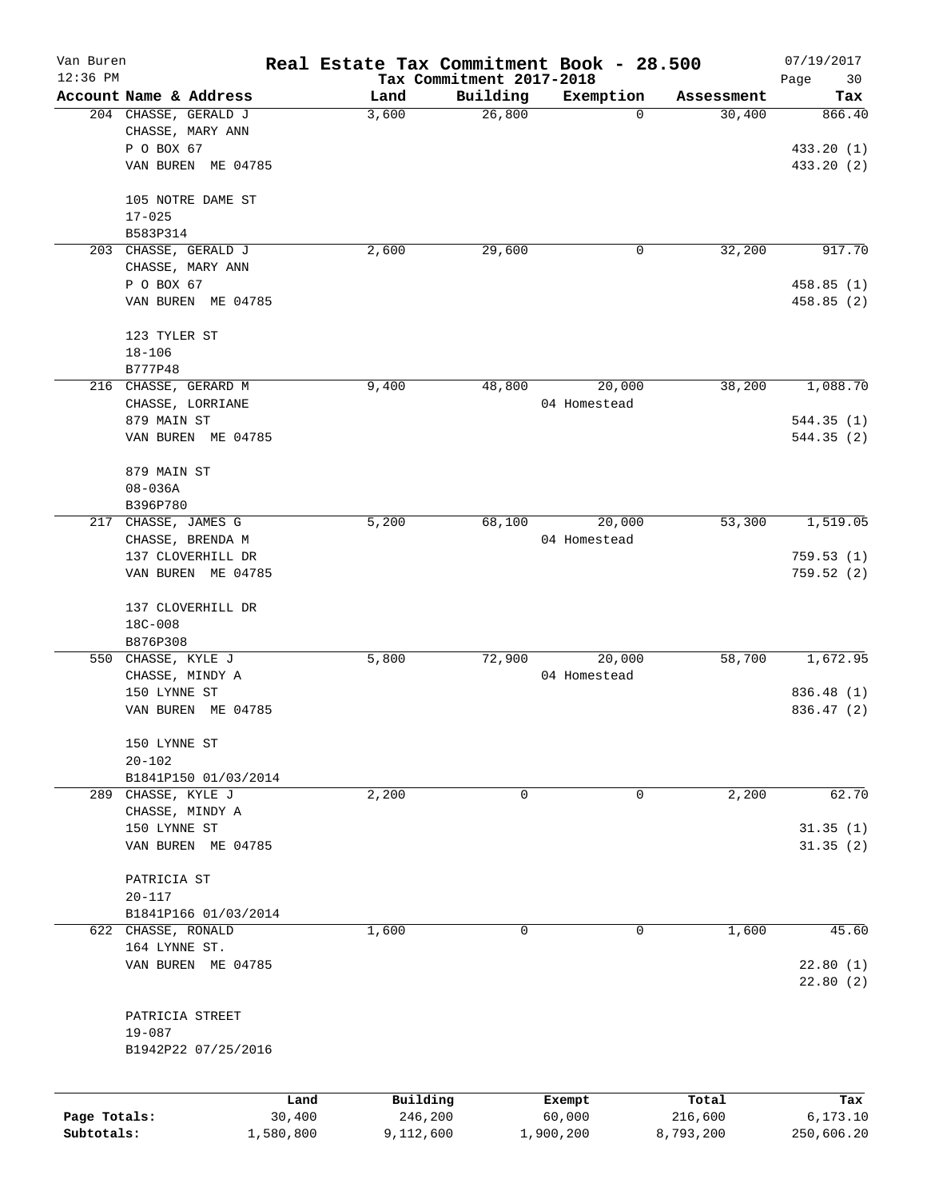Van Buren 12:36 PM

# Real Estate Tax Commitment Book - 28.500

## Tax Commitment 2017-2018

07/19/2017

| Account Name & Address | Land | Building | Exemption | Assessment | Tax |
|---|---|---|---|---|---|
| 204 CHASSE, GERALD J<br>CHASSE, MARY ANN<br>P O BOX 67<br>VAN BUREN ME 04785<br><br>105 NOTRE DAME ST<br>17-025<br>B583P314 | 3,600 | 26,800 | 0 | 30,400 | 866.40<br><br>433.20 (1)<br>433.20 (2) |
| 203 CHASSE, GERALD J<br>CHASSE, MARY ANN<br>P O BOX 67<br>VAN BUREN ME 04785<br><br>123 TYLER ST<br>18-106<br>B777P48 | 2,600 | 29,600 | 0 | 32,200 | 917.70<br><br>458.85 (1)<br>458.85 (2) |
| 216 CHASSE, GERARD M<br>CHASSE, LORRIANE<br>879 MAIN ST<br>VAN BUREN ME 04785<br><br>879 MAIN ST<br>08-036A<br>B396P780 | 9,400 | 48,800 | 20,000<br>04 Homestead | 38,200 | 1,088.70<br><br>544.35 (1)<br>544.35 (2) |
| 217 CHASSE, JAMES G<br>CHASSE, BRENDA M<br>137 CLOVERHILL DR<br>VAN BUREN ME 04785<br><br>137 CLOVERHILL DR<br>18C-008<br>B876P308 | 5,200 | 68,100 | 20,000<br>04 Homestead | 53,300 | 1,519.05<br><br>759.53 (1)<br>759.52 (2) |
| 550 CHASSE, KYLE J<br>CHASSE, MINDY A<br>150 LYNNE ST<br>VAN BUREN ME 04785<br><br>150 LYNNE ST<br>20-102<br>B1841P150 01/03/2014 | 5,800 | 72,900 | 20,000<br>04 Homestead | 58,700 | 1,672.95<br><br>836.48 (1)<br>836.47 (2) |
| 289 CHASSE, KYLE J<br>CHASSE, MINDY A<br>150 LYNNE ST<br>VAN BUREN ME 04785<br><br>PATRICIA ST<br>20-117<br>B1841P166 01/03/2014 | 2,200 | 0 | 0 | 2,200 | 62.70<br><br>31.35 (1)<br>31.35 (2) |
| 622 CHASSE, RONALD<br>164 LYNNE ST.<br>VAN BUREN ME 04785<br><br>PATRICIA STREET<br>19-087<br>B1942P22 07/25/2016 | 1,600 | 0 | 0 | 1,600 | 45.60<br><br>22.80 (1)<br>22.80 (2) |

| | Land | Building | Exempt | Total | Tax |
|---|---|---|---|---|---|
| Page Totals: | 30,400 | 246,200 | 60,000 | 216,600 | 6,173.10 |
| Subtotals: | 1,580,800 | 9,112,600 | 1,900,200 | 8,793,200 | 250,606.20 |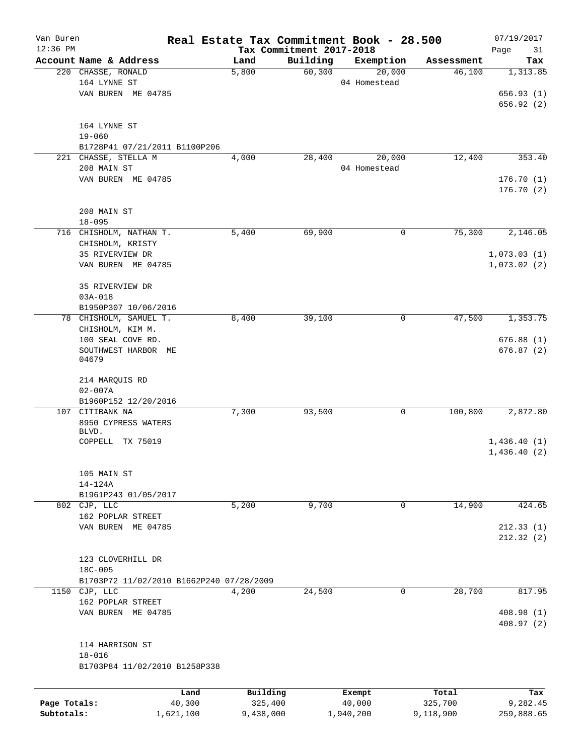Van Buren — Real Estate Tax Commitment Book - 28.500 — 07/19/2017
12:36 PM — Tax Commitment 2017-2018 — Page 31

| Account Name & Address | Land | Building | Exemption | Assessment | Tax |
|---|---|---|---|---|---|
| 220 CHASSE, RONALD<br>164 LYNNE ST<br>VAN BUREN ME 04785<br><br>164 LYNNE ST<br>19-060<br>B1728P41 07/21/2011 B1100P206 | 5,800 | 60,300 | 20,000<br>04 Homestead | 46,100 | 1,313.85<br><br>656.93 (1)<br>656.92 (2) |
| 221 CHASSE, STELLA M<br>208 MAIN ST<br>VAN BUREN ME 04785<br><br>208 MAIN ST<br>18-095 | 4,000 | 28,400 | 20,000<br>04 Homestead | 12,400 | 353.40<br><br>176.70 (1)<br>176.70 (2) |
| 716 CHISHOLM, NATHAN T.<br>CHISHOLM, KRISTY<br>35 RIVERVIEW DR<br>VAN BUREN ME 04785<br><br>35 RIVERVIEW DR<br>03A-018<br>B1950P307 10/06/2016 | 5,400 | 69,900 | 0 | 75,300 | 2,146.05<br><br>1,073.03 (1)<br>1,073.02 (2) |
| 78 CHISHOLM, SAMUEL T.<br>CHISHOLM, KIM M.<br>100 SEAL COVE RD.<br>SOUTHWEST HARBOR ME 04679<br><br>214 MARQUIS RD<br>02-007A<br>B1960P152 12/20/2016 | 8,400 | 39,100 | 0 | 47,500 | 1,353.75<br><br>676.88 (1)<br>676.87 (2) |
| 107 CITIBANK NA<br>8950 CYPRESS WATERS BLVD.<br>COPPELL TX 75019<br><br>105 MAIN ST<br>14-124A<br>B1961P243 01/05/2017 | 7,300 | 93,500 | 0 | 100,800 | 2,872.80<br><br>1,436.40 (1)<br>1,436.40 (2) |
| 802 CJP, LLC<br>162 POPLAR STREET<br>VAN BUREN ME 04785<br><br>123 CLOVERHILL DR<br>18C-005<br>B1703P72 11/02/2010 B1662P240 07/28/2009 | 5,200 | 9,700 | 0 | 14,900 | 424.65<br><br>212.33 (1)<br>212.32 (2) |
| 1150 CJP, LLC<br>162 POPLAR STREET<br>VAN BUREN ME 04785<br><br>114 HARRISON ST<br>18-016<br>B1703P84 11/02/2010 B1258P338 | 4,200 | 24,500 | 0 | 28,700 | 817.95<br><br>408.98 (1)<br>408.97 (2) |

| | Land | Building | Exempt | Total | Tax |
|---|---|---|---|---|---|
| Page Totals: | 40,300 | 325,400 | 40,000 | 325,700 | 9,282.45 |
| Subtotals: | 1,621,100 | 9,438,000 | 1,940,200 | 9,118,900 | 259,888.65 |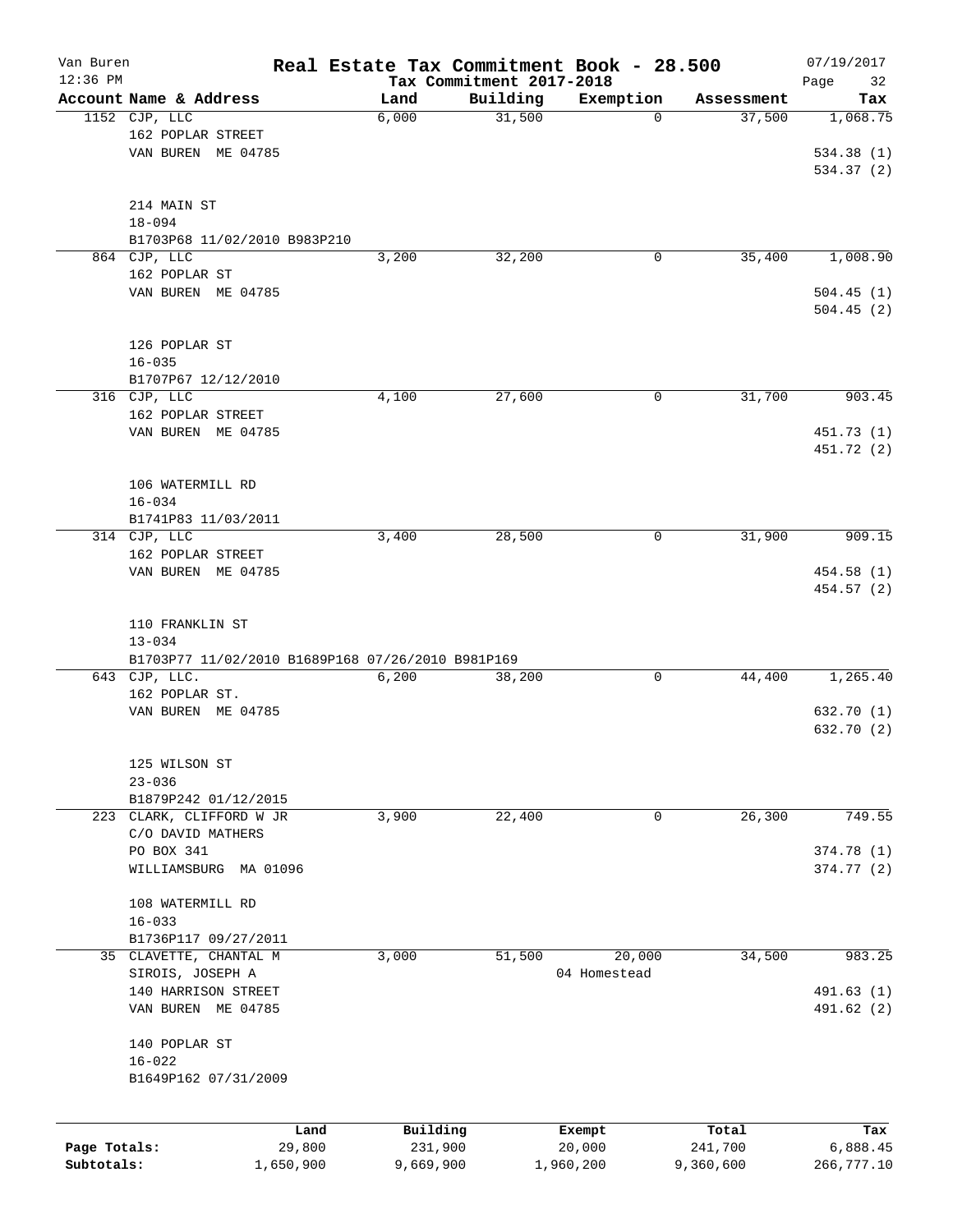# Real Estate Tax Commitment Book - 28.500

Van Buren
12:36 PM

Tax Commitment 2017-2018

07/19/2017

| Account Name & Address | Land | Building | Exemption | Assessment | Tax |
|---|---|---|---|---|---|
| 1152 CJP, LLC<br>162 POPLAR STREET<br>VAN BUREN ME 04785<br><br>214 MAIN ST<br>18-094<br>B1703P68 11/02/2010 B983P210 | 6,000 | 31,500 | 0 | 37,500 | 1,068.75<br><br>534.38 (1)<br>534.37 (2) |
| 864 CJP, LLC<br>162 POPLAR ST<br>VAN BUREN ME 04785<br><br>126 POPLAR ST<br>16-035<br>B1707P67 12/12/2010 | 3,200 | 32,200 | 0 | 35,400 | 1,008.90<br><br>504.45 (1)<br>504.45 (2) |
| 316 CJP, LLC<br>162 POPLAR STREET<br>VAN BUREN ME 04785<br><br>106 WATERMILL RD<br>16-034<br>B1741P83 11/03/2011 | 4,100 | 27,600 | 0 | 31,700 | 903.45<br><br>451.73 (1)<br>451.72 (2) |
| 314 CJP, LLC<br>162 POPLAR STREET<br>VAN BUREN ME 04785<br><br>110 FRANKLIN ST<br>13-034<br>B1703P77 11/02/2010 B1689P168 07/26/2010 B981P169 | 3,400 | 28,500 | 0 | 31,900 | 909.15<br><br>454.58 (1)<br>454.57 (2) |
| 643 CJP, LLC.<br>162 POPLAR ST.<br>VAN BUREN ME 04785<br><br>125 WILSON ST<br>23-036<br>B1879P242 01/12/2015 | 6,200 | 38,200 | 0 | 44,400 | 1,265.40<br><br>632.70 (1)<br>632.70 (2) |
| 223 CLARK, CLIFFORD W JR<br>C/O DAVID MATHERS<br>PO BOX 341<br>WILLIAMSBURG MA 01096<br><br>108 WATERMILL RD<br>16-033<br>B1736P117 09/27/2011 | 3,900 | 22,400 | 0 | 26,300 | 749.55<br><br>374.78 (1)<br>374.77 (2) |
| 35 CLAVETTE, CHANTAL M<br>SIROIS, JOSEPH A<br>140 HARRISON STREET<br>VAN BUREN ME 04785<br><br>140 POPLAR ST<br>16-022<br>B1649P162 07/31/2009 | 3,000 | 51,500 | 20,000<br>04 Homestead | 34,500 | 983.25<br><br>491.63 (1)<br>491.62 (2) |

| | Land | Building | Exempt | Total | Tax |
|---|---|---|---|---|---|
| Page Totals: | 29,800 | 231,900 | 20,000 | 241,700 | 6,888.45 |
| Subtotals: | 1,650,900 | 9,669,900 | 1,960,200 | 9,360,600 | 266,777.10 |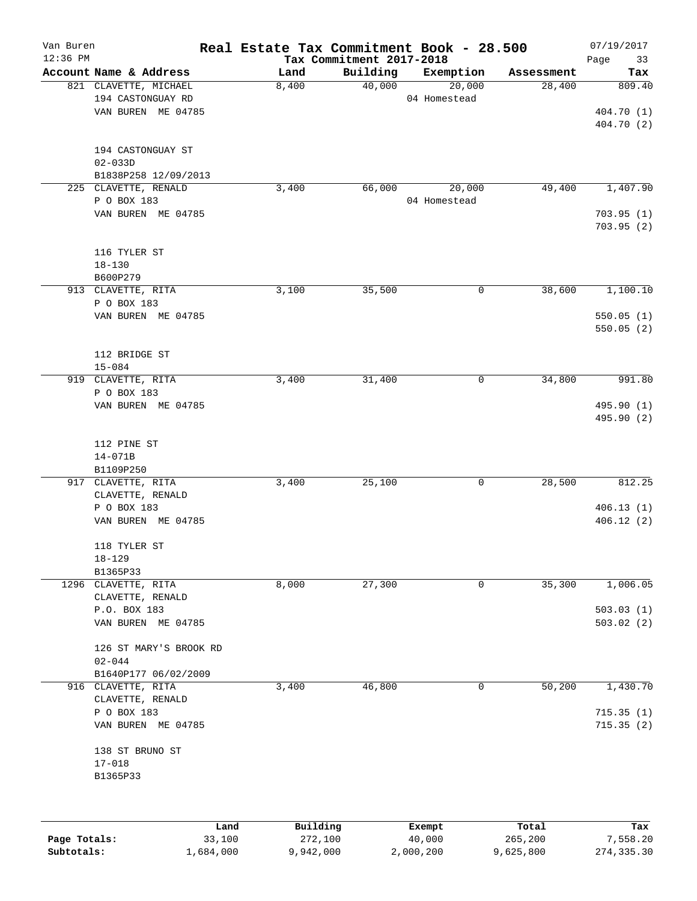# Real Estate Tax Commitment Book - 28.500

Van Buren — 12:36 PM — Tax Commitment 2017-2018 — 07/19/2017

| Account | Name & Address | Land | Building | Exemption | Assessment | Tax |
|---|---|---|---|---|---|---|
| 821 | CLAVETTE, MICHAEL<br>194 CASTONGUAY RD<br>VAN BUREN ME 04785<br><br>194 CASTONGUAY ST<br>02-033D<br>B1838P258 12/09/2013 | 8,400 | 40,000 | 20,000<br>04 Homestead | 28,400 | 809.40<br>404.70 (1)<br>404.70 (2) |
| 225 | CLAVETTE, RENALD<br>P O BOX 183<br>VAN BUREN ME 04785<br><br>116 TYLER ST<br>18-130<br>B600P279 | 3,400 | 66,000 | 20,000<br>04 Homestead | 49,400 | 1,407.90<br>703.95 (1)<br>703.95 (2) |
| 913 | CLAVETTE, RITA<br>P O BOX 183<br>VAN BUREN ME 04785<br><br>112 BRIDGE ST<br>15-084 | 3,100 | 35,500 | 0 | 38,600 | 1,100.10<br>550.05 (1)<br>550.05 (2) |
| 919 | CLAVETTE, RITA<br>P O BOX 183<br>VAN BUREN ME 04785<br><br>112 PINE ST<br>14-071B<br>B1109P250 | 3,400 | 31,400 | 0 | 34,800 | 991.80<br>495.90 (1)<br>495.90 (2) |
| 917 | CLAVETTE, RITA<br>CLAVETTE, RENALD<br>P O BOX 183<br>VAN BUREN ME 04785<br><br>118 TYLER ST<br>18-129<br>B1365P33 | 3,400 | 25,100 | 0 | 28,500 | 812.25<br>406.13 (1)<br>406.12 (2) |
| 1296 | CLAVETTE, RITA<br>CLAVETTE, RENALD<br>P.O. BOX 183<br>VAN BUREN ME 04785<br><br>126 ST MARY'S BROOK RD<br>02-044<br>B1640P177 06/02/2009 | 8,000 | 27,300 | 0 | 35,300 | 1,006.05<br>503.03 (1)<br>503.02 (2) |
| 916 | CLAVETTE, RITA<br>CLAVETTE, RENALD<br>P O BOX 183<br>VAN BUREN ME 04785<br><br>138 ST BRUNO ST<br>17-018<br>B1365P33 | 3,400 | 46,800 | 0 | 50,200 | 1,430.70<br>715.35 (1)<br>715.35 (2) |

| | Land | Building | Exempt | Total | Tax |
|---|---|---|---|---|---|
| Page Totals: | 33,100 | 272,100 | 40,000 | 265,200 | 7,558.20 |
| Subtotals: | 1,684,000 | 9,942,000 | 2,000,200 | 9,625,800 | 274,335.30 |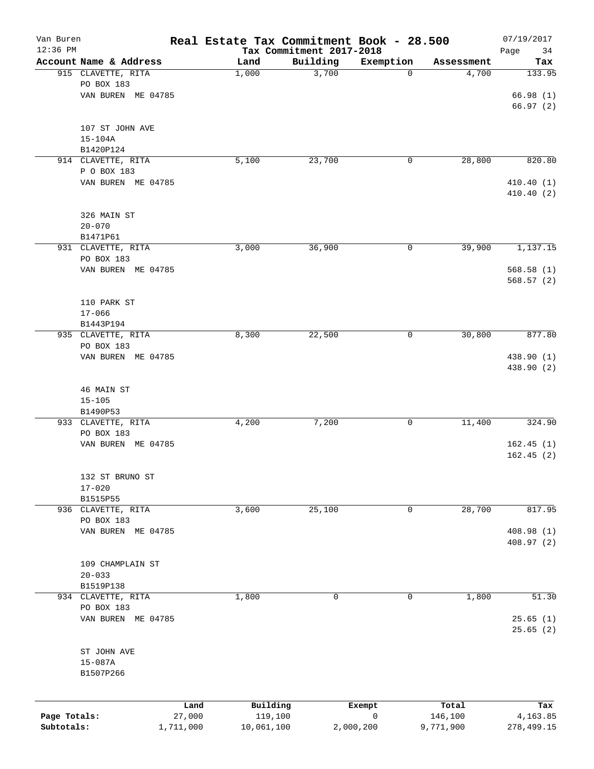# Real Estate Tax Commitment Book - 28.500

Van Buren — 12:36 PM — Tax Commitment 2017-2018 — 07/19/2017

| Account Name & Address | Land | Building | Exemption | Assessment | Tax |
|---|---|---|---|---|---|
| 915 CLAVETTE, RITA<br>PO BOX 183<br>VAN BUREN ME 04785<br><br>107 ST JOHN AVE<br>15-104A<br>B1420P124 | 1,000 | 3,700 | 0 | 4,700 | 133.95<br>66.98 (1)<br>66.97 (2) |
| 914 CLAVETTE, RITA<br>P O BOX 183<br>VAN BUREN ME 04785<br><br>326 MAIN ST<br>20-070<br>B1471P61 | 5,100 | 23,700 | 0 | 28,800 | 820.80<br>410.40 (1)<br>410.40 (2) |
| 931 CLAVETTE, RITA<br>PO BOX 183<br>VAN BUREN ME 04785<br><br>110 PARK ST<br>17-066<br>B1443P194 | 3,000 | 36,900 | 0 | 39,900 | 1,137.15<br>568.58 (1)<br>568.57 (2) |
| 935 CLAVETTE, RITA<br>PO BOX 183<br>VAN BUREN ME 04785<br><br>46 MAIN ST<br>15-105<br>B1490P53 | 8,300 | 22,500 | 0 | 30,800 | 877.80<br>438.90 (1)<br>438.90 (2) |
| 933 CLAVETTE, RITA<br>PO BOX 183<br>VAN BUREN ME 04785<br><br>132 ST BRUNO ST<br>17-020<br>B1515P55 | 4,200 | 7,200 | 0 | 11,400 | 324.90<br>162.45 (1)<br>162.45 (2) |
| 936 CLAVETTE, RITA<br>PO BOX 183<br>VAN BUREN ME 04785<br><br>109 CHAMPLAIN ST<br>20-033<br>B1519P138 | 3,600 | 25,100 | 0 | 28,700 | 817.95<br>408.98 (1)<br>408.97 (2) |
| 934 CLAVETTE, RITA<br>PO BOX 183<br>VAN BUREN ME 04785<br><br>ST JOHN AVE<br>15-087A<br>B1507P266 | 1,800 | 0 | 0 | 1,800 | 51.30<br>25.65 (1)<br>25.65 (2) |

| | Land | Building | Exempt | Total | Tax |
|---|---|---|---|---|---|
| Page Totals: | 27,000 | 119,100 | 0 | 146,100 | 4,163.85 |
| Subtotals: | 1,711,000 | 10,061,100 | 2,000,200 | 9,771,900 | 278,499.15 |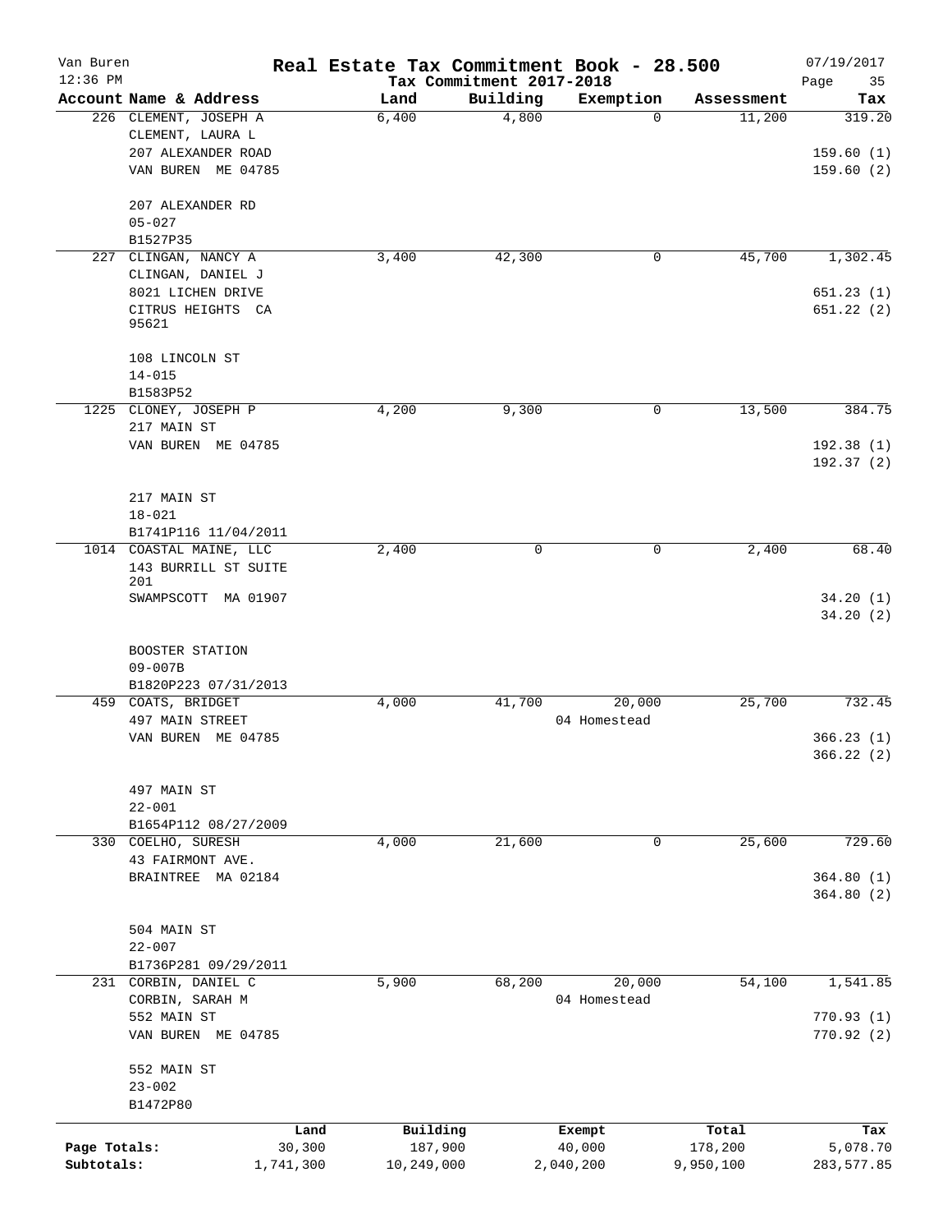# Real Estate Tax Commitment Book - 28.500

Van Buren
12:36 PM

Tax Commitment 2017-2018

07/19/2017

| Account Name & Address | Land | Building | Exemption | Assessment | Tax |
|---|---|---|---|---|---|
| 226 CLEMENT, JOSEPH A<br>CLEMENT, LAURA L<br>207 ALEXANDER ROAD<br>VAN BUREN ME 04785<br><br>207 ALEXANDER RD<br>05-027<br>B1527P35 | 6,400 | 4,800 | 0 | 11,200 | 319.20<br><br>159.60 (1)<br>159.60 (2) |
| 227 CLINGAN, NANCY A<br>CLINGAN, DANIEL J<br>8021 LICHEN DRIVE<br>CITRUS HEIGHTS CA 95621<br><br>108 LINCOLN ST<br>14-015<br>B1583P52 | 3,400 | 42,300 | 0 | 45,700 | 1,302.45<br><br>651.23 (1)<br>651.22 (2) |
| 1225 CLONEY, JOSEPH P<br>217 MAIN ST<br>VAN BUREN ME 04785<br><br>217 MAIN ST<br>18-021<br>B1741P116 11/04/2011 | 4,200 | 9,300 | 0 | 13,500 | 384.75<br><br>192.38 (1)<br>192.37 (2) |
| 1014 COASTAL MAINE, LLC<br>143 BURRILL ST SUITE 201<br>SWAMPSCOTT MA 01907<br><br>BOOSTER STATION<br>09-007B<br>B1820P223 07/31/2013 | 2,400 | 0 | 0 | 2,400 | 68.40<br><br>34.20 (1)<br>34.20 (2) |
| 459 COATS, BRIDGET<br>497 MAIN STREET<br>VAN BUREN ME 04785<br><br>497 MAIN ST<br>22-001<br>B1654P112 08/27/2009 | 4,000 | 41,700 | 20,000<br>04 Homestead | 25,700 | 732.45<br><br>366.23 (1)<br>366.22 (2) |
| 330 COELHO, SURESH<br>43 FAIRMONT AVE.<br>BRAINTREE MA 02184<br><br>504 MAIN ST<br>22-007<br>B1736P281 09/29/2011 | 4,000 | 21,600 | 0 | 25,600 | 729.60<br><br>364.80 (1)<br>364.80 (2) |
| 231 CORBIN, DANIEL C<br>CORBIN, SARAH M<br>552 MAIN ST<br>VAN BUREN ME 04785<br><br>552 MAIN ST<br>23-002<br>B1472P80 | 5,900 | 68,200 | 20,000<br>04 Homestead | 54,100 | 1,541.85<br><br>770.93 (1)<br>770.92 (2) |

| | Land | Building | Exempt | Total | Tax |
|---|---|---|---|---|---|
| Page Totals: | 30,300 | 187,900 | 40,000 | 178,200 | 5,078.70 |
| Subtotals: | 1,741,300 | 10,249,000 | 2,040,200 | 9,950,100 | 283,577.85 |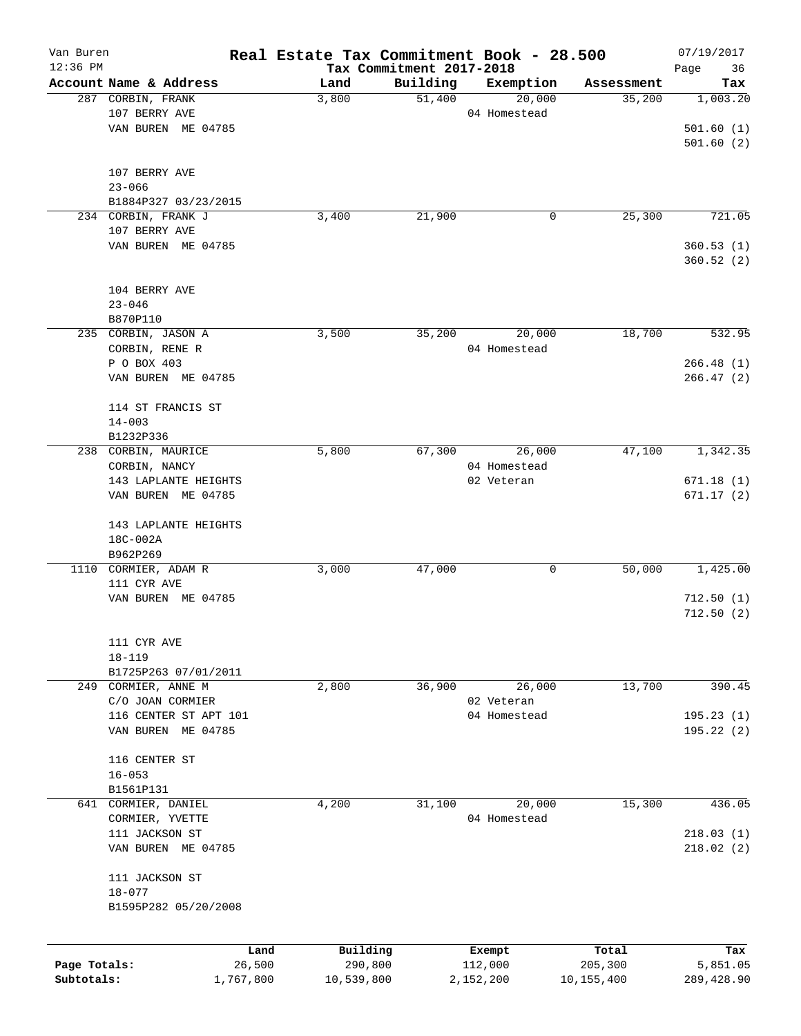Van Buren — **Real Estate Tax Commitment Book - 28.500** — 07/19/2017
12:36 PM — Tax Commitment 2017-2018

| Account Name & Address | Land | Building | Exemption | Assessment | Tax |
|---|---|---|---|---|---|
| 287 CORBIN, FRANK<br>107 BERRY AVE<br>VAN BUREN ME 04785<br><br>107 BERRY AVE<br>23-066<br>B1884P327 03/23/2015 | 3,800 | 51,400 | 20,000<br>04 Homestead | 35,200 | 1,003.20<br><br>501.60 (1)<br>501.60 (2) |
| 234 CORBIN, FRANK J<br>107 BERRY AVE<br>VAN BUREN ME 04785<br><br>104 BERRY AVE<br>23-046<br>B870P110 | 3,400 | 21,900 | 0 | 25,300 | 721.05<br><br>360.53 (1)<br>360.52 (2) |
| 235 CORBIN, JASON A<br>CORBIN, RENE R<br>P O BOX 403<br>VAN BUREN ME 04785<br><br>114 ST FRANCIS ST<br>14-003<br>B1232P336 | 3,500 | 35,200 | 20,000<br>04 Homestead | 18,700 | 532.95<br><br>266.48 (1)<br>266.47 (2) |
| 238 CORBIN, MAURICE<br>CORBIN, NANCY<br>143 LAPLANTE HEIGHTS<br>VAN BUREN ME 04785<br><br>143 LAPLANTE HEIGHTS<br>18C-002A<br>B962P269 | 5,800 | 67,300 | 26,000<br>04 Homestead<br>02 Veteran | 47,100 | 1,342.35<br><br>671.18 (1)<br>671.17 (2) |
| 1110 CORMIER, ADAM R<br>111 CYR AVE<br>VAN BUREN ME 04785<br><br>111 CYR AVE<br>18-119<br>B1725P263 07/01/2011 | 3,000 | 47,000 | 0 | 50,000 | 1,425.00<br><br>712.50 (1)<br>712.50 (2) |
| 249 CORMIER, ANNE M<br>C/O JOAN CORMIER<br>116 CENTER ST APT 101<br>VAN BUREN ME 04785<br><br>116 CENTER ST<br>16-053<br>B1561P131 | 2,800 | 36,900 | 26,000<br>02 Veteran<br>04 Homestead | 13,700 | 390.45<br><br>195.23 (1)<br>195.22 (2) |
| 641 CORMIER, DANIEL<br>CORMIER, YVETTE<br>111 JACKSON ST<br>VAN BUREN ME 04785<br><br>111 JACKSON ST<br>18-077<br>B1595P282 05/20/2008 | 4,200 | 31,100 | 20,000<br>04 Homestead | 15,300 | 436.05<br><br>218.03 (1)<br>218.02 (2) |

| | Land | Building | Exempt | Total | Tax |
|---|---|---|---|---|---|
| Page Totals: | 26,500 | 290,800 | 112,000 | 205,300 | 5,851.05 |
| Subtotals: | 1,767,800 | 10,539,800 | 2,152,200 | 10,155,400 | 289,428.90 |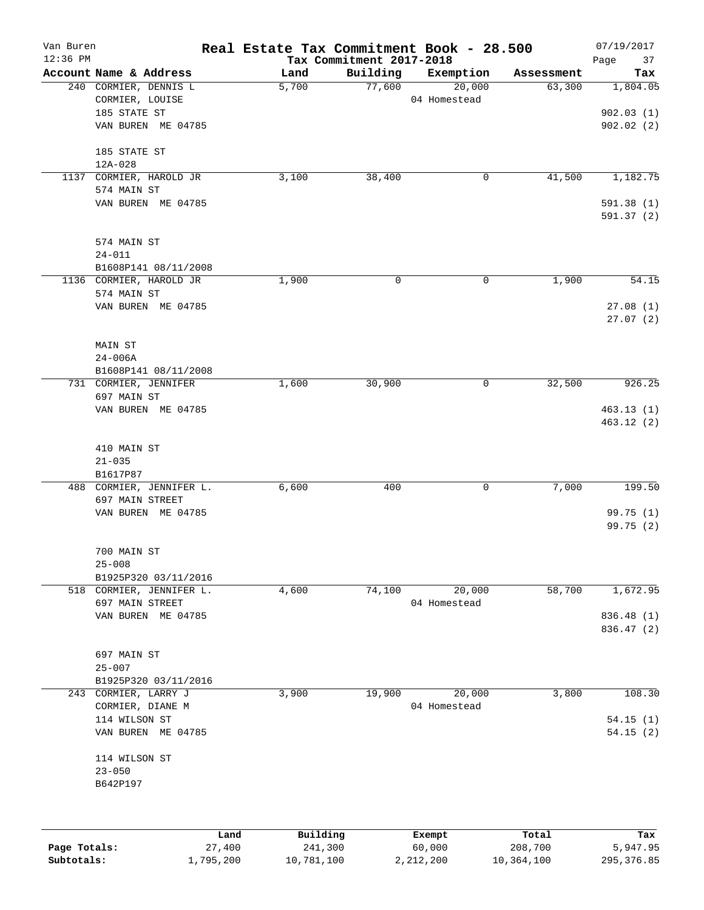Van Buren — Real Estate Tax Commitment Book - 28.500 — 07/19/2017
12:36 PM — Tax Commitment 2017-2018

| Account Name & Address | Land | Building | Exemption | Assessment | Tax |
|---|---|---|---|---|---|
| 240 CORMIER, DENNIS L<br>CORMIER, LOUISE<br>185 STATE ST<br>VAN BUREN ME 04785<br><br>185 STATE ST<br>12A-028 | 5,700 | 77,600 | 20,000<br>04 Homestead | 63,300 | 1,804.05<br><br>902.03 (1)<br>902.02 (2) |
| 1137 CORMIER, HAROLD JR<br>574 MAIN ST<br>VAN BUREN ME 04785<br><br>574 MAIN ST<br>24-011<br>B1608P141 08/11/2008 | 3,100 | 38,400 | 0 | 41,500 | 1,182.75<br><br>591.38 (1)<br>591.37 (2) |
| 1136 CORMIER, HAROLD JR<br>574 MAIN ST<br>VAN BUREN ME 04785<br><br>MAIN ST<br>24-006A<br>B1608P141 08/11/2008 | 1,900 | 0 | 0 | 1,900 | 54.15<br><br>27.08 (1)<br>27.07 (2) |
| 731 CORMIER, JENNIFER<br>697 MAIN ST<br>VAN BUREN ME 04785<br><br>410 MAIN ST<br>21-035<br>B1617P87 | 1,600 | 30,900 | 0 | 32,500 | 926.25<br><br>463.13 (1)<br>463.12 (2) |
| 488 CORMIER, JENNIFER L.<br>697 MAIN STREET<br>VAN BUREN ME 04785<br><br>700 MAIN ST<br>25-008<br>B1925P320 03/11/2016 | 6,600 | 400 | 0 | 7,000 | 199.50<br><br>99.75 (1)<br>99.75 (2) |
| 518 CORMIER, JENNIFER L.<br>697 MAIN STREET<br>VAN BUREN ME 04785<br><br>697 MAIN ST<br>25-007<br>B1925P320 03/11/2016 | 4,600 | 74,100 | 20,000<br>04 Homestead | 58,700 | 1,672.95<br><br>836.48 (1)<br>836.47 (2) |
| 243 CORMIER, LARRY J<br>CORMIER, DIANE M<br>114 WILSON ST<br>VAN BUREN ME 04785<br><br>114 WILSON ST<br>23-050<br>B642P197 | 3,900 | 19,900 | 20,000<br>04 Homestead | 3,800 | 108.30<br><br>54.15 (1)<br>54.15 (2) |

| | Land | Building | Exempt | Total | Tax |
|---|---|---|---|---|---|
| Page Totals: | 27,400 | 241,300 | 60,000 | 208,700 | 5,947.95 |
| Subtotals: | 1,795,200 | 10,781,100 | 2,212,200 | 10,364,100 | 295,376.85 |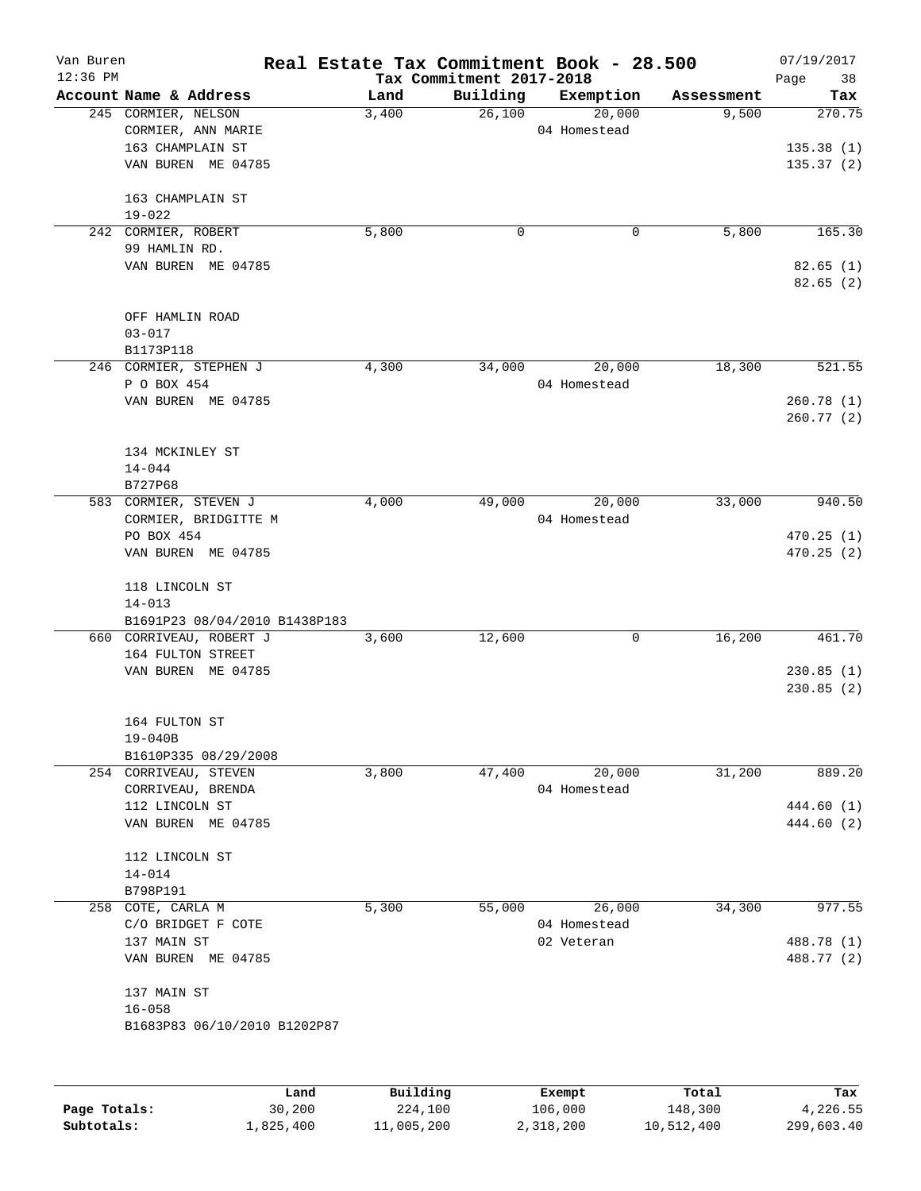# Van Buren — Real Estate Tax Commitment Book - 28.500

12:36 PM — Tax Commitment 2017-2018 — 07/19/2017

| Account Name & Address | Land | Building | Exemption | Assessment | Tax |
|---|---|---|---|---|---|
| 245 CORMIER, NELSON<br>CORMIER, ANN MARIE<br>163 CHAMPLAIN ST<br>VAN BUREN ME 04785<br><br>163 CHAMPLAIN ST<br>19-022 | 3,400 | 26,100 | 20,000<br>04 Homestead | 9,500 | 270.75<br><br>135.38 (1)<br>135.37 (2) |
| 242 CORMIER, ROBERT<br>99 HAMLIN RD.<br>VAN BUREN ME 04785<br><br>OFF HAMLIN ROAD<br>03-017<br>B1173P118 | 5,800 | 0 | 0 | 5,800 | 165.30<br><br>82.65 (1)<br>82.65 (2) |
| 246 CORMIER, STEPHEN J<br>P O BOX 454<br>VAN BUREN ME 04785<br><br>134 MCKINLEY ST<br>14-044<br>B727P68 | 4,300 | 34,000 | 20,000<br>04 Homestead | 18,300 | 521.55<br><br>260.78 (1)<br>260.77 (2) |
| 583 CORMIER, STEVEN J<br>CORMIER, BRIDGITTE M<br>PO BOX 454<br>VAN BUREN ME 04785<br><br>118 LINCOLN ST<br>14-013<br>B1691P23 08/04/2010 B1438P183 | 4,000 | 49,000 | 20,000<br>04 Homestead | 33,000 | 940.50<br><br>470.25 (1)<br>470.25 (2) |
| 660 CORRIVEAU, ROBERT J<br>164 FULTON STREET<br>VAN BUREN ME 04785<br><br>164 FULTON ST<br>19-040B<br>B1610P335 08/29/2008 | 3,600 | 12,600 | 0 | 16,200 | 461.70<br><br>230.85 (1)<br>230.85 (2) |
| 254 CORRIVEAU, STEVEN<br>CORRIVEAU, BRENDA<br>112 LINCOLN ST<br>VAN BUREN ME 04785<br><br>112 LINCOLN ST<br>14-014<br>B798P191 | 3,800 | 47,400 | 20,000<br>04 Homestead | 31,200 | 889.20<br><br>444.60 (1)<br>444.60 (2) |
| 258 COTE, CARLA M<br>C/O BRIDGET F COTE<br>137 MAIN ST<br>VAN BUREN ME 04785<br><br>137 MAIN ST<br>16-058<br>B1683P83 06/10/2010 B1202P87 | 5,300 | 55,000 | 26,000<br>04 Homestead<br>02 Veteran | 34,300 | 977.55<br><br>488.78 (1)<br>488.77 (2) |

| | Land | Building | Exempt | Total | Tax |
|---|---|---|---|---|---|
| Page Totals: | 30,200 | 224,100 | 106,000 | 148,300 | 4,226.55 |
| Subtotals: | 1,825,400 | 11,005,200 | 2,318,200 | 10,512,400 | 299,603.40 |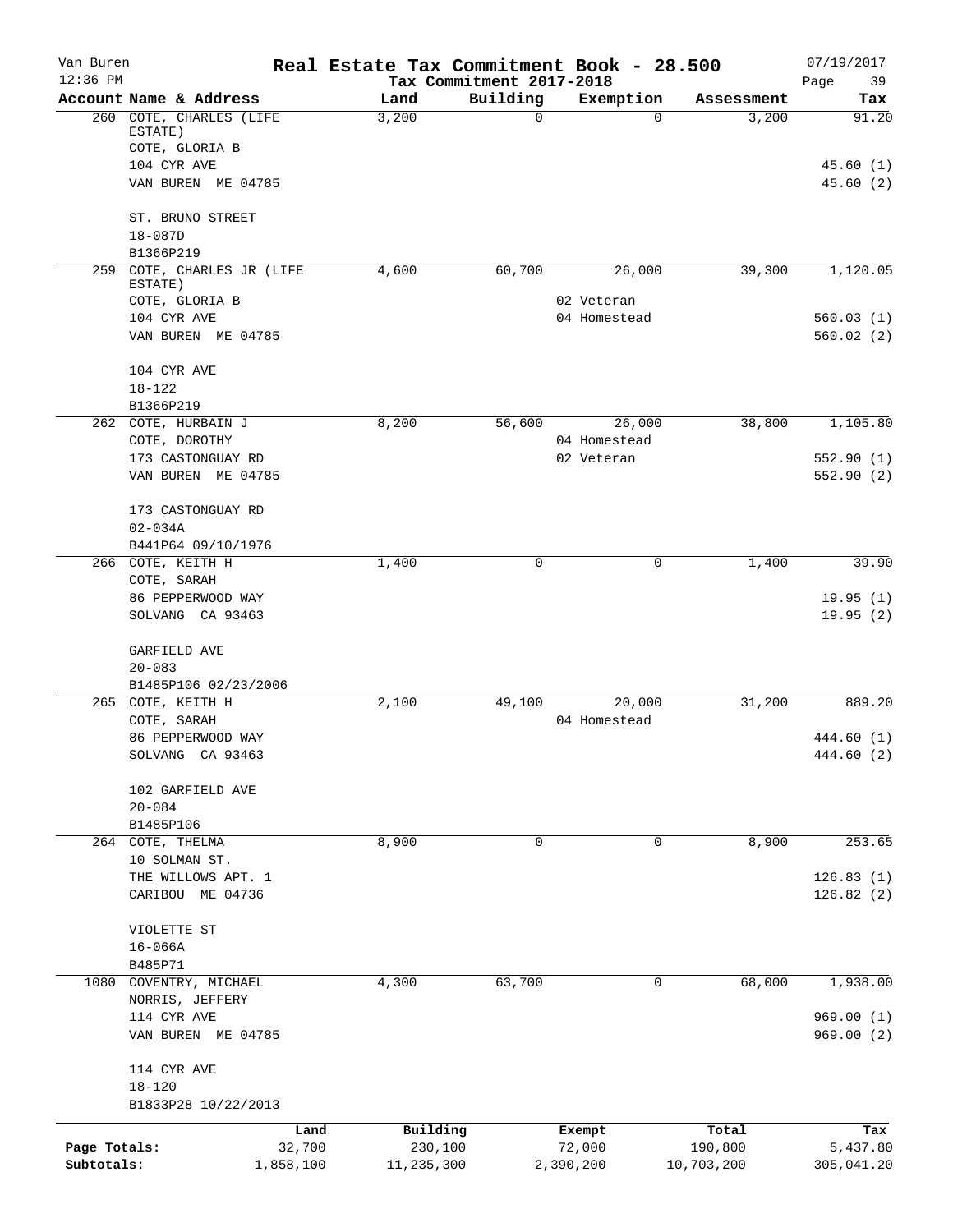# Real Estate Tax Commitment Book - 28.500

Van Buren
12:36 PM

Tax Commitment 2017-2018

07/19/2017

| Account Name & Address | Land | Building | Exemption | Assessment | Tax |
|---|---|---|---|---|---|
| 260 COTE, CHARLES (LIFE ESTATE) | 3,200 | 0 | 0 | 3,200 | 91.20 |
| COTE, GLORIA B | | | | | |
| 104 CYR AVE | | | | | 45.60 (1) |
| VAN BUREN ME 04785 | | | | | 45.60 (2) |
| ST. BRUNO STREET | | | | | |
| 18-087D | | | | | |
| B1366P219 | | | | | |
| 259 COTE, CHARLES JR (LIFE ESTATE) | 4,600 | 60,700 | 26,000 | 39,300 | 1,120.05 |
| COTE, GLORIA B | | | 02 Veteran | | |
| 104 CYR AVE | | | 04 Homestead | | 560.03 (1) |
| VAN BUREN ME 04785 | | | | | 560.02 (2) |
| 104 CYR AVE | | | | | |
| 18-122 | | | | | |
| B1366P219 | | | | | |
| 262 COTE, HURBAIN J | 8,200 | 56,600 | 26,000 | 38,800 | 1,105.80 |
| COTE, DOROTHY | | | 04 Homestead | | |
| 173 CASTONGUAY RD | | | 02 Veteran | | 552.90 (1) |
| VAN BUREN ME 04785 | | | | | 552.90 (2) |
| 173 CASTONGUAY RD | | | | | |
| 02-034A | | | | | |
| B441P64 09/10/1976 | | | | | |
| 266 COTE, KEITH H | 1,400 | 0 | 0 | 1,400 | 39.90 |
| COTE, SARAH | | | | | |
| 86 PEPPERWOOD WAY | | | | | 19.95 (1) |
| SOLVANG CA 93463 | | | | | 19.95 (2) |
| GARFIELD AVE | | | | | |
| 20-083 | | | | | |
| B1485P106 02/23/2006 | | | | | |
| 265 COTE, KEITH H | 2,100 | 49,100 | 20,000 | 31,200 | 889.20 |
| COTE, SARAH | | | 04 Homestead | | |
| 86 PEPPERWOOD WAY | | | | | 444.60 (1) |
| SOLVANG CA 93463 | | | | | 444.60 (2) |
| 102 GARFIELD AVE | | | | | |
| 20-084 | | | | | |
| B1485P106 | | | | | |
| 264 COTE, THELMA | 8,900 | 0 | 0 | 8,900 | 253.65 |
| 10 SOLMAN ST. | | | | | |
| THE WILLOWS APT. 1 | | | | | 126.83 (1) |
| CARIBOU ME 04736 | | | | | 126.82 (2) |
| VIOLETTE ST | | | | | |
| 16-066A | | | | | |
| B485P71 | | | | | |
| 1080 COVENTRY, MICHAEL | 4,300 | 63,700 | 0 | 68,000 | 1,938.00 |
| NORRIS, JEFFERY | | | | | |
| 114 CYR AVE | | | | | 969.00 (1) |
| VAN BUREN ME 04785 | | | | | 969.00 (2) |
| 114 CYR AVE | | | | | |
| 18-120 | | | | | |
| B1833P28 10/22/2013 | | | | | |

| | Land | Building | Exempt | Total | Tax |
|---|---|---|---|---|---|
| Page Totals: | 32,700 | 230,100 | 72,000 | 190,800 | 5,437.80 |
| Subtotals: | 1,858,100 | 11,235,300 | 2,390,200 | 10,703,200 | 305,041.20 |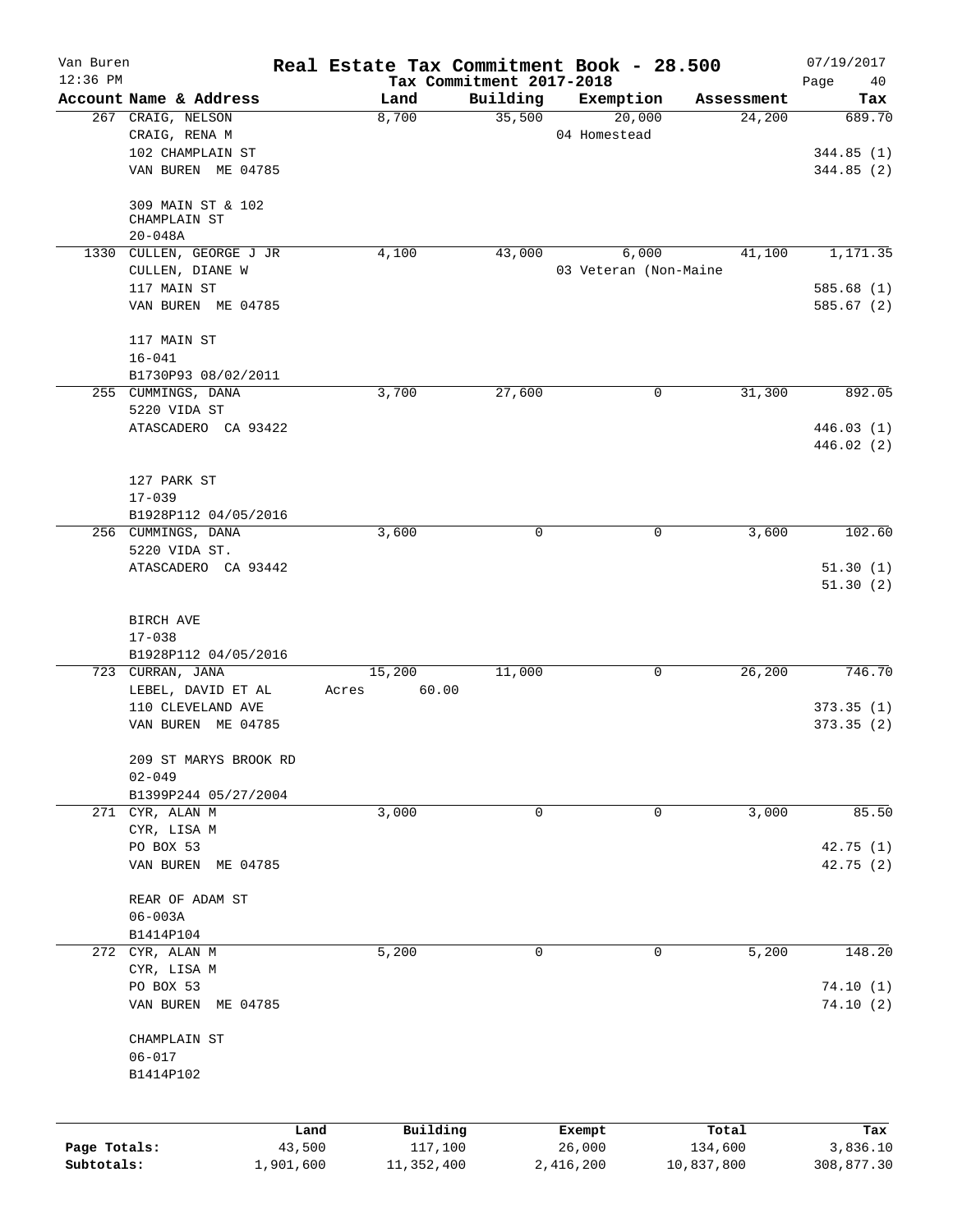# Real Estate Tax Commitment Book - 28.500

Van Buren
12:36 PM

Tax Commitment 2017-2018

07/19/2017

| Account Name & Address | Land | Building | Exemption | Assessment | Tax |
|---|---|---|---|---|---|
| 267 CRAIG, NELSON<br>CRAIG, RENA M<br>102 CHAMPLAIN ST<br>VAN BUREN ME 04785<br><br>309 MAIN ST & 102 CHAMPLAIN ST<br>20-048A | 8,700 | 35,500 | 20,000<br>04 Homestead | 24,200 | 689.70<br><br>344.85 (1)<br>344.85 (2) |
| 1330 CULLEN, GEORGE J JR<br>CULLEN, DIANE W<br>117 MAIN ST<br>VAN BUREN ME 04785<br><br>117 MAIN ST<br>16-041<br>B1730P93 08/02/2011 | 4,100 | 43,000 | 6,000<br>03 Veteran (Non-Maine | 41,100 | 1,171.35<br><br>585.68 (1)<br>585.67 (2) |
| 255 CUMMINGS, DANA<br>5220 VIDA ST<br>ATASCADERO CA 93422<br><br>127 PARK ST<br>17-039<br>B1928P112 04/05/2016 | 3,700 | 27,600 | 0 | 31,300 | 892.05<br><br>446.03 (1)<br>446.02 (2) |
| 256 CUMMINGS, DANA<br>5220 VIDA ST.<br>ATASCADERO CA 93442<br><br>BIRCH AVE<br>17-038<br>B1928P112 04/05/2016 | 3,600 | 0 | 0 | 3,600 | 102.60<br><br>51.30 (1)<br>51.30 (2) |
| 723 CURRAN, JANA<br>LEBEL, DAVID ET AL<br>110 CLEVELAND AVE<br>VAN BUREN ME 04785<br><br>209 ST MARYS BROOK RD<br>02-049<br>B1399P244 05/27/2004 | 15,200<br>Acres 60.00 | 11,000 | 0 | 26,200 | 746.70<br><br>373.35 (1)<br>373.35 (2) |
| 271 CYR, ALAN M<br>CYR, LISA M<br>PO BOX 53<br>VAN BUREN ME 04785<br><br>REAR OF ADAM ST<br>06-003A<br>B1414P104 | 3,000 | 0 | 0 | 3,000 | 85.50<br><br>42.75 (1)<br>42.75 (2) |
| 272 CYR, ALAN M<br>CYR, LISA M<br>PO BOX 53<br>VAN BUREN ME 04785<br><br>CHAMPLAIN ST<br>06-017<br>B1414P102 | 5,200 | 0 | 0 | 5,200 | 148.20<br><br>74.10 (1)<br>74.10 (2) |

| | Land | Building | Exempt | Total | Tax |
|---|---|---|---|---|---|
| Page Totals: | 43,500 | 117,100 | 26,000 | 134,600 | 3,836.10 |
| Subtotals: | 1,901,600 | 11,352,400 | 2,416,200 | 10,837,800 | 308,877.30 |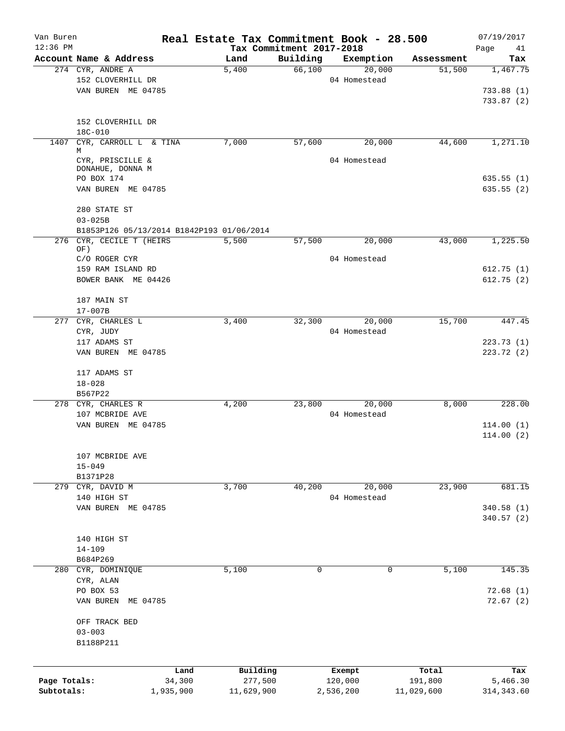Van Buren | Real Estate Tax Commitment Book - 28.500 | 07/19/2017
12:36 PM | Tax Commitment 2017-2018 | Page 41

| Account Name & Address | Land | Building | Exemption | Assessment | Tax |
|---|---|---|---|---|---|
| 274 CYR, ANDRE A | 5,400 | 66,100 | 20,000 | 51,500 | 1,467.75 |
| 152 CLOVERHILL DR | | | 04 Homestead | | |
| VAN BUREN ME 04785 | | | | | 733.88 (1) |
| | | | | | 733.87 (2) |
| 152 CLOVERHILL DR | | | | | |
| 18C-010 | | | | | |
| 1407 CYR, CARROLL L & TINA M | 7,000 | 57,600 | 20,000 | 44,600 | 1,271.10 |
| CYR, PRISCILLE & DONAHUE, DONNA M | | | 04 Homestead | | |
| PO BOX 174 | | | | | 635.55 (1) |
| VAN BUREN ME 04785 | | | | | 635.55 (2) |
| 280 STATE ST | | | | | |
| 03-025B | | | | | |
| B1853P126 05/13/2014 B1842P193 01/06/2014 | | | | | |
| 276 CYR, CECILE T (HEIRS OF) | 5,500 | 57,500 | 20,000 | 43,000 | 1,225.50 |
| C/O ROGER CYR | | | 04 Homestead | | |
| 159 RAM ISLAND RD | | | | | 612.75 (1) |
| BOWER BANK ME 04426 | | | | | 612.75 (2) |
| 187 MAIN ST | | | | | |
| 17-007B | | | | | |
| 277 CYR, CHARLES L | 3,400 | 32,300 | 20,000 | 15,700 | 447.45 |
| CYR, JUDY | | | 04 Homestead | | |
| 117 ADAMS ST | | | | | 223.73 (1) |
| VAN BUREN ME 04785 | | | | | 223.72 (2) |
| 117 ADAMS ST | | | | | |
| 18-028 | | | | | |
| B567P22 | | | | | |
| 278 CYR, CHARLES R | 4,200 | 23,800 | 20,000 | 8,000 | 228.00 |
| 107 MCBRIDE AVE | | | 04 Homestead | | |
| VAN BUREN ME 04785 | | | | | 114.00 (1) |
| | | | | | 114.00 (2) |
| 107 MCBRIDE AVE | | | | | |
| 15-049 | | | | | |
| B1371P28 | | | | | |
| 279 CYR, DAVID M | 3,700 | 40,200 | 20,000 | 23,900 | 681.15 |
| 140 HIGH ST | | | 04 Homestead | | |
| VAN BUREN ME 04785 | | | | | 340.58 (1) |
| | | | | | 340.57 (2) |
| 140 HIGH ST | | | | | |
| 14-109 | | | | | |
| B684P269 | | | | | |
| 280 CYR, DOMINIQUE | 5,100 | 0 | 0 | 5,100 | 145.35 |
| CYR, ALAN | | | | | |
| PO BOX 53 | | | | | 72.68 (1) |
| VAN BUREN ME 04785 | | | | | 72.67 (2) |
| OFF TRACK BED | | | | | |
| 03-003 | | | | | |
| B1188P211 | | | | | |

| | Land | Building | Exempt | Total | Tax |
|---|---|---|---|---|---|
| Page Totals: | 34,300 | 277,500 | 120,000 | 191,800 | 5,466.30 |
| Subtotals: | 1,935,900 | 11,629,900 | 2,536,200 | 11,029,600 | 314,343.60 |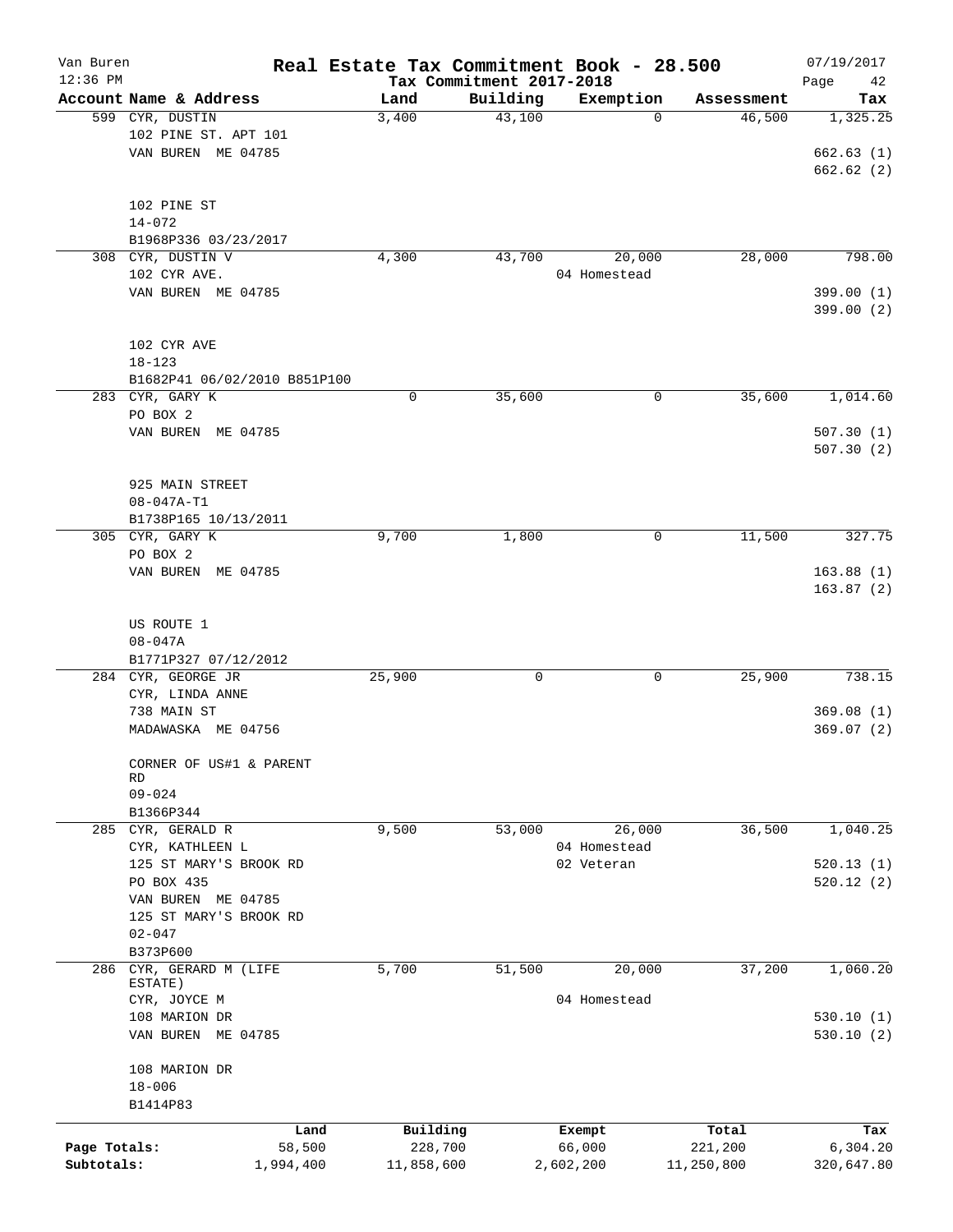# Real Estate Tax Commitment Book - 28.500

Van Buren
12:36 PM

Tax Commitment 2017-2018

07/19/2017

| Account Name & Address | Land | Building | Exemption | Assessment | Tax |
|---|---|---|---|---|---|
| 599 CYR, DUSTIN | 3,400 | 43,100 | 0 | 46,500 | 1,325.25 |
| 102 PINE ST. APT 101 | | | | | |
| VAN BUREN ME 04785 | | | | | 662.63 (1) |
| | | | | | 662.62 (2) |
| 102 PINE ST | | | | | |
| 14-072 | | | | | |
| B1968P336 03/23/2017 | | | | | |
| 308 CYR, DUSTIN V | 4,300 | 43,700 | 20,000 | 28,000 | 798.00 |
| 102 CYR AVE. | | | 04 Homestead | | |
| VAN BUREN ME 04785 | | | | | 399.00 (1) |
| | | | | | 399.00 (2) |
| 102 CYR AVE | | | | | |
| 18-123 | | | | | |
| B1682P41 06/02/2010 B851P100 | | | | | |
| 283 CYR, GARY K | 0 | 35,600 | 0 | 35,600 | 1,014.60 |
| PO BOX 2 | | | | | |
| VAN BUREN ME 04785 | | | | | 507.30 (1) |
| | | | | | 507.30 (2) |
| 925 MAIN STREET | | | | | |
| 08-047A-T1 | | | | | |
| B1738P165 10/13/2011 | | | | | |
| 305 CYR, GARY K | 9,700 | 1,800 | 0 | 11,500 | 327.75 |
| PO BOX 2 | | | | | |
| VAN BUREN ME 04785 | | | | | 163.88 (1) |
| | | | | | 163.87 (2) |
| US ROUTE 1 | | | | | |
| 08-047A | | | | | |
| B1771P327 07/12/2012 | | | | | |
| 284 CYR, GEORGE JR | 25,900 | 0 | 0 | 25,900 | 738.15 |
| CYR, LINDA ANNE | | | | | |
| 738 MAIN ST | | | | | 369.08 (1) |
| MADAWASKA ME 04756 | | | | | 369.07 (2) |
| CORNER OF US#1 & PARENT RD | | | | | |
| 09-024 | | | | | |
| B1366P344 | | | | | |
| 285 CYR, GERALD R | 9,500 | 53,000 | 26,000 | 36,500 | 1,040.25 |
| CYR, KATHLEEN L | | | 04 Homestead | | |
| 125 ST MARY'S BROOK RD | | | 02 Veteran | | 520.13 (1) |
| PO BOX 435 | | | | | 520.12 (2) |
| VAN BUREN ME 04785 | | | | | |
| 125 ST MARY'S BROOK RD | | | | | |
| 02-047 | | | | | |
| B373P600 | | | | | |
| 286 CYR, GERARD M (LIFE ESTATE) | 5,700 | 51,500 | 20,000 | 37,200 | 1,060.20 |
| CYR, JOYCE M | | | 04 Homestead | | |
| 108 MARION DR | | | | | 530.10 (1) |
| VAN BUREN ME 04785 | | | | | 530.10 (2) |
| 108 MARION DR | | | | | |
| 18-006 | | | | | |
| B1414P83 | | | | | |

| | Land | Building | Exempt | Total | Tax |
|---|---|---|---|---|---|
| Page Totals: | 58,500 | 228,700 | 66,000 | 221,200 | 6,304.20 |
| Subtotals: | 1,994,400 | 11,858,600 | 2,602,200 | 11,250,800 | 320,647.80 |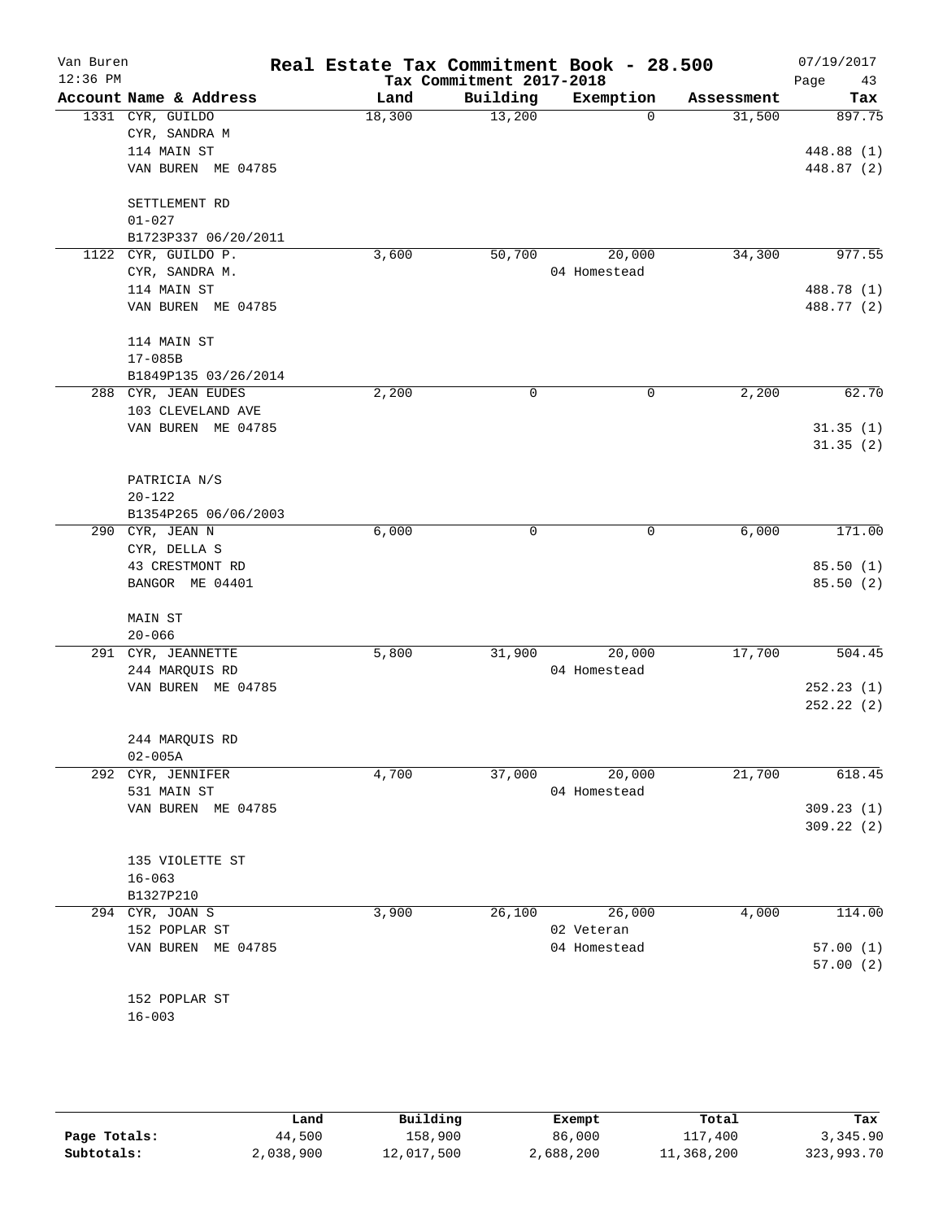# Real Estate Tax Commitment Book - 28.500

Van Buren
12:36 PM

Tax Commitment 2017-2018

07/19/2017

| Account Name & Address | Land | Building | Exemption | Assessment | Tax |
|---|---|---|---|---|---|
| 1331 CYR, GUILDO<br>CYR, SANDRA M<br>114 MAIN ST<br>VAN BUREN ME 04785<br><br>SETTLEMENT RD<br>01-027<br>B1723P337 06/20/2011 | 18,300 | 13,200 | 0 | 31,500 | 897.75<br><br>448.88 (1)<br>448.87 (2) |
| 1122 CYR, GUILDO P.<br>CYR, SANDRA M.<br>114 MAIN ST<br>VAN BUREN ME 04785<br><br>114 MAIN ST<br>17-085B<br>B1849P135 03/26/2014 | 3,600 | 50,700 | 20,000<br>04 Homestead | 34,300 | 977.55<br><br>488.78 (1)<br>488.77 (2) |
| 288 CYR, JEAN EUDES<br>103 CLEVELAND AVE<br>VAN BUREN ME 04785<br><br>PATRICIA N/S<br>20-122<br>B1354P265 06/06/2003 | 2,200 | 0 | 0 | 2,200 | 62.70<br><br>31.35 (1)<br>31.35 (2) |
| 290 CYR, JEAN N<br>CYR, DELLA S<br>43 CRESTMONT RD<br>BANGOR ME 04401<br><br>MAIN ST<br>20-066 | 6,000 | 0 | 0 | 6,000 | 171.00<br><br>85.50 (1)<br>85.50 (2) |
| 291 CYR, JEANNETTE<br>244 MARQUIS RD<br>VAN BUREN ME 04785<br><br>244 MARQUIS RD<br>02-005A | 5,800 | 31,900 | 20,000<br>04 Homestead | 17,700 | 504.45<br><br>252.23 (1)<br>252.22 (2) |
| 292 CYR, JENNIFER<br>531 MAIN ST<br>VAN BUREN ME 04785<br><br>135 VIOLETTE ST<br>16-063<br>B1327P210 | 4,700 | 37,000 | 20,000<br>04 Homestead | 21,700 | 618.45<br><br>309.23 (1)<br>309.22 (2) |
| 294 CYR, JOAN S<br>152 POPLAR ST<br>VAN BUREN ME 04785<br><br>152 POPLAR ST<br>16-003 | 3,900 | 26,100 | 26,000<br>02 Veteran<br>04 Homestead | 4,000 | 114.00<br><br>57.00 (1)<br>57.00 (2) |

|  | Land | Building | Exempt | Total | Tax |
|---|---|---|---|---|---|
| **Page Totals:** | 44,500 | 158,900 | 86,000 | 117,400 | 3,345.90 |
| **Subtotals:** | 2,038,900 | 12,017,500 | 2,688,200 | 11,368,200 | 323,993.70 |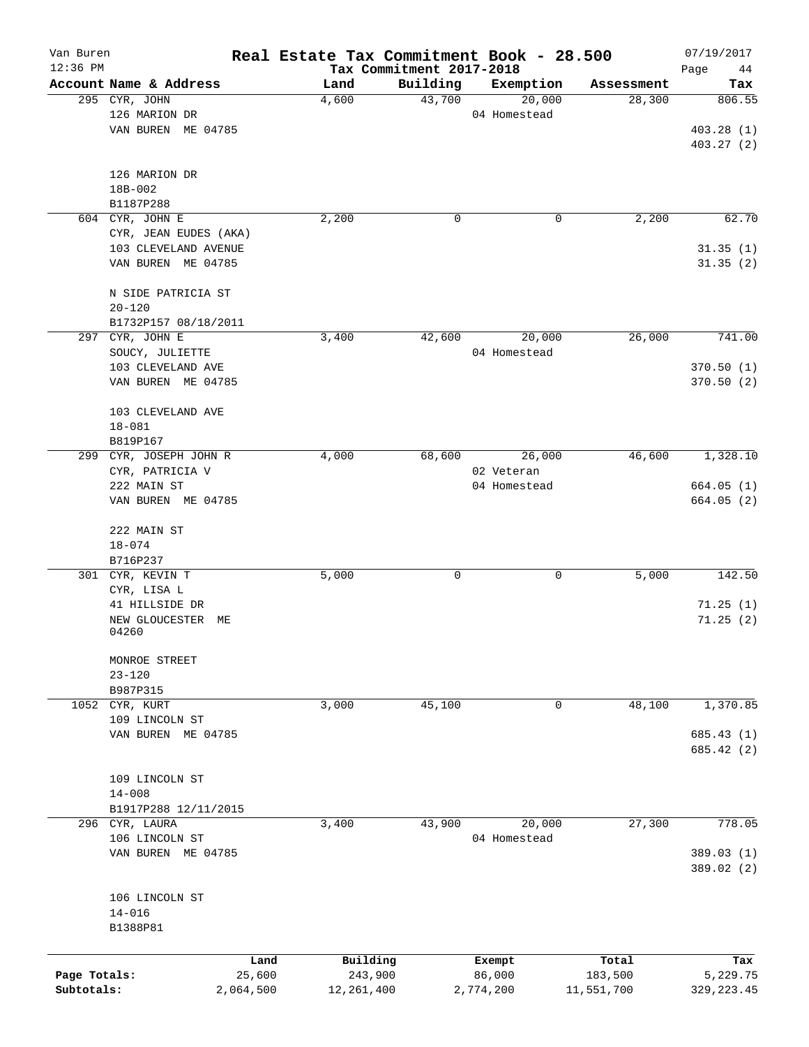# Real Estate Tax Commitment Book - 28.500

Van Buren
12:36 PM

Tax Commitment 2017-2018

07/19/2017

| Account | Name & Address | Land | Building | Exemption | Assessment | Tax |
|---|---|---|---|---|---|---|
| 295 | CYR, JOHN<br>126 MARION DR<br>VAN BUREN ME 04785<br><br>126 MARION DR<br>18B-002<br>B1187P288 | 4,600 | 43,700 | 20,000<br>04 Homestead | 28,300 | 806.55<br><br>403.28 (1)<br>403.27 (2) |
| 604 | CYR, JOHN E<br>CYR, JEAN EUDES (AKA)<br>103 CLEVELAND AVENUE<br>VAN BUREN ME 04785<br><br>N SIDE PATRICIA ST<br>20-120<br>B1732P157 08/18/2011 | 2,200 | 0 | 0 | 2,200 | 62.70<br><br>31.35 (1)<br>31.35 (2) |
| 297 | CYR, JOHN E<br>SOUCY, JULIETTE<br>103 CLEVELAND AVE<br>VAN BUREN ME 04785<br><br>103 CLEVELAND AVE<br>18-081<br>B819P167 | 3,400 | 42,600 | 20,000<br>04 Homestead | 26,000 | 741.00<br><br>370.50 (1)<br>370.50 (2) |
| 299 | CYR, JOSEPH JOHN R<br>CYR, PATRICIA V<br>222 MAIN ST<br>VAN BUREN ME 04785<br><br>222 MAIN ST<br>18-074<br>B716P237 | 4,000 | 68,600 | 26,000<br>02 Veteran<br>04 Homestead | 46,600 | 1,328.10<br><br>664.05 (1)<br>664.05 (2) |
| 301 | CYR, KEVIN T<br>CYR, LISA L<br>41 HILLSIDE DR<br>NEW GLOUCESTER ME 04260<br><br>MONROE STREET<br>23-120<br>B987P315 | 5,000 | 0 | 0 | 5,000 | 142.50<br><br>71.25 (1)<br>71.25 (2) |
| 1052 | CYR, KURT<br>109 LINCOLN ST<br>VAN BUREN ME 04785<br><br>109 LINCOLN ST<br>14-008<br>B1917P288 12/11/2015 | 3,000 | 45,100 | 0 | 48,100 | 1,370.85<br><br>685.43 (1)<br>685.42 (2) |
| 296 | CYR, LAURA<br>106 LINCOLN ST<br>VAN BUREN ME 04785<br><br>106 LINCOLN ST<br>14-016<br>B1388P81 | 3,400 | 43,900 | 20,000<br>04 Homestead | 27,300 | 778.05<br><br>389.03 (1)<br>389.02 (2) |

| | Land | Building | Exempt | Total | Tax |
|---|---|---|---|---|---|
| Page Totals: | 25,600 | 243,900 | 86,000 | 183,500 | 5,229.75 |
| Subtotals: | 2,064,500 | 12,261,400 | 2,774,200 | 11,551,700 | 329,223.45 |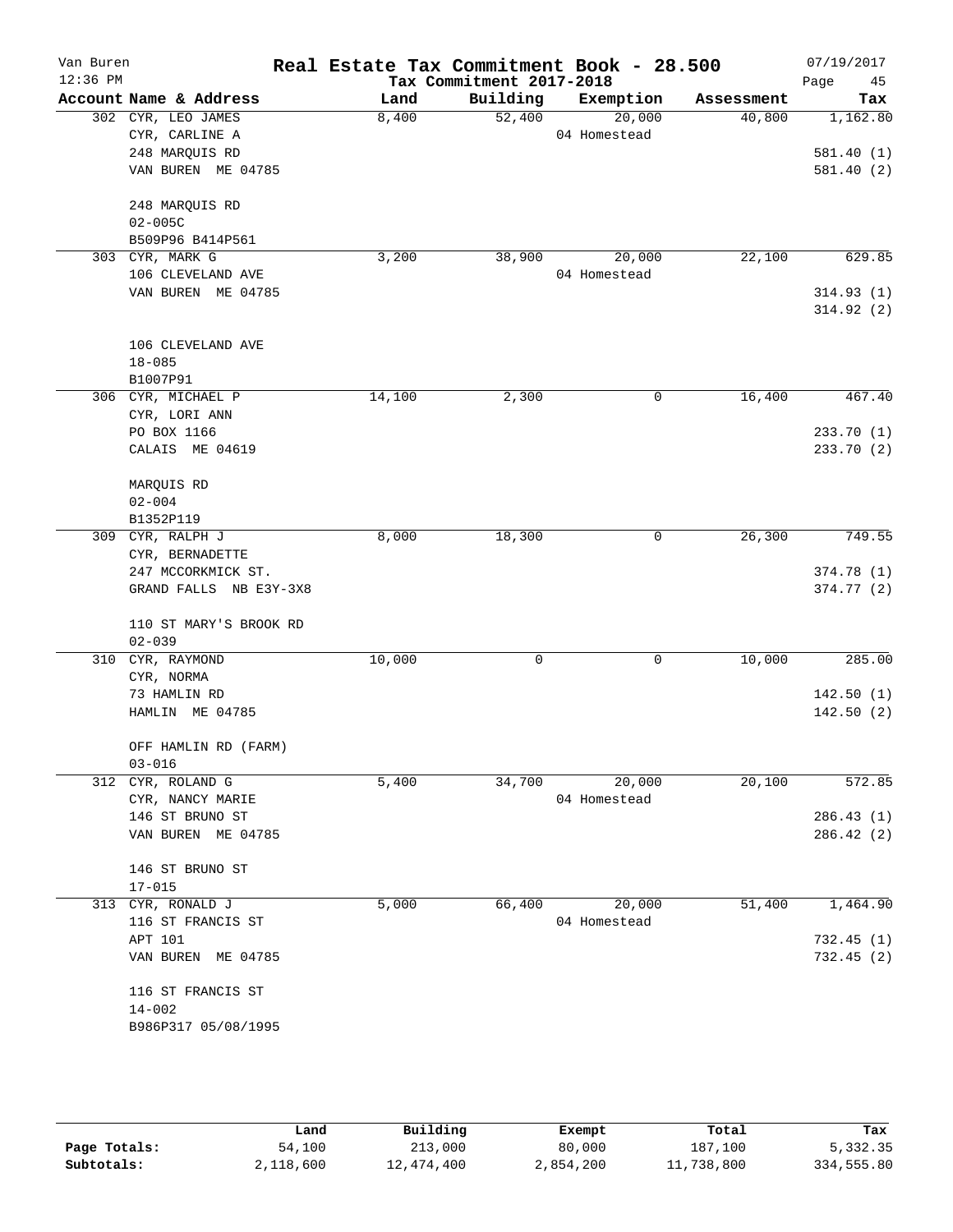Van Buren
12:36 PM

# Real Estate Tax Commitment Book - 28.500

Tax Commitment 2017-2018

07/19/2017

| Account Name & Address | Land | Building | Exemption | Assessment | Tax |
|---|---|---|---|---|---|
| 302 CYR, LEO JAMES | 8,400 | 52,400 | 20,000 | 40,800 | 1,162.80 |
| CYR, CARLINE A | | | 04 Homestead | | |
| 248 MARQUIS RD | | | | | 581.40 (1) |
| VAN BUREN ME 04785 | | | | | 581.40 (2) |
| 248 MARQUIS RD | | | | | |
| 02-005C | | | | | |
| B509P96 B414P561 | | | | | |
| 303 CYR, MARK G | 3,200 | 38,900 | 20,000 | 22,100 | 629.85 |
| 106 CLEVELAND AVE | | | 04 Homestead | | |
| VAN BUREN ME 04785 | | | | | 314.93 (1) |
| | | | | | 314.92 (2) |
| 106 CLEVELAND AVE | | | | | |
| 18-085 | | | | | |
| B1007P91 | | | | | |
| 306 CYR, MICHAEL P | 14,100 | 2,300 | 0 | 16,400 | 467.40 |
| CYR, LORI ANN | | | | | |
| PO BOX 1166 | | | | | 233.70 (1) |
| CALAIS ME 04619 | | | | | 233.70 (2) |
| MARQUIS RD | | | | | |
| 02-004 | | | | | |
| B1352P119 | | | | | |
| 309 CYR, RALPH J | 8,000 | 18,300 | 0 | 26,300 | 749.55 |
| CYR, BERNADETTE | | | | | |
| 247 MCCORKMICK ST. | | | | | 374.78 (1) |
| GRAND FALLS NB E3Y-3X8 | | | | | 374.77 (2) |
| 110 ST MARY'S BROOK RD | | | | | |
| 02-039 | | | | | |
| 310 CYR, RAYMOND | 10,000 | 0 | 0 | 10,000 | 285.00 |
| CYR, NORMA | | | | | |
| 73 HAMLIN RD | | | | | 142.50 (1) |
| HAMLIN ME 04785 | | | | | 142.50 (2) |
| OFF HAMLIN RD (FARM) | | | | | |
| 03-016 | | | | | |
| 312 CYR, ROLAND G | 5,400 | 34,700 | 20,000 | 20,100 | 572.85 |
| CYR, NANCY MARIE | | | 04 Homestead | | |
| 146 ST BRUNO ST | | | | | 286.43 (1) |
| VAN BUREN ME 04785 | | | | | 286.42 (2) |
| 146 ST BRUNO ST | | | | | |
| 17-015 | | | | | |
| 313 CYR, RONALD J | 5,000 | 66,400 | 20,000 | 51,400 | 1,464.90 |
| 116 ST FRANCIS ST | | | 04 Homestead | | |
| APT 101 | | | | | 732.45 (1) |
| VAN BUREN ME 04785 | | | | | 732.45 (2) |
| 116 ST FRANCIS ST | | | | | |
| 14-002 | | | | | |
| B986P317 05/08/1995 | | | | | |

| | Land | Building | Exempt | Total | Tax |
|---|---|---|---|---|---|
| Page Totals: | 54,100 | 213,000 | 80,000 | 187,100 | 5,332.35 |
| Subtotals: | 2,118,600 | 12,474,400 | 2,854,200 | 11,738,800 | 334,555.80 |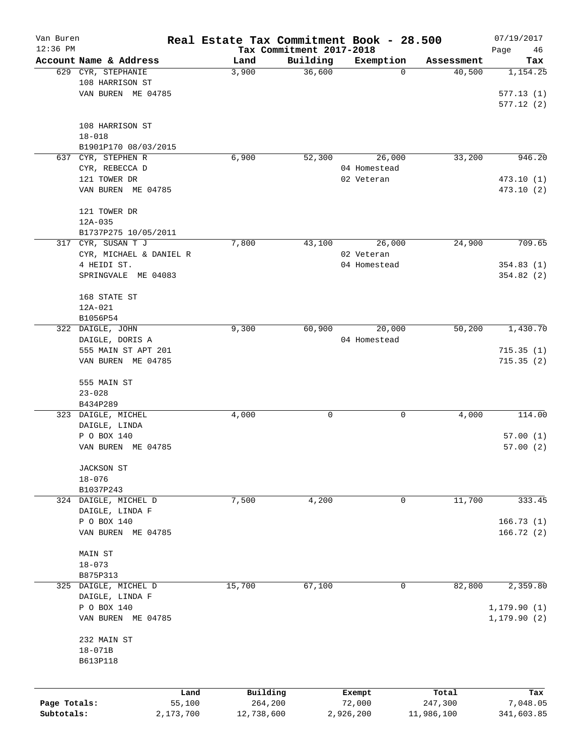# Real Estate Tax Commitment Book - 28.500

Van Buren 12:36 PM — Tax Commitment 2017-2018 — 07/19/2017

| Account Name & Address | Land | Building | Exemption | Assessment | Tax |
|---|---|---|---|---|---|
| 629 CYR, STEPHANIE<br>108 HARRISON ST<br>VAN BUREN ME 04785<br><br>108 HARRISON ST<br>18-018<br>B1901P170 08/03/2015 | 3,900 | 36,600 | 0 | 40,500 | 1,154.25<br><br>577.13 (1)<br>577.12 (2) |
| 637 CYR, STEPHEN R<br>CYR, REBECCA D<br>121 TOWER DR<br>VAN BUREN ME 04785<br><br>121 TOWER DR<br>12A-035<br>B1737P275 10/05/2011 | 6,900 | 52,300 | 26,000<br>04 Homestead<br>02 Veteran | 33,200 | 946.20<br><br>473.10 (1)<br>473.10 (2) |
| 317 CYR, SUSAN T J<br>CYR, MICHAEL & DANIEL R<br>4 HEIDI ST.<br>SPRINGVALE ME 04083<br><br>168 STATE ST<br>12A-021<br>B1056P54 | 7,800 | 43,100 | 26,000<br>02 Veteran<br>04 Homestead | 24,900 | 709.65<br><br>354.83 (1)<br>354.82 (2) |
| 322 DAIGLE, JOHN<br>DAIGLE, DORIS A<br>555 MAIN ST APT 201<br>VAN BUREN ME 04785<br><br>555 MAIN ST<br>23-028<br>B434P289 | 9,300 | 60,900 | 20,000<br>04 Homestead | 50,200 | 1,430.70<br><br>715.35 (1)<br>715.35 (2) |
| 323 DAIGLE, MICHEL<br>DAIGLE, LINDA<br>P O BOX 140<br>VAN BUREN ME 04785<br><br>JACKSON ST<br>18-076<br>B1037P243 | 4,000 | 0 | 0 | 4,000 | 114.00<br><br>57.00 (1)<br>57.00 (2) |
| 324 DAIGLE, MICHEL D<br>DAIGLE, LINDA F<br>P O BOX 140<br>VAN BUREN ME 04785<br><br>MAIN ST<br>18-073<br>B875P313 | 7,500 | 4,200 | 0 | 11,700 | 333.45<br><br>166.73 (1)<br>166.72 (2) |
| 325 DAIGLE, MICHEL D<br>DAIGLE, LINDA F<br>P O BOX 140<br>VAN BUREN ME 04785<br><br>232 MAIN ST<br>18-071B<br>B613P118 | 15,700 | 67,100 | 0 | 82,800 | 2,359.80<br><br>1,179.90 (1)<br>1,179.90 (2) |

| | Land | Building | Exempt | Total | Tax |
|---|---|---|---|---|---|
| Page Totals: | 55,100 | 264,200 | 72,000 | 247,300 | 7,048.05 |
| Subtotals: | 2,173,700 | 12,738,600 | 2,926,200 | 11,986,100 | 341,603.85 |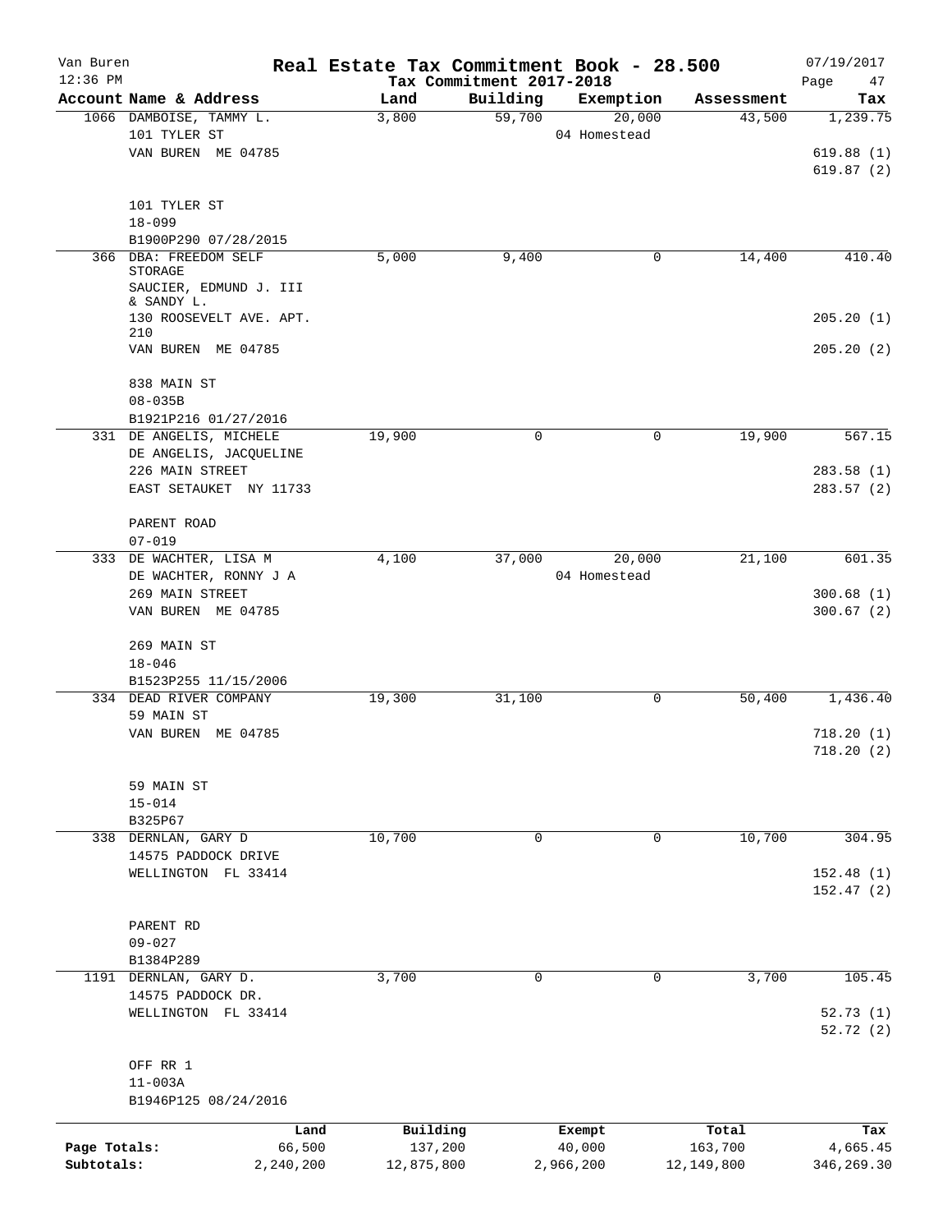Van Buren
12:36 PM

# Real Estate Tax Commitment Book - 28.500

## Tax Commitment 2017-2018

07/19/2017

| Account Name & Address | Land | Building | Exemption | Assessment | Tax |
|---|---|---|---|---|---|
| 1066 DAMBOISE, TAMMY L. | 3,800 | 59,700 | 20,000 | 43,500 | 1,239.75 |
| 101 TYLER ST | | | 04 Homestead | | |
| VAN BUREN ME 04785 | | | | | 619.88 (1) |
| | | | | | 619.87 (2) |
| 101 TYLER ST | | | | | |
| 18-099 | | | | | |
| B1900P290 07/28/2015 | | | | | |
| 366 DBA: FREEDOM SELF STORAGE | 5,000 | 9,400 | 0 | 14,400 | 410.40 |
| SAUCIER, EDMUND J. III & SANDY L. | | | | | |
| 130 ROOSEVELT AVE. APT. 210 | | | | | 205.20 (1) |
| VAN BUREN ME 04785 | | | | | 205.20 (2) |
| 838 MAIN ST | | | | | |
| 08-035B | | | | | |
| B1921P216 01/27/2016 | | | | | |
| 331 DE ANGELIS, MICHELE | 19,900 | 0 | 0 | 19,900 | 567.15 |
| DE ANGELIS, JACQUELINE | | | | | |
| 226 MAIN STREET | | | | | 283.58 (1) |
| EAST SETAUKET NY 11733 | | | | | 283.57 (2) |
| PARENT ROAD | | | | | |
| 07-019 | | | | | |
| 333 DE WACHTER, LISA M | 4,100 | 37,000 | 20,000 | 21,100 | 601.35 |
| DE WACHTER, RONNY J A | | | 04 Homestead | | |
| 269 MAIN STREET | | | | | 300.68 (1) |
| VAN BUREN ME 04785 | | | | | 300.67 (2) |
| 269 MAIN ST | | | | | |
| 18-046 | | | | | |
| B1523P255 11/15/2006 | | | | | |
| 334 DEAD RIVER COMPANY | 19,300 | 31,100 | 0 | 50,400 | 1,436.40 |
| 59 MAIN ST | | | | | |
| VAN BUREN ME 04785 | | | | | 718.20 (1) |
| | | | | | 718.20 (2) |
| 59 MAIN ST | | | | | |
| 15-014 | | | | | |
| B325P67 | | | | | |
| 338 DERNLAN, GARY D | 10,700 | 0 | 0 | 10,700 | 304.95 |
| 14575 PADDOCK DRIVE | | | | | |
| WELLINGTON FL 33414 | | | | | 152.48 (1) |
| | | | | | 152.47 (2) |
| PARENT RD | | | | | |
| 09-027 | | | | | |
| B1384P289 | | | | | |
| 1191 DERNLAN, GARY D. | 3,700 | 0 | 0 | 3,700 | 105.45 |
| 14575 PADDOCK DR. | | | | | |
| WELLINGTON FL 33414 | | | | | 52.73 (1) |
| | | | | | 52.72 (2) |
| OFF RR 1 | | | | | |
| 11-003A | | | | | |
| B1946P125 08/24/2016 | | | | | |

| | Land | Building | Exempt | Total | Tax |
|---|---|---|---|---|---|
| Page Totals: | 66,500 | 137,200 | 40,000 | 163,700 | 4,665.45 |
| Subtotals: | 2,240,200 | 12,875,800 | 2,966,200 | 12,149,800 | 346,269.30 |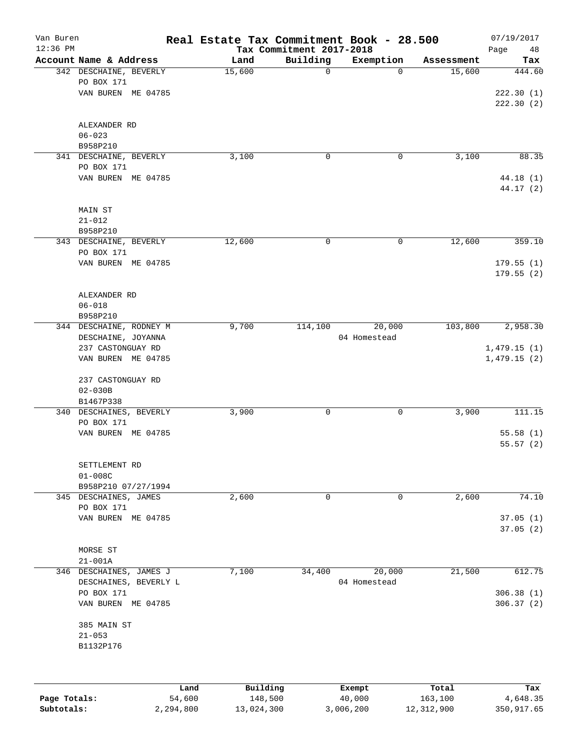# Real Estate Tax Commitment Book - 28.500

Van Buren
12:36 PM

Tax Commitment 2017-2018

07/19/2017

| Account Name & Address | Land | Building | Exemption | Assessment | Tax |
|---|---|---|---|---|---|
| 342 DESCHAINE, BEVERLY | 15,600 | 0 | 0 | 15,600 | 444.60 |
| PO BOX 171 | | | | | |
| VAN BUREN ME 04785 | | | | | 222.30 (1) |
| | | | | | 222.30 (2) |
| ALEXANDER RD | | | | | |
| 06-023 | | | | | |
| B958P210 | | | | | |
| 341 DESCHAINE, BEVERLY | 3,100 | 0 | 0 | 3,100 | 88.35 |
| PO BOX 171 | | | | | |
| VAN BUREN ME 04785 | | | | | 44.18 (1) |
| | | | | | 44.17 (2) |
| MAIN ST | | | | | |
| 21-012 | | | | | |
| B958P210 | | | | | |
| 343 DESCHAINE, BEVERLY | 12,600 | 0 | 0 | 12,600 | 359.10 |
| PO BOX 171 | | | | | |
| VAN BUREN ME 04785 | | | | | 179.55 (1) |
| | | | | | 179.55 (2) |
| ALEXANDER RD | | | | | |
| 06-018 | | | | | |
| B958P210 | | | | | |
| 344 DESCHAINE, RODNEY M | 9,700 | 114,100 | 20,000 | 103,800 | 2,958.30 |
| DESCHAINE, JOYANNA | | | 04 Homestead | | |
| 237 CASTONGUAY RD | | | | | 1,479.15 (1) |
| VAN BUREN ME 04785 | | | | | 1,479.15 (2) |
| 237 CASTONGUAY RD | | | | | |
| 02-030B | | | | | |
| B1467P338 | | | | | |
| 340 DESCHAINES, BEVERLY | 3,900 | 0 | 0 | 3,900 | 111.15 |
| PO BOX 171 | | | | | |
| VAN BUREN ME 04785 | | | | | 55.58 (1) |
| | | | | | 55.57 (2) |
| SETTLEMENT RD | | | | | |
| 01-008C | | | | | |
| B958P210 07/27/1994 | | | | | |
| 345 DESCHAINES, JAMES | 2,600 | 0 | 0 | 2,600 | 74.10 |
| PO BOX 171 | | | | | |
| VAN BUREN ME 04785 | | | | | 37.05 (1) |
| | | | | | 37.05 (2) |
| MORSE ST | | | | | |
| 21-001A | | | | | |
| 346 DESCHAINES, JAMES J | 7,100 | 34,400 | 20,000 | 21,500 | 612.75 |
| DESCHAINES, BEVERLY L | | | 04 Homestead | | |
| PO BOX 171 | | | | | 306.38 (1) |
| VAN BUREN ME 04785 | | | | | 306.37 (2) |
| 385 MAIN ST | | | | | |
| 21-053 | | | | | |
| B1132P176 | | | | | |

| | Land | Building | Exempt | Total | Tax |
|---|---|---|---|---|---|
| Page Totals: | 54,600 | 148,500 | 40,000 | 163,100 | 4,648.35 |
| Subtotals: | 2,294,800 | 13,024,300 | 3,006,200 | 12,312,900 | 350,917.65 |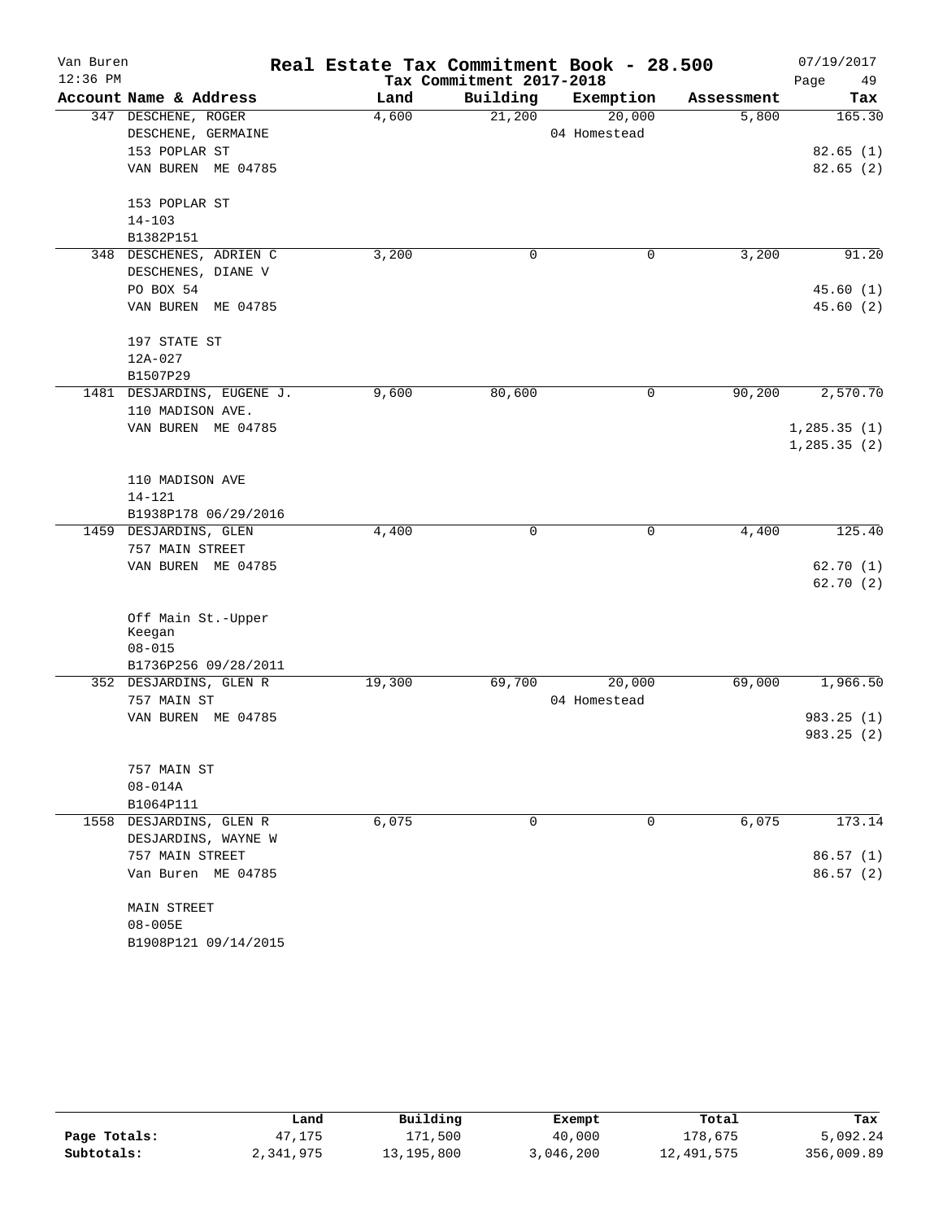Van Buren 12:36 PM

**Real Estate Tax Commitment Book - 28.500**
Tax Commitment 2017-2018

07/19/2017

| Account Name & Address | Land | Building | Exemption | Assessment | Tax |
|---|---|---|---|---|---|
| 347 DESCHENE, ROGER<br>DESCHENE, GERMAINE<br>153 POPLAR ST<br>VAN BUREN ME 04785<br><br>153 POPLAR ST<br>14-103<br>B1382P151 | 4,600 | 21,200 | 20,000<br>04 Homestead | 5,800 | 165.30<br><br>82.65 (1)<br>82.65 (2) |
| 348 DESCHENES, ADRIEN C<br>DESCHENES, DIANE V<br>PO BOX 54<br>VAN BUREN ME 04785<br><br>197 STATE ST<br>12A-027<br>B1507P29 | 3,200 | 0 | 0 | 3,200 | 91.20<br><br>45.60 (1)<br>45.60 (2) |
| 1481 DESJARDINS, EUGENE J.<br>110 MADISON AVE.<br>VAN BUREN ME 04785<br><br>110 MADISON AVE<br>14-121<br>B1938P178 06/29/2016 | 9,600 | 80,600 | 0 | 90,200 | 2,570.70<br><br>1,285.35 (1)<br>1,285.35 (2) |
| 1459 DESJARDINS, GLEN<br>757 MAIN STREET<br>VAN BUREN ME 04785<br><br>Off Main St.-Upper Keegan<br>08-015<br>B1736P256 09/28/2011 | 4,400 | 0 | 0 | 4,400 | 125.40<br><br>62.70 (1)<br>62.70 (2) |
| 352 DESJARDINS, GLEN R<br>757 MAIN ST<br>VAN BUREN ME 04785<br><br>757 MAIN ST<br>08-014A<br>B1064P111 | 19,300 | 69,700 | 20,000<br>04 Homestead | 69,000 | 1,966.50<br><br>983.25 (1)<br>983.25 (2) |
| 1558 DESJARDINS, GLEN R<br>DESJARDINS, WAYNE W<br>757 MAIN STREET<br>Van Buren ME 04785<br><br>MAIN STREET<br>08-005E<br>B1908P121 09/14/2015 | 6,075 | 0 | 0 | 6,075 | 173.14<br><br>86.57 (1)<br>86.57 (2) |

| | Land | Building | Exempt | Total | Tax |
|---|---|---|---|---|---|
| Page Totals: | 47,175 | 171,500 | 40,000 | 178,675 | 5,092.24 |
| Subtotals: | 2,341,975 | 13,195,800 | 3,046,200 | 12,491,575 | 356,009.89 |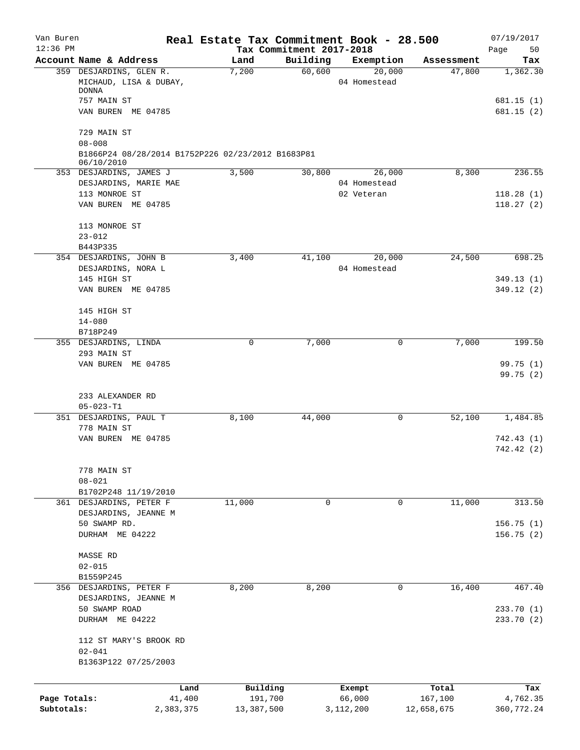Van Buren — Real Estate Tax Commitment Book - 28.500 — 07/19/2017

12:36 PM — Tax Commitment 2017-2018

| Account Name & Address | Land | Building | Exemption | Assessment | Tax |
|---|---|---|---|---|---|
| 359 DESJARDINS, GLEN R. | 7,200 | 60,600 | 20,000 | 47,800 | 1,362.30 |
| MICHAUD, LISA & DUBAY, DONNA | | | 04 Homestead | | |
| 757 MAIN ST | | | | | 681.15 (1) |
| VAN BUREN ME 04785 | | | | | 681.15 (2) |
| 729 MAIN ST | | | | | |
| 08-008 | | | | | |
| B1866P24 08/28/2014 B1752P226 02/23/2012 B1683P81 06/10/2010 | | | | | |
| 353 DESJARDINS, JAMES J | 3,500 | 30,800 | 26,000 | 8,300 | 236.55 |
| DESJARDINS, MARIE MAE | | | 04 Homestead | | |
| 113 MONROE ST | | | 02 Veteran | | 118.28 (1) |
| VAN BUREN ME 04785 | | | | | 118.27 (2) |
| 113 MONROE ST | | | | | |
| 23-012 | | | | | |
| B443P335 | | | | | |
| 354 DESJARDINS, JOHN B | 3,400 | 41,100 | 20,000 | 24,500 | 698.25 |
| DESJARDINS, NORA L | | | 04 Homestead | | |
| 145 HIGH ST | | | | | 349.13 (1) |
| VAN BUREN ME 04785 | | | | | 349.12 (2) |
| 145 HIGH ST | | | | | |
| 14-080 | | | | | |
| B718P249 | | | | | |
| 355 DESJARDINS, LINDA | 0 | 7,000 | 0 | 7,000 | 199.50 |
| 293 MAIN ST | | | | | |
| VAN BUREN ME 04785 | | | | | 99.75 (1) |
| | | | | | 99.75 (2) |
| 233 ALEXANDER RD | | | | | |
| 05-023-T1 | | | | | |
| 351 DESJARDINS, PAUL T | 8,100 | 44,000 | 0 | 52,100 | 1,484.85 |
| 778 MAIN ST | | | | | |
| VAN BUREN ME 04785 | | | | | 742.43 (1) |
| | | | | | 742.42 (2) |
| 778 MAIN ST | | | | | |
| 08-021 | | | | | |
| B1702P248 11/19/2010 | | | | | |
| 361 DESJARDINS, PETER F | 11,000 | 0 | 0 | 11,000 | 313.50 |
| DESJARDINS, JEANNE M | | | | | |
| 50 SWAMP RD. | | | | | 156.75 (1) |
| DURHAM ME 04222 | | | | | 156.75 (2) |
| MASSE RD | | | | | |
| 02-015 | | | | | |
| B1559P245 | | | | | |
| 356 DESJARDINS, PETER F | 8,200 | 8,200 | 0 | 16,400 | 467.40 |
| DESJARDINS, JEANNE M | | | | | |
| 50 SWAMP ROAD | | | | | 233.70 (1) |
| DURHAM ME 04222 | | | | | 233.70 (2) |
| 112 ST MARY'S BROOK RD | | | | | |
| 02-041 | | | | | |
| B1363P122 07/25/2003 | | | | | |

| | Land | Building | Exempt | Total | Tax |
|---|---|---|---|---|---|
| Page Totals: | 41,400 | 191,700 | 66,000 | 167,100 | 4,762.35 |
| Subtotals: | 2,383,375 | 13,387,500 | 3,112,200 | 12,658,675 | 360,772.24 |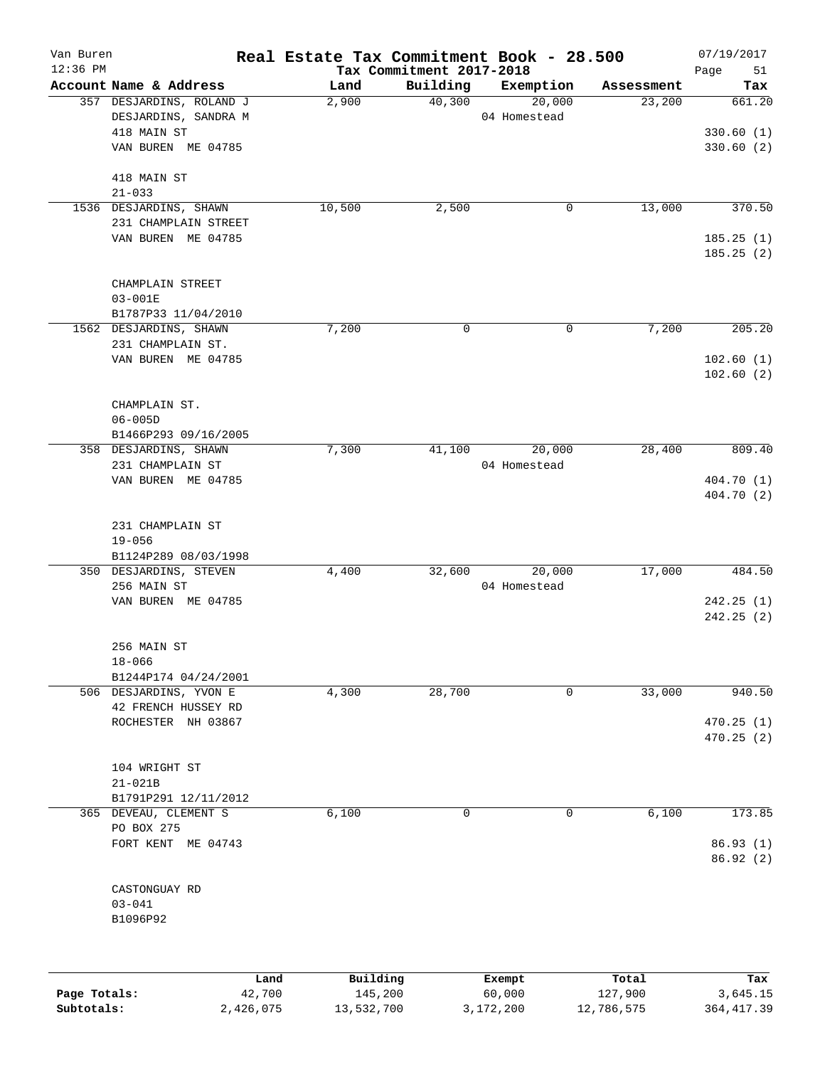# Real Estate Tax Commitment Book - 28.500

Van Buren
12:36 PM

Tax Commitment 2017-2018

07/19/2017

| Account Name & Address | Land | Building | Exemption | Assessment | Tax |
|---|---|---|---|---|---|
| 357 DESJARDINS, ROLAND J<br>DESJARDINS, SANDRA M<br>418 MAIN ST<br>VAN BUREN ME 04785<br><br>418 MAIN ST<br>21-033 | 2,900 | 40,300 | 20,000<br>04 Homestead | 23,200 | 661.20<br><br>330.60 (1)<br>330.60 (2) |
| 1536 DESJARDINS, SHAWN<br>231 CHAMPLAIN STREET<br>VAN BUREN ME 04785<br><br>CHAMPLAIN STREET<br>03-001E<br>B1787P33 11/04/2010 | 10,500 | 2,500 | 0 | 13,000 | 370.50<br><br>185.25 (1)<br>185.25 (2) |
| 1562 DESJARDINS, SHAWN<br>231 CHAMPLAIN ST.<br>VAN BUREN ME 04785<br><br>CHAMPLAIN ST.<br>06-005D<br>B1466P293 09/16/2005 | 7,200 | 0 | 0 | 7,200 | 205.20<br><br>102.60 (1)<br>102.60 (2) |
| 358 DESJARDINS, SHAWN<br>231 CHAMPLAIN ST<br>VAN BUREN ME 04785<br><br>231 CHAMPLAIN ST<br>19-056<br>B1124P289 08/03/1998 | 7,300 | 41,100 | 20,000<br>04 Homestead | 28,400 | 809.40<br><br>404.70 (1)<br>404.70 (2) |
| 350 DESJARDINS, STEVEN<br>256 MAIN ST<br>VAN BUREN ME 04785<br><br>256 MAIN ST<br>18-066<br>B1244P174 04/24/2001 | 4,400 | 32,600 | 20,000<br>04 Homestead | 17,000 | 484.50<br><br>242.25 (1)<br>242.25 (2) |
| 506 DESJARDINS, YVON E<br>42 FRENCH HUSSEY RD<br>ROCHESTER NH 03867<br><br>104 WRIGHT ST<br>21-021B<br>B1791P291 12/11/2012 | 4,300 | 28,700 | 0 | 33,000 | 940.50<br><br>470.25 (1)<br>470.25 (2) |
| 365 DEVEAU, CLEMENT S<br>PO BOX 275<br>FORT KENT ME 04743<br><br>CASTONGUAY RD<br>03-041<br>B1096P92 | 6,100 | 0 | 0 | 6,100 | 173.85<br><br>86.93 (1)<br>86.92 (2) |

| | Land | Building | Exempt | Total | Tax |
|---|---|---|---|---|---|
| Page Totals: | 42,700 | 145,200 | 60,000 | 127,900 | 3,645.15 |
| Subtotals: | 2,426,075 | 13,532,700 | 3,172,200 | 12,786,575 | 364,417.39 |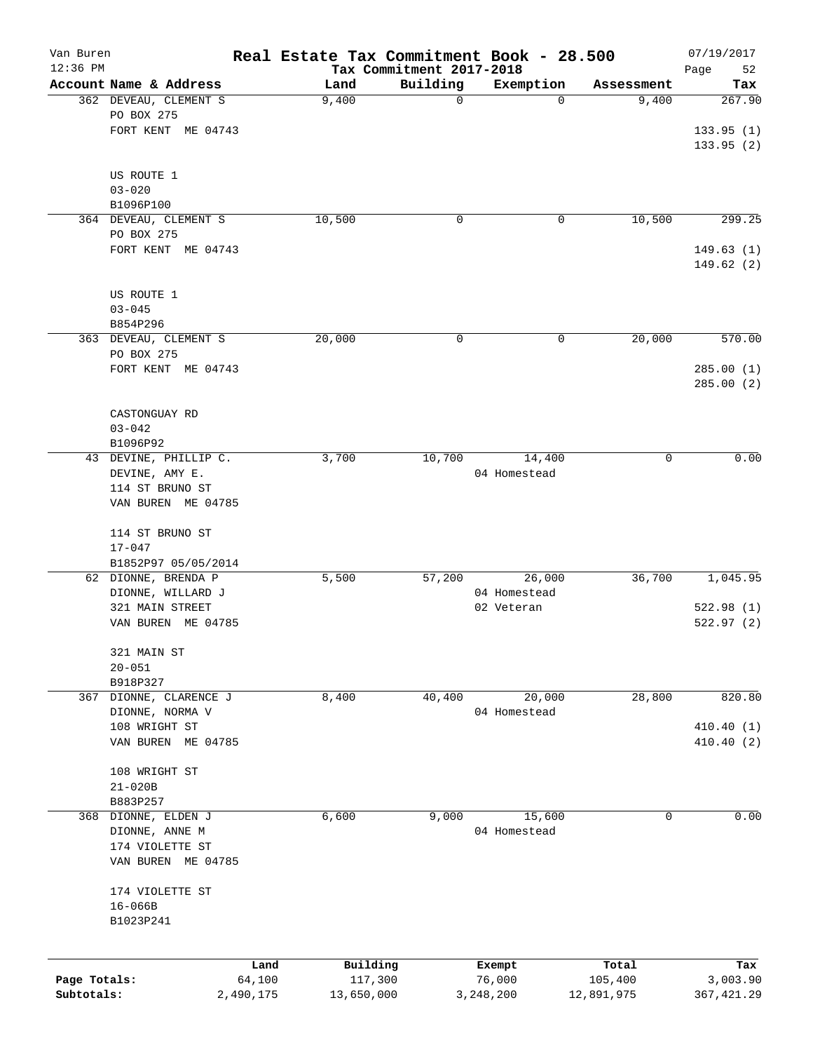Van Buren — Real Estate Tax Commitment Book - 28.500 — 07/19/2017
12:36 PM — Tax Commitment 2017-2018

| Account | Name & Address | Land | Building | Exemption | Assessment | Tax |
|---|---|---|---|---|---|---|
| 362 | DEVEAU, CLEMENT S<br>PO BOX 275<br>FORT KENT ME 04743<br><br>US ROUTE 1<br>03-020<br>B1096P100 | 9,400 | 0 | 0 | 9,400 | 267.90<br>133.95 (1)<br>133.95 (2) |
| 364 | DEVEAU, CLEMENT S<br>PO BOX 275<br>FORT KENT ME 04743<br><br>US ROUTE 1<br>03-045<br>B854P296 | 10,500 | 0 | 0 | 10,500 | 299.25<br>149.63 (1)<br>149.62 (2) |
| 363 | DEVEAU, CLEMENT S<br>PO BOX 275<br>FORT KENT ME 04743<br><br>CASTONGUAY RD<br>03-042<br>B1096P92 | 20,000 | 0 | 0 | 20,000 | 570.00<br>285.00 (1)<br>285.00 (2) |
| 43 | DEVINE, PHILLIP C.<br>DEVINE, AMY E.<br>114 ST BRUNO ST<br>VAN BUREN ME 04785<br><br>114 ST BRUNO ST<br>17-047<br>B1852P97 05/05/2014 | 3,700 | 10,700 | 14,400<br>04 Homestead | 0 | 0.00 |
| 62 | DIONNE, BRENDA P<br>DIONNE, WILLARD J<br>321 MAIN STREET<br>VAN BUREN ME 04785<br><br>321 MAIN ST<br>20-051<br>B918P327 | 5,500 | 57,200 | 26,000<br>04 Homestead<br>02 Veteran | 36,700 | 1,045.95<br>522.98 (1)<br>522.97 (2) |
| 367 | DIONNE, CLARENCE J<br>DIONNE, NORMA V<br>108 WRIGHT ST<br>VAN BUREN ME 04785<br><br>108 WRIGHT ST<br>21-020B<br>B883P257 | 8,400 | 40,400 | 20,000<br>04 Homestead | 28,800 | 820.80<br>410.40 (1)<br>410.40 (2) |
| 368 | DIONNE, ELDEN J<br>DIONNE, ANNE M<br>174 VIOLETTE ST<br>VAN BUREN ME 04785<br><br>174 VIOLETTE ST<br>16-066B<br>B1023P241 | 6,600 | 9,000 | 15,600<br>04 Homestead | 0 | 0.00 |

| | Land | Building | Exempt | Total | Tax |
|---|---|---|---|---|---|
| Page Totals: | 64,100 | 117,300 | 76,000 | 105,400 | 3,003.90 |
| Subtotals: | 2,490,175 | 13,650,000 | 3,248,200 | 12,891,975 | 367,421.29 |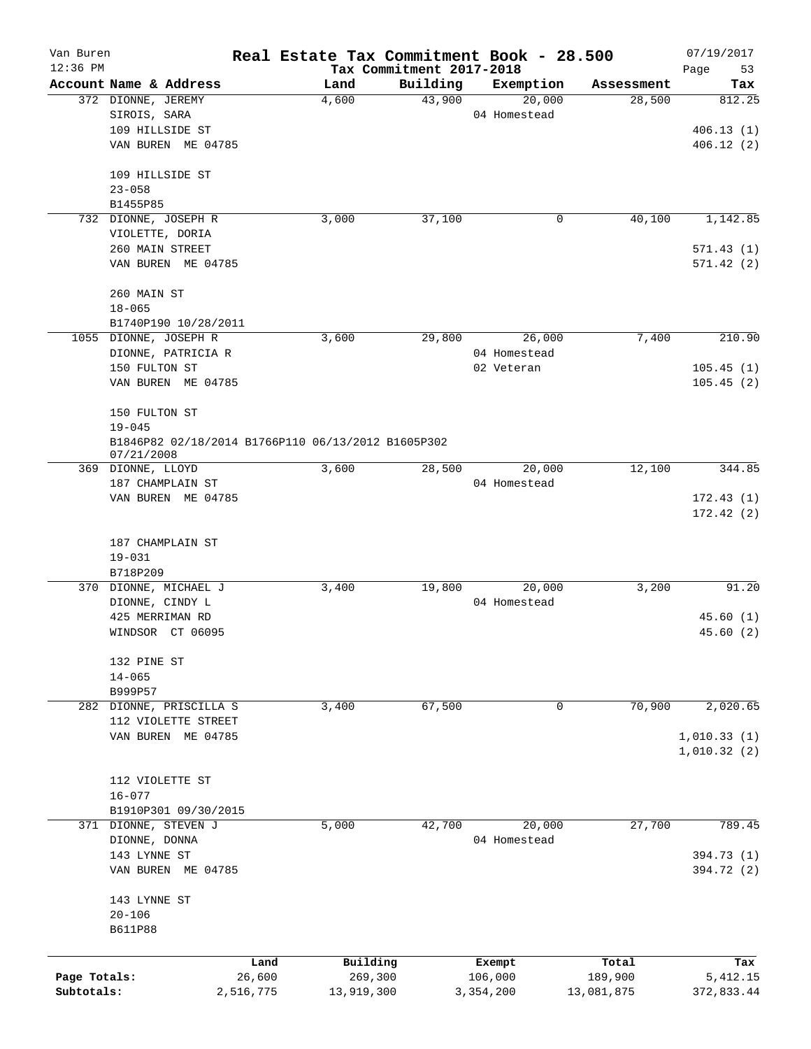# Real Estate Tax Commitment Book - 28.500

Van Buren
12:36 PM

Tax Commitment 2017-2018

07/19/2017

| Account Name & Address | Land | Building | Exemption | Assessment | Tax |
|---|---|---|---|---|---|
| 372 DIONNE, JEREMY | 4,600 | 43,900 | 20,000 | 28,500 | 812.25 |
| SIROIS, SARA | | | 04 Homestead | | |
| 109 HILLSIDE ST | | | | | 406.13 (1) |
| VAN BUREN ME 04785 | | | | | 406.12 (2) |
| 109 HILLSIDE ST | | | | | |
| 23-058 | | | | | |
| B1455P85 | | | | | |
| 732 DIONNE, JOSEPH R | 3,000 | 37,100 | 0 | 40,100 | 1,142.85 |
| VIOLETTE, DORIA | | | | | |
| 260 MAIN STREET | | | | | 571.43 (1) |
| VAN BUREN ME 04785 | | | | | 571.42 (2) |
| 260 MAIN ST | | | | | |
| 18-065 | | | | | |
| B1740P190 10/28/2011 | | | | | |
| 1055 DIONNE, JOSEPH R | 3,600 | 29,800 | 26,000 | 7,400 | 210.90 |
| DIONNE, PATRICIA R | | | 04 Homestead | | |
| 150 FULTON ST | | | 02 Veteran | | 105.45 (1) |
| VAN BUREN ME 04785 | | | | | 105.45 (2) |
| 150 FULTON ST | | | | | |
| 19-045 | | | | | |
| B1846P82 02/18/2014 B1766P110 06/13/2012 B1605P302 07/21/2008 | | | | | |
| 369 DIONNE, LLOYD | 3,600 | 28,500 | 20,000 | 12,100 | 344.85 |
| 187 CHAMPLAIN ST | | | 04 Homestead | | |
| VAN BUREN ME 04785 | | | | | 172.43 (1) |
| | | | | | 172.42 (2) |
| 187 CHAMPLAIN ST | | | | | |
| 19-031 | | | | | |
| B718P209 | | | | | |
| 370 DIONNE, MICHAEL J | 3,400 | 19,800 | 20,000 | 3,200 | 91.20 |
| DIONNE, CINDY L | | | 04 Homestead | | |
| 425 MERRIMAN RD | | | | | 45.60 (1) |
| WINDSOR CT 06095 | | | | | 45.60 (2) |
| 132 PINE ST | | | | | |
| 14-065 | | | | | |
| B999P57 | | | | | |
| 282 DIONNE, PRISCILLA S | 3,400 | 67,500 | 0 | 70,900 | 2,020.65 |
| 112 VIOLETTE STREET | | | | | |
| VAN BUREN ME 04785 | | | | | 1,010.33 (1) |
| | | | | | 1,010.32 (2) |
| 112 VIOLETTE ST | | | | | |
| 16-077 | | | | | |
| B1910P301 09/30/2015 | | | | | |
| 371 DIONNE, STEVEN J | 5,000 | 42,700 | 20,000 | 27,700 | 789.45 |
| DIONNE, DONNA | | | 04 Homestead | | |
| 143 LYNNE ST | | | | | 394.73 (1) |
| VAN BUREN ME 04785 | | | | | 394.72 (2) |
| 143 LYNNE ST | | | | | |
| 20-106 | | | | | |
| B611P88 | | | | | |

| | Land | Building | Exempt | Total | Tax |
|---|---|---|---|---|---|
| Page Totals: | 26,600 | 269,300 | 106,000 | 189,900 | 5,412.15 |
| Subtotals: | 2,516,775 | 13,919,300 | 3,354,200 | 13,081,875 | 372,833.44 |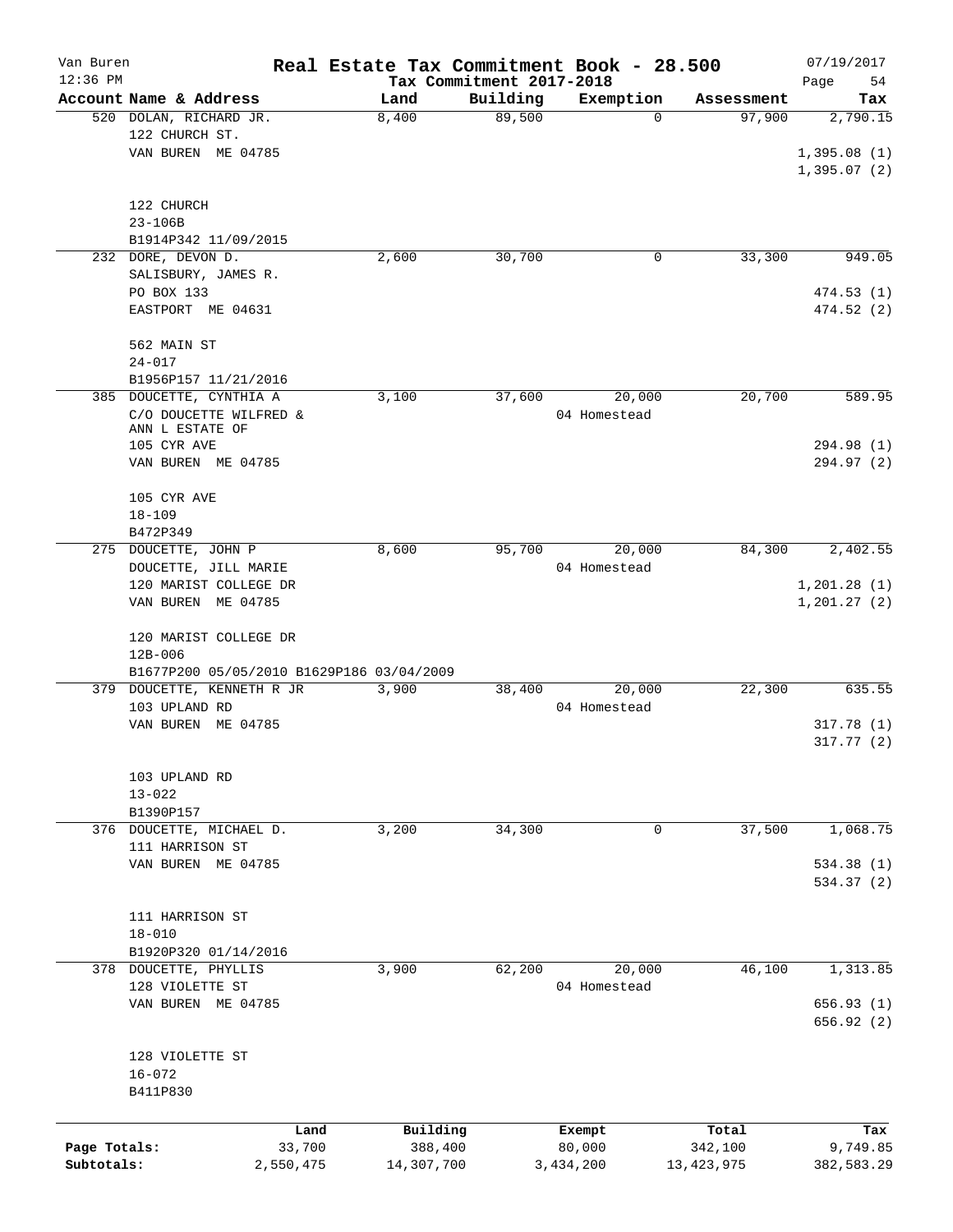Van Buren
12:36 PM

# Real Estate Tax Commitment Book - 28.500

Tax Commitment 2017-2018

07/19/2017

| Account Name & Address | Land | Building | Exemption | Assessment | Tax |
|---|---|---|---|---|---|
| 520 DOLAN, RICHARD JR.<br>122 CHURCH ST.<br>VAN BUREN ME 04785<br><br>122 CHURCH<br>23-106B<br>B1914P342 11/09/2015 | 8,400 | 89,500 | 0 | 97,900 | 2,790.15<br><br>1,395.08 (1)<br>1,395.07 (2) |
| 232 DORE, DEVON D.<br>SALISBURY, JAMES R.<br>PO BOX 133<br>EASTPORT ME 04631<br><br>562 MAIN ST<br>24-017<br>B1956P157 11/21/2016 | 2,600 | 30,700 | 0 | 33,300 | 949.05<br><br>474.53 (1)<br>474.52 (2) |
| 385 DOUCETTE, CYNTHIA A<br>C/O DOUCETTE WILFRED & ANN L ESTATE OF<br>105 CYR AVE<br>VAN BUREN ME 04785<br><br>105 CYR AVE<br>18-109<br>B472P349 | 3,100 | 37,600 | 20,000<br>04 Homestead | 20,700 | 589.95<br><br>294.98 (1)<br>294.97 (2) |
| 275 DOUCETTE, JOHN P<br>DOUCETTE, JILL MARIE<br>120 MARIST COLLEGE DR<br>VAN BUREN ME 04785<br><br>120 MARIST COLLEGE DR<br>12B-006<br>B1677P200 05/05/2010 B1629P186 03/04/2009 | 8,600 | 95,700 | 20,000<br>04 Homestead | 84,300 | 2,402.55<br><br>1,201.28 (1)<br>1,201.27 (2) |
| 379 DOUCETTE, KENNETH R JR<br>103 UPLAND RD<br>VAN BUREN ME 04785<br><br>103 UPLAND RD<br>13-022<br>B1390P157 | 3,900 | 38,400 | 20,000<br>04 Homestead | 22,300 | 635.55<br><br>317.78 (1)<br>317.77 (2) |
| 376 DOUCETTE, MICHAEL D.<br>111 HARRISON ST<br>VAN BUREN ME 04785<br><br>111 HARRISON ST<br>18-010<br>B1920P320 01/14/2016 | 3,200 | 34,300 | 0 | 37,500 | 1,068.75<br><br>534.38 (1)<br>534.37 (2) |
| 378 DOUCETTE, PHYLLIS<br>128 VIOLETTE ST<br>VAN BUREN ME 04785<br><br>128 VIOLETTE ST<br>16-072<br>B411P830 | 3,900 | 62,200 | 20,000<br>04 Homestead | 46,100 | 1,313.85<br><br>656.93 (1)<br>656.92 (2) |

| | Land | Building | Exempt | Total | Tax |
|---|---|---|---|---|---|
| Page Totals: | 33,700 | 388,400 | 80,000 | 342,100 | 9,749.85 |
| Subtotals: | 2,550,475 | 14,307,700 | 3,434,200 | 13,423,975 | 382,583.29 |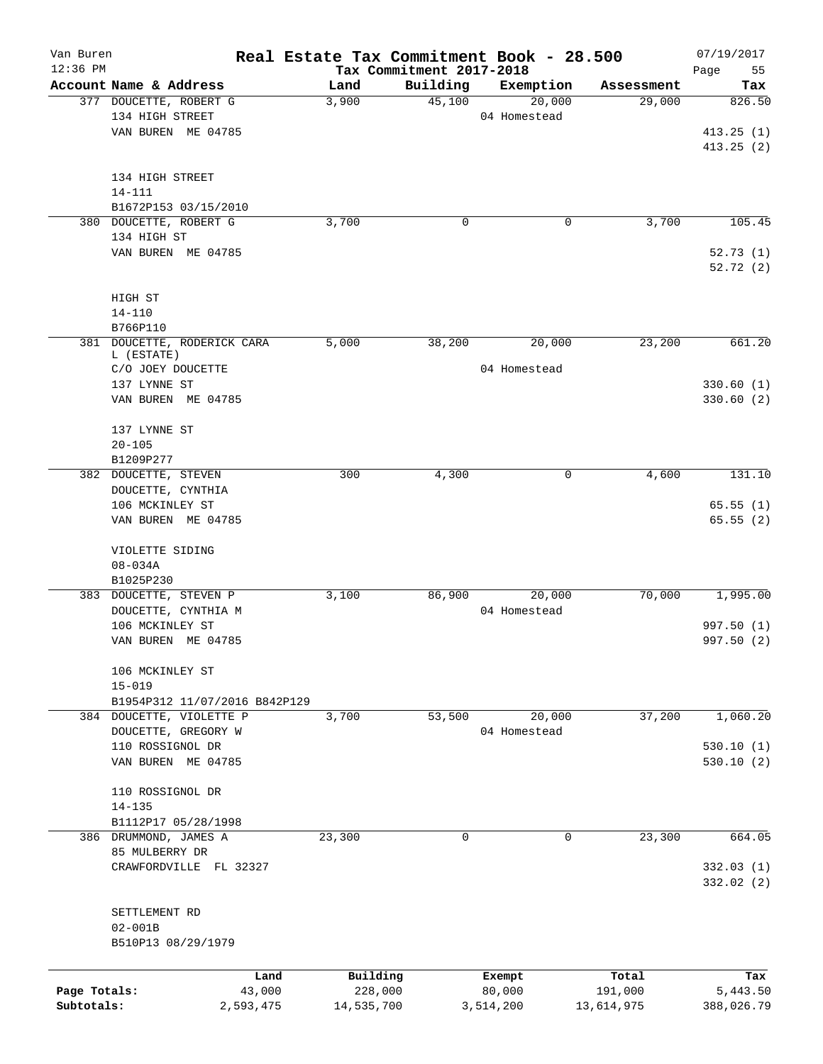# Real Estate Tax Commitment Book - 28.500

Van Buren
12:36 PM

Tax Commitment 2017-2018

07/19/2017

| Account Name & Address | Land | Building | Exemption | Assessment | Tax |
|---|---|---|---|---|---|
| 377 DOUCETTE, ROBERT G<br>134 HIGH STREET<br>VAN BUREN ME 04785<br><br>134 HIGH STREET<br>14-111<br>B1672P153 03/15/2010 | 3,900 | 45,100 | 20,000<br>04 Homestead | 29,000 | 826.50<br><br>413.25 (1)<br>413.25 (2) |
| 380 DOUCETTE, ROBERT G<br>134 HIGH ST<br>VAN BUREN ME 04785<br><br>HIGH ST<br>14-110<br>B766P110 | 3,700 | 0 | 0 | 3,700 | 105.45<br><br>52.73 (1)<br>52.72 (2) |
| 381 DOUCETTE, RODERICK CARA L (ESTATE)<br>C/O JOEY DOUCETTE<br>137 LYNNE ST<br>VAN BUREN ME 04785<br><br>137 LYNNE ST<br>20-105<br>B1209P277 | 5,000 | 38,200 | 20,000<br>04 Homestead | 23,200 | 661.20<br><br>330.60 (1)<br>330.60 (2) |
| 382 DOUCETTE, STEVEN<br>DOUCETTE, CYNTHIA<br>106 MCKINLEY ST<br>VAN BUREN ME 04785<br><br>VIOLETTE SIDING<br>08-034A<br>B1025P230 | 300 | 4,300 | 0 | 4,600 | 131.10<br><br>65.55 (1)<br>65.55 (2) |
| 383 DOUCETTE, STEVEN P<br>DOUCETTE, CYNTHIA M<br>106 MCKINLEY ST<br>VAN BUREN ME 04785<br><br>106 MCKINLEY ST<br>15-019<br>B1954P312 11/07/2016 B842P129 | 3,100 | 86,900 | 20,000<br>04 Homestead | 70,000 | 1,995.00<br><br>997.50 (1)<br>997.50 (2) |
| 384 DOUCETTE, VIOLETTE P<br>DOUCETTE, GREGORY W<br>110 ROSSIGNOL DR<br>VAN BUREN ME 04785<br><br>110 ROSSIGNOL DR<br>14-135<br>B1112P17 05/28/1998 | 3,700 | 53,500 | 20,000<br>04 Homestead | 37,200 | 1,060.20<br><br>530.10 (1)<br>530.10 (2) |
| 386 DRUMMOND, JAMES A<br>85 MULBERRY DR<br>CRAWFORDVILLE FL 32327<br><br>SETTLEMENT RD<br>02-001B<br>B510P13 08/29/1979 | 23,300 | 0 | 0 | 23,300 | 664.05<br><br>332.03 (1)<br>332.02 (2) |

| | Land | Building | Exempt | Total | Tax |
|---|---|---|---|---|---|
| Page Totals: | 43,000 | 228,000 | 80,000 | 191,000 | 5,443.50 |
| Subtotals: | 2,593,475 | 14,535,700 | 3,514,200 | 13,614,975 | 388,026.79 |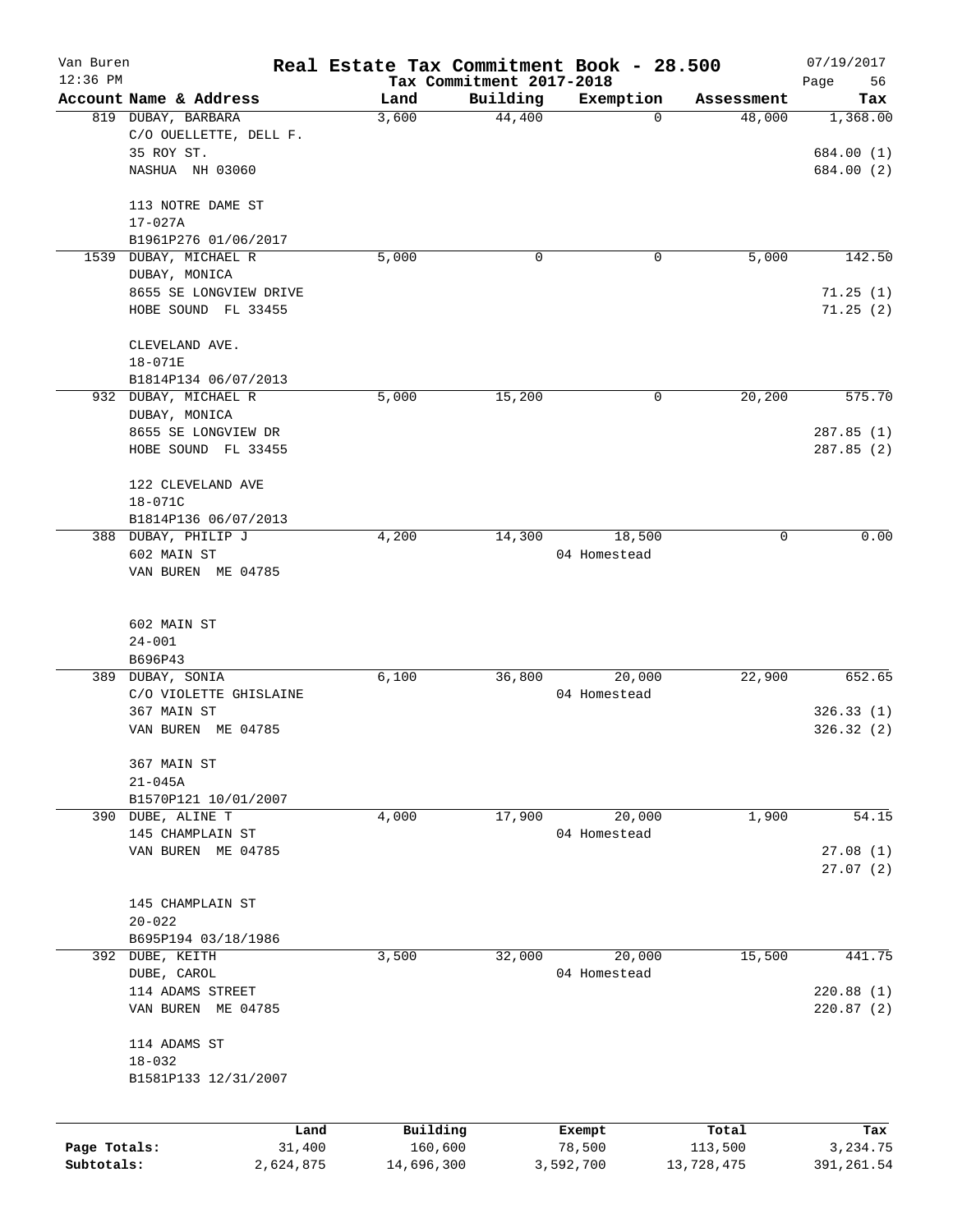# Real Estate Tax Commitment Book - 28.500

Van Buren 12:36 PM — Tax Commitment 2017-2018 — 07/19/2017

| Account Name & Address | Land | Building | Exemption | Assessment | Tax |
|---|---|---|---|---|---|
| 819 DUBAY, BARBARA<br>C/O OUELLETTE, DELL F.<br>35 ROY ST.<br>NASHUA NH 03060<br><br>113 NOTRE DAME ST<br>17-027A<br>B1961P276 01/06/2017 | 3,600 | 44,400 | 0 | 48,000 | 1,368.00<br><br>684.00 (1)<br>684.00 (2) |
| 1539 DUBAY, MICHAEL R<br>DUBAY, MONICA<br>8655 SE LONGVIEW DRIVE<br>HOBE SOUND FL 33455<br><br>CLEVELAND AVE.<br>18-071E<br>B1814P134 06/07/2013 | 5,000 | 0 | 0 | 5,000 | 142.50<br><br>71.25 (1)<br>71.25 (2) |
| 932 DUBAY, MICHAEL R<br>DUBAY, MONICA<br>8655 SE LONGVIEW DR<br>HOBE SOUND FL 33455<br><br>122 CLEVELAND AVE<br>18-071C<br>B1814P136 06/07/2013 | 5,000 | 15,200 | 0 | 20,200 | 575.70<br><br>287.85 (1)<br>287.85 (2) |
| 388 DUBAY, PHILIP J<br>602 MAIN ST<br>VAN BUREN ME 04785<br><br>602 MAIN ST<br>24-001<br>B696P43 | 4,200 | 14,300 | 18,500<br>04 Homestead | 0 | 0.00 |
| 389 DUBAY, SONIA<br>C/O VIOLETTE GHISLAINE<br>367 MAIN ST<br>VAN BUREN ME 04785<br><br>367 MAIN ST<br>21-045A<br>B1570P121 10/01/2007 | 6,100 | 36,800 | 20,000<br>04 Homestead | 22,900 | 652.65<br><br>326.33 (1)<br>326.32 (2) |
| 390 DUBE, ALINE T<br>145 CHAMPLAIN ST<br>VAN BUREN ME 04785<br><br>145 CHAMPLAIN ST<br>20-022<br>B695P194 03/18/1986 | 4,000 | 17,900 | 20,000<br>04 Homestead | 1,900 | 54.15<br><br>27.08 (1)<br>27.07 (2) |
| 392 DUBE, KEITH<br>DUBE, CAROL<br>114 ADAMS STREET<br>VAN BUREN ME 04785<br><br>114 ADAMS ST<br>18-032<br>B1581P133 12/31/2007 | 3,500 | 32,000 | 20,000<br>04 Homestead | 15,500 | 441.75<br><br>220.88 (1)<br>220.87 (2) |

| | Land | Building | Exempt | Total | Tax |
|---|---|---|---|---|---|
| Page Totals: | 31,400 | 160,600 | 78,500 | 113,500 | 3,234.75 |
| Subtotals: | 2,624,875 | 14,696,300 | 3,592,700 | 13,728,475 | 391,261.54 |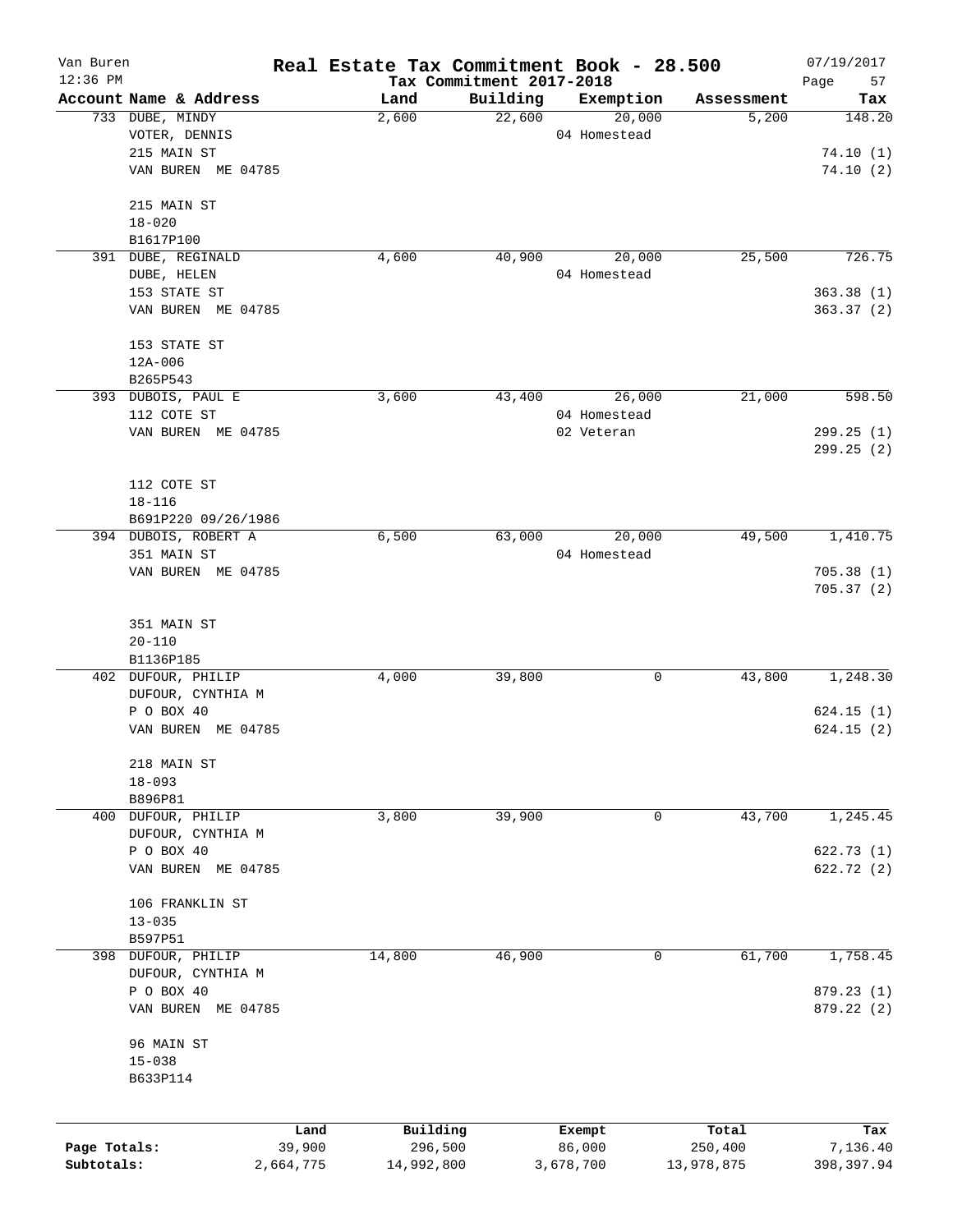# Real Estate Tax Commitment Book - 28.500

Van Buren
12:36 PM

Tax Commitment 2017-2018

07/19/2017

| Account Name & Address | Land | Building | Exemption | Assessment | Tax |
|---|---|---|---|---|---|
| 733 DUBE, MINDY<br>VOTER, DENNIS<br>215 MAIN ST<br>VAN BUREN ME 04785<br><br>215 MAIN ST<br>18-020<br>B1617P100 | 2,600 | 22,600 | 20,000<br>04 Homestead | 5,200 | 148.20<br><br>74.10 (1)<br>74.10 (2) |
| 391 DUBE, REGINALD<br>DUBE, HELEN<br>153 STATE ST<br>VAN BUREN ME 04785<br><br>153 STATE ST<br>12A-006<br>B265P543 | 4,600 | 40,900 | 20,000<br>04 Homestead | 25,500 | 726.75<br><br>363.38 (1)<br>363.37 (2) |
| 393 DUBOIS, PAUL E<br>112 COTE ST<br>VAN BUREN ME 04785<br><br>112 COTE ST<br>18-116<br>B691P220 09/26/1986 | 3,600 | 43,400 | 26,000<br>04 Homestead<br>02 Veteran | 21,000 | 598.50<br><br>299.25 (1)<br>299.25 (2) |
| 394 DUBOIS, ROBERT A<br>351 MAIN ST<br>VAN BUREN ME 04785<br><br>351 MAIN ST<br>20-110<br>B1136P185 | 6,500 | 63,000 | 20,000<br>04 Homestead | 49,500 | 1,410.75<br><br>705.38 (1)<br>705.37 (2) |
| 402 DUFOUR, PHILIP<br>DUFOUR, CYNTHIA M<br>P O BOX 40<br>VAN BUREN ME 04785<br><br>218 MAIN ST<br>18-093<br>B896P81 | 4,000 | 39,800 | 0 | 43,800 | 1,248.30<br><br>624.15 (1)<br>624.15 (2) |
| 400 DUFOUR, PHILIP<br>DUFOUR, CYNTHIA M<br>P O BOX 40<br>VAN BUREN ME 04785<br><br>106 FRANKLIN ST<br>13-035<br>B597P51 | 3,800 | 39,900 | 0 | 43,700 | 1,245.45<br><br>622.73 (1)<br>622.72 (2) |
| 398 DUFOUR, PHILIP<br>DUFOUR, CYNTHIA M<br>P O BOX 40<br>VAN BUREN ME 04785<br><br>96 MAIN ST<br>15-038<br>B633P114 | 14,800 | 46,900 | 0 | 61,700 | 1,758.45<br><br>879.23 (1)<br>879.22 (2) |

| | Land | Building | Exempt | Total | Tax |
|---|---|---|---|---|---|
| Page Totals: | 39,900 | 296,500 | 86,000 | 250,400 | 7,136.40 |
| Subtotals: | 2,664,775 | 14,992,800 | 3,678,700 | 13,978,875 | 398,397.94 |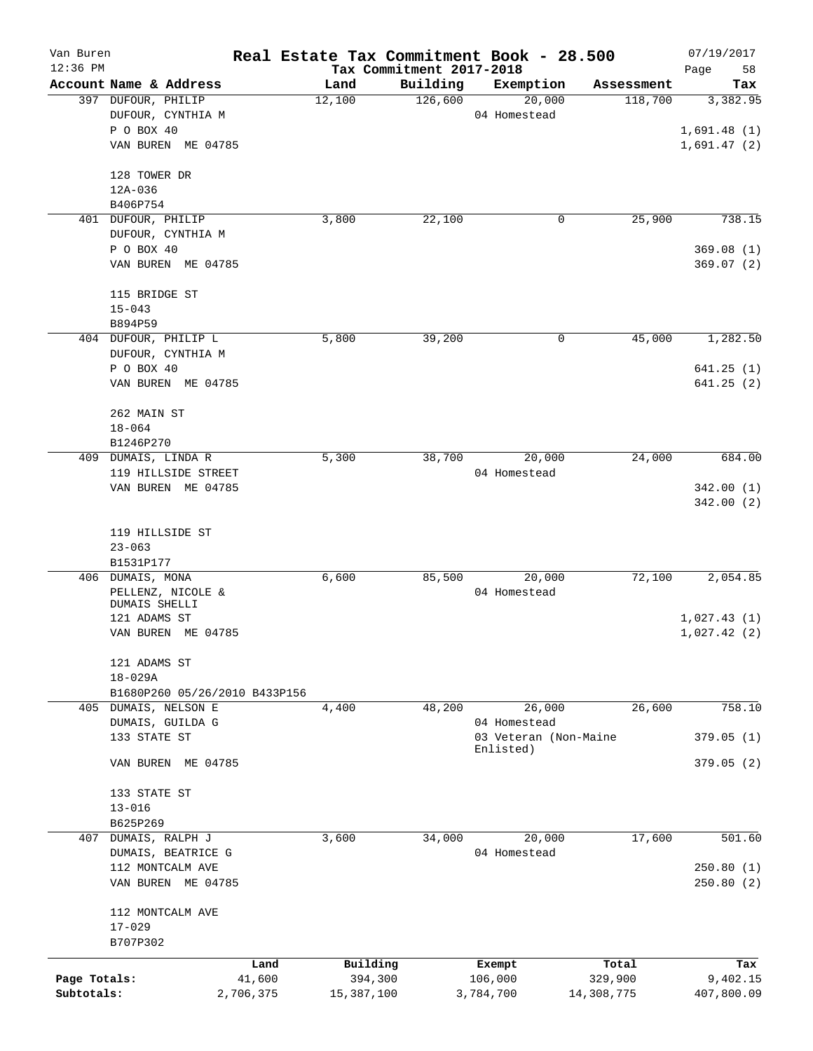# Real Estate Tax Commitment Book - 28.500

Van Buren
12:36 PM

Tax Commitment 2017-2018

07/19/2017

| Account Name & Address | Land | Building | Exemption | Assessment | Tax |
|---|---|---|---|---|---|
| 397 DUFOUR, PHILIP<br>DUFOUR, CYNTHIA M<br>P O BOX 40<br>VAN BUREN ME 04785<br><br>128 TOWER DR<br>12A-036<br>B406P754 | 12,100 | 126,600 | 20,000<br>04 Homestead | 118,700 | 3,382.95<br><br>1,691.48 (1)<br>1,691.47 (2) |
| 401 DUFOUR, PHILIP<br>DUFOUR, CYNTHIA M<br>P O BOX 40<br>VAN BUREN ME 04785<br><br>115 BRIDGE ST<br>15-043<br>B894P59 | 3,800 | 22,100 | 0 | 25,900 | 738.15<br><br>369.08 (1)<br>369.07 (2) |
| 404 DUFOUR, PHILIP L<br>DUFOUR, CYNTHIA M<br>P O BOX 40<br>VAN BUREN ME 04785<br><br>262 MAIN ST<br>18-064<br>B1246P270 | 5,800 | 39,200 | 0 | 45,000 | 1,282.50<br><br>641.25 (1)<br>641.25 (2) |
| 409 DUMAIS, LINDA R<br>119 HILLSIDE STREET<br>VAN BUREN ME 04785<br><br>119 HILLSIDE ST<br>23-063<br>B1531P177 | 5,300 | 38,700 | 20,000<br>04 Homestead | 24,000 | 684.00<br><br>342.00 (1)<br>342.00 (2) |
| 406 DUMAIS, MONA<br>PELLENZ, NICOLE &<br>DUMAIS SHELLI<br>121 ADAMS ST<br>VAN BUREN ME 04785<br><br>121 ADAMS ST<br>18-029A<br>B1680P260 05/26/2010 B433P156 | 6,600 | 85,500 | 20,000<br>04 Homestead | 72,100 | 2,054.85<br><br>1,027.43 (1)<br>1,027.42 (2) |
| 405 DUMAIS, NELSON E<br>DUMAIS, GUILDA G<br>133 STATE ST<br>VAN BUREN ME 04785<br><br>133 STATE ST<br>13-016<br>B625P269 | 4,400 | 48,200 | 26,000<br>04 Homestead<br>03 Veteran (Non-Maine Enlisted) | 26,600 | 758.10<br><br>379.05 (1)<br>379.05 (2) |
| 407 DUMAIS, RALPH J<br>DUMAIS, BEATRICE G<br>112 MONTCALM AVE<br>VAN BUREN ME 04785<br><br>112 MONTCALM AVE<br>17-029<br>B707P302 | 3,600 | 34,000 | 20,000<br>04 Homestead | 17,600 | 501.60<br><br>250.80 (1)<br>250.80 (2) |

| | Land | Building | Exempt | Total | Tax |
|---|---|---|---|---|---|
| Page Totals: | 41,600 | 394,300 | 106,000 | 329,900 | 9,402.15 |
| Subtotals: | 2,706,375 | 15,387,100 | 3,784,700 | 14,308,775 | 407,800.09 |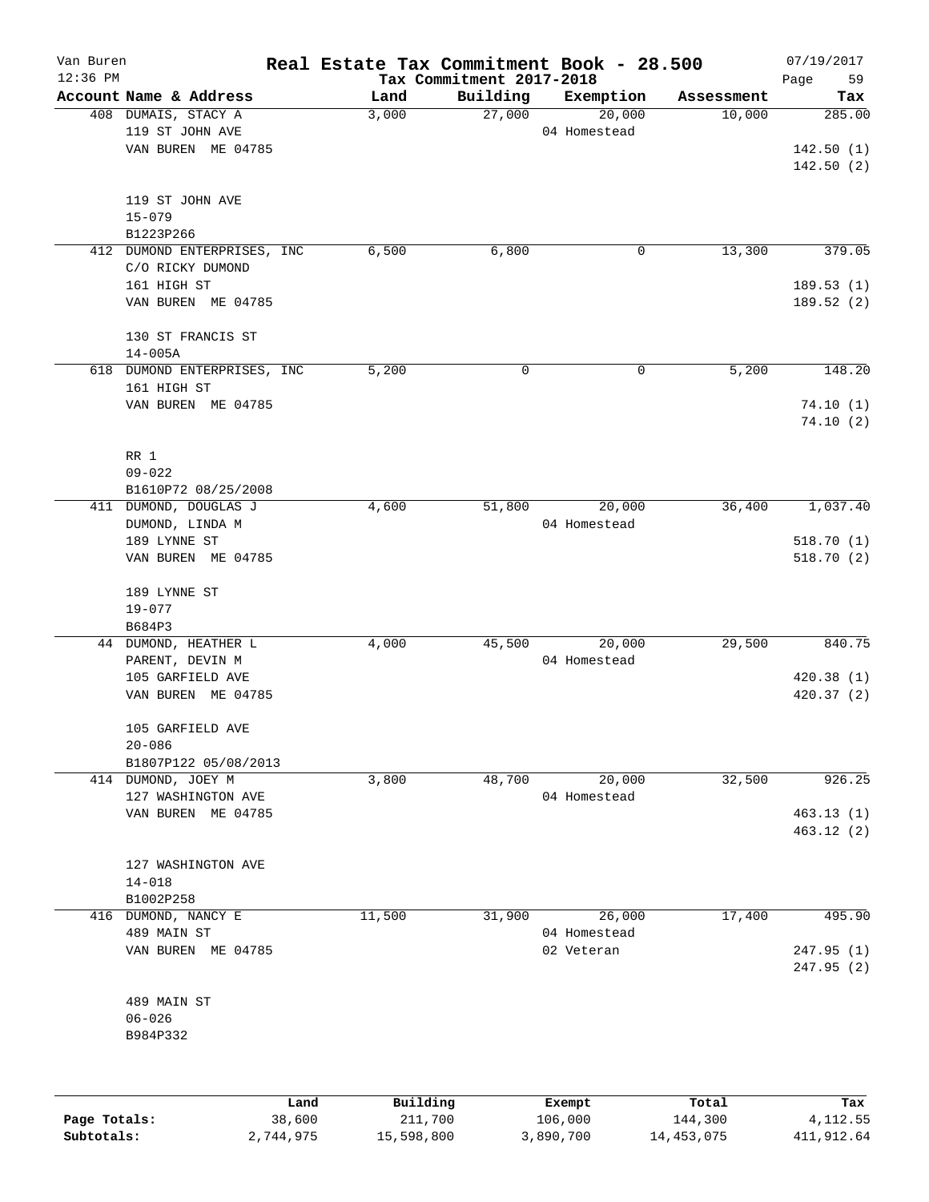Van Buren 12:36 PM

# Real Estate Tax Commitment Book - 28.500

Tax Commitment 2017-2018

07/19/2017

| Account Name & Address | Land | Building | Exemption | Assessment | Tax |
|---|---|---|---|---|---|
| 408 DUMAIS, STACY A<br>119 ST JOHN AVE<br>VAN BUREN ME 04785<br><br>119 ST JOHN AVE<br>15-079<br>B1223P266 | 3,000 | 27,000 | 20,000<br>04 Homestead | 10,000 | 285.00<br><br>142.50 (1)<br>142.50 (2) |
| 412 DUMOND ENTERPRISES, INC<br>C/O RICKY DUMOND<br>161 HIGH ST<br>VAN BUREN ME 04785<br><br>130 ST FRANCIS ST<br>14-005A | 6,500 | 6,800 | 0 | 13,300 | 379.05<br><br>189.53 (1)<br>189.52 (2) |
| 618 DUMOND ENTERPRISES, INC<br>161 HIGH ST<br>VAN BUREN ME 04785<br><br>RR 1<br>09-022<br>B1610P72 08/25/2008 | 5,200 | 0 | 0 | 5,200 | 148.20<br><br>74.10 (1)<br>74.10 (2) |
| 411 DUMOND, DOUGLAS J<br>DUMOND, LINDA M<br>189 LYNNE ST<br>VAN BUREN ME 04785<br><br>189 LYNNE ST<br>19-077<br>B684P3 | 4,600 | 51,800 | 20,000<br>04 Homestead | 36,400 | 1,037.40<br><br>518.70 (1)<br>518.70 (2) |
| 44 DUMOND, HEATHER L<br>PARENT, DEVIN M<br>105 GARFIELD AVE<br>VAN BUREN ME 04785<br><br>105 GARFIELD AVE<br>20-086<br>B1807P122 05/08/2013 | 4,000 | 45,500 | 20,000<br>04 Homestead | 29,500 | 840.75<br><br>420.38 (1)<br>420.37 (2) |
| 414 DUMOND, JOEY M<br>127 WASHINGTON AVE<br>VAN BUREN ME 04785<br><br>127 WASHINGTON AVE<br>14-018<br>B1002P258 | 3,800 | 48,700 | 20,000<br>04 Homestead | 32,500 | 926.25<br><br>463.13 (1)<br>463.12 (2) |
| 416 DUMOND, NANCY E<br>489 MAIN ST<br>VAN BUREN ME 04785<br><br>489 MAIN ST<br>06-026<br>B984P332 | 11,500 | 31,900 | 26,000<br>04 Homestead<br>02 Veteran | 17,400 | 495.90<br><br>247.95 (1)<br>247.95 (2) |

| | Land | Building | Exempt | Total | Tax |
|---|---|---|---|---|---|
| Page Totals: | 38,600 | 211,700 | 106,000 | 144,300 | 4,112.55 |
| Subtotals: | 2,744,975 | 15,598,800 | 3,890,700 | 14,453,075 | 411,912.64 |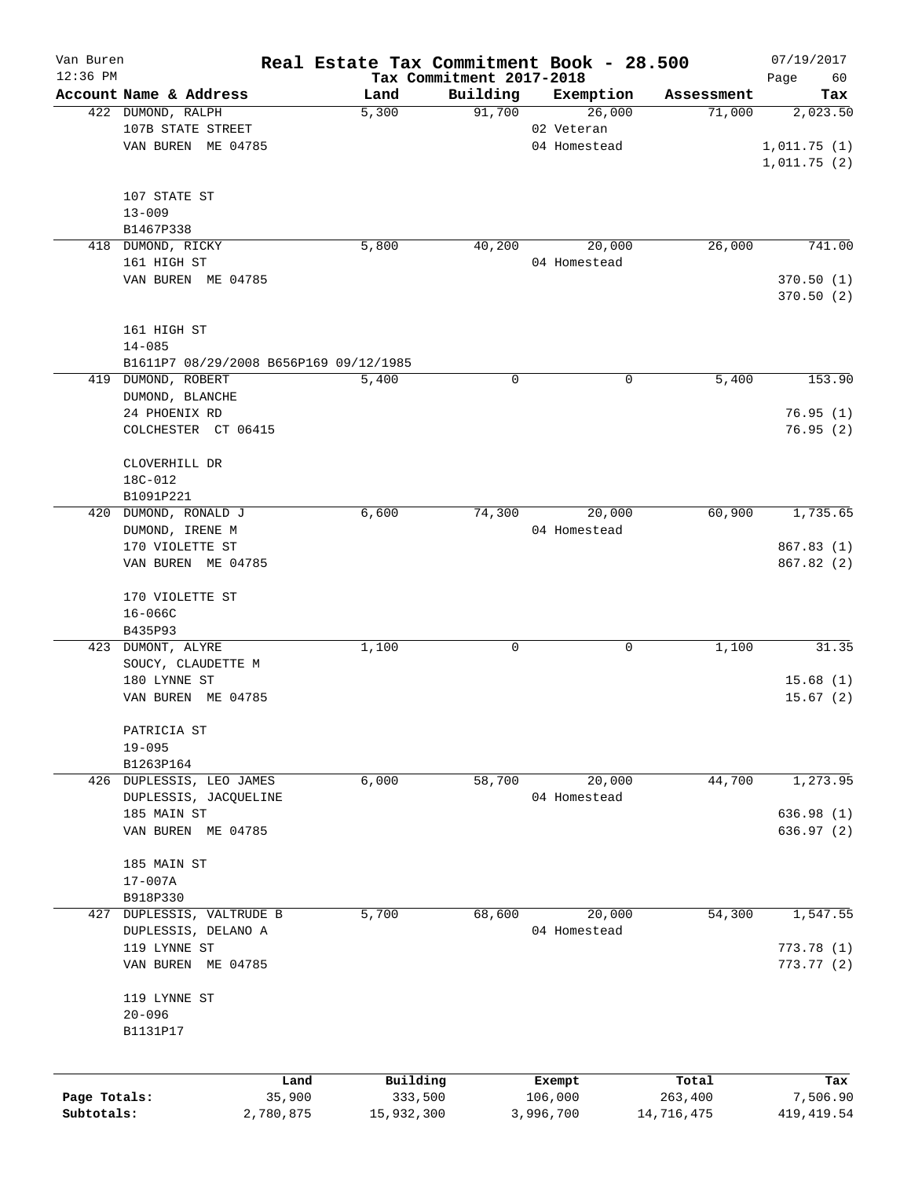Van Buren — Real Estate Tax Commitment Book - 28.500 — 07/19/2017

12:36 PM — Tax Commitment 2017-2018

| Account Name & Address | Land | Building | Exemption | Assessment | Tax |
|---|---|---|---|---|---|
| 422 DUMOND, RALPH<br>107B STATE STREET<br>VAN BUREN ME 04785<br><br>107 STATE ST<br>13-009<br>B1467P338 | 5,300 | 91,700 | 26,000<br>02 Veteran<br>04 Homestead | 71,000 | 2,023.50<br><br>1,011.75 (1)<br>1,011.75 (2) |
| 418 DUMOND, RICKY<br>161 HIGH ST<br>VAN BUREN ME 04785<br><br>161 HIGH ST<br>14-085<br>B1611P7 08/29/2008 B656P169 09/12/1985 | 5,800 | 40,200 | 20,000<br>04 Homestead | 26,000 | 741.00<br><br>370.50 (1)<br>370.50 (2) |
| 419 DUMOND, ROBERT<br>DUMOND, BLANCHE<br>24 PHOENIX RD<br>COLCHESTER CT 06415<br><br>CLOVERHILL DR<br>18C-012<br>B1091P221 | 5,400 | 0 | 0 | 5,400 | 153.90<br><br>76.95 (1)<br>76.95 (2) |
| 420 DUMOND, RONALD J<br>DUMOND, IRENE M<br>170 VIOLETTE ST<br>VAN BUREN ME 04785<br><br>170 VIOLETTE ST<br>16-066C<br>B435P93 | 6,600 | 74,300 | 20,000<br>04 Homestead | 60,900 | 1,735.65<br><br>867.83 (1)<br>867.82 (2) |
| 423 DUMONT, ALYRE<br>SOUCY, CLAUDETTE M<br>180 LYNNE ST<br>VAN BUREN ME 04785<br><br>PATRICIA ST<br>19-095<br>B1263P164 | 1,100 | 0 | 0 | 1,100 | 31.35<br><br>15.68 (1)<br>15.67 (2) |
| 426 DUPLESSIS, LEO JAMES<br>DUPLESSIS, JACQUELINE<br>185 MAIN ST<br>VAN BUREN ME 04785<br><br>185 MAIN ST<br>17-007A<br>B918P330 | 6,000 | 58,700 | 20,000<br>04 Homestead | 44,700 | 1,273.95<br><br>636.98 (1)<br>636.97 (2) |
| 427 DUPLESSIS, VALTRUDE B<br>DUPLESSIS, DELANO A<br>119 LYNNE ST<br>VAN BUREN ME 04785<br><br>119 LYNNE ST<br>20-096<br>B1131P17 | 5,700 | 68,600 | 20,000<br>04 Homestead | 54,300 | 1,547.55<br><br>773.78 (1)<br>773.77 (2) |

| | Land | Building | Exempt | Total | Tax |
|---|---|---|---|---|---|
| Page Totals: | 35,900 | 333,500 | 106,000 | 263,400 | 7,506.90 |
| Subtotals: | 2,780,875 | 15,932,300 | 3,996,700 | 14,716,475 | 419,419.54 |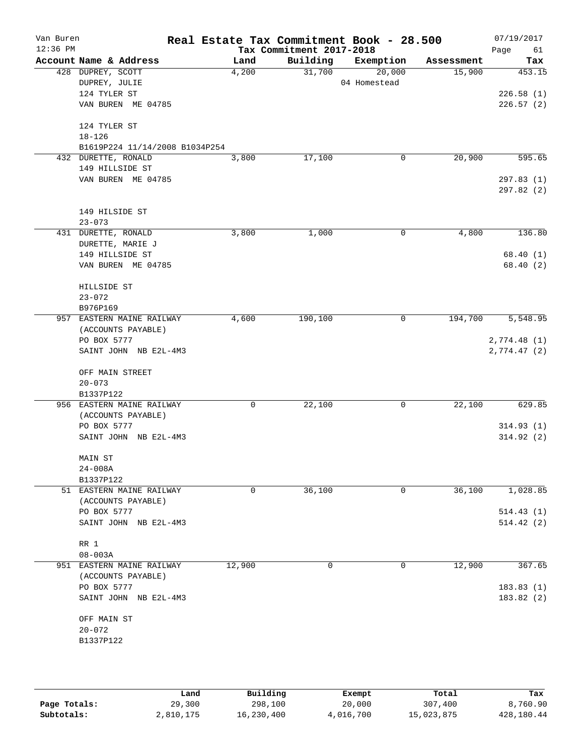# Real Estate Tax Commitment Book - 28.500

Van Buren
12:36 PM

Tax Commitment 2017-2018

07/19/2017

| Account Name & Address | Land | Building | Exemption | Assessment | Tax |
|---|---|---|---|---|---|
| 428 DUPREY, SCOTT<br>DUPREY, JULIE<br>124 TYLER ST<br>VAN BUREN ME 04785<br><br>124 TYLER ST<br>18-126<br>B1619P224 11/14/2008 B1034P254 | 4,200 | 31,700 | 20,000<br>04 Homestead | 15,900 | 453.15<br><br>226.58 (1)<br>226.57 (2) |
| 432 DURETTE, RONALD<br>149 HILLSIDE ST<br>VAN BUREN ME 04785<br><br>149 HILSIDE ST<br>23-073 | 3,800 | 17,100 | 0 | 20,900 | 595.65<br><br>297.83 (1)<br>297.82 (2) |
| 431 DURETTE, RONALD<br>DURETTE, MARIE J<br>149 HILLSIDE ST<br>VAN BUREN ME 04785<br><br>HILLSIDE ST<br>23-072<br>B976P169 | 3,800 | 1,000 | 0 | 4,800 | 136.80<br><br>68.40 (1)<br>68.40 (2) |
| 957 EASTERN MAINE RAILWAY<br>(ACCOUNTS PAYABLE)<br>PO BOX 5777<br>SAINT JOHN NB E2L-4M3<br><br>OFF MAIN STREET<br>20-073<br>B1337P122 | 4,600 | 190,100 | 0 | 194,700 | 5,548.95<br><br>2,774.48 (1)<br>2,774.47 (2) |
| 956 EASTERN MAINE RAILWAY<br>(ACCOUNTS PAYABLE)<br>PO BOX 5777<br>SAINT JOHN NB E2L-4M3<br><br>MAIN ST<br>24-008A<br>B1337P122 | 0 | 22,100 | 0 | 22,100 | 629.85<br><br>314.93 (1)<br>314.92 (2) |
| 51 EASTERN MAINE RAILWAY<br>(ACCOUNTS PAYABLE)<br>PO BOX 5777<br>SAINT JOHN NB E2L-4M3<br><br>RR 1<br>08-003A | 0 | 36,100 | 0 | 36,100 | 1,028.85<br><br>514.43 (1)<br>514.42 (2) |
| 951 EASTERN MAINE RAILWAY<br>(ACCOUNTS PAYABLE)<br>PO BOX 5777<br>SAINT JOHN NB E2L-4M3<br><br>OFF MAIN ST<br>20-072<br>B1337P122 | 12,900 | 0 | 0 | 12,900 | 367.65<br><br>183.83 (1)<br>183.82 (2) |

| | Land | Building | Exempt | Total | Tax |
|---|---|---|---|---|---|
| Page Totals: | 29,300 | 298,100 | 20,000 | 307,400 | 8,760.90 |
| Subtotals: | 2,810,175 | 16,230,400 | 4,016,700 | 15,023,875 | 428,180.44 |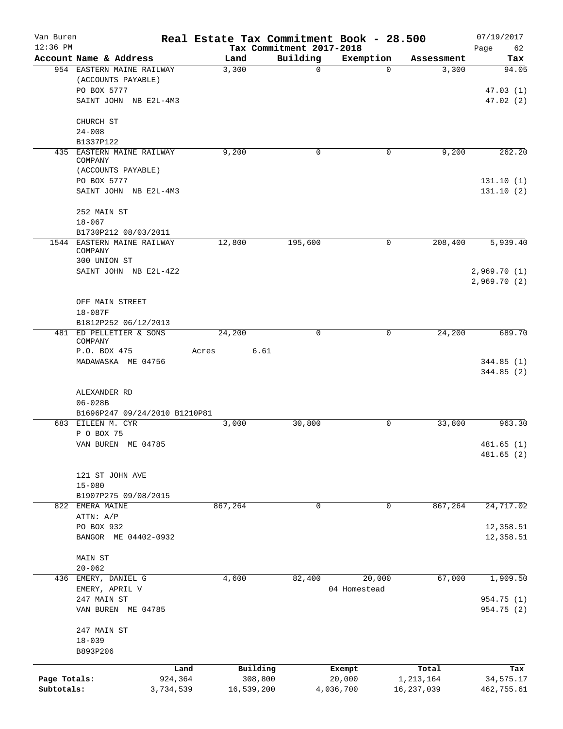Van Buren
12:36 PM

# Real Estate Tax Commitment Book - 28.500

Tax Commitment 2017-2018

07/19/2017

| Account Name & Address | Land | Building | Exemption | Assessment | Tax |
|---|---|---|---|---|---|
| 954 EASTERN MAINE RAILWAY | 3,300 | 0 | 0 | 3,300 | 94.05 |
| (ACCOUNTS PAYABLE) | | | | | |
| PO BOX 5777 | | | | | 47.03 (1) |
| SAINT JOHN NB E2L-4M3 | | | | | 47.02 (2) |
| CHURCH ST | | | | | |
| 24-008 | | | | | |
| B1337P122 | | | | | |
| 435 EASTERN MAINE RAILWAY COMPANY | 9,200 | 0 | 0 | 9,200 | 262.20 |
| (ACCOUNTS PAYABLE) | | | | | |
| PO BOX 5777 | | | | | 131.10 (1) |
| SAINT JOHN NB E2L-4M3 | | | | | 131.10 (2) |
| 252 MAIN ST | | | | | |
| 18-067 | | | | | |
| B1730P212 08/03/2011 | | | | | |
| 1544 EASTERN MAINE RAILWAY COMPANY | 12,800 | 195,600 | 0 | 208,400 | 5,939.40 |
| 300 UNION ST | | | | | |
| SAINT JOHN NB E2L-4Z2 | | | | | 2,969.70 (1) |
| | | | | | 2,969.70 (2) |
| OFF MAIN STREET | | | | | |
| 18-087F | | | | | |
| B1812P252 06/12/2013 | | | | | |
| 481 ED PELLETIER & SONS COMPANY | 24,200 | 0 | 0 | 24,200 | 689.70 |
| P.O. BOX 475 | Acres 6.61 | | | | |
| MADAWASKA ME 04756 | | | | | 344.85 (1) |
| | | | | | 344.85 (2) |
| ALEXANDER RD | | | | | |
| 06-028B | | | | | |
| B1696P247 09/24/2010 B1210P81 | | | | | |
| 683 EILEEN M. CYR | 3,000 | 30,800 | 0 | 33,800 | 963.30 |
| P O BOX 75 | | | | | |
| VAN BUREN ME 04785 | | | | | 481.65 (1) |
| | | | | | 481.65 (2) |
| 121 ST JOHN AVE | | | | | |
| 15-080 | | | | | |
| B1907P275 09/08/2015 | | | | | |
| 822 EMERA MAINE | 867,264 | 0 | 0 | 867,264 | 24,717.02 |
| ATTN: A/P | | | | | |
| PO BOX 932 | | | | | 12,358.51 |
| BANGOR ME 04402-0932 | | | | | 12,358.51 |
| MAIN ST | | | | | |
| 20-062 | | | | | |
| 436 EMERY, DANIEL G | 4,600 | 82,400 | 20,000 | 67,000 | 1,909.50 |
| EMERY, APRIL V | | | 04 Homestead | | |
| 247 MAIN ST | | | | | 954.75 (1) |
| VAN BUREN ME 04785 | | | | | 954.75 (2) |
| 247 MAIN ST | | | | | |
| 18-039 | | | | | |
| B893P206 | | | | | |

| | Land | Building | Exempt | Total | Tax |
|---|---|---|---|---|---|
| Page Totals: | 924,364 | 308,800 | 20,000 | 1,213,164 | 34,575.17 |
| Subtotals: | 3,734,539 | 16,539,200 | 4,036,700 | 16,237,039 | 462,755.61 |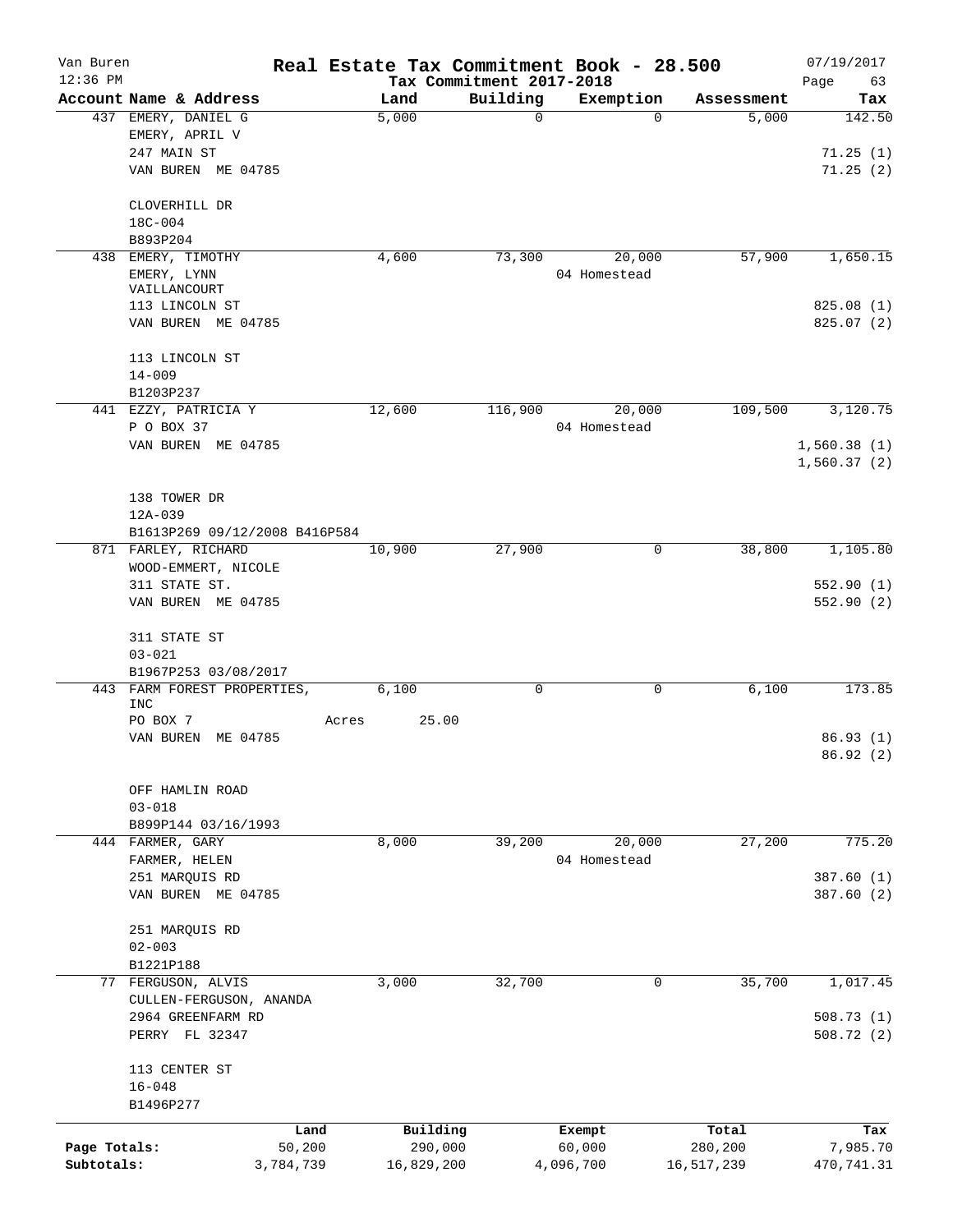Van Buren
12:36 PM

# Real Estate Tax Commitment Book - 28.500

Tax Commitment 2017-2018

07/19/2017

| Account Name & Address | Land | Building | Exemption | Assessment | Tax |
|---|---|---|---|---|---|
| 437 EMERY, DANIEL G | 5,000 | 0 | 0 | 5,000 | 142.50 |
| EMERY, APRIL V | | | | | |
| 247 MAIN ST | | | | | 71.25 (1) |
| VAN BUREN ME 04785 | | | | | 71.25 (2) |
| CLOVERHILL DR | | | | | |
| 18C-004 | | | | | |
| B893P204 | | | | | |
| 438 EMERY, TIMOTHY | 4,600 | 73,300 | 20,000 | 57,900 | 1,650.15 |
| EMERY, LYNN | | | 04 Homestead | | |
| VAILLANCOURT | | | | | |
| 113 LINCOLN ST | | | | | 825.08 (1) |
| VAN BUREN ME 04785 | | | | | 825.07 (2) |
| 113 LINCOLN ST | | | | | |
| 14-009 | | | | | |
| B1203P237 | | | | | |
| 441 EZZY, PATRICIA Y | 12,600 | 116,900 | 20,000 | 109,500 | 3,120.75 |
| P O BOX 37 | | | 04 Homestead | | |
| VAN BUREN ME 04785 | | | | | 1,560.38 (1) |
| | | | | | 1,560.37 (2) |
| 138 TOWER DR | | | | | |
| 12A-039 | | | | | |
| B1613P269 09/12/2008 B416P584 | | | | | |
| 871 FARLEY, RICHARD | 10,900 | 27,900 | 0 | 38,800 | 1,105.80 |
| WOOD-EMMERT, NICOLE | | | | | |
| 311 STATE ST. | | | | | 552.90 (1) |
| VAN BUREN ME 04785 | | | | | 552.90 (2) |
| 311 STATE ST | | | | | |
| 03-021 | | | | | |
| B1967P253 03/08/2017 | | | | | |
| 443 FARM FOREST PROPERTIES, INC | 6,100 | 0 | 0 | 6,100 | 173.85 |
| PO BOX 7 | Acres 25.00 | | | | |
| VAN BUREN ME 04785 | | | | | 86.93 (1) |
| | | | | | 86.92 (2) |
| OFF HAMLIN ROAD | | | | | |
| 03-018 | | | | | |
| B899P144 03/16/1993 | | | | | |
| 444 FARMER, GARY | 8,000 | 39,200 | 20,000 | 27,200 | 775.20 |
| FARMER, HELEN | | | 04 Homestead | | |
| 251 MARQUIS RD | | | | | 387.60 (1) |
| VAN BUREN ME 04785 | | | | | 387.60 (2) |
| 251 MARQUIS RD | | | | | |
| 02-003 | | | | | |
| B1221P188 | | | | | |
| 77 FERGUSON, ALVIS | 3,000 | 32,700 | 0 | 35,700 | 1,017.45 |
| CULLEN-FERGUSON, ANANDA | | | | | |
| 2964 GREENFARM RD | | | | | 508.73 (1) |
| PERRY FL 32347 | | | | | 508.72 (2) |
| 113 CENTER ST | | | | | |
| 16-048 | | | | | |
| B1496P277 | | | | | |

| | Land | Building | Exempt | Total | Tax |
|---|---|---|---|---|---|
| Page Totals: | 50,200 | 290,000 | 60,000 | 280,200 | 7,985.70 |
| Subtotals: | 3,784,739 | 16,829,200 | 4,096,700 | 16,517,239 | 470,741.31 |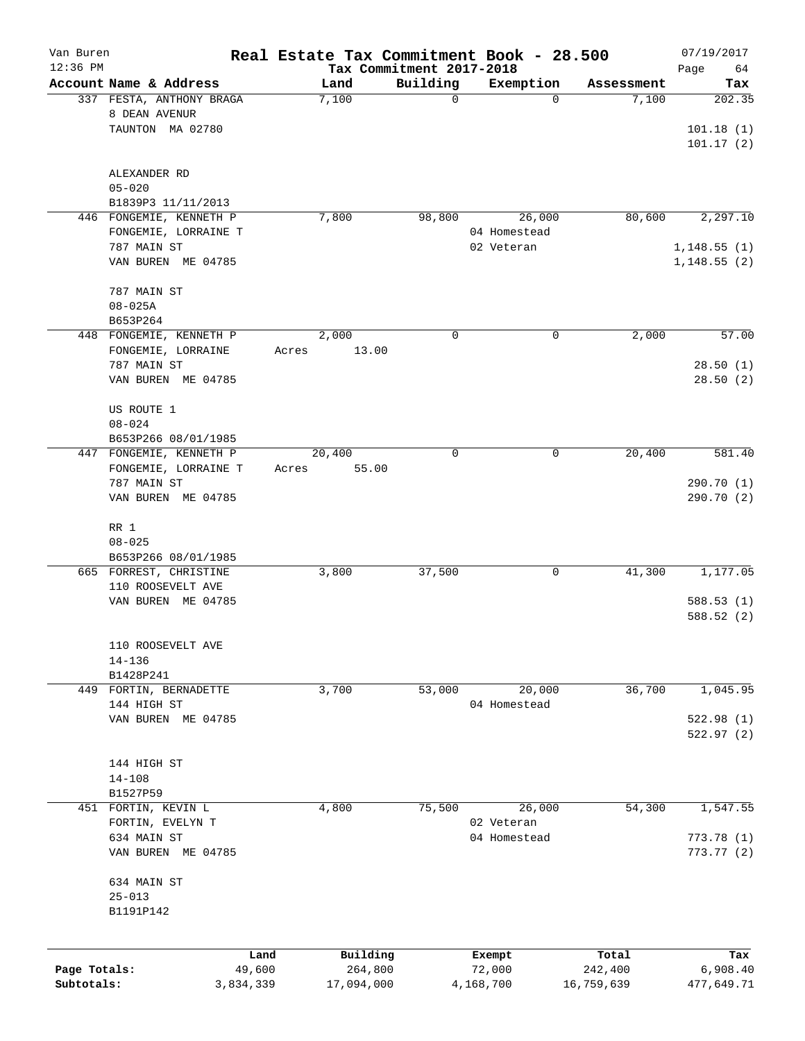# Real Estate Tax Commitment Book - 28.500

Van Buren
12:36 PM

Tax Commitment 2017-2018

07/19/2017

| Account Name & Address | Land | Building | Exemption | Assessment | Tax |
|---|---|---|---|---|---|
| 337 FESTA, ANTHONY BRAGA<br>8 DEAN AVENUR<br>TAUNTON MA 02780<br><br>ALEXANDER RD<br>05-020<br>B1839P3 11/11/2013 | 7,100 | 0 | 0 | 7,100 | 202.35<br><br>101.18 (1)<br>101.17 (2) |
| 446 FONGEMIE, KENNETH P<br>FONGEMIE, LORRAINE T<br>787 MAIN ST<br>VAN BUREN ME 04785<br><br>787 MAIN ST<br>08-025A<br>B653P264 | 7,800 | 98,800 | 26,000<br>04 Homestead<br>02 Veteran | 80,600 | 2,297.10<br><br>1,148.55 (1)<br>1,148.55 (2) |
| 448 FONGEMIE, KENNETH P<br>FONGEMIE, LORRAINE<br>787 MAIN ST<br>VAN BUREN ME 04785<br><br>US ROUTE 1<br>08-024<br>B653P266 08/01/1985 | 2,000<br>Acres 13.00 | 0 | 0 | 2,000 | 57.00<br><br>28.50 (1)<br>28.50 (2) |
| 447 FONGEMIE, KENNETH P<br>FONGEMIE, LORRAINE T<br>787 MAIN ST<br>VAN BUREN ME 04785<br><br>RR 1<br>08-025<br>B653P266 08/01/1985 | 20,400<br>Acres 55.00 | 0 | 0 | 20,400 | 581.40<br><br>290.70 (1)<br>290.70 (2) |
| 665 FORREST, CHRISTINE<br>110 ROOSEVELT AVE<br>VAN BUREN ME 04785<br><br>110 ROOSEVELT AVE<br>14-136<br>B1428P241 | 3,800 | 37,500 | 0 | 41,300 | 1,177.05<br><br>588.53 (1)<br>588.52 (2) |
| 449 FORTIN, BERNADETTE<br>144 HIGH ST<br>VAN BUREN ME 04785<br><br>144 HIGH ST<br>14-108<br>B1527P59 | 3,700 | 53,000 | 20,000<br>04 Homestead | 36,700 | 1,045.95<br><br>522.98 (1)<br>522.97 (2) |
| 451 FORTIN, KEVIN L<br>FORTIN, EVELYN T<br>634 MAIN ST<br>VAN BUREN ME 04785<br><br>634 MAIN ST<br>25-013<br>B1191P142 | 4,800 | 75,500 | 26,000<br>02 Veteran<br>04 Homestead | 54,300 | 1,547.55<br><br>773.78 (1)<br>773.77 (2) |

| | Land | Building | Exempt | Total | Tax |
|---|---|---|---|---|---|
| Page Totals: | 49,600 | 264,800 | 72,000 | 242,400 | 6,908.40 |
| Subtotals: | 3,834,339 | 17,094,000 | 4,168,700 | 16,759,639 | 477,649.71 |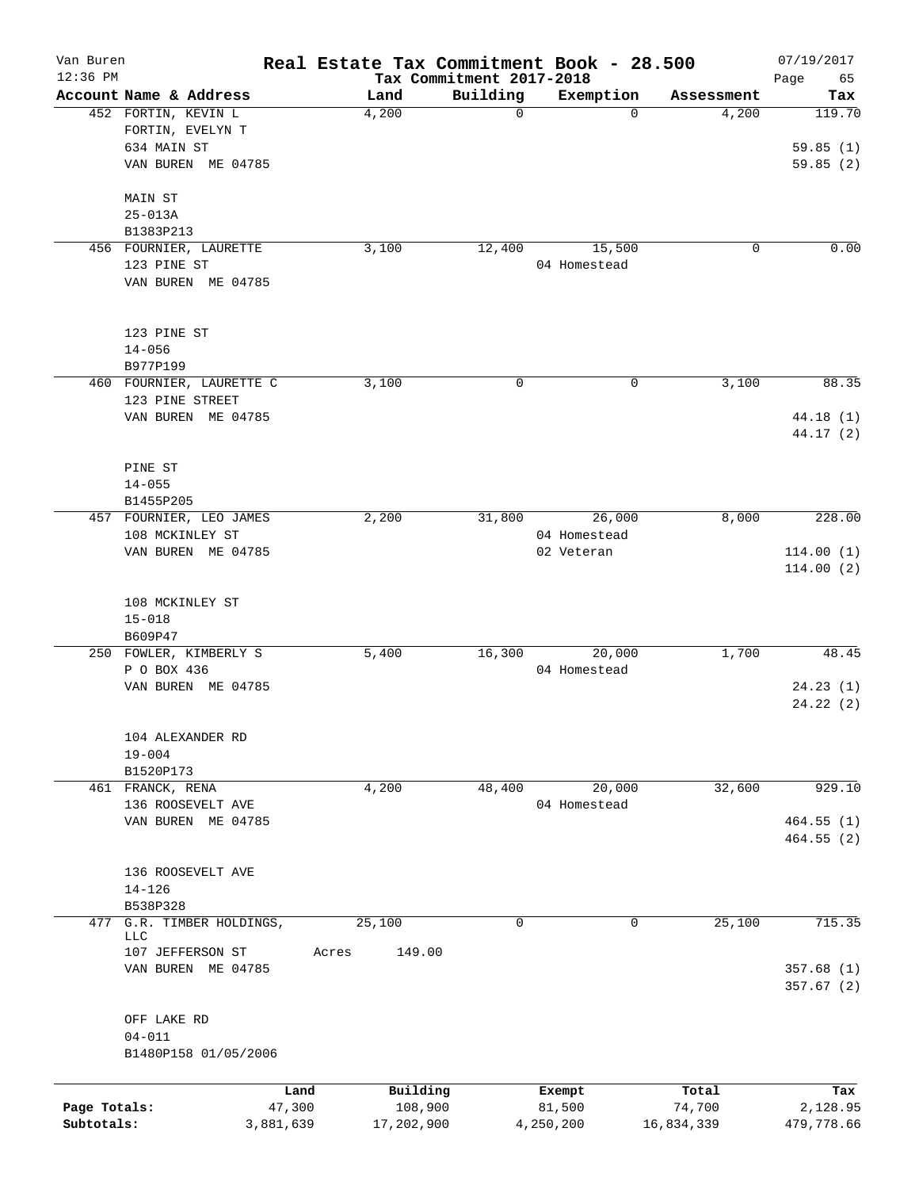Van Buren
12:36 PM

# Real Estate Tax Commitment Book - 28.500

Tax Commitment 2017-2018

07/19/2017

| Account Name & Address | Land | Building | Exemption | Assessment | Tax |
|---|---|---|---|---|---|
| 452 FORTIN, KEVIN L | 4,200 | 0 | 0 | 4,200 | 119.70 |
| FORTIN, EVELYN T | | | | | |
| 634 MAIN ST | | | | | 59.85 (1) |
| VAN BUREN ME 04785 | | | | | 59.85 (2) |
| MAIN ST | | | | | |
| 25-013A | | | | | |
| B1383P213 | | | | | |
| 456 FOURNIER, LAURETTE | 3,100 | 12,400 | 15,500 | 0 | 0.00 |
| 123 PINE ST | | | 04 Homestead | | |
| VAN BUREN ME 04785 | | | | | |
| 123 PINE ST | | | | | |
| 14-056 | | | | | |
| B977P199 | | | | | |
| 460 FOURNIER, LAURETTE C | 3,100 | 0 | 0 | 3,100 | 88.35 |
| 123 PINE STREET | | | | | |
| VAN BUREN ME 04785 | | | | | 44.18 (1) |
| | | | | | 44.17 (2) |
| PINE ST | | | | | |
| 14-055 | | | | | |
| B1455P205 | | | | | |
| 457 FOURNIER, LEO JAMES | 2,200 | 31,800 | 26,000 | 8,000 | 228.00 |
| 108 MCKINLEY ST | | | 04 Homestead | | |
| VAN BUREN ME 04785 | | | 02 Veteran | | 114.00 (1) |
| | | | | | 114.00 (2) |
| 108 MCKINLEY ST | | | | | |
| 15-018 | | | | | |
| B609P47 | | | | | |
| 250 FOWLER, KIMBERLY S | 5,400 | 16,300 | 20,000 | 1,700 | 48.45 |
| P O BOX 436 | | | 04 Homestead | | |
| VAN BUREN ME 04785 | | | | | 24.23 (1) |
| | | | | | 24.22 (2) |
| 104 ALEXANDER RD | | | | | |
| 19-004 | | | | | |
| B1520P173 | | | | | |
| 461 FRANCK, RENA | 4,200 | 48,400 | 20,000 | 32,600 | 929.10 |
| 136 ROOSEVELT AVE | | | 04 Homestead | | |
| VAN BUREN ME 04785 | | | | | 464.55 (1) |
| | | | | | 464.55 (2) |
| 136 ROOSEVELT AVE | | | | | |
| 14-126 | | | | | |
| B538P328 | | | | | |
| 477 G.R. TIMBER HOLDINGS, LLC | 25,100 | 0 | 0 | 25,100 | 715.35 |
| 107 JEFFERSON ST | Acres 149.00 | | | | |
| VAN BUREN ME 04785 | | | | | 357.68 (1) |
| | | | | | 357.67 (2) |
| OFF LAKE RD | | | | | |
| 04-011 | | | | | |
| B1480P158 01/05/2006 | | | | | |

| | Land | Building | Exempt | Total | Tax |
|---|---|---|---|---|---|
| Page Totals: | 47,300 | 108,900 | 81,500 | 74,700 | 2,128.95 |
| Subtotals: | 3,881,639 | 17,202,900 | 4,250,200 | 16,834,339 | 479,778.66 |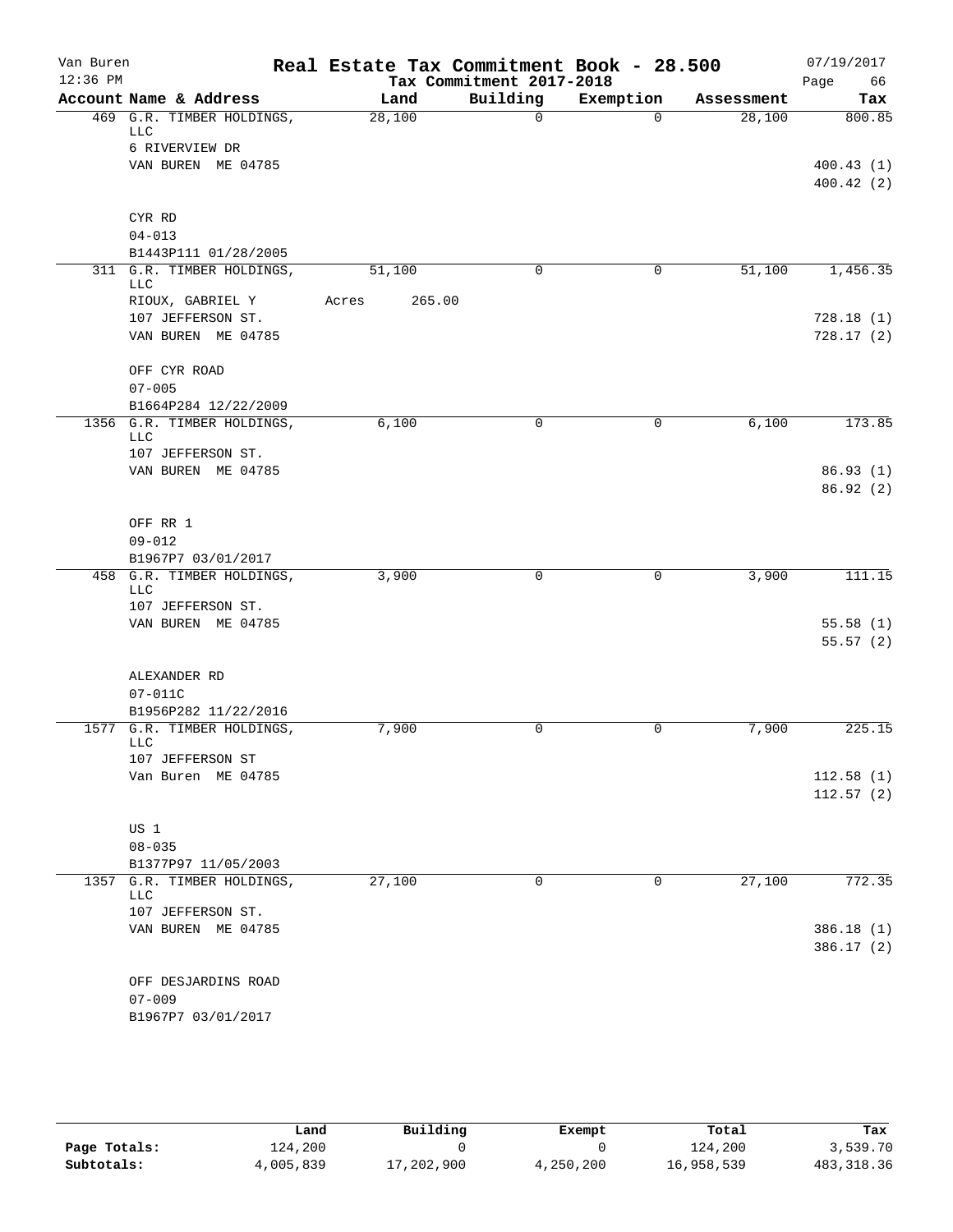# Real Estate Tax Commitment Book - 28.500

Van Buren
12:36 PM

Tax Commitment 2017-2018

07/19/2017

| Account Name & Address | Land | Building | Exemption | Assessment | Tax |
|---|---|---|---|---|---|
| 469 G.R. TIMBER HOLDINGS, LLC<br>6 RIVERVIEW DR<br>VAN BUREN ME 04785<br><br>CYR RD<br>04-013<br>B1443P111 01/28/2005 | 28,100 | 0 | 0 | 28,100 | 800.85<br><br>400.43 (1)<br>400.42 (2) |
| 311 G.R. TIMBER HOLDINGS, LLC<br>RIOUX, GABRIEL Y<br>107 JEFFERSON ST.<br>VAN BUREN ME 04785<br><br>OFF CYR ROAD<br>07-005<br>B1664P284 12/22/2009 | 51,100<br>Acres 265.00 | 0 | 0 | 51,100 | 1,456.35<br><br>728.18 (1)<br>728.17 (2) |
| 1356 G.R. TIMBER HOLDINGS, LLC<br>107 JEFFERSON ST.<br>VAN BUREN ME 04785<br><br>OFF RR 1<br>09-012<br>B1967P7 03/01/2017 | 6,100 | 0 | 0 | 6,100 | 173.85<br><br>86.93 (1)<br>86.92 (2) |
| 458 G.R. TIMBER HOLDINGS, LLC<br>107 JEFFERSON ST.<br>VAN BUREN ME 04785<br><br>ALEXANDER RD<br>07-011C<br>B1956P282 11/22/2016 | 3,900 | 0 | 0 | 3,900 | 111.15<br><br>55.58 (1)<br>55.57 (2) |
| 1577 G.R. TIMBER HOLDINGS, LLC<br>107 JEFFERSON ST<br>Van Buren ME 04785<br><br>US 1<br>08-035<br>B1377P97 11/05/2003 | 7,900 | 0 | 0 | 7,900 | 225.15<br><br>112.58 (1)<br>112.57 (2) |
| 1357 G.R. TIMBER HOLDINGS, LLC<br>107 JEFFERSON ST.<br>VAN BUREN ME 04785<br><br>OFF DESJARDINS ROAD<br>07-009<br>B1967P7 03/01/2017 | 27,100 | 0 | 0 | 27,100 | 772.35<br><br>386.18 (1)<br>386.17 (2) |

| | Land | Building | Exempt | Total | Tax |
|---|---|---|---|---|---|
| Page Totals: | 124,200 | 0 | 0 | 124,200 | 3,539.70 |
| Subtotals: | 4,005,839 | 17,202,900 | 4,250,200 | 16,958,539 | 483,318.36 |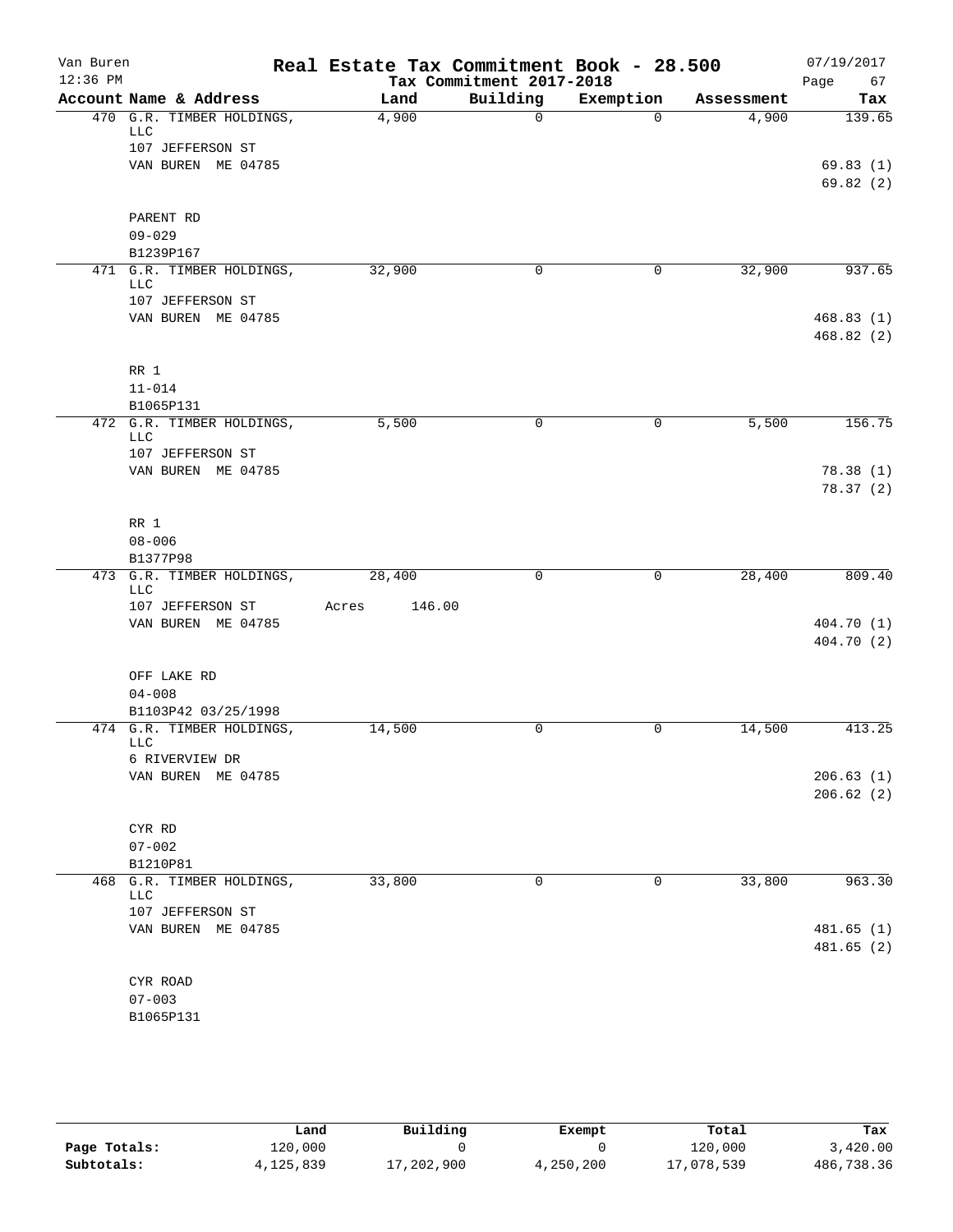# Real Estate Tax Commitment Book - 28.500

Van Buren
12:36 PM

Tax Commitment 2017-2018

07/19/2017

| Account Name & Address | Land | Building | Exemption | Assessment | Tax |
|---|---|---|---|---|---|
| 470 G.R. TIMBER HOLDINGS, LLC<br>107 JEFFERSON ST<br>VAN BUREN ME 04785<br><br>PARENT RD<br>09-029<br>B1239P167 | 4,900 | 0 | 0 | 4,900 | 139.65<br><br>69.83 (1)<br>69.82 (2) |
| 471 G.R. TIMBER HOLDINGS, LLC<br>107 JEFFERSON ST<br>VAN BUREN ME 04785<br><br>RR 1<br>11-014<br>B1065P131 | 32,900 | 0 | 0 | 32,900 | 937.65<br><br>468.83 (1)<br>468.82 (2) |
| 472 G.R. TIMBER HOLDINGS, LLC<br>107 JEFFERSON ST<br>VAN BUREN ME 04785<br><br>RR 1<br>08-006<br>B1377P98 | 5,500 | 0 | 0 | 5,500 | 156.75<br><br>78.38 (1)<br>78.37 (2) |
| 473 G.R. TIMBER HOLDINGS, LLC<br>107 JEFFERSON ST<br>VAN BUREN ME 04785<br><br>OFF LAKE RD<br>04-008<br>B1103P42 03/25/1998 | 28,400<br>Acres 146.00 | 0 | 0 | 28,400 | 809.40<br><br>404.70 (1)<br>404.70 (2) |
| 474 G.R. TIMBER HOLDINGS, LLC<br>6 RIVERVIEW DR<br>VAN BUREN ME 04785<br><br>CYR RD<br>07-002<br>B1210P81 | 14,500 | 0 | 0 | 14,500 | 413.25<br><br>206.63 (1)<br>206.62 (2) |
| 468 G.R. TIMBER HOLDINGS, LLC<br>107 JEFFERSON ST<br>VAN BUREN ME 04785<br><br>CYR ROAD<br>07-003<br>B1065P131 | 33,800 | 0 | 0 | 33,800 | 963.30<br><br>481.65 (1)<br>481.65 (2) |

| | Land | Building | Exempt | Total | Tax |
|---|---|---|---|---|---|
| Page Totals: | 120,000 | 0 | 0 | 120,000 | 3,420.00 |
| Subtotals: | 4,125,839 | 17,202,900 | 4,250,200 | 17,078,539 | 486,738.36 |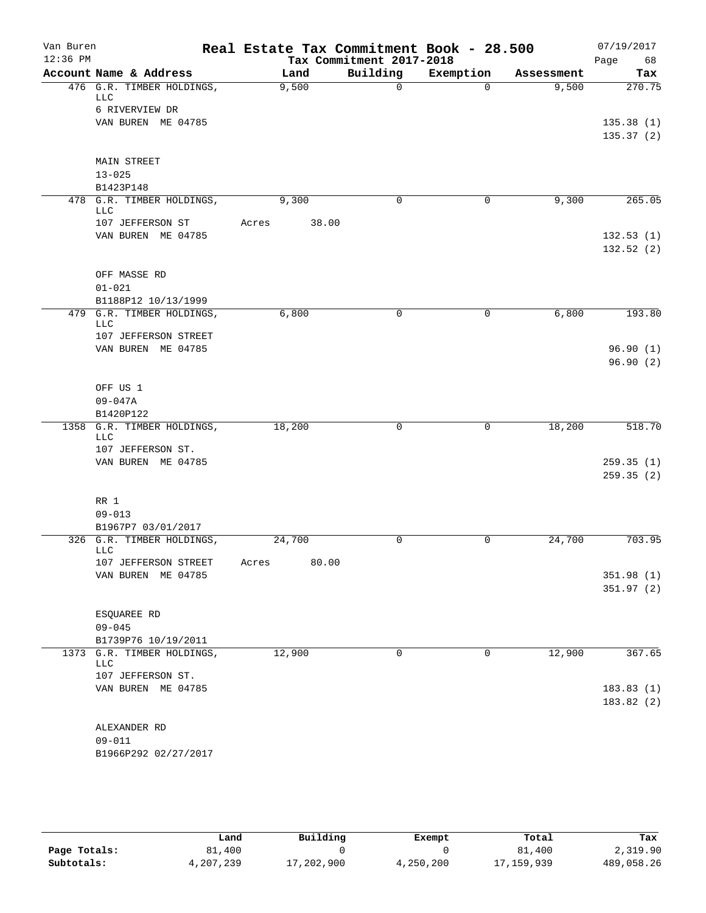# Real Estate Tax Commitment Book - 28.500

Van Buren
12:36 PM

Tax Commitment 2017-2018

07/19/2017

| Account Name & Address | Land | Building | Exemption | Assessment | Tax |
|---|---|---|---|---|---|
| 476 G.R. TIMBER HOLDINGS, LLC | 9,500 | 0 | 0 | 9,500 | 270.75 |
| 6 RIVERVIEW DR | | | | | |
| VAN BUREN ME 04785 | | | | | 135.38 (1) |
| | | | | | 135.37 (2) |
| MAIN STREET | | | | | |
| 13-025 | | | | | |
| B1423P148 | | | | | |
| 478 G.R. TIMBER HOLDINGS, LLC | 9,300 | 0 | 0 | 9,300 | 265.05 |
| 107 JEFFERSON ST | Acres 38.00 | | | | |
| VAN BUREN ME 04785 | | | | | 132.53 (1) |
| | | | | | 132.52 (2) |
| OFF MASSE RD | | | | | |
| 01-021 | | | | | |
| B1188P12 10/13/1999 | | | | | |
| 479 G.R. TIMBER HOLDINGS, LLC | 6,800 | 0 | 0 | 6,800 | 193.80 |
| 107 JEFFERSON STREET | | | | | |
| VAN BUREN ME 04785 | | | | | 96.90 (1) |
| | | | | | 96.90 (2) |
| OFF US 1 | | | | | |
| 09-047A | | | | | |
| B1420P122 | | | | | |
| 1358 G.R. TIMBER HOLDINGS, LLC | 18,200 | 0 | 0 | 18,200 | 518.70 |
| 107 JEFFERSON ST. | | | | | |
| VAN BUREN ME 04785 | | | | | 259.35 (1) |
| | | | | | 259.35 (2) |
| RR 1 | | | | | |
| 09-013 | | | | | |
| B1967P7 03/01/2017 | | | | | |
| 326 G.R. TIMBER HOLDINGS, LLC | 24,700 | 0 | 0 | 24,700 | 703.95 |
| 107 JEFFERSON STREET | Acres 80.00 | | | | |
| VAN BUREN ME 04785 | | | | | 351.98 (1) |
| | | | | | 351.97 (2) |
| ESQUAREE RD | | | | | |
| 09-045 | | | | | |
| B1739P76 10/19/2011 | | | | | |
| 1373 G.R. TIMBER HOLDINGS, LLC | 12,900 | 0 | 0 | 12,900 | 367.65 |
| 107 JEFFERSON ST. | | | | | |
| VAN BUREN ME 04785 | | | | | 183.83 (1) |
| | | | | | 183.82 (2) |
| ALEXANDER RD | | | | | |
| 09-011 | | | | | |
| B1966P292 02/27/2017 | | | | | |

| | Land | Building | Exempt | Total | Tax |
|---|---|---|---|---|---|
| Page Totals: | 81,400 | 0 | 0 | 81,400 | 2,319.90 |
| Subtotals: | 4,207,239 | 17,202,900 | 4,250,200 | 17,159,939 | 489,058.26 |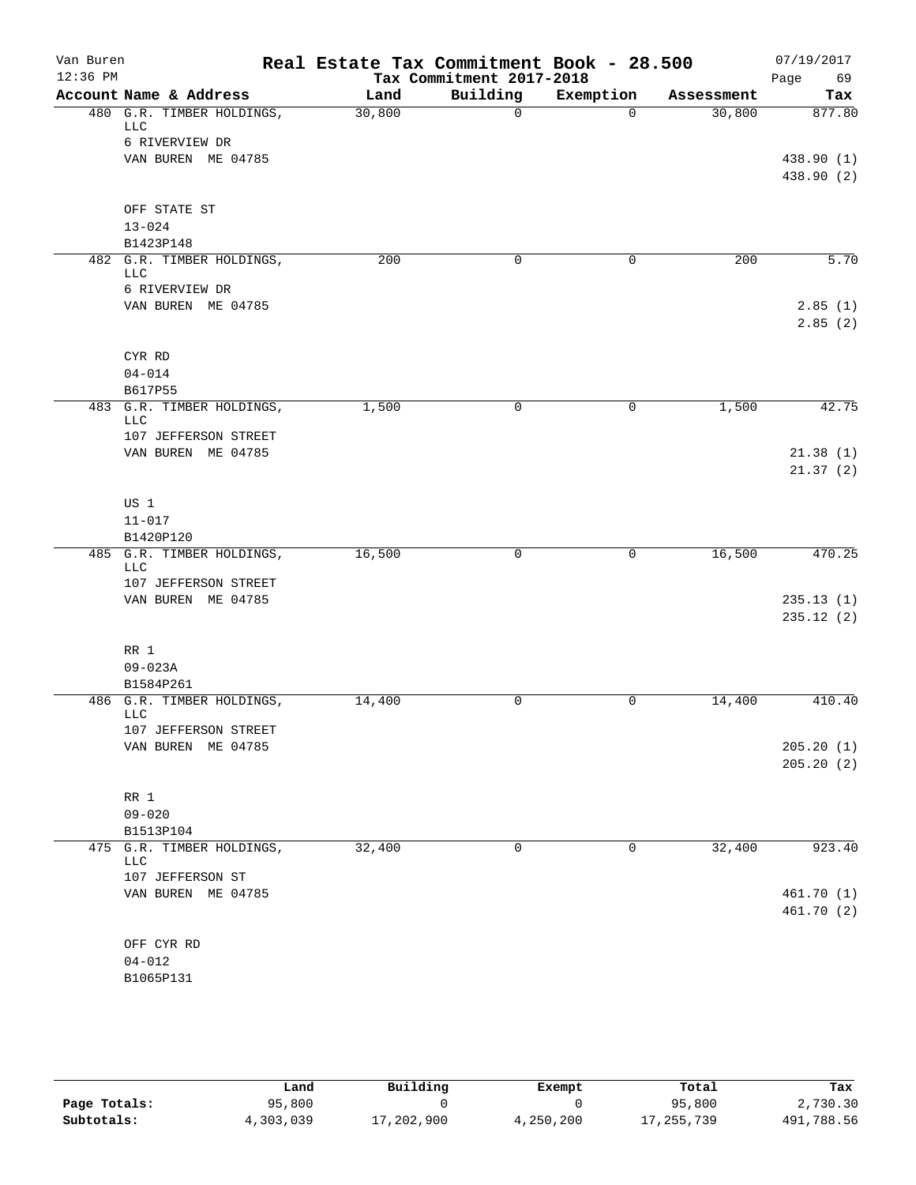Van Buren
12:36 PM

# Real Estate Tax Commitment Book - 28.500

Tax Commitment 2017-2018

07/19/2017

| Account | Name & Address | Land | Building | Exemption | Assessment | Tax |
|---|---|---|---|---|---|---|
| 480 | G.R. TIMBER HOLDINGS, LLC<br>6 RIVERVIEW DR<br>VAN BUREN ME 04785<br><br>OFF STATE ST<br>13-024<br>B1423P148 | 30,800 | 0 | 0 | 30,800 | 877.80<br>438.90 (1)<br>438.90 (2) |
| 482 | G.R. TIMBER HOLDINGS, LLC<br>6 RIVERVIEW DR<br>VAN BUREN ME 04785<br><br>CYR RD<br>04-014<br>B617P55 | 200 | 0 | 0 | 200 | 5.70<br>2.85 (1)<br>2.85 (2) |
| 483 | G.R. TIMBER HOLDINGS, LLC<br>107 JEFFERSON STREET<br>VAN BUREN ME 04785<br><br>US 1<br>11-017<br>B1420P120 | 1,500 | 0 | 0 | 1,500 | 42.75<br>21.38 (1)<br>21.37 (2) |
| 485 | G.R. TIMBER HOLDINGS, LLC<br>107 JEFFERSON STREET<br>VAN BUREN ME 04785<br><br>RR 1<br>09-023A<br>B1584P261 | 16,500 | 0 | 0 | 16,500 | 470.25<br>235.13 (1)<br>235.12 (2) |
| 486 | G.R. TIMBER HOLDINGS, LLC<br>107 JEFFERSON STREET<br>VAN BUREN ME 04785<br><br>RR 1<br>09-020<br>B1513P104 | 14,400 | 0 | 0 | 14,400 | 410.40<br>205.20 (1)<br>205.20 (2) |
| 475 | G.R. TIMBER HOLDINGS, LLC<br>107 JEFFERSON ST<br>VAN BUREN ME 04785<br><br>OFF CYR RD<br>04-012<br>B1065P131 | 32,400 | 0 | 0 | 32,400 | 923.40<br>461.70 (1)<br>461.70 (2) |

| | Land | Building | Exempt | Total | Tax |
|---|---|---|---|---|---|
| Page Totals: | 95,800 | 0 | 0 | 95,800 | 2,730.30 |
| Subtotals: | 4,303,039 | 17,202,900 | 4,250,200 | 17,255,739 | 491,788.56 |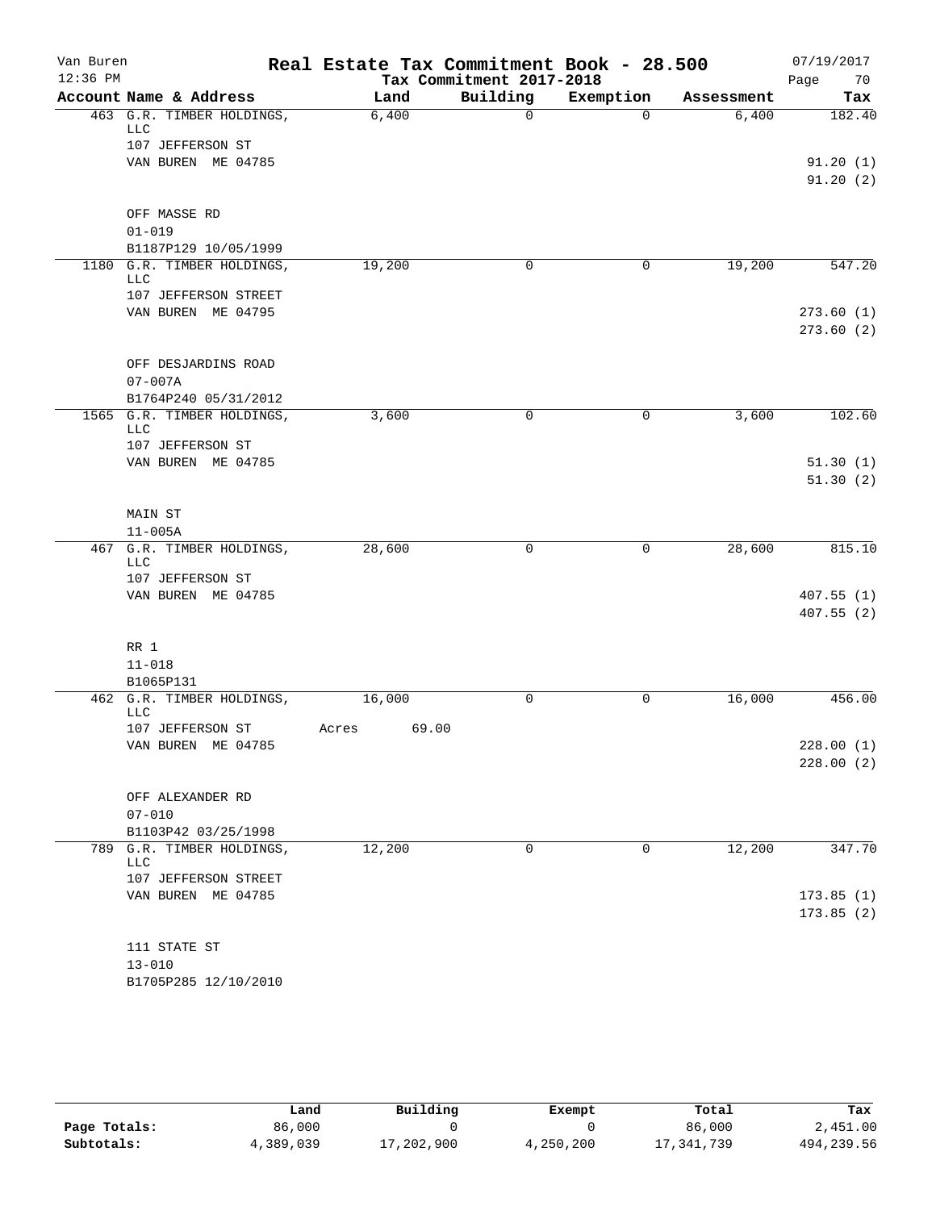Van Buren — Real Estate Tax Commitment Book - 28.500 — 07/19/2017
12:36 PM — Tax Commitment 2017-2018

| Account | Name & Address | Land | Building | Exemption | Assessment | Tax |
|---|---|---|---|---|---|---|
| 463 | G.R. TIMBER HOLDINGS, LLC<br>107 JEFFERSON ST<br>VAN BUREN ME 04785<br><br>OFF MASSE RD<br>01-019<br>B1187P129 10/05/1999 | 6,400 | 0 | 0 | 6,400 | 182.40<br>91.20 (1)<br>91.20 (2) |
| 1180 | G.R. TIMBER HOLDINGS, LLC<br>107 JEFFERSON STREET<br>VAN BUREN ME 04795<br><br>OFF DESJARDINS ROAD<br>07-007A<br>B1764P240 05/31/2012 | 19,200 | 0 | 0 | 19,200 | 547.20<br>273.60 (1)<br>273.60 (2) |
| 1565 | G.R. TIMBER HOLDINGS, LLC<br>107 JEFFERSON ST<br>VAN BUREN ME 04785<br><br>MAIN ST<br>11-005A | 3,600 | 0 | 0 | 3,600 | 102.60<br>51.30 (1)<br>51.30 (2) |
| 467 | G.R. TIMBER HOLDINGS, LLC<br>107 JEFFERSON ST<br>VAN BUREN ME 04785<br><br>RR 1<br>11-018<br>B1065P131 | 28,600 | 0 | 0 | 28,600 | 815.10<br>407.55 (1)<br>407.55 (2) |
| 462 | G.R. TIMBER HOLDINGS, LLC<br>107 JEFFERSON ST<br>VAN BUREN ME 04785<br><br>OFF ALEXANDER RD<br>07-010<br>B1103P42 03/25/1998 | 16,000<br>Acres 69.00 | 0 | 0 | 16,000 | 456.00<br>228.00 (1)<br>228.00 (2) |
| 789 | G.R. TIMBER HOLDINGS, LLC<br>107 JEFFERSON STREET<br>VAN BUREN ME 04785<br><br>111 STATE ST<br>13-010<br>B1705P285 12/10/2010 | 12,200 | 0 | 0 | 12,200 | 347.70<br>173.85 (1)<br>173.85 (2) |

| | Land | Building | Exempt | Total | Tax |
|---|---|---|---|---|---|
| Page Totals: | 86,000 | 0 | 0 | 86,000 | 2,451.00 |
| Subtotals: | 4,389,039 | 17,202,900 | 4,250,200 | 17,341,739 | 494,239.56 |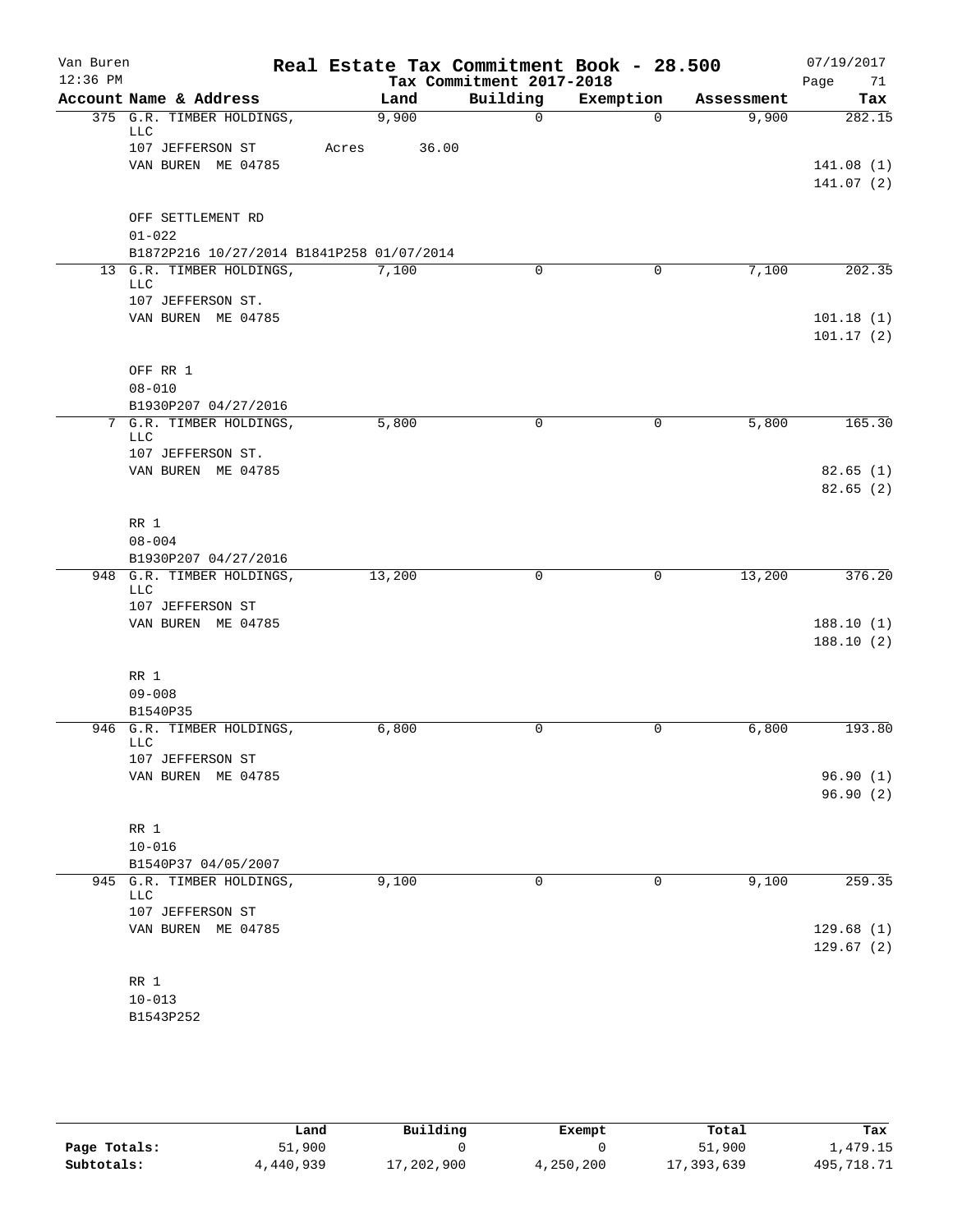Van Buren 12:36 PM

# Real Estate Tax Commitment Book - 28.500

## Tax Commitment 2017-2018

07/19/2017 Page 71

| Account Name & Address | Land | Building | Exemption | Assessment | Tax |
|---|---|---|---|---|---|
| 375 G.R. TIMBER HOLDINGS, LLC | 9,900 | 0 | 0 | 9,900 | 282.15 |
| 107 JEFFERSON ST | Acres 36.00 | | | | |
| VAN BUREN ME 04785 | | | | | 141.08 (1) |
| | | | | | 141.07 (2) |
| OFF SETTLEMENT RD | | | | | |
| 01-022 | | | | | |
| B1872P216 10/27/2014 B1841P258 01/07/2014 | | | | | |
| 13 G.R. TIMBER HOLDINGS, LLC | 7,100 | 0 | 0 | 7,100 | 202.35 |
| 107 JEFFERSON ST. | | | | | |
| VAN BUREN ME 04785 | | | | | 101.18 (1) |
| | | | | | 101.17 (2) |
| OFF RR 1 | | | | | |
| 08-010 | | | | | |
| B1930P207 04/27/2016 | | | | | |
| 7 G.R. TIMBER HOLDINGS, LLC | 5,800 | 0 | 0 | 5,800 | 165.30 |
| 107 JEFFERSON ST. | | | | | |
| VAN BUREN ME 04785 | | | | | 82.65 (1) |
| | | | | | 82.65 (2) |
| RR 1 | | | | | |
| 08-004 | | | | | |
| B1930P207 04/27/2016 | | | | | |
| 948 G.R. TIMBER HOLDINGS, LLC | 13,200 | 0 | 0 | 13,200 | 376.20 |
| 107 JEFFERSON ST | | | | | |
| VAN BUREN ME 04785 | | | | | 188.10 (1) |
| | | | | | 188.10 (2) |
| RR 1 | | | | | |
| 09-008 | | | | | |
| B1540P35 | | | | | |
| 946 G.R. TIMBER HOLDINGS, LLC | 6,800 | 0 | 0 | 6,800 | 193.80 |
| 107 JEFFERSON ST | | | | | |
| VAN BUREN ME 04785 | | | | | 96.90 (1) |
| | | | | | 96.90 (2) |
| RR 1 | | | | | |
| 10-016 | | | | | |
| B1540P37 04/05/2007 | | | | | |
| 945 G.R. TIMBER HOLDINGS, LLC | 9,100 | 0 | 0 | 9,100 | 259.35 |
| 107 JEFFERSON ST | | | | | |
| VAN BUREN ME 04785 | | | | | 129.68 (1) |
| | | | | | 129.67 (2) |
| RR 1 | | | | | |
| 10-013 | | | | | |
| B1543P252 | | | | | |

| | Land | Building | Exempt | Total | Tax |
|---|---|---|---|---|---|
| Page Totals: | 51,900 | 0 | 0 | 51,900 | 1,479.15 |
| Subtotals: | 4,440,939 | 17,202,900 | 4,250,200 | 17,393,639 | 495,718.71 |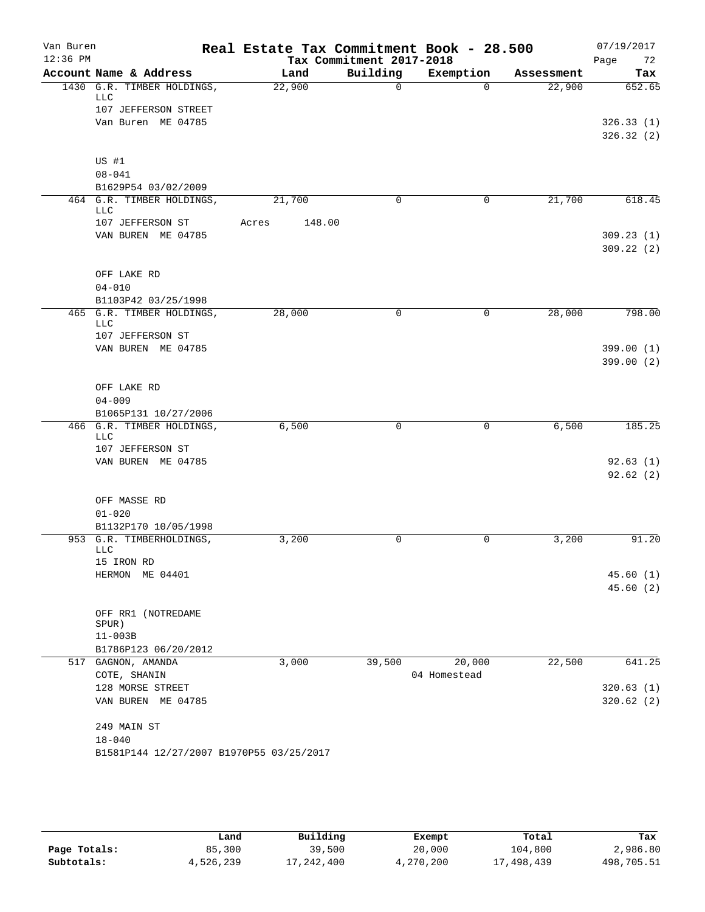# Real Estate Tax Commitment Book - 28.500

Van Buren
12:36 PM

Tax Commitment 2017-2018

07/19/2017

| Account Name & Address | Land | Building | Exemption | Assessment | Tax |
|---|---|---|---|---|---|
| 1430 G.R. TIMBER HOLDINGS, LLC | 22,900 | 0 | 0 | 22,900 | 652.65 |
| 107 JEFFERSON STREET | | | | | |
| Van Buren ME 04785 | | | | | 326.33 (1) |
| | | | | | 326.32 (2) |
| US #1 | | | | | |
| 08-041 | | | | | |
| B1629P54 03/02/2009 | | | | | |
| 464 G.R. TIMBER HOLDINGS, LLC | 21,700 | 0 | 0 | 21,700 | 618.45 |
| 107 JEFFERSON ST | Acres 148.00 | | | | |
| VAN BUREN ME 04785 | | | | | 309.23 (1) |
| | | | | | 309.22 (2) |
| OFF LAKE RD | | | | | |
| 04-010 | | | | | |
| B1103P42 03/25/1998 | | | | | |
| 465 G.R. TIMBER HOLDINGS, LLC | 28,000 | 0 | 0 | 28,000 | 798.00 |
| 107 JEFFERSON ST | | | | | |
| VAN BUREN ME 04785 | | | | | 399.00 (1) |
| | | | | | 399.00 (2) |
| OFF LAKE RD | | | | | |
| 04-009 | | | | | |
| B1065P131 10/27/2006 | | | | | |
| 466 G.R. TIMBER HOLDINGS, LLC | 6,500 | 0 | 0 | 6,500 | 185.25 |
| 107 JEFFERSON ST | | | | | |
| VAN BUREN ME 04785 | | | | | 92.63 (1) |
| | | | | | 92.62 (2) |
| OFF MASSE RD | | | | | |
| 01-020 | | | | | |
| B1132P170 10/05/1998 | | | | | |
| 953 G.R. TIMBERHOLDINGS, LLC | 3,200 | 0 | 0 | 3,200 | 91.20 |
| 15 IRON RD | | | | | |
| HERMON ME 04401 | | | | | 45.60 (1) |
| | | | | | 45.60 (2) |
| OFF RR1 (NOTREDAME SPUR) | | | | | |
| 11-003B | | | | | |
| B1786P123 06/20/2012 | | | | | |
| 517 GAGNON, AMANDA | 3,000 | 39,500 | 20,000 | 22,500 | 641.25 |
| COTE, SHANIN | | | 04 Homestead | | |
| 128 MORSE STREET | | | | | 320.63 (1) |
| VAN BUREN ME 04785 | | | | | 320.62 (2) |
| 249 MAIN ST | | | | | |
| 18-040 | | | | | |
| B1581P144 12/27/2007 B1970P55 03/25/2017 | | | | | |

| | Land | Building | Exempt | Total | Tax |
|---|---|---|---|---|---|
| Page Totals: | 85,300 | 39,500 | 20,000 | 104,800 | 2,986.80 |
| Subtotals: | 4,526,239 | 17,242,400 | 4,270,200 | 17,498,439 | 498,705.51 |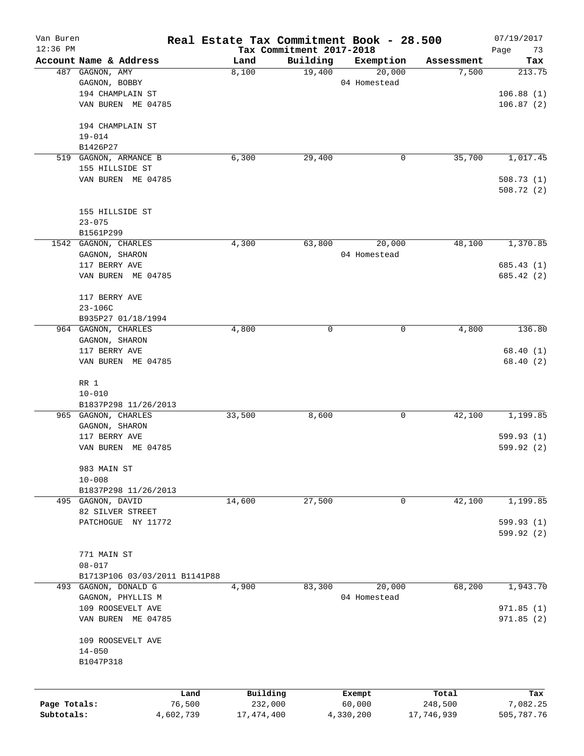# Real Estate Tax Commitment Book - 28.500

Van Buren
12:36 PM

Tax Commitment 2017-2018

07/19/2017

| Account Name & Address | Land | Building | Exemption | Assessment | Tax |
|---|---|---|---|---|---|
| 487 GAGNON, AMY<br>GAGNON, BOBBY<br>194 CHAMPLAIN ST<br>VAN BUREN ME 04785<br><br>194 CHAMPLAIN ST<br>19-014<br>B1426P27 | 8,100 | 19,400 | 20,000<br>04 Homestead | 7,500 | 213.75<br><br>106.88 (1)<br>106.87 (2) |
| 519 GAGNON, ARMANCE B<br>155 HILLSIDE ST<br>VAN BUREN ME 04785<br><br>155 HILLSIDE ST<br>23-075<br>B1561P299 | 6,300 | 29,400 | 0 | 35,700 | 1,017.45<br><br>508.73 (1)<br>508.72 (2) |
| 1542 GAGNON, CHARLES<br>GAGNON, SHARON<br>117 BERRY AVE<br>VAN BUREN ME 04785<br><br>117 BERRY AVE<br>23-106C<br>B935P27 01/18/1994 | 4,300 | 63,800 | 20,000<br>04 Homestead | 48,100 | 1,370.85<br><br>685.43 (1)<br>685.42 (2) |
| 964 GAGNON, CHARLES<br>GAGNON, SHARON<br>117 BERRY AVE<br>VAN BUREN ME 04785<br><br>RR 1<br>10-010<br>B1837P298 11/26/2013 | 4,800 | 0 | 0 | 4,800 | 136.80<br><br>68.40 (1)<br>68.40 (2) |
| 965 GAGNON, CHARLES<br>GAGNON, SHARON<br>117 BERRY AVE<br>VAN BUREN ME 04785<br><br>983 MAIN ST<br>10-008<br>B1837P298 11/26/2013 | 33,500 | 8,600 | 0 | 42,100 | 1,199.85<br><br>599.93 (1)<br>599.92 (2) |
| 495 GAGNON, DAVID<br>82 SILVER STREET<br>PATCHOGUE NY 11772<br><br>771 MAIN ST<br>08-017<br>B1713P106 03/03/2011 B1141P88 | 14,600 | 27,500 | 0 | 42,100 | 1,199.85<br><br>599.93 (1)<br>599.92 (2) |
| 493 GAGNON, DONALD G<br>GAGNON, PHYLLIS M<br>109 ROOSEVELT AVE<br>VAN BUREN ME 04785<br><br>109 ROOSEVELT AVE<br>14-050<br>B1047P318 | 4,900 | 83,300 | 20,000<br>04 Homestead | 68,200 | 1,943.70<br><br>971.85 (1)<br>971.85 (2) |

| | Land | Building | Exempt | Total | Tax |
|---|---|---|---|---|---|
| Page Totals: | 76,500 | 232,000 | 60,000 | 248,500 | 7,082.25 |
| Subtotals: | 4,602,739 | 17,474,400 | 4,330,200 | 17,746,939 | 505,787.76 |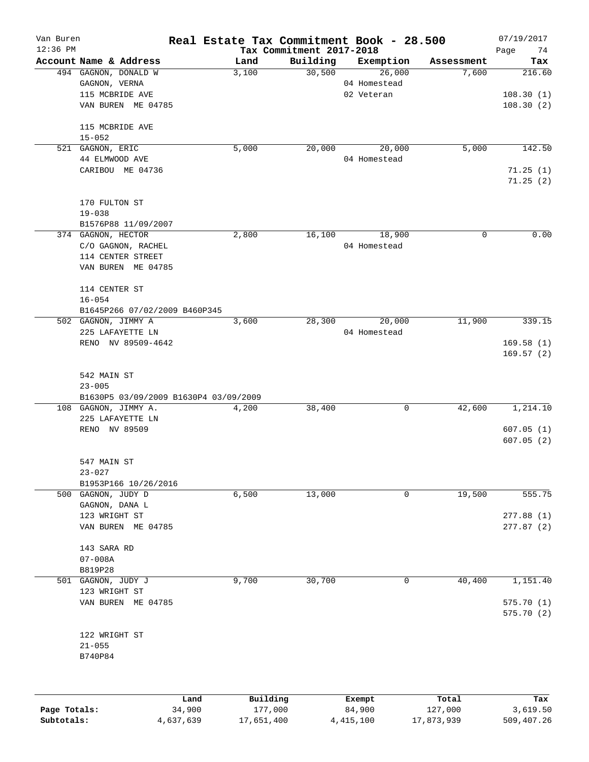Van Buren — Real Estate Tax Commitment Book - 28.500 — 07/19/2017

12:36 PM — Tax Commitment 2017-2018

| Account Name & Address | Land | Building | Exemption | Assessment | Tax |
|---|---|---|---|---|---|
| 494 GAGNON, DONALD W | 3,100 | 30,500 | 26,000 | 7,600 | 216.60 |
| GAGNON, VERNA | | | 04 Homestead | | |
| 115 MCBRIDE AVE | | | 02 Veteran | | 108.30 (1) |
| VAN BUREN ME 04785 | | | | | 108.30 (2) |
| 115 MCBRIDE AVE | | | | | |
| 15-052 | | | | | |
| 521 GAGNON, ERIC | 5,000 | 20,000 | 20,000 | 5,000 | 142.50 |
| 44 ELMWOOD AVE | | | 04 Homestead | | |
| CARIBOU ME 04736 | | | | | 71.25 (1) |
| | | | | | 71.25 (2) |
| 170 FULTON ST | | | | | |
| 19-038 | | | | | |
| B1576P88 11/09/2007 | | | | | |
| 374 GAGNON, HECTOR | 2,800 | 16,100 | 18,900 | 0 | 0.00 |
| C/O GAGNON, RACHEL | | | 04 Homestead | | |
| 114 CENTER STREET | | | | | |
| VAN BUREN ME 04785 | | | | | |
| 114 CENTER ST | | | | | |
| 16-054 | | | | | |
| B1645P266 07/02/2009 B460P345 | | | | | |
| 502 GAGNON, JIMMY A | 3,600 | 28,300 | 20,000 | 11,900 | 339.15 |
| 225 LAFAYETTE LN | | | 04 Homestead | | |
| RENO NV 89509-4642 | | | | | 169.58 (1) |
| | | | | | 169.57 (2) |
| 542 MAIN ST | | | | | |
| 23-005 | | | | | |
| B1630P5 03/09/2009 B1630P4 03/09/2009 | | | | | |
| 108 GAGNON, JIMMY A. | 4,200 | 38,400 | 0 | 42,600 | 1,214.10 |
| 225 LAFAYETTE LN | | | | | |
| RENO NV 89509 | | | | | 607.05 (1) |
| | | | | | 607.05 (2) |
| 547 MAIN ST | | | | | |
| 23-027 | | | | | |
| B1953P166 10/26/2016 | | | | | |
| 500 GAGNON, JUDY D | 6,500 | 13,000 | 0 | 19,500 | 555.75 |
| GAGNON, DANA L | | | | | |
| 123 WRIGHT ST | | | | | 277.88 (1) |
| VAN BUREN ME 04785 | | | | | 277.87 (2) |
| 143 SARA RD | | | | | |
| 07-008A | | | | | |
| B819P28 | | | | | |
| 501 GAGNON, JUDY J | 9,700 | 30,700 | 0 | 40,400 | 1,151.40 |
| 123 WRIGHT ST | | | | | |
| VAN BUREN ME 04785 | | | | | 575.70 (1) |
| | | | | | 575.70 (2) |
| 122 WRIGHT ST | | | | | |
| 21-055 | | | | | |
| B740P84 | | | | | |

| | Land | Building | Exempt | Total | Tax |
|---|---|---|---|---|---|
| Page Totals: | 34,900 | 177,000 | 84,900 | 127,000 | 3,619.50 |
| Subtotals: | 4,637,639 | 17,651,400 | 4,415,100 | 17,873,939 | 509,407.26 |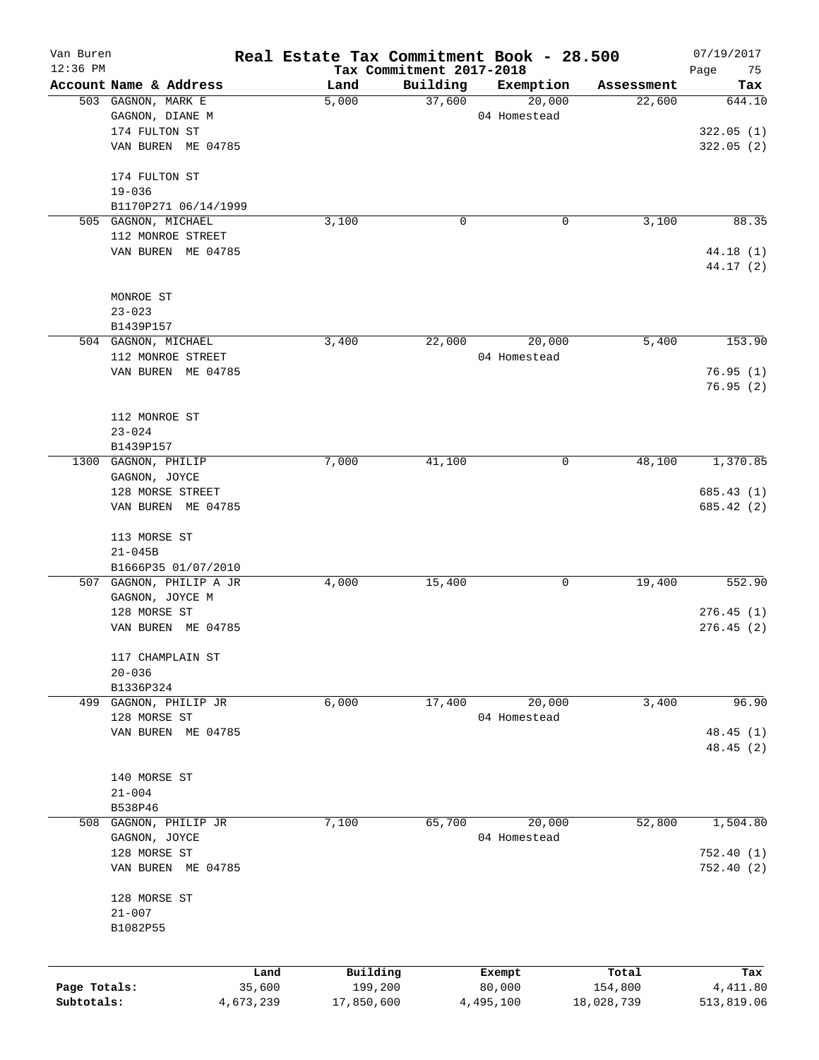Van Buren
12:36 PM

# Real Estate Tax Commitment Book - 28.500

Tax Commitment 2017-2018

07/19/2017

| Account Name & Address | Land | Building | Exemption | Assessment | Tax |
|---|---|---|---|---|---|
| 503 GAGNON, MARK E<br>GAGNON, DIANE M<br>174 FULTON ST<br>VAN BUREN ME 04785<br><br>174 FULTON ST<br>19-036<br>B1170P271 06/14/1999 | 5,000 | 37,600 | 20,000<br>04 Homestead | 22,600 | 644.10<br><br>322.05 (1)<br>322.05 (2) |
| 505 GAGNON, MICHAEL<br>112 MONROE STREET<br>VAN BUREN ME 04785<br><br>MONROE ST<br>23-023<br>B1439P157 | 3,100 | 0 | 0 | 3,100 | 88.35<br><br>44.18 (1)<br>44.17 (2) |
| 504 GAGNON, MICHAEL<br>112 MONROE STREET<br>VAN BUREN ME 04785<br><br>112 MONROE ST<br>23-024<br>B1439P157 | 3,400 | 22,000 | 20,000<br>04 Homestead | 5,400 | 153.90<br><br>76.95 (1)<br>76.95 (2) |
| 1300 GAGNON, PHILIP<br>GAGNON, JOYCE<br>128 MORSE STREET<br>VAN BUREN ME 04785<br><br>113 MORSE ST<br>21-045B<br>B1666P35 01/07/2010 | 7,000 | 41,100 | 0 | 48,100 | 1,370.85<br><br>685.43 (1)<br>685.42 (2) |
| 507 GAGNON, PHILIP A JR<br>GAGNON, JOYCE M<br>128 MORSE ST<br>VAN BUREN ME 04785<br><br>117 CHAMPLAIN ST<br>20-036<br>B1336P324 | 4,000 | 15,400 | 0 | 19,400 | 552.90<br><br>276.45 (1)<br>276.45 (2) |
| 499 GAGNON, PHILIP JR<br>128 MORSE ST<br>VAN BUREN ME 04785<br><br>140 MORSE ST<br>21-004<br>B538P46 | 6,000 | 17,400 | 20,000<br>04 Homestead | 3,400 | 96.90<br><br>48.45 (1)<br>48.45 (2) |
| 508 GAGNON, PHILIP JR<br>GAGNON, JOYCE<br>128 MORSE ST<br>VAN BUREN ME 04785<br><br>128 MORSE ST<br>21-007<br>B1082P55 | 7,100 | 65,700 | 20,000<br>04 Homestead | 52,800 | 1,504.80<br><br>752.40 (1)<br>752.40 (2) |

| | Land | Building | Exempt | Total | Tax |
|---|---|---|---|---|---|
| Page Totals: | 35,600 | 199,200 | 80,000 | 154,800 | 4,411.80 |
| Subtotals: | 4,673,239 | 17,850,600 | 4,495,100 | 18,028,739 | 513,819.06 |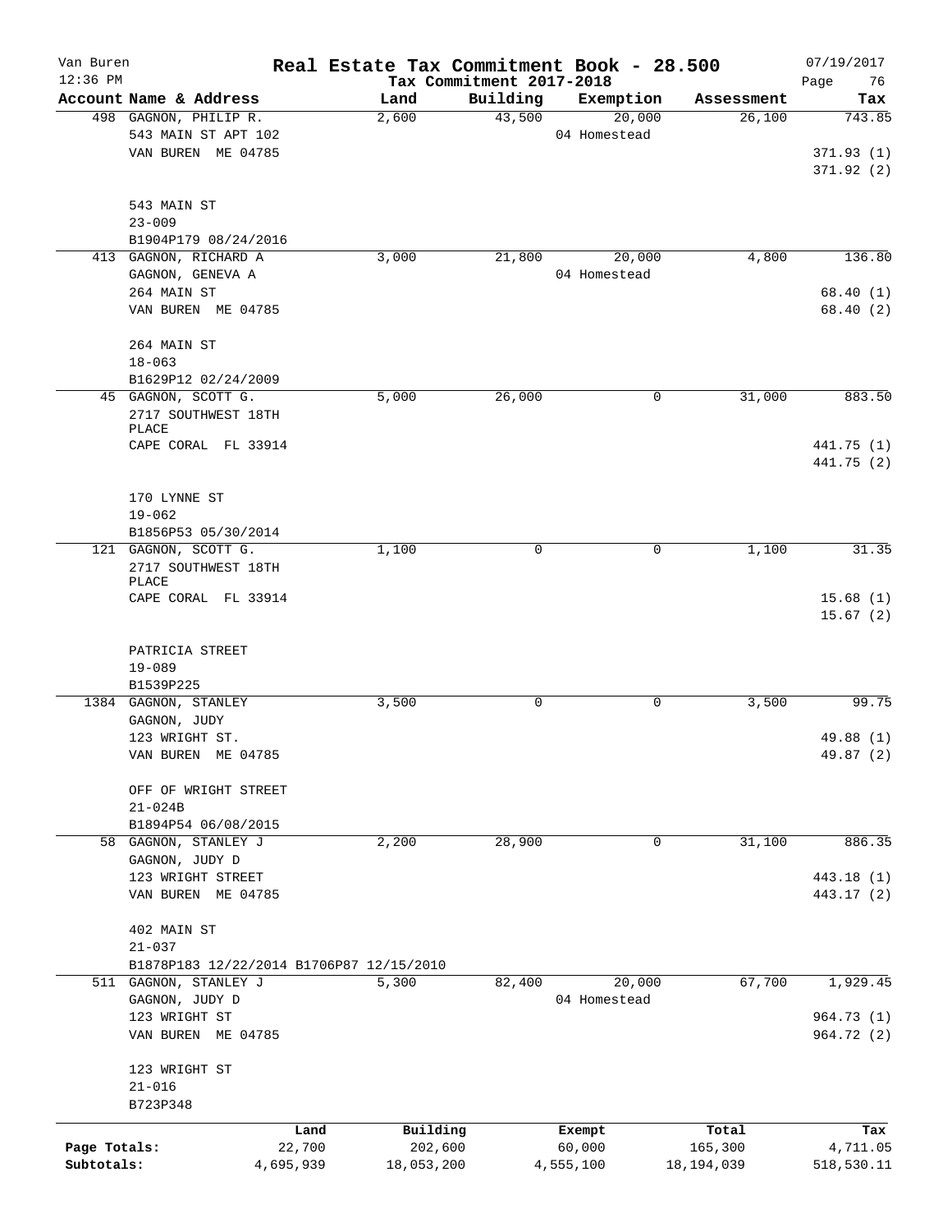Van Buren 12:36 PM

# Real Estate Tax Commitment Book - 28.500

Tax Commitment 2017-2018

07/19/2017

| Account | Name & Address | Land | Building | Exemption | Assessment | Tax |
|---|---|---|---|---|---|---|
| 498 | GAGNON, PHILIP R.<br>543 MAIN ST APT 102<br>VAN BUREN ME 04785<br><br>543 MAIN ST<br>23-009<br>B1904P179 08/24/2016 | 2,600 | 43,500 | 20,000<br>04 Homestead | 26,100 | 743.85<br>371.93 (1)<br>371.92 (2) |
| 413 | GAGNON, RICHARD A<br>GAGNON, GENEVA A<br>264 MAIN ST<br>VAN BUREN ME 04785<br><br>264 MAIN ST<br>18-063<br>B1629P12 02/24/2009 | 3,000 | 21,800 | 20,000<br>04 Homestead | 4,800 | 136.80<br>68.40 (1)<br>68.40 (2) |
| 45 | GAGNON, SCOTT G.<br>2717 SOUTHWEST 18TH PLACE<br>CAPE CORAL FL 33914<br><br>170 LYNNE ST<br>19-062<br>B1856P53 05/30/2014 | 5,000 | 26,000 | 0 | 31,000 | 883.50<br>441.75 (1)<br>441.75 (2) |
| 121 | GAGNON, SCOTT G.<br>2717 SOUTHWEST 18TH PLACE<br>CAPE CORAL FL 33914<br><br>PATRICIA STREET<br>19-089<br>B1539P225 | 1,100 | 0 | 0 | 1,100 | 31.35<br>15.68 (1)<br>15.67 (2) |
| 1384 | GAGNON, STANLEY<br>GAGNON, JUDY<br>123 WRIGHT ST.<br>VAN BUREN ME 04785<br><br>OFF OF WRIGHT STREET<br>21-024B<br>B1894P54 06/08/2015 | 3,500 | 0 | 0 | 3,500 | 99.75<br>49.88 (1)<br>49.87 (2) |
| 58 | GAGNON, STANLEY J<br>GAGNON, JUDY D<br>123 WRIGHT STREET<br>VAN BUREN ME 04785<br><br>402 MAIN ST<br>21-037<br>B1878P183 12/22/2014 B1706P87 12/15/2010 | 2,200 | 28,900 | 0 | 31,100 | 886.35<br>443.18 (1)<br>443.17 (2) |
| 511 | GAGNON, STANLEY J<br>GAGNON, JUDY D<br>123 WRIGHT ST<br>VAN BUREN ME 04785<br><br>123 WRIGHT ST<br>21-016<br>B723P348 | 5,300 | 82,400 | 20,000<br>04 Homestead | 67,700 | 1,929.45<br>964.73 (1)<br>964.72 (2) |

| | Land | Building | Exempt | Total | Tax |
|---|---|---|---|---|---|
| Page Totals: | 22,700 | 202,600 | 60,000 | 165,300 | 4,711.05 |
| Subtotals: | 4,695,939 | 18,053,200 | 4,555,100 | 18,194,039 | 518,530.11 |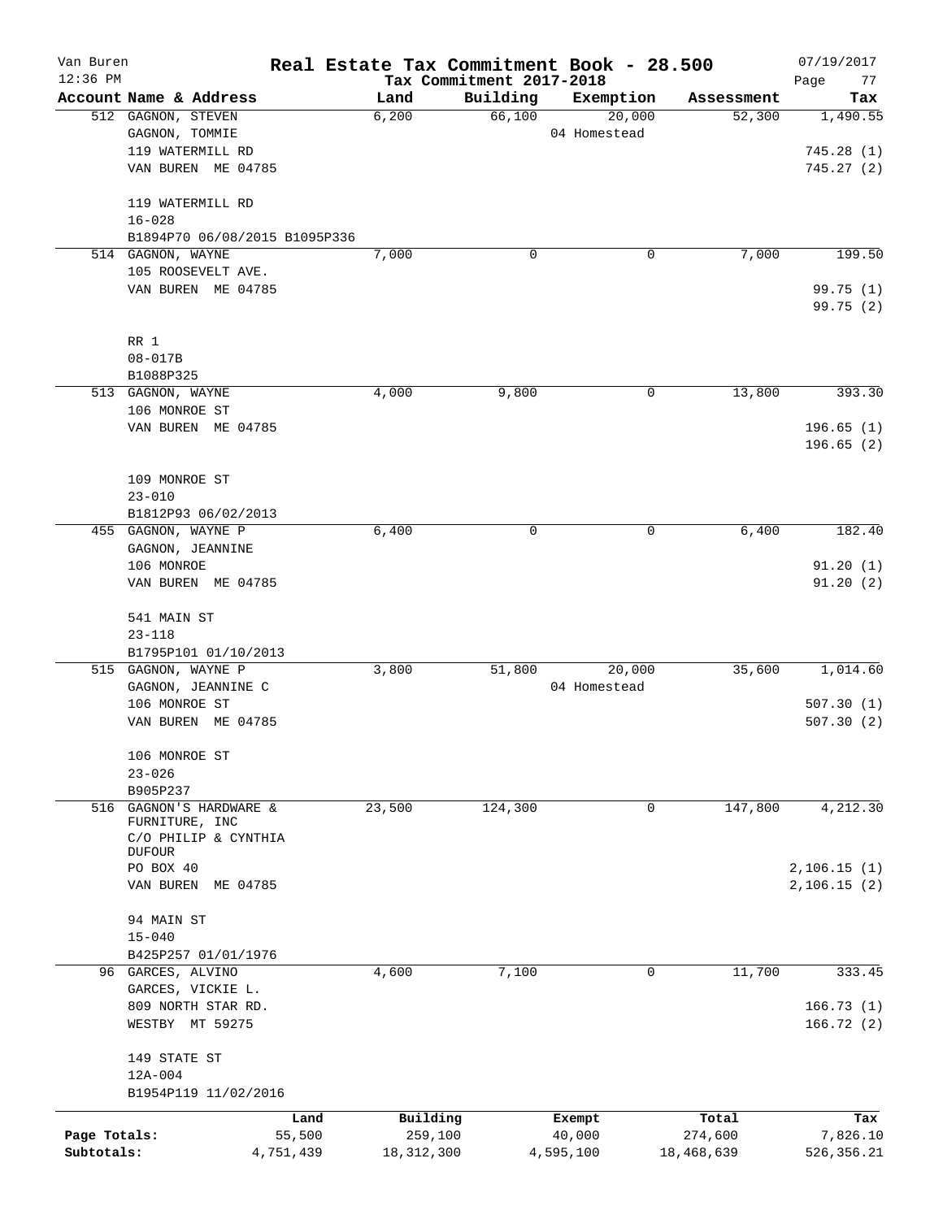# Real Estate Tax Commitment Book - 28.500

Van Buren
12:36 PM

Tax Commitment 2017-2018

07/19/2017

| Account Name & Address | Land | Building | Exemption | Assessment | Tax |
|---|---|---|---|---|---|
| 512 GAGNON, STEVEN<br>GAGNON, TOMMIE<br>119 WATERMILL RD<br>VAN BUREN ME 04785<br><br>119 WATERMILL RD<br>16-028<br>B1894P70 06/08/2015 B1095P336 | 6,200 | 66,100 | 20,000<br>04 Homestead | 52,300 | 1,490.55<br><br>745.28 (1)<br>745.27 (2) |
| 514 GAGNON, WAYNE<br>105 ROOSEVELT AVE.<br>VAN BUREN ME 04785<br><br>RR 1<br>08-017B<br>B1088P325 | 7,000 | 0 | 0 | 7,000 | 199.50<br><br>99.75 (1)<br>99.75 (2) |
| 513 GAGNON, WAYNE<br>106 MONROE ST<br>VAN BUREN ME 04785<br><br>109 MONROE ST<br>23-010<br>B1812P93 06/02/2013 | 4,000 | 9,800 | 0 | 13,800 | 393.30<br><br>196.65 (1)<br>196.65 (2) |
| 455 GAGNON, WAYNE P<br>GAGNON, JEANNINE<br>106 MONROE<br>VAN BUREN ME 04785<br><br>541 MAIN ST<br>23-118<br>B1795P101 01/10/2013 | 6,400 | 0 | 0 | 6,400 | 182.40<br><br>91.20 (1)<br>91.20 (2) |
| 515 GAGNON, WAYNE P<br>GAGNON, JEANNINE C<br>106 MONROE ST<br>VAN BUREN ME 04785<br><br>106 MONROE ST<br>23-026<br>B905P237 | 3,800 | 51,800 | 20,000<br>04 Homestead | 35,600 | 1,014.60<br><br>507.30 (1)<br>507.30 (2) |
| 516 GAGNON'S HARDWARE & FURNITURE, INC<br>C/O PHILIP & CYNTHIA DUFOUR<br>PO BOX 40<br>VAN BUREN ME 04785<br><br>94 MAIN ST<br>15-040<br>B425P257 01/01/1976 | 23,500 | 124,300 | 0 | 147,800 | 4,212.30<br><br>2,106.15 (1)<br>2,106.15 (2) |
| 96 GARCES, ALVINO<br>GARCES, VICKIE L.<br>809 NORTH STAR RD.<br>WESTBY MT 59275<br><br>149 STATE ST<br>12A-004<br>B1954P119 11/02/2016 | 4,600 | 7,100 | 0 | 11,700 | 333.45<br><br>166.73 (1)<br>166.72 (2) |

| | Land | Building | Exempt | Total | Tax |
|---|---|---|---|---|---|
| Page Totals: | 55,500 | 259,100 | 40,000 | 274,600 | 7,826.10 |
| Subtotals: | 4,751,439 | 18,312,300 | 4,595,100 | 18,468,639 | 526,356.21 |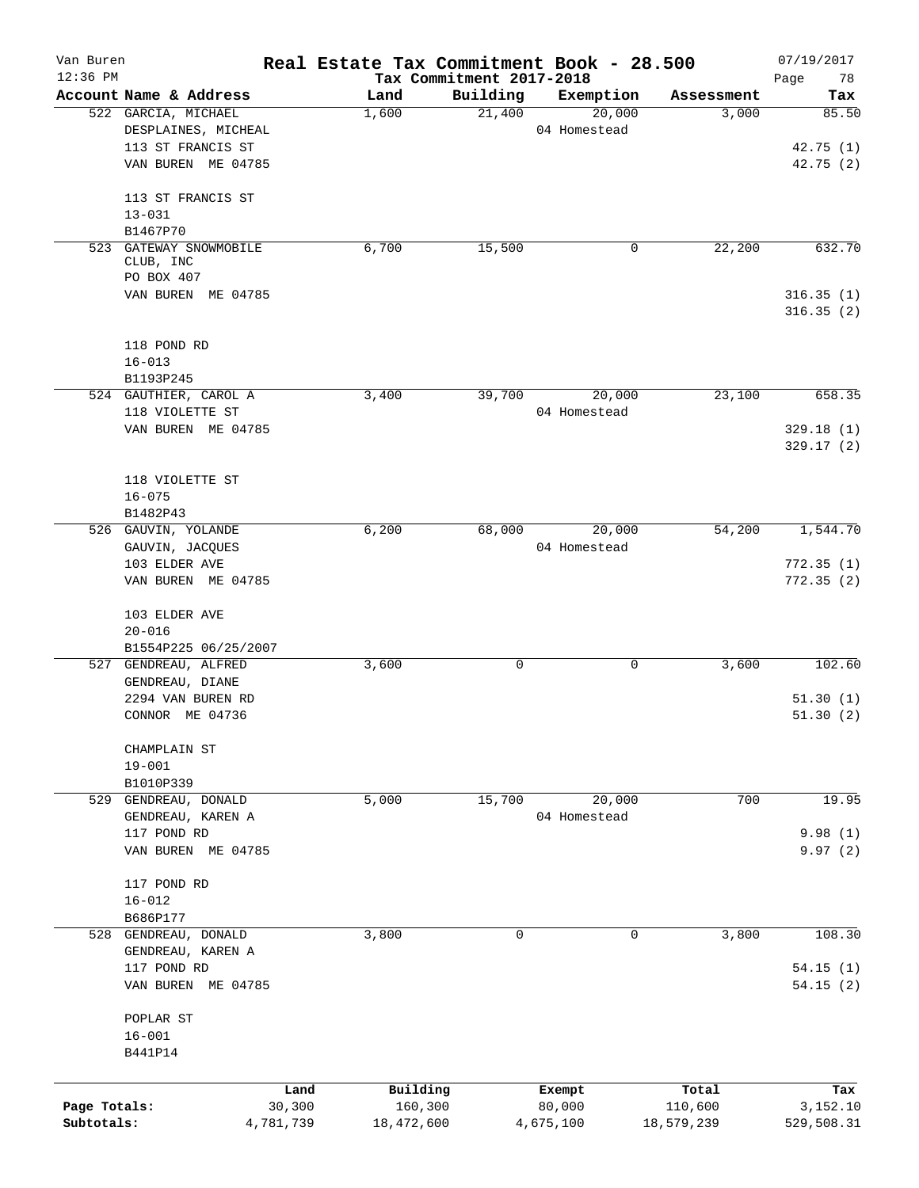Van Buren — 12:36 PM

# Real Estate Tax Commitment Book - 28.500

## Tax Commitment 2017-2018

07/19/2017

| Account Name & Address | Land | Building | Exemption | Assessment | Tax |
|---|---|---|---|---|---|
| 522 GARCIA, MICHAEL<br>DESPLAINES, MICHEAL<br>113 ST FRANCIS ST<br>VAN BUREN ME 04785<br><br>113 ST FRANCIS ST<br>13-031<br>B1467P70 | 1,600 | 21,400 | 20,000<br>04 Homestead | 3,000 | 85.50<br><br>42.75 (1)<br>42.75 (2) |
| 523 GATEWAY SNOWMOBILE CLUB, INC<br>PO BOX 407<br>VAN BUREN ME 04785<br><br>118 POND RD<br>16-013<br>B1193P245 | 6,700 | 15,500 | 0 | 22,200 | 632.70<br><br>316.35 (1)<br>316.35 (2) |
| 524 GAUTHIER, CAROL A<br>118 VIOLETTE ST<br>VAN BUREN ME 04785<br><br>118 VIOLETTE ST<br>16-075<br>B1482P43 | 3,400 | 39,700 | 20,000<br>04 Homestead | 23,100 | 658.35<br><br>329.18 (1)<br>329.17 (2) |
| 526 GAUVIN, YOLANDE<br>GAUVIN, JACQUES<br>103 ELDER AVE<br>VAN BUREN ME 04785<br><br>103 ELDER AVE<br>20-016<br>B1554P225 06/25/2007 | 6,200 | 68,000 | 20,000<br>04 Homestead | 54,200 | 1,544.70<br><br>772.35 (1)<br>772.35 (2) |
| 527 GENDREAU, ALFRED<br>GENDREAU, DIANE<br>2294 VAN BUREN RD<br>CONNOR ME 04736<br><br>CHAMPLAIN ST<br>19-001<br>B1010P339 | 3,600 | 0 | 0 | 3,600 | 102.60<br><br>51.30 (1)<br>51.30 (2) |
| 529 GENDREAU, DONALD<br>GENDREAU, KAREN A<br>117 POND RD<br>VAN BUREN ME 04785<br><br>117 POND RD<br>16-012<br>B686P177 | 5,000 | 15,700 | 20,000<br>04 Homestead | 700 | 19.95<br><br>9.98 (1)<br>9.97 (2) |
| 528 GENDREAU, DONALD<br>GENDREAU, KAREN A<br>117 POND RD<br>VAN BUREN ME 04785<br><br>POPLAR ST<br>16-001<br>B441P14 | 3,800 | 0 | 0 | 3,800 | 108.30<br><br>54.15 (1)<br>54.15 (2) |

| | Land | Building | Exempt | Total | Tax |
|---|---|---|---|---|---|
| Page Totals: | 30,300 | 160,300 | 80,000 | 110,600 | 3,152.10 |
| Subtotals: | 4,781,739 | 18,472,600 | 4,675,100 | 18,579,239 | 529,508.31 |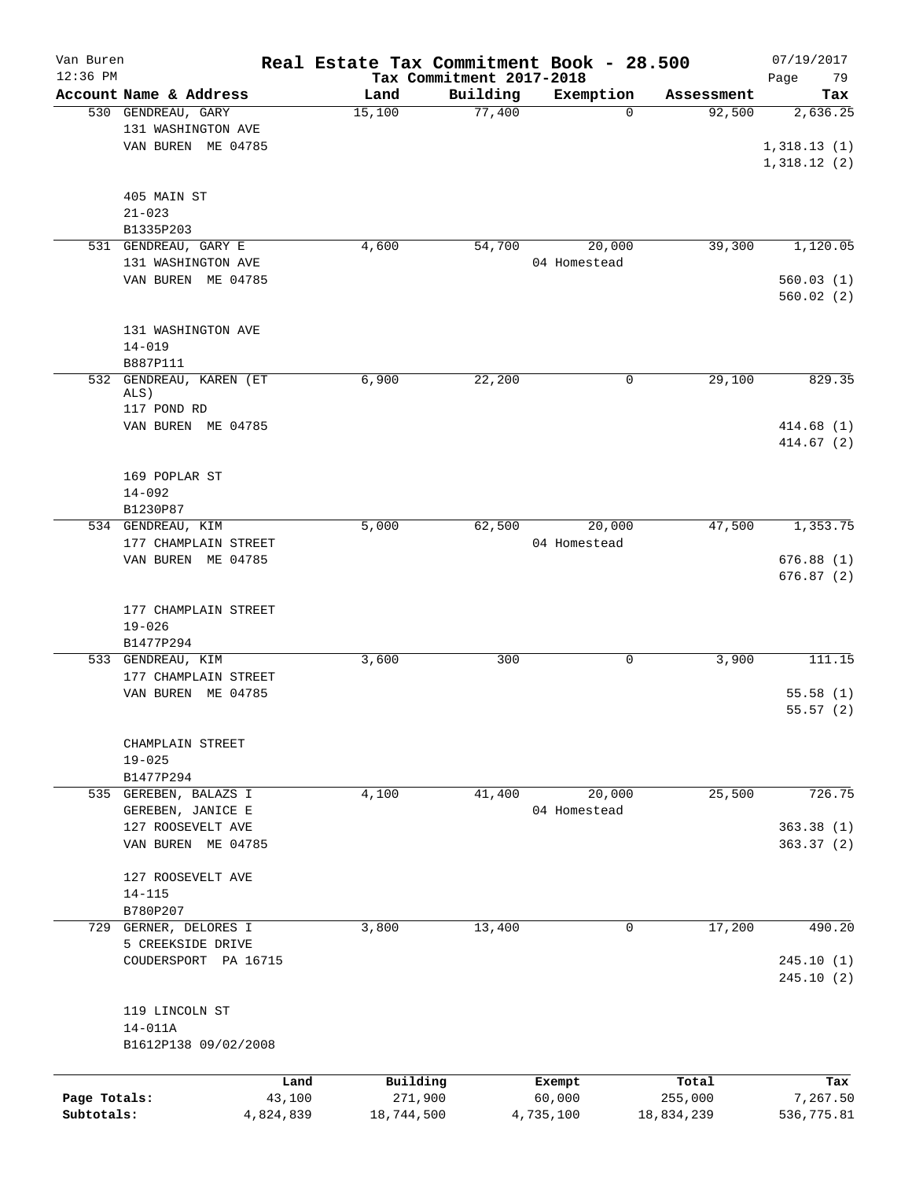Van Buren 12:36 PM

# Real Estate Tax Commitment Book - 28.500

Tax Commitment 2017-2018

07/19/2017

| Account | Name & Address | Land | Building | Exemption | Assessment | Tax |
|---|---|---|---|---|---|---|
| 530 | GENDREAU, GARY<br>131 WASHINGTON AVE<br>VAN BUREN ME 04785<br><br>405 MAIN ST<br>21-023<br>B1335P203 | 15,100 | 77,400 | 0 | 92,500 | 2,636.25<br>1,318.13 (1)<br>1,318.12 (2) |
| 531 | GENDREAU, GARY E<br>131 WASHINGTON AVE<br>VAN BUREN ME 04785<br><br>131 WASHINGTON AVE<br>14-019<br>B887P111 | 4,600 | 54,700 | 20,000<br>04 Homestead | 39,300 | 1,120.05<br>560.03 (1)<br>560.02 (2) |
| 532 | GENDREAU, KAREN (ET ALS)<br>117 POND RD<br>VAN BUREN ME 04785<br><br>169 POPLAR ST<br>14-092<br>B1230P87 | 6,900 | 22,200 | 0 | 29,100 | 829.35<br>414.68 (1)<br>414.67 (2) |
| 534 | GENDREAU, KIM<br>177 CHAMPLAIN STREET<br>VAN BUREN ME 04785<br><br>177 CHAMPLAIN STREET<br>19-026<br>B1477P294 | 5,000 | 62,500 | 20,000<br>04 Homestead | 47,500 | 1,353.75<br>676.88 (1)<br>676.87 (2) |
| 533 | GENDREAU, KIM<br>177 CHAMPLAIN STREET<br>VAN BUREN ME 04785<br><br>CHAMPLAIN STREET<br>19-025<br>B1477P294 | 3,600 | 300 | 0 | 3,900 | 111.15<br>55.58 (1)<br>55.57 (2) |
| 535 | GEREBEN, BALAZS I<br>GEREBEN, JANICE E<br>127 ROOSEVELT AVE<br>VAN BUREN ME 04785<br><br>127 ROOSEVELT AVE<br>14-115<br>B780P207 | 4,100 | 41,400 | 20,000<br>04 Homestead | 25,500 | 726.75<br>363.38 (1)<br>363.37 (2) |
| 729 | GERNER, DELORES I<br>5 CREEKSIDE DRIVE<br>COUDERSPORT PA 16715<br><br>119 LINCOLN ST<br>14-011A<br>B1612P138 09/02/2008 | 3,800 | 13,400 | 0 | 17,200 | 490.20<br>245.10 (1)<br>245.10 (2) |

| | Land | Building | Exempt | Total | Tax |
|---|---|---|---|---|---|
| Page Totals: | 43,100 | 271,900 | 60,000 | 255,000 | 7,267.50 |
| Subtotals: | 4,824,839 | 18,744,500 | 4,735,100 | 18,834,239 | 536,775.81 |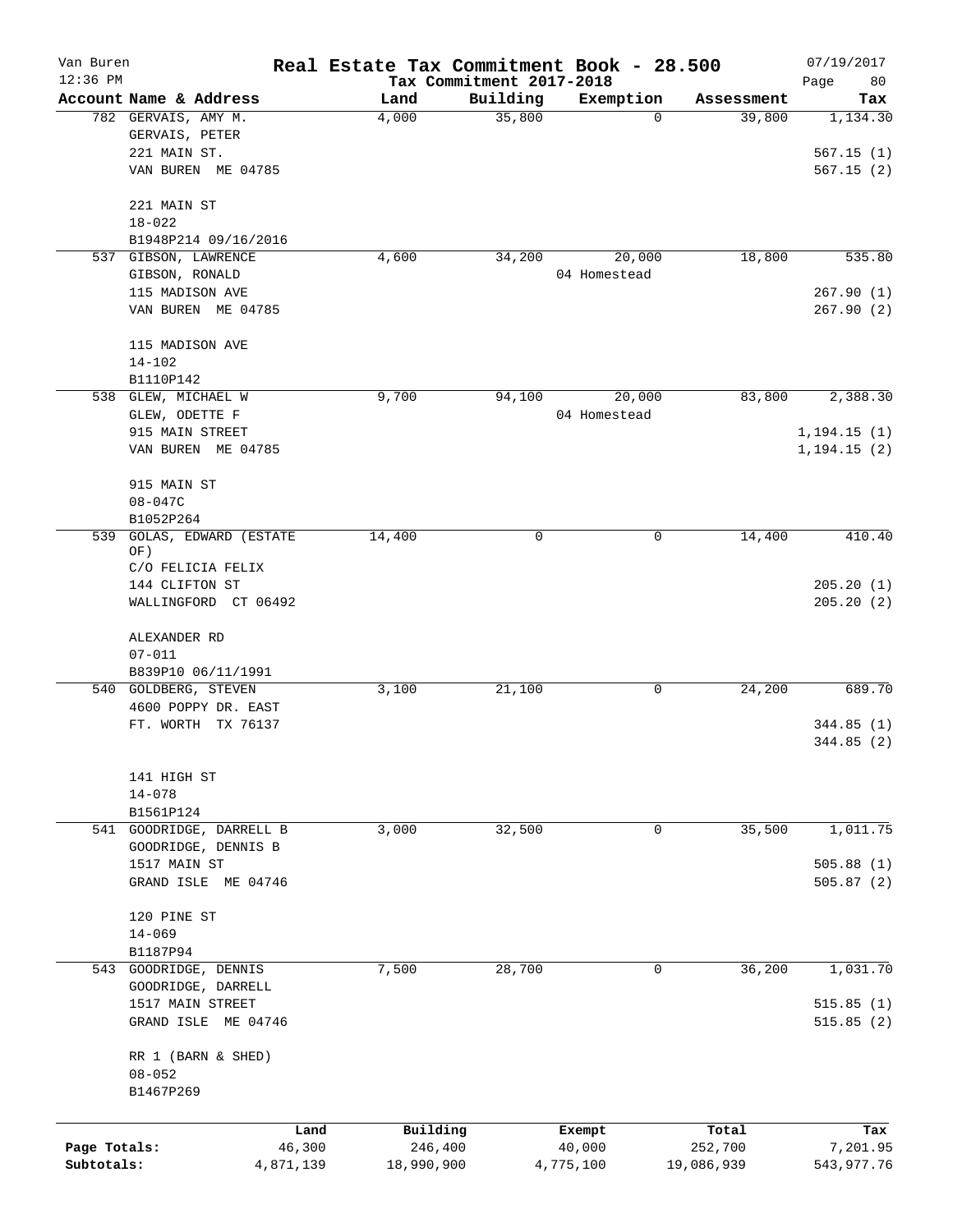Van Buren | Real Estate Tax Commitment Book - 28.500 | 07/19/2017

12:36 PM | Tax Commitment 2017-2018 | Page 80

| Account Name & Address | Land | Building | Exemption | Assessment | Tax |
|---|---|---|---|---|---|
| 782 GERVAIS, AMY M.<br>GERVAIS, PETER<br>221 MAIN ST.<br>VAN BUREN ME 04785<br><br>221 MAIN ST<br>18-022<br>B1948P214 09/16/2016 | 4,000 | 35,800 | 0 | 39,800 | 1,134.30<br><br>567.15 (1)<br>567.15 (2) |
| 537 GIBSON, LAWRENCE<br>GIBSON, RONALD<br>115 MADISON AVE<br>VAN BUREN ME 04785<br><br>115 MADISON AVE<br>14-102<br>B1110P142 | 4,600 | 34,200 | 20,000<br>04 Homestead | 18,800 | 535.80<br><br>267.90 (1)<br>267.90 (2) |
| 538 GLEW, MICHAEL W<br>GLEW, ODETTE F<br>915 MAIN STREET<br>VAN BUREN ME 04785<br><br>915 MAIN ST<br>08-047C<br>B1052P264 | 9,700 | 94,100 | 20,000<br>04 Homestead | 83,800 | 2,388.30<br><br>1,194.15 (1)<br>1,194.15 (2) |
| 539 GOLAS, EDWARD (ESTATE OF)<br>C/O FELICIA FELIX<br>144 CLIFTON ST<br>WALLINGFORD CT 06492<br><br>ALEXANDER RD<br>07-011<br>B839P10 06/11/1991 | 14,400 | 0 | 0 | 14,400 | 410.40<br><br>205.20 (1)<br>205.20 (2) |
| 540 GOLDBERG, STEVEN<br>4600 POPPY DR. EAST<br>FT. WORTH TX 76137<br><br>141 HIGH ST<br>14-078<br>B1561P124 | 3,100 | 21,100 | 0 | 24,200 | 689.70<br><br>344.85 (1)<br>344.85 (2) |
| 541 GOODRIDGE, DARRELL B<br>GOODRIDGE, DENNIS B<br>1517 MAIN ST<br>GRAND ISLE ME 04746<br><br>120 PINE ST<br>14-069<br>B1187P94 | 3,000 | 32,500 | 0 | 35,500 | 1,011.75<br><br>505.88 (1)<br>505.87 (2) |
| 543 GOODRIDGE, DENNIS<br>GOODRIDGE, DARRELL<br>1517 MAIN STREET<br>GRAND ISLE ME 04746<br><br>RR 1 (BARN & SHED)<br>08-052<br>B1467P269 | 7,500 | 28,700 | 0 | 36,200 | 1,031.70<br><br>515.85 (1)<br>515.85 (2) |

| | Land | Building | Exempt | Total | Tax |
|---|---|---|---|---|---|
| Page Totals: | 46,300 | 246,400 | 40,000 | 252,700 | 7,201.95 |
| Subtotals: | 4,871,139 | 18,990,900 | 4,775,100 | 19,086,939 | 543,977.76 |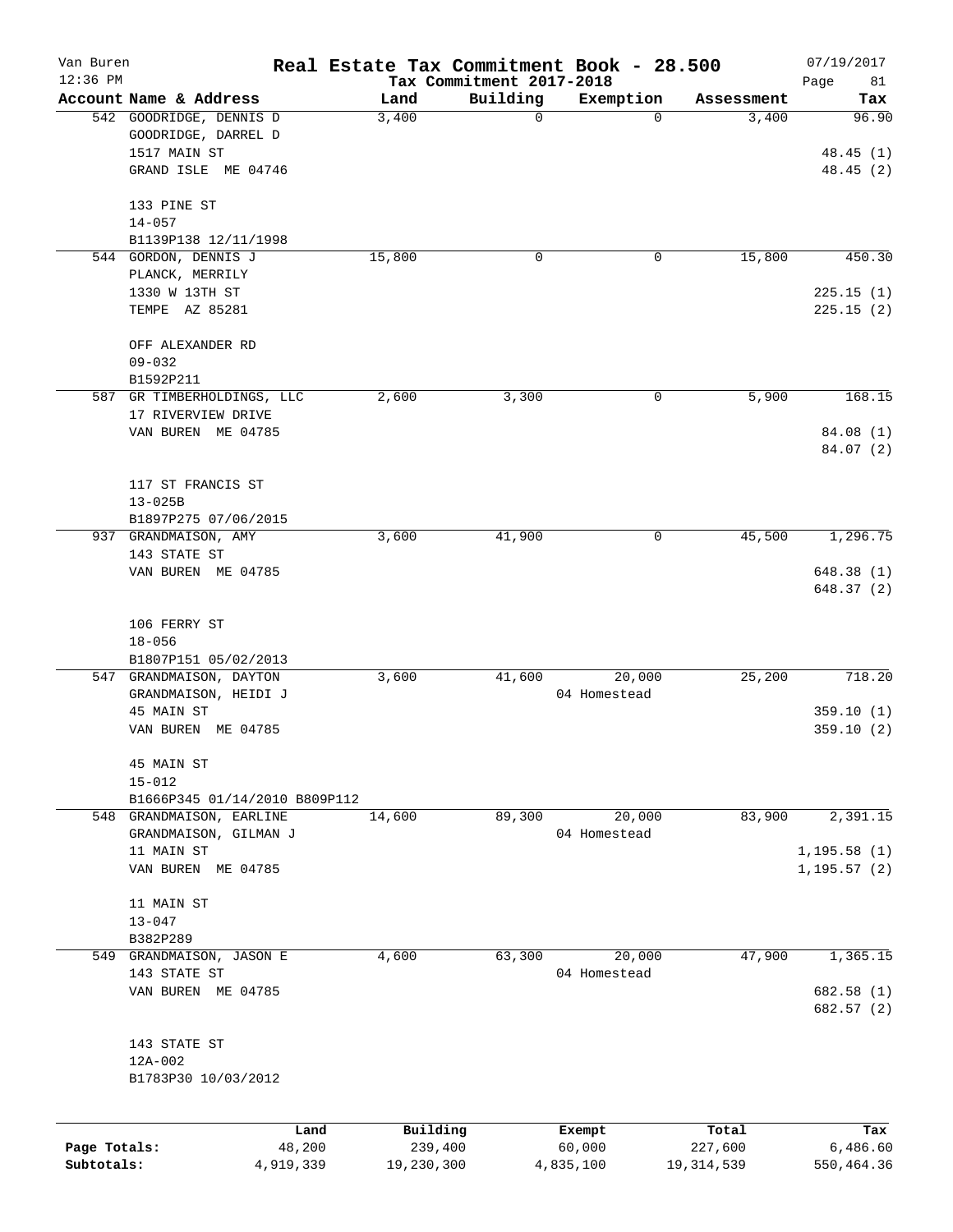Van Buren 12:36 PM

# Real Estate Tax Commitment Book - 28.500

Tax Commitment 2017-2018

07/19/2017 Page 81

| Account Name & Address | Land | Building | Exemption | Assessment | Tax |
|---|---|---|---|---|---|
| 542 GOODRIDGE, DENNIS D<br>GOODRIDGE, DARREL D<br>1517 MAIN ST<br>GRAND ISLE ME 04746<br><br>133 PINE ST<br>14-057<br>B1139P138 12/11/1998 | 3,400 | 0 | 0 | 3,400 | 96.90<br><br>48.45 (1)<br>48.45 (2) |
| 544 GORDON, DENNIS J<br>PLANCK, MERRILY<br>1330 W 13TH ST<br>TEMPE AZ 85281<br><br>OFF ALEXANDER RD<br>09-032<br>B1592P211 | 15,800 | 0 | 0 | 15,800 | 450.30<br><br>225.15 (1)<br>225.15 (2) |
| 587 GR TIMBERHOLDINGS, LLC<br>17 RIVERVIEW DRIVE<br>VAN BUREN ME 04785<br><br>117 ST FRANCIS ST<br>13-025B<br>B1897P275 07/06/2015 | 2,600 | 3,300 | 0 | 5,900 | 168.15<br><br>84.08 (1)<br>84.07 (2) |
| 937 GRANDMAISON, AMY<br>143 STATE ST<br>VAN BUREN ME 04785<br><br>106 FERRY ST<br>18-056<br>B1807P151 05/02/2013 | 3,600 | 41,900 | 0 | 45,500 | 1,296.75<br><br>648.38 (1)<br>648.37 (2) |
| 547 GRANDMAISON, DAYTON<br>GRANDMAISON, HEIDI J<br>45 MAIN ST<br>VAN BUREN ME 04785<br><br>45 MAIN ST<br>15-012<br>B1666P345 01/14/2010 B809P112 | 3,600 | 41,600 | 20,000<br>04 Homestead | 25,200 | 718.20<br><br>359.10 (1)<br>359.10 (2) |
| 548 GRANDMAISON, EARLINE<br>GRANDMAISON, GILMAN J<br>11 MAIN ST<br>VAN BUREN ME 04785<br><br>11 MAIN ST<br>13-047<br>B382P289 | 14,600 | 89,300 | 20,000<br>04 Homestead | 83,900 | 2,391.15<br><br>1,195.58 (1)<br>1,195.57 (2) |
| 549 GRANDMAISON, JASON E<br>143 STATE ST<br>VAN BUREN ME 04785<br><br>143 STATE ST<br>12A-002<br>B1783P30 10/03/2012 | 4,600 | 63,300 | 20,000<br>04 Homestead | 47,900 | 1,365.15<br><br>682.58 (1)<br>682.57 (2) |

| | Land | Building | Exempt | Total | Tax |
|---|---|---|---|---|---|
| Page Totals: | 48,200 | 239,400 | 60,000 | 227,600 | 6,486.60 |
| Subtotals: | 4,919,339 | 19,230,300 | 4,835,100 | 19,314,539 | 550,464.36 |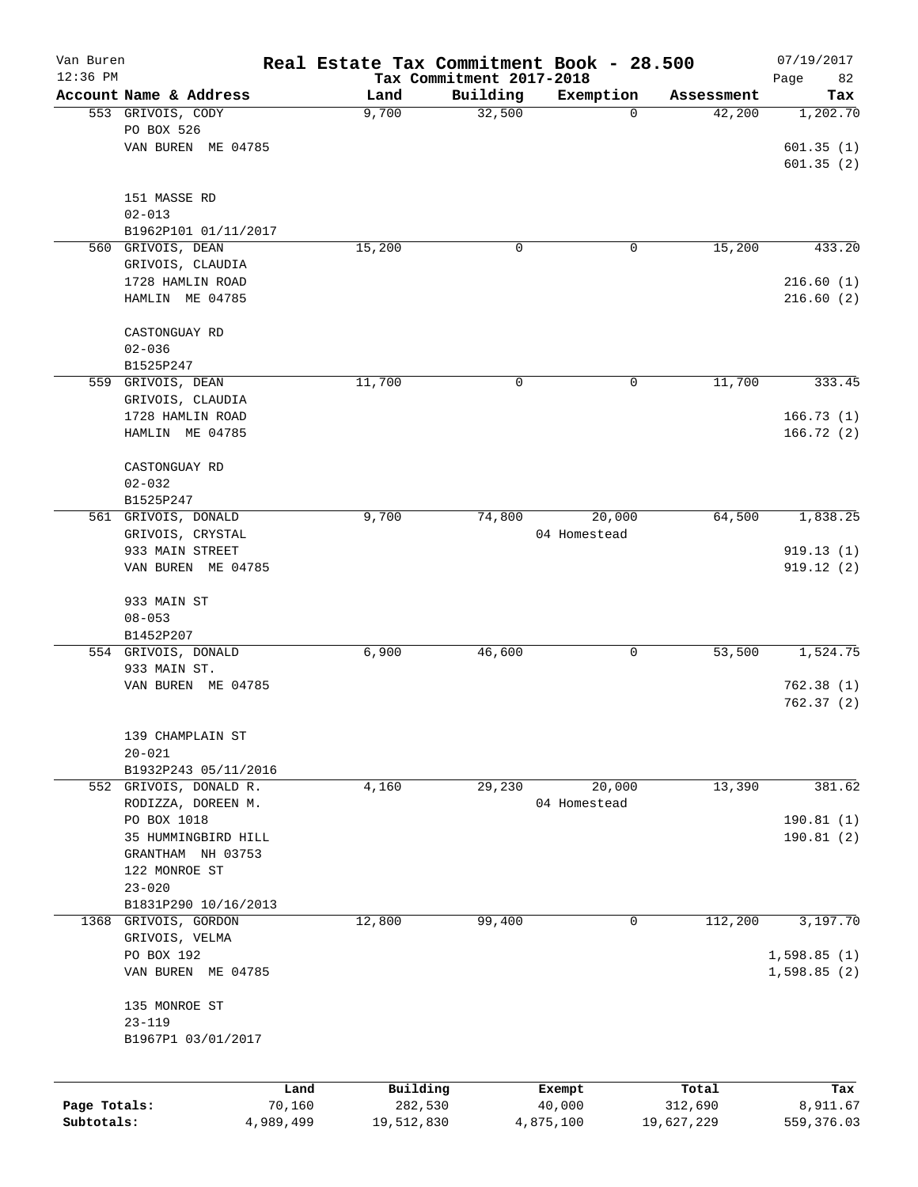# Real Estate Tax Commitment Book - 28.500

Van Buren
12:36 PM

Tax Commitment 2017-2018

07/19/2017

| Account Name & Address | Land | Building | Exemption | Assessment | Tax |
|---|---|---|---|---|---|
| 553 GRIVOIS, CODY<br>PO BOX 526<br>VAN BUREN ME 04785<br><br>151 MASSE RD<br>02-013<br>B1962P101 01/11/2017 | 9,700 | 32,500 | 0 | 42,200 | 1,202.70<br><br>601.35 (1)<br>601.35 (2) |
| 560 GRIVOIS, DEAN<br>GRIVOIS, CLAUDIA<br>1728 HAMLIN ROAD<br>HAMLIN ME 04785<br><br>CASTONGUAY RD<br>02-036<br>B1525P247 | 15,200 | 0 | 0 | 15,200 | 433.20<br><br>216.60 (1)<br>216.60 (2) |
| 559 GRIVOIS, DEAN<br>GRIVOIS, CLAUDIA<br>1728 HAMLIN ROAD<br>HAMLIN ME 04785<br><br>CASTONGUAY RD<br>02-032<br>B1525P247 | 11,700 | 0 | 0 | 11,700 | 333.45<br><br>166.73 (1)<br>166.72 (2) |
| 561 GRIVOIS, DONALD<br>GRIVOIS, CRYSTAL<br>933 MAIN STREET<br>VAN BUREN ME 04785<br><br>933 MAIN ST<br>08-053<br>B1452P207 | 9,700 | 74,800 | 20,000<br>04 Homestead | 64,500 | 1,838.25<br><br>919.13 (1)<br>919.12 (2) |
| 554 GRIVOIS, DONALD<br>933 MAIN ST.<br>VAN BUREN ME 04785<br><br>139 CHAMPLAIN ST<br>20-021<br>B1932P243 05/11/2016 | 6,900 | 46,600 | 0 | 53,500 | 1,524.75<br><br>762.38 (1)<br>762.37 (2) |
| 552 GRIVOIS, DONALD R.<br>RODIZZA, DOREEN M.<br>PO BOX 1018<br>35 HUMMINGBIRD HILL<br>GRANTHAM NH 03753<br>122 MONROE ST<br>23-020<br>B1831P290 10/16/2013 | 4,160 | 29,230 | 20,000<br>04 Homestead | 13,390 | 381.62<br><br>190.81 (1)<br>190.81 (2) |
| 1368 GRIVOIS, GORDON<br>GRIVOIS, VELMA<br>PO BOX 192<br>VAN BUREN ME 04785<br><br>135 MONROE ST<br>23-119<br>B1967P1 03/01/2017 | 12,800 | 99,400 | 0 | 112,200 | 3,197.70<br><br>1,598.85 (1)<br>1,598.85 (2) |

| | Land | Building | Exempt | Total | Tax |
|---|---|---|---|---|---|
| Page Totals: | 70,160 | 282,530 | 40,000 | 312,690 | 8,911.67 |
| Subtotals: | 4,989,499 | 19,512,830 | 4,875,100 | 19,627,229 | 559,376.03 |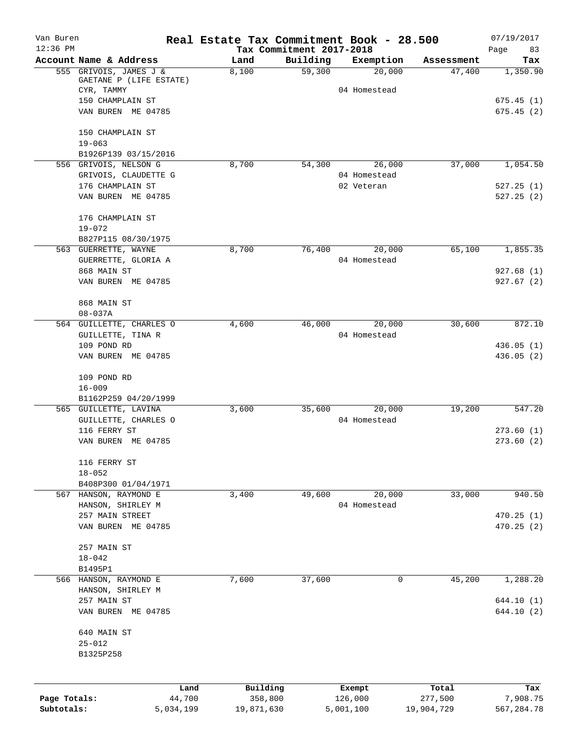Van Buren — **Real Estate Tax Commitment Book - 28.500** — 07/19/2017
12:36 PM — Tax Commitment 2017-2018

| Account Name & Address | Land | Building | Exemption | Assessment | Tax |
|---|---|---|---|---|---|
| 555 GRIVOIS, JAMES J & GAETANE P (LIFE ESTATE) | 8,100 | 59,300 | 20,000 | 47,400 | 1,350.90 |
| CYR, TAMMY | | | 04 Homestead | | |
| 150 CHAMPLAIN ST | | | | | 675.45 (1) |
| VAN BUREN ME 04785 | | | | | 675.45 (2) |
| 150 CHAMPLAIN ST | | | | | |
| 19-063 | | | | | |
| B1926P139 03/15/2016 | | | | | |
| 556 GRIVOIS, NELSON G | 8,700 | 54,300 | 26,000 | 37,000 | 1,054.50 |
| GRIVOIS, CLAUDETTE G | | | 04 Homestead | | |
| 176 CHAMPLAIN ST | | | 02 Veteran | | 527.25 (1) |
| VAN BUREN ME 04785 | | | | | 527.25 (2) |
| 176 CHAMPLAIN ST | | | | | |
| 19-072 | | | | | |
| B827P115 08/30/1975 | | | | | |
| 563 GUERRETTE, WAYNE | 8,700 | 76,400 | 20,000 | 65,100 | 1,855.35 |
| GUERRETTE, GLORIA A | | | 04 Homestead | | |
| 868 MAIN ST | | | | | 927.68 (1) |
| VAN BUREN ME 04785 | | | | | 927.67 (2) |
| 868 MAIN ST | | | | | |
| 08-037A | | | | | |
| 564 GUILLETTE, CHARLES O | 4,600 | 46,000 | 20,000 | 30,600 | 872.10 |
| GUILLETTE, TINA R | | | 04 Homestead | | |
| 109 POND RD | | | | | 436.05 (1) |
| VAN BUREN ME 04785 | | | | | 436.05 (2) |
| 109 POND RD | | | | | |
| 16-009 | | | | | |
| B1162P259 04/20/1999 | | | | | |
| 565 GUILLETTE, LAVINA | 3,600 | 35,600 | 20,000 | 19,200 | 547.20 |
| GUILLETTE, CHARLES O | | | 04 Homestead | | |
| 116 FERRY ST | | | | | 273.60 (1) |
| VAN BUREN ME 04785 | | | | | 273.60 (2) |
| 116 FERRY ST | | | | | |
| 18-052 | | | | | |
| B408P300 01/04/1971 | | | | | |
| 567 HANSON, RAYMOND E | 3,400 | 49,600 | 20,000 | 33,000 | 940.50 |
| HANSON, SHIRLEY M | | | 04 Homestead | | |
| 257 MAIN STREET | | | | | 470.25 (1) |
| VAN BUREN ME 04785 | | | | | 470.25 (2) |
| 257 MAIN ST | | | | | |
| 18-042 | | | | | |
| B1495P1 | | | | | |
| 566 HANSON, RAYMOND E | 7,600 | 37,600 | 0 | 45,200 | 1,288.20 |
| HANSON, SHIRLEY M | | | | | |
| 257 MAIN ST | | | | | 644.10 (1) |
| VAN BUREN ME 04785 | | | | | 644.10 (2) |
| 640 MAIN ST | | | | | |
| 25-012 | | | | | |
| B1325P258 | | | | | |

| | Land | Building | Exempt | Total | Tax |
|---|---|---|---|---|---|
| Page Totals: | 44,700 | 358,800 | 126,000 | 277,500 | 7,908.75 |
| Subtotals: | 5,034,199 | 19,871,630 | 5,001,100 | 19,904,729 | 567,284.78 |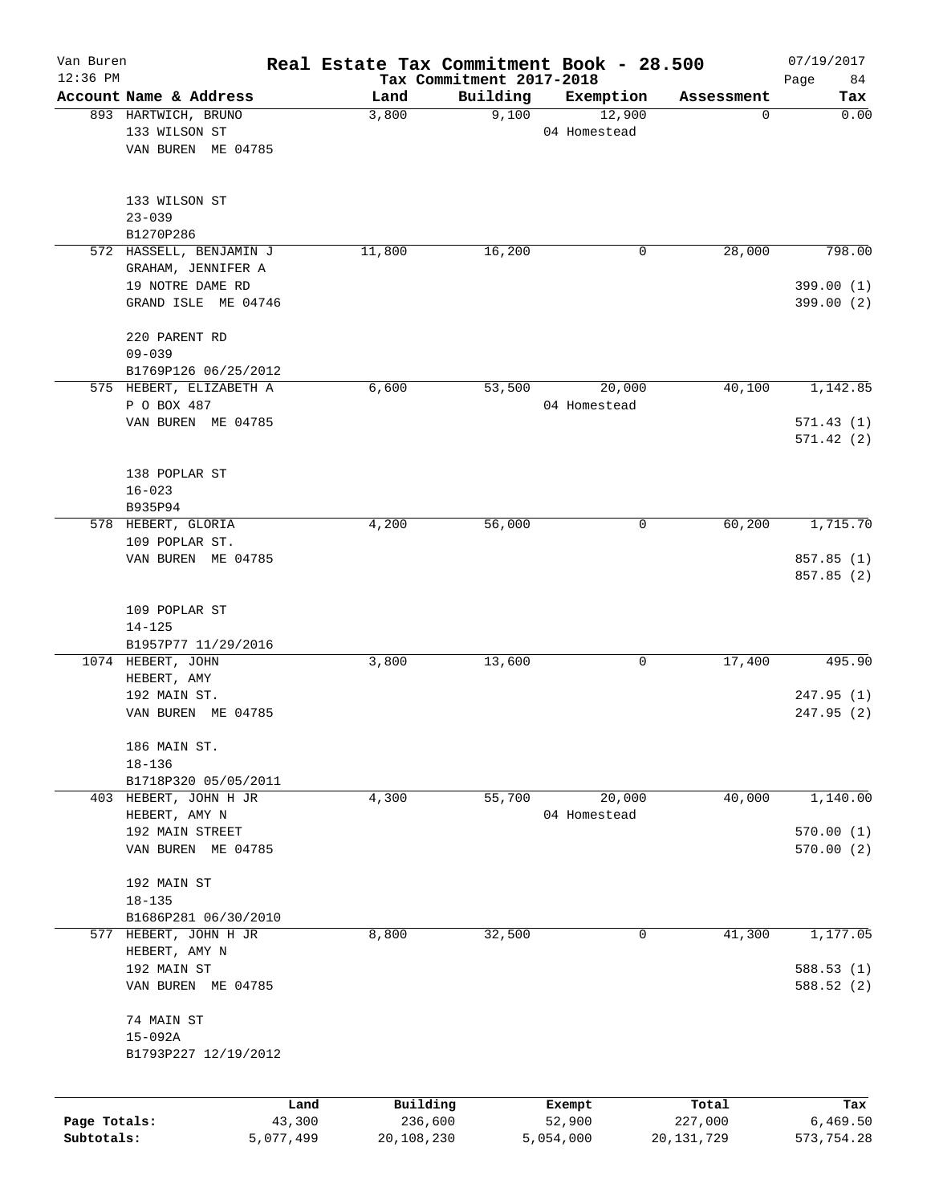# Real Estate Tax Commitment Book - 28.500

Van Buren
12:36 PM

Tax Commitment 2017-2018

07/19/2017

| Account Name & Address | Land | Building | Exemption | Assessment | Tax |
|---|---|---|---|---|---|
| 893 HARTWICH, BRUNO<br>133 WILSON ST<br>VAN BUREN ME 04785<br><br>133 WILSON ST<br>23-039<br>B1270P286 | 3,800 | 9,100 | 12,900<br>04 Homestead | 0 | 0.00 |
| 572 HASSELL, BENJAMIN J<br>GRAHAM, JENNIFER A<br>19 NOTRE DAME RD<br>GRAND ISLE ME 04746<br><br>220 PARENT RD<br>09-039<br>B1769P126 06/25/2012 | 11,800 | 16,200 | 0 | 28,000 | 798.00<br>399.00 (1)<br>399.00 (2) |
| 575 HEBERT, ELIZABETH A<br>P O BOX 487<br>VAN BUREN ME 04785<br><br>138 POPLAR ST<br>16-023<br>B935P94 | 6,600 | 53,500 | 20,000<br>04 Homestead | 40,100 | 1,142.85<br>571.43 (1)<br>571.42 (2) |
| 578 HEBERT, GLORIA<br>109 POPLAR ST.<br>VAN BUREN ME 04785<br><br>109 POPLAR ST<br>14-125<br>B1957P77 11/29/2016 | 4,200 | 56,000 | 0 | 60,200 | 1,715.70<br>857.85 (1)<br>857.85 (2) |
| 1074 HEBERT, JOHN<br>HEBERT, AMY<br>192 MAIN ST.<br>VAN BUREN ME 04785<br><br>186 MAIN ST.<br>18-136<br>B1718P320 05/05/2011 | 3,800 | 13,600 | 0 | 17,400 | 495.90<br>247.95 (1)<br>247.95 (2) |
| 403 HEBERT, JOHN H JR<br>HEBERT, AMY N<br>192 MAIN STREET<br>VAN BUREN ME 04785<br><br>192 MAIN ST<br>18-135<br>B1686P281 06/30/2010 | 4,300 | 55,700 | 20,000<br>04 Homestead | 40,000 | 1,140.00<br>570.00 (1)<br>570.00 (2) |
| 577 HEBERT, JOHN H JR<br>HEBERT, AMY N<br>192 MAIN ST<br>VAN BUREN ME 04785<br><br>74 MAIN ST<br>15-092A<br>B1793P227 12/19/2012 | 8,800 | 32,500 | 0 | 41,300 | 1,177.05<br>588.53 (1)<br>588.52 (2) |

| | Land | Building | Exempt | Total | Tax |
|---|---|---|---|---|---|
| Page Totals: | 43,300 | 236,600 | 52,900 | 227,000 | 6,469.50 |
| Subtotals: | 5,077,499 | 20,108,230 | 5,054,000 | 20,131,729 | 573,754.28 |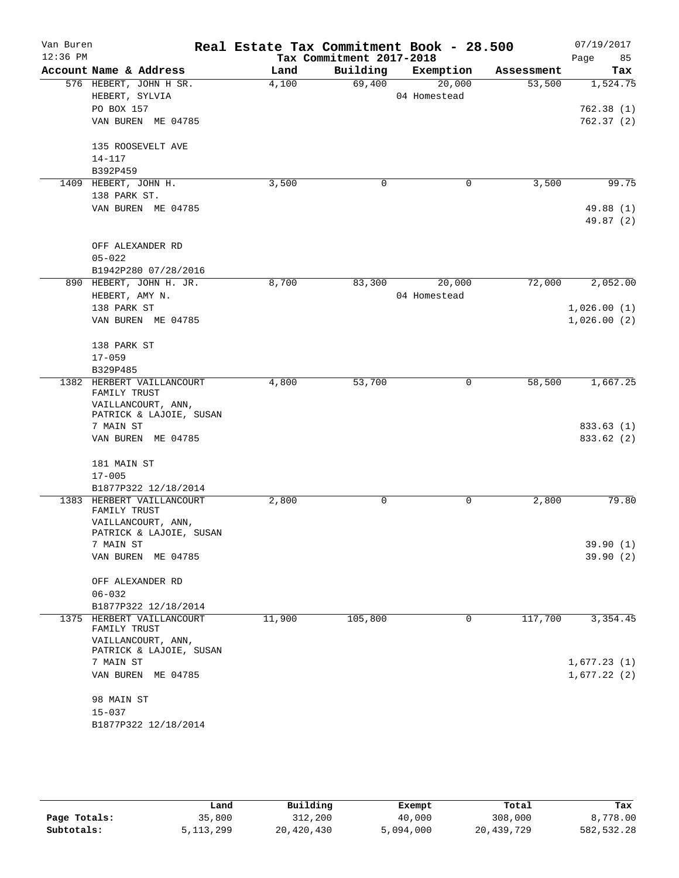Van Buren — Real Estate Tax Commitment Book - 28.500 — 07/19/2017

12:36 PM — Tax Commitment 2017-2018

| Account Name & Address | Land | Building | Exemption | Assessment | Tax |
|---|---|---|---|---|---|
| 576 HEBERT, JOHN H SR.<br>HEBERT, SYLVIA<br>PO BOX 157<br>VAN BUREN ME 04785<br><br>135 ROOSEVELT AVE<br>14-117<br>B392P459 | 4,100 | 69,400 | 20,000<br>04 Homestead | 53,500 | 1,524.75<br><br>762.38 (1)<br>762.37 (2) |
| 1409 HEBERT, JOHN H.<br>138 PARK ST.<br>VAN BUREN ME 04785<br><br>OFF ALEXANDER RD<br>05-022<br>B1942P280 07/28/2016 | 3,500 | 0 | 0 | 3,500 | 99.75<br><br>49.88 (1)<br>49.87 (2) |
| 890 HEBERT, JOHN H. JR.<br>HEBERT, AMY N.<br>138 PARK ST<br>VAN BUREN ME 04785<br><br>138 PARK ST<br>17-059<br>B329P485 | 8,700 | 83,300 | 20,000<br>04 Homestead | 72,000 | 2,052.00<br><br>1,026.00 (1)<br>1,026.00 (2) |
| 1382 HERBERT VAILLANCOURT FAMILY TRUST<br>VAILLANCOURT, ANN, PATRICK & LAJOIE, SUSAN<br>7 MAIN ST<br>VAN BUREN ME 04785<br><br>181 MAIN ST<br>17-005<br>B1877P322 12/18/2014 | 4,800 | 53,700 | 0 | 58,500 | 1,667.25<br><br>833.63 (1)<br>833.62 (2) |
| 1383 HERBERT VAILLANCOURT FAMILY TRUST<br>VAILLANCOURT, ANN, PATRICK & LAJOIE, SUSAN<br>7 MAIN ST<br>VAN BUREN ME 04785<br><br>OFF ALEXANDER RD<br>06-032<br>B1877P322 12/18/2014 | 2,800 | 0 | 0 | 2,800 | 79.80<br><br>39.90 (1)<br>39.90 (2) |
| 1375 HERBERT VAILLANCOURT FAMILY TRUST<br>VAILLANCOURT, ANN, PATRICK & LAJOIE, SUSAN<br>7 MAIN ST<br>VAN BUREN ME 04785<br><br>98 MAIN ST<br>15-037<br>B1877P322 12/18/2014 | 11,900 | 105,800 | 0 | 117,700 | 3,354.45<br><br>1,677.23 (1)<br>1,677.22 (2) |

| | Land | Building | Exempt | Total | Tax |
|---|---|---|---|---|---|
| Page Totals: | 35,800 | 312,200 | 40,000 | 308,000 | 8,778.00 |
| Subtotals: | 5,113,299 | 20,420,430 | 5,094,000 | 20,439,729 | 582,532.28 |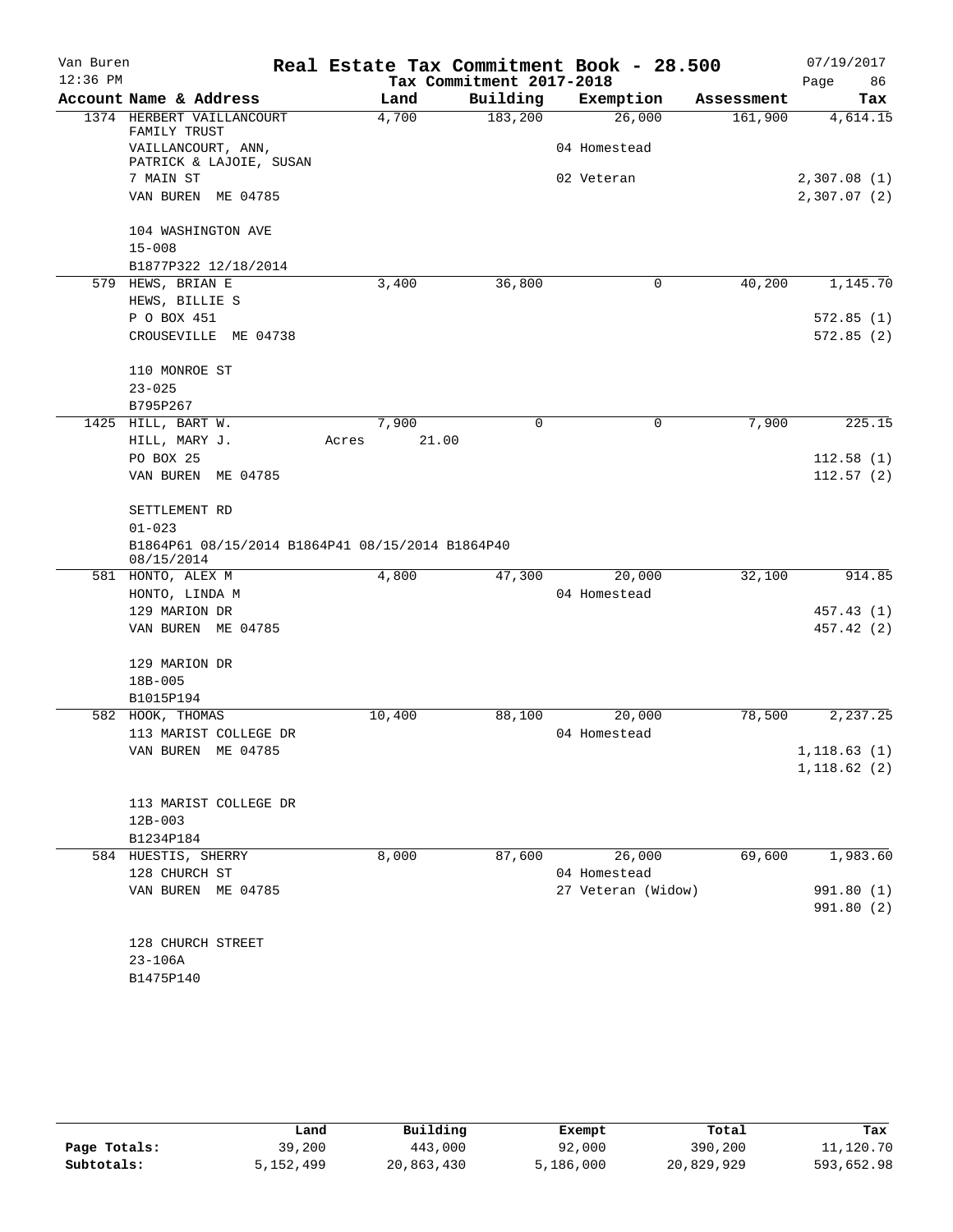Van Buren — Real Estate Tax Commitment Book - 28.500 — 07/19/2017
12:36 PM — Tax Commitment 2017-2018 — Page 86

| Account Name & Address | Land | Building | Exemption | Assessment | Tax |
|---|---|---|---|---|---|
| 1374 HERBERT VAILLANCOURT FAMILY TRUST | 4,700 | 183,200 | 26,000 | 161,900 | 4,614.15 |
| VAILLANCOURT, ANN, PATRICK & LAJOIE, SUSAN | | | 04 Homestead | | |
| 7 MAIN ST | | | 02 Veteran | | 2,307.08 (1) |
| VAN BUREN ME 04785 | | | | | 2,307.07 (2) |
| 104 WASHINGTON AVE | | | | | |
| 15-008 | | | | | |
| B1877P322 12/18/2014 | | | | | |
| 579 HEWS, BRIAN E | 3,400 | 36,800 | 0 | 40,200 | 1,145.70 |
| HEWS, BILLIE S | | | | | |
| P O BOX 451 | | | | | 572.85 (1) |
| CROUSEVILLE ME 04738 | | | | | 572.85 (2) |
| 110 MONROE ST | | | | | |
| 23-025 | | | | | |
| B795P267 | | | | | |
| 1425 HILL, BART W. | 7,900 | 0 | 0 | 7,900 | 225.15 |
| HILL, MARY J. | Acres 21.00 | | | | |
| PO BOX 25 | | | | | 112.58 (1) |
| VAN BUREN ME 04785 | | | | | 112.57 (2) |
| SETTLEMENT RD | | | | | |
| 01-023 | | | | | |
| B1864P61 08/15/2014 B1864P41 08/15/2014 B1864P40 08/15/2014 | | | | | |
| 581 HONTO, ALEX M | 4,800 | 47,300 | 20,000 | 32,100 | 914.85 |
| HONTO, LINDA M | | | 04 Homestead | | |
| 129 MARION DR | | | | | 457.43 (1) |
| VAN BUREN ME 04785 | | | | | 457.42 (2) |
| 129 MARION DR | | | | | |
| 18B-005 | | | | | |
| B1015P194 | | | | | |
| 582 HOOK, THOMAS | 10,400 | 88,100 | 20,000 | 78,500 | 2,237.25 |
| 113 MARIST COLLEGE DR | | | 04 Homestead | | |
| VAN BUREN ME 04785 | | | | | 1,118.63 (1) |
| | | | | | 1,118.62 (2) |
| 113 MARIST COLLEGE DR | | | | | |
| 12B-003 | | | | | |
| B1234P184 | | | | | |
| 584 HUESTIS, SHERRY | 8,000 | 87,600 | 26,000 | 69,600 | 1,983.60 |
| 128 CHURCH ST | | | 04 Homestead | | |
| VAN BUREN ME 04785 | | | 27 Veteran (Widow) | | 991.80 (1) |
| | | | | | 991.80 (2) |
| 128 CHURCH STREET | | | | | |
| 23-106A | | | | | |
| B1475P140 | | | | | |

| | Land | Building | Exempt | Total | Tax |
|---|---|---|---|---|---|
| Page Totals: | 39,200 | 443,000 | 92,000 | 390,200 | 11,120.70 |
| Subtotals: | 5,152,499 | 20,863,430 | 5,186,000 | 20,829,929 | 593,652.98 |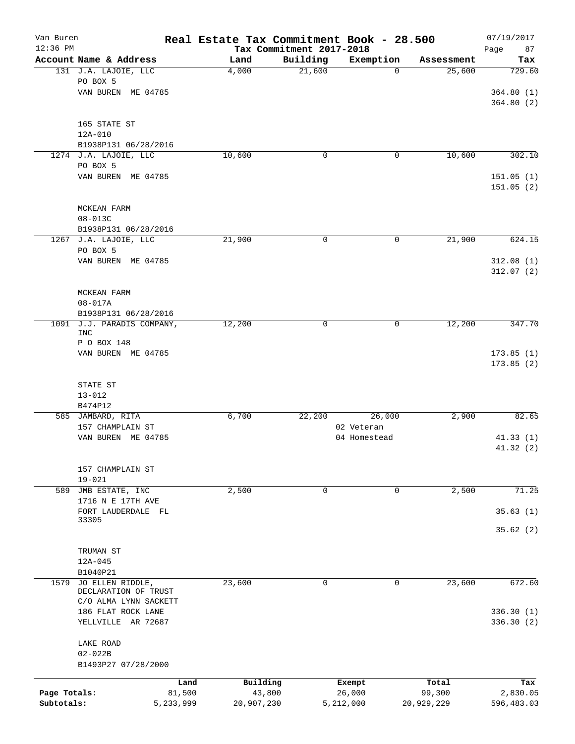Van Buren — Real Estate Tax Commitment Book - 28.500 — 07/19/2017
12:36 PM — Tax Commitment 2017-2018

| Account Name & Address | Land | Building | Exemption | Assessment | Tax |
|---|---|---|---|---|---|
| 131 J.A. LAJOIE, LLC<br>PO BOX 5<br>VAN BUREN ME 04785<br><br>165 STATE ST<br>12A-010<br>B1938P131 06/28/2016 | 4,000 | 21,600 | 0 | 25,600 | 729.60<br>364.80 (1)<br>364.80 (2) |
| 1274 J.A. LAJOIE, LLC<br>PO BOX 5<br>VAN BUREN ME 04785<br><br>MCKEAN FARM<br>08-013C<br>B1938P131 06/28/2016 | 10,600 | 0 | 0 | 10,600 | 302.10<br>151.05 (1)<br>151.05 (2) |
| 1267 J.A. LAJOIE, LLC<br>PO BOX 5<br>VAN BUREN ME 04785<br><br>MCKEAN FARM<br>08-017A<br>B1938P131 06/28/2016 | 21,900 | 0 | 0 | 21,900 | 624.15<br>312.08 (1)<br>312.07 (2) |
| 1091 J.J. PARADIS COMPANY, INC<br>P O BOX 148<br>VAN BUREN ME 04785<br><br>STATE ST<br>13-012<br>B474P12 | 12,200 | 0 | 0 | 12,200 | 347.70<br>173.85 (1)<br>173.85 (2) |
| 585 JAMBARD, RITA<br>157 CHAMPLAIN ST<br>VAN BUREN ME 04785<br><br>157 CHAMPLAIN ST<br>19-021 | 6,700 | 22,200 | 26,000<br>02 Veteran<br>04 Homestead | 2,900 | 82.65<br>41.33 (1)<br>41.32 (2) |
| 589 JMB ESTATE, INC<br>1716 N E 17TH AVE<br>FORT LAUDERDALE FL 33305<br><br>TRUMAN ST<br>12A-045<br>B1040P21 | 2,500 | 0 | 0 | 2,500 | 71.25<br>35.63 (1)<br>35.62 (2) |
| 1579 JO ELLEN RIDDLE, DECLARATION OF TRUST<br>C/O ALMA LYNN SACKETT<br>186 FLAT ROCK LANE<br>YELLVILLE AR 72687<br><br>LAKE ROAD<br>02-022B<br>B1493P27 07/28/2000 | 23,600 | 0 | 0 | 23,600 | 672.60<br>336.30 (1)<br>336.30 (2) |

| | Land | Building | Exempt | Total | Tax |
|---|---|---|---|---|---|
| Page Totals: | 81,500 | 43,800 | 26,000 | 99,300 | 2,830.05 |
| Subtotals: | 5,233,999 | 20,907,230 | 5,212,000 | 20,929,229 | 596,483.03 |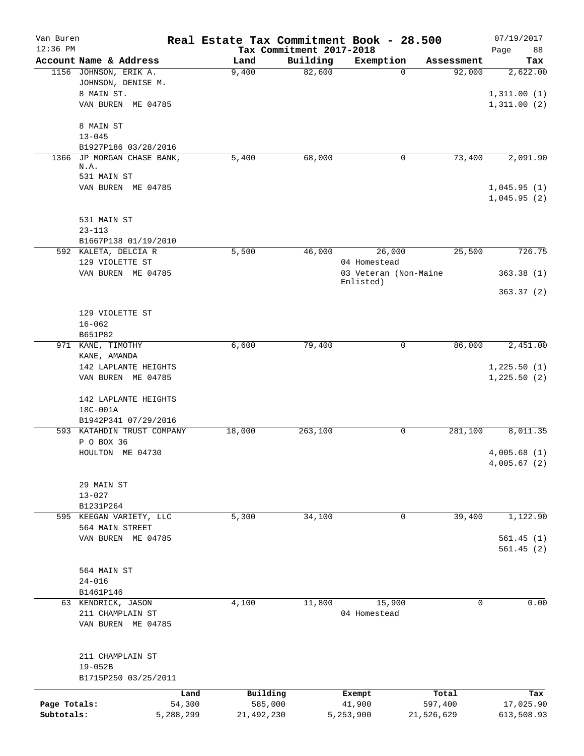# Van Buren — Real Estate Tax Commitment Book - 28.500

Tax Commitment 2017-2018

| Account Name & Address | Land | Building | Exemption | Assessment | Tax |
|---|---|---|---|---|---|
| 1156 JOHNSON, ERIK A.<br>JOHNSON, DENISE M.<br>8 MAIN ST.<br>VAN BUREN ME 04785<br><br>8 MAIN ST<br>13-045<br>B1927P186 03/28/2016 | 9,400 | 82,600 | 0 | 92,000 | 2,622.00<br><br>1,311.00 (1)<br>1,311.00 (2) |
| 1366 JP MORGAN CHASE BANK, N.A.<br>531 MAIN ST<br>VAN BUREN ME 04785<br><br>531 MAIN ST<br>23-113<br>B1667P138 01/19/2010 | 5,400 | 68,000 | 0 | 73,400 | 2,091.90<br><br>1,045.95 (1)<br>1,045.95 (2) |
| 592 KALETA, DELCIA R<br>129 VIOLETTE ST<br>VAN BUREN ME 04785<br><br>129 VIOLETTE ST<br>16-062<br>B651P82 | 5,500 | 46,000 | 26,000<br>04 Homestead<br>03 Veteran (Non-Maine Enlisted) | 25,500 | 726.75<br><br>363.38 (1)<br>363.37 (2) |
| 971 KANE, TIMOTHY<br>KANE, AMANDA<br>142 LAPLANTE HEIGHTS<br>VAN BUREN ME 04785<br><br>142 LAPLANTE HEIGHTS<br>18C-001A<br>B1942P341 07/29/2016 | 6,600 | 79,400 | 0 | 86,000 | 2,451.00<br><br>1,225.50 (1)<br>1,225.50 (2) |
| 593 KATAHDIN TRUST COMPANY<br>P O BOX 36<br>HOULTON ME 04730<br><br>29 MAIN ST<br>13-027<br>B1231P264 | 18,000 | 263,100 | 0 | 281,100 | 8,011.35<br><br>4,005.68 (1)<br>4,005.67 (2) |
| 595 KEEGAN VARIETY, LLC<br>564 MAIN STREET<br>VAN BUREN ME 04785<br><br>564 MAIN ST<br>24-016<br>B1461P146 | 5,300 | 34,100 | 0 | 39,400 | 1,122.90<br><br>561.45 (1)<br>561.45 (2) |
| 63 KENDRICK, JASON<br>211 CHAMPLAIN ST<br>VAN BUREN ME 04785<br><br>211 CHAMPLAIN ST<br>19-052B<br>B1715P250 03/25/2011 | 4,100 | 11,800 | 15,900<br>04 Homestead | 0 | 0.00 |

| | Land | Building | Exempt | Total | Tax |
|---|---|---|---|---|---|
| Page Totals: | 54,300 | 585,000 | 41,900 | 597,400 | 17,025.90 |
| Subtotals: | 5,288,299 | 21,492,230 | 5,253,900 | 21,526,629 | 613,508.93 |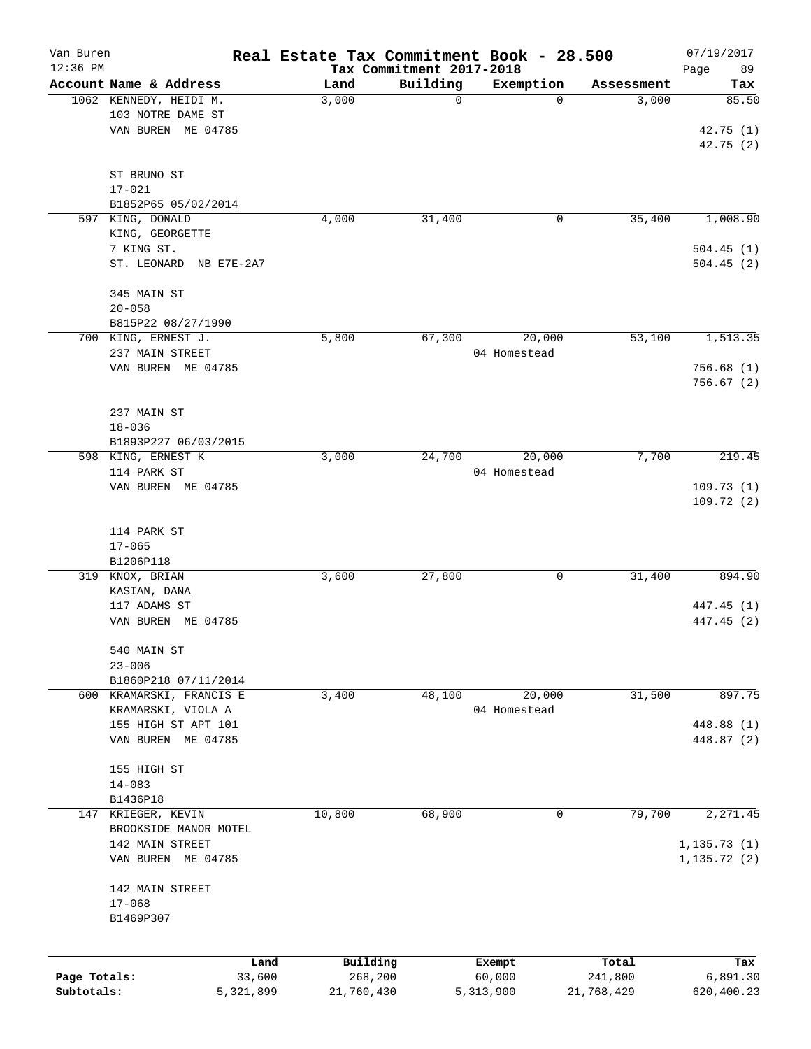# Real Estate Tax Commitment Book - 28.500

Van Buren
12:36 PM

Tax Commitment 2017-2018

07/19/2017

| Account Name & Address | Land | Building | Exemption | Assessment | Tax |
|---|---|---|---|---|---|
| 1062 KENNEDY, HEIDI M.<br>103 NOTRE DAME ST<br>VAN BUREN ME 04785<br><br>ST BRUNO ST<br>17-021<br>B1852P65 05/02/2014 | 3,000 | 0 | 0 | 3,000 | 85.50<br><br>42.75 (1)<br>42.75 (2) |
| 597 KING, DONALD<br>KING, GEORGETTE<br>7 KING ST.<br>ST. LEONARD NB E7E-2A7<br><br>345 MAIN ST<br>20-058<br>B815P22 08/27/1990 | 4,000 | 31,400 | 0 | 35,400 | 1,008.90<br><br>504.45 (1)<br>504.45 (2) |
| 700 KING, ERNEST J.<br>237 MAIN STREET<br>VAN BUREN ME 04785<br><br>237 MAIN ST<br>18-036<br>B1893P227 06/03/2015 | 5,800 | 67,300 | 20,000<br>04 Homestead | 53,100 | 1,513.35<br><br>756.68 (1)<br>756.67 (2) |
| 598 KING, ERNEST K<br>114 PARK ST<br>VAN BUREN ME 04785<br><br>114 PARK ST<br>17-065<br>B1206P118 | 3,000 | 24,700 | 20,000<br>04 Homestead | 7,700 | 219.45<br><br>109.73 (1)<br>109.72 (2) |
| 319 KNOX, BRIAN<br>KASIAN, DANA<br>117 ADAMS ST<br>VAN BUREN ME 04785<br><br>540 MAIN ST<br>23-006<br>B1860P218 07/11/2014 | 3,600 | 27,800 | 0 | 31,400 | 894.90<br><br>447.45 (1)<br>447.45 (2) |
| 600 KRAMARSKI, FRANCIS E<br>KRAMARSKI, VIOLA A<br>155 HIGH ST APT 101<br>VAN BUREN ME 04785<br><br>155 HIGH ST<br>14-083<br>B1436P18 | 3,400 | 48,100 | 20,000<br>04 Homestead | 31,500 | 897.75<br><br>448.88 (1)<br>448.87 (2) |
| 147 KRIEGER, KEVIN<br>BROOKSIDE MANOR MOTEL<br>142 MAIN STREET<br>VAN BUREN ME 04785<br><br>142 MAIN STREET<br>17-068<br>B1469P307 | 10,800 | 68,900 | 0 | 79,700 | 2,271.45<br><br>1,135.73 (1)<br>1,135.72 (2) |

| | Land | Building | Exempt | Total | Tax |
|---|---|---|---|---|---|
| Page Totals: | 33,600 | 268,200 | 60,000 | 241,800 | 6,891.30 |
| Subtotals: | 5,321,899 | 21,760,430 | 5,313,900 | 21,768,429 | 620,400.23 |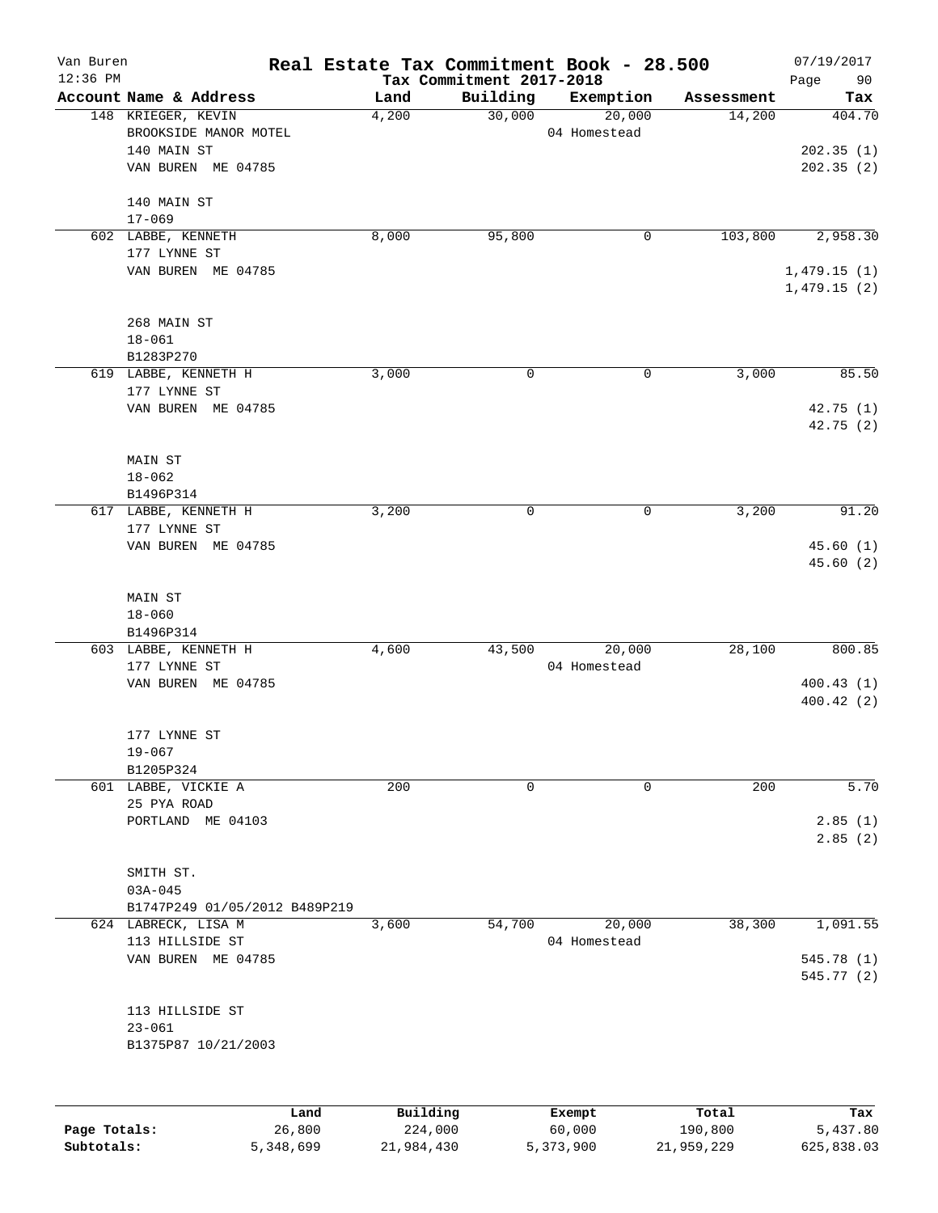Van Buren — Real Estate Tax Commitment Book - 28.500 — 07/19/2017
12:36 PM — Tax Commitment 2017-2018

| Account Name & Address | Land | Building | Exemption | Assessment | Tax |
|---|---|---|---|---|---|
| 148 KRIEGER, KEVIN<br>BROOKSIDE MANOR MOTEL<br>140 MAIN ST<br>VAN BUREN ME 04785<br><br>140 MAIN ST<br>17-069 | 4,200 | 30,000 | 20,000<br>04 Homestead | 14,200 | 404.70<br><br>202.35 (1)<br>202.35 (2) |
| 602 LABBE, KENNETH<br>177 LYNNE ST<br>VAN BUREN ME 04785<br><br>268 MAIN ST<br>18-061<br>B1283P270 | 8,000 | 95,800 | 0 | 103,800 | 2,958.30<br><br>1,479.15 (1)<br>1,479.15 (2) |
| 619 LABBE, KENNETH H<br>177 LYNNE ST<br>VAN BUREN ME 04785<br><br>MAIN ST<br>18-062<br>B1496P314 | 3,000 | 0 | 0 | 3,000 | 85.50<br><br>42.75 (1)<br>42.75 (2) |
| 617 LABBE, KENNETH H<br>177 LYNNE ST<br>VAN BUREN ME 04785<br><br>MAIN ST<br>18-060<br>B1496P314 | 3,200 | 0 | 0 | 3,200 | 91.20<br><br>45.60 (1)<br>45.60 (2) |
| 603 LABBE, KENNETH H<br>177 LYNNE ST<br>VAN BUREN ME 04785<br><br>177 LYNNE ST<br>19-067<br>B1205P324 | 4,600 | 43,500 | 20,000<br>04 Homestead | 28,100 | 800.85<br><br>400.43 (1)<br>400.42 (2) |
| 601 LABBE, VICKIE A<br>25 PYA ROAD<br>PORTLAND ME 04103<br><br>SMITH ST.<br>03A-045<br>B1747P249 01/05/2012 B489P219 | 200 | 0 | 0 | 200 | 5.70<br><br>2.85 (1)<br>2.85 (2) |
| 624 LABRECK, LISA M<br>113 HILLSIDE ST<br>VAN BUREN ME 04785<br><br>113 HILLSIDE ST<br>23-061<br>B1375P87 10/21/2003 | 3,600 | 54,700 | 20,000<br>04 Homestead | 38,300 | 1,091.55<br><br>545.78 (1)<br>545.77 (2) |

| | Land | Building | Exempt | Total | Tax |
|---|---|---|---|---|---|
| Page Totals: | 26,800 | 224,000 | 60,000 | 190,800 | 5,437.80 |
| Subtotals: | 5,348,699 | 21,984,430 | 5,373,900 | 21,959,229 | 625,838.03 |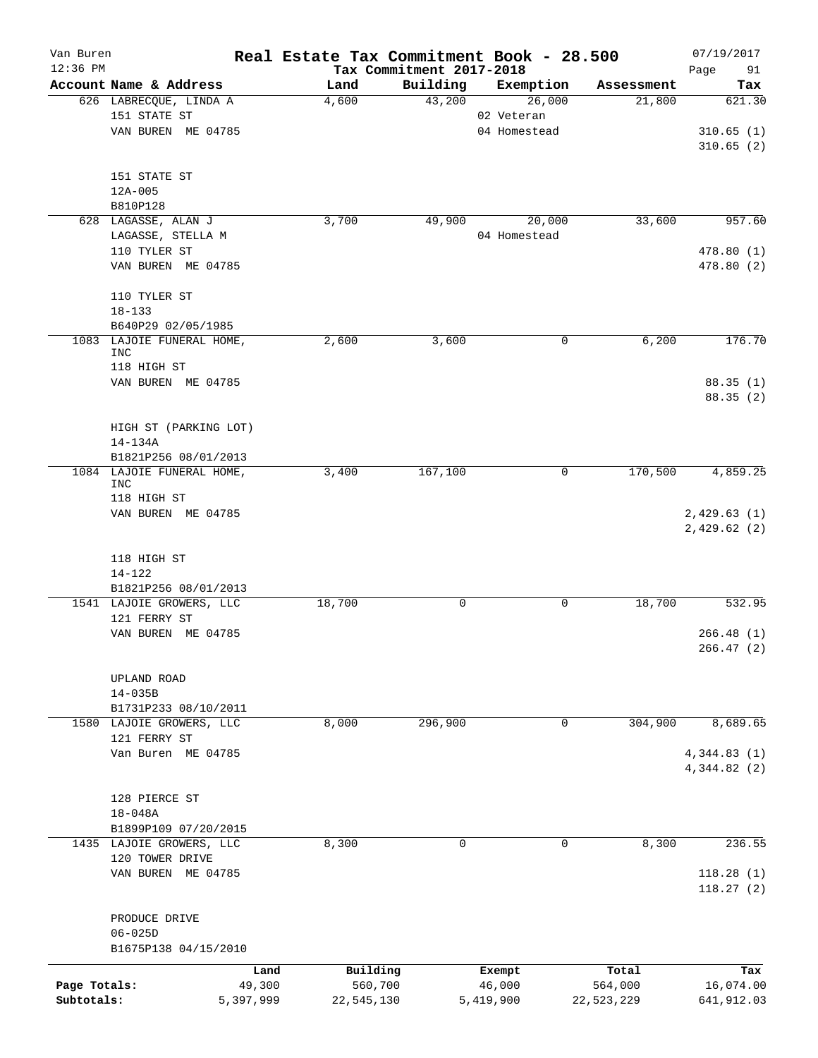# Real Estate Tax Commitment Book - 28.500

Van Buren
12:36 PM

Tax Commitment 2017-2018

07/19/2017

| Account Name & Address | Land | Building | Exemption | Assessment | Tax |
|---|---|---|---|---|---|
| 626 LABRECQUE, LINDA A<br>151 STATE ST<br>VAN BUREN ME 04785<br><br>151 STATE ST<br>12A-005<br>B810P128 | 4,600 | 43,200 | 26,000<br>02 Veteran<br>04 Homestead | 21,800 | 621.30<br><br>310.65 (1)<br>310.65 (2) |
| 628 LAGASSE, ALAN J<br>LAGASSE, STELLA M<br>110 TYLER ST<br>VAN BUREN ME 04785<br><br>110 TYLER ST<br>18-133<br>B640P29 02/05/1985 | 3,700 | 49,900 | 20,000<br>04 Homestead | 33,600 | 957.60<br><br>478.80 (1)<br>478.80 (2) |
| 1083 LAJOIE FUNERAL HOME, INC<br>118 HIGH ST<br>VAN BUREN ME 04785<br><br>HIGH ST (PARKING LOT)<br>14-134A<br>B1821P256 08/01/2013 | 2,600 | 3,600 | 0 | 6,200 | 176.70<br><br>88.35 (1)<br>88.35 (2) |
| 1084 LAJOIE FUNERAL HOME, INC<br>118 HIGH ST<br>VAN BUREN ME 04785<br><br>118 HIGH ST<br>14-122<br>B1821P256 08/01/2013 | 3,400 | 167,100 | 0 | 170,500 | 4,859.25<br><br>2,429.63 (1)<br>2,429.62 (2) |
| 1541 LAJOIE GROWERS, LLC<br>121 FERRY ST<br>VAN BUREN ME 04785<br><br>UPLAND ROAD<br>14-035B<br>B1731P233 08/10/2011 | 18,700 | 0 | 0 | 18,700 | 532.95<br><br>266.48 (1)<br>266.47 (2) |
| 1580 LAJOIE GROWERS, LLC<br>121 FERRY ST<br>Van Buren ME 04785<br><br>128 PIERCE ST<br>18-048A<br>B1899P109 07/20/2015 | 8,000 | 296,900 | 0 | 304,900 | 8,689.65<br><br>4,344.83 (1)<br>4,344.82 (2) |
| 1435 LAJOIE GROWERS, LLC<br>120 TOWER DRIVE<br>VAN BUREN ME 04785<br><br>PRODUCE DRIVE<br>06-025D<br>B1675P138 04/15/2010 | 8,300 | 0 | 0 | 8,300 | 236.55<br><br>118.28 (1)<br>118.27 (2) |

| | Land | Building | Exempt | Total | Tax |
|---|---|---|---|---|---|
| Page Totals: | 49,300 | 560,700 | 46,000 | 564,000 | 16,074.00 |
| Subtotals: | 5,397,999 | 22,545,130 | 5,419,900 | 22,523,229 | 641,912.03 |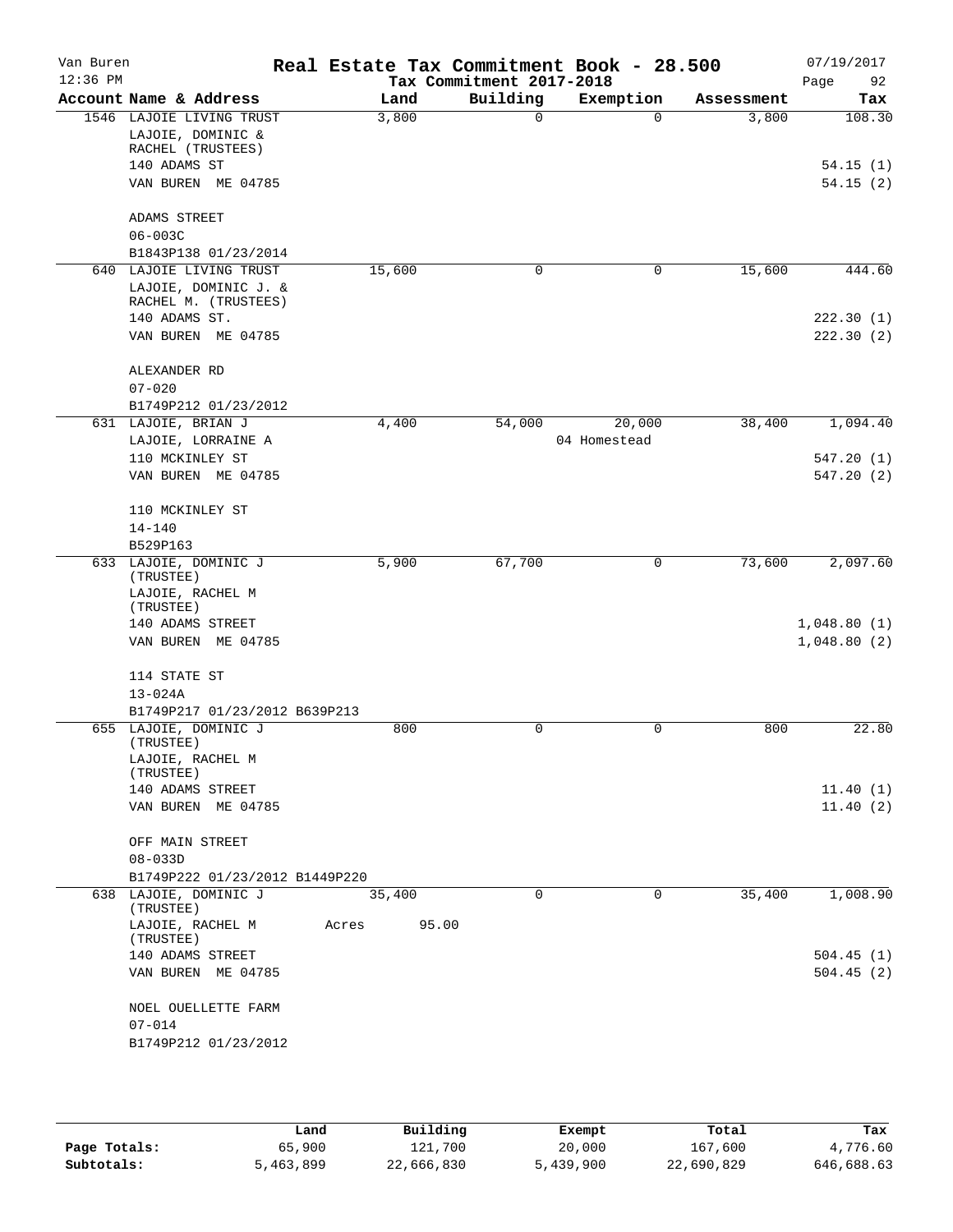Van Buren 12:36 PM

# Real Estate Tax Commitment Book - 28.500

Tax Commitment 2017-2018

07/19/2017 Page 92

| Account Name & Address | Land | Building | Exemption | Assessment | Tax |
|---|---|---|---|---|---|
| 1546 LAJOIE LIVING TRUST | 3,800 | 0 | 0 | 3,800 | 108.30 |
| LAJOIE, DOMINIC & RACHEL (TRUSTEES) | | | | | |
| 140 ADAMS ST | | | | | 54.15 (1) |
| VAN BUREN ME 04785 | | | | | 54.15 (2) |
| ADAMS STREET | | | | | |
| 06-003C | | | | | |
| B1843P138 01/23/2014 | | | | | |
| 640 LAJOIE LIVING TRUST | 15,600 | 0 | 0 | 15,600 | 444.60 |
| LAJOIE, DOMINIC J. & RACHEL M. (TRUSTEES) | | | | | |
| 140 ADAMS ST. | | | | | 222.30 (1) |
| VAN BUREN ME 04785 | | | | | 222.30 (2) |
| ALEXANDER RD | | | | | |
| 07-020 | | | | | |
| B1749P212 01/23/2012 | | | | | |
| 631 LAJOIE, BRIAN J | 4,400 | 54,000 | 20,000 | 38,400 | 1,094.40 |
| LAJOIE, LORRAINE A | | | 04 Homestead | | |
| 110 MCKINLEY ST | | | | | 547.20 (1) |
| VAN BUREN ME 04785 | | | | | 547.20 (2) |
| 110 MCKINLEY ST | | | | | |
| 14-140 | | | | | |
| B529P163 | | | | | |
| 633 LAJOIE, DOMINIC J (TRUSTEE) | 5,900 | 67,700 | 0 | 73,600 | 2,097.60 |
| LAJOIE, RACHEL M (TRUSTEE) | | | | | |
| 140 ADAMS STREET | | | | | 1,048.80 (1) |
| VAN BUREN ME 04785 | | | | | 1,048.80 (2) |
| 114 STATE ST | | | | | |
| 13-024A | | | | | |
| B1749P217 01/23/2012 B639P213 | | | | | |
| 655 LAJOIE, DOMINIC J (TRUSTEE) | 800 | 0 | 0 | 800 | 22.80 |
| LAJOIE, RACHEL M (TRUSTEE) | | | | | |
| 140 ADAMS STREET | | | | | 11.40 (1) |
| VAN BUREN ME 04785 | | | | | 11.40 (2) |
| OFF MAIN STREET | | | | | |
| 08-033D | | | | | |
| B1749P222 01/23/2012 B1449P220 | | | | | |
| 638 LAJOIE, DOMINIC J (TRUSTEE) | 35,400 | 0 | 0 | 35,400 | 1,008.90 |
| LAJOIE, RACHEL M (TRUSTEE) | Acres 95.00 | | | | |
| 140 ADAMS STREET | | | | | 504.45 (1) |
| VAN BUREN ME 04785 | | | | | 504.45 (2) |
| NOEL OUELLETTE FARM | | | | | |
| 07-014 | | | | | |
| B1749P212 01/23/2012 | | | | | |

| | Land | Building | Exempt | Total | Tax |
|---|---|---|---|---|---|
| Page Totals: | 65,900 | 121,700 | 20,000 | 167,600 | 4,776.60 |
| Subtotals: | 5,463,899 | 22,666,830 | 5,439,900 | 22,690,829 | 646,688.63 |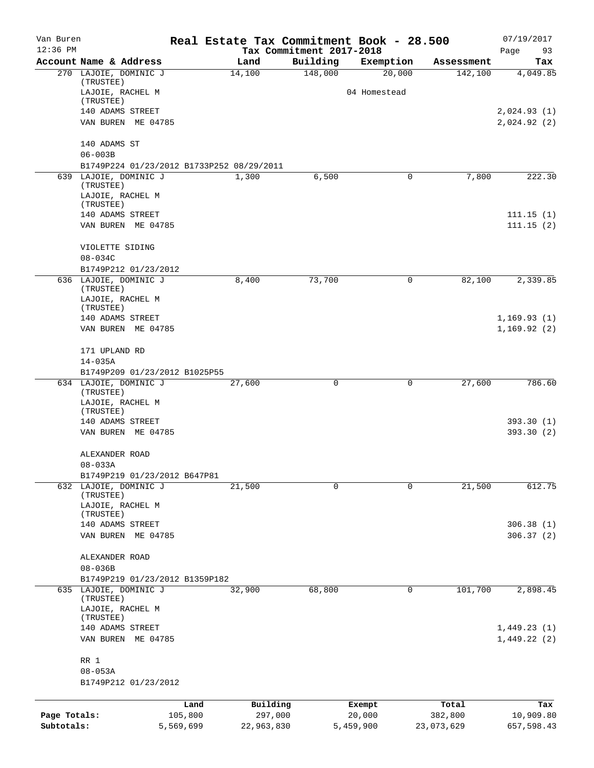# Van Buren — Real Estate Tax Commitment Book - 28.500

12:36 PM — Tax Commitment 2017-2018 — 07/19/2017

| Account Name & Address | Land | Building | Exemption | Assessment | Tax |
|---|---|---|---|---|---|
| 270 LAJOIE, DOMINIC J (TRUSTEE) | 14,100 | 148,000 | 20,000 | 142,100 | 4,049.85 |
| LAJOIE, RACHEL M (TRUSTEE) | | | 04 Homestead | | |
| 140 ADAMS STREET | | | | | 2,024.93 (1) |
| VAN BUREN ME 04785 | | | | | 2,024.92 (2) |
| 140 ADAMS ST | | | | | |
| 06-003B | | | | | |
| B1749P224 01/23/2012 B1733P252 08/29/2011 | | | | | |
| 639 LAJOIE, DOMINIC J (TRUSTEE) | 1,300 | 6,500 | 0 | 7,800 | 222.30 |
| LAJOIE, RACHEL M (TRUSTEE) | | | | | |
| 140 ADAMS STREET | | | | | 111.15 (1) |
| VAN BUREN ME 04785 | | | | | 111.15 (2) |
| VIOLETTE SIDING | | | | | |
| 08-034C | | | | | |
| B1749P212 01/23/2012 | | | | | |
| 636 LAJOIE, DOMINIC J (TRUSTEE) | 8,400 | 73,700 | 0 | 82,100 | 2,339.85 |
| LAJOIE, RACHEL M (TRUSTEE) | | | | | |
| 140 ADAMS STREET | | | | | 1,169.93 (1) |
| VAN BUREN ME 04785 | | | | | 1,169.92 (2) |
| 171 UPLAND RD | | | | | |
| 14-035A | | | | | |
| B1749P209 01/23/2012 B1025P55 | | | | | |
| 634 LAJOIE, DOMINIC J (TRUSTEE) | 27,600 | 0 | 0 | 27,600 | 786.60 |
| LAJOIE, RACHEL M (TRUSTEE) | | | | | |
| 140 ADAMS STREET | | | | | 393.30 (1) |
| VAN BUREN ME 04785 | | | | | 393.30 (2) |
| ALEXANDER ROAD | | | | | |
| 08-033A | | | | | |
| B1749P219 01/23/2012 B647P81 | | | | | |
| 632 LAJOIE, DOMINIC J (TRUSTEE) | 21,500 | 0 | 0 | 21,500 | 612.75 |
| LAJOIE, RACHEL M (TRUSTEE) | | | | | |
| 140 ADAMS STREET | | | | | 306.38 (1) |
| VAN BUREN ME 04785 | | | | | 306.37 (2) |
| ALEXANDER ROAD | | | | | |
| 08-036B | | | | | |
| B1749P219 01/23/2012 B1359P182 | | | | | |
| 635 LAJOIE, DOMINIC J (TRUSTEE) | 32,900 | 68,800 | 0 | 101,700 | 2,898.45 |
| LAJOIE, RACHEL M (TRUSTEE) | | | | | |
| 140 ADAMS STREET | | | | | 1,449.23 (1) |
| VAN BUREN ME 04785 | | | | | 1,449.22 (2) |
| RR 1 | | | | | |
| 08-053A | | | | | |
| B1749P212 01/23/2012 | | | | | |

| | Land | Building | Exempt | Total | Tax |
|---|---|---|---|---|---|
| Page Totals: | 105,800 | 297,000 | 20,000 | 382,800 | 10,909.80 |
| Subtotals: | 5,569,699 | 22,963,830 | 5,459,900 | 23,073,629 | 657,598.43 |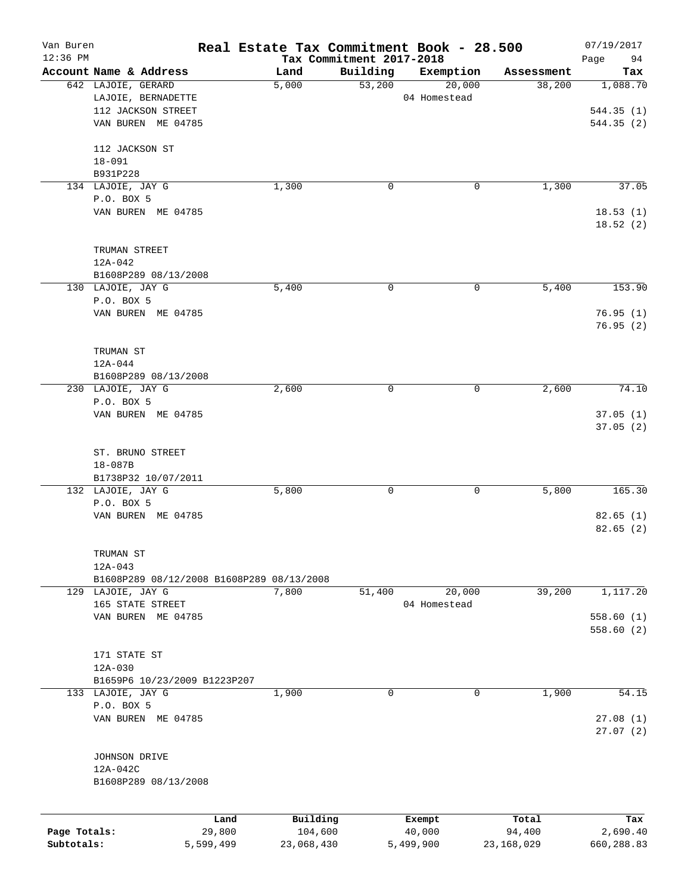Van Buren 12:36 PM

# Real Estate Tax Commitment Book - 28.500

Tax Commitment 2017-2018

07/19/2017

| Account Name & Address | Land | Building | Exemption | Assessment | Tax |
|---|---|---|---|---|---|
| 642 LAJOIE, GERARD<br>LAJOIE, BERNADETTE<br>112 JACKSON STREET<br>VAN BUREN ME 04785<br><br>112 JACKSON ST<br>18-091<br>B931P228 | 5,000 | 53,200 | 20,000<br>04 Homestead | 38,200 | 1,088.70<br><br>544.35 (1)<br>544.35 (2) |
| 134 LAJOIE, JAY G<br>P.O. BOX 5<br>VAN BUREN ME 04785<br><br>TRUMAN STREET<br>12A-042<br>B1608P289 08/13/2008 | 1,300 | 0 | 0 | 1,300 | 37.05<br><br>18.53 (1)<br>18.52 (2) |
| 130 LAJOIE, JAY G<br>P.O. BOX 5<br>VAN BUREN ME 04785<br><br>TRUMAN ST<br>12A-044<br>B1608P289 08/13/2008 | 5,400 | 0 | 0 | 5,400 | 153.90<br><br>76.95 (1)<br>76.95 (2) |
| 230 LAJOIE, JAY G<br>P.O. BOX 5<br>VAN BUREN ME 04785<br><br>ST. BRUNO STREET<br>18-087B<br>B1738P32 10/07/2011 | 2,600 | 0 | 0 | 2,600 | 74.10<br><br>37.05 (1)<br>37.05 (2) |
| 132 LAJOIE, JAY G<br>P.O. BOX 5<br>VAN BUREN ME 04785<br><br>TRUMAN ST<br>12A-043<br>B1608P289 08/12/2008 B1608P289 08/13/2008 | 5,800 | 0 | 0 | 5,800 | 165.30<br><br>82.65 (1)<br>82.65 (2) |
| 129 LAJOIE, JAY G<br>165 STATE STREET<br>VAN BUREN ME 04785<br><br>171 STATE ST<br>12A-030<br>B1659P6 10/23/2009 B1223P207 | 7,800 | 51,400 | 20,000<br>04 Homestead | 39,200 | 1,117.20<br><br>558.60 (1)<br>558.60 (2) |
| 133 LAJOIE, JAY G<br>P.O. BOX 5<br>VAN BUREN ME 04785<br><br>JOHNSON DRIVE<br>12A-042C<br>B1608P289 08/13/2008 | 1,900 | 0 | 0 | 1,900 | 54.15<br><br>27.08 (1)<br>27.07 (2) |

| | Land | Building | Exempt | Total | Tax |
|---|---|---|---|---|---|
| Page Totals: | 29,800 | 104,600 | 40,000 | 94,400 | 2,690.40 |
| Subtotals: | 5,599,499 | 23,068,430 | 5,499,900 | 23,168,029 | 660,288.83 |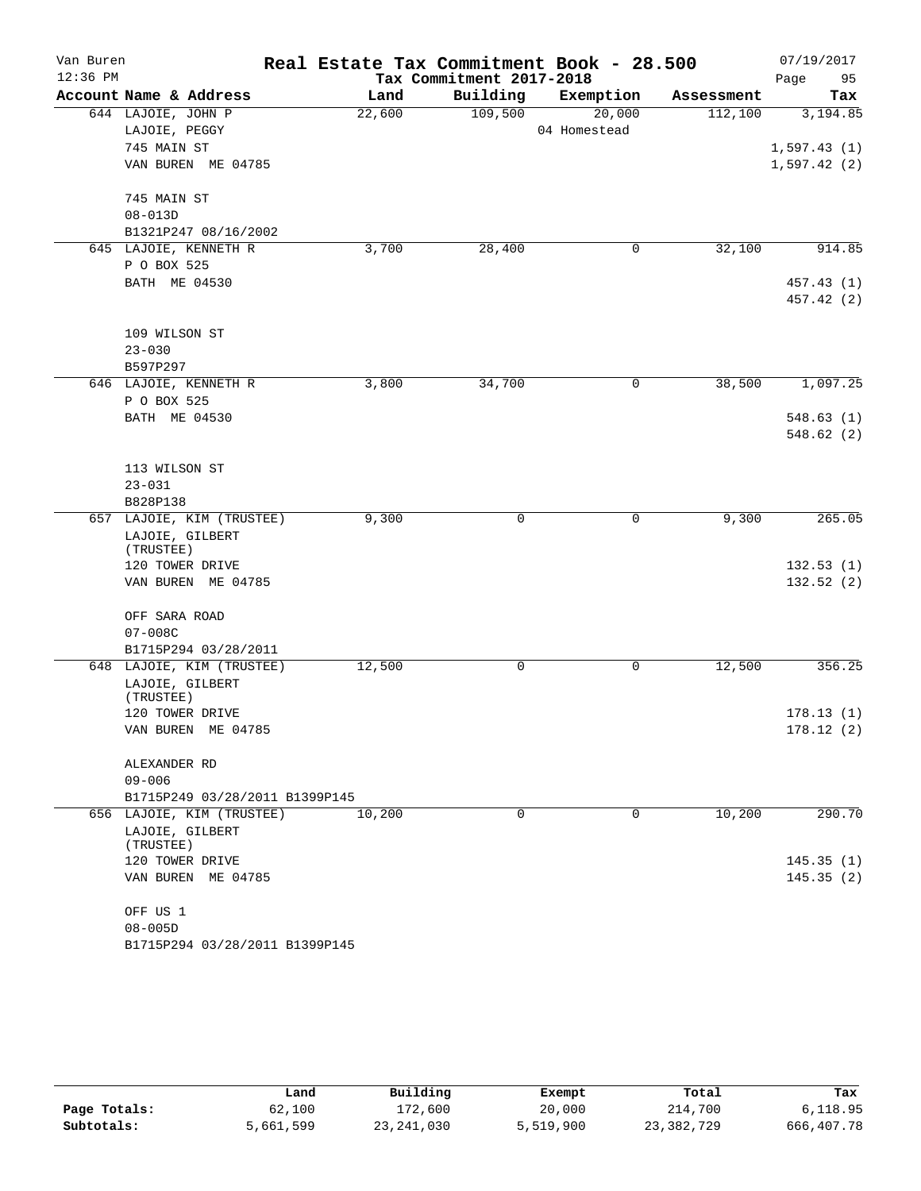# Real Estate Tax Commitment Book - 28.500

Van Buren
12:36 PM

Tax Commitment 2017-2018

07/19/2017

| Account Name & Address | Land | Building | Exemption | Assessment | Tax |
|---|---|---|---|---|---|
| 644 LAJOIE, JOHN P<br>LAJOIE, PEGGY<br>745 MAIN ST<br>VAN BUREN ME 04785<br><br>745 MAIN ST<br>08-013D<br>B1321P247 08/16/2002 | 22,600 | 109,500 | 20,000<br>04 Homestead | 112,100 | 3,194.85<br><br>1,597.43 (1)<br>1,597.42 (2) |
| 645 LAJOIE, KENNETH R<br>P O BOX 525<br>BATH ME 04530<br><br>109 WILSON ST<br>23-030<br>B597P297 | 3,700 | 28,400 | 0 | 32,100 | 914.85<br><br>457.43 (1)<br>457.42 (2) |
| 646 LAJOIE, KENNETH R<br>P O BOX 525<br>BATH ME 04530<br><br>113 WILSON ST<br>23-031<br>B828P138 | 3,800 | 34,700 | 0 | 38,500 | 1,097.25<br><br>548.63 (1)<br>548.62 (2) |
| 657 LAJOIE, KIM (TRUSTEE)<br>LAJOIE, GILBERT (TRUSTEE)<br>120 TOWER DRIVE<br>VAN BUREN ME 04785<br><br>OFF SARA ROAD<br>07-008C<br>B1715P294 03/28/2011 | 9,300 | 0 | 0 | 9,300 | 265.05<br><br>132.53 (1)<br>132.52 (2) |
| 648 LAJOIE, KIM (TRUSTEE)<br>LAJOIE, GILBERT (TRUSTEE)<br>120 TOWER DRIVE<br>VAN BUREN ME 04785<br><br>ALEXANDER RD<br>09-006<br>B1715P249 03/28/2011 B1399P145 | 12,500 | 0 | 0 | 12,500 | 356.25<br><br>178.13 (1)<br>178.12 (2) |
| 656 LAJOIE, KIM (TRUSTEE)<br>LAJOIE, GILBERT (TRUSTEE)<br>120 TOWER DRIVE<br>VAN BUREN ME 04785<br><br>OFF US 1<br>08-005D<br>B1715P294 03/28/2011 B1399P145 | 10,200 | 0 | 0 | 10,200 | 290.70<br><br>145.35 (1)<br>145.35 (2) |

| | Land | Building | Exempt | Total | Tax |
|---|---|---|---|---|---|
| Page Totals: | 62,100 | 172,600 | 20,000 | 214,700 | 6,118.95 |
| Subtotals: | 5,661,599 | 23,241,030 | 5,519,900 | 23,382,729 | 666,407.78 |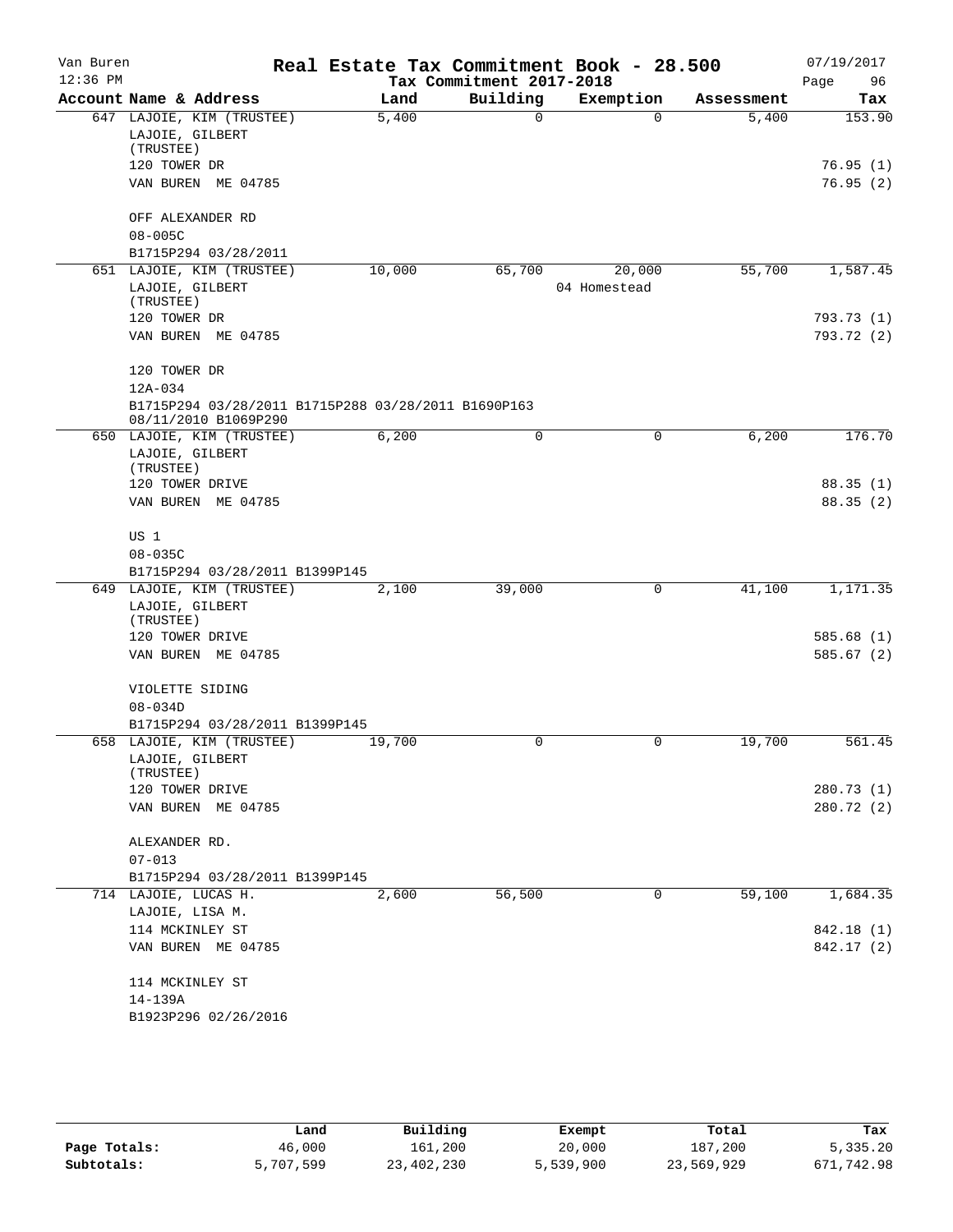Van Buren 12:36 PM

# Real Estate Tax Commitment Book - 28.500

Tax Commitment 2017-2018

07/19/2017

| Account Name & Address | Land | Building | Exemption | Assessment | Tax |
|---|---|---|---|---|---|
| 647 LAJOIE, KIM (TRUSTEE) | 5,400 | 0 | 0 | 5,400 | 153.90 |
| LAJOIE, GILBERT (TRUSTEE) | | | | | |
| 120 TOWER DR | | | | | 76.95 (1) |
| VAN BUREN ME 04785 | | | | | 76.95 (2) |
| OFF ALEXANDER RD | | | | | |
| 08-005C | | | | | |
| B1715P294 03/28/2011 | | | | | |
| 651 LAJOIE, KIM (TRUSTEE) | 10,000 | 65,700 | 20,000 | 55,700 | 1,587.45 |
| LAJOIE, GILBERT (TRUSTEE) | | | 04 Homestead | | |
| 120 TOWER DR | | | | | 793.73 (1) |
| VAN BUREN ME 04785 | | | | | 793.72 (2) |
| 120 TOWER DR | | | | | |
| 12A-034 | | | | | |
| B1715P294 03/28/2011 B1715P288 03/28/2011 B1690P163 08/11/2010 B1069P290 | | | | | |
| 650 LAJOIE, KIM (TRUSTEE) | 6,200 | 0 | 0 | 6,200 | 176.70 |
| LAJOIE, GILBERT (TRUSTEE) | | | | | |
| 120 TOWER DRIVE | | | | | 88.35 (1) |
| VAN BUREN ME 04785 | | | | | 88.35 (2) |
| US 1 | | | | | |
| 08-035C | | | | | |
| B1715P294 03/28/2011 B1399P145 | | | | | |
| 649 LAJOIE, KIM (TRUSTEE) | 2,100 | 39,000 | 0 | 41,100 | 1,171.35 |
| LAJOIE, GILBERT (TRUSTEE) | | | | | |
| 120 TOWER DRIVE | | | | | 585.68 (1) |
| VAN BUREN ME 04785 | | | | | 585.67 (2) |
| VIOLETTE SIDING | | | | | |
| 08-034D | | | | | |
| B1715P294 03/28/2011 B1399P145 | | | | | |
| 658 LAJOIE, KIM (TRUSTEE) | 19,700 | 0 | 0 | 19,700 | 561.45 |
| LAJOIE, GILBERT (TRUSTEE) | | | | | |
| 120 TOWER DRIVE | | | | | 280.73 (1) |
| VAN BUREN ME 04785 | | | | | 280.72 (2) |
| ALEXANDER RD. | | | | | |
| 07-013 | | | | | |
| B1715P294 03/28/2011 B1399P145 | | | | | |
| 714 LAJOIE, LUCAS H. | 2,600 | 56,500 | 0 | 59,100 | 1,684.35 |
| LAJOIE, LISA M. | | | | | |
| 114 MCKINLEY ST | | | | | 842.18 (1) |
| VAN BUREN ME 04785 | | | | | 842.17 (2) |
| 114 MCKINLEY ST | | | | | |
| 14-139A | | | | | |
| B1923P296 02/26/2016 | | | | | |

| | Land | Building | Exempt | Total | Tax |
|---|---|---|---|---|---|
| Page Totals: | 46,000 | 161,200 | 20,000 | 187,200 | 5,335.20 |
| Subtotals: | 5,707,599 | 23,402,230 | 5,539,900 | 23,569,929 | 671,742.98 |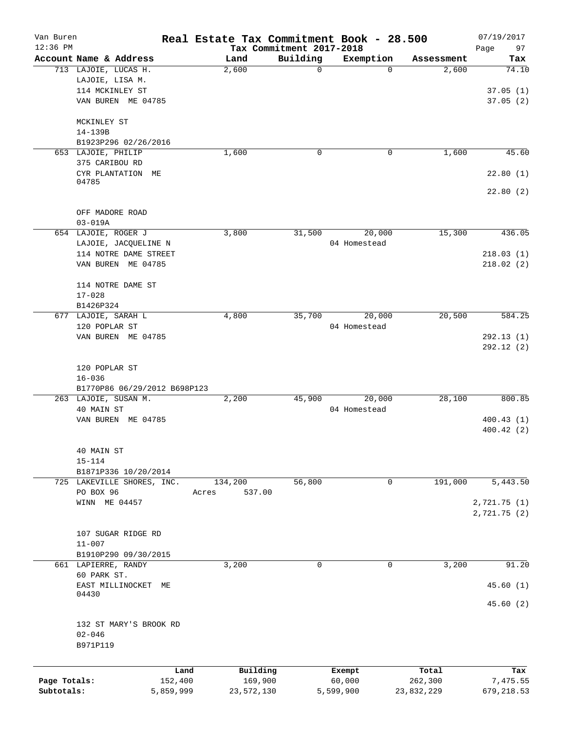# Real Estate Tax Commitment Book - 28.500

Van Buren
12:36 PM

Tax Commitment 2017-2018

07/19/2017

| Account Name & Address | Land | Building | Exemption | Assessment | Tax |
|---|---|---|---|---|---|
| 713 LAJOIE, LUCAS H. | 2,600 | 0 | 0 | 2,600 | 74.10 |
| LAJOIE, LISA M. | | | | | |
| 114 MCKINLEY ST | | | | | 37.05 (1) |
| VAN BUREN ME 04785 | | | | | 37.05 (2) |
| MCKINLEY ST | | | | | |
| 14-139B | | | | | |
| B1923P296 02/26/2016 | | | | | |
| 653 LAJOIE, PHILIP | 1,600 | 0 | 0 | 1,600 | 45.60 |
| 375 CARIBOU RD | | | | | |
| CYR PLANTATION ME 04785 | | | | | 22.80 (1) |
| | | | | | 22.80 (2) |
| OFF MADORE ROAD | | | | | |
| 03-019A | | | | | |
| 654 LAJOIE, ROGER J | 3,800 | 31,500 | 20,000 | 15,300 | 436.05 |
| LAJOIE, JACQUELINE N | | | 04 Homestead | | |
| 114 NOTRE DAME STREET | | | | | 218.03 (1) |
| VAN BUREN ME 04785 | | | | | 218.02 (2) |
| 114 NOTRE DAME ST | | | | | |
| 17-028 | | | | | |
| B1426P324 | | | | | |
| 677 LAJOIE, SARAH L | 4,800 | 35,700 | 20,000 | 20,500 | 584.25 |
| 120 POPLAR ST | | | 04 Homestead | | |
| VAN BUREN ME 04785 | | | | | 292.13 (1) |
| | | | | | 292.12 (2) |
| 120 POPLAR ST | | | | | |
| 16-036 | | | | | |
| B1770P86 06/29/2012 B698P123 | | | | | |
| 263 LAJOIE, SUSAN M. | 2,200 | 45,900 | 20,000 | 28,100 | 800.85 |
| 40 MAIN ST | | | 04 Homestead | | |
| VAN BUREN ME 04785 | | | | | 400.43 (1) |
| | | | | | 400.42 (2) |
| 40 MAIN ST | | | | | |
| 15-114 | | | | | |
| B1871P336 10/20/2014 | | | | | |
| 725 LAKEVILLE SHORES, INC. | 134,200 | 56,800 | 0 | 191,000 | 5,443.50 |
| PO BOX 96 | Acres 537.00 | | | | |
| WINN ME 04457 | | | | | 2,721.75 (1) |
| | | | | | 2,721.75 (2) |
| 107 SUGAR RIDGE RD | | | | | |
| 11-007 | | | | | |
| B1910P290 09/30/2015 | | | | | |
| 661 LAPIERRE, RANDY | 3,200 | 0 | 0 | 3,200 | 91.20 |
| 60 PARK ST. | | | | | |
| EAST MILLINOCKET ME 04430 | | | | | 45.60 (1) |
| | | | | | 45.60 (2) |
| 132 ST MARY'S BROOK RD | | | | | |
| 02-046 | | | | | |
| B971P119 | | | | | |

| | Land | Building | Exempt | Total | Tax |
|---|---|---|---|---|---|
| Page Totals: | 152,400 | 169,900 | 60,000 | 262,300 | 7,475.55 |
| Subtotals: | 5,859,999 | 23,572,130 | 5,599,900 | 23,832,229 | 679,218.53 |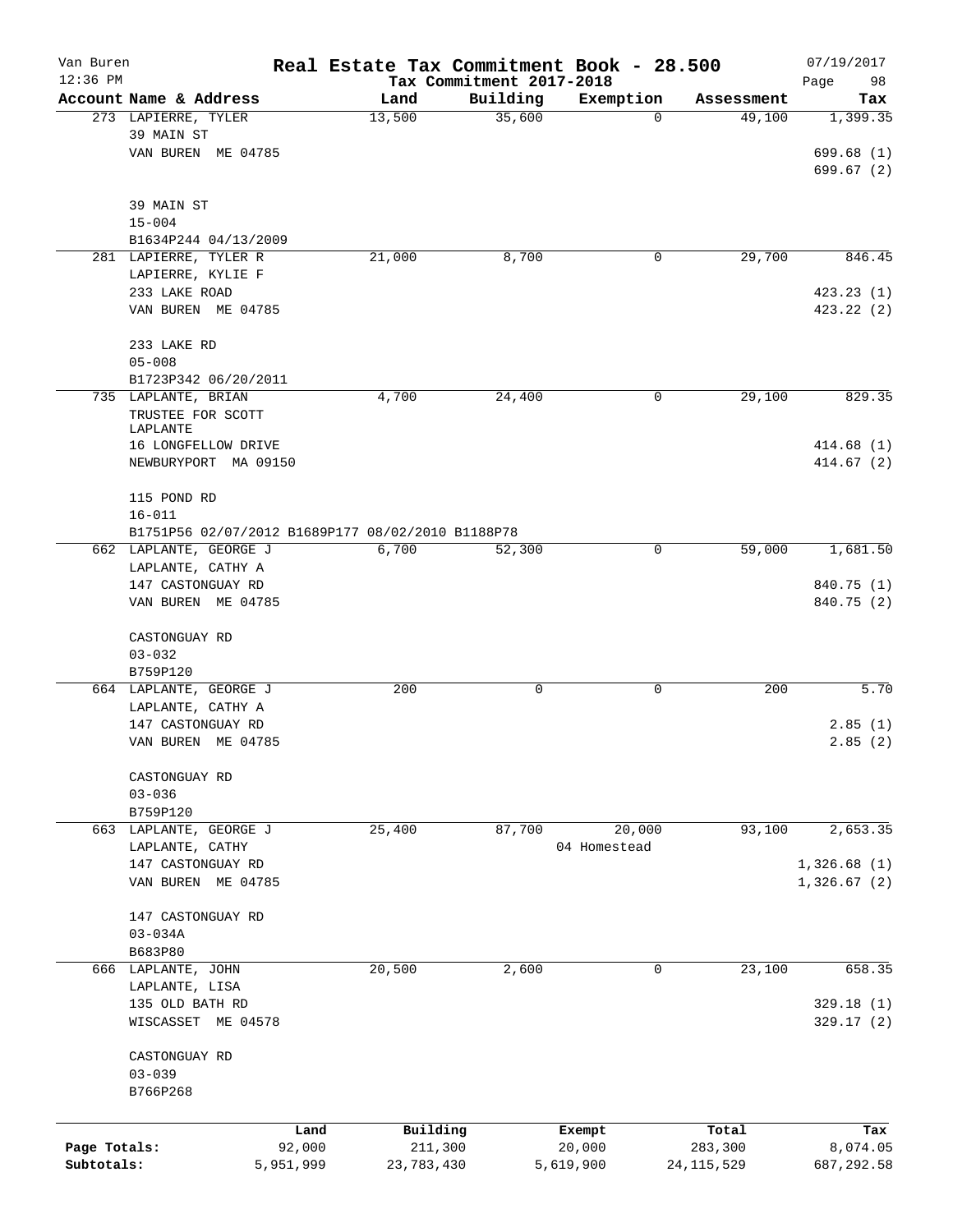# Van Buren — Real Estate Tax Commitment Book - 28.500

Tax Commitment 2017-2018

| Account Name & Address | Land | Building | Exemption | Assessment | Tax |
|---|---|---|---|---|---|
| 273 LAPIERRE, TYLER<br>39 MAIN ST<br>VAN BUREN ME 04785<br><br>39 MAIN ST<br>15-004<br>B1634P244 04/13/2009 | 13,500 | 35,600 | 0 | 49,100 | 1,399.35<br>699.68 (1)<br>699.67 (2) |
| 281 LAPIERRE, TYLER R<br>LAPIERRE, KYLIE F<br>233 LAKE ROAD<br>VAN BUREN ME 04785<br><br>233 LAKE RD<br>05-008<br>B1723P342 06/20/2011 | 21,000 | 8,700 | 0 | 29,700 | 846.45<br>423.23 (1)<br>423.22 (2) |
| 735 LAPLANTE, BRIAN<br>TRUSTEE FOR SCOTT LAPLANTE<br>16 LONGFELLOW DRIVE<br>NEWBURYPORT MA 09150<br><br>115 POND RD<br>16-011<br>B1751P56 02/07/2012 B1689P177 08/02/2010 B1188P78 | 4,700 | 24,400 | 0 | 29,100 | 829.35<br>414.68 (1)<br>414.67 (2) |
| 662 LAPLANTE, GEORGE J<br>LAPLANTE, CATHY A<br>147 CASTONGUAY RD<br>VAN BUREN ME 04785<br><br>CASTONGUAY RD<br>03-032<br>B759P120 | 6,700 | 52,300 | 0 | 59,000 | 1,681.50<br>840.75 (1)<br>840.75 (2) |
| 664 LAPLANTE, GEORGE J<br>LAPLANTE, CATHY A<br>147 CASTONGUAY RD<br>VAN BUREN ME 04785<br><br>CASTONGUAY RD<br>03-036<br>B759P120 | 200 | 0 | 0 | 200 | 5.70<br>2.85 (1)<br>2.85 (2) |
| 663 LAPLANTE, GEORGE J<br>LAPLANTE, CATHY<br>147 CASTONGUAY RD<br>VAN BUREN ME 04785<br><br>147 CASTONGUAY RD<br>03-034A<br>B683P80 | 25,400 | 87,700 | 20,000<br>04 Homestead | 93,100 | 2,653.35<br>1,326.68 (1)<br>1,326.67 (2) |
| 666 LAPLANTE, JOHN<br>LAPLANTE, LISA<br>135 OLD BATH RD<br>WISCASSET ME 04578<br><br>CASTONGUAY RD<br>03-039<br>B766P268 | 20,500 | 2,600 | 0 | 23,100 | 658.35<br>329.18 (1)<br>329.17 (2) |

| | Land | Building | Exempt | Total | Tax |
|---|---|---|---|---|---|
| Page Totals: | 92,000 | 211,300 | 20,000 | 283,300 | 8,074.05 |
| Subtotals: | 5,951,999 | 23,783,430 | 5,619,900 | 24,115,529 | 687,292.58 |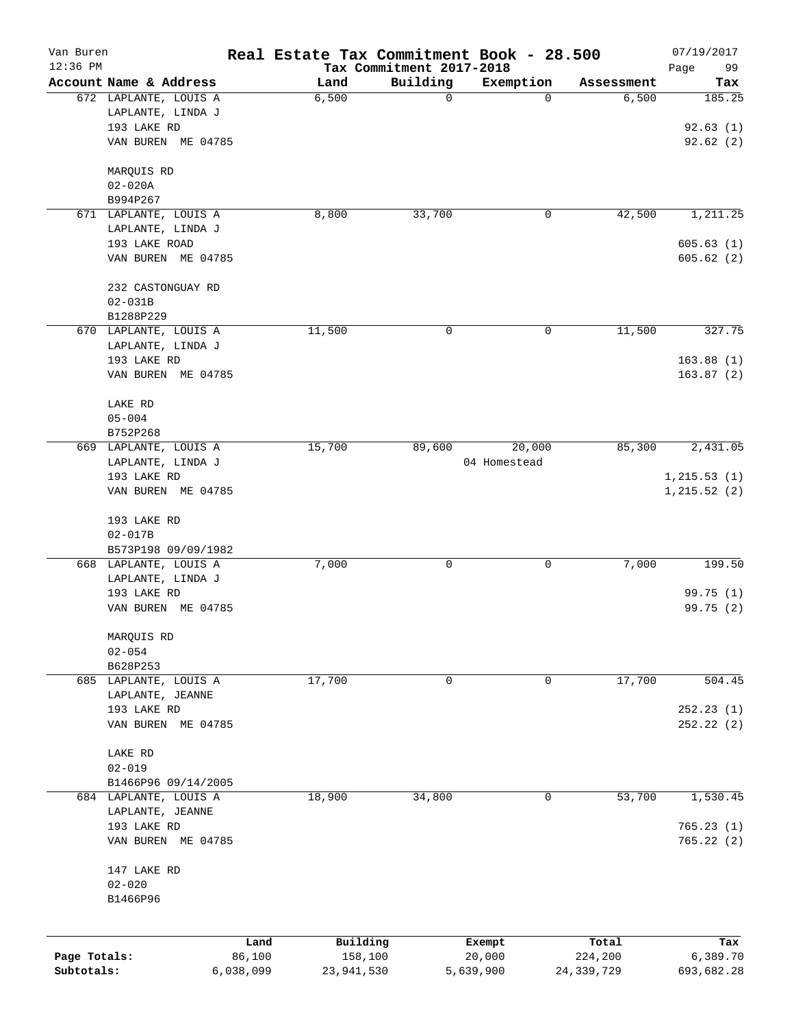Van Buren 12:36 PM

# Real Estate Tax Commitment Book - 28.500

Tax Commitment 2017-2018

07/19/2017

| Account Name & Address | Land | Building | Exemption | Assessment | Tax |
|---|---|---|---|---|---|
| 672 LAPLANTE, LOUIS A<br>LAPLANTE, LINDA J<br>193 LAKE RD<br>VAN BUREN ME 04785<br><br>MARQUIS RD<br>02-020A<br>B994P267 | 6,500 | 0 | 0 | 6,500 | 185.25<br><br>92.63 (1)<br>92.62 (2) |
| 671 LAPLANTE, LOUIS A<br>LAPLANTE, LINDA J<br>193 LAKE ROAD<br>VAN BUREN ME 04785<br><br>232 CASTONGUAY RD<br>02-031B<br>B1288P229 | 8,800 | 33,700 | 0 | 42,500 | 1,211.25<br><br>605.63 (1)<br>605.62 (2) |
| 670 LAPLANTE, LOUIS A<br>LAPLANTE, LINDA J<br>193 LAKE RD<br>VAN BUREN ME 04785<br><br>LAKE RD<br>05-004<br>B752P268 | 11,500 | 0 | 0 | 11,500 | 327.75<br><br>163.88 (1)<br>163.87 (2) |
| 669 LAPLANTE, LOUIS A<br>LAPLANTE, LINDA J<br>193 LAKE RD<br>VAN BUREN ME 04785<br><br>193 LAKE RD<br>02-017B<br>B573P198 09/09/1982 | 15,700 | 89,600 | 20,000<br>04 Homestead | 85,300 | 2,431.05<br><br>1,215.53 (1)<br>1,215.52 (2) |
| 668 LAPLANTE, LOUIS A<br>LAPLANTE, LINDA J<br>193 LAKE RD<br>VAN BUREN ME 04785<br><br>MARQUIS RD<br>02-054<br>B628P253 | 7,000 | 0 | 0 | 7,000 | 199.50<br><br>99.75 (1)<br>99.75 (2) |
| 685 LAPLANTE, LOUIS A<br>LAPLANTE, JEANNE<br>193 LAKE RD<br>VAN BUREN ME 04785<br><br>LAKE RD<br>02-019<br>B1466P96 09/14/2005 | 17,700 | 0 | 0 | 17,700 | 504.45<br><br>252.23 (1)<br>252.22 (2) |
| 684 LAPLANTE, LOUIS A<br>LAPLANTE, JEANNE<br>193 LAKE RD<br>VAN BUREN ME 04785<br><br>147 LAKE RD<br>02-020<br>B1466P96 | 18,900 | 34,800 | 0 | 53,700 | 1,530.45<br><br>765.23 (1)<br>765.22 (2) |

| | Land | Building | Exempt | Total | Tax |
|---|---|---|---|---|---|
| Page Totals: | 86,100 | 158,100 | 20,000 | 224,200 | 6,389.70 |
| Subtotals: | 6,038,099 | 23,941,530 | 5,639,900 | 24,339,729 | 693,682.28 |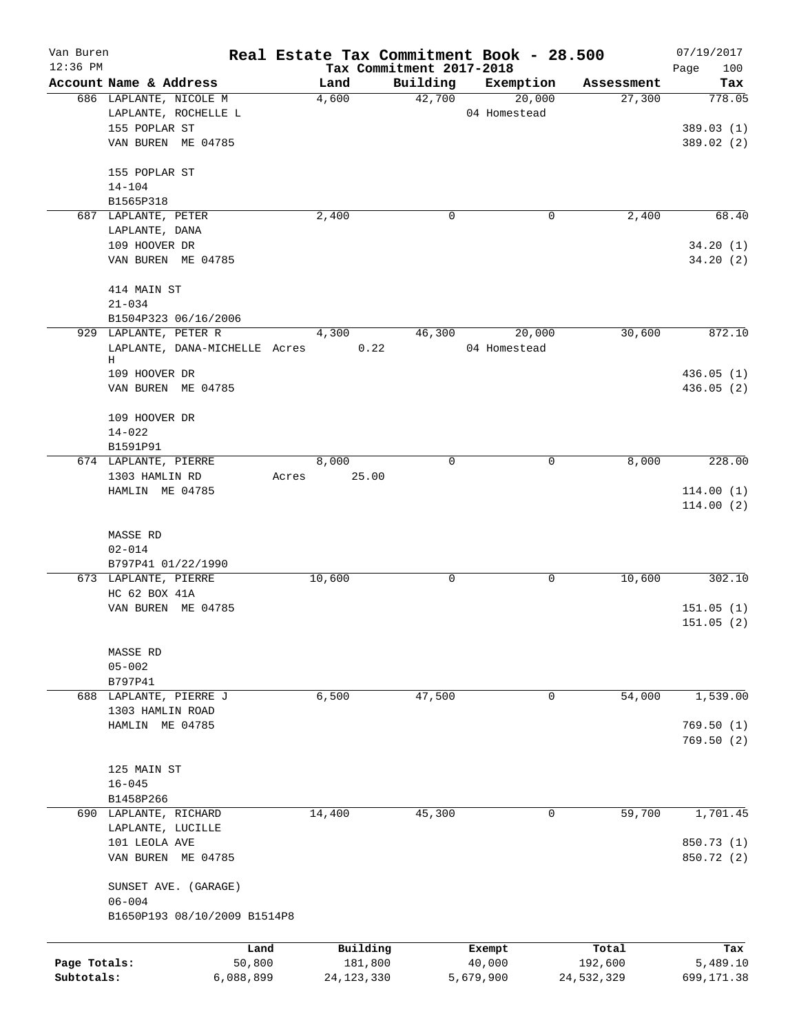Van Buren 12:36 PM

# Real Estate Tax Commitment Book - 28.500

Tax Commitment 2017-2018

07/19/2017 Page 100

| Account Name & Address | Land | Building | Exemption | Assessment | Tax |
|---|---|---|---|---|---|
| 686 LAPLANTE, NICOLE M | 4,600 | 42,700 | 20,000 | 27,300 | 778.05 |
| LAPLANTE, ROCHELLE L | | | 04 Homestead | | |
| 155 POPLAR ST | | | | | 389.03 (1) |
| VAN BUREN ME 04785 | | | | | 389.02 (2) |
| 155 POPLAR ST | | | | | |
| 14-104 | | | | | |
| B1565P318 | | | | | |
| 687 LAPLANTE, PETER | 2,400 | 0 | 0 | 2,400 | 68.40 |
| LAPLANTE, DANA | | | | | |
| 109 HOOVER DR | | | | | 34.20 (1) |
| VAN BUREN ME 04785 | | | | | 34.20 (2) |
| 414 MAIN ST | | | | | |
| 21-034 | | | | | |
| B1504P323 06/16/2006 | | | | | |
| 929 LAPLANTE, PETER R | 4,300 | 46,300 | 20,000 | 30,600 | 872.10 |
| LAPLANTE, DANA-MICHELLE H | Acres 0.22 | | 04 Homestead | | |
| 109 HOOVER DR | | | | | 436.05 (1) |
| VAN BUREN ME 04785 | | | | | 436.05 (2) |
| 109 HOOVER DR | | | | | |
| 14-022 | | | | | |
| B1591P91 | | | | | |
| 674 LAPLANTE, PIERRE | 8,000 | 0 | 0 | 8,000 | 228.00 |
| 1303 HAMLIN RD | Acres 25.00 | | | | |
| HAMLIN ME 04785 | | | | | 114.00 (1) |
| | | | | | 114.00 (2) |
| MASSE RD | | | | | |
| 02-014 | | | | | |
| B797P41 01/22/1990 | | | | | |
| 673 LAPLANTE, PIERRE | 10,600 | 0 | 0 | 10,600 | 302.10 |
| HC 62 BOX 41A | | | | | |
| VAN BUREN ME 04785 | | | | | 151.05 (1) |
| | | | | | 151.05 (2) |
| MASSE RD | | | | | |
| 05-002 | | | | | |
| B797P41 | | | | | |
| 688 LAPLANTE, PIERRE J | 6,500 | 47,500 | 0 | 54,000 | 1,539.00 |
| 1303 HAMLIN ROAD | | | | | |
| HAMLIN ME 04785 | | | | | 769.50 (1) |
| | | | | | 769.50 (2) |
| 125 MAIN ST | | | | | |
| 16-045 | | | | | |
| B1458P266 | | | | | |
| 690 LAPLANTE, RICHARD | 14,400 | 45,300 | 0 | 59,700 | 1,701.45 |
| LAPLANTE, LUCILLE | | | | | |
| 101 LEOLA AVE | | | | | 850.73 (1) |
| VAN BUREN ME 04785 | | | | | 850.72 (2) |
| SUNSET AVE. (GARAGE) | | | | | |
| 06-004 | | | | | |
| B1650P193 08/10/2009 B1514P8 | | | | | |

| | Land | Building | Exempt | Total | Tax |
|---|---|---|---|---|---|
| Page Totals: | 50,800 | 181,800 | 40,000 | 192,600 | 5,489.10 |
| Subtotals: | 6,088,899 | 24,123,330 | 5,679,900 | 24,532,329 | 699,171.38 |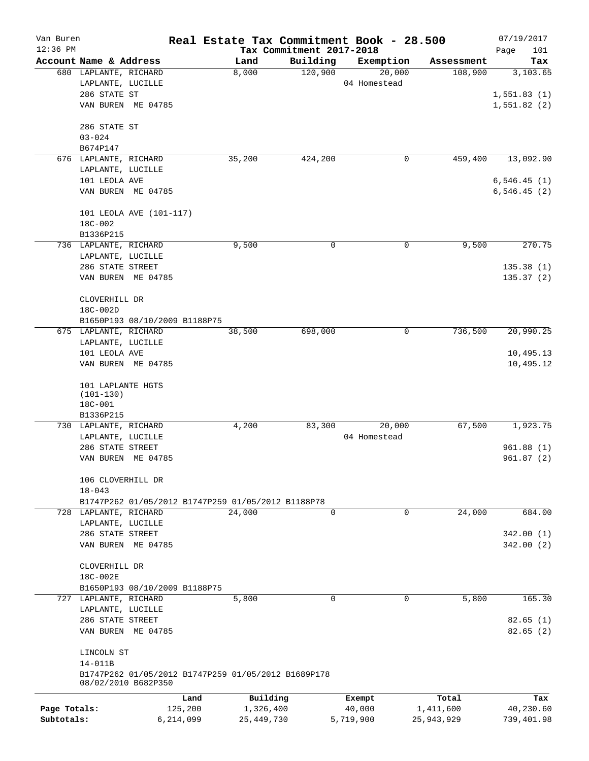# Real Estate Tax Commitment Book - 28.500

Van Buren
12:36 PM

Tax Commitment 2017-2018

07/19/2017

| Account Name & Address | Land | Building | Exemption | Assessment | Tax |
|---|---|---|---|---|---|
| 680 LAPLANTE, RICHARD<br>LAPLANTE, LUCILLE<br>286 STATE ST<br>VAN BUREN ME 04785<br><br>286 STATE ST<br>03-024<br>B674P147 | 8,000 | 120,900 | 20,000<br>04 Homestead | 108,900 | 3,103.65<br><br>1,551.83 (1)<br>1,551.82 (2) |
| 676 LAPLANTE, RICHARD<br>LAPLANTE, LUCILLE<br>101 LEOLA AVE<br>VAN BUREN ME 04785<br><br>101 LEOLA AVE (101-117)<br>18C-002<br>B1336P215 | 35,200 | 424,200 | 0 | 459,400 | 13,092.90<br><br>6,546.45 (1)<br>6,546.45 (2) |
| 736 LAPLANTE, RICHARD<br>LAPLANTE, LUCILLE<br>286 STATE STREET<br>VAN BUREN ME 04785<br><br>CLOVERHILL DR<br>18C-002D<br>B1650P193 08/10/2009 B1188P75 | 9,500 | 0 | 0 | 9,500 | 270.75<br><br>135.38 (1)<br>135.37 (2) |
| 675 LAPLANTE, RICHARD<br>LAPLANTE, LUCILLE<br>101 LEOLA AVE<br>VAN BUREN ME 04785<br><br>101 LAPLANTE HGTS<br>(101-130)<br>18C-001<br>B1336P215 | 38,500 | 698,000 | 0 | 736,500 | 20,990.25<br><br>10,495.13<br>10,495.12 |
| 730 LAPLANTE, RICHARD<br>LAPLANTE, LUCILLE<br>286 STATE STREET<br>VAN BUREN ME 04785<br><br>106 CLOVERHILL DR<br>18-043<br>B1747P262 01/05/2012 B1747P259 01/05/2012 B1188P78 | 4,200 | 83,300 | 20,000<br>04 Homestead | 67,500 | 1,923.75<br><br>961.88 (1)<br>961.87 (2) |
| 728 LAPLANTE, RICHARD<br>LAPLANTE, LUCILLE<br>286 STATE STREET<br>VAN BUREN ME 04785<br><br>CLOVERHILL DR<br>18C-002E<br>B1650P193 08/10/2009 B1188P75 | 24,000 | 0 | 0 | 24,000 | 684.00<br><br>342.00 (1)<br>342.00 (2) |
| 727 LAPLANTE, RICHARD<br>LAPLANTE, LUCILLE<br>286 STATE STREET<br>VAN BUREN ME 04785<br><br>LINCOLN ST<br>14-011B<br>B1747P262 01/05/2012 B1747P259 01/05/2012 B1689P178<br>08/02/2010 B682P350 | 5,800 | 0 | 0 | 5,800 | 165.30<br><br>82.65 (1)<br>82.65 (2) |

| | Land | Building | Exempt | Total | Tax |
|---|---|---|---|---|---|
| Page Totals: | 125,200 | 1,326,400 | 40,000 | 1,411,600 | 40,230.60 |
| Subtotals: | 6,214,099 | 25,449,730 | 5,719,900 | 25,943,929 | 739,401.98 |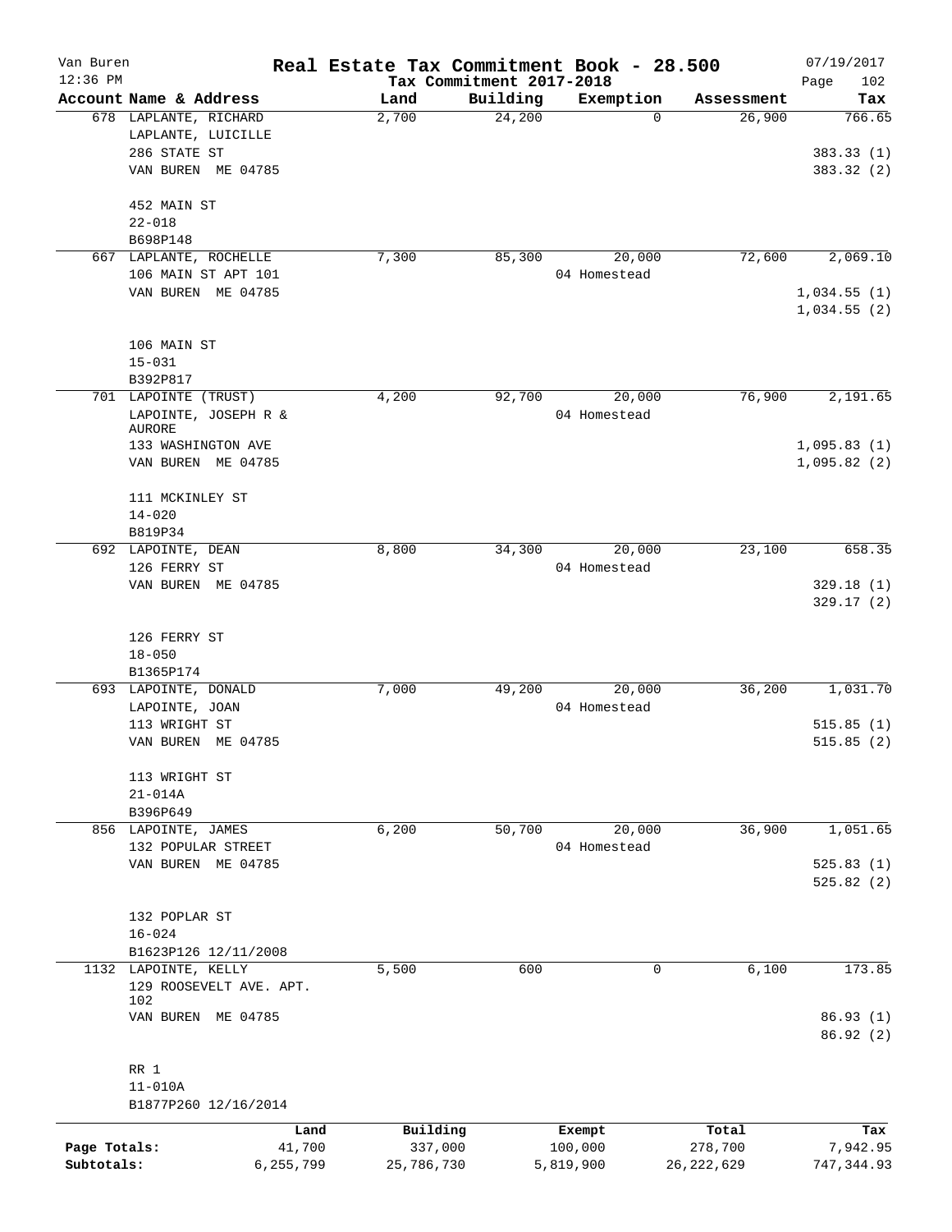# Real Estate Tax Commitment Book - 28.500

Van Buren — 12:36 PM — Tax Commitment 2017-2018 — 07/19/2017 — Page 102

| Account Name & Address | Land | Building | Exemption | Assessment | Tax |
|---|---|---|---|---|---|
| 678 LAPLANTE, RICHARD<br>LAPLANTE, LUICILLE<br>286 STATE ST<br>VAN BUREN ME 04785<br><br>452 MAIN ST<br>22-018<br>B698P148 | 2,700 | 24,200 | 0 | 26,900 | 766.65<br><br>383.33 (1)<br>383.32 (2) |
| 667 LAPLANTE, ROCHELLE<br>106 MAIN ST APT 101<br>VAN BUREN ME 04785<br><br>106 MAIN ST<br>15-031<br>B392P817 | 7,300 | 85,300 | 20,000<br>04 Homestead | 72,600 | 2,069.10<br><br>1,034.55 (1)<br>1,034.55 (2) |
| 701 LAPOINTE (TRUST)<br>LAPOINTE, JOSEPH R & AURORE<br>133 WASHINGTON AVE<br>VAN BUREN ME 04785<br><br>111 MCKINLEY ST<br>14-020<br>B819P34 | 4,200 | 92,700 | 20,000<br>04 Homestead | 76,900 | 2,191.65<br><br>1,095.83 (1)<br>1,095.82 (2) |
| 692 LAPOINTE, DEAN<br>126 FERRY ST<br>VAN BUREN ME 04785<br><br>126 FERRY ST<br>18-050<br>B1365P174 | 8,800 | 34,300 | 20,000<br>04 Homestead | 23,100 | 658.35<br><br>329.18 (1)<br>329.17 (2) |
| 693 LAPOINTE, DONALD<br>LAPOINTE, JOAN<br>113 WRIGHT ST<br>VAN BUREN ME 04785<br><br>113 WRIGHT ST<br>21-014A<br>B396P649 | 7,000 | 49,200 | 20,000<br>04 Homestead | 36,200 | 1,031.70<br><br>515.85 (1)<br>515.85 (2) |
| 856 LAPOINTE, JAMES<br>132 POPULAR STREET<br>VAN BUREN ME 04785<br><br>132 POPLAR ST<br>16-024<br>B1623P126 12/11/2008 | 6,200 | 50,700 | 20,000<br>04 Homestead | 36,900 | 1,051.65<br><br>525.83 (1)<br>525.82 (2) |
| 1132 LAPOINTE, KELLY<br>129 ROOSEVELT AVE. APT. 102<br>VAN BUREN ME 04785<br><br>RR 1<br>11-010A<br>B1877P260 12/16/2014 | 5,500 | 600 | 0 | 6,100 | 173.85<br><br>86.93 (1)<br>86.92 (2) |

| | Land | Building | Exempt | Total | Tax |
|---|---|---|---|---|---|
| Page Totals: | 41,700 | 337,000 | 100,000 | 278,700 | 7,942.95 |
| Subtotals: | 6,255,799 | 25,786,730 | 5,819,900 | 26,222,629 | 747,344.93 |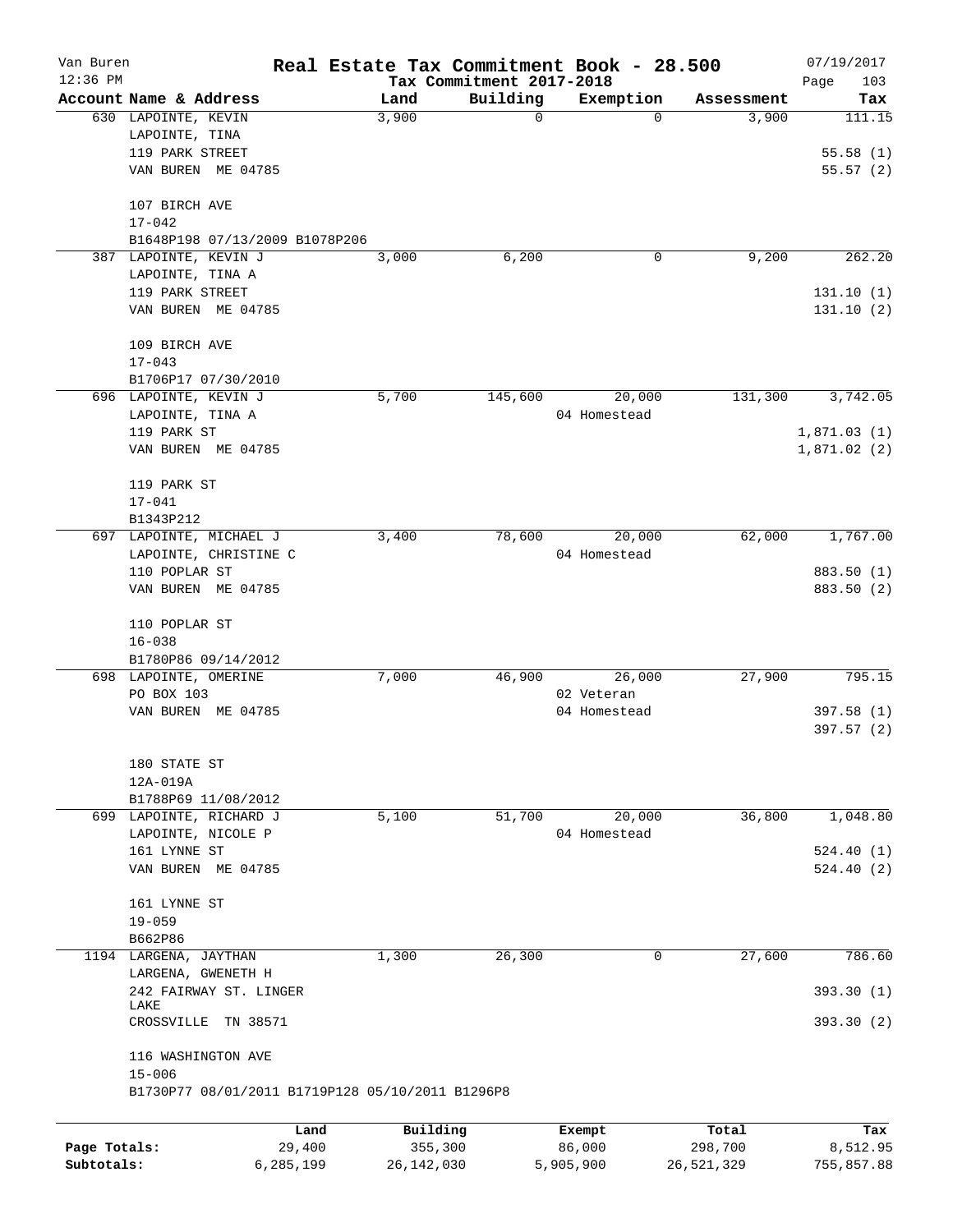# Real Estate Tax Commitment Book - 28.500

Van Buren
12:36 PM

Tax Commitment 2017-2018

07/19/2017

| Account Name & Address | Land | Building | Exemption | Assessment | Tax |
|---|---|---|---|---|---|
| 630 LAPOINTE, KEVIN<br>LAPOINTE, TINA<br>119 PARK STREET<br>VAN BUREN ME 04785<br><br>107 BIRCH AVE<br>17-042<br>B1648P198 07/13/2009 B1078P206 | 3,900 | 0 | 0 | 3,900 | 111.15<br><br>55.58 (1)<br>55.57 (2) |
| 387 LAPOINTE, KEVIN J<br>LAPOINTE, TINA A<br>119 PARK STREET<br>VAN BUREN ME 04785<br><br>109 BIRCH AVE<br>17-043<br>B1706P17 07/30/2010 | 3,000 | 6,200 | 0 | 9,200 | 262.20<br><br>131.10 (1)<br>131.10 (2) |
| 696 LAPOINTE, KEVIN J<br>LAPOINTE, TINA A<br>119 PARK ST<br>VAN BUREN ME 04785<br><br>119 PARK ST<br>17-041<br>B1343P212 | 5,700 | 145,600 | 20,000<br>04 Homestead | 131,300 | 3,742.05<br><br>1,871.03 (1)<br>1,871.02 (2) |
| 697 LAPOINTE, MICHAEL J<br>LAPOINTE, CHRISTINE C<br>110 POPLAR ST<br>VAN BUREN ME 04785<br><br>110 POPLAR ST<br>16-038<br>B1780P86 09/14/2012 | 3,400 | 78,600 | 20,000<br>04 Homestead | 62,000 | 1,767.00<br><br>883.50 (1)<br>883.50 (2) |
| 698 LAPOINTE, OMERINE<br>PO BOX 103<br>VAN BUREN ME 04785<br><br>180 STATE ST<br>12A-019A<br>B1788P69 11/08/2012 | 7,000 | 46,900 | 26,000<br>02 Veteran<br>04 Homestead | 27,900 | 795.15<br><br>397.58 (1)<br>397.57 (2) |
| 699 LAPOINTE, RICHARD J<br>LAPOINTE, NICOLE P<br>161 LYNNE ST<br>VAN BUREN ME 04785<br><br>161 LYNNE ST<br>19-059<br>B662P86 | 5,100 | 51,700 | 20,000<br>04 Homestead | 36,800 | 1,048.80<br><br>524.40 (1)<br>524.40 (2) |
| 1194 LARGENA, JAYTHAN<br>LARGENA, GWENETH H<br>242 FAIRWAY ST. LINGER LAKE<br>CROSSVILLE TN 38571<br><br>116 WASHINGTON AVE<br>15-006<br>B1730P77 08/01/2011 B1719P128 05/10/2011 B1296P8 | 1,300 | 26,300 | 0 | 27,600 | 786.60<br><br>393.30 (1)<br>393.30 (2) |

| | Land | Building | Exempt | Total | Tax |
|---|---|---|---|---|---|
| Page Totals: | 29,400 | 355,300 | 86,000 | 298,700 | 8,512.95 |
| Subtotals: | 6,285,199 | 26,142,030 | 5,905,900 | 26,521,329 | 755,857.88 |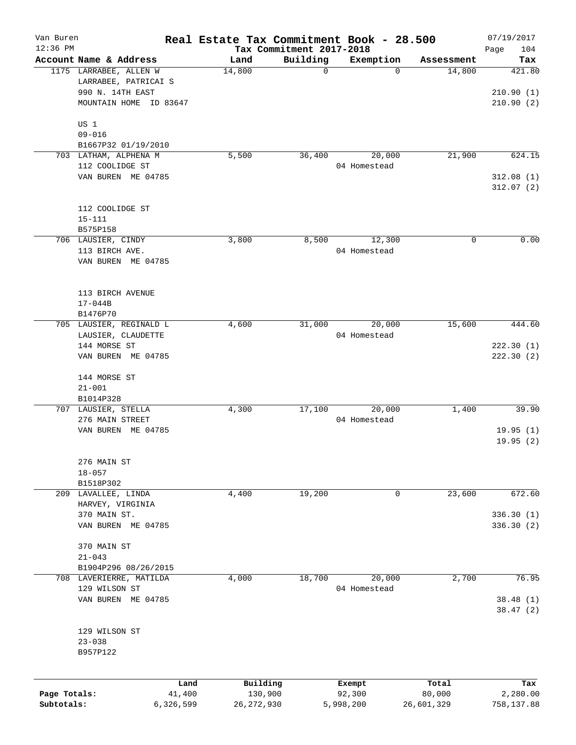# Real Estate Tax Commitment Book - 28.500

Van Buren
12:36 PM

Tax Commitment 2017-2018

07/19/2017

| Account Name & Address | Land | Building | Exemption | Assessment | Tax |
|---|---|---|---|---|---|
| 1175 LARRABEE, ALLEN W<br>LARRABEE, PATRICAI S<br>990 N. 14TH EAST<br>MOUNTAIN HOME ID 83647<br><br>US 1<br>09-016<br>B1667P32 01/19/2010 | 14,800 | 0 | 0 | 14,800 | 421.80<br><br>210.90 (1)<br>210.90 (2) |
| 703 LATHAM, ALPHENA M<br>112 COOLIDGE ST<br>VAN BUREN ME 04785<br><br>112 COOLIDGE ST<br>15-111<br>B575P158 | 5,500 | 36,400 | 20,000<br>04 Homestead | 21,900 | 624.15<br><br>312.08 (1)<br>312.07 (2) |
| 706 LAUSIER, CINDY<br>113 BIRCH AVE.<br>VAN BUREN ME 04785<br><br>113 BIRCH AVENUE<br>17-044B<br>B1476P70 | 3,800 | 8,500 | 12,300<br>04 Homestead | 0 | 0.00 |
| 705 LAUSIER, REGINALD L<br>LAUSIER, CLAUDETTE<br>144 MORSE ST<br>VAN BUREN ME 04785<br><br>144 MORSE ST<br>21-001<br>B1014P328 | 4,600 | 31,000 | 20,000<br>04 Homestead | 15,600 | 444.60<br><br>222.30 (1)<br>222.30 (2) |
| 707 LAUSIER, STELLA<br>276 MAIN STREET<br>VAN BUREN ME 04785<br><br>276 MAIN ST<br>18-057<br>B1518P302 | 4,300 | 17,100 | 20,000<br>04 Homestead | 1,400 | 39.90<br><br>19.95 (1)<br>19.95 (2) |
| 209 LAVALLEE, LINDA<br>HARVEY, VIRGINIA<br>370 MAIN ST.<br>VAN BUREN ME 04785<br><br>370 MAIN ST<br>21-043<br>B1904P296 08/26/2015 | 4,400 | 19,200 | 0 | 23,600 | 672.60<br><br>336.30 (1)<br>336.30 (2) |
| 708 LAVERIERRE, MATILDA<br>129 WILSON ST<br>VAN BUREN ME 04785<br><br>129 WILSON ST<br>23-038<br>B957P122 | 4,000 | 18,700 | 20,000<br>04 Homestead | 2,700 | 76.95<br><br>38.48 (1)<br>38.47 (2) |

| | Land | Building | Exempt | Total | Tax |
|---|---|---|---|---|---|
| Page Totals: | 41,400 | 130,900 | 92,300 | 80,000 | 2,280.00 |
| Subtotals: | 6,326,599 | 26,272,930 | 5,998,200 | 26,601,329 | 758,137.88 |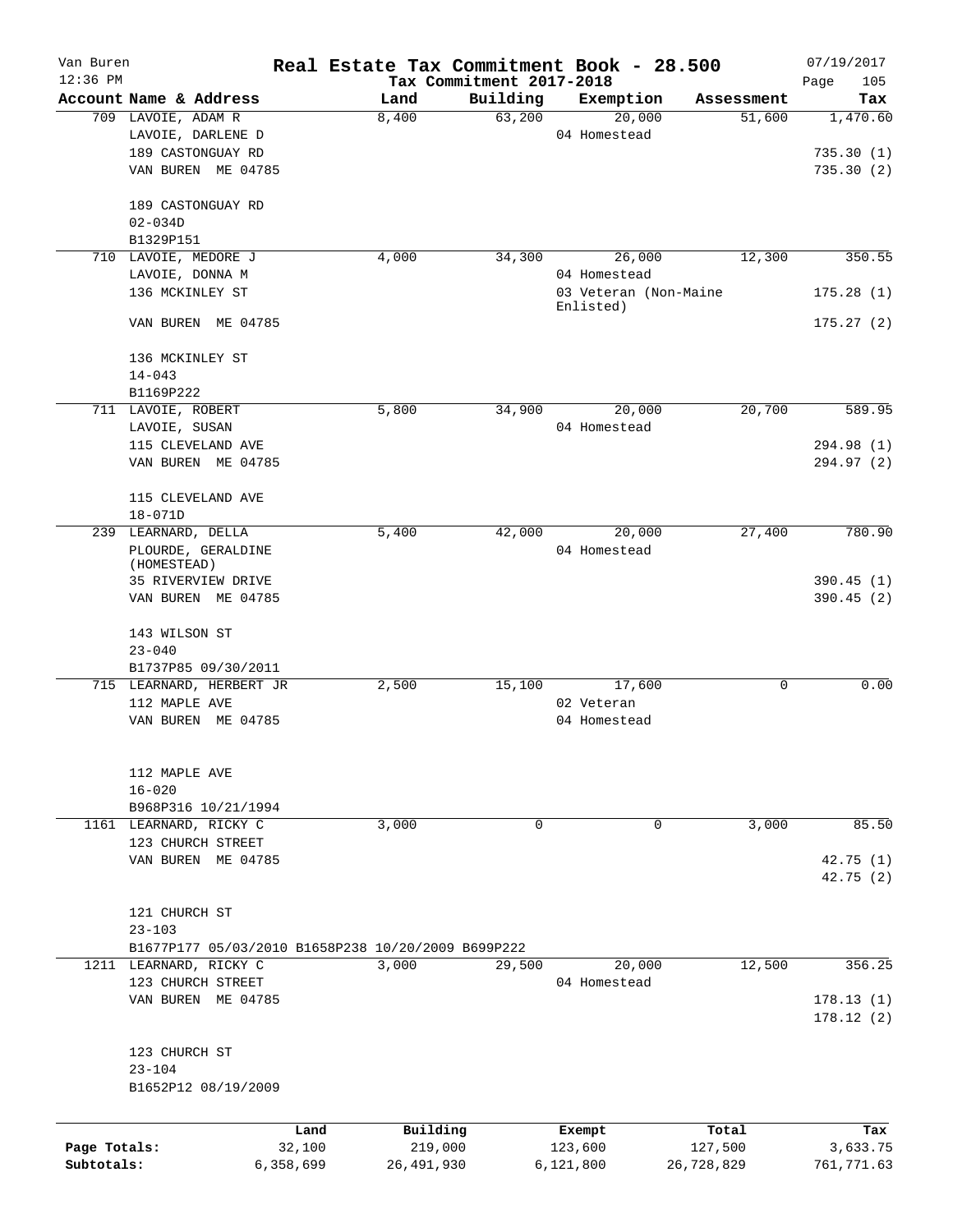Van Buren 12:36 PM

# Real Estate Tax Commitment Book - 28.500

Tax Commitment 2017-2018

07/19/2017

| Account | Name & Address | Land | Building | Exemption | Assessment | Tax |
|---|---|---|---|---|---|---|
| 709 | LAVOIE, ADAM R<br>LAVOIE, DARLENE D<br>189 CASTONGUAY RD<br>VAN BUREN ME 04785<br><br>189 CASTONGUAY RD<br>02-034D<br>B1329P151 | 8,400 | 63,200 | 20,000<br>04 Homestead | 51,600 | 1,470.60<br>735.30 (1)<br>735.30 (2) |
| 710 | LAVOIE, MEDORE J<br>LAVOIE, DONNA M<br>136 MCKINLEY ST<br>VAN BUREN ME 04785<br><br>136 MCKINLEY ST<br>14-043<br>B1169P222 | 4,000 | 34,300 | 26,000<br>04 Homestead<br>03 Veteran (Non-Maine Enlisted) | 12,300 | 350.55<br>175.28 (1)<br>175.27 (2) |
| 711 | LAVOIE, ROBERT<br>LAVOIE, SUSAN<br>115 CLEVELAND AVE<br>VAN BUREN ME 04785<br><br>115 CLEVELAND AVE<br>18-071D | 5,800 | 34,900 | 20,000<br>04 Homestead | 20,700 | 589.95<br>294.98 (1)<br>294.97 (2) |
| 239 | LEARNARD, DELLA<br>PLOURDE, GERALDINE (HOMESTEAD)<br>35 RIVERVIEW DRIVE<br>VAN BUREN ME 04785<br><br>143 WILSON ST<br>23-040<br>B1737P85 09/30/2011 | 5,400 | 42,000 | 20,000<br>04 Homestead | 27,400 | 780.90<br>390.45 (1)<br>390.45 (2) |
| 715 | LEARNARD, HERBERT JR<br>112 MAPLE AVE<br>VAN BUREN ME 04785<br><br>112 MAPLE AVE<br>16-020<br>B968P316 10/21/1994 | 2,500 | 15,100 | 17,600<br>02 Veteran<br>04 Homestead | 0 | 0.00 |
| 1161 | LEARNARD, RICKY C<br>123 CHURCH STREET<br>VAN BUREN ME 04785<br><br>121 CHURCH ST<br>23-103<br>B1677P177 05/03/2010 B1658P238 10/20/2009 B699P222 | 3,000 | 0 | 0 | 3,000 | 85.50<br>42.75 (1)<br>42.75 (2) |
| 1211 | LEARNARD, RICKY C<br>123 CHURCH STREET<br>VAN BUREN ME 04785<br><br>123 CHURCH ST<br>23-104<br>B1652P12 08/19/2009 | 3,000 | 29,500 | 20,000<br>04 Homestead | 12,500 | 356.25<br>178.13 (1)<br>178.12 (2) |

| | Land | Building | Exempt | Total | Tax |
|---|---|---|---|---|---|
| Page Totals: | 32,100 | 219,000 | 123,600 | 127,500 | 3,633.75 |
| Subtotals: | 6,358,699 | 26,491,930 | 6,121,800 | 26,728,829 | 761,771.63 |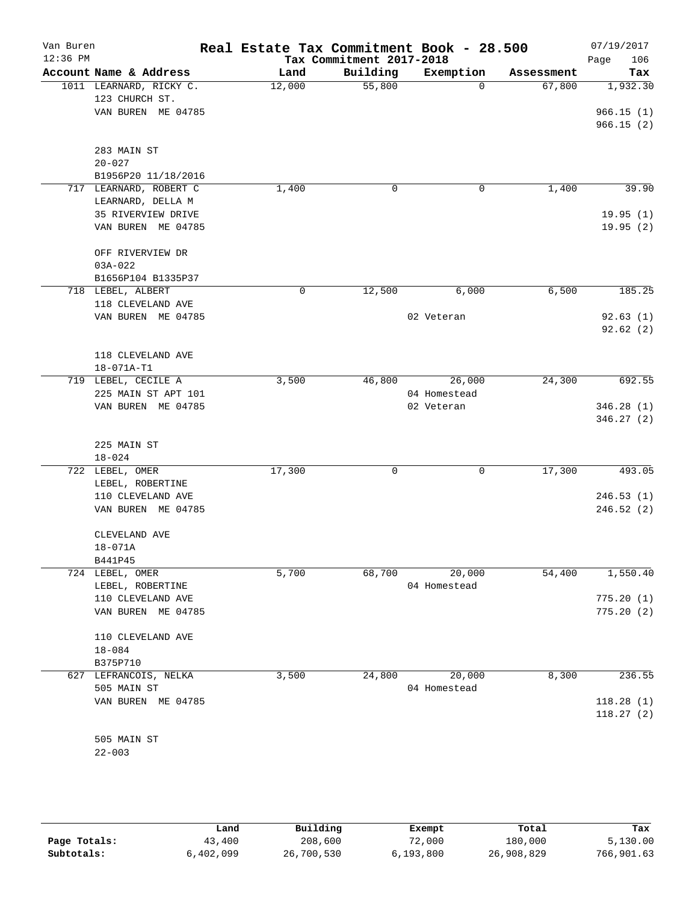Van Buren
12:36 PM

# Real Estate Tax Commitment Book - 28.500

Tax Commitment 2017-2018

07/19/2017

| Account Name & Address | Land | Building | Exemption | Assessment | Tax |
|---|---|---|---|---|---|
| 1011 LEARNARD, RICKY C.<br>123 CHURCH ST.<br>VAN BUREN ME 04785<br><br>283 MAIN ST<br>20-027<br>B1956P20 11/18/2016 | 12,000 | 55,800 | 0 | 67,800 | 1,932.30<br><br>966.15 (1)<br>966.15 (2) |
| 717 LEARNARD, ROBERT C<br>LEARNARD, DELLA M<br>35 RIVERVIEW DRIVE<br>VAN BUREN ME 04785<br><br>OFF RIVERVIEW DR<br>03A-022<br>B1656P104 B1335P37 | 1,400 | 0 | 0 | 1,400 | 39.90<br><br>19.95 (1)<br>19.95 (2) |
| 718 LEBEL, ALBERT<br>118 CLEVELAND AVE<br>VAN BUREN ME 04785<br><br>118 CLEVELAND AVE<br>18-071A-T1 | 0 | 12,500 | 6,000<br>02 Veteran | 6,500 | 185.25<br><br>92.63 (1)<br>92.62 (2) |
| 719 LEBEL, CECILE A<br>225 MAIN ST APT 101<br>VAN BUREN ME 04785<br><br>225 MAIN ST<br>18-024 | 3,500 | 46,800 | 26,000<br>04 Homestead<br>02 Veteran | 24,300 | 692.55<br><br>346.28 (1)<br>346.27 (2) |
| 722 LEBEL, OMER<br>LEBEL, ROBERTINE<br>110 CLEVELAND AVE<br>VAN BUREN ME 04785<br><br>CLEVELAND AVE<br>18-071A<br>B441P45 | 17,300 | 0 | 0 | 17,300 | 493.05<br><br>246.53 (1)<br>246.52 (2) |
| 724 LEBEL, OMER<br>LEBEL, ROBERTINE<br>110 CLEVELAND AVE<br>VAN BUREN ME 04785<br><br>110 CLEVELAND AVE<br>18-084<br>B375P710 | 5,700 | 68,700 | 20,000<br>04 Homestead | 54,400 | 1,550.40<br><br>775.20 (1)<br>775.20 (2) |
| 627 LEFRANCOIS, NELKA<br>505 MAIN ST<br>VAN BUREN ME 04785<br><br>505 MAIN ST<br>22-003 | 3,500 | 24,800 | 20,000<br>04 Homestead | 8,300 | 236.55<br><br>118.28 (1)<br>118.27 (2) |

| | Land | Building | Exempt | Total | Tax |
|---|---|---|---|---|---|
| Page Totals: | 43,400 | 208,600 | 72,000 | 180,000 | 5,130.00 |
| Subtotals: | 6,402,099 | 26,700,530 | 6,193,800 | 26,908,829 | 766,901.63 |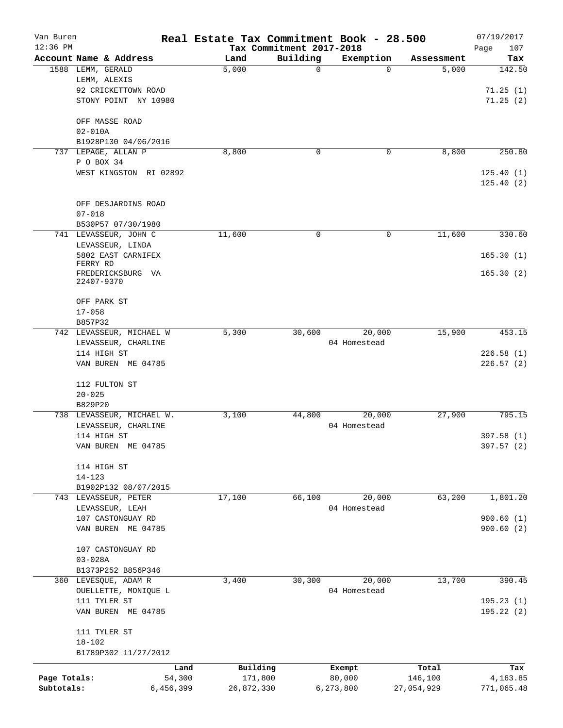Van Buren | Real Estate Tax Commitment Book - 28.500 | 07/19/2017
12:36 PM | Tax Commitment 2017-2018 | Page 107

| Account Name & Address | Land | Building | Exemption | Assessment | Tax |
|---|---|---|---|---|---|
| 1588 LEMM, GERALD<br>LEMM, ALEXIS<br>92 CRICKETTOWN ROAD<br>STONY POINT NY 10980<br><br>OFF MASSE ROAD<br>02-010A<br>B1928P130 04/06/2016 | 5,000 | 0 | 0 | 5,000 | 142.50<br><br>71.25 (1)<br>71.25 (2) |
| 737 LEPAGE, ALLAN P<br>P O BOX 34<br>WEST KINGSTON RI 02892<br><br>OFF DESJARDINS ROAD<br>07-018<br>B530P57 07/30/1980 | 8,800 | 0 | 0 | 8,800 | 250.80<br><br>125.40 (1)<br>125.40 (2) |
| 741 LEVASSEUR, JOHN C<br>LEVASSEUR, LINDA<br>5802 EAST CARNIFEX FERRY RD<br>FREDERICKSBURG VA 22407-9370<br><br>OFF PARK ST<br>17-058<br>B857P32 | 11,600 | 0 | 0 | 11,600 | 330.60<br><br>165.30 (1)<br>165.30 (2) |
| 742 LEVASSEUR, MICHAEL W<br>LEVASSEUR, CHARLINE<br>114 HIGH ST<br>VAN BUREN ME 04785<br><br>112 FULTON ST<br>20-025<br>B829P20 | 5,300 | 30,600 | 20,000<br>04 Homestead | 15,900 | 453.15<br><br>226.58 (1)<br>226.57 (2) |
| 738 LEVASSEUR, MICHAEL W.<br>LEVASSEUR, CHARLINE<br>114 HIGH ST<br>VAN BUREN ME 04785<br><br>114 HIGH ST<br>14-123<br>B1902P132 08/07/2015 | 3,100 | 44,800 | 20,000<br>04 Homestead | 27,900 | 795.15<br><br>397.58 (1)<br>397.57 (2) |
| 743 LEVASSEUR, PETER<br>LEVASSEUR, LEAH<br>107 CASTONGUAY RD<br>VAN BUREN ME 04785<br><br>107 CASTONGUAY RD<br>03-028A<br>B1373P252 B856P346 | 17,100 | 66,100 | 20,000<br>04 Homestead | 63,200 | 1,801.20<br><br>900.60 (1)<br>900.60 (2) |
| 360 LEVESQUE, ADAM R<br>OUELLETTE, MONIQUE L<br>111 TYLER ST<br>VAN BUREN ME 04785<br><br>111 TYLER ST<br>18-102<br>B1789P302 11/27/2012 | 3,400 | 30,300 | 20,000<br>04 Homestead | 13,700 | 390.45<br><br>195.23 (1)<br>195.22 (2) |

| | Land | Building | Exempt | Total | Tax |
|---|---|---|---|---|---|
| Page Totals: | 54,300 | 171,800 | 80,000 | 146,100 | 4,163.85 |
| Subtotals: | 6,456,399 | 26,872,330 | 6,273,800 | 27,054,929 | 771,065.48 |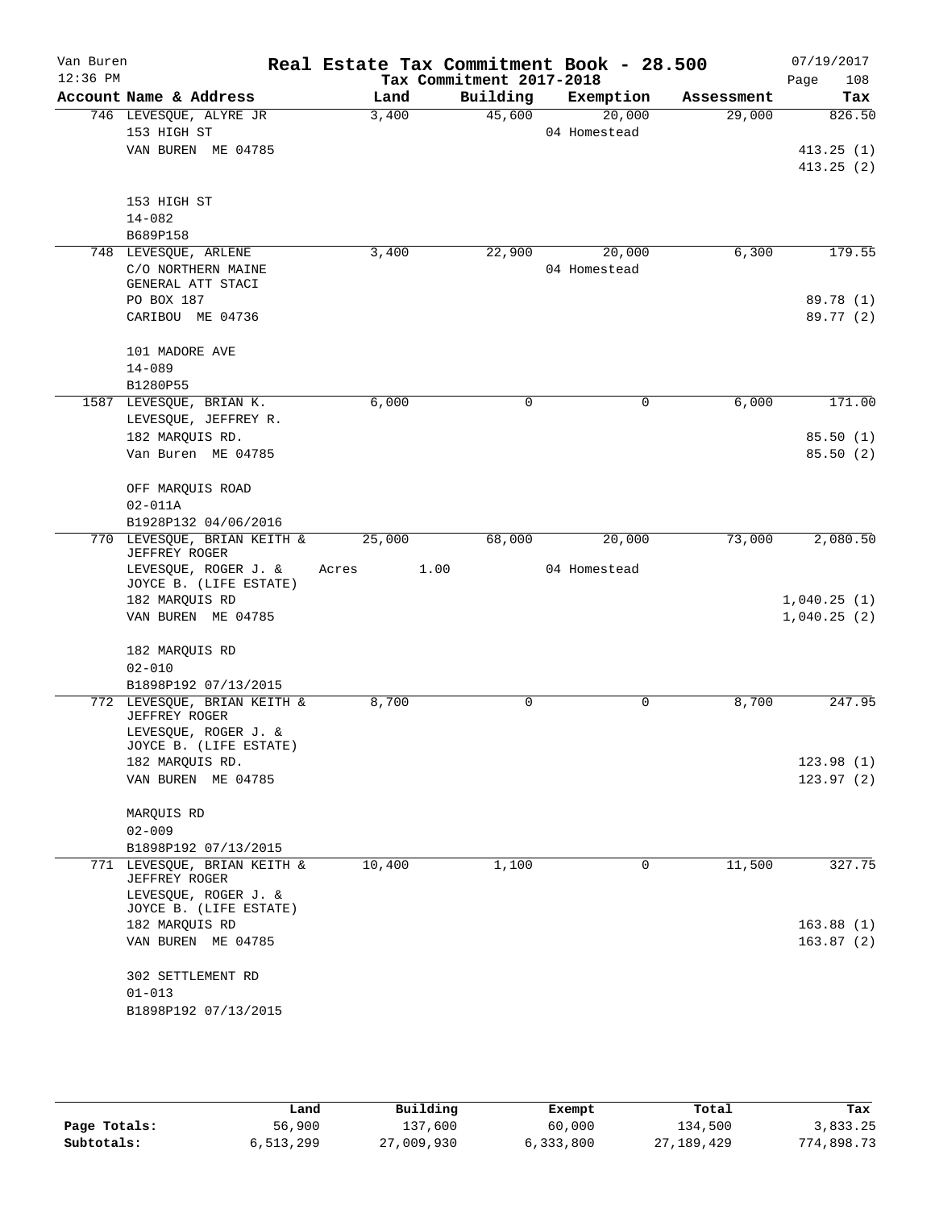Van Buren 12:36 PM

# Real Estate Tax Commitment Book - 28.500

Tax Commitment 2017-2018

07/19/2017

| Account Name & Address | Land | Building | Exemption | Assessment | Tax |
|---|---|---|---|---|---|
| 746 LEVESQUE, ALYRE JR | 3,400 | 45,600 | 20,000 | 29,000 | 826.50 |
| 153 HIGH ST | | | 04 Homestead | | |
| VAN BUREN ME 04785 | | | | | 413.25 (1) |
| | | | | | 413.25 (2) |
| 153 HIGH ST | | | | | |
| 14-082 | | | | | |
| B689P158 | | | | | |
| 748 LEVESQUE, ARLENE | 3,400 | 22,900 | 20,000 | 6,300 | 179.55 |
| C/O NORTHERN MAINE | | | 04 Homestead | | |
| GENERAL ATT STACI | | | | | |
| PO BOX 187 | | | | | 89.78 (1) |
| CARIBOU ME 04736 | | | | | 89.77 (2) |
| 101 MADORE AVE | | | | | |
| 14-089 | | | | | |
| B1280P55 | | | | | |
| 1587 LEVESQUE, BRIAN K. | 6,000 | 0 | 0 | 6,000 | 171.00 |
| LEVESQUE, JEFFREY R. | | | | | |
| 182 MARQUIS RD. | | | | | 85.50 (1) |
| Van Buren ME 04785 | | | | | 85.50 (2) |
| OFF MARQUIS ROAD | | | | | |
| 02-011A | | | | | |
| B1928P132 04/06/2016 | | | | | |
| 770 LEVESQUE, BRIAN KEITH & JEFFREY ROGER | 25,000 | 68,000 | 20,000 | 73,000 | 2,080.50 |
| LEVESQUE, ROGER J. & JOYCE B. (LIFE ESTATE) | Acres 1.00 | | 04 Homestead | | |
| 182 MARQUIS RD | | | | | 1,040.25 (1) |
| VAN BUREN ME 04785 | | | | | 1,040.25 (2) |
| 182 MARQUIS RD | | | | | |
| 02-010 | | | | | |
| B1898P192 07/13/2015 | | | | | |
| 772 LEVESQUE, BRIAN KEITH & JEFFREY ROGER | 8,700 | 0 | 0 | 8,700 | 247.95 |
| LEVESQUE, ROGER J. & JOYCE B. (LIFE ESTATE) | | | | | |
| 182 MARQUIS RD. | | | | | 123.98 (1) |
| VAN BUREN ME 04785 | | | | | 123.97 (2) |
| MARQUIS RD | | | | | |
| 02-009 | | | | | |
| B1898P192 07/13/2015 | | | | | |
| 771 LEVESQUE, BRIAN KEITH & JEFFREY ROGER | 10,400 | 1,100 | 0 | 11,500 | 327.75 |
| LEVESQUE, ROGER J. & JOYCE B. (LIFE ESTATE) | | | | | |
| 182 MARQUIS RD | | | | | 163.88 (1) |
| VAN BUREN ME 04785 | | | | | 163.87 (2) |
| 302 SETTLEMENT RD | | | | | |
| 01-013 | | | | | |
| B1898P192 07/13/2015 | | | | | |

| | Land | Building | Exempt | Total | Tax |
|---|---|---|---|---|---|
| Page Totals: | 56,900 | 137,600 | 60,000 | 134,500 | 3,833.25 |
| Subtotals: | 6,513,299 | 27,009,930 | 6,333,800 | 27,189,429 | 774,898.73 |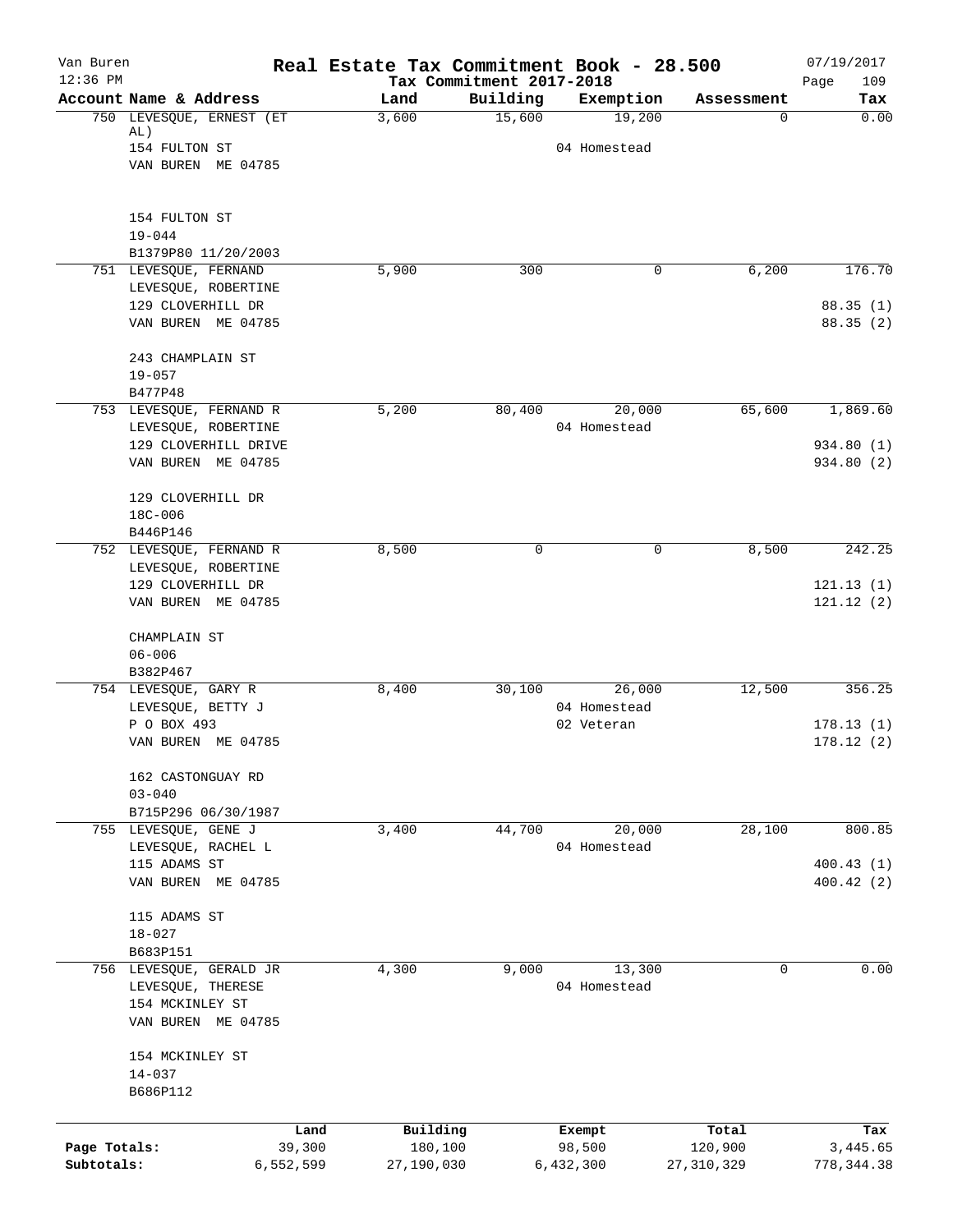# Real Estate Tax Commitment Book - 28.500

Van Buren, 12:36 PM — Tax Commitment 2017-2018 — 07/19/2017

| Account Name & Address | Land | Building | Exemption | Assessment | Tax |
|---|---|---|---|---|---|
| 750 LEVESQUE, ERNEST (ET AL)<br>154 FULTON ST<br>VAN BUREN ME 04785<br><br>154 FULTON ST<br>19-044<br>B1379P80 11/20/2003 | 3,600 | 15,600 | 19,200<br>04 Homestead | 0 | 0.00 |
| 751 LEVESQUE, FERNAND<br>LEVESQUE, ROBERTINE<br>129 CLOVERHILL DR<br>VAN BUREN ME 04785<br><br>243 CHAMPLAIN ST<br>19-057<br>B477P48 | 5,900 | 300 | 0 | 6,200 | 176.70<br>88.35 (1)<br>88.35 (2) |
| 753 LEVESQUE, FERNAND R<br>LEVESQUE, ROBERTINE<br>129 CLOVERHILL DRIVE<br>VAN BUREN ME 04785<br><br>129 CLOVERHILL DR<br>18C-006<br>B446P146 | 5,200 | 80,400 | 20,000<br>04 Homestead | 65,600 | 1,869.60<br>934.80 (1)<br>934.80 (2) |
| 752 LEVESQUE, FERNAND R<br>LEVESQUE, ROBERTINE<br>129 CLOVERHILL DR<br>VAN BUREN ME 04785<br><br>CHAMPLAIN ST<br>06-006<br>B382P467 | 8,500 | 0 | 0 | 8,500 | 242.25<br>121.13 (1)<br>121.12 (2) |
| 754 LEVESQUE, GARY R<br>LEVESQUE, BETTY J<br>P O BOX 493<br>VAN BUREN ME 04785<br><br>162 CASTONGUAY RD<br>03-040<br>B715P296 06/30/1987 | 8,400 | 30,100 | 26,000<br>04 Homestead<br>02 Veteran | 12,500 | 356.25<br>178.13 (1)<br>178.12 (2) |
| 755 LEVESQUE, GENE J<br>LEVESQUE, RACHEL L<br>115 ADAMS ST<br>VAN BUREN ME 04785<br><br>115 ADAMS ST<br>18-027<br>B683P151 | 3,400 | 44,700 | 20,000<br>04 Homestead | 28,100 | 800.85<br>400.43 (1)<br>400.42 (2) |
| 756 LEVESQUE, GERALD JR<br>LEVESQUE, THERESE<br>154 MCKINLEY ST<br>VAN BUREN ME 04785<br><br>154 MCKINLEY ST<br>14-037<br>B686P112 | 4,300 | 9,000 | 13,300<br>04 Homestead | 0 | 0.00 |

| | Land | Building | Exempt | Total | Tax |
|---|---|---|---|---|---|
| Page Totals: | 39,300 | 180,100 | 98,500 | 120,900 | 3,445.65 |
| Subtotals: | 6,552,599 | 27,190,030 | 6,432,300 | 27,310,329 | 778,344.38 |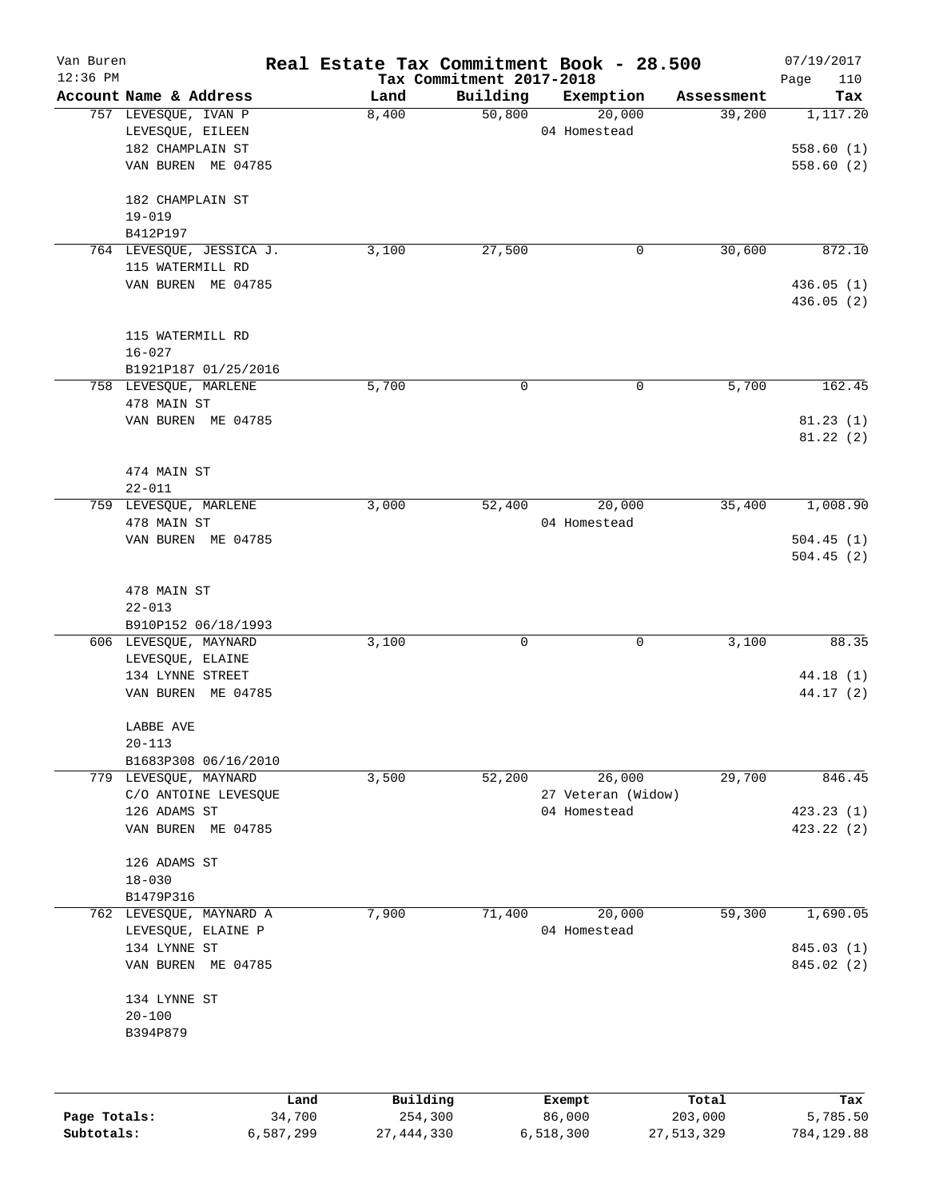Van Buren
12:36 PM

# Real Estate Tax Commitment Book - 28.500

Tax Commitment 2017-2018

07/19/2017

| Account Name & Address | Land | Building | Exemption | Assessment | Tax |
|---|---|---|---|---|---|
| 757 LEVESQUE, IVAN P<br>LEVESQUE, EILEEN<br>182 CHAMPLAIN ST<br>VAN BUREN ME 04785<br><br>182 CHAMPLAIN ST<br>19-019<br>B412P197 | 8,400 | 50,800 | 20,000<br>04 Homestead | 39,200 | 1,117.20<br><br>558.60 (1)<br>558.60 (2) |
| 764 LEVESQUE, JESSICA J.<br>115 WATERMILL RD<br>VAN BUREN ME 04785<br><br>115 WATERMILL RD<br>16-027<br>B1921P187 01/25/2016 | 3,100 | 27,500 | 0 | 30,600 | 872.10<br><br>436.05 (1)<br>436.05 (2) |
| 758 LEVESQUE, MARLENE<br>478 MAIN ST<br>VAN BUREN ME 04785<br><br>474 MAIN ST<br>22-011 | 5,700 | 0 | 0 | 5,700 | 162.45<br><br>81.23 (1)<br>81.22 (2) |
| 759 LEVESQUE, MARLENE<br>478 MAIN ST<br>VAN BUREN ME 04785<br><br>478 MAIN ST<br>22-013<br>B910P152 06/18/1993 | 3,000 | 52,400 | 20,000<br>04 Homestead | 35,400 | 1,008.90<br><br>504.45 (1)<br>504.45 (2) |
| 606 LEVESQUE, MAYNARD<br>LEVESQUE, ELAINE<br>134 LYNNE STREET<br>VAN BUREN ME 04785<br><br>LABBE AVE<br>20-113<br>B1683P308 06/16/2010 | 3,100 | 0 | 0 | 3,100 | 88.35<br><br>44.18 (1)<br>44.17 (2) |
| 779 LEVESQUE, MAYNARD<br>C/O ANTOINE LEVESQUE<br>126 ADAMS ST<br>VAN BUREN ME 04785<br><br>126 ADAMS ST<br>18-030<br>B1479P316 | 3,500 | 52,200 | 26,000<br>27 Veteran (Widow)<br>04 Homestead | 29,700 | 846.45<br><br>423.23 (1)<br>423.22 (2) |
| 762 LEVESQUE, MAYNARD A<br>LEVESQUE, ELAINE P<br>134 LYNNE ST<br>VAN BUREN ME 04785<br><br>134 LYNNE ST<br>20-100<br>B394P879 | 7,900 | 71,400 | 20,000<br>04 Homestead | 59,300 | 1,690.05<br><br>845.03 (1)<br>845.02 (2) |

| | Land | Building | Exempt | Total | Tax |
|---|---|---|---|---|---|
| Page Totals: | 34,700 | 254,300 | 86,000 | 203,000 | 5,785.50 |
| Subtotals: | 6,587,299 | 27,444,330 | 6,518,300 | 27,513,329 | 784,129.88 |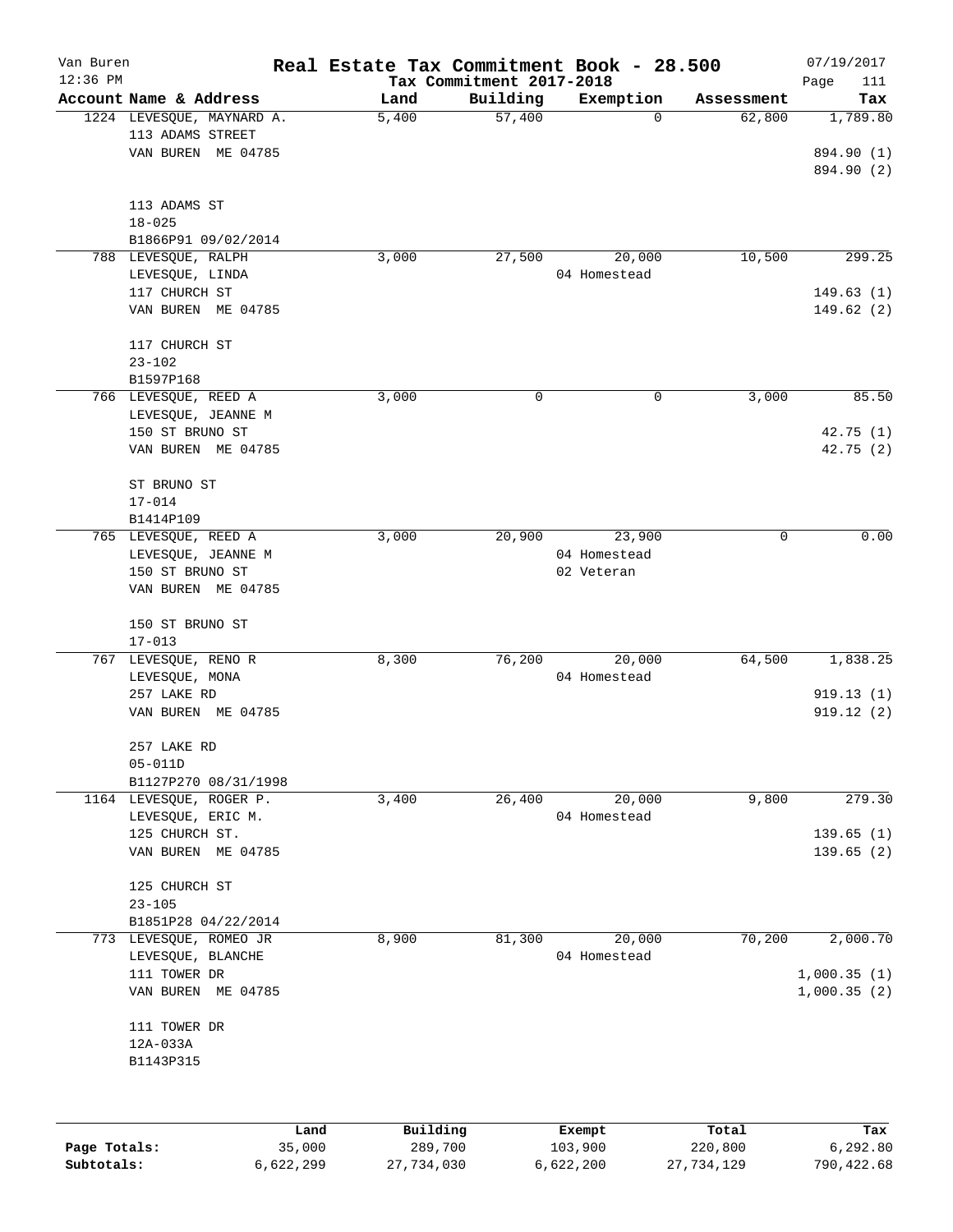# Real Estate Tax Commitment Book - 28.500

Van Buren
12:36 PM

Tax Commitment 2017-2018

07/19/2017

| Account Name & Address | Land | Building | Exemption | Assessment | Tax |
|---|---|---|---|---|---|
| 1224 LEVESQUE, MAYNARD A.<br>113 ADAMS STREET<br>VAN BUREN ME 04785<br><br>113 ADAMS ST<br>18-025<br>B1866P91 09/02/2014 | 5,400 | 57,400 | 0 | 62,800 | 1,789.80<br><br>894.90 (1)<br>894.90 (2) |
| 788 LEVESQUE, RALPH<br>LEVESQUE, LINDA<br>117 CHURCH ST<br>VAN BUREN ME 04785<br><br>117 CHURCH ST<br>23-102<br>B1597P168 | 3,000 | 27,500 | 20,000<br>04 Homestead | 10,500 | 299.25<br><br>149.63 (1)<br>149.62 (2) |
| 766 LEVESQUE, REED A<br>LEVESQUE, JEANNE M<br>150 ST BRUNO ST<br>VAN BUREN ME 04785<br><br>ST BRUNO ST<br>17-014<br>B1414P109 | 3,000 | 0 | 0 | 3,000 | 85.50<br><br>42.75 (1)<br>42.75 (2) |
| 765 LEVESQUE, REED A<br>LEVESQUE, JEANNE M<br>150 ST BRUNO ST<br>VAN BUREN ME 04785<br><br>150 ST BRUNO ST<br>17-013 | 3,000 | 20,900 | 23,900<br>04 Homestead<br>02 Veteran | 0 | 0.00 |
| 767 LEVESQUE, RENO R<br>LEVESQUE, MONA<br>257 LAKE RD<br>VAN BUREN ME 04785<br><br>257 LAKE RD<br>05-011D<br>B1127P270 08/31/1998 | 8,300 | 76,200 | 20,000<br>04 Homestead | 64,500 | 1,838.25<br><br>919.13 (1)<br>919.12 (2) |
| 1164 LEVESQUE, ROGER P.<br>LEVESQUE, ERIC M.<br>125 CHURCH ST.<br>VAN BUREN ME 04785<br><br>125 CHURCH ST<br>23-105<br>B1851P28 04/22/2014 | 3,400 | 26,400 | 20,000<br>04 Homestead | 9,800 | 279.30<br><br>139.65 (1)<br>139.65 (2) |
| 773 LEVESQUE, ROMEO JR<br>LEVESQUE, BLANCHE<br>111 TOWER DR<br>VAN BUREN ME 04785<br><br>111 TOWER DR<br>12A-033A<br>B1143P315 | 8,900 | 81,300 | 20,000<br>04 Homestead | 70,200 | 2,000.70<br><br>1,000.35 (1)<br>1,000.35 (2) |

| | Land | Building | Exempt | Total | Tax |
|---|---|---|---|---|---|
| Page Totals: | 35,000 | 289,700 | 103,900 | 220,800 | 6,292.80 |
| Subtotals: | 6,622,299 | 27,734,030 | 6,622,200 | 27,734,129 | 790,422.68 |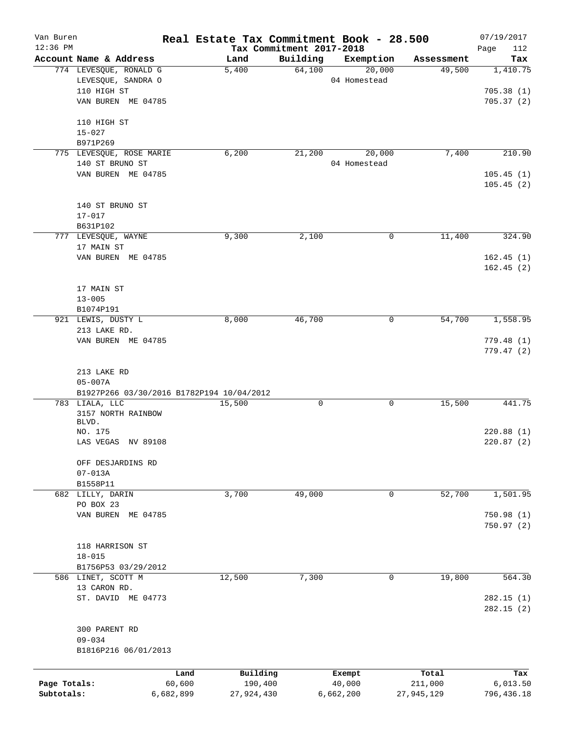# Real Estate Tax Commitment Book - 28.500

Van Buren
12:36 PM

Tax Commitment 2017-2018

07/19/2017

| Account Name & Address | Land | Building | Exemption | Assessment | Tax |
|---|---|---|---|---|---|
| 774 LEVESQUE, RONALD G | 5,400 | 64,100 | 20,000 | 49,500 | 1,410.75 |
| LEVESQUE, SANDRA O | | | 04 Homestead | | |
| 110 HIGH ST | | | | | 705.38 (1) |
| VAN BUREN ME 04785 | | | | | 705.37 (2) |
| 110 HIGH ST | | | | | |
| 15-027 | | | | | |
| B971P269 | | | | | |
| 775 LEVESQUE, ROSE MARIE | 6,200 | 21,200 | 20,000 | 7,400 | 210.90 |
| 140 ST BRUNO ST | | | 04 Homestead | | |
| VAN BUREN ME 04785 | | | | | 105.45 (1) |
| | | | | | 105.45 (2) |
| 140 ST BRUNO ST | | | | | |
| 17-017 | | | | | |
| B631P102 | | | | | |
| 777 LEVESQUE, WAYNE | 9,300 | 2,100 | 0 | 11,400 | 324.90 |
| 17 MAIN ST | | | | | |
| VAN BUREN ME 04785 | | | | | 162.45 (1) |
| | | | | | 162.45 (2) |
| 17 MAIN ST | | | | | |
| 13-005 | | | | | |
| B1074P191 | | | | | |
| 921 LEWIS, DUSTY L | 8,000 | 46,700 | 0 | 54,700 | 1,558.95 |
| 213 LAKE RD. | | | | | |
| VAN BUREN ME 04785 | | | | | 779.48 (1) |
| | | | | | 779.47 (2) |
| 213 LAKE RD | | | | | |
| 05-007A | | | | | |
| B1927P266 03/30/2016 B1782P194 10/04/2012 | | | | | |
| 783 LIALA, LLC | 15,500 | 0 | 0 | 15,500 | 441.75 |
| 3157 NORTH RAINBOW BLVD. | | | | | |
| NO. 175 | | | | | 220.88 (1) |
| LAS VEGAS NV 89108 | | | | | 220.87 (2) |
| OFF DESJARDINS RD | | | | | |
| 07-013A | | | | | |
| B1558P11 | | | | | |
| 682 LILLY, DARIN | 3,700 | 49,000 | 0 | 52,700 | 1,501.95 |
| PO BOX 23 | | | | | |
| VAN BUREN ME 04785 | | | | | 750.98 (1) |
| | | | | | 750.97 (2) |
| 118 HARRISON ST | | | | | |
| 18-015 | | | | | |
| B1756P53 03/29/2012 | | | | | |
| 586 LINET, SCOTT M | 12,500 | 7,300 | 0 | 19,800 | 564.30 |
| 13 CARON RD. | | | | | |
| ST. DAVID ME 04773 | | | | | 282.15 (1) |
| | | | | | 282.15 (2) |
| 300 PARENT RD | | | | | |
| 09-034 | | | | | |
| B1816P216 06/01/2013 | | | | | |

| | Land | Building | Exempt | Total | Tax |
|---|---|---|---|---|---|
| Page Totals: | 60,600 | 190,400 | 40,000 | 211,000 | 6,013.50 |
| Subtotals: | 6,682,899 | 27,924,430 | 6,662,200 | 27,945,129 | 796,436.18 |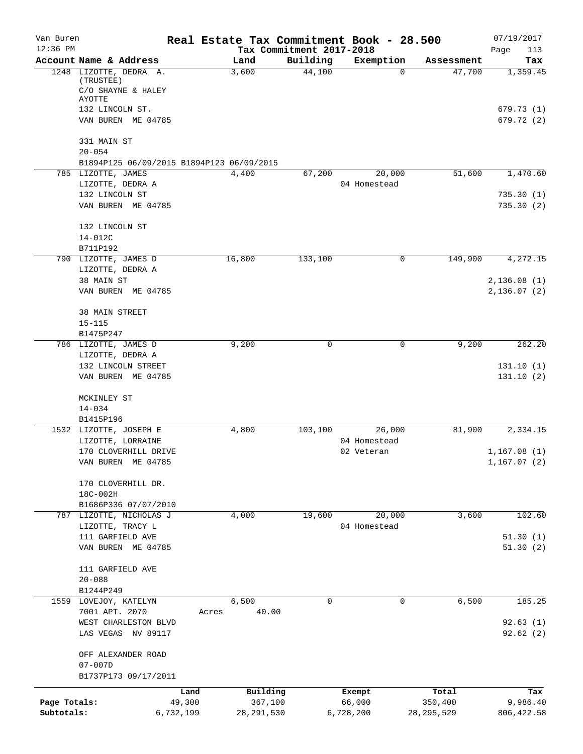Van Buren | Real Estate Tax Commitment Book - 28.500 | 07/19/2017
12:36 PM | Tax Commitment 2017-2018

| Account Name & Address | Land | Building | Exemption | Assessment | Tax |
|---|---|---|---|---|---|
| 1248 LIZOTTE, DEDRA A. (TRUSTEE) | 3,600 | 44,100 | 0 | 47,700 | 1,359.45 |
| C/O SHAYNE & HALEY AYOTTE | | | | | |
| 132 LINCOLN ST. | | | | | 679.73 (1) |
| VAN BUREN ME 04785 | | | | | 679.72 (2) |
| 331 MAIN ST | | | | | |
| 20-054 | | | | | |
| B1894P125 06/09/2015 B1894P123 06/09/2015 | | | | | |
| 785 LIZOTTE, JAMES | 4,400 | 67,200 | 20,000 | 51,600 | 1,470.60 |
| LIZOTTE, DEDRA A | | | 04 Homestead | | |
| 132 LINCOLN ST | | | | | 735.30 (1) |
| VAN BUREN ME 04785 | | | | | 735.30 (2) |
| 132 LINCOLN ST | | | | | |
| 14-012C | | | | | |
| B711P192 | | | | | |
| 790 LIZOTTE, JAMES D | 16,800 | 133,100 | 0 | 149,900 | 4,272.15 |
| LIZOTTE, DEDRA A | | | | | |
| 38 MAIN ST | | | | | 2,136.08 (1) |
| VAN BUREN ME 04785 | | | | | 2,136.07 (2) |
| 38 MAIN STREET | | | | | |
| 15-115 | | | | | |
| B1475P247 | | | | | |
| 786 LIZOTTE, JAMES D | 9,200 | 0 | 0 | 9,200 | 262.20 |
| LIZOTTE, DEDRA A | | | | | |
| 132 LINCOLN STREET | | | | | 131.10 (1) |
| VAN BUREN ME 04785 | | | | | 131.10 (2) |
| MCKINLEY ST | | | | | |
| 14-034 | | | | | |
| B1415P196 | | | | | |
| 1532 LIZOTTE, JOSEPH E | 4,800 | 103,100 | 26,000 | 81,900 | 2,334.15 |
| LIZOTTE, LORRAINE | | | 04 Homestead | | |
| 170 CLOVERHILL DRIVE | | | 02 Veteran | | 1,167.08 (1) |
| VAN BUREN ME 04785 | | | | | 1,167.07 (2) |
| 170 CLOVERHILL DR. | | | | | |
| 18C-002H | | | | | |
| B1686P336 07/07/2010 | | | | | |
| 787 LIZOTTE, NICHOLAS J | 4,000 | 19,600 | 20,000 | 3,600 | 102.60 |
| LIZOTTE, TRACY L | | | 04 Homestead | | |
| 111 GARFIELD AVE | | | | | 51.30 (1) |
| VAN BUREN ME 04785 | | | | | 51.30 (2) |
| 111 GARFIELD AVE | | | | | |
| 20-088 | | | | | |
| B1244P249 | | | | | |
| 1559 LOVEJOY, KATELYN | 6,500 | 0 | 0 | 6,500 | 185.25 |
| 7001 APT. 2070 | Acres 40.00 | | | | |
| WEST CHARLESTON BLVD | | | | | 92.63 (1) |
| LAS VEGAS NV 89117 | | | | | 92.62 (2) |
| OFF ALEXANDER ROAD | | | | | |
| 07-007D | | | | | |
| B1737P173 09/17/2011 | | | | | |

| | Land | Building | Exempt | Total | Tax |
|---|---|---|---|---|---|
| Page Totals: | 49,300 | 367,100 | 66,000 | 350,400 | 9,986.40 |
| Subtotals: | 6,732,199 | 28,291,530 | 6,728,200 | 28,295,529 | 806,422.58 |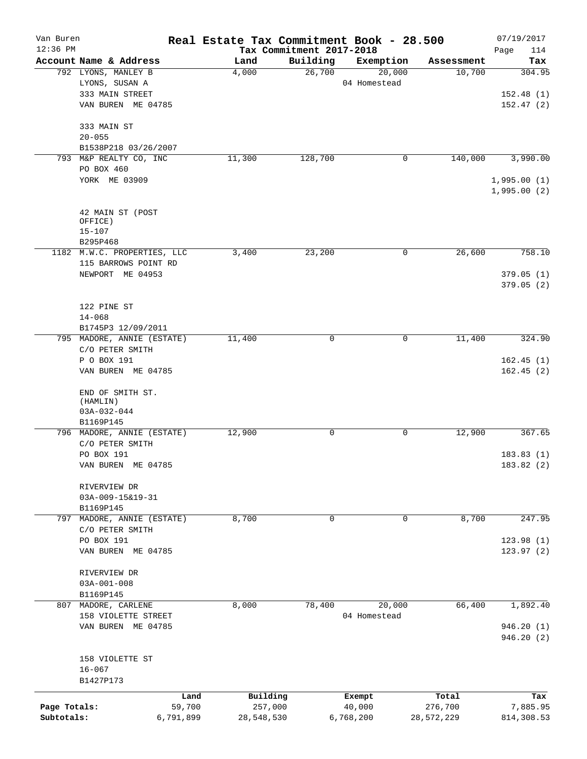Van Buren 12:36 PM

# Real Estate Tax Commitment Book - 28.500

Tax Commitment 2017-2018

07/19/2017

| Account Name & Address | Land | Building | Exemption | Assessment | Tax |
|---|---|---|---|---|---|
| 792 LYONS, MANLEY B<br>LYONS, SUSAN A<br>333 MAIN STREET<br>VAN BUREN ME 04785<br><br>333 MAIN ST<br>20-055<br>B1538P218 03/26/2007 | 4,000 | 26,700 | 20,000<br>04 Homestead | 10,700 | 304.95<br><br>152.48 (1)<br>152.47 (2) |
| 793 M&P REALTY CO, INC<br>PO BOX 460<br>YORK ME 03909<br><br>42 MAIN ST (POST OFFICE)<br>15-107<br>B295P468 | 11,300 | 128,700 | 0 | 140,000 | 3,990.00<br><br>1,995.00 (1)<br>1,995.00 (2) |
| 1182 M.W.C. PROPERTIES, LLC<br>115 BARROWS POINT RD<br>NEWPORT ME 04953<br><br>122 PINE ST<br>14-068<br>B1745P3 12/09/2011 | 3,400 | 23,200 | 0 | 26,600 | 758.10<br><br>379.05 (1)<br>379.05 (2) |
| 795 MADORE, ANNIE (ESTATE)<br>C/O PETER SMITH<br>P O BOX 191<br>VAN BUREN ME 04785<br><br>END OF SMITH ST. (HAMLIN)<br>03A-032-044<br>B1169P145 | 11,400 | 0 | 0 | 11,400 | 324.90<br><br>162.45 (1)<br>162.45 (2) |
| 796 MADORE, ANNIE (ESTATE)<br>C/O PETER SMITH<br>PO BOX 191<br>VAN BUREN ME 04785<br><br>RIVERVIEW DR<br>03A-009-15&19-31<br>B1169P145 | 12,900 | 0 | 0 | 12,900 | 367.65<br><br>183.83 (1)<br>183.82 (2) |
| 797 MADORE, ANNIE (ESTATE)<br>C/O PETER SMITH<br>PO BOX 191<br>VAN BUREN ME 04785<br><br>RIVERVIEW DR<br>03A-001-008<br>B1169P145 | 8,700 | 0 | 0 | 8,700 | 247.95<br><br>123.98 (1)<br>123.97 (2) |
| 807 MADORE, CARLENE<br>158 VIOLETTE STREET<br>VAN BUREN ME 04785<br><br>158 VIOLETTE ST<br>16-067<br>B1427P173 | 8,000 | 78,400 | 20,000<br>04 Homestead | 66,400 | 1,892.40<br><br>946.20 (1)<br>946.20 (2) |

| | Land | Building | Exempt | Total | Tax |
|---|---|---|---|---|---|
| Page Totals: | 59,700 | 257,000 | 40,000 | 276,700 | 7,885.95 |
| Subtotals: | 6,791,899 | 28,548,530 | 6,768,200 | 28,572,229 | 814,308.53 |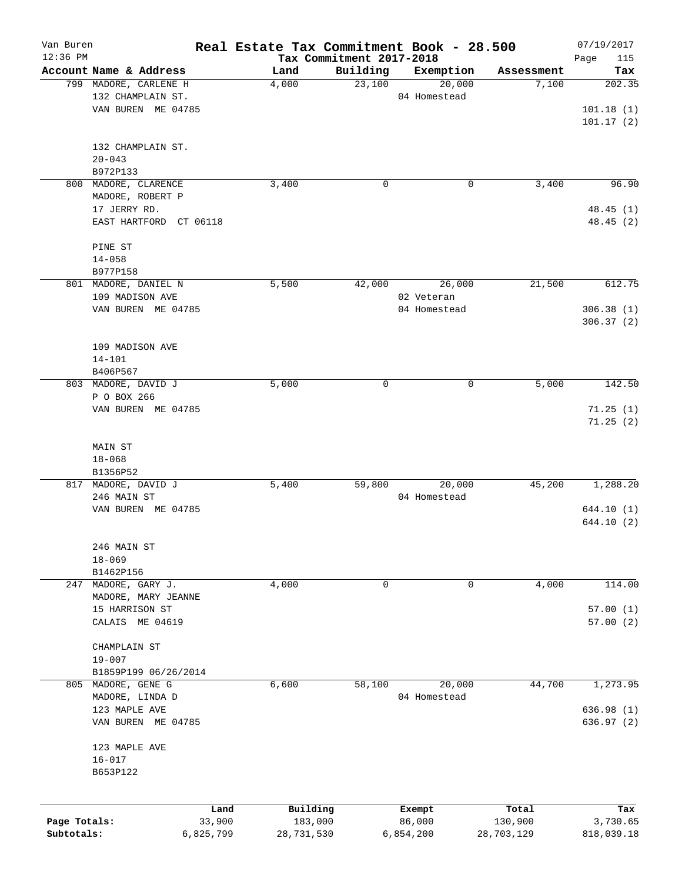# Real Estate Tax Commitment Book - 28.500

Van Buren
12:36 PM

Tax Commitment 2017-2018

07/19/2017

| Account Name & Address | Land | Building | Exemption | Assessment | Tax |
|---|---|---|---|---|---|
| 799 MADORE, CARLENE H<br>132 CHAMPLAIN ST.<br>VAN BUREN ME 04785<br><br>132 CHAMPLAIN ST.<br>20-043<br>B972P133 | 4,000 | 23,100 | 20,000<br>04 Homestead | 7,100 | 202.35<br><br>101.18 (1)<br>101.17 (2) |
| 800 MADORE, CLARENCE<br>MADORE, ROBERT P<br>17 JERRY RD.<br>EAST HARTFORD CT 06118<br><br>PINE ST<br>14-058<br>B977P158 | 3,400 | 0 | 0 | 3,400 | 96.90<br><br>48.45 (1)<br>48.45 (2) |
| 801 MADORE, DANIEL N<br>109 MADISON AVE<br>VAN BUREN ME 04785<br><br>109 MADISON AVE<br>14-101<br>B406P567 | 5,500 | 42,000 | 26,000<br>02 Veteran<br>04 Homestead | 21,500 | 612.75<br><br>306.38 (1)<br>306.37 (2) |
| 803 MADORE, DAVID J<br>P O BOX 266<br>VAN BUREN ME 04785<br><br>MAIN ST<br>18-068<br>B1356P52 | 5,000 | 0 | 0 | 5,000 | 142.50<br><br>71.25 (1)<br>71.25 (2) |
| 817 MADORE, DAVID J<br>246 MAIN ST<br>VAN BUREN ME 04785<br><br>246 MAIN ST<br>18-069<br>B1462P156 | 5,400 | 59,800 | 20,000<br>04 Homestead | 45,200 | 1,288.20<br><br>644.10 (1)<br>644.10 (2) |
| 247 MADORE, GARY J.<br>MADORE, MARY JEANNE<br>15 HARRISON ST<br>CALAIS ME 04619<br><br>CHAMPLAIN ST<br>19-007<br>B1859P199 06/26/2014 | 4,000 | 0 | 0 | 4,000 | 114.00<br><br>57.00 (1)<br>57.00 (2) |
| 805 MADORE, GENE G<br>MADORE, LINDA D<br>123 MAPLE AVE<br>VAN BUREN ME 04785<br><br>123 MAPLE AVE<br>16-017<br>B653P122 | 6,600 | 58,100 | 20,000<br>04 Homestead | 44,700 | 1,273.95<br><br>636.98 (1)<br>636.97 (2) |

| | Land | Building | Exempt | Total | Tax |
|---|---|---|---|---|---|
| Page Totals: | 33,900 | 183,000 | 86,000 | 130,900 | 3,730.65 |
| Subtotals: | 6,825,799 | 28,731,530 | 6,854,200 | 28,703,129 | 818,039.18 |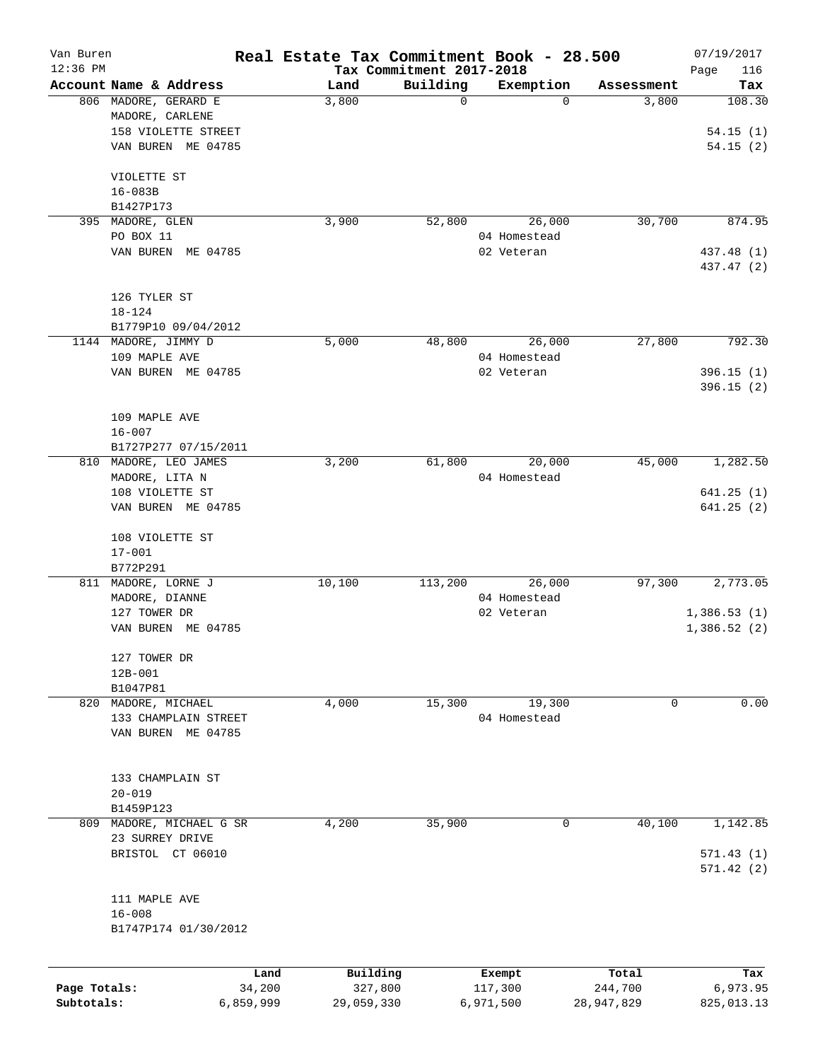Van Buren 12:36 PM

# Real Estate Tax Commitment Book - 28.500

Tax Commitment 2017-2018

07/19/2017

| Account Name & Address | Land | Building | Exemption | Assessment | Tax |
|---|---|---|---|---|---|
| 806 MADORE, GERARD E<br>MADORE, CARLENE<br>158 VIOLETTE STREET<br>VAN BUREN ME 04785<br><br>VIOLETTE ST<br>16-083B<br>B1427P173 | 3,800 | 0 | 0 | 3,800 | 108.30<br><br>54.15 (1)<br>54.15 (2) |
| 395 MADORE, GLEN<br>PO BOX 11<br>VAN BUREN ME 04785<br><br>126 TYLER ST<br>18-124<br>B1779P10 09/04/2012 | 3,900 | 52,800 | 26,000<br>04 Homestead<br>02 Veteran | 30,700 | 874.95<br><br>437.48 (1)<br>437.47 (2) |
| 1144 MADORE, JIMMY D<br>109 MAPLE AVE<br>VAN BUREN ME 04785<br><br>109 MAPLE AVE<br>16-007<br>B1727P277 07/15/2011 | 5,000 | 48,800 | 26,000<br>04 Homestead<br>02 Veteran | 27,800 | 792.30<br><br>396.15 (1)<br>396.15 (2) |
| 810 MADORE, LEO JAMES<br>MADORE, LITA N<br>108 VIOLETTE ST<br>VAN BUREN ME 04785<br><br>108 VIOLETTE ST<br>17-001<br>B772P291 | 3,200 | 61,800 | 20,000<br>04 Homestead | 45,000 | 1,282.50<br><br>641.25 (1)<br>641.25 (2) |
| 811 MADORE, LORNE J<br>MADORE, DIANNE<br>127 TOWER DR<br>VAN BUREN ME 04785<br><br>127 TOWER DR<br>12B-001<br>B1047P81 | 10,100 | 113,200 | 26,000<br>04 Homestead<br>02 Veteran | 97,300 | 2,773.05<br><br>1,386.53 (1)<br>1,386.52 (2) |
| 820 MADORE, MICHAEL<br>133 CHAMPLAIN STREET<br>VAN BUREN ME 04785<br><br>133 CHAMPLAIN ST<br>20-019<br>B1459P123 | 4,000 | 15,300 | 19,300<br>04 Homestead | 0 | 0.00 |
| 809 MADORE, MICHAEL G SR<br>23 SURREY DRIVE<br>BRISTOL CT 06010<br><br>111 MAPLE AVE<br>16-008<br>B1747P174 01/30/2012 | 4,200 | 35,900 | 0 | 40,100 | 1,142.85<br><br>571.43 (1)<br>571.42 (2) |

| | Land | Building | Exempt | Total | Tax |
|---|---|---|---|---|---|
| Page Totals: | 34,200 | 327,800 | 117,300 | 244,700 | 6,973.95 |
| Subtotals: | 6,859,999 | 29,059,330 | 6,971,500 | 28,947,829 | 825,013.13 |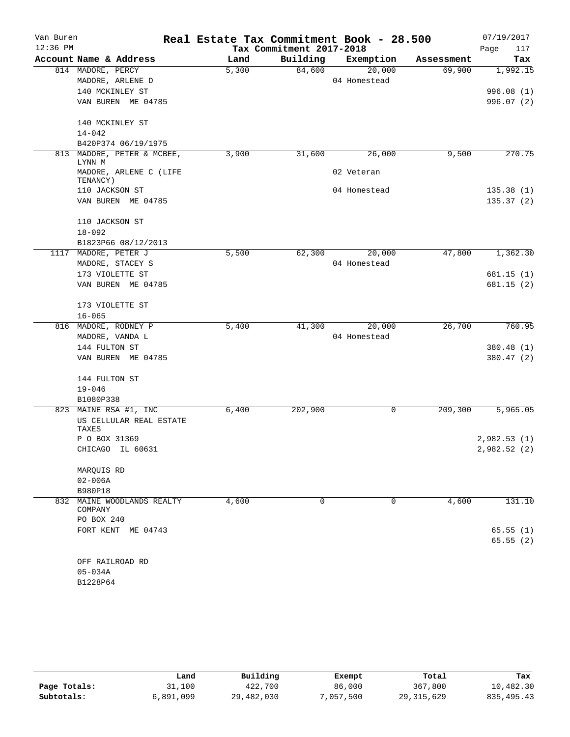# Van Buren — Real Estate Tax Commitment Book - 28.500

12:36 PM — Tax Commitment 2017-2018 — 07/19/2017

| Account Name & Address | Land | Building | Exemption | Assessment | Tax |
|---|---|---|---|---|---|
| 814 MADORE, PERCY | 5,300 | 84,600 | 20,000 | 69,900 | 1,992.15 |
| MADORE, ARLENE D | | | 04 Homestead | | |
| 140 MCKINLEY ST | | | | | 996.08 (1) |
| VAN BUREN ME 04785 | | | | | 996.07 (2) |
| 140 MCKINLEY ST | | | | | |
| 14-042 | | | | | |
| B420P374 06/19/1975 | | | | | |
| 813 MADORE, PETER & MCBEE, LYNN M | 3,900 | 31,600 | 26,000 | 9,500 | 270.75 |
| MADORE, ARLENE C (LIFE TENANCY) | | | 02 Veteran | | |
| 110 JACKSON ST | | | 04 Homestead | | 135.38 (1) |
| VAN BUREN ME 04785 | | | | | 135.37 (2) |
| 110 JACKSON ST | | | | | |
| 18-092 | | | | | |
| B1823P66 08/12/2013 | | | | | |
| 1117 MADORE, PETER J | 5,500 | 62,300 | 20,000 | 47,800 | 1,362.30 |
| MADORE, STACEY S | | | 04 Homestead | | |
| 173 VIOLETTE ST | | | | | 681.15 (1) |
| VAN BUREN ME 04785 | | | | | 681.15 (2) |
| 173 VIOLETTE ST | | | | | |
| 16-065 | | | | | |
| 816 MADORE, RODNEY P | 5,400 | 41,300 | 20,000 | 26,700 | 760.95 |
| MADORE, VANDA L | | | 04 Homestead | | |
| 144 FULTON ST | | | | | 380.48 (1) |
| VAN BUREN ME 04785 | | | | | 380.47 (2) |
| 144 FULTON ST | | | | | |
| 19-046 | | | | | |
| B1080P338 | | | | | |
| 823 MAINE RSA #1, INC | 6,400 | 202,900 | 0 | 209,300 | 5,965.05 |
| US CELLULAR REAL ESTATE TAXES | | | | | |
| P O BOX 31369 | | | | | 2,982.53 (1) |
| CHICAGO IL 60631 | | | | | 2,982.52 (2) |
| MARQUIS RD | | | | | |
| 02-006A | | | | | |
| B980P18 | | | | | |
| 832 MAINE WOODLANDS REALTY COMPANY | 4,600 | 0 | 0 | 4,600 | 131.10 |
| PO BOX 240 | | | | | |
| FORT KENT ME 04743 | | | | | 65.55 (1) |
| | | | | | 65.55 (2) |
| OFF RAILROAD RD | | | | | |
| 05-034A | | | | | |
| B1228P64 | | | | | |

| | Land | Building | Exempt | Total | Tax |
|---|---|---|---|---|---|
| Page Totals: | 31,100 | 422,700 | 86,000 | 367,800 | 10,482.30 |
| Subtotals: | 6,891,099 | 29,482,030 | 7,057,500 | 29,315,629 | 835,495.43 |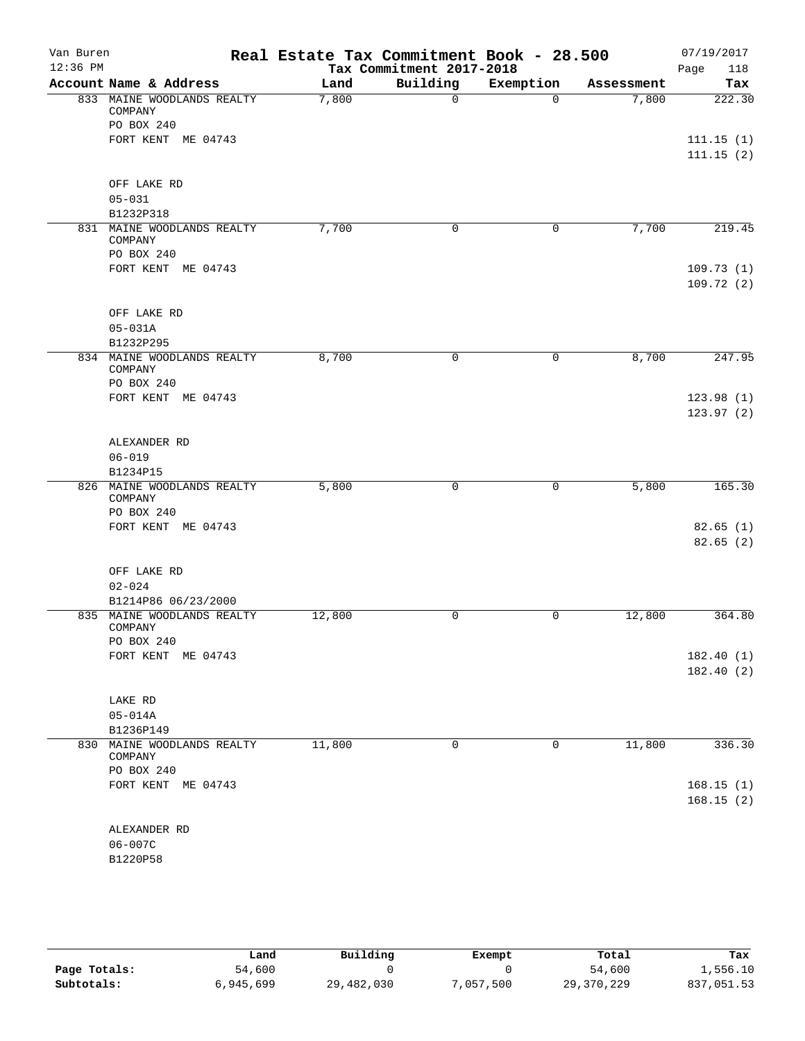Van Buren — Real Estate Tax Commitment Book - 28.500 — 07/19/2017

12:36 PM — Tax Commitment 2017-2018

| Account Name & Address | Land | Building | Exemption | Assessment | Tax |
|---|---|---|---|---|---|
| 833 MAINE WOODLANDS REALTY COMPANY<br>PO BOX 240<br>FORT KENT ME 04743<br><br>OFF LAKE RD<br>05-031<br>B1232P318 | 7,800 | 0 | 0 | 7,800 | 222.30<br><br>111.15 (1)<br>111.15 (2) |
| 831 MAINE WOODLANDS REALTY COMPANY<br>PO BOX 240<br>FORT KENT ME 04743<br><br>OFF LAKE RD<br>05-031A<br>B1232P295 | 7,700 | 0 | 0 | 7,700 | 219.45<br><br>109.73 (1)<br>109.72 (2) |
| 834 MAINE WOODLANDS REALTY COMPANY<br>PO BOX 240<br>FORT KENT ME 04743<br><br>ALEXANDER RD<br>06-019<br>B1234P15 | 8,700 | 0 | 0 | 8,700 | 247.95<br><br>123.98 (1)<br>123.97 (2) |
| 826 MAINE WOODLANDS REALTY COMPANY<br>PO BOX 240<br>FORT KENT ME 04743<br><br>OFF LAKE RD<br>02-024<br>B1214P86 06/23/2000 | 5,800 | 0 | 0 | 5,800 | 165.30<br><br>82.65 (1)<br>82.65 (2) |
| 835 MAINE WOODLANDS REALTY COMPANY<br>PO BOX 240<br>FORT KENT ME 04743<br><br>LAKE RD<br>05-014A<br>B1236P149 | 12,800 | 0 | 0 | 12,800 | 364.80<br><br>182.40 (1)<br>182.40 (2) |
| 830 MAINE WOODLANDS REALTY COMPANY<br>PO BOX 240<br>FORT KENT ME 04743<br><br>ALEXANDER RD<br>06-007C<br>B1220P58 | 11,800 | 0 | 0 | 11,800 | 336.30<br><br>168.15 (1)<br>168.15 (2) |

| | Land | Building | Exempt | Total | Tax |
|---|---|---|---|---|---|
| Page Totals: | 54,600 | 0 | 0 | 54,600 | 1,556.10 |
| Subtotals: | 6,945,699 | 29,482,030 | 7,057,500 | 29,370,229 | 837,051.53 |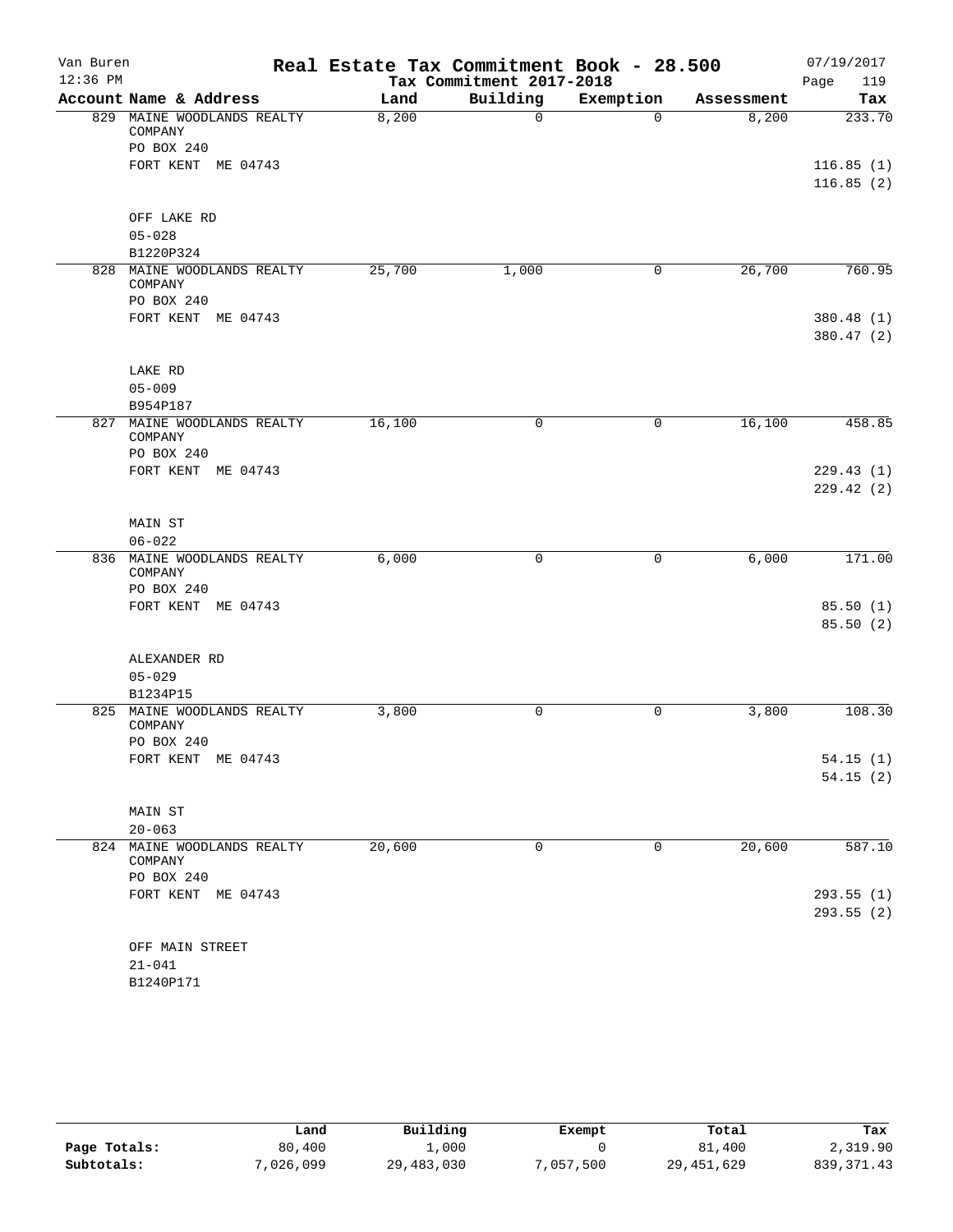# Real Estate Tax Commitment Book - 28.500

Van Buren
12:36 PM

Tax Commitment 2017-2018

07/19/2017

| Account Name & Address | Land | Building | Exemption | Assessment | Tax |
|---|---|---|---|---|---|
| 829 MAINE WOODLANDS REALTY COMPANY<br>PO BOX 240<br>FORT KENT ME 04743<br><br>OFF LAKE RD<br>05-028<br>B1220P324 | 8,200 | 0 | 0 | 8,200 | 233.70<br><br>116.85 (1)<br>116.85 (2) |
| 828 MAINE WOODLANDS REALTY COMPANY<br>PO BOX 240<br>FORT KENT ME 04743<br><br>LAKE RD<br>05-009<br>B954P187 | 25,700 | 1,000 | 0 | 26,700 | 760.95<br><br>380.48 (1)<br>380.47 (2) |
| 827 MAINE WOODLANDS REALTY COMPANY<br>PO BOX 240<br>FORT KENT ME 04743<br><br>MAIN ST<br>06-022 | 16,100 | 0 | 0 | 16,100 | 458.85<br><br>229.43 (1)<br>229.42 (2) |
| 836 MAINE WOODLANDS REALTY COMPANY<br>PO BOX 240<br>FORT KENT ME 04743<br><br>ALEXANDER RD<br>05-029<br>B1234P15 | 6,000 | 0 | 0 | 6,000 | 171.00<br><br>85.50 (1)<br>85.50 (2) |
| 825 MAINE WOODLANDS REALTY COMPANY<br>PO BOX 240<br>FORT KENT ME 04743<br><br>MAIN ST<br>20-063 | 3,800 | 0 | 0 | 3,800 | 108.30<br><br>54.15 (1)<br>54.15 (2) |
| 824 MAINE WOODLANDS REALTY COMPANY<br>PO BOX 240<br>FORT KENT ME 04743<br><br>OFF MAIN STREET<br>21-041<br>B1240P171 | 20,600 | 0 | 0 | 20,600 | 587.10<br><br>293.55 (1)<br>293.55 (2) |

| | Land | Building | Exempt | Total | Tax |
|---|---|---|---|---|---|
| **Page Totals:** | 80,400 | 1,000 | 0 | 81,400 | 2,319.90 |
| **Subtotals:** | 7,026,099 | 29,483,030 | 7,057,500 | 29,451,629 | 839,371.43 |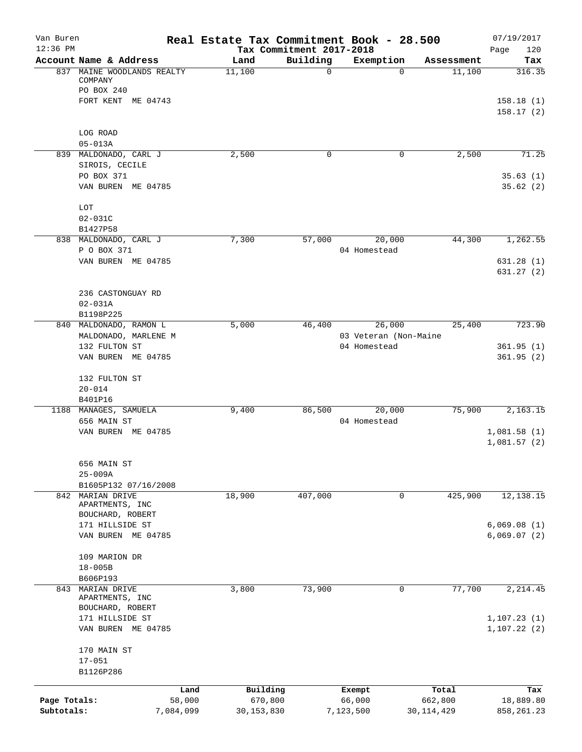Van Buren — **Real Estate Tax Commitment Book - 28.500** — 07/19/2017
12:36 PM — Tax Commitment 2017-2018

| Account | Name & Address | Land | Building | Exemption | Assessment | Tax |
|---|---|---|---|---|---|---|
| 837 | MAINE WOODLANDS REALTY COMPANY<br>PO BOX 240<br>FORT KENT ME 04743<br><br>LOG ROAD<br>05-013A | 11,100 | 0 | 0 | 11,100 | 316.35<br><br>158.18 (1)<br>158.17 (2) |
| 839 | MALDONADO, CARL J<br>SIROIS, CECILE<br>PO BOX 371<br>VAN BUREN ME 04785<br><br>LOT<br>02-031C<br>B1427P58 | 2,500 | 0 | 0 | 2,500 | 71.25<br><br>35.63 (1)<br>35.62 (2) |
| 838 | MALDONADO, CARL J<br>P O BOX 371<br>VAN BUREN ME 04785<br><br>236 CASTONGUAY RD<br>02-031A<br>B1198P225 | 7,300 | 57,000 | 20,000<br>04 Homestead | 44,300 | 1,262.55<br><br>631.28 (1)<br>631.27 (2) |
| 840 | MALDONADO, RAMON L<br>MALDONADO, MARLENE M<br>132 FULTON ST<br>VAN BUREN ME 04785<br><br>132 FULTON ST<br>20-014<br>B401P16 | 5,000 | 46,400 | 26,000<br>03 Veteran (Non-Maine<br>04 Homestead | 25,400 | 723.90<br><br>361.95 (1)<br>361.95 (2) |
| 1188 | MANAGES, SAMUELA<br>656 MAIN ST<br>VAN BUREN ME 04785<br><br>656 MAIN ST<br>25-009A<br>B1605P132 07/16/2008 | 9,400 | 86,500 | 20,000<br>04 Homestead | 75,900 | 2,163.15<br><br>1,081.58 (1)<br>1,081.57 (2) |
| 842 | MARIAN DRIVE APARTMENTS, INC<br>BOUCHARD, ROBERT<br>171 HILLSIDE ST<br>VAN BUREN ME 04785<br><br>109 MARION DR<br>18-005B<br>B606P193 | 18,900 | 407,000 | 0 | 425,900 | 12,138.15<br><br>6,069.08 (1)<br>6,069.07 (2) |
| 843 | MARIAN DRIVE APARTMENTS, INC<br>BOUCHARD, ROBERT<br>171 HILLSIDE ST<br>VAN BUREN ME 04785<br><br>170 MAIN ST<br>17-051<br>B1126P286 | 3,800 | 73,900 | 0 | 77,700 | 2,214.45<br><br>1,107.23 (1)<br>1,107.22 (2) |

| | Land | Building | Exempt | Total | Tax |
|---|---|---|---|---|---|
| Page Totals: | 58,000 | 670,800 | 66,000 | 662,800 | 18,889.80 |
| Subtotals: | 7,084,099 | 30,153,830 | 7,123,500 | 30,114,429 | 858,261.23 |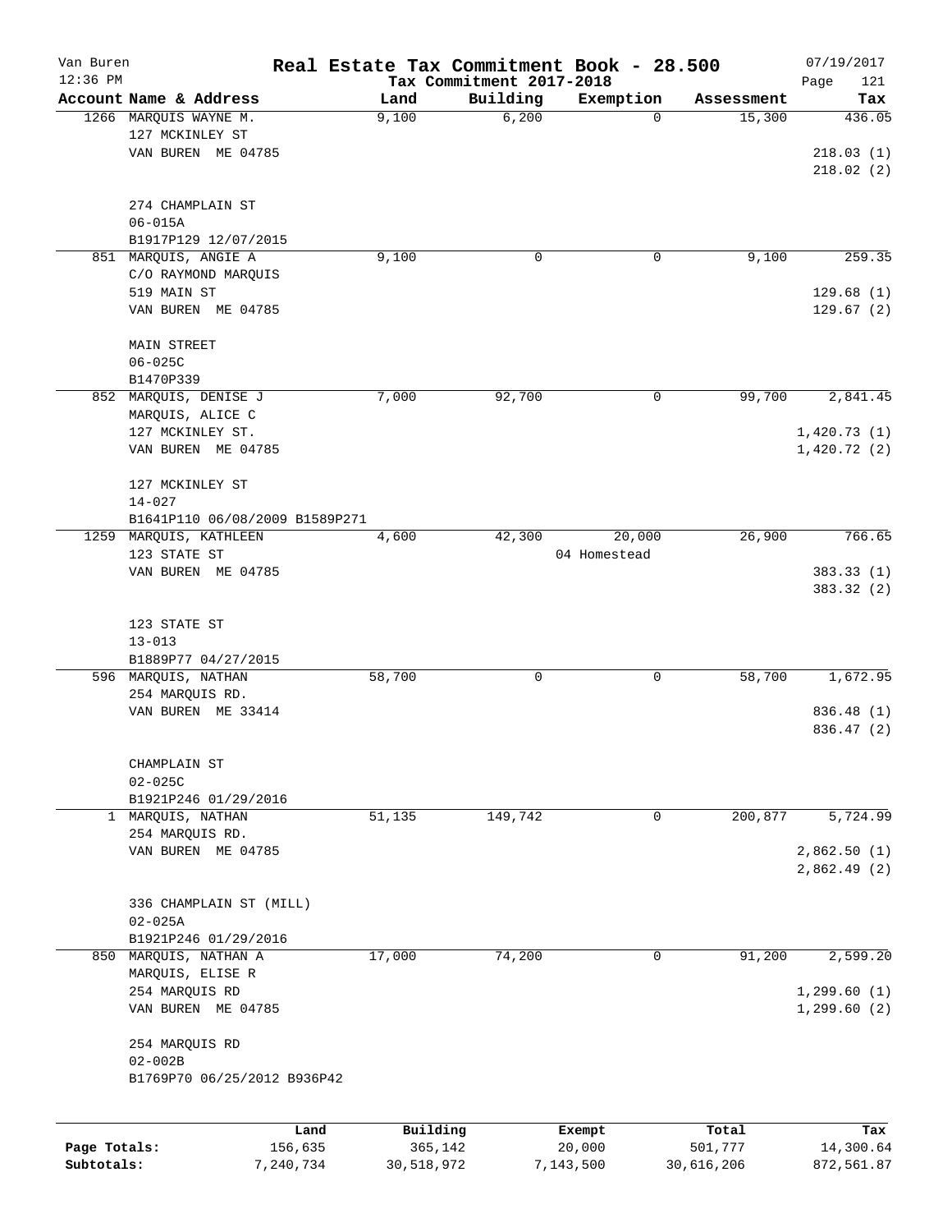# Real Estate Tax Commitment Book - 28.500

Van Buren 12:36 PM — Tax Commitment 2017-2018 — 07/19/2017

| Account Name & Address | Land | Building | Exemption | Assessment | Tax |
|---|---|---|---|---|---|
| 1266 MARQUIS WAYNE M.<br>127 MCKINLEY ST<br>VAN BUREN ME 04785<br><br>274 CHAMPLAIN ST<br>06-015A<br>B1917P129 12/07/2015 | 9,100 | 6,200 | 0 | 15,300 | 436.05<br>218.03 (1)<br>218.02 (2) |
| 851 MARQUIS, ANGIE A<br>C/O RAYMOND MARQUIS<br>519 MAIN ST<br>VAN BUREN ME 04785<br><br>MAIN STREET<br>06-025C<br>B1470P339 | 9,100 | 0 | 0 | 9,100 | 259.35<br>129.68 (1)<br>129.67 (2) |
| 852 MARQUIS, DENISE J<br>MARQUIS, ALICE C<br>127 MCKINLEY ST.<br>VAN BUREN ME 04785<br><br>127 MCKINLEY ST<br>14-027<br>B1641P110 06/08/2009 B1589P271 | 7,000 | 92,700 | 0 | 99,700 | 2,841.45<br>1,420.73 (1)<br>1,420.72 (2) |
| 1259 MARQUIS, KATHLEEN<br>123 STATE ST<br>VAN BUREN ME 04785<br><br>123 STATE ST<br>13-013<br>B1889P77 04/27/2015 | 4,600 | 42,300 | 20,000<br>04 Homestead | 26,900 | 766.65<br>383.33 (1)<br>383.32 (2) |
| 596 MARQUIS, NATHAN<br>254 MARQUIS RD.<br>VAN BUREN ME 33414<br><br>CHAMPLAIN ST<br>02-025C<br>B1921P246 01/29/2016 | 58,700 | 0 | 0 | 58,700 | 1,672.95<br>836.48 (1)<br>836.47 (2) |
| 1 MARQUIS, NATHAN<br>254 MARQUIS RD.<br>VAN BUREN ME 04785<br><br>336 CHAMPLAIN ST (MILL)<br>02-025A<br>B1921P246 01/29/2016 | 51,135 | 149,742 | 0 | 200,877 | 5,724.99<br>2,862.50 (1)<br>2,862.49 (2) |
| 850 MARQUIS, NATHAN A<br>MARQUIS, ELISE R<br>254 MARQUIS RD<br>VAN BUREN ME 04785<br><br>254 MARQUIS RD<br>02-002B<br>B1769P70 06/25/2012 B936P42 | 17,000 | 74,200 | 0 | 91,200 | 2,599.20<br>1,299.60 (1)<br>1,299.60 (2) |

| | Land | Building | Exempt | Total | Tax |
|---|---|---|---|---|---|
| Page Totals: | 156,635 | 365,142 | 20,000 | 501,777 | 14,300.64 |
| Subtotals: | 7,240,734 | 30,518,972 | 7,143,500 | 30,616,206 | 872,561.87 |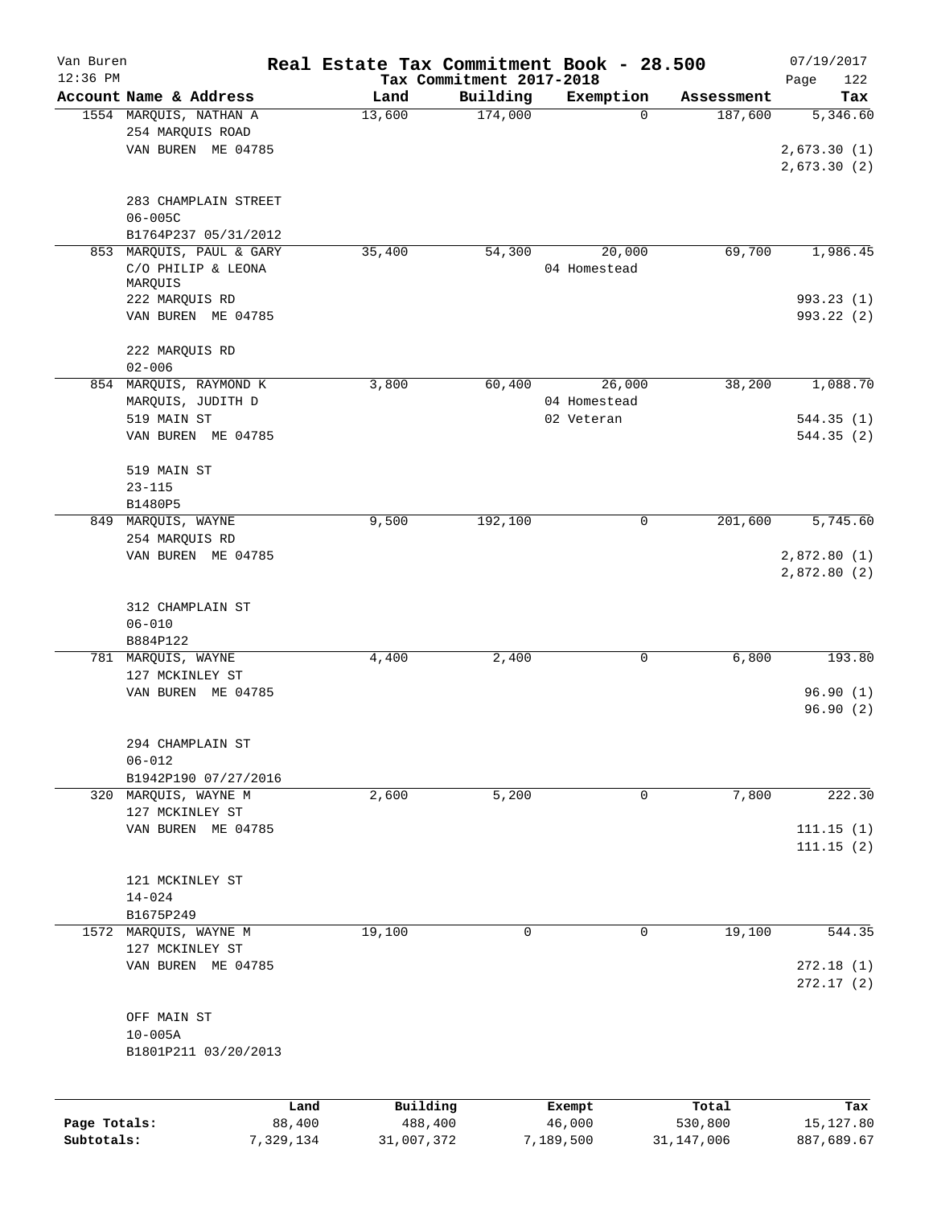Van Buren
12:36 PM

# Real Estate Tax Commitment Book - 28.500

Tax Commitment 2017-2018

07/19/2017

| Account Name & Address | Land | Building | Exemption | Assessment | Tax |
|---|---|---|---|---|---|
| 1554 MARQUIS, NATHAN A<br>254 MARQUIS ROAD<br>VAN BUREN ME 04785<br><br>283 CHAMPLAIN STREET<br>06-005C<br>B1764P237 05/31/2012 | 13,600 | 174,000 | 0 | 187,600 | 5,346.60<br>2,673.30 (1)<br>2,673.30 (2) |
| 853 MARQUIS, PAUL & GARY<br>C/O PHILIP & LEONA MARQUIS<br>222 MARQUIS RD<br>VAN BUREN ME 04785<br><br>222 MARQUIS RD<br>02-006 | 35,400 | 54,300 | 20,000<br>04 Homestead | 69,700 | 1,986.45<br>993.23 (1)<br>993.22 (2) |
| 854 MARQUIS, RAYMOND K<br>MARQUIS, JUDITH D<br>519 MAIN ST<br>VAN BUREN ME 04785<br><br>519 MAIN ST<br>23-115<br>B1480P5 | 3,800 | 60,400 | 26,000<br>04 Homestead<br>02 Veteran | 38,200 | 1,088.70<br>544.35 (1)<br>544.35 (2) |
| 849 MARQUIS, WAYNE<br>254 MARQUIS RD<br>VAN BUREN ME 04785<br><br>312 CHAMPLAIN ST<br>06-010<br>B884P122 | 9,500 | 192,100 | 0 | 201,600 | 5,745.60<br>2,872.80 (1)<br>2,872.80 (2) |
| 781 MARQUIS, WAYNE<br>127 MCKINLEY ST<br>VAN BUREN ME 04785<br><br>294 CHAMPLAIN ST<br>06-012<br>B1942P190 07/27/2016 | 4,400 | 2,400 | 0 | 6,800 | 193.80<br>96.90 (1)<br>96.90 (2) |
| 320 MARQUIS, WAYNE M<br>127 MCKINLEY ST<br>VAN BUREN ME 04785<br><br>121 MCKINLEY ST<br>14-024<br>B1675P249 | 2,600 | 5,200 | 0 | 7,800 | 222.30<br>111.15 (1)<br>111.15 (2) |
| 1572 MARQUIS, WAYNE M<br>127 MCKINLEY ST<br>VAN BUREN ME 04785<br><br>OFF MAIN ST<br>10-005A<br>B1801P211 03/20/2013 | 19,100 | 0 | 0 | 19,100 | 544.35<br>272.18 (1)<br>272.17 (2) |

| | Land | Building | Exempt | Total | Tax |
|---|---|---|---|---|---|
| Page Totals: | 88,400 | 488,400 | 46,000 | 530,800 | 15,127.80 |
| Subtotals: | 7,329,134 | 31,007,372 | 7,189,500 | 31,147,006 | 887,689.67 |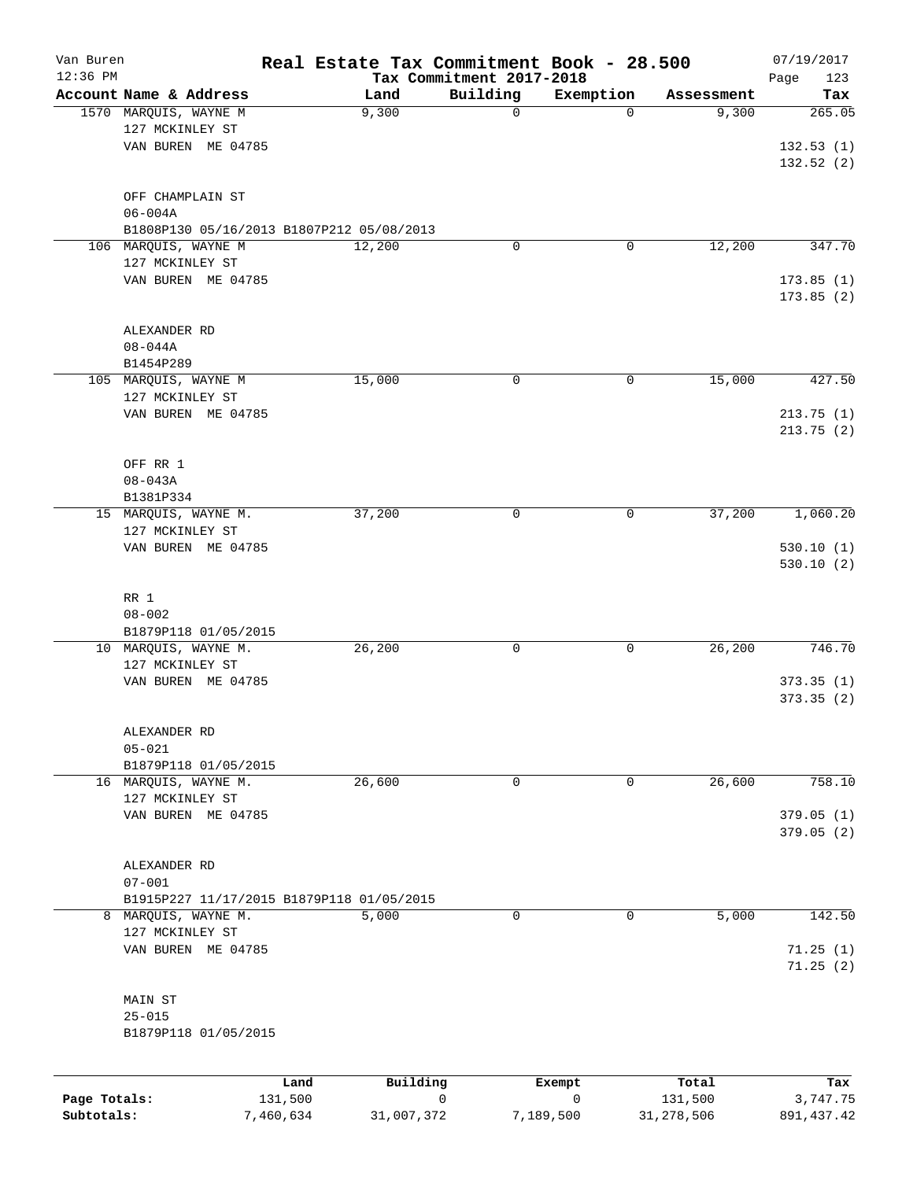Van Buren
12:36 PM

# Real Estate Tax Commitment Book - 28.500

Tax Commitment 2017-2018

07/19/2017

| Account Name & Address | Land | Building | Exemption | Assessment | Tax |
|---|---|---|---|---|---|
| 1570 MARQUIS, WAYNE M<br>127 MCKINLEY ST<br>VAN BUREN ME 04785<br><br>OFF CHAMPLAIN ST<br>06-004A<br>B1808P130 05/16/2013 B1807P212 05/08/2013 | 9,300 | 0 | 0 | 9,300 | 265.05<br><br>132.53 (1)<br>132.52 (2) |
| 106 MARQUIS, WAYNE M<br>127 MCKINLEY ST<br>VAN BUREN ME 04785<br><br>ALEXANDER RD<br>08-044A<br>B1454P289 | 12,200 | 0 | 0 | 12,200 | 347.70<br><br>173.85 (1)<br>173.85 (2) |
| 105 MARQUIS, WAYNE M<br>127 MCKINLEY ST<br>VAN BUREN ME 04785<br><br>OFF RR 1<br>08-043A<br>B1381P334 | 15,000 | 0 | 0 | 15,000 | 427.50<br><br>213.75 (1)<br>213.75 (2) |
| 15 MARQUIS, WAYNE M.<br>127 MCKINLEY ST<br>VAN BUREN ME 04785<br><br>RR 1<br>08-002<br>B1879P118 01/05/2015 | 37,200 | 0 | 0 | 37,200 | 1,060.20<br><br>530.10 (1)<br>530.10 (2) |
| 10 MARQUIS, WAYNE M.<br>127 MCKINLEY ST<br>VAN BUREN ME 04785<br><br>ALEXANDER RD<br>05-021<br>B1879P118 01/05/2015 | 26,200 | 0 | 0 | 26,200 | 746.70<br><br>373.35 (1)<br>373.35 (2) |
| 16 MARQUIS, WAYNE M.<br>127 MCKINLEY ST<br>VAN BUREN ME 04785<br><br>ALEXANDER RD<br>07-001<br>B1915P227 11/17/2015 B1879P118 01/05/2015 | 26,600 | 0 | 0 | 26,600 | 758.10<br><br>379.05 (1)<br>379.05 (2) |
| 8 MARQUIS, WAYNE M.<br>127 MCKINLEY ST<br>VAN BUREN ME 04785<br><br>MAIN ST<br>25-015<br>B1879P118 01/05/2015 | 5,000 | 0 | 0 | 5,000 | 142.50<br><br>71.25 (1)<br>71.25 (2) |

| | Land | Building | Exempt | Total | Tax |
|---|---|---|---|---|---|
| Page Totals: | 131,500 | 0 | 0 | 131,500 | 3,747.75 |
| Subtotals: | 7,460,634 | 31,007,372 | 7,189,500 | 31,278,506 | 891,437.42 |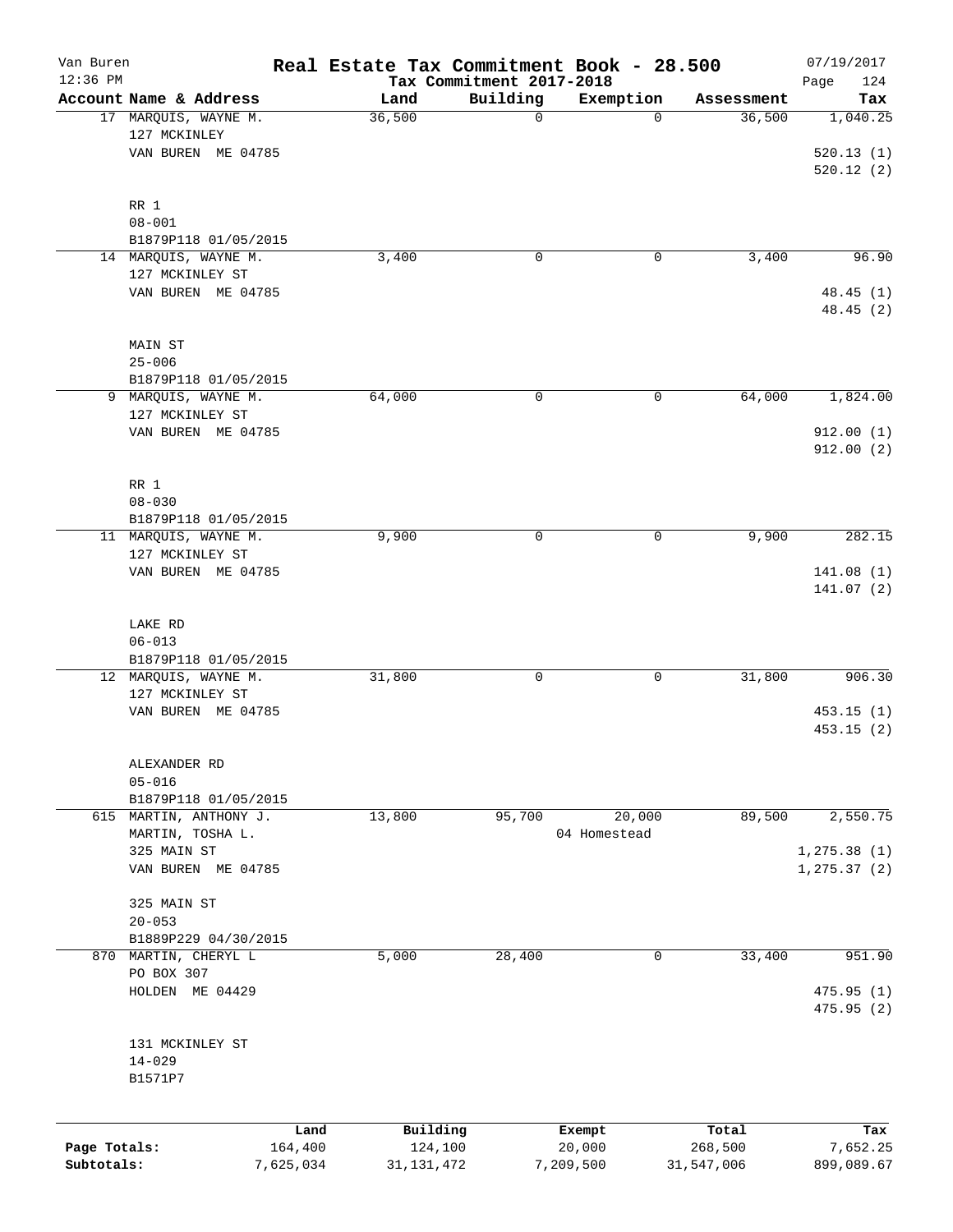# Real Estate Tax Commitment Book - 28.500

Van Buren
12:36 PM

Tax Commitment 2017-2018

07/19/2017

| Account Name & Address | Land | Building | Exemption | Assessment | Tax |
|---|---|---|---|---|---|
| 17 MARQUIS, WAYNE M.<br>127 MCKINLEY<br>VAN BUREN ME 04785<br><br>RR 1<br>08-001<br>B1879P118 01/05/2015 | 36,500 | 0 | 0 | 36,500 | 1,040.25<br><br>520.13 (1)<br>520.12 (2) |
| 14 MARQUIS, WAYNE M.<br>127 MCKINLEY ST<br>VAN BUREN ME 04785<br><br>MAIN ST<br>25-006<br>B1879P118 01/05/2015 | 3,400 | 0 | 0 | 3,400 | 96.90<br><br>48.45 (1)<br>48.45 (2) |
| 9 MARQUIS, WAYNE M.<br>127 MCKINLEY ST<br>VAN BUREN ME 04785<br><br>RR 1<br>08-030<br>B1879P118 01/05/2015 | 64,000 | 0 | 0 | 64,000 | 1,824.00<br><br>912.00 (1)<br>912.00 (2) |
| 11 MARQUIS, WAYNE M.<br>127 MCKINLEY ST<br>VAN BUREN ME 04785<br><br>LAKE RD<br>06-013<br>B1879P118 01/05/2015 | 9,900 | 0 | 0 | 9,900 | 282.15<br><br>141.08 (1)<br>141.07 (2) |
| 12 MARQUIS, WAYNE M.<br>127 MCKINLEY ST<br>VAN BUREN ME 04785<br><br>ALEXANDER RD<br>05-016<br>B1879P118 01/05/2015 | 31,800 | 0 | 0 | 31,800 | 906.30<br><br>453.15 (1)<br>453.15 (2) |
| 615 MARTIN, ANTHONY J.<br>MARTIN, TOSHA L.<br>325 MAIN ST<br>VAN BUREN ME 04785<br><br>325 MAIN ST<br>20-053<br>B1889P229 04/30/2015 | 13,800 | 95,700 | 20,000<br>04 Homestead | 89,500 | 2,550.75<br><br>1,275.38 (1)<br>1,275.37 (2) |
| 870 MARTIN, CHERYL L<br>PO BOX 307<br>HOLDEN ME 04429<br><br>131 MCKINLEY ST<br>14-029<br>B1571P7 | 5,000 | 28,400 | 0 | 33,400 | 951.90<br><br>475.95 (1)<br>475.95 (2) |

| | Land | Building | Exempt | Total | Tax |
|---|---|---|---|---|---|
| Page Totals: | 164,400 | 124,100 | 20,000 | 268,500 | 7,652.25 |
| Subtotals: | 7,625,034 | 31,131,472 | 7,209,500 | 31,547,006 | 899,089.67 |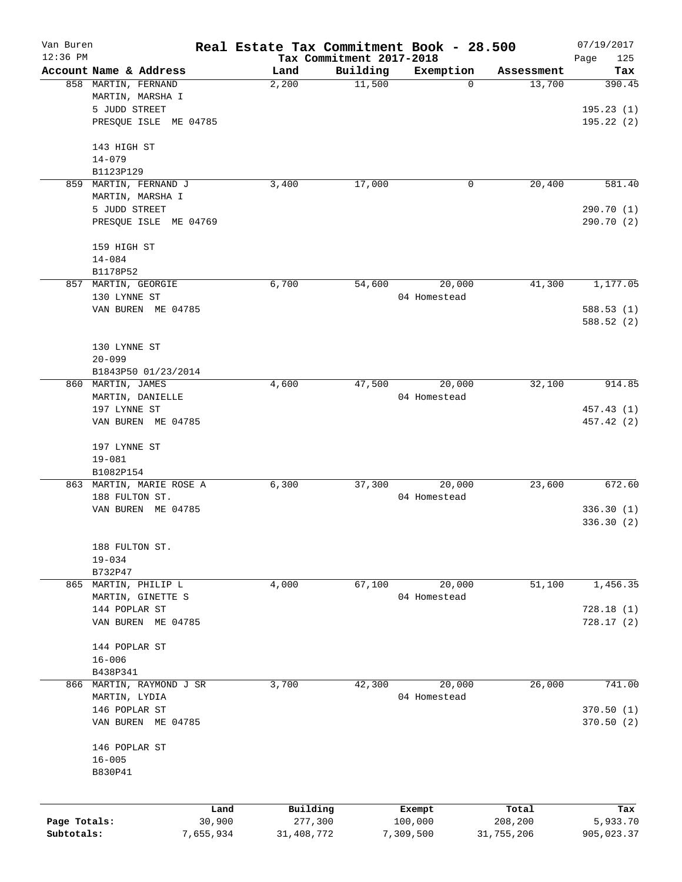# Real Estate Tax Commitment Book - 28.500

Van Buren
12:36 PM

Tax Commitment 2017-2018

07/19/2017

| Account Name & Address | Land | Building | Exemption | Assessment | Tax |
|---|---|---|---|---|---|
| 858 MARTIN, FERNAND<br>MARTIN, MARSHA I<br>5 JUDD STREET<br>PRESQUE ISLE ME 04785<br><br>143 HIGH ST<br>14-079<br>B1123P129 | 2,200 | 11,500 | 0 | 13,700 | 390.45<br><br>195.23 (1)<br>195.22 (2) |
| 859 MARTIN, FERNAND J<br>MARTIN, MARSHA I<br>5 JUDD STREET<br>PRESQUE ISLE ME 04769<br><br>159 HIGH ST<br>14-084<br>B1178P52 | 3,400 | 17,000 | 0 | 20,400 | 581.40<br><br>290.70 (1)<br>290.70 (2) |
| 857 MARTIN, GEORGIE<br>130 LYNNE ST<br>VAN BUREN ME 04785<br><br>130 LYNNE ST<br>20-099<br>B1843P50 01/23/2014 | 6,700 | 54,600 | 20,000<br>04 Homestead | 41,300 | 1,177.05<br><br>588.53 (1)<br>588.52 (2) |
| 860 MARTIN, JAMES<br>MARTIN, DANIELLE<br>197 LYNNE ST<br>VAN BUREN ME 04785<br><br>197 LYNNE ST<br>19-081<br>B1082P154 | 4,600 | 47,500 | 20,000<br>04 Homestead | 32,100 | 914.85<br><br>457.43 (1)<br>457.42 (2) |
| 863 MARTIN, MARIE ROSE A<br>188 FULTON ST.<br>VAN BUREN ME 04785<br><br>188 FULTON ST.<br>19-034<br>B732P47 | 6,300 | 37,300 | 20,000<br>04 Homestead | 23,600 | 672.60<br><br>336.30 (1)<br>336.30 (2) |
| 865 MARTIN, PHILIP L<br>MARTIN, GINETTE S<br>144 POPLAR ST<br>VAN BUREN ME 04785<br><br>144 POPLAR ST<br>16-006<br>B438P341 | 4,000 | 67,100 | 20,000<br>04 Homestead | 51,100 | 1,456.35<br><br>728.18 (1)<br>728.17 (2) |
| 866 MARTIN, RAYMOND J SR<br>MARTIN, LYDIA<br>146 POPLAR ST<br>VAN BUREN ME 04785<br><br>146 POPLAR ST<br>16-005<br>B830P41 | 3,700 | 42,300 | 20,000<br>04 Homestead | 26,000 | 741.00<br><br>370.50 (1)<br>370.50 (2) |

| | Land | Building | Exempt | Total | Tax |
|---|---|---|---|---|---|
| Page Totals: | 30,900 | 277,300 | 100,000 | 208,200 | 5,933.70 |
| Subtotals: | 7,655,934 | 31,408,772 | 7,309,500 | 31,755,206 | 905,023.37 |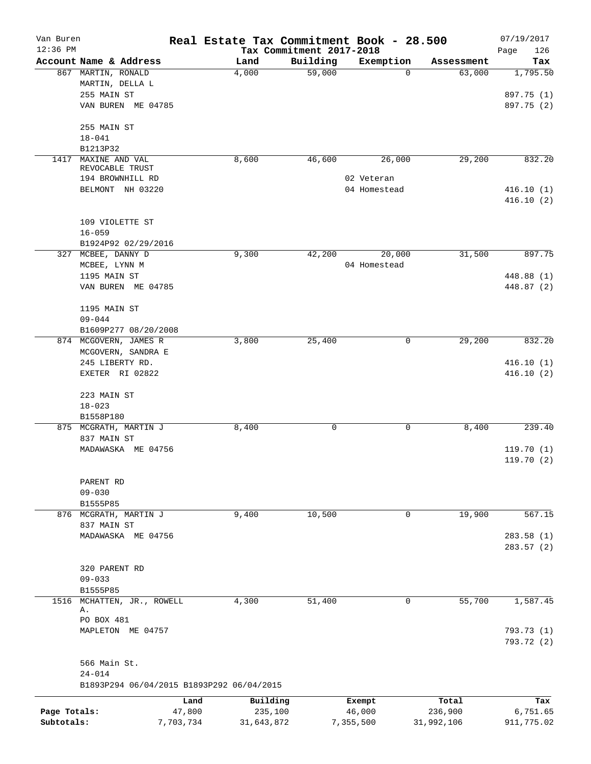# Van Buren — Real Estate Tax Commitment Book - 28.500

Tax Commitment 2017-2018

| Account | Name & Address | Land | Building | Exemption | Assessment | Tax |
|---|---|---|---|---|---|---|
| 867 | MARTIN, RONALD<br>MARTIN, DELLA L<br>255 MAIN ST<br>VAN BUREN ME 04785<br><br>255 MAIN ST<br>18-041<br>B1213P32 | 4,000 | 59,000 | 0 | 63,000 | 1,795.50<br><br>897.75 (1)<br>897.75 (2) |
| 1417 | MAXINE AND VAL<br>REVOCABLE TRUST<br>194 BROWNHILL RD<br>BELMONT NH 03220<br><br>109 VIOLETTE ST<br>16-059<br>B1924P92 02/29/2016 | 8,600 | 46,600 | 26,000<br>02 Veteran<br>04 Homestead | 29,200 | 832.20<br><br>416.10 (1)<br>416.10 (2) |
| 327 | MCBEE, DANNY D<br>MCBEE, LYNN M<br>1195 MAIN ST<br>VAN BUREN ME 04785<br><br>1195 MAIN ST<br>09-044<br>B1609P277 08/20/2008 | 9,300 | 42,200 | 20,000<br>04 Homestead | 31,500 | 897.75<br><br>448.88 (1)<br>448.87 (2) |
| 874 | MCGOVERN, JAMES R<br>MCGOVERN, SANDRA E<br>245 LIBERTY RD.<br>EXETER RI 02822<br><br>223 MAIN ST<br>18-023<br>B1558P180 | 3,800 | 25,400 | 0 | 29,200 | 832.20<br><br>416.10 (1)<br>416.10 (2) |
| 875 | MCGRATH, MARTIN J<br>837 MAIN ST<br>MADAWASKA ME 04756<br><br>PARENT RD<br>09-030<br>B1555P85 | 8,400 | 0 | 0 | 8,400 | 239.40<br><br>119.70 (1)<br>119.70 (2) |
| 876 | MCGRATH, MARTIN J<br>837 MAIN ST<br>MADAWASKA ME 04756<br><br>320 PARENT RD<br>09-033<br>B1555P85 | 9,400 | 10,500 | 0 | 19,900 | 567.15<br><br>283.58 (1)<br>283.57 (2) |
| 1516 | MCHATTEN, JR., ROWELL<br>A.<br>PO BOX 481<br>MAPLETON ME 04757<br><br>566 Main St.<br>24-014<br>B1893P294 06/04/2015 B1893P292 06/04/2015 | 4,300 | 51,400 | 0 | 55,700 | 1,587.45<br><br>793.73 (1)<br>793.72 (2) |

| | Land | Building | Exempt | Total | Tax |
|---|---|---|---|---|---|
| Page Totals: | 47,800 | 235,100 | 46,000 | 236,900 | 6,751.65 |
| Subtotals: | 7,703,734 | 31,643,872 | 7,355,500 | 31,992,106 | 911,775.02 |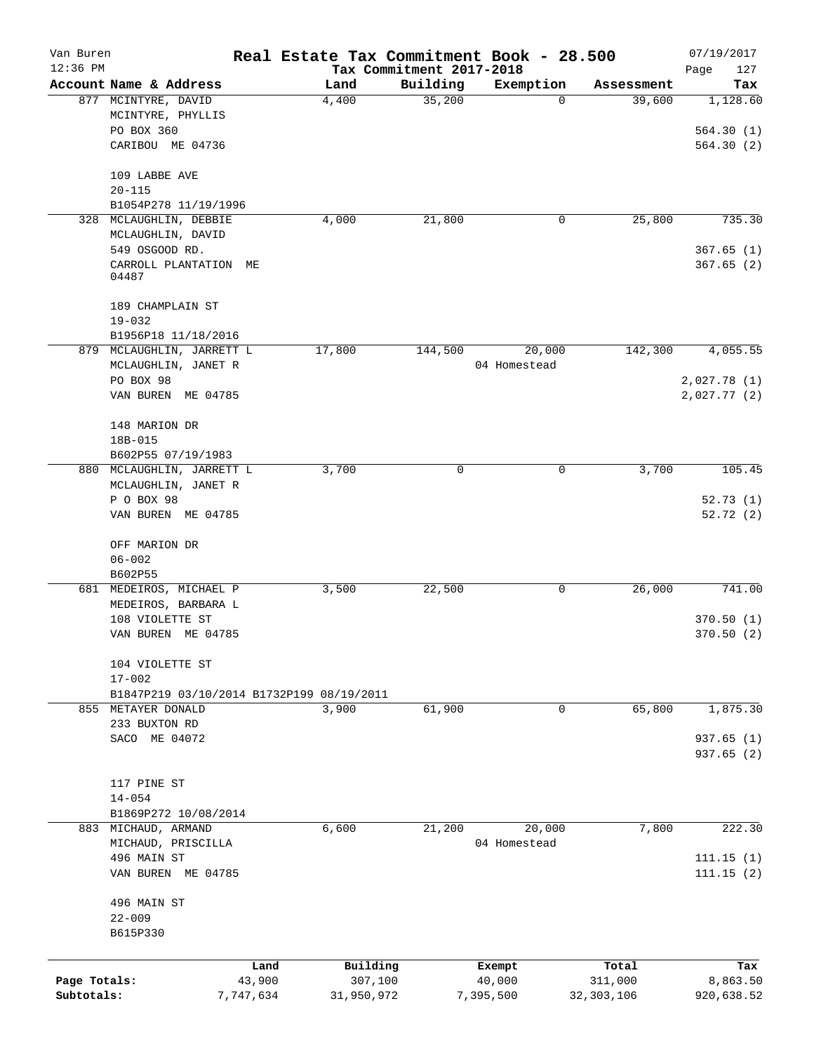Van Buren 12:36 PM

# Real Estate Tax Commitment Book - 28.500

Tax Commitment 2017-2018

07/19/2017

| Account Name & Address | Land | Building | Exemption | Assessment | Tax |
|---|---|---|---|---|---|
| 877 MCINTYRE, DAVID<br>MCINTYRE, PHYLLIS<br>PO BOX 360<br>CARIBOU ME 04736<br><br>109 LABBE AVE<br>20-115<br>B1054P278 11/19/1996 | 4,400 | 35,200 | 0 | 39,600 | 1,128.60<br><br>564.30 (1)<br>564.30 (2) |
| 328 MCLAUGHLIN, DEBBIE<br>MCLAUGHLIN, DAVID<br>549 OSGOOD RD.<br>CARROLL PLANTATION ME 04487<br><br>189 CHAMPLAIN ST<br>19-032<br>B1956P18 11/18/2016 | 4,000 | 21,800 | 0 | 25,800 | 735.30<br><br>367.65 (1)<br>367.65 (2) |
| 879 MCLAUGHLIN, JARRETT L<br>MCLAUGHLIN, JANET R<br>PO BOX 98<br>VAN BUREN ME 04785<br><br>148 MARION DR<br>18B-015<br>B602P55 07/19/1983 | 17,800 | 144,500 | 20,000<br>04 Homestead | 142,300 | 4,055.55<br><br>2,027.78 (1)<br>2,027.77 (2) |
| 880 MCLAUGHLIN, JARRETT L<br>MCLAUGHLIN, JANET R<br>P O BOX 98<br>VAN BUREN ME 04785<br><br>OFF MARION DR<br>06-002<br>B602P55 | 3,700 | 0 | 0 | 3,700 | 105.45<br><br>52.73 (1)<br>52.72 (2) |
| 681 MEDEIROS, MICHAEL P<br>MEDEIROS, BARBARA L<br>108 VIOLETTE ST<br>VAN BUREN ME 04785<br><br>104 VIOLETTE ST<br>17-002<br>B1847P219 03/10/2014 B1732P199 08/19/2011 | 3,500 | 22,500 | 0 | 26,000 | 741.00<br><br>370.50 (1)<br>370.50 (2) |
| 855 METAYER DONALD<br>233 BUXTON RD<br>SACO ME 04072<br><br>117 PINE ST<br>14-054<br>B1869P272 10/08/2014 | 3,900 | 61,900 | 0 | 65,800 | 1,875.30<br><br>937.65 (1)<br>937.65 (2) |
| 883 MICHAUD, ARMAND<br>MICHAUD, PRISCILLA<br>496 MAIN ST<br>VAN BUREN ME 04785<br><br>496 MAIN ST<br>22-009<br>B615P330 | 6,600 | 21,200 | 20,000<br>04 Homestead | 7,800 | 222.30<br><br>111.15 (1)<br>111.15 (2) |

| | Land | Building | Exempt | Total | Tax |
|---|---|---|---|---|---|
| Page Totals: | 43,900 | 307,100 | 40,000 | 311,000 | 8,863.50 |
| Subtotals: | 7,747,634 | 31,950,972 | 7,395,500 | 32,303,106 | 920,638.52 |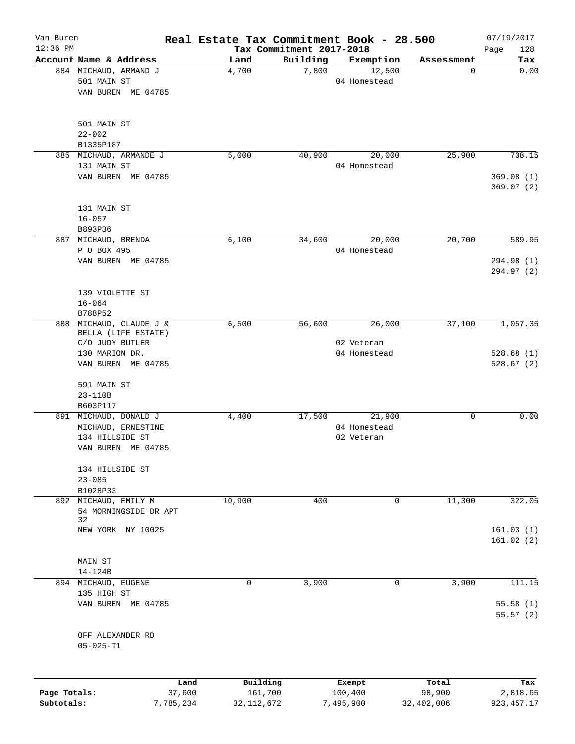Van Buren
12:36 PM

# Real Estate Tax Commitment Book - 28.500

Tax Commitment 2017-2018

07/19/2017

| Account Name & Address | Land | Building | Exemption | Assessment | Tax |
|---|---|---|---|---|---|
| 884 MICHAUD, ARMAND J<br>501 MAIN ST<br>VAN BUREN ME 04785<br><br>501 MAIN ST<br>22-002<br>B1335P187 | 4,700 | 7,800 | 12,500<br>04 Homestead | 0 | 0.00 |
| 885 MICHAUD, ARMANDE J<br>131 MAIN ST<br>VAN BUREN ME 04785<br><br>131 MAIN ST<br>16-057<br>B893P36 | 5,000 | 40,900 | 20,000<br>04 Homestead | 25,900 | 738.15<br>369.08 (1)<br>369.07 (2) |
| 887 MICHAUD, BRENDA<br>P O BOX 495<br>VAN BUREN ME 04785<br><br>139 VIOLETTE ST<br>16-064<br>B788P52 | 6,100 | 34,600 | 20,000<br>04 Homestead | 20,700 | 589.95<br>294.98 (1)<br>294.97 (2) |
| 888 MICHAUD, CLAUDE J &<br>BELLA (LIFE ESTATE)<br>C/O JUDY BUTLER<br>130 MARION DR.<br>VAN BUREN ME 04785<br><br>591 MAIN ST<br>23-110B<br>B603P117 | 6,500 | 56,600 | 26,000<br>02 Veteran<br>04 Homestead | 37,100 | 1,057.35<br>528.68 (1)<br>528.67 (2) |
| 891 MICHAUD, DONALD J<br>MICHAUD, ERNESTINE<br>134 HILLSIDE ST<br>VAN BUREN ME 04785<br><br>134 HILLSIDE ST<br>23-085<br>B1028P33 | 4,400 | 17,500 | 21,900<br>04 Homestead<br>02 Veteran | 0 | 0.00 |
| 892 MICHAUD, EMILY M<br>54 MORNINGSIDE DR APT 32<br>NEW YORK NY 10025<br><br>MAIN ST<br>14-124B | 10,900 | 400 | 0 | 11,300 | 322.05<br>161.03 (1)<br>161.02 (2) |
| 894 MICHAUD, EUGENE<br>135 HIGH ST<br>VAN BUREN ME 04785<br><br>OFF ALEXANDER RD<br>05-025-T1 | 0 | 3,900 | 0 | 3,900 | 111.15<br>55.58 (1)<br>55.57 (2) |

| | Land | Building | Exempt | Total | Tax |
|---|---|---|---|---|---|
| Page Totals: | 37,600 | 161,700 | 100,400 | 98,900 | 2,818.65 |
| Subtotals: | 7,785,234 | 32,112,672 | 7,495,900 | 32,402,006 | 923,457.17 |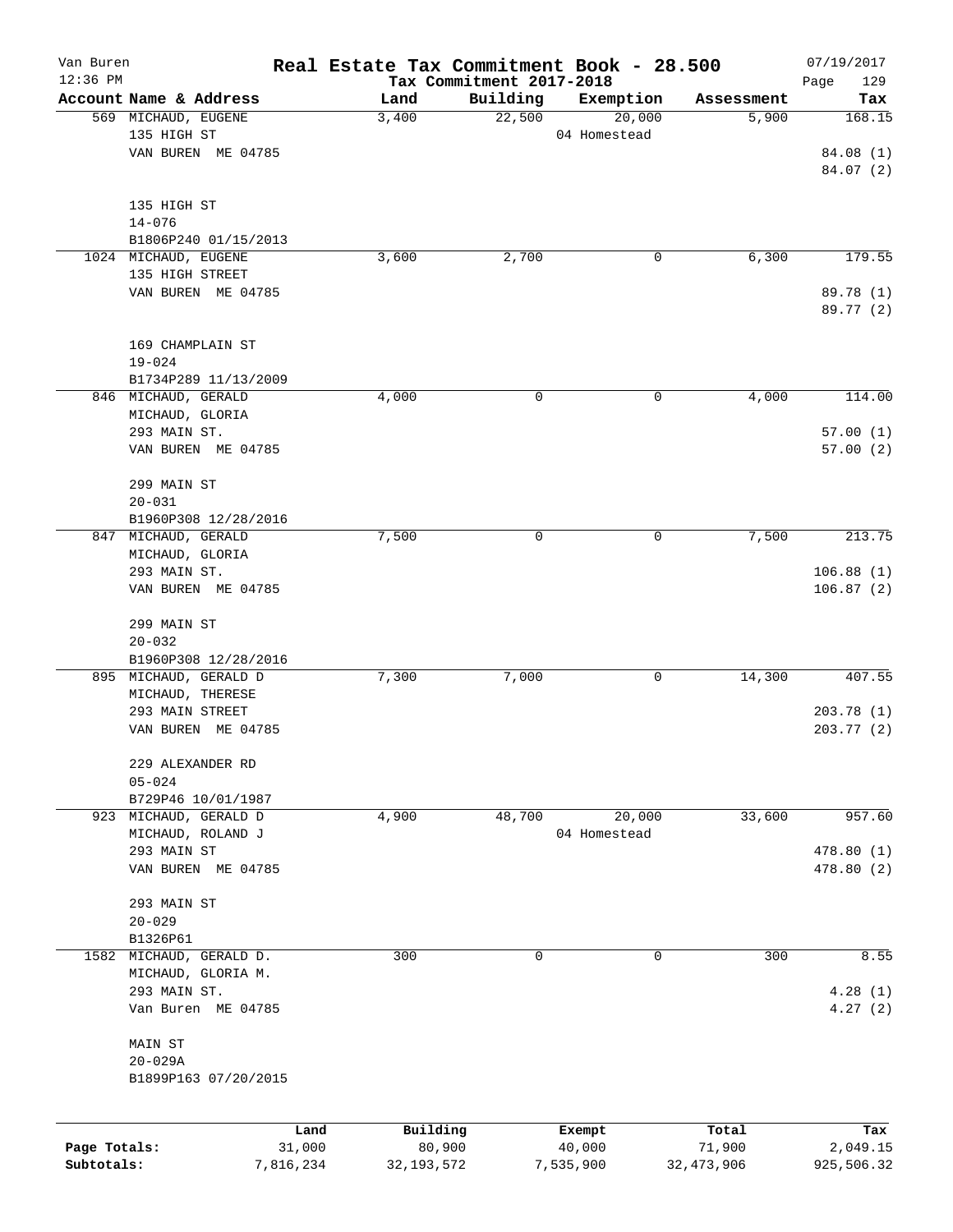# Real Estate Tax Commitment Book - 28.500

Van Buren — 12:36 PM — Tax Commitment 2017-2018 — 07/19/2017

| Account Name & Address | Land | Building | Exemption | Assessment | Tax |
|---|---|---|---|---|---|
| 569 MICHAUD, EUGENE<br>135 HIGH ST<br>VAN BUREN ME 04785<br><br>135 HIGH ST<br>14-076<br>B1806P240 01/15/2013 | 3,400 | 22,500 | 20,000<br>04 Homestead | 5,900 | 168.15<br>84.08 (1)<br>84.07 (2) |
| 1024 MICHAUD, EUGENE<br>135 HIGH STREET<br>VAN BUREN ME 04785<br><br>169 CHAMPLAIN ST<br>19-024<br>B1734P289 11/13/2009 | 3,600 | 2,700 | 0 | 6,300 | 179.55<br>89.78 (1)<br>89.77 (2) |
| 846 MICHAUD, GERALD<br>MICHAUD, GLORIA<br>293 MAIN ST.<br>VAN BUREN ME 04785<br><br>299 MAIN ST<br>20-031<br>B1960P308 12/28/2016 | 4,000 | 0 | 0 | 4,000 | 114.00<br>57.00 (1)<br>57.00 (2) |
| 847 MICHAUD, GERALD<br>MICHAUD, GLORIA<br>293 MAIN ST.<br>VAN BUREN ME 04785<br><br>299 MAIN ST<br>20-032<br>B1960P308 12/28/2016 | 7,500 | 0 | 0 | 7,500 | 213.75<br>106.88 (1)<br>106.87 (2) |
| 895 MICHAUD, GERALD D<br>MICHAUD, THERESE<br>293 MAIN STREET<br>VAN BUREN ME 04785<br><br>229 ALEXANDER RD<br>05-024<br>B729P46 10/01/1987 | 7,300 | 7,000 | 0 | 14,300 | 407.55<br>203.78 (1)<br>203.77 (2) |
| 923 MICHAUD, GERALD D<br>MICHAUD, ROLAND J<br>293 MAIN ST<br>VAN BUREN ME 04785<br><br>293 MAIN ST<br>20-029<br>B1326P61 | 4,900 | 48,700 | 20,000<br>04 Homestead | 33,600 | 957.60<br>478.80 (1)<br>478.80 (2) |
| 1582 MICHAUD, GERALD D.<br>MICHAUD, GLORIA M.<br>293 MAIN ST.<br>Van Buren ME 04785<br><br>MAIN ST<br>20-029A<br>B1899P163 07/20/2015 | 300 | 0 | 0 | 300 | 8.55<br>4.28 (1)<br>4.27 (2) |

| | Land | Building | Exempt | Total | Tax |
|---|---|---|---|---|---|
| Page Totals: | 31,000 | 80,900 | 40,000 | 71,900 | 2,049.15 |
| Subtotals: | 7,816,234 | 32,193,572 | 7,535,900 | 32,473,906 | 925,506.32 |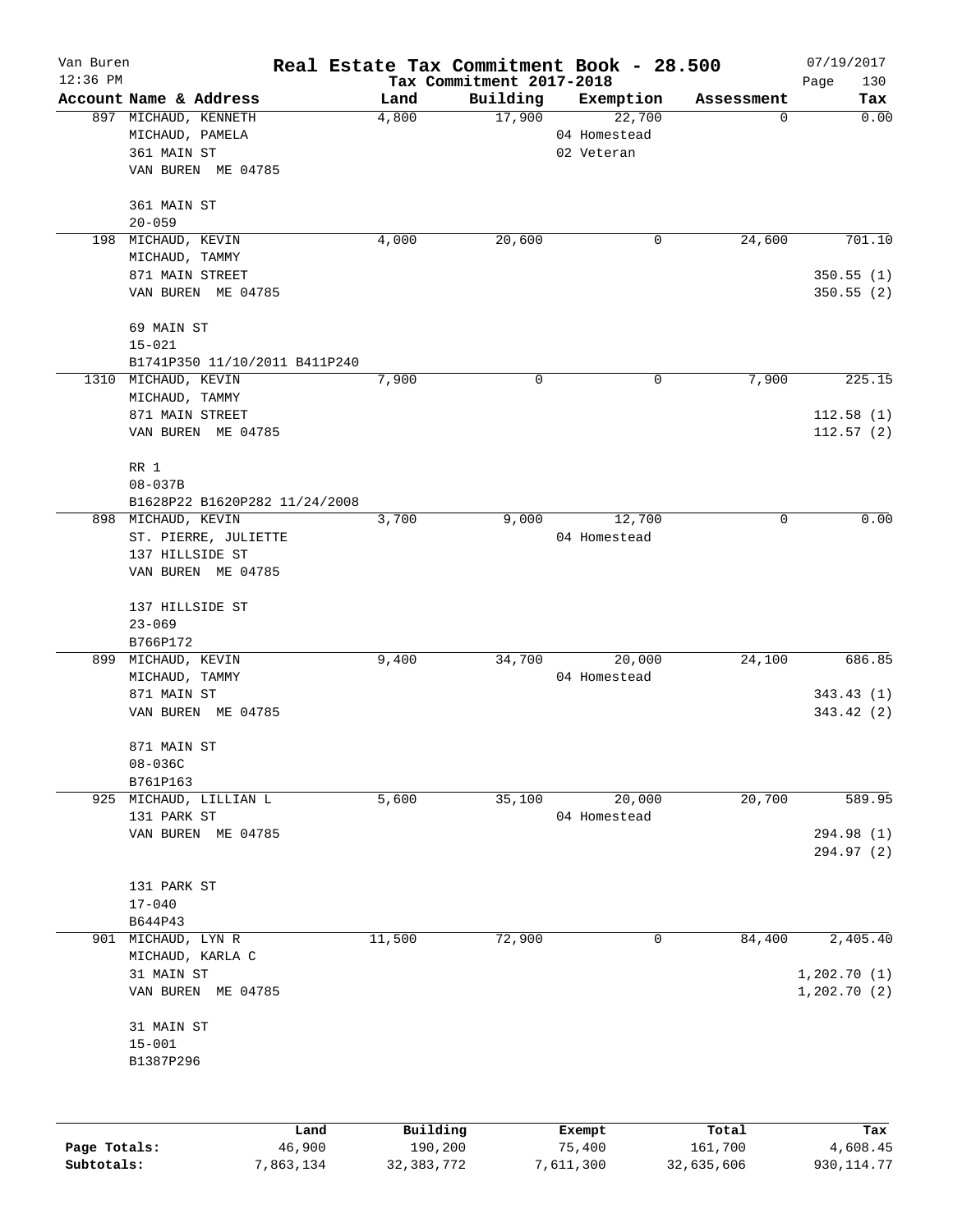# Real Estate Tax Commitment Book - 28.500

Van Buren
12:36 PM

Tax Commitment 2017-2018

07/19/2017
Page 130

| Account Name & Address | Land | Building | Exemption | Assessment | Tax |
|---|---|---|---|---|---|
| 897 MICHAUD, KENNETH<br>MICHAUD, PAMELA<br>361 MAIN ST<br>VAN BUREN ME 04785<br><br>361 MAIN ST<br>20-059 | 4,800 | 17,900 | 22,700<br>04 Homestead<br>02 Veteran | 0 | 0.00 |
| 198 MICHAUD, KEVIN<br>MICHAUD, TAMMY<br>871 MAIN STREET<br>VAN BUREN ME 04785<br><br>69 MAIN ST<br>15-021<br>B1741P350 11/10/2011 B411P240 | 4,000 | 20,600 | 0 | 24,600 | 701.10<br><br>350.55 (1)<br>350.55 (2) |
| 1310 MICHAUD, KEVIN<br>MICHAUD, TAMMY<br>871 MAIN STREET<br>VAN BUREN ME 04785<br><br>RR 1<br>08-037B<br>B1628P22 B1620P282 11/24/2008 | 7,900 | 0 | 0 | 7,900 | 225.15<br><br>112.58 (1)<br>112.57 (2) |
| 898 MICHAUD, KEVIN<br>ST. PIERRE, JULIETTE<br>137 HILLSIDE ST<br>VAN BUREN ME 04785<br><br>137 HILLSIDE ST<br>23-069<br>B766P172 | 3,700 | 9,000 | 12,700<br>04 Homestead | 0 | 0.00 |
| 899 MICHAUD, KEVIN<br>MICHAUD, TAMMY<br>871 MAIN ST<br>VAN BUREN ME 04785<br><br>871 MAIN ST<br>08-036C<br>B761P163 | 9,400 | 34,700 | 20,000<br>04 Homestead | 24,100 | 686.85<br><br>343.43 (1)<br>343.42 (2) |
| 925 MICHAUD, LILLIAN L<br>131 PARK ST<br>VAN BUREN ME 04785<br><br>131 PARK ST<br>17-040<br>B644P43 | 5,600 | 35,100 | 20,000<br>04 Homestead | 20,700 | 589.95<br><br>294.98 (1)<br>294.97 (2) |
| 901 MICHAUD, LYN R<br>MICHAUD, KARLA C<br>31 MAIN ST<br>VAN BUREN ME 04785<br><br>31 MAIN ST<br>15-001<br>B1387P296 | 11,500 | 72,900 | 0 | 84,400 | 2,405.40<br><br>1,202.70 (1)<br>1,202.70 (2) |

| | Land | Building | Exempt | Total | Tax |
|---|---|---|---|---|---|
| Page Totals: | 46,900 | 190,200 | 75,400 | 161,700 | 4,608.45 |
| Subtotals: | 7,863,134 | 32,383,772 | 7,611,300 | 32,635,606 | 930,114.77 |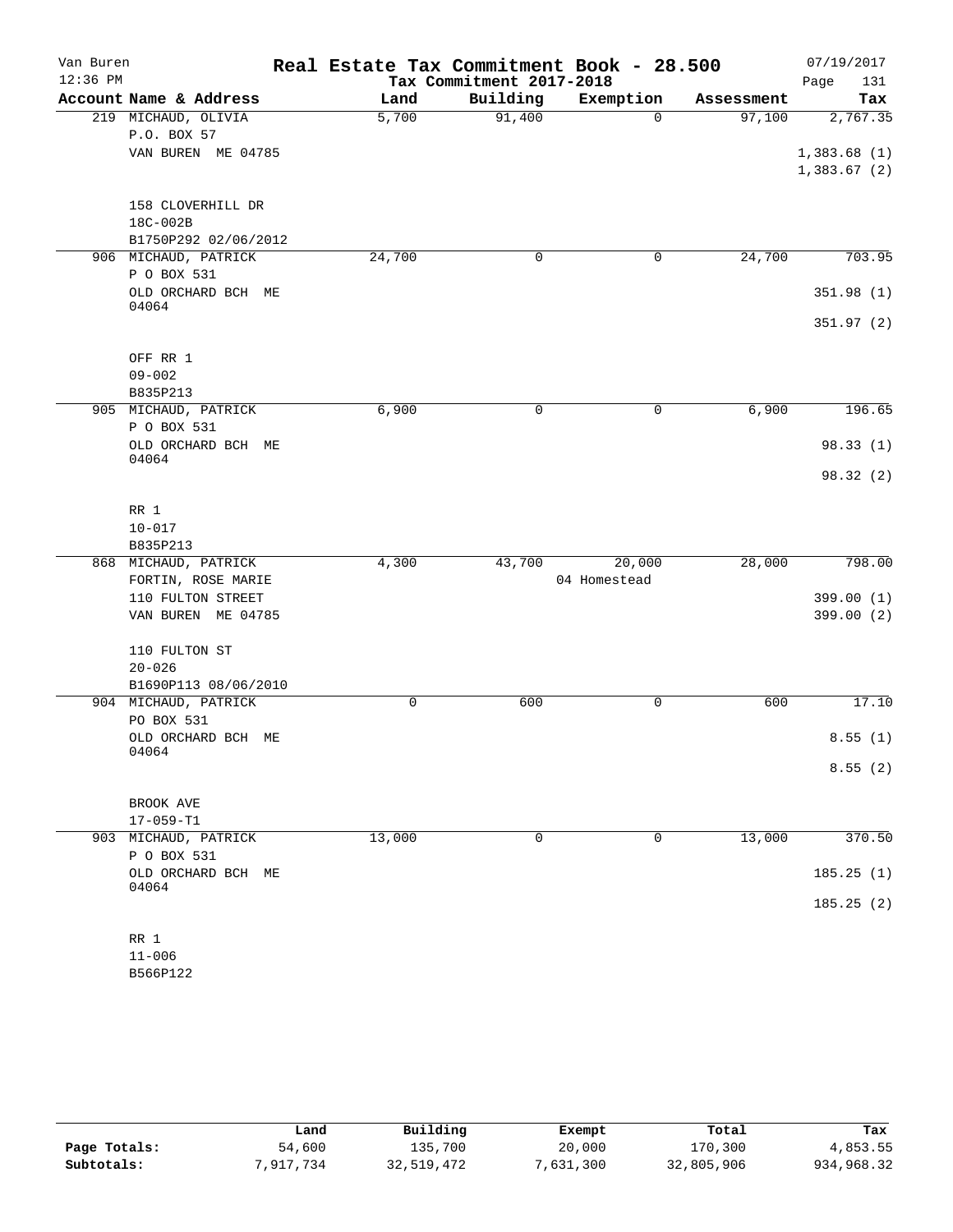# Real Estate Tax Commitment Book - 28.500

Van Buren
12:36 PM

Tax Commitment 2017-2018

07/19/2017
Page 131

| Account Name & Address | Land | Building | Exemption | Assessment | Tax |
|---|---|---|---|---|---|
| 219 MICHAUD, OLIVIA<br>P.O. BOX 57<br>VAN BUREN ME 04785<br><br>158 CLOVERHILL DR<br>18C-002B<br>B1750P292 02/06/2012 | 5,700 | 91,400 | 0 | 97,100 | 2,767.35<br>1,383.68 (1)<br>1,383.67 (2) |
| 906 MICHAUD, PATRICK<br>P O BOX 531<br>OLD ORCHARD BCH ME 04064<br><br>OFF RR 1<br>09-002<br>B835P213 | 24,700 | 0 | 0 | 24,700 | 703.95<br>351.98 (1)<br>351.97 (2) |
| 905 MICHAUD, PATRICK<br>P O BOX 531<br>OLD ORCHARD BCH ME 04064<br><br>RR 1<br>10-017<br>B835P213 | 6,900 | 0 | 0 | 6,900 | 196.65<br>98.33 (1)<br>98.32 (2) |
| 868 MICHAUD, PATRICK<br>FORTIN, ROSE MARIE<br>110 FULTON STREET<br>VAN BUREN ME 04785<br><br>110 FULTON ST<br>20-026<br>B1690P113 08/06/2010 | 4,300 | 43,700 | 20,000<br>04 Homestead | 28,000 | 798.00<br>399.00 (1)<br>399.00 (2) |
| 904 MICHAUD, PATRICK<br>PO BOX 531<br>OLD ORCHARD BCH ME 04064<br><br>BROOK AVE<br>17-059-T1 | 0 | 600 | 0 | 600 | 17.10<br>8.55 (1)<br>8.55 (2) |
| 903 MICHAUD, PATRICK<br>P O BOX 531<br>OLD ORCHARD BCH ME 04064<br><br>RR 1<br>11-006<br>B566P122 | 13,000 | 0 | 0 | 13,000 | 370.50<br>185.25 (1)<br>185.25 (2) |

| | Land | Building | Exempt | Total | Tax |
|---|---|---|---|---|---|
| Page Totals: | 54,600 | 135,700 | 20,000 | 170,300 | 4,853.55 |
| Subtotals: | 7,917,734 | 32,519,472 | 7,631,300 | 32,805,906 | 934,968.32 |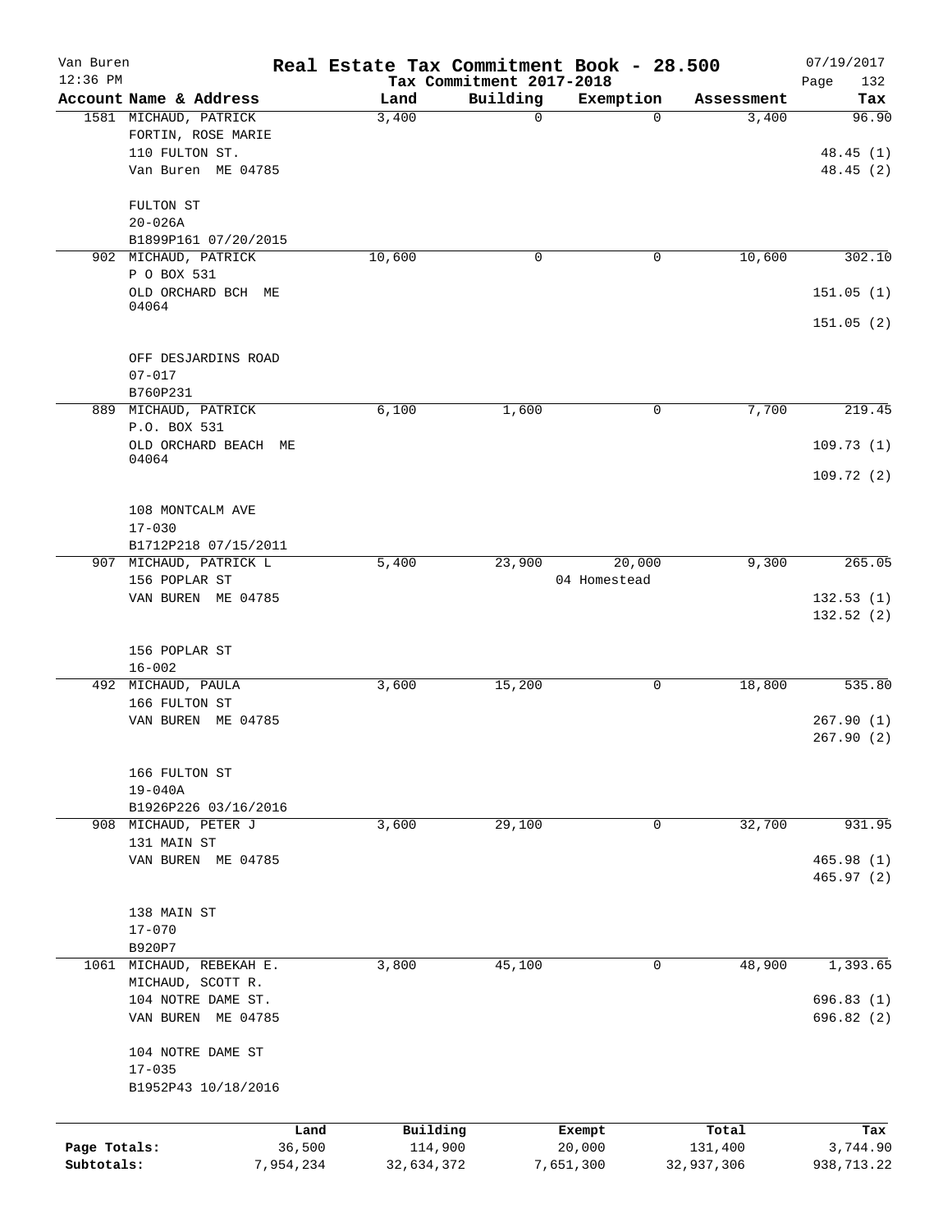Van Buren | Real Estate Tax Commitment Book - 28.500 | 07/19/2017

12:36 PM | Tax Commitment 2017-2018 | Page 132

| Account Name & Address | Land | Building | Exemption | Assessment | Tax |
|---|---|---|---|---|---|
| 1581 MICHAUD, PATRICK | 3,400 | 0 | 0 | 3,400 | 96.90 |
| FORTIN, ROSE MARIE | | | | | |
| 110 FULTON ST. | | | | | 48.45 (1) |
| Van Buren ME 04785 | | | | | 48.45 (2) |
| FULTON ST | | | | | |
| 20-026A | | | | | |
| B1899P161 07/20/2015 | | | | | |
| 902 MICHAUD, PATRICK | 10,600 | 0 | 0 | 10,600 | 302.10 |
| P O BOX 531 | | | | | |
| OLD ORCHARD BCH ME 04064 | | | | | 151.05 (1) |
| | | | | | 151.05 (2) |
| OFF DESJARDINS ROAD | | | | | |
| 07-017 | | | | | |
| B760P231 | | | | | |
| 889 MICHAUD, PATRICK | 6,100 | 1,600 | 0 | 7,700 | 219.45 |
| P.O. BOX 531 | | | | | |
| OLD ORCHARD BEACH ME 04064 | | | | | 109.73 (1) |
| | | | | | 109.72 (2) |
| 108 MONTCALM AVE | | | | | |
| 17-030 | | | | | |
| B1712P218 07/15/2011 | | | | | |
| 907 MICHAUD, PATRICK L | 5,400 | 23,900 | 20,000 | 9,300 | 265.05 |
| 156 POPLAR ST | | | 04 Homestead | | |
| VAN BUREN ME 04785 | | | | | 132.53 (1) |
| | | | | | 132.52 (2) |
| 156 POPLAR ST | | | | | |
| 16-002 | | | | | |
| 492 MICHAUD, PAULA | 3,600 | 15,200 | 0 | 18,800 | 535.80 |
| 166 FULTON ST | | | | | |
| VAN BUREN ME 04785 | | | | | 267.90 (1) |
| | | | | | 267.90 (2) |
| 166 FULTON ST | | | | | |
| 19-040A | | | | | |
| B1926P226 03/16/2016 | | | | | |
| 908 MICHAUD, PETER J | 3,600 | 29,100 | 0 | 32,700 | 931.95 |
| 131 MAIN ST | | | | | |
| VAN BUREN ME 04785 | | | | | 465.98 (1) |
| | | | | | 465.97 (2) |
| 138 MAIN ST | | | | | |
| 17-070 | | | | | |
| B920P7 | | | | | |
| 1061 MICHAUD, REBEKAH E. | 3,800 | 45,100 | 0 | 48,900 | 1,393.65 |
| MICHAUD, SCOTT R. | | | | | |
| 104 NOTRE DAME ST. | | | | | 696.83 (1) |
| VAN BUREN ME 04785 | | | | | 696.82 (2) |
| 104 NOTRE DAME ST | | | | | |
| 17-035 | | | | | |
| B1952P43 10/18/2016 | | | | | |

| | Land | Building | Exempt | Total | Tax |
|---|---|---|---|---|---|
| Page Totals: | 36,500 | 114,900 | 20,000 | 131,400 | 3,744.90 |
| Subtotals: | 7,954,234 | 32,634,372 | 7,651,300 | 32,937,306 | 938,713.22 |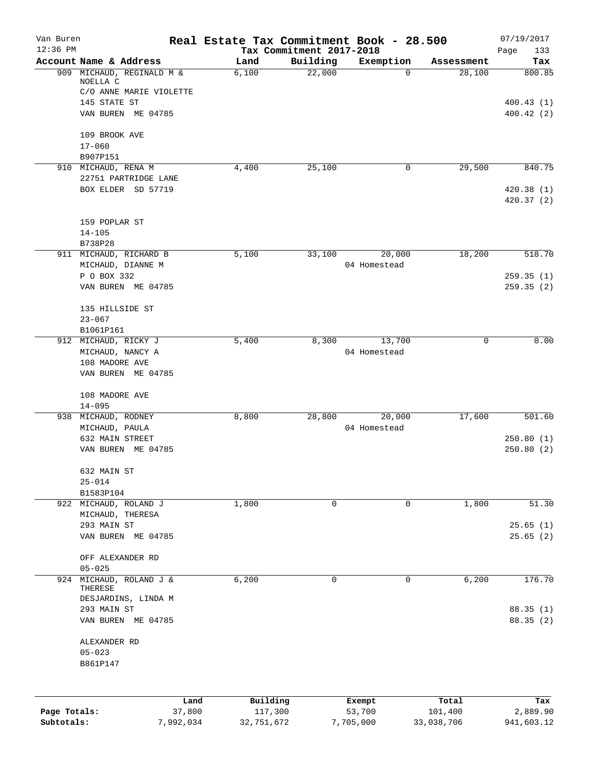# Van Buren — Real Estate Tax Commitment Book - 28.500

12:36 PM — Tax Commitment 2017-2018 — 07/19/2017

| Account Name & Address | Land | Building | Exemption | Assessment | Tax |
|---|---|---|---|---|---|
| 909 MICHAUD, REGINALD M & NOELLA C<br>C/O ANNE MARIE VIOLETTE<br>145 STATE ST<br>VAN BUREN ME 04785<br><br>109 BROOK AVE<br>17-060<br>B907P151 | 6,100 | 22,000 | 0 | 28,100 | 800.85<br><br>400.43 (1)<br>400.42 (2) |
| 910 MICHAUD, RENA M<br>22751 PARTRIDGE LANE<br>BOX ELDER SD 57719<br><br>159 POPLAR ST<br>14-105<br>B738P28 | 4,400 | 25,100 | 0 | 29,500 | 840.75<br><br>420.38 (1)<br>420.37 (2) |
| 911 MICHAUD, RICHARD B<br>MICHAUD, DIANNE M<br>P O BOX 332<br>VAN BUREN ME 04785<br><br>135 HILLSIDE ST<br>23-067<br>B1061P161 | 5,100 | 33,100 | 20,000<br>04 Homestead | 18,200 | 518.70<br><br>259.35 (1)<br>259.35 (2) |
| 912 MICHAUD, RICKY J<br>MICHAUD, NANCY A<br>108 MADORE AVE<br>VAN BUREN ME 04785<br><br>108 MADORE AVE<br>14-095 | 5,400 | 8,300 | 13,700<br>04 Homestead | 0 | 0.00 |
| 938 MICHAUD, RODNEY<br>MICHAUD, PAULA<br>632 MAIN STREET<br>VAN BUREN ME 04785<br><br>632 MAIN ST<br>25-014<br>B1583P104 | 8,800 | 28,800 | 20,000<br>04 Homestead | 17,600 | 501.60<br><br>250.80 (1)<br>250.80 (2) |
| 922 MICHAUD, ROLAND J<br>MICHAUD, THERESA<br>293 MAIN ST<br>VAN BUREN ME 04785<br><br>OFF ALEXANDER RD<br>05-025 | 1,800 | 0 | 0 | 1,800 | 51.30<br><br>25.65 (1)<br>25.65 (2) |
| 924 MICHAUD, ROLAND J & THERESE<br>DESJARDINS, LINDA M<br>293 MAIN ST<br>VAN BUREN ME 04785<br><br>ALEXANDER RD<br>05-023<br>B861P147 | 6,200 | 0 | 0 | 6,200 | 176.70<br><br>88.35 (1)<br>88.35 (2) |

| | Land | Building | Exempt | Total | Tax |
|---|---|---|---|---|---|
| Page Totals: | 37,800 | 117,300 | 53,700 | 101,400 | 2,889.90 |
| Subtotals: | 7,992,034 | 32,751,672 | 7,705,000 | 33,038,706 | 941,603.12 |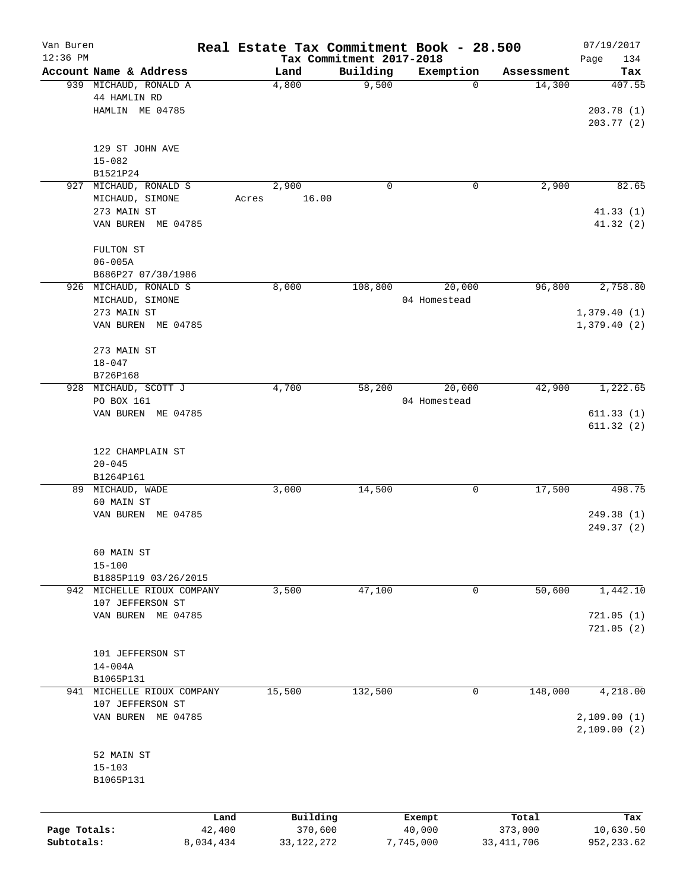# Real Estate Tax Commitment Book - 28.500

Van Buren
12:36 PM

Tax Commitment 2017-2018

07/19/2017

| Account Name & Address | Land | Building | Exemption | Assessment | Tax |
|---|---|---|---|---|---|
| 939 MICHAUD, RONALD A | 4,800 | 9,500 | 0 | 14,300 | 407.55 |
| 44 HAMLIN RD | | | | | |
| HAMLIN ME 04785 | | | | | 203.78 (1) |
| | | | | | 203.77 (2) |
| 129 ST JOHN AVE | | | | | |
| 15-082 | | | | | |
| B1521P24 | | | | | |
| 927 MICHAUD, RONALD S | 2,900 | 0 | 0 | 2,900 | 82.65 |
| MICHAUD, SIMONE | Acres 16.00 | | | | |
| 273 MAIN ST | | | | | 41.33 (1) |
| VAN BUREN ME 04785 | | | | | 41.32 (2) |
| FULTON ST | | | | | |
| 06-005A | | | | | |
| B686P27 07/30/1986 | | | | | |
| 926 MICHAUD, RONALD S | 8,000 | 108,800 | 20,000 | 96,800 | 2,758.80 |
| MICHAUD, SIMONE | | | 04 Homestead | | |
| 273 MAIN ST | | | | | 1,379.40 (1) |
| VAN BUREN ME 04785 | | | | | 1,379.40 (2) |
| 273 MAIN ST | | | | | |
| 18-047 | | | | | |
| B726P168 | | | | | |
| 928 MICHAUD, SCOTT J | 4,700 | 58,200 | 20,000 | 42,900 | 1,222.65 |
| PO BOX 161 | | | 04 Homestead | | |
| VAN BUREN ME 04785 | | | | | 611.33 (1) |
| | | | | | 611.32 (2) |
| 122 CHAMPLAIN ST | | | | | |
| 20-045 | | | | | |
| B1264P161 | | | | | |
| 89 MICHAUD, WADE | 3,000 | 14,500 | 0 | 17,500 | 498.75 |
| 60 MAIN ST | | | | | |
| VAN BUREN ME 04785 | | | | | 249.38 (1) |
| | | | | | 249.37 (2) |
| 60 MAIN ST | | | | | |
| 15-100 | | | | | |
| B1885P119 03/26/2015 | | | | | |
| 942 MICHELLE RIOUX COMPANY | 3,500 | 47,100 | 0 | 50,600 | 1,442.10 |
| 107 JEFFERSON ST | | | | | |
| VAN BUREN ME 04785 | | | | | 721.05 (1) |
| | | | | | 721.05 (2) |
| 101 JEFFERSON ST | | | | | |
| 14-004A | | | | | |
| B1065P131 | | | | | |
| 941 MICHELLE RIOUX COMPANY | 15,500 | 132,500 | 0 | 148,000 | 4,218.00 |
| 107 JEFFERSON ST | | | | | |
| VAN BUREN ME 04785 | | | | | 2,109.00 (1) |
| | | | | | 2,109.00 (2) |
| 52 MAIN ST | | | | | |
| 15-103 | | | | | |
| B1065P131 | | | | | |

| | Land | Building | Exempt | Total | Tax |
|---|---|---|---|---|---|
| Page Totals: | 42,400 | 370,600 | 40,000 | 373,000 | 10,630.50 |
| Subtotals: | 8,034,434 | 33,122,272 | 7,745,000 | 33,411,706 | 952,233.62 |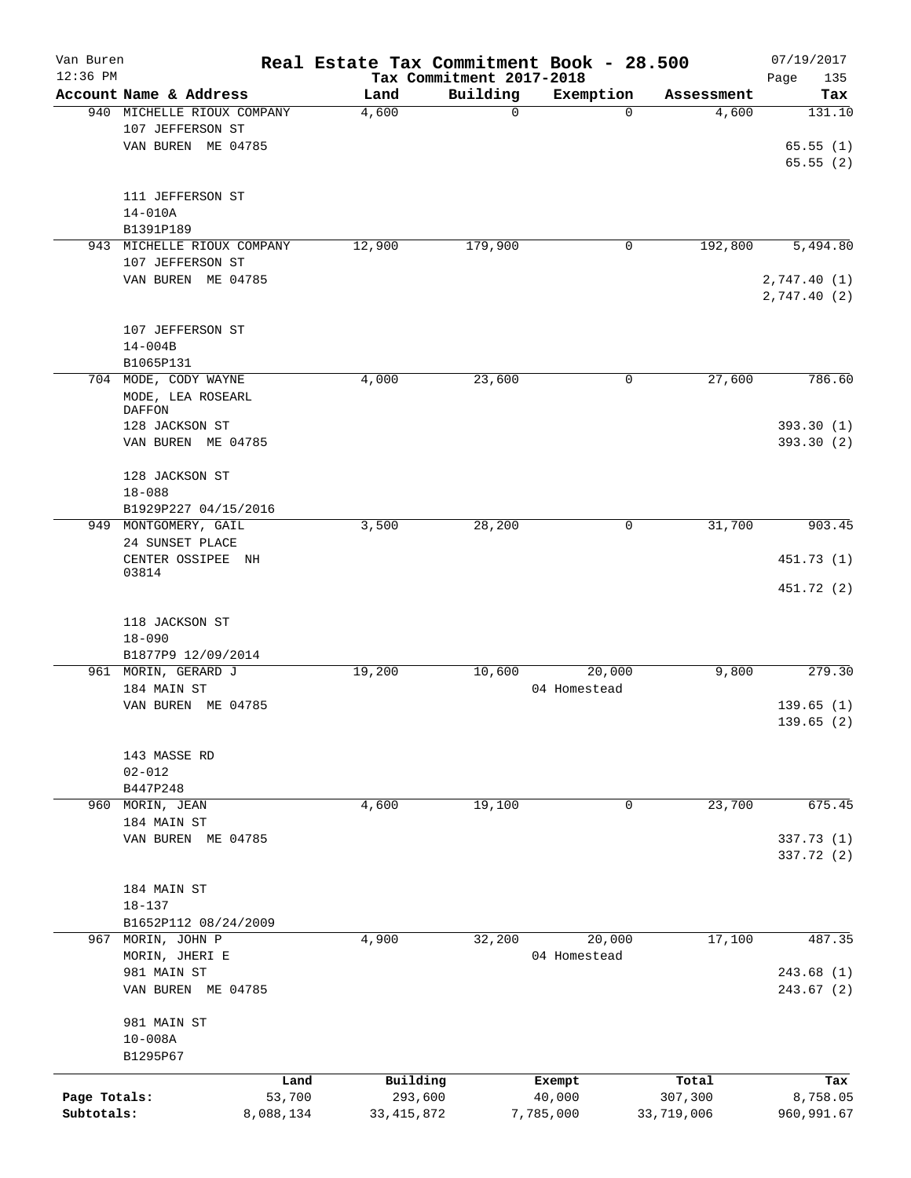Van Buren 12:36 PM

# Real Estate Tax Commitment Book - 28.500

Tax Commitment 2017-2018

07/19/2017

| Account Name & Address | Land | Building | Exemption | Assessment | Tax |
|---|---|---|---|---|---|
| 940 MICHELLE RIOUX COMPANY<br>107 JEFFERSON ST<br>VAN BUREN ME 04785<br><br>111 JEFFERSON ST<br>14-010A<br>B1391P189 | 4,600 | 0 | 0 | 4,600 | 131.10<br>65.55 (1)<br>65.55 (2) |
| 943 MICHELLE RIOUX COMPANY<br>107 JEFFERSON ST<br>VAN BUREN ME 04785<br><br>107 JEFFERSON ST<br>14-004B<br>B1065P131 | 12,900 | 179,900 | 0 | 192,800 | 5,494.80<br>2,747.40 (1)<br>2,747.40 (2) |
| 704 MODE, CODY WAYNE<br>MODE, LEA ROSEARL DAFFON<br>128 JACKSON ST<br>VAN BUREN ME 04785<br><br>128 JACKSON ST<br>18-088<br>B1929P227 04/15/2016 | 4,000 | 23,600 | 0 | 27,600 | 786.60<br>393.30 (1)<br>393.30 (2) |
| 949 MONTGOMERY, GAIL<br>24 SUNSET PLACE<br>CENTER OSSIPEE NH 03814<br><br>118 JACKSON ST<br>18-090<br>B1877P9 12/09/2014 | 3,500 | 28,200 | 0 | 31,700 | 903.45<br>451.73 (1)<br>451.72 (2) |
| 961 MORIN, GERARD J<br>184 MAIN ST<br>VAN BUREN ME 04785<br><br>143 MASSE RD<br>02-012<br>B447P248 | 19,200 | 10,600 | 20,000<br>04 Homestead | 9,800 | 279.30<br>139.65 (1)<br>139.65 (2) |
| 960 MORIN, JEAN<br>184 MAIN ST<br>VAN BUREN ME 04785<br><br>184 MAIN ST<br>18-137<br>B1652P112 08/24/2009 | 4,600 | 19,100 | 0 | 23,700 | 675.45<br>337.73 (1)<br>337.72 (2) |
| 967 MORIN, JOHN P<br>MORIN, JHERI E<br>981 MAIN ST<br>VAN BUREN ME 04785<br><br>981 MAIN ST<br>10-008A<br>B1295P67 | 4,900 | 32,200 | 20,000<br>04 Homestead | 17,100 | 487.35<br>243.68 (1)<br>243.67 (2) |

| | Land | Building | Exempt | Total | Tax |
|---|---|---|---|---|---|
| Page Totals: | 53,700 | 293,600 | 40,000 | 307,300 | 8,758.05 |
| Subtotals: | 8,088,134 | 33,415,872 | 7,785,000 | 33,719,006 | 960,991.67 |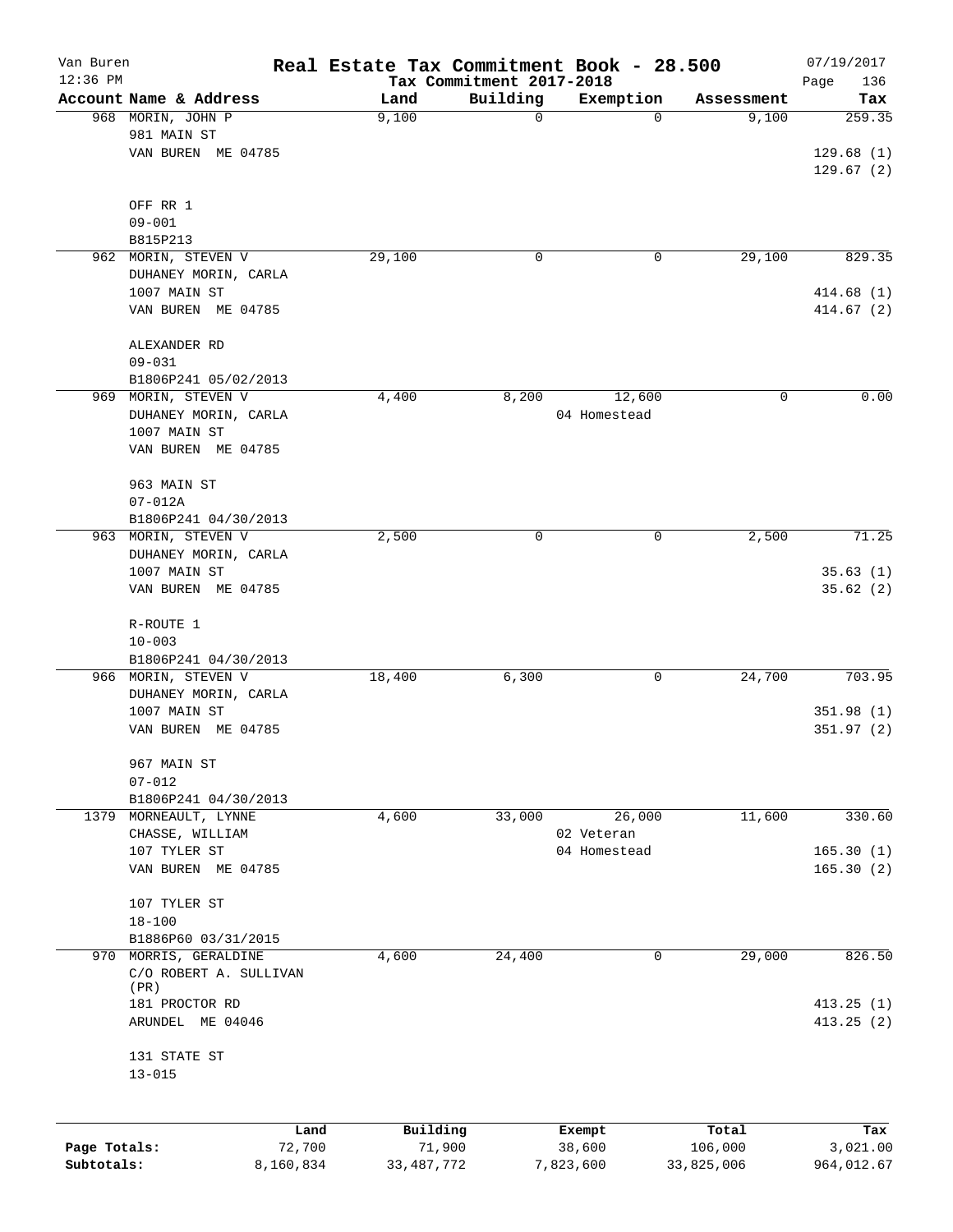Van Buren
12:36 PM

# Real Estate Tax Commitment Book - 28.500

Tax Commitment 2017-2018

07/19/2017

| Account Name & Address | Land | Building | Exemption | Assessment | Tax |
|---|---|---|---|---|---|
| 968 MORIN, JOHN P<br>981 MAIN ST<br>VAN BUREN ME 04785<br><br>OFF RR 1<br>09-001<br>B815P213 | 9,100 | 0 | 0 | 9,100 | 259.35<br><br>129.68 (1)<br>129.67 (2) |
| 962 MORIN, STEVEN V<br>DUHANEY MORIN, CARLA<br>1007 MAIN ST<br>VAN BUREN ME 04785<br><br>ALEXANDER RD<br>09-031<br>B1806P241 05/02/2013 | 29,100 | 0 | 0 | 29,100 | 829.35<br><br>414.68 (1)<br>414.67 (2) |
| 969 MORIN, STEVEN V<br>DUHANEY MORIN, CARLA<br>1007 MAIN ST<br>VAN BUREN ME 04785<br><br>963 MAIN ST<br>07-012A<br>B1806P241 04/30/2013 | 4,400 | 8,200 | 12,600<br>04 Homestead | 0 | 0.00 |
| 963 MORIN, STEVEN V<br>DUHANEY MORIN, CARLA<br>1007 MAIN ST<br>VAN BUREN ME 04785<br><br>R-ROUTE 1<br>10-003<br>B1806P241 04/30/2013 | 2,500 | 0 | 0 | 2,500 | 71.25<br><br>35.63 (1)<br>35.62 (2) |
| 966 MORIN, STEVEN V<br>DUHANEY MORIN, CARLA<br>1007 MAIN ST<br>VAN BUREN ME 04785<br><br>967 MAIN ST<br>07-012<br>B1806P241 04/30/2013 | 18,400 | 6,300 | 0 | 24,700 | 703.95<br><br>351.98 (1)<br>351.97 (2) |
| 1379 MORNEAULT, LYNNE<br>CHASSE, WILLIAM<br>107 TYLER ST<br>VAN BUREN ME 04785<br><br>107 TYLER ST<br>18-100<br>B1886P60 03/31/2015 | 4,600 | 33,000 | 26,000<br>02 Veteran<br>04 Homestead | 11,600 | 330.60<br><br>165.30 (1)<br>165.30 (2) |
| 970 MORRIS, GERALDINE<br>C/O ROBERT A. SULLIVAN (PR)<br>181 PROCTOR RD<br>ARUNDEL ME 04046<br><br>131 STATE ST<br>13-015 | 4,600 | 24,400 | 0 | 29,000 | 826.50<br><br>413.25 (1)<br>413.25 (2) |

| | Land | Building | Exempt | Total | Tax |
|---|---|---|---|---|---|
| Page Totals: | 72,700 | 71,900 | 38,600 | 106,000 | 3,021.00 |
| Subtotals: | 8,160,834 | 33,487,772 | 7,823,600 | 33,825,006 | 964,012.67 |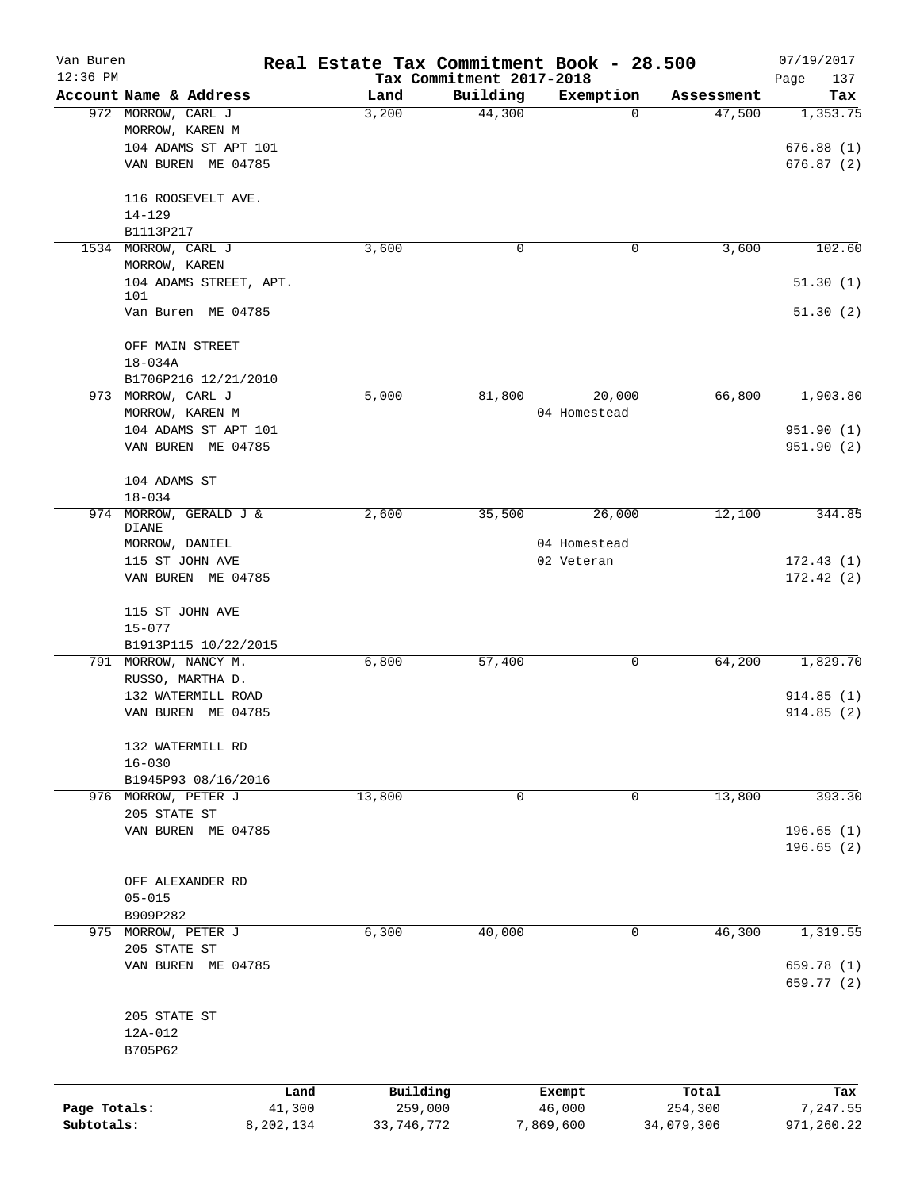# Real Estate Tax Commitment Book - 28.500

Van Buren — Tax Commitment 2017-2018 — 07/19/2017 12:36 PM

| Account Name & Address | Land | Building | Exemption | Assessment | Tax |
|---|---|---|---|---|---|
| 972 MORROW, CARL J<br>MORROW, KAREN M<br>104 ADAMS ST APT 101<br>VAN BUREN ME 04785<br><br>116 ROOSEVELT AVE.<br>14-129<br>B1113P217 | 3,200 | 44,300 | 0 | 47,500 | 1,353.75<br><br><br>676.88 (1)<br>676.87 (2) |
| 1534 MORROW, CARL J<br>MORROW, KAREN<br>104 ADAMS STREET, APT. 101<br>Van Buren ME 04785<br><br>OFF MAIN STREET<br>18-034A<br>B1706P216 12/21/2010 | 3,600 | 0 | 0 | 3,600 | 102.60<br><br>51.30 (1)<br>51.30 (2) |
| 973 MORROW, CARL J<br>MORROW, KAREN M<br>104 ADAMS ST APT 101<br>VAN BUREN ME 04785<br><br>104 ADAMS ST<br>18-034 | 5,000 | 81,800 | 20,000<br>04 Homestead | 66,800 | 1,903.80<br><br>951.90 (1)<br>951.90 (2) |
| 974 MORROW, GERALD J & DIANE<br>MORROW, DANIEL<br>115 ST JOHN AVE<br>VAN BUREN ME 04785<br><br>115 ST JOHN AVE<br>15-077<br>B1913P115 10/22/2015 | 2,600 | 35,500 | 26,000<br>04 Homestead<br>02 Veteran | 12,100 | 344.85<br><br>172.43 (1)<br>172.42 (2) |
| 791 MORROW, NANCY M.<br>RUSSO, MARTHA D.<br>132 WATERMILL ROAD<br>VAN BUREN ME 04785<br><br>132 WATERMILL RD<br>16-030<br>B1945P93 08/16/2016 | 6,800 | 57,400 | 0 | 64,200 | 1,829.70<br><br>914.85 (1)<br>914.85 (2) |
| 976 MORROW, PETER J<br>205 STATE ST<br>VAN BUREN ME 04785<br><br>OFF ALEXANDER RD<br>05-015<br>B909P282 | 13,800 | 0 | 0 | 13,800 | 393.30<br><br>196.65 (1)<br>196.65 (2) |
| 975 MORROW, PETER J<br>205 STATE ST<br>VAN BUREN ME 04785<br><br>205 STATE ST<br>12A-012<br>B705P62 | 6,300 | 40,000 | 0 | 46,300 | 1,319.55<br><br>659.78 (1)<br>659.77 (2) |

| | Land | Building | Exempt | Total | Tax |
|---|---|---|---|---|---|
| Page Totals: | 41,300 | 259,000 | 46,000 | 254,300 | 7,247.55 |
| Subtotals: | 8,202,134 | 33,746,772 | 7,869,600 | 34,079,306 | 971,260.22 |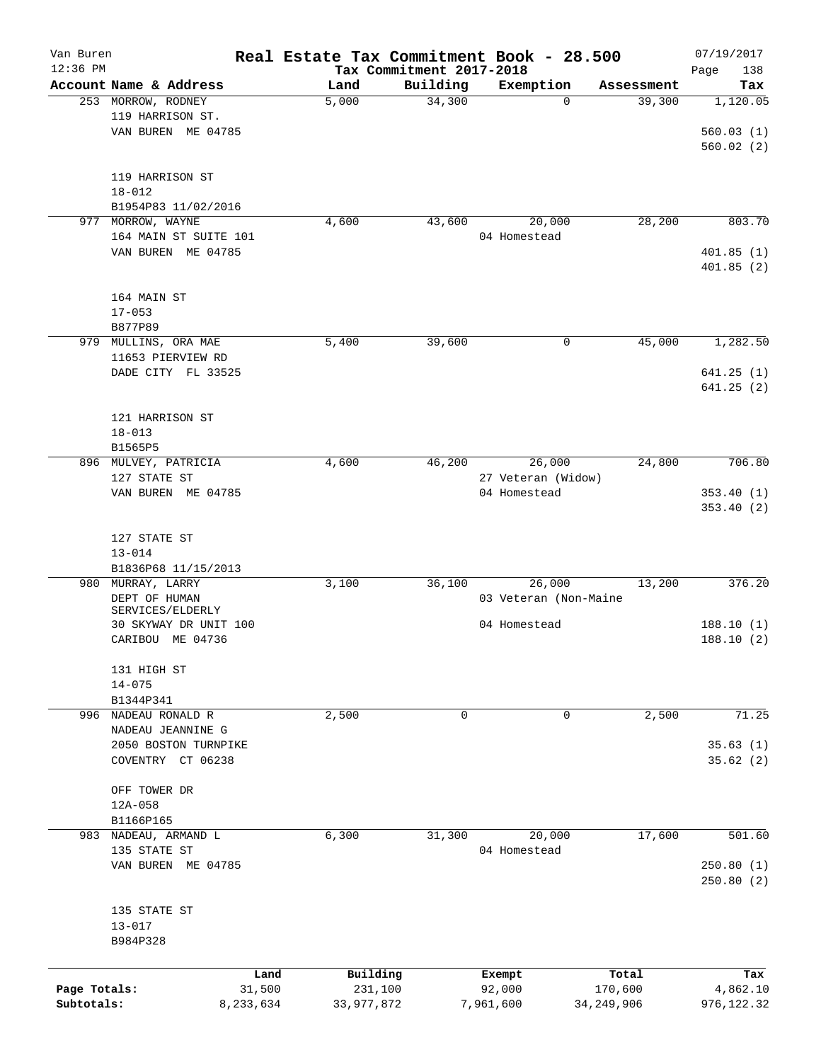Van Buren
12:36 PM

**Real Estate Tax Commitment Book - 28.500**
**Tax Commitment 2017-2018**

07/19/2017
Page 138

| Account Name & Address | Land | Building | Exemption | Assessment | Tax |
|---|---|---|---|---|---|
| 253 MORROW, RODNEY<br>119 HARRISON ST.<br>VAN BUREN ME 04785<br><br>119 HARRISON ST<br>18-012<br>B1954P83 11/02/2016 | 5,000 | 34,300 | 0 | 39,300 | 1,120.05<br><br>560.03 (1)<br>560.02 (2) |
| 977 MORROW, WAYNE<br>164 MAIN ST SUITE 101<br>VAN BUREN ME 04785<br><br>164 MAIN ST<br>17-053<br>B877P89 | 4,600 | 43,600 | 20,000<br>04 Homestead | 28,200 | 803.70<br><br>401.85 (1)<br>401.85 (2) |
| 979 MULLINS, ORA MAE<br>11653 PIERVIEW RD<br>DADE CITY FL 33525<br><br>121 HARRISON ST<br>18-013<br>B1565P5 | 5,400 | 39,600 | 0 | 45,000 | 1,282.50<br><br>641.25 (1)<br>641.25 (2) |
| 896 MULVEY, PATRICIA<br>127 STATE ST<br>VAN BUREN ME 04785<br><br>127 STATE ST<br>13-014<br>B1836P68 11/15/2013 | 4,600 | 46,200 | 26,000<br>27 Veteran (Widow)<br>04 Homestead | 24,800 | 706.80<br><br>353.40 (1)<br>353.40 (2) |
| 980 MURRAY, LARRY<br>DEPT OF HUMAN SERVICES/ELDERLY<br>30 SKYWAY DR UNIT 100<br>CARIBOU ME 04736<br><br>131 HIGH ST<br>14-075<br>B1344P341 | 3,100 | 36,100 | 26,000<br>03 Veteran (Non-Maine<br>04 Homestead | 13,200 | 376.20<br><br>188.10 (1)<br>188.10 (2) |
| 996 NADEAU RONALD R<br>NADEAU JEANNINE G<br>2050 BOSTON TURNPIKE<br>COVENTRY CT 06238<br><br>OFF TOWER DR<br>12A-058<br>B1166P165 | 2,500 | 0 | 0 | 2,500 | 71.25<br><br>35.63 (1)<br>35.62 (2) |
| 983 NADEAU, ARMAND L<br>135 STATE ST<br>VAN BUREN ME 04785<br><br>135 STATE ST<br>13-017<br>B984P328 | 6,300 | 31,300 | 20,000<br>04 Homestead | 17,600 | 501.60<br><br>250.80 (1)<br>250.80 (2) |

| | Land | Building | Exempt | Total | Tax |
|---|---|---|---|---|---|
| Page Totals: | 31,500 | 231,100 | 92,000 | 170,600 | 4,862.10 |
| Subtotals: | 8,233,634 | 33,977,872 | 7,961,600 | 34,249,906 | 976,122.32 |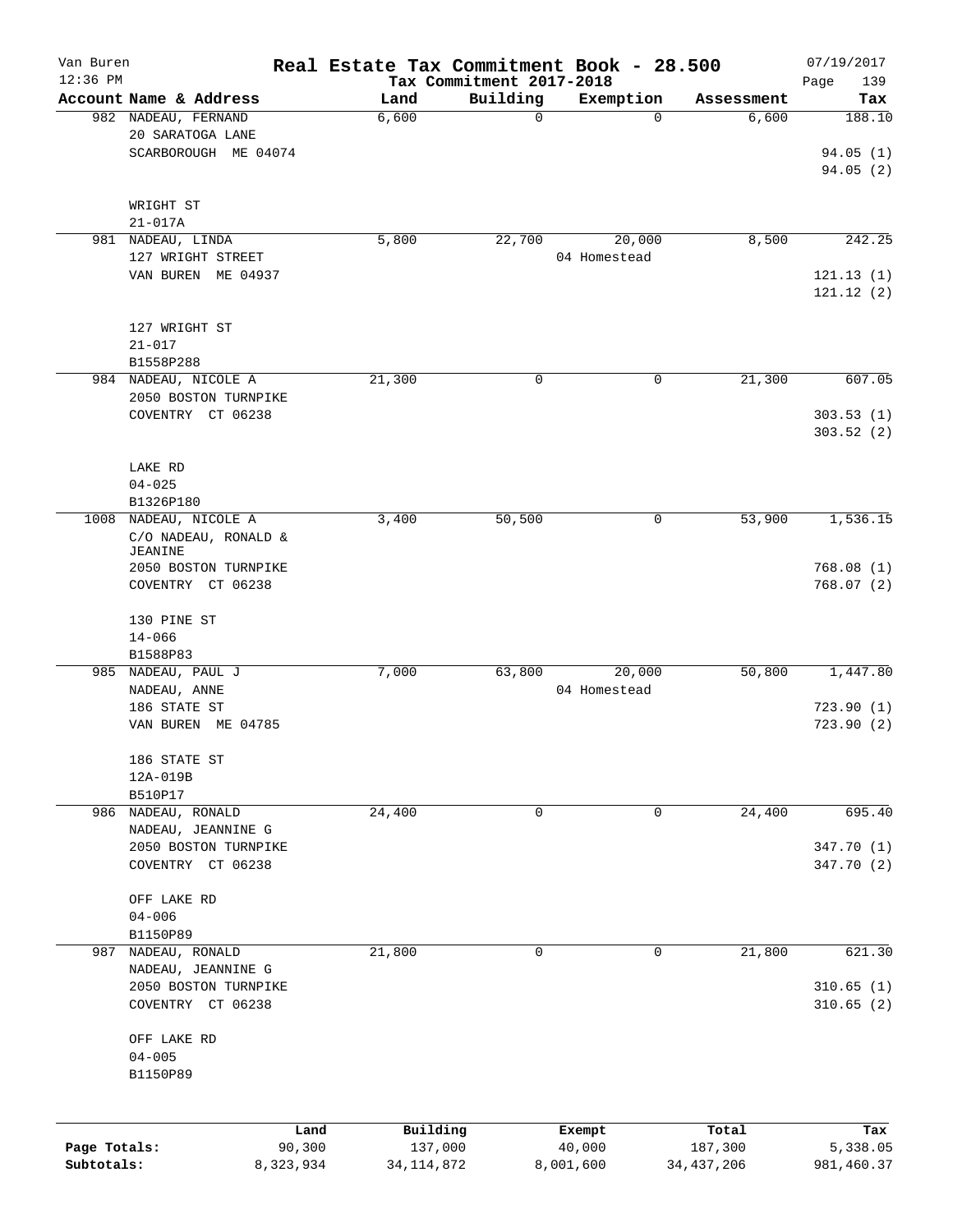# Van Buren — Real Estate Tax Commitment Book - 28.500

Tax Commitment 2017-2018

12:36 PM — 07/19/2017

| Account | Name & Address | Land | Building | Exemption | Assessment | Tax |
|---|---|---|---|---|---|---|
| 982 | NADEAU, FERNAND<br>20 SARATOGA LANE<br>SCARBOROUGH ME 04074<br><br>WRIGHT ST<br>21-017A | 6,600 | 0 | 0 | 6,600 | 188.10<br>94.05 (1)<br>94.05 (2) |
| 981 | NADEAU, LINDA<br>127 WRIGHT STREET<br>VAN BUREN ME 04937<br><br>127 WRIGHT ST<br>21-017<br>B1558P288 | 5,800 | 22,700 | 20,000<br>04 Homestead | 8,500 | 242.25<br>121.13 (1)<br>121.12 (2) |
| 984 | NADEAU, NICOLE A<br>2050 BOSTON TURNPIKE<br>COVENTRY CT 06238<br><br>LAKE RD<br>04-025<br>B1326P180 | 21,300 | 0 | 0 | 21,300 | 607.05<br>303.53 (1)<br>303.52 (2) |
| 1008 | NADEAU, NICOLE A<br>C/O NADEAU, RONALD & JEANINE<br>2050 BOSTON TURNPIKE<br>COVENTRY CT 06238<br><br>130 PINE ST<br>14-066<br>B1588P83 | 3,400 | 50,500 | 0 | 53,900 | 1,536.15<br>768.08 (1)<br>768.07 (2) |
| 985 | NADEAU, PAUL J<br>NADEAU, ANNE<br>186 STATE ST<br>VAN BUREN ME 04785<br><br>186 STATE ST<br>12A-019B<br>B510P17 | 7,000 | 63,800 | 20,000<br>04 Homestead | 50,800 | 1,447.80<br>723.90 (1)<br>723.90 (2) |
| 986 | NADEAU, RONALD<br>NADEAU, JEANNINE G<br>2050 BOSTON TURNPIKE<br>COVENTRY CT 06238<br><br>OFF LAKE RD<br>04-006<br>B1150P89 | 24,400 | 0 | 0 | 24,400 | 695.40<br>347.70 (1)<br>347.70 (2) |
| 987 | NADEAU, RONALD<br>NADEAU, JEANNINE G<br>2050 BOSTON TURNPIKE<br>COVENTRY CT 06238<br><br>OFF LAKE RD<br>04-005<br>B1150P89 | 21,800 | 0 | 0 | 21,800 | 621.30<br>310.65 (1)<br>310.65 (2) |

| | Land | Building | Exempt | Total | Tax |
|---|---|---|---|---|---|
| Page Totals: | 90,300 | 137,000 | 40,000 | 187,300 | 5,338.05 |
| Subtotals: | 8,323,934 | 34,114,872 | 8,001,600 | 34,437,206 | 981,460.37 |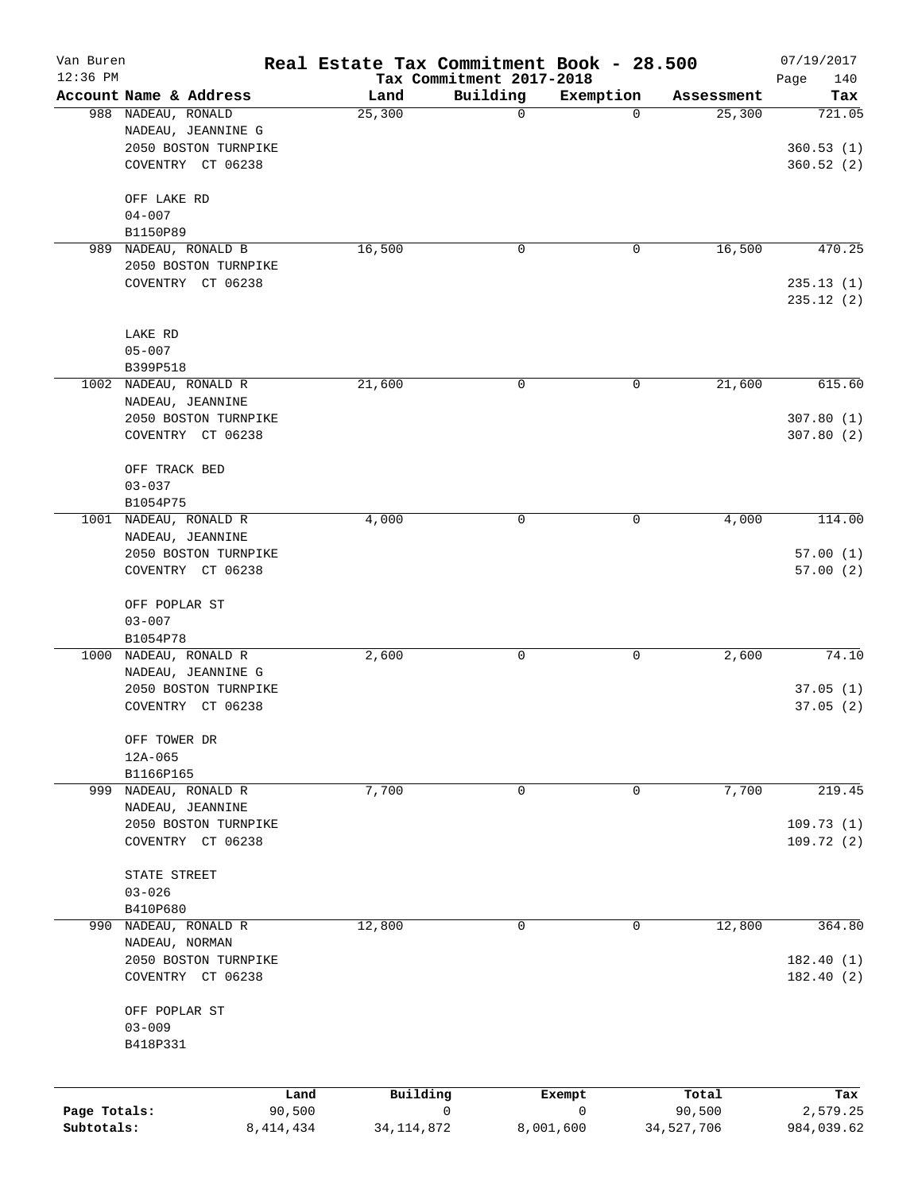# Van Buren — Real Estate Tax Commitment Book - 28.500

12:36 PM — Tax Commitment 2017-2018 — 07/19/2017

| Account Name & Address | Land | Building | Exemption | Assessment | Tax |
|---|---|---|---|---|---|
| 988 NADEAU, RONALD<br>NADEAU, JEANNINE G<br>2050 BOSTON TURNPIKE<br>COVENTRY CT 06238<br><br>OFF LAKE RD<br>04-007<br>B1150P89 | 25,300 | 0 | 0 | 25,300 | 721.05<br><br>360.53 (1)<br>360.52 (2) |
| 989 NADEAU, RONALD B<br>2050 BOSTON TURNPIKE<br>COVENTRY CT 06238<br><br>LAKE RD<br>05-007<br>B399P518 | 16,500 | 0 | 0 | 16,500 | 470.25<br><br>235.13 (1)<br>235.12 (2) |
| 1002 NADEAU, RONALD R<br>NADEAU, JEANNINE<br>2050 BOSTON TURNPIKE<br>COVENTRY CT 06238<br><br>OFF TRACK BED<br>03-037<br>B1054P75 | 21,600 | 0 | 0 | 21,600 | 615.60<br><br>307.80 (1)<br>307.80 (2) |
| 1001 NADEAU, RONALD R<br>NADEAU, JEANNINE<br>2050 BOSTON TURNPIKE<br>COVENTRY CT 06238<br><br>OFF POPLAR ST<br>03-007<br>B1054P78 | 4,000 | 0 | 0 | 4,000 | 114.00<br><br>57.00 (1)<br>57.00 (2) |
| 1000 NADEAU, RONALD R<br>NADEAU, JEANNINE G<br>2050 BOSTON TURNPIKE<br>COVENTRY CT 06238<br><br>OFF TOWER DR<br>12A-065<br>B1166P165 | 2,600 | 0 | 0 | 2,600 | 74.10<br><br>37.05 (1)<br>37.05 (2) |
| 999 NADEAU, RONALD R<br>NADEAU, JEANNINE<br>2050 BOSTON TURNPIKE<br>COVENTRY CT 06238<br><br>STATE STREET<br>03-026<br>B410P680 | 7,700 | 0 | 0 | 7,700 | 219.45<br><br>109.73 (1)<br>109.72 (2) |
| 990 NADEAU, RONALD R<br>NADEAU, NORMAN<br>2050 BOSTON TURNPIKE<br>COVENTRY CT 06238<br><br>OFF POPLAR ST<br>03-009<br>B418P331 | 12,800 | 0 | 0 | 12,800 | 364.80<br><br>182.40 (1)<br>182.40 (2) |

| | Land | Building | Exempt | Total | Tax |
|---|---|---|---|---|---|
| Page Totals: | 90,500 | 0 | 0 | 90,500 | 2,579.25 |
| Subtotals: | 8,414,434 | 34,114,872 | 8,001,600 | 34,527,706 | 984,039.62 |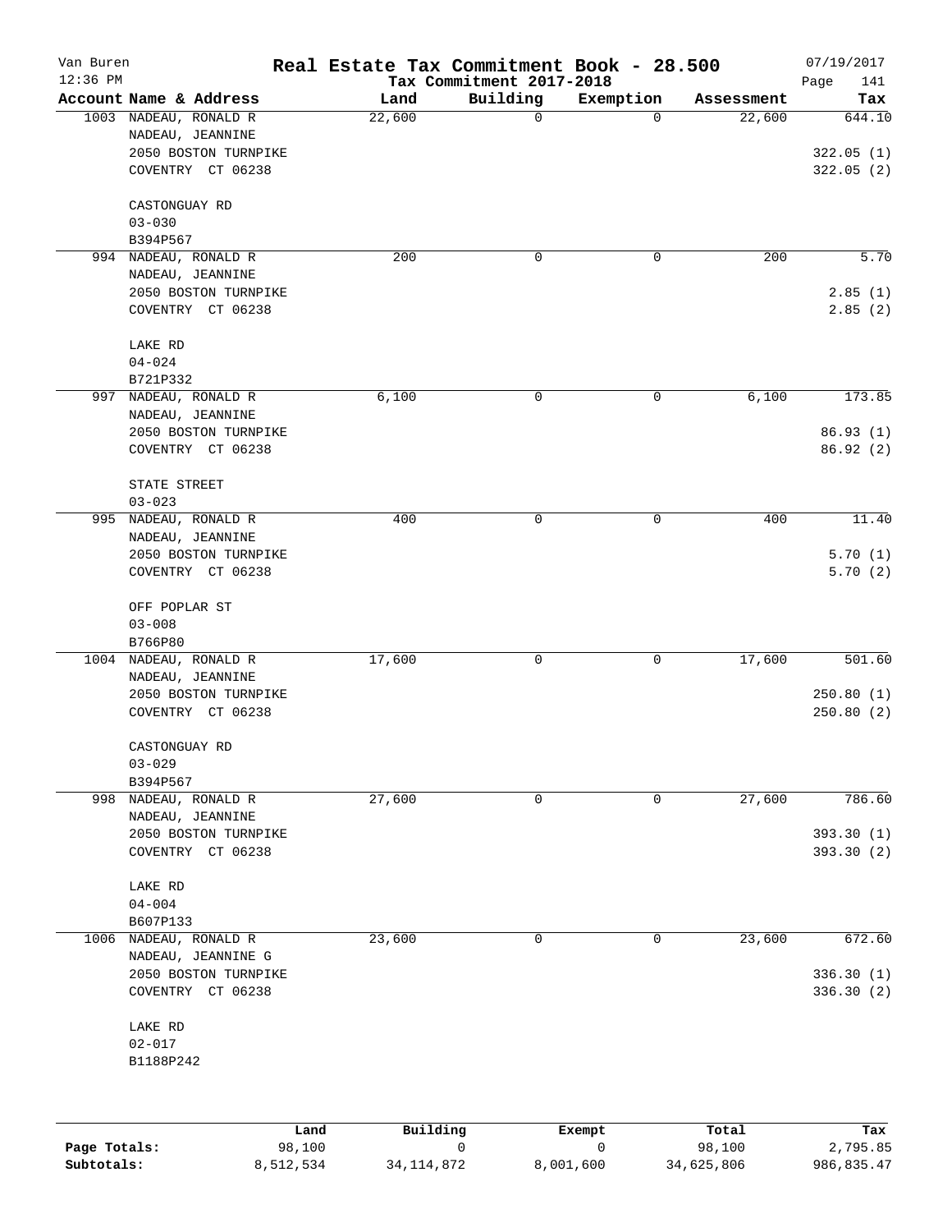# Real Estate Tax Commitment Book - 28.500

Van Buren
12:36 PM

Tax Commitment 2017-2018

07/19/2017

| Account Name & Address | Land | Building | Exemption | Assessment | Tax |
|---|---|---|---|---|---|
| 1003 NADEAU, RONALD R<br>NADEAU, JEANNINE<br>2050 BOSTON TURNPIKE<br>COVENTRY CT 06238<br><br>CASTONGUAY RD<br>03-030<br>B394P567 | 22,600 | 0 | 0 | 22,600 | 644.10<br><br>322.05 (1)<br>322.05 (2) |
| 994 NADEAU, RONALD R<br>NADEAU, JEANNINE<br>2050 BOSTON TURNPIKE<br>COVENTRY CT 06238<br><br>LAKE RD<br>04-024<br>B721P332 | 200 | 0 | 0 | 200 | 5.70<br><br>2.85 (1)<br>2.85 (2) |
| 997 NADEAU, RONALD R<br>NADEAU, JEANNINE<br>2050 BOSTON TURNPIKE<br>COVENTRY CT 06238<br><br>STATE STREET<br>03-023 | 6,100 | 0 | 0 | 6,100 | 173.85<br><br>86.93 (1)<br>86.92 (2) |
| 995 NADEAU, RONALD R<br>NADEAU, JEANNINE<br>2050 BOSTON TURNPIKE<br>COVENTRY CT 06238<br><br>OFF POPLAR ST<br>03-008<br>B766P80 | 400 | 0 | 0 | 400 | 11.40<br><br>5.70 (1)<br>5.70 (2) |
| 1004 NADEAU, RONALD R<br>NADEAU, JEANNINE<br>2050 BOSTON TURNPIKE<br>COVENTRY CT 06238<br><br>CASTONGUAY RD<br>03-029<br>B394P567 | 17,600 | 0 | 0 | 17,600 | 501.60<br><br>250.80 (1)<br>250.80 (2) |
| 998 NADEAU, RONALD R<br>NADEAU, JEANNINE<br>2050 BOSTON TURNPIKE<br>COVENTRY CT 06238<br><br>LAKE RD<br>04-004<br>B607P133 | 27,600 | 0 | 0 | 27,600 | 786.60<br><br>393.30 (1)<br>393.30 (2) |
| 1006 NADEAU, RONALD R<br>NADEAU, JEANNINE G<br>2050 BOSTON TURNPIKE<br>COVENTRY CT 06238<br><br>LAKE RD<br>02-017<br>B1188P242 | 23,600 | 0 | 0 | 23,600 | 672.60<br><br>336.30 (1)<br>336.30 (2) |

| | Land | Building | Exempt | Total | Tax |
|---|---|---|---|---|---|
| Page Totals: | 98,100 | 0 | 0 | 98,100 | 2,795.85 |
| Subtotals: | 8,512,534 | 34,114,872 | 8,001,600 | 34,625,806 | 986,835.47 |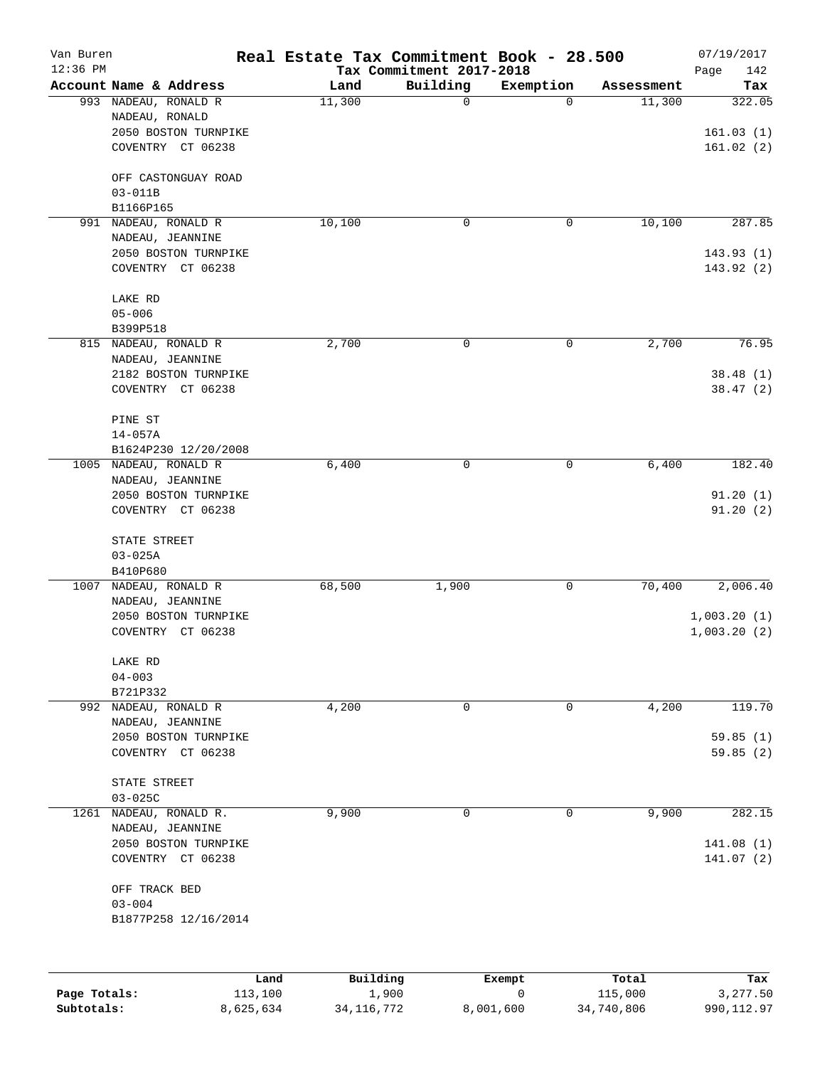Van Buren
12:36 PM

# Real Estate Tax Commitment Book - 28.500

Tax Commitment 2017-2018

07/19/2017

| Account Name & Address | Land | Building | Exemption | Assessment | Tax |
|---|---|---|---|---|---|
| 993 NADEAU, RONALD R<br>NADEAU, RONALD<br>2050 BOSTON TURNPIKE<br>COVENTRY CT 06238<br><br>OFF CASTONGUAY ROAD<br>03-011B<br>B1166P165 | 11,300 | 0 | 0 | 11,300 | 322.05<br><br>161.03 (1)<br>161.02 (2) |
| 991 NADEAU, RONALD R<br>NADEAU, JEANNINE<br>2050 BOSTON TURNPIKE<br>COVENTRY CT 06238<br><br>LAKE RD<br>05-006<br>B399P518 | 10,100 | 0 | 0 | 10,100 | 287.85<br><br>143.93 (1)<br>143.92 (2) |
| 815 NADEAU, RONALD R<br>NADEAU, JEANNINE<br>2182 BOSTON TURNPIKE<br>COVENTRY CT 06238<br><br>PINE ST<br>14-057A<br>B1624P230 12/20/2008 | 2,700 | 0 | 0 | 2,700 | 76.95<br><br>38.48 (1)<br>38.47 (2) |
| 1005 NADEAU, RONALD R<br>NADEAU, JEANNINE<br>2050 BOSTON TURNPIKE<br>COVENTRY CT 06238<br><br>STATE STREET<br>03-025A<br>B410P680 | 6,400 | 0 | 0 | 6,400 | 182.40<br><br>91.20 (1)<br>91.20 (2) |
| 1007 NADEAU, RONALD R<br>NADEAU, JEANNINE<br>2050 BOSTON TURNPIKE<br>COVENTRY CT 06238<br><br>LAKE RD<br>04-003<br>B721P332 | 68,500 | 1,900 | 0 | 70,400 | 2,006.40<br><br>1,003.20 (1)<br>1,003.20 (2) |
| 992 NADEAU, RONALD R<br>NADEAU, JEANNINE<br>2050 BOSTON TURNPIKE<br>COVENTRY CT 06238<br><br>STATE STREET<br>03-025C | 4,200 | 0 | 0 | 4,200 | 119.70<br><br>59.85 (1)<br>59.85 (2) |
| 1261 NADEAU, RONALD R.<br>NADEAU, JEANNINE<br>2050 BOSTON TURNPIKE<br>COVENTRY CT 06238<br><br>OFF TRACK BED<br>03-004<br>B1877P258 12/16/2014 | 9,900 | 0 | 0 | 9,900 | 282.15<br><br>141.08 (1)<br>141.07 (2) |

| | Land | Building | Exempt | Total | Tax |
|---|---|---|---|---|---|
| Page Totals: | 113,100 | 1,900 | 0 | 115,000 | 3,277.50 |
| Subtotals: | 8,625,634 | 34,116,772 | 8,001,600 | 34,740,806 | 990,112.97 |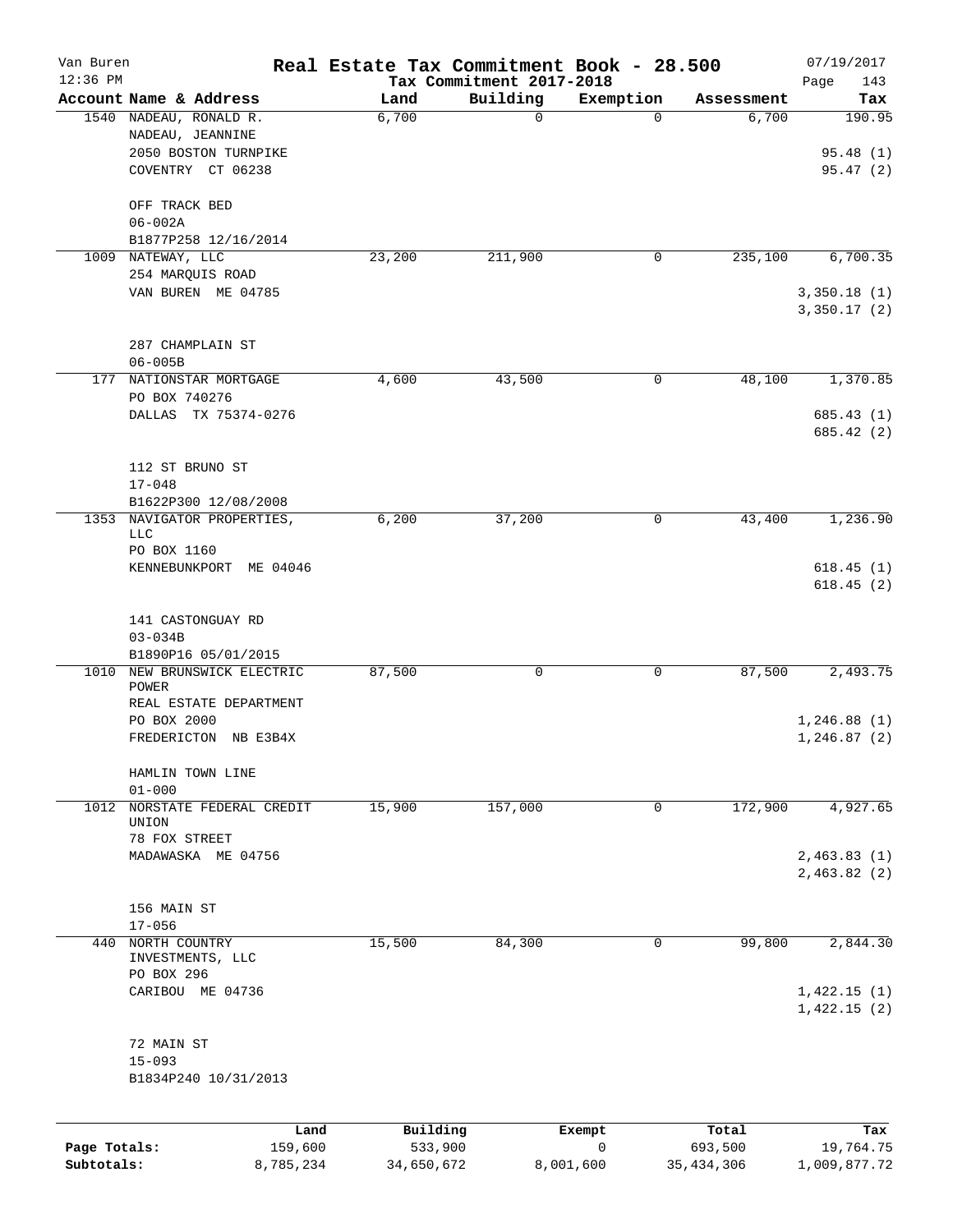# Real Estate Tax Commitment Book - 28.500

Van Buren
12:36 PM

Tax Commitment 2017-2018

07/19/2017

| Account | Name & Address | Land | Building | Exemption | Assessment | Tax |
|---|---|---|---|---|---|---|
| 1540 | NADEAU, RONALD R.<br>NADEAU, JEANNINE<br>2050 BOSTON TURNPIKE<br>COVENTRY CT 06238<br><br>OFF TRACK BED<br>06-002A<br>B1877P258 12/16/2014 | 6,700 | 0 | 0 | 6,700 | 190.95<br><br>95.48 (1)<br>95.47 (2) |
| 1009 | NATEWAY, LLC<br>254 MARQUIS ROAD<br>VAN BUREN ME 04785<br><br>287 CHAMPLAIN ST<br>06-005B | 23,200 | 211,900 | 0 | 235,100 | 6,700.35<br><br>3,350.18 (1)<br>3,350.17 (2) |
| 177 | NATIONSTAR MORTGAGE<br>PO BOX 740276<br>DALLAS TX 75374-0276<br><br>112 ST BRUNO ST<br>17-048<br>B1622P300 12/08/2008 | 4,600 | 43,500 | 0 | 48,100 | 1,370.85<br><br>685.43 (1)<br>685.42 (2) |
| 1353 | NAVIGATOR PROPERTIES, LLC<br>PO BOX 1160<br>KENNEBUNKPORT ME 04046<br><br>141 CASTONGUAY RD<br>03-034B<br>B1890P16 05/01/2015 | 6,200 | 37,200 | 0 | 43,400 | 1,236.90<br><br>618.45 (1)<br>618.45 (2) |
| 1010 | NEW BRUNSWICK ELECTRIC POWER<br>REAL ESTATE DEPARTMENT<br>PO BOX 2000<br>FREDERICTON NB E3B4X<br><br>HAMLIN TOWN LINE<br>01-000 | 87,500 | 0 | 0 | 87,500 | 2,493.75<br><br>1,246.88 (1)<br>1,246.87 (2) |
| 1012 | NORSTATE FEDERAL CREDIT UNION<br>78 FOX STREET<br>MADAWASKA ME 04756<br><br>156 MAIN ST<br>17-056 | 15,900 | 157,000 | 0 | 172,900 | 4,927.65<br><br>2,463.83 (1)<br>2,463.82 (2) |
| 440 | NORTH COUNTRY INVESTMENTS, LLC<br>PO BOX 296<br>CARIBOU ME 04736<br><br>72 MAIN ST<br>15-093<br>B1834P240 10/31/2013 | 15,500 | 84,300 | 0 | 99,800 | 2,844.30<br><br>1,422.15 (1)<br>1,422.15 (2) |

| | Land | Building | Exempt | Total | Tax |
|---|---|---|---|---|---|
| Page Totals: | 159,600 | 533,900 | 0 | 693,500 | 19,764.75 |
| Subtotals: | 8,785,234 | 34,650,672 | 8,001,600 | 35,434,306 | 1,009,877.72 |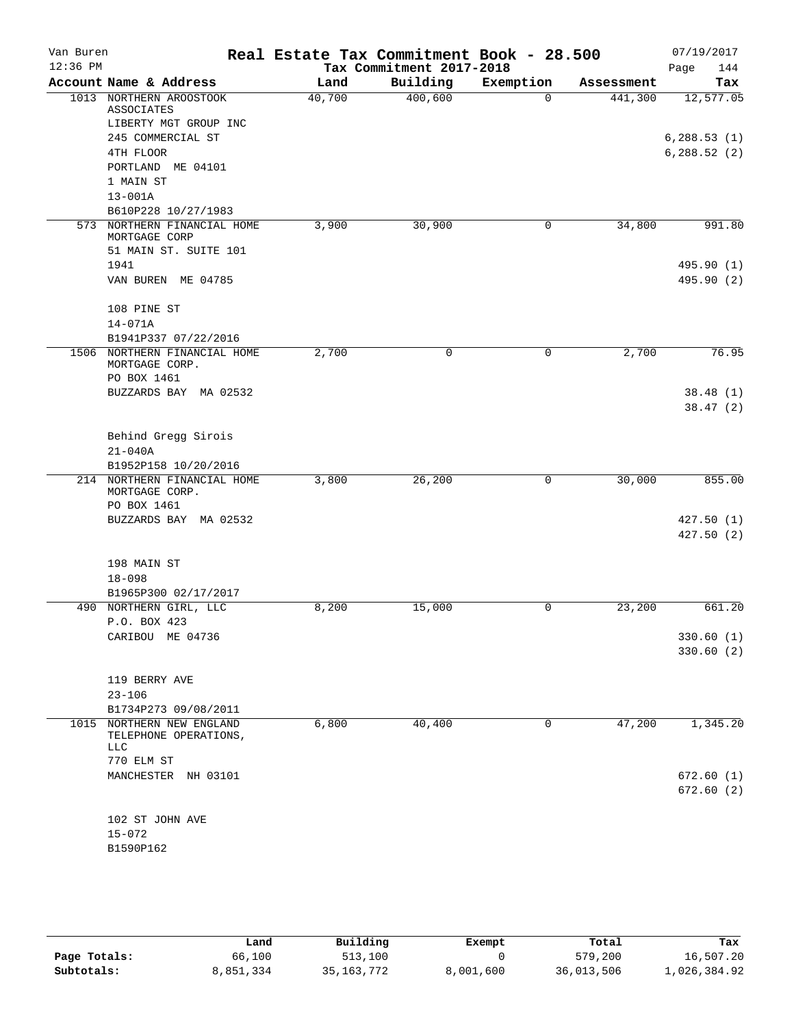# Real Estate Tax Commitment Book - 28.500

Van Buren
12:36 PM

Tax Commitment 2017-2018

07/19/2017
Page 144

| Account Name & Address | Land | Building | Exemption | Assessment | Tax |
|---|---|---|---|---|---|
| 1013 NORTHERN AROOSTOOK ASSOCIATES<br>LIBERTY MGT GROUP INC<br>245 COMMERCIAL ST<br>4TH FLOOR<br>PORTLAND ME 04101<br>1 MAIN ST<br>13-001A<br>B610P228 10/27/1983 | 40,700 | 400,600 | 0 | 441,300 | 12,577.05<br><br>6,288.53 (1)<br>6,288.52 (2) |
| 573 NORTHERN FINANCIAL HOME MORTGAGE CORP<br>51 MAIN ST. SUITE 101<br>1941<br>VAN BUREN ME 04785<br><br>108 PINE ST<br>14-071A<br>B1941P337 07/22/2016 | 3,900 | 30,900 | 0 | 34,800 | 991.80<br><br>495.90 (1)<br>495.90 (2) |
| 1506 NORTHERN FINANCIAL HOME MORTGAGE CORP.<br>PO BOX 1461<br>BUZZARDS BAY MA 02532<br><br>Behind Gregg Sirois<br>21-040A<br>B1952P158 10/20/2016 | 2,700 | 0 | 0 | 2,700 | 76.95<br><br>38.48 (1)<br>38.47 (2) |
| 214 NORTHERN FINANCIAL HOME MORTGAGE CORP.<br>PO BOX 1461<br>BUZZARDS BAY MA 02532<br><br>198 MAIN ST<br>18-098<br>B1965P300 02/17/2017 | 3,800 | 26,200 | 0 | 30,000 | 855.00<br><br>427.50 (1)<br>427.50 (2) |
| 490 NORTHERN GIRL, LLC<br>P.O. BOX 423<br>CARIBOU ME 04736<br><br>119 BERRY AVE<br>23-106<br>B1734P273 09/08/2011 | 8,200 | 15,000 | 0 | 23,200 | 661.20<br><br>330.60 (1)<br>330.60 (2) |
| 1015 NORTHERN NEW ENGLAND TELEPHONE OPERATIONS, LLC<br>770 ELM ST<br>MANCHESTER NH 03101<br><br>102 ST JOHN AVE<br>15-072<br>B1590P162 | 6,800 | 40,400 | 0 | 47,200 | 1,345.20<br><br>672.60 (1)<br>672.60 (2) |

| | Land | Building | Exempt | Total | Tax |
|---|---|---|---|---|---|
| Page Totals: | 66,100 | 513,100 | 0 | 579,200 | 16,507.20 |
| Subtotals: | 8,851,334 | 35,163,772 | 8,001,600 | 36,013,506 | 1,026,384.92 |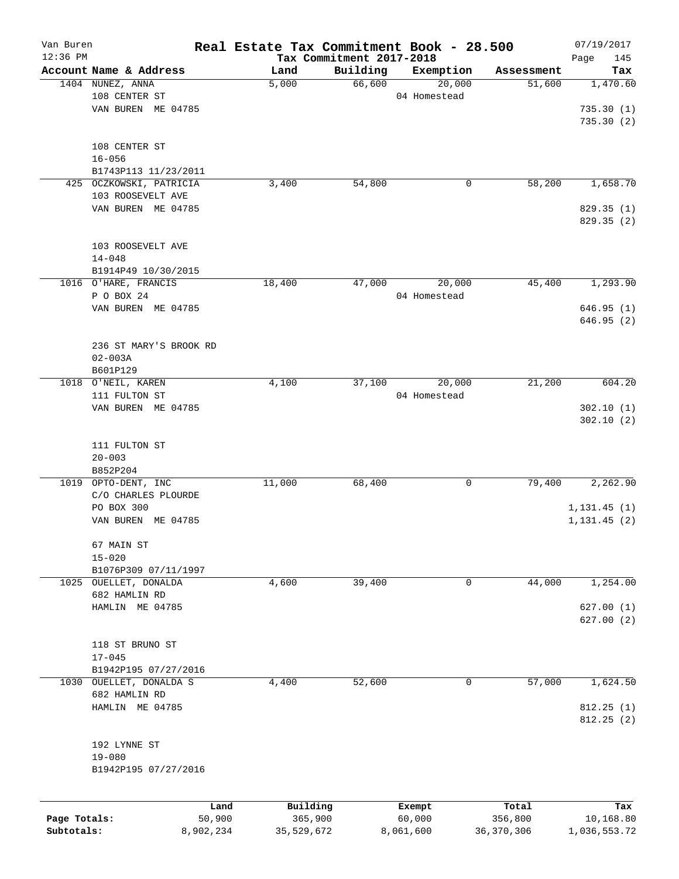# Real Estate Tax Commitment Book - 28.500

Van Buren
12:36 PM

Tax Commitment 2017-2018

07/19/2017

| Account Name & Address | Land | Building | Exemption | Assessment | Tax |
|---|---|---|---|---|---|
| 1404 NUNEZ, ANNA | 5,000 | 66,600 | 20,000 | 51,600 | 1,470.60 |
| 108 CENTER ST | | | 04 Homestead | | |
| VAN BUREN ME 04785 | | | | | 735.30 (1) |
| | | | | | 735.30 (2) |
| 108 CENTER ST | | | | | |
| 16-056 | | | | | |
| B1743P113 11/23/2011 | | | | | |
| 425 OCZKOWSKI, PATRICIA | 3,400 | 54,800 | 0 | 58,200 | 1,658.70 |
| 103 ROOSEVELT AVE | | | | | |
| VAN BUREN ME 04785 | | | | | 829.35 (1) |
| | | | | | 829.35 (2) |
| 103 ROOSEVELT AVE | | | | | |
| 14-048 | | | | | |
| B1914P49 10/30/2015 | | | | | |
| 1016 O'HARE, FRANCIS | 18,400 | 47,000 | 20,000 | 45,400 | 1,293.90 |
| P O BOX 24 | | | 04 Homestead | | |
| VAN BUREN ME 04785 | | | | | 646.95 (1) |
| | | | | | 646.95 (2) |
| 236 ST MARY'S BROOK RD | | | | | |
| 02-003A | | | | | |
| B601P129 | | | | | |
| 1018 O'NEIL, KAREN | 4,100 | 37,100 | 20,000 | 21,200 | 604.20 |
| 111 FULTON ST | | | 04 Homestead | | |
| VAN BUREN ME 04785 | | | | | 302.10 (1) |
| | | | | | 302.10 (2) |
| 111 FULTON ST | | | | | |
| 20-003 | | | | | |
| B852P204 | | | | | |
| 1019 OPTO-DENT, INC | 11,000 | 68,400 | 0 | 79,400 | 2,262.90 |
| C/O CHARLES PLOURDE | | | | | |
| PO BOX 300 | | | | | 1,131.45 (1) |
| VAN BUREN ME 04785 | | | | | 1,131.45 (2) |
| 67 MAIN ST | | | | | |
| 15-020 | | | | | |
| B1076P309 07/11/1997 | | | | | |
| 1025 OUELLET, DONALDA | 4,600 | 39,400 | 0 | 44,000 | 1,254.00 |
| 682 HAMLIN RD | | | | | |
| HAMLIN ME 04785 | | | | | 627.00 (1) |
| | | | | | 627.00 (2) |
| 118 ST BRUNO ST | | | | | |
| 17-045 | | | | | |
| B1942P195 07/27/2016 | | | | | |
| 1030 OUELLET, DONALDA S | 4,400 | 52,600 | 0 | 57,000 | 1,624.50 |
| 682 HAMLIN RD | | | | | |
| HAMLIN ME 04785 | | | | | 812.25 (1) |
| | | | | | 812.25 (2) |
| 192 LYNNE ST | | | | | |
| 19-080 | | | | | |
| B1942P195 07/27/2016 | | | | | |

| | Land | Building | Exempt | Total | Tax |
|---|---|---|---|---|---|
| Page Totals: | 50,900 | 365,900 | 60,000 | 356,800 | 10,168.80 |
| Subtotals: | 8,902,234 | 35,529,672 | 8,061,600 | 36,370,306 | 1,036,553.72 |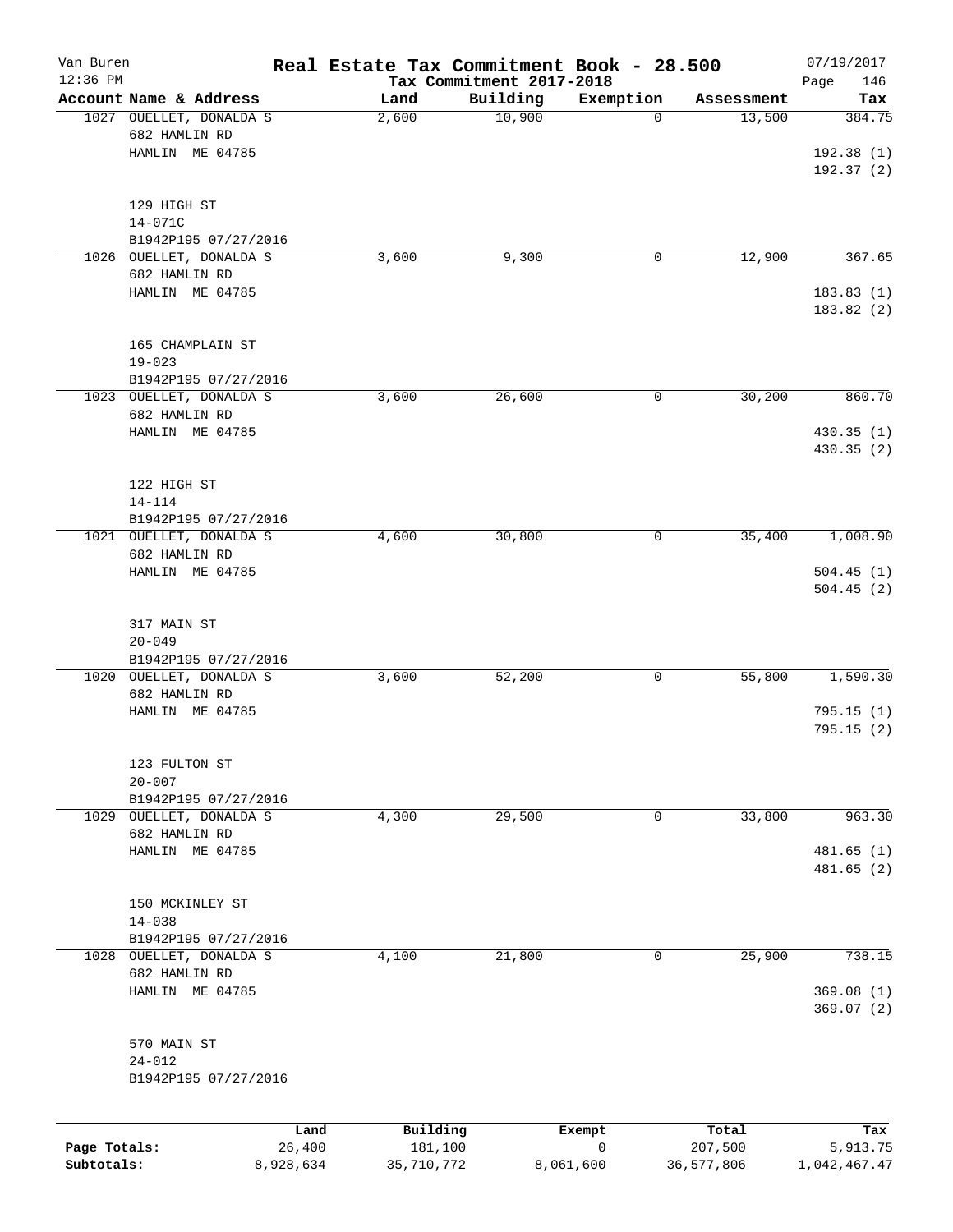# Real Estate Tax Commitment Book - 28.500

Van Buren
12:36 PM

Tax Commitment 2017-2018

07/19/2017

| Account Name & Address | Land | Building | Exemption | Assessment | Tax |
|---|---|---|---|---|---|
| 1027 OUELLET, DONALDA S<br>682 HAMLIN RD<br>HAMLIN ME 04785<br><br>129 HIGH ST<br>14-071C<br>B1942P195 07/27/2016 | 2,600 | 10,900 | 0 | 13,500 | 384.75<br><br>192.38 (1)<br>192.37 (2) |
| 1026 OUELLET, DONALDA S<br>682 HAMLIN RD<br>HAMLIN ME 04785<br><br>165 CHAMPLAIN ST<br>19-023<br>B1942P195 07/27/2016 | 3,600 | 9,300 | 0 | 12,900 | 367.65<br><br>183.83 (1)<br>183.82 (2) |
| 1023 OUELLET, DONALDA S<br>682 HAMLIN RD<br>HAMLIN ME 04785<br><br>122 HIGH ST<br>14-114<br>B1942P195 07/27/2016 | 3,600 | 26,600 | 0 | 30,200 | 860.70<br><br>430.35 (1)<br>430.35 (2) |
| 1021 OUELLET, DONALDA S<br>682 HAMLIN RD<br>HAMLIN ME 04785<br><br>317 MAIN ST<br>20-049<br>B1942P195 07/27/2016 | 4,600 | 30,800 | 0 | 35,400 | 1,008.90<br><br>504.45 (1)<br>504.45 (2) |
| 1020 OUELLET, DONALDA S<br>682 HAMLIN RD<br>HAMLIN ME 04785<br><br>123 FULTON ST<br>20-007<br>B1942P195 07/27/2016 | 3,600 | 52,200 | 0 | 55,800 | 1,590.30<br><br>795.15 (1)<br>795.15 (2) |
| 1029 OUELLET, DONALDA S<br>682 HAMLIN RD<br>HAMLIN ME 04785<br><br>150 MCKINLEY ST<br>14-038<br>B1942P195 07/27/2016 | 4,300 | 29,500 | 0 | 33,800 | 963.30<br><br>481.65 (1)<br>481.65 (2) |
| 1028 OUELLET, DONALDA S<br>682 HAMLIN RD<br>HAMLIN ME 04785<br><br>570 MAIN ST<br>24-012<br>B1942P195 07/27/2016 | 4,100 | 21,800 | 0 | 25,900 | 738.15<br><br>369.08 (1)<br>369.07 (2) |

| | Land | Building | Exempt | Total | Tax |
|---|---|---|---|---|---|
| Page Totals: | 26,400 | 181,100 | 0 | 207,500 | 5,913.75 |
| Subtotals: | 8,928,634 | 35,710,772 | 8,061,600 | 36,577,806 | 1,042,467.47 |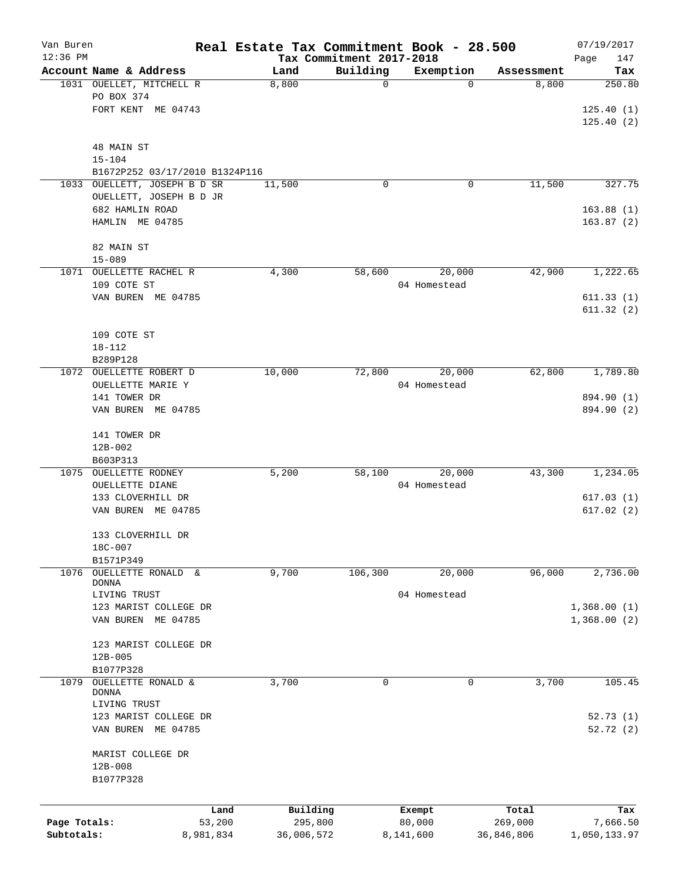Van Buren | Real Estate Tax Commitment Book - 28.500 | 07/19/2017
12:36 PM | Tax Commitment 2017-2018 | Page 147

| Account Name & Address | Land | Building | Exemption | Assessment | Tax |
|---|---|---|---|---|---|
| 1031 OUELLET, MITCHELL R<br>PO BOX 374<br>FORT KENT ME 04743<br><br>48 MAIN ST<br>15-104<br>B1672P252 03/17/2010 B1324P116 | 8,800 | 0 | 0 | 8,800 | 250.80<br>125.40 (1)<br>125.40 (2) |
| 1033 OUELLETT, JOSEPH B D SR<br>OUELLETT, JOSEPH B D JR<br>682 HAMLIN ROAD<br>HAMLIN ME 04785<br><br>82 MAIN ST<br>15-089 | 11,500 | 0 | 0 | 11,500 | 327.75<br>163.88 (1)<br>163.87 (2) |
| 1071 OUELLETTE RACHEL R<br>109 COTE ST<br>VAN BUREN ME 04785<br><br>109 COTE ST<br>18-112<br>B289P128 | 4,300 | 58,600 | 20,000<br>04 Homestead | 42,900 | 1,222.65<br>611.33 (1)<br>611.32 (2) |
| 1072 OUELLETTE ROBERT D<br>OUELLETTE MARIE Y<br>141 TOWER DR<br>VAN BUREN ME 04785<br><br>141 TOWER DR<br>12B-002<br>B603P313 | 10,000 | 72,800 | 20,000<br>04 Homestead | 62,800 | 1,789.80<br>894.90 (1)<br>894.90 (2) |
| 1075 OUELLETTE RODNEY<br>OUELLETTE DIANE<br>133 CLOVERHILL DR<br>VAN BUREN ME 04785<br><br>133 CLOVERHILL DR<br>18C-007<br>B1571P349 | 5,200 | 58,100 | 20,000<br>04 Homestead | 43,300 | 1,234.05<br>617.03 (1)<br>617.02 (2) |
| 1076 OUELLETTE RONALD & DONNA<br>LIVING TRUST<br>123 MARIST COLLEGE DR<br>VAN BUREN ME 04785<br><br>123 MARIST COLLEGE DR<br>12B-005<br>B1077P328 | 9,700 | 106,300 | 20,000<br>04 Homestead | 96,000 | 2,736.00<br>1,368.00 (1)<br>1,368.00 (2) |
| 1079 OUELLETTE RONALD & DONNA<br>LIVING TRUST<br>123 MARIST COLLEGE DR<br>VAN BUREN ME 04785<br><br>MARIST COLLEGE DR<br>12B-008<br>B1077P328 | 3,700 | 0 | 0 | 3,700 | 105.45<br>52.73 (1)<br>52.72 (2) |

| | Land | Building | Exempt | Total | Tax |
|---|---|---|---|---|---|
| Page Totals: | 53,200 | 295,800 | 80,000 | 269,000 | 7,666.50 |
| Subtotals: | 8,981,834 | 36,006,572 | 8,141,600 | 36,846,806 | 1,050,133.97 |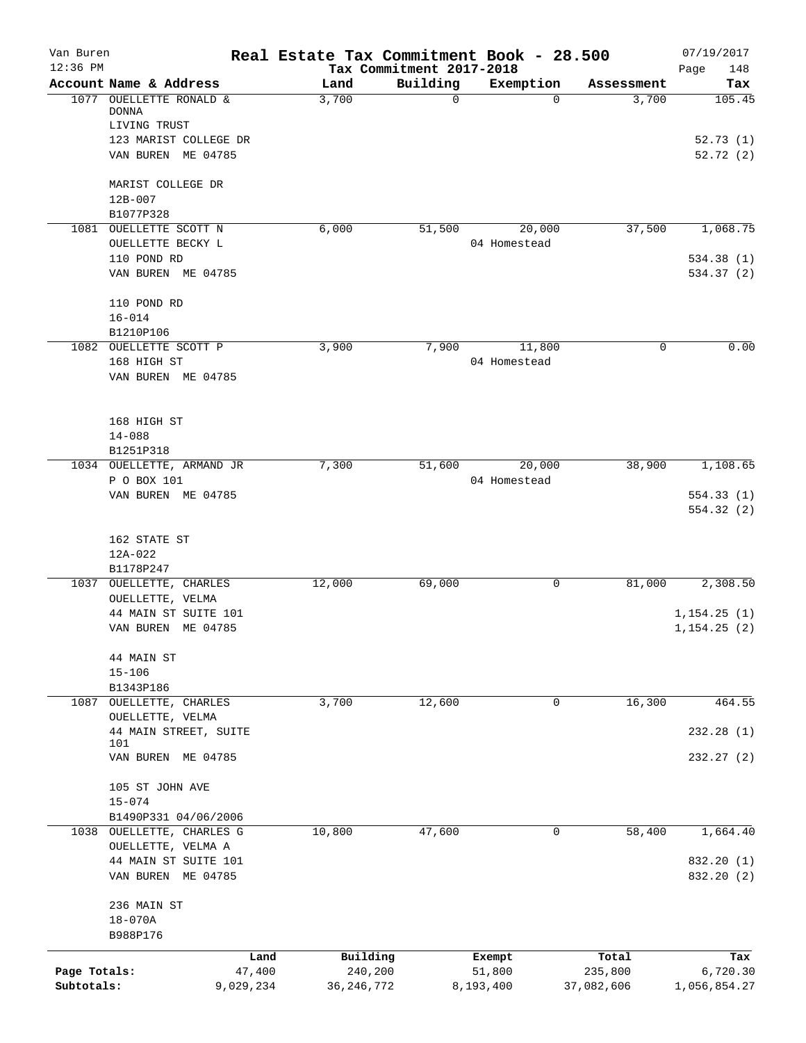# Real Estate Tax Commitment Book - 28.500

Van Buren
12:36 PM

Tax Commitment 2017-2018

07/19/2017

| Account Name & Address | Land | Building | Exemption | Assessment | Tax |
|---|---|---|---|---|---|
| 1077 OUELLETTE RONALD & DONNA<br>LIVING TRUST<br>123 MARIST COLLEGE DR<br>VAN BUREN ME 04785<br><br>MARIST COLLEGE DR<br>12B-007<br>B1077P328 | 3,700 | 0 | 0 | 3,700 | 105.45<br><br>52.73 (1)<br>52.72 (2) |
| 1081 OUELLETTE SCOTT N<br>OUELLETTE BECKY L<br>110 POND RD<br>VAN BUREN ME 04785<br><br>110 POND RD<br>16-014<br>B1210P106 | 6,000 | 51,500 | 20,000<br>04 Homestead | 37,500 | 1,068.75<br><br>534.38 (1)<br>534.37 (2) |
| 1082 OUELLETTE SCOTT P<br>168 HIGH ST<br>VAN BUREN ME 04785<br><br>168 HIGH ST<br>14-088<br>B1251P318 | 3,900 | 7,900 | 11,800<br>04 Homestead | 0 | 0.00 |
| 1034 OUELLETTE, ARMAND JR<br>P O BOX 101<br>VAN BUREN ME 04785<br><br>162 STATE ST<br>12A-022<br>B1178P247 | 7,300 | 51,600 | 20,000<br>04 Homestead | 38,900 | 1,108.65<br><br>554.33 (1)<br>554.32 (2) |
| 1037 OUELLETTE, CHARLES<br>OUELLETTE, VELMA<br>44 MAIN ST SUITE 101<br>VAN BUREN ME 04785<br><br>44 MAIN ST<br>15-106<br>B1343P186 | 12,000 | 69,000 | 0 | 81,000 | 2,308.50<br><br>1,154.25 (1)<br>1,154.25 (2) |
| 1087 OUELLETTE, CHARLES<br>OUELLETTE, VELMA<br>44 MAIN STREET, SUITE 101<br>VAN BUREN ME 04785<br><br>105 ST JOHN AVE<br>15-074<br>B1490P331 04/06/2006 | 3,700 | 12,600 | 0 | 16,300 | 464.55<br><br>232.28 (1)<br>232.27 (2) |
| 1038 OUELLETTE, CHARLES G<br>OUELLETTE, VELMA A<br>44 MAIN ST SUITE 101<br>VAN BUREN ME 04785<br><br>236 MAIN ST<br>18-070A<br>B988P176 | 10,800 | 47,600 | 0 | 58,400 | 1,664.40<br><br>832.20 (1)<br>832.20 (2) |

| | Land | Building | Exempt | Total | Tax |
|---|---|---|---|---|---|
| Page Totals: | 47,400 | 240,200 | 51,800 | 235,800 | 6,720.30 |
| Subtotals: | 9,029,234 | 36,246,772 | 8,193,400 | 37,082,606 | 1,056,854.27 |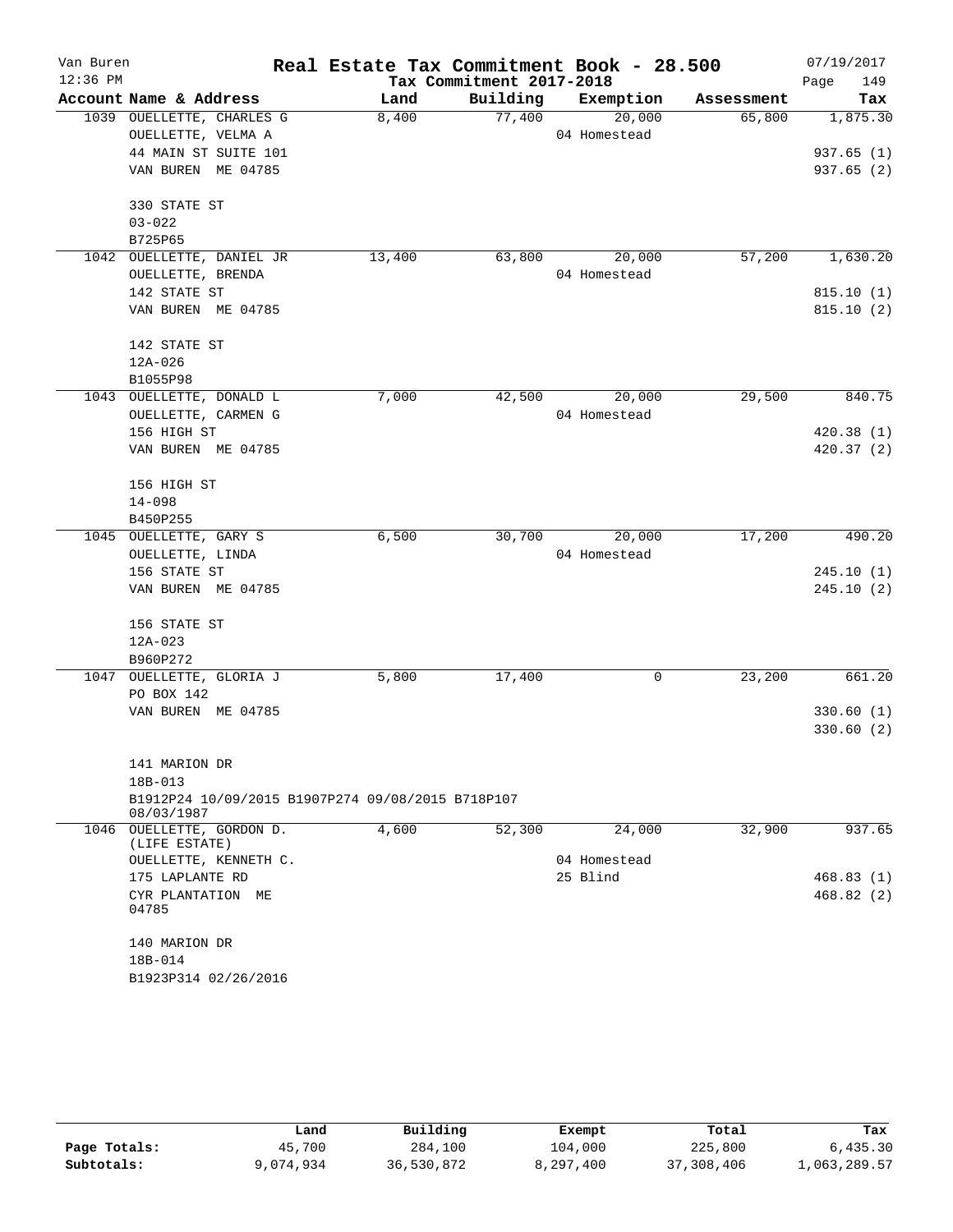# Real Estate Tax Commitment Book - 28.500

Van Buren
12:36 PM

Tax Commitment 2017-2018

07/19/2017

| Account Name & Address | Land | Building | Exemption | Assessment | Tax |
|---|---|---|---|---|---|
| 1039 OUELLETTE, CHARLES G | 8,400 | 77,400 | 20,000 | 65,800 | 1,875.30 |
| OUELLETTE, VELMA A | | | 04 Homestead | | |
| 44 MAIN ST SUITE 101 | | | | | 937.65 (1) |
| VAN BUREN ME 04785 | | | | | 937.65 (2) |
| 330 STATE ST | | | | | |
| 03-022 | | | | | |
| B725P65 | | | | | |
| 1042 OUELLETTE, DANIEL JR | 13,400 | 63,800 | 20,000 | 57,200 | 1,630.20 |
| OUELLETTE, BRENDA | | | 04 Homestead | | |
| 142 STATE ST | | | | | 815.10 (1) |
| VAN BUREN ME 04785 | | | | | 815.10 (2) |
| 142 STATE ST | | | | | |
| 12A-026 | | | | | |
| B1055P98 | | | | | |
| 1043 OUELLETTE, DONALD L | 7,000 | 42,500 | 20,000 | 29,500 | 840.75 |
| OUELLETTE, CARMEN G | | | 04 Homestead | | |
| 156 HIGH ST | | | | | 420.38 (1) |
| VAN BUREN ME 04785 | | | | | 420.37 (2) |
| 156 HIGH ST | | | | | |
| 14-098 | | | | | |
| B450P255 | | | | | |
| 1045 OUELLETTE, GARY S | 6,500 | 30,700 | 20,000 | 17,200 | 490.20 |
| OUELLETTE, LINDA | | | 04 Homestead | | |
| 156 STATE ST | | | | | 245.10 (1) |
| VAN BUREN ME 04785 | | | | | 245.10 (2) |
| 156 STATE ST | | | | | |
| 12A-023 | | | | | |
| B960P272 | | | | | |
| 1047 OUELLETTE, GLORIA J | 5,800 | 17,400 | 0 | 23,200 | 661.20 |
| PO BOX 142 | | | | | |
| VAN BUREN ME 04785 | | | | | 330.60 (1) |
| | | | | | 330.60 (2) |
| 141 MARION DR | | | | | |
| 18B-013 | | | | | |
| B1912P24 10/09/2015 B1907P274 09/08/2015 B718P107 08/03/1987 | | | | | |
| 1046 OUELLETTE, GORDON D. (LIFE ESTATE) | 4,600 | 52,300 | 24,000 | 32,900 | 937.65 |
| OUELLETTE, KENNETH C. | | | 04 Homestead | | |
| 175 LAPLANTE RD | | | 25 Blind | | 468.83 (1) |
| CYR PLANTATION ME 04785 | | | | | 468.82 (2) |
| 140 MARION DR | | | | | |
| 18B-014 | | | | | |
| B1923P314 02/26/2016 | | | | | |

| | Land | Building | Exempt | Total | Tax |
|---|---|---|---|---|---|
| Page Totals: | 45,700 | 284,100 | 104,000 | 225,800 | 6,435.30 |
| Subtotals: | 9,074,934 | 36,530,872 | 8,297,400 | 37,308,406 | 1,063,289.57 |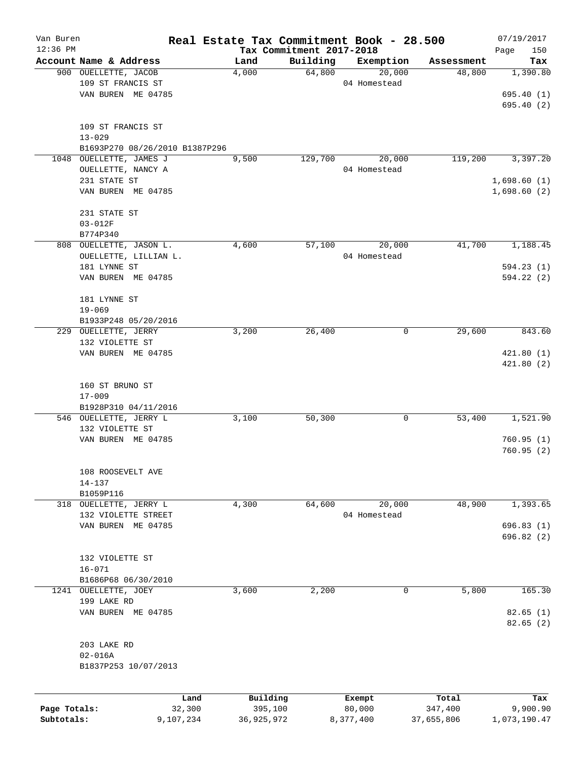# Real Estate Tax Commitment Book - 28.500

Van Buren — 12:36 PM — Tax Commitment 2017-2018 — 07/19/2017

| Account Name & Address | Land | Building | Exemption | Assessment | Tax |
|---|---|---|---|---|---|
| 900 OUELLETTE, JACOB<br>109 ST FRANCIS ST<br>VAN BUREN ME 04785<br><br>109 ST FRANCIS ST<br>13-029<br>B1693P270 08/26/2010 B1387P296 | 4,000 | 64,800 | 20,000<br>04 Homestead | 48,800 | 1,390.80<br>695.40 (1)<br>695.40 (2) |
| 1048 OUELLETTE, JAMES J<br>OUELLETTE, NANCY A<br>231 STATE ST<br>VAN BUREN ME 04785<br><br>231 STATE ST<br>03-012F<br>B774P340 | 9,500 | 129,700 | 20,000<br>04 Homestead | 119,200 | 3,397.20<br>1,698.60 (1)<br>1,698.60 (2) |
| 808 OUELLETTE, JASON L.<br>OUELLETTE, LILLIAN L.<br>181 LYNNE ST<br>VAN BUREN ME 04785<br><br>181 LYNNE ST<br>19-069<br>B1933P248 05/20/2016 | 4,600 | 57,100 | 20,000<br>04 Homestead | 41,700 | 1,188.45<br>594.23 (1)<br>594.22 (2) |
| 229 OUELLETTE, JERRY<br>132 VIOLETTE ST<br>VAN BUREN ME 04785<br><br>160 ST BRUNO ST<br>17-009<br>B1928P310 04/11/2016 | 3,200 | 26,400 | 0 | 29,600 | 843.60<br>421.80 (1)<br>421.80 (2) |
| 546 OUELLETTE, JERRY L<br>132 VIOLETTE ST<br>VAN BUREN ME 04785<br><br>108 ROOSEVELT AVE<br>14-137<br>B1059P116 | 3,100 | 50,300 | 0 | 53,400 | 1,521.90<br>760.95 (1)<br>760.95 (2) |
| 318 OUELLETTE, JERRY L<br>132 VIOLETTE STREET<br>VAN BUREN ME 04785<br><br>132 VIOLETTE ST<br>16-071<br>B1686P68 06/30/2010 | 4,300 | 64,600 | 20,000<br>04 Homestead | 48,900 | 1,393.65<br>696.83 (1)<br>696.82 (2) |
| 1241 OUELLETTE, JOEY<br>199 LAKE RD<br>VAN BUREN ME 04785<br><br>203 LAKE RD<br>02-016A<br>B1837P253 10/07/2013 | 3,600 | 2,200 | 0 | 5,800 | 165.30<br>82.65 (1)<br>82.65 (2) |

| | Land | Building | Exempt | Total | Tax |
|---|---|---|---|---|---|
| Page Totals: | 32,300 | 395,100 | 80,000 | 347,400 | 9,900.90 |
| Subtotals: | 9,107,234 | 36,925,972 | 8,377,400 | 37,655,806 | 1,073,190.47 |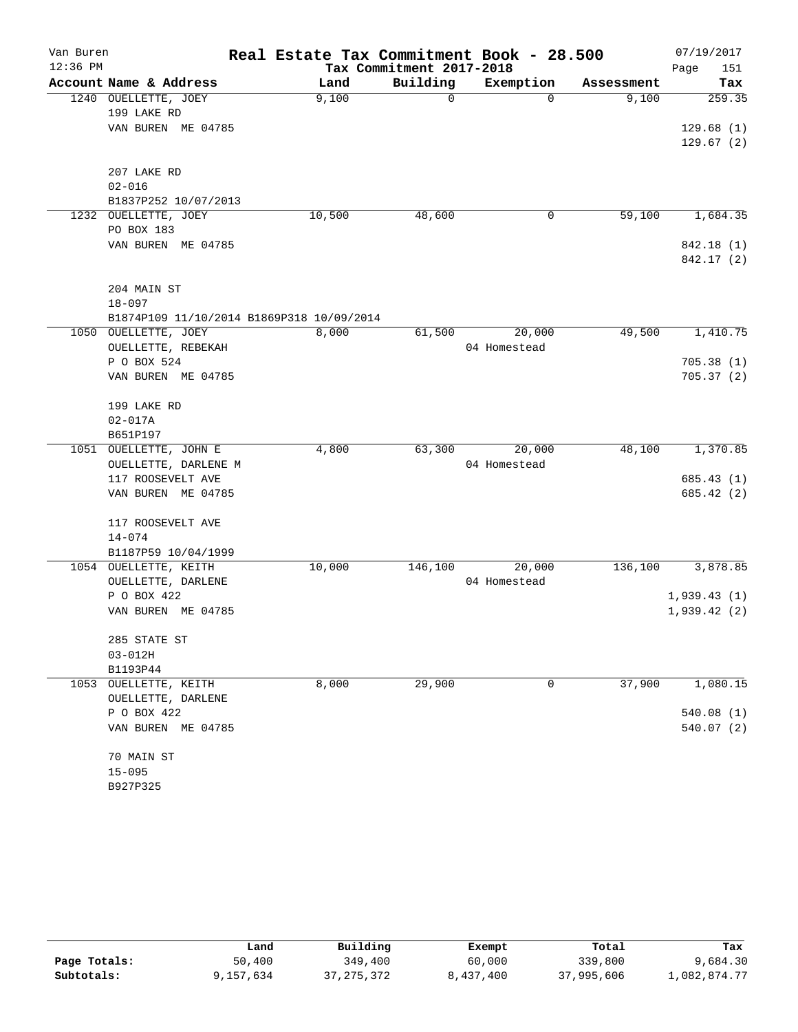# Van Buren — Real Estate Tax Commitment Book - 28.500

Tax Commitment 2017-2018

07/19/2017 12:36 PM

| Account Name & Address | Land | Building | Exemption | Assessment | Tax |
|---|---|---|---|---|---|
| 1240 OUELLETTE, JOEY<br>199 LAKE RD<br>VAN BUREN ME 04785<br><br>207 LAKE RD<br>02-016<br>B1837P252 10/07/2013 | 9,100 | 0 | 0 | 9,100 | 259.35<br>129.68 (1)<br>129.67 (2) |
| 1232 OUELLETTE, JOEY<br>PO BOX 183<br>VAN BUREN ME 04785<br><br>204 MAIN ST<br>18-097<br>B1874P109 11/10/2014 B1869P318 10/09/2014 | 10,500 | 48,600 | 0 | 59,100 | 1,684.35<br>842.18 (1)<br>842.17 (2) |
| 1050 OUELLETTE, JOEY<br>OUELLETTE, REBEKAH<br>P O BOX 524<br>VAN BUREN ME 04785<br><br>199 LAKE RD<br>02-017A<br>B651P197 | 8,000 | 61,500 | 20,000<br>04 Homestead | 49,500 | 1,410.75<br>705.38 (1)<br>705.37 (2) |
| 1051 OUELLETTE, JOHN E<br>OUELLETTE, DARLENE M<br>117 ROOSEVELT AVE<br>VAN BUREN ME 04785<br><br>117 ROOSEVELT AVE<br>14-074<br>B1187P59 10/04/1999 | 4,800 | 63,300 | 20,000<br>04 Homestead | 48,100 | 1,370.85<br>685.43 (1)<br>685.42 (2) |
| 1054 OUELLETTE, KEITH<br>OUELLETTE, DARLENE<br>P O BOX 422<br>VAN BUREN ME 04785<br><br>285 STATE ST<br>03-012H<br>B1193P44 | 10,000 | 146,100 | 20,000<br>04 Homestead | 136,100 | 3,878.85<br>1,939.43 (1)<br>1,939.42 (2) |
| 1053 OUELLETTE, KEITH<br>OUELLETTE, DARLENE<br>P O BOX 422<br>VAN BUREN ME 04785<br><br>70 MAIN ST<br>15-095<br>B927P325 | 8,000 | 29,900 | 0 | 37,900 | 1,080.15<br>540.08 (1)<br>540.07 (2) |

| | Land | Building | Exempt | Total | Tax |
|---|---|---|---|---|---|
| Page Totals: | 50,400 | 349,400 | 60,000 | 339,800 | 9,684.30 |
| Subtotals: | 9,157,634 | 37,275,372 | 8,437,400 | 37,995,606 | 1,082,874.77 |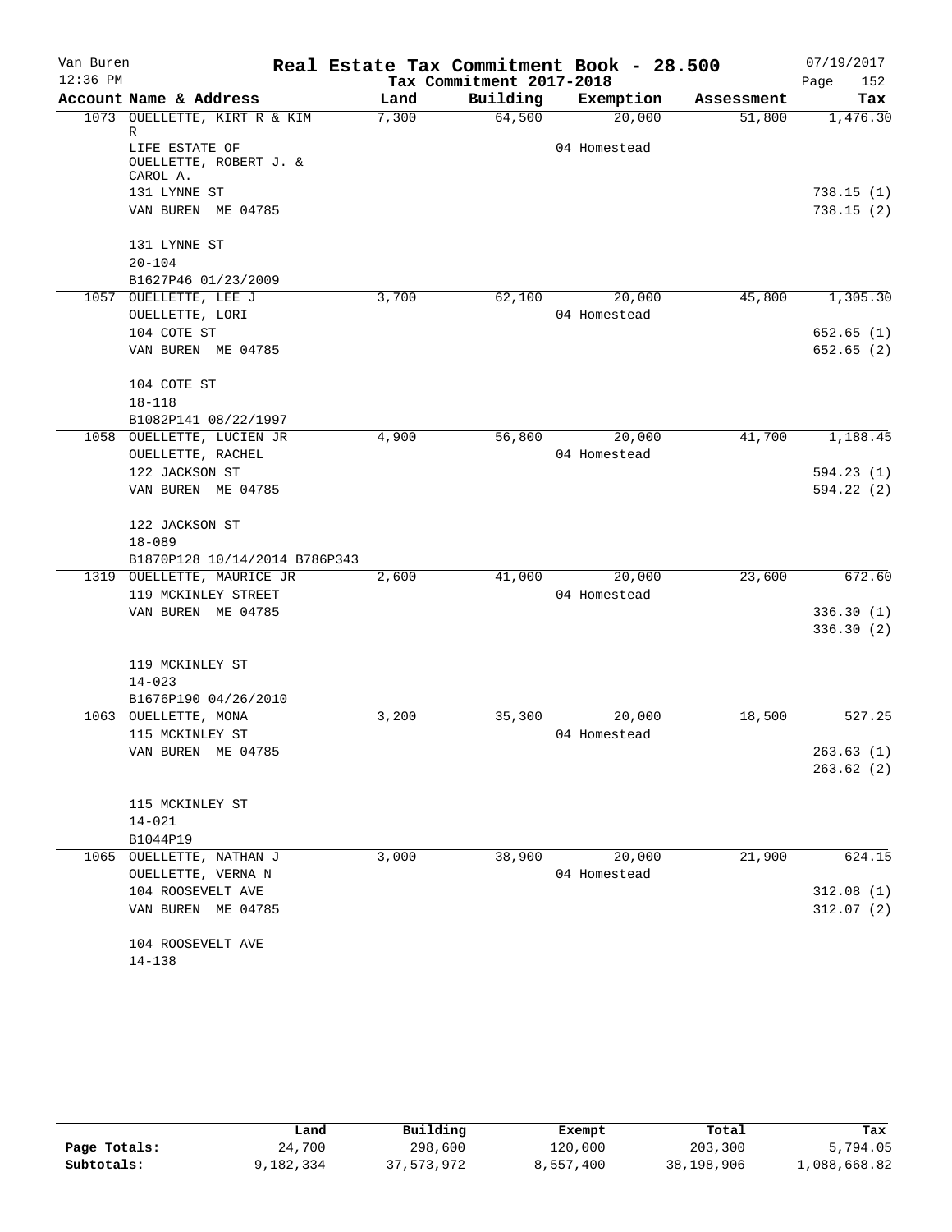# Van Buren — Real Estate Tax Commitment Book - 28.500

Tax Commitment 2017-2018

12:36 PM — 07/19/2017

| Account Name & Address | Land | Building | Exemption | Assessment | Tax |
|---|---|---|---|---|---|
| 1073 OUELLETTE, KIRT R & KIM R | 7,300 | 64,500 | 20,000 | 51,800 | 1,476.30 |
| LIFE ESTATE OF OUELLETTE, ROBERT J. & CAROL A. | | | 04 Homestead | | |
| 131 LYNNE ST | | | | | 738.15 (1) |
| VAN BUREN ME 04785 | | | | | 738.15 (2) |
| 131 LYNNE ST | | | | | |
| 20-104 | | | | | |
| B1627P46 01/23/2009 | | | | | |
| 1057 OUELLETTE, LEE J | 3,700 | 62,100 | 20,000 | 45,800 | 1,305.30 |
| OUELLETTE, LORI | | | 04 Homestead | | |
| 104 COTE ST | | | | | 652.65 (1) |
| VAN BUREN ME 04785 | | | | | 652.65 (2) |
| 104 COTE ST | | | | | |
| 18-118 | | | | | |
| B1082P141 08/22/1997 | | | | | |
| 1058 OUELLETTE, LUCIEN JR | 4,900 | 56,800 | 20,000 | 41,700 | 1,188.45 |
| OUELLETTE, RACHEL | | | 04 Homestead | | |
| 122 JACKSON ST | | | | | 594.23 (1) |
| VAN BUREN ME 04785 | | | | | 594.22 (2) |
| 122 JACKSON ST | | | | | |
| 18-089 | | | | | |
| B1870P128 10/14/2014 B786P343 | | | | | |
| 1319 OUELLETTE, MAURICE JR | 2,600 | 41,000 | 20,000 | 23,600 | 672.60 |
| 119 MCKINLEY STREET | | | 04 Homestead | | |
| VAN BUREN ME 04785 | | | | | 336.30 (1) |
| | | | | | 336.30 (2) |
| 119 MCKINLEY ST | | | | | |
| 14-023 | | | | | |
| B1676P190 04/26/2010 | | | | | |
| 1063 OUELLETTE, MONA | 3,200 | 35,300 | 20,000 | 18,500 | 527.25 |
| 115 MCKINLEY ST | | | 04 Homestead | | |
| VAN BUREN ME 04785 | | | | | 263.63 (1) |
| | | | | | 263.62 (2) |
| 115 MCKINLEY ST | | | | | |
| 14-021 | | | | | |
| B1044P19 | | | | | |
| 1065 OUELLETTE, NATHAN J | 3,000 | 38,900 | 20,000 | 21,900 | 624.15 |
| OUELLETTE, VERNA N | | | 04 Homestead | | |
| 104 ROOSEVELT AVE | | | | | 312.08 (1) |
| VAN BUREN ME 04785 | | | | | 312.07 (2) |
| 104 ROOSEVELT AVE | | | | | |
| 14-138 | | | | | |

| | Land | Building | Exempt | Total | Tax |
|---|---|---|---|---|---|
| Page Totals: | 24,700 | 298,600 | 120,000 | 203,300 | 5,794.05 |
| Subtotals: | 9,182,334 | 37,573,972 | 8,557,400 | 38,198,906 | 1,088,668.82 |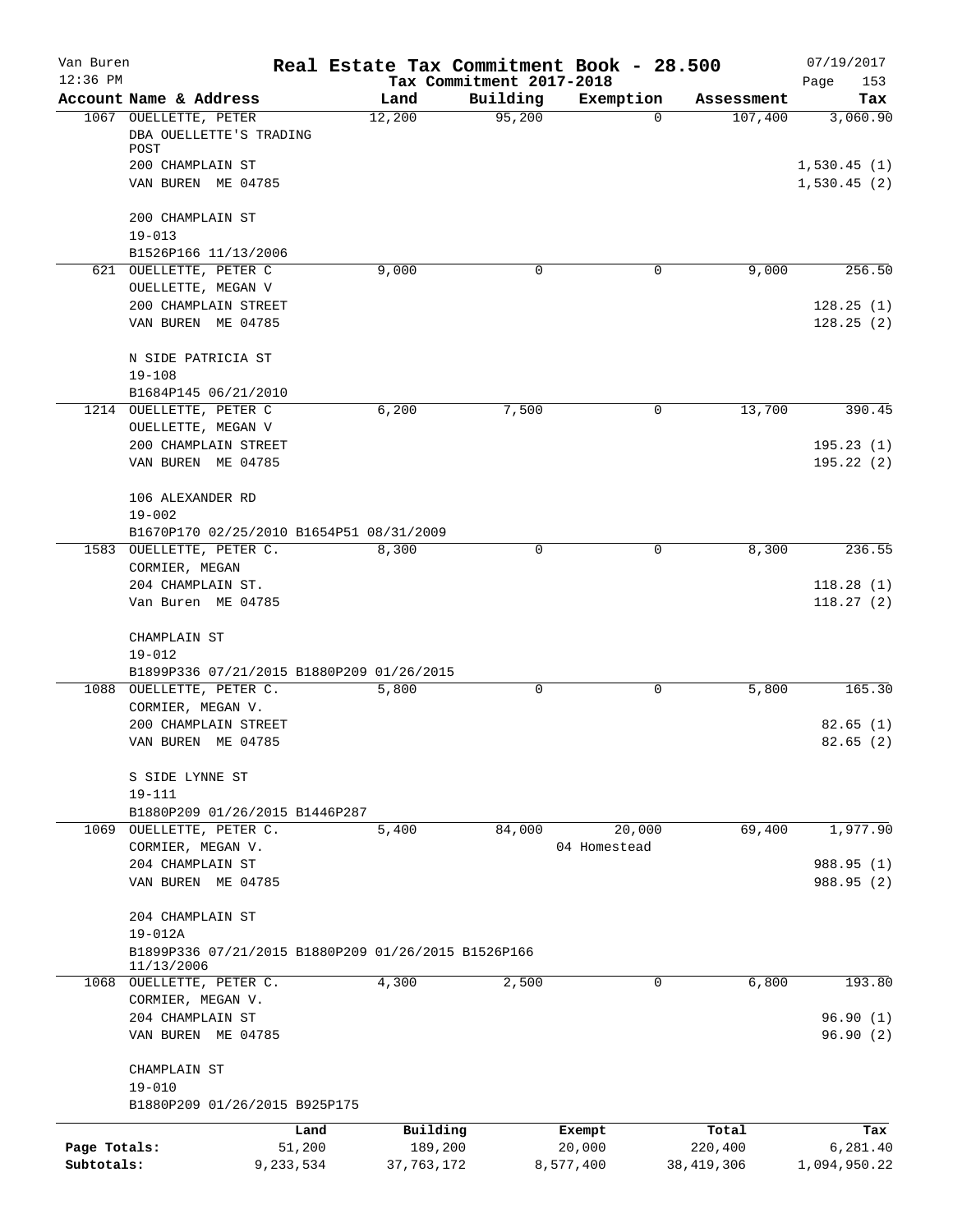Van Buren — Real Estate Tax Commitment Book - 28.500 — 07/19/2017

12:36 PM — Tax Commitment 2017-2018 — Page 153

| Account Name & Address | Land | Building | Exemption | Assessment | Tax |
|---|---|---|---|---|---|
| 1067 OUELLETTE, PETER<br>DBA OUELLETTE'S TRADING POST<br>200 CHAMPLAIN ST<br>VAN BUREN ME 04785<br><br>200 CHAMPLAIN ST<br>19-013<br>B1526P166 11/13/2006 | 12,200 | 95,200 | 0 | 107,400 | 3,060.90<br><br>1,530.45 (1)<br>1,530.45 (2) |
| 621 OUELLETTE, PETER C<br>OUELLETTE, MEGAN V<br>200 CHAMPLAIN STREET<br>VAN BUREN ME 04785<br><br>N SIDE PATRICIA ST<br>19-108<br>B1684P145 06/21/2010 | 9,000 | 0 | 0 | 9,000 | 256.50<br><br>128.25 (1)<br>128.25 (2) |
| 1214 OUELLETTE, PETER C<br>OUELLETTE, MEGAN V<br>200 CHAMPLAIN STREET<br>VAN BUREN ME 04785<br><br>106 ALEXANDER RD<br>19-002<br>B1670P170 02/25/2010 B1654P51 08/31/2009 | 6,200 | 7,500 | 0 | 13,700 | 390.45<br><br>195.23 (1)<br>195.22 (2) |
| 1583 OUELLETTE, PETER C.<br>CORMIER, MEGAN<br>204 CHAMPLAIN ST.<br>Van Buren ME 04785<br><br>CHAMPLAIN ST<br>19-012<br>B1899P336 07/21/2015 B1880P209 01/26/2015 | 8,300 | 0 | 0 | 8,300 | 236.55<br><br>118.28 (1)<br>118.27 (2) |
| 1088 OUELLETTE, PETER C.<br>CORMIER, MEGAN V.<br>200 CHAMPLAIN STREET<br>VAN BUREN ME 04785<br><br>S SIDE LYNNE ST<br>19-111<br>B1880P209 01/26/2015 B1446P287 | 5,800 | 0 | 0 | 5,800 | 165.30<br><br>82.65 (1)<br>82.65 (2) |
| 1069 OUELLETTE, PETER C.<br>CORMIER, MEGAN V.<br>204 CHAMPLAIN ST<br>VAN BUREN ME 04785<br><br>204 CHAMPLAIN ST<br>19-012A<br>B1899P336 07/21/2015 B1880P209 01/26/2015 B1526P166 11/13/2006 | 5,400 | 84,000 | 20,000<br>04 Homestead | 69,400 | 1,977.90<br><br>988.95 (1)<br>988.95 (2) |
| 1068 OUELLETTE, PETER C.<br>CORMIER, MEGAN V.<br>204 CHAMPLAIN ST<br>VAN BUREN ME 04785<br><br>CHAMPLAIN ST<br>19-010<br>B1880P209 01/26/2015 B925P175 | 4,300 | 2,500 | 0 | 6,800 | 193.80<br><br>96.90 (1)<br>96.90 (2) |

| | Land | Building | Exempt | Total | Tax |
|---|---|---|---|---|---|
| Page Totals: | 51,200 | 189,200 | 20,000 | 220,400 | 6,281.40 |
| Subtotals: | 9,233,534 | 37,763,172 | 8,577,400 | 38,419,306 | 1,094,950.22 |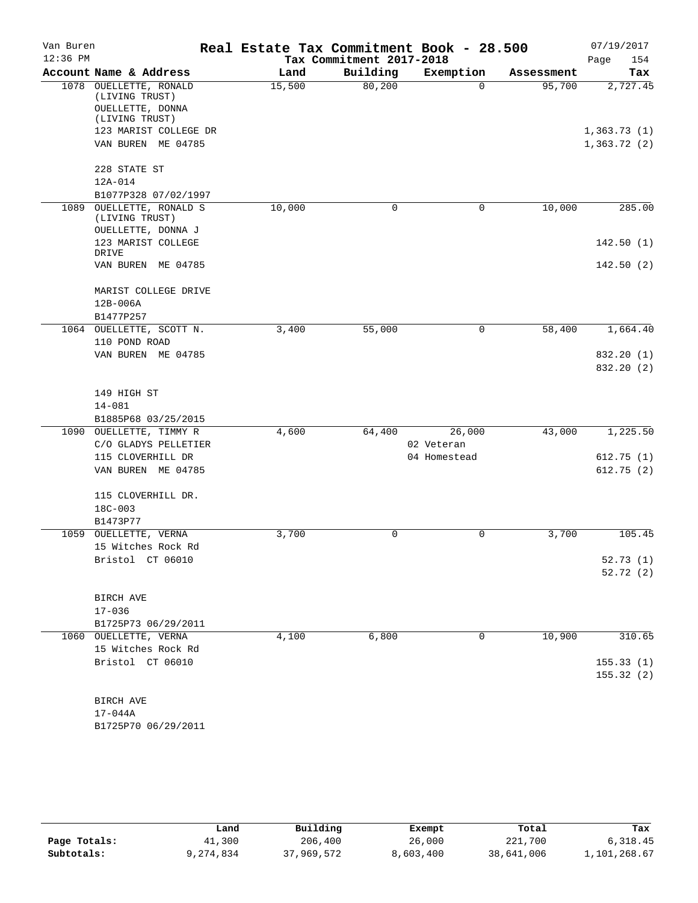Van Buren — Real Estate Tax Commitment Book - 28.500 — 07/19/2017

12:36 PM — Tax Commitment 2017-2018

| Account Name & Address | Land | Building | Exemption | Assessment | Tax |
|---|---|---|---|---|---|
| 1078 OUELLETTE, RONALD (LIVING TRUST)<br>OUELLETTE, DONNA (LIVING TRUST)<br>123 MARIST COLLEGE DR<br>VAN BUREN ME 04785<br><br>228 STATE ST<br>12A-014<br>B1077P328 07/02/1997 | 15,500 | 80,200 | 0 | 95,700 | 2,727.45<br><br>1,363.73 (1)<br>1,363.72 (2) |
| 1089 OUELLETTE, RONALD S (LIVING TRUST)<br>OUELLETTE, DONNA J<br>123 MARIST COLLEGE DRIVE<br>VAN BUREN ME 04785<br><br>MARIST COLLEGE DRIVE<br>12B-006A<br>B1477P257 | 10,000 | 0 | 0 | 10,000 | 285.00<br><br>142.50 (1)<br>142.50 (2) |
| 1064 OUELLETTE, SCOTT N.<br>110 POND ROAD<br>VAN BUREN ME 04785<br><br>149 HIGH ST<br>14-081<br>B1885P68 03/25/2015 | 3,400 | 55,000 | 0 | 58,400 | 1,664.40<br><br>832.20 (1)<br>832.20 (2) |
| 1090 OUELLETTE, TIMMY R<br>C/O GLADYS PELLETIER<br>115 CLOVERHILL DR<br>VAN BUREN ME 04785<br><br>115 CLOVERHILL DR.<br>18C-003<br>B1473P77 | 4,600 | 64,400 | 26,000<br>02 Veteran<br>04 Homestead | 43,000 | 1,225.50<br><br>612.75 (1)<br>612.75 (2) |
| 1059 OUELLETTE, VERNA<br>15 Witches Rock Rd<br>Bristol CT 06010<br><br>BIRCH AVE<br>17-036<br>B1725P73 06/29/2011 | 3,700 | 0 | 0 | 3,700 | 105.45<br><br>52.73 (1)<br>52.72 (2) |
| 1060 OUELLETTE, VERNA<br>15 Witches Rock Rd<br>Bristol CT 06010<br><br>BIRCH AVE<br>17-044A<br>B1725P70 06/29/2011 | 4,100 | 6,800 | 0 | 10,900 | 310.65<br><br>155.33 (1)<br>155.32 (2) |

| | Land | Building | Exempt | Total | Tax |
|---|---|---|---|---|---|
| Page Totals: | 41,300 | 206,400 | 26,000 | 221,700 | 6,318.45 |
| Subtotals: | 9,274,834 | 37,969,572 | 8,603,400 | 38,641,006 | 1,101,268.67 |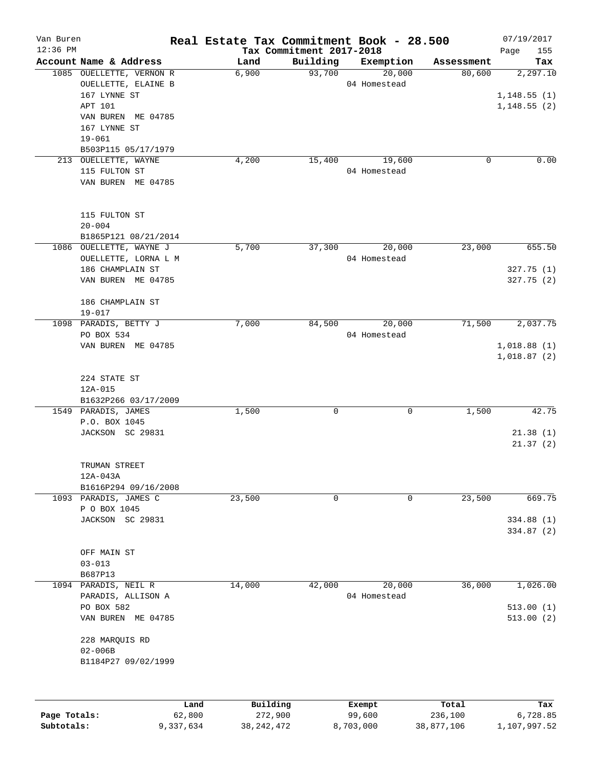Van Buren
12:36 PM

# Real Estate Tax Commitment Book - 28.500

Tax Commitment 2017-2018

07/19/2017
Page 155

| Account Name & Address | Land | Building | Exemption | Assessment | Tax |
|---|---|---|---|---|---|
| 1085 OUELLETTE, VERNON R | 6,900 | 93,700 | 20,000 | 80,600 | 2,297.10 |
| OUELLETTE, ELAINE B | | | 04 Homestead | | |
| 167 LYNNE ST | | | | | 1,148.55 (1) |
| APT 101 | | | | | 1,148.55 (2) |
| VAN BUREN ME 04785 | | | | | |
| 167 LYNNE ST | | | | | |
| 19-061 | | | | | |
| B503P115 05/17/1979 | | | | | |
| 213 OUELLETTE, WAYNE | 4,200 | 15,400 | 19,600 | 0 | 0.00 |
| 115 FULTON ST | | | 04 Homestead | | |
| VAN BUREN ME 04785 | | | | | |
| 115 FULTON ST | | | | | |
| 20-004 | | | | | |
| B1865P121 08/21/2014 | | | | | |
| 1086 OUELLETTE, WAYNE J | 5,700 | 37,300 | 20,000 | 23,000 | 655.50 |
| OUELLETTE, LORNA L M | | | 04 Homestead | | |
| 186 CHAMPLAIN ST | | | | | 327.75 (1) |
| VAN BUREN ME 04785 | | | | | 327.75 (2) |
| 186 CHAMPLAIN ST | | | | | |
| 19-017 | | | | | |
| 1098 PARADIS, BETTY J | 7,000 | 84,500 | 20,000 | 71,500 | 2,037.75 |
| PO BOX 534 | | | 04 Homestead | | |
| VAN BUREN ME 04785 | | | | | 1,018.88 (1) |
| | | | | | 1,018.87 (2) |
| 224 STATE ST | | | | | |
| 12A-015 | | | | | |
| B1632P266 03/17/2009 | | | | | |
| 1549 PARADIS, JAMES | 1,500 | 0 | 0 | 1,500 | 42.75 |
| P.O. BOX 1045 | | | | | |
| JACKSON SC 29831 | | | | | 21.38 (1) |
| | | | | | 21.37 (2) |
| TRUMAN STREET | | | | | |
| 12A-043A | | | | | |
| B1616P294 09/16/2008 | | | | | |
| 1093 PARADIS, JAMES C | 23,500 | 0 | 0 | 23,500 | 669.75 |
| P O BOX 1045 | | | | | |
| JACKSON SC 29831 | | | | | 334.88 (1) |
| | | | | | 334.87 (2) |
| OFF MAIN ST | | | | | |
| 03-013 | | | | | |
| B687P13 | | | | | |
| 1094 PARADIS, NEIL R | 14,000 | 42,000 | 20,000 | 36,000 | 1,026.00 |
| PARADIS, ALLISON A | | | 04 Homestead | | |
| PO BOX 582 | | | | | 513.00 (1) |
| VAN BUREN ME 04785 | | | | | 513.00 (2) |
| 228 MARQUIS RD | | | | | |
| 02-006B | | | | | |
| B1184P27 09/02/1999 | | | | | |

| | Land | Building | Exempt | Total | Tax |
|---|---|---|---|---|---|
| Page Totals: | 62,800 | 272,900 | 99,600 | 236,100 | 6,728.85 |
| Subtotals: | 9,337,634 | 38,242,472 | 8,703,000 | 38,877,106 | 1,107,997.52 |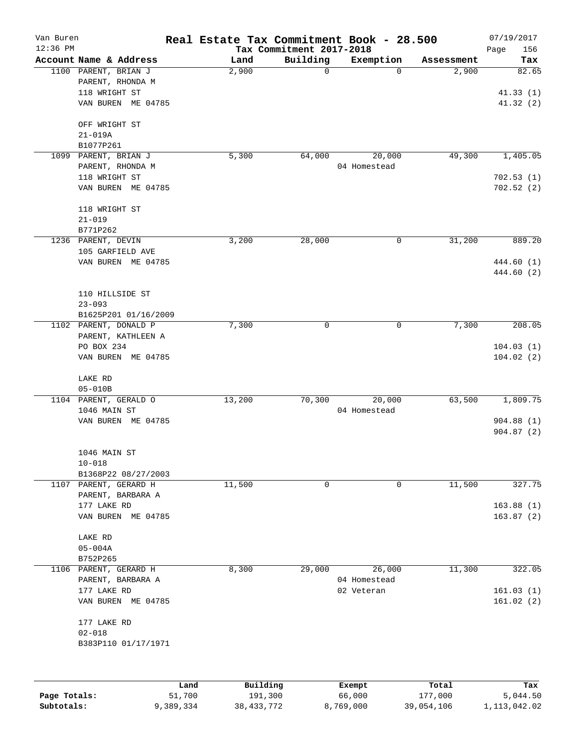# Real Estate Tax Commitment Book - 28.500

Van Buren 12:36 PM — Tax Commitment 2017-2018 — 07/19/2017

| Account | Name & Address | Land | Building | Exemption | Assessment | Tax |
|---|---|---|---|---|---|---|
| 1100 | PARENT, BRIAN J<br>PARENT, RHONDA M<br>118 WRIGHT ST<br>VAN BUREN ME 04785<br><br>OFF WRIGHT ST<br>21-019A<br>B1077P261 | 2,900 | 0 | 0 | 2,900 | 82.65<br><br>41.33 (1)<br>41.32 (2) |
| 1099 | PARENT, BRIAN J<br>PARENT, RHONDA M<br>118 WRIGHT ST<br>VAN BUREN ME 04785<br><br>118 WRIGHT ST<br>21-019<br>B771P262 | 5,300 | 64,000 | 20,000<br>04 Homestead | 49,300 | 1,405.05<br><br>702.53 (1)<br>702.52 (2) |
| 1236 | PARENT, DEVIN<br>105 GARFIELD AVE<br>VAN BUREN ME 04785<br><br>110 HILLSIDE ST<br>23-093<br>B1625P201 01/16/2009 | 3,200 | 28,000 | 0 | 31,200 | 889.20<br><br>444.60 (1)<br>444.60 (2) |
| 1102 | PARENT, DONALD P<br>PARENT, KATHLEEN A<br>PO BOX 234<br>VAN BUREN ME 04785<br><br>LAKE RD<br>05-010B | 7,300 | 0 | 0 | 7,300 | 208.05<br><br>104.03 (1)<br>104.02 (2) |
| 1104 | PARENT, GERALD O<br>1046 MAIN ST<br>VAN BUREN ME 04785<br><br>1046 MAIN ST<br>10-018<br>B1368P22 08/27/2003 | 13,200 | 70,300 | 20,000<br>04 Homestead | 63,500 | 1,809.75<br><br>904.88 (1)<br>904.87 (2) |
| 1107 | PARENT, GERARD H<br>PARENT, BARBARA A<br>177 LAKE RD<br>VAN BUREN ME 04785<br><br>LAKE RD<br>05-004A<br>B752P265 | 11,500 | 0 | 0 | 11,500 | 327.75<br><br>163.88 (1)<br>163.87 (2) |
| 1106 | PARENT, GERARD H<br>PARENT, BARBARA A<br>177 LAKE RD<br>VAN BUREN ME 04785<br><br>177 LAKE RD<br>02-018<br>B383P110 01/17/1971 | 8,300 | 29,000 | 26,000<br>04 Homestead<br>02 Veteran | 11,300 | 322.05<br><br>161.03 (1)<br>161.02 (2) |

| | Land | Building | Exempt | Total | Tax |
|---|---|---|---|---|---|
| Page Totals: | 51,700 | 191,300 | 66,000 | 177,000 | 5,044.50 |
| Subtotals: | 9,389,334 | 38,433,772 | 8,769,000 | 39,054,106 | 1,113,042.02 |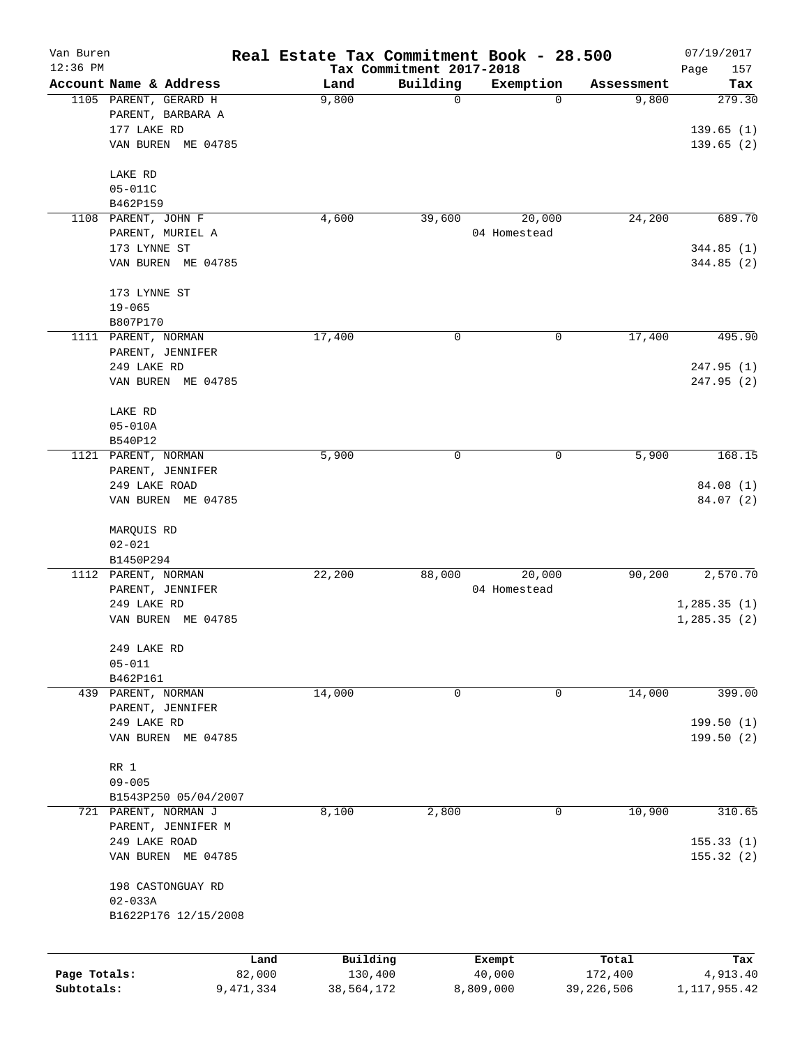Van Buren — Real Estate Tax Commitment Book - 28.500 — 07/19/2017
12:36 PM — Tax Commitment 2017-2018

| Account | Name & Address | Land | Building | Exemption | Assessment | Tax |
|---|---|---|---|---|---|---|
| 1105 | PARENT, GERARD H<br>PARENT, BARBARA A<br>177 LAKE RD<br>VAN BUREN ME 04785<br><br>LAKE RD<br>05-011C<br>B462P159 | 9,800 | 0 | 0 | 9,800 | 279.30<br><br>139.65 (1)<br>139.65 (2) |
| 1108 | PARENT, JOHN F<br>PARENT, MURIEL A<br>173 LYNNE ST<br>VAN BUREN ME 04785<br><br>173 LYNNE ST<br>19-065<br>B807P170 | 4,600 | 39,600 | 20,000<br>04 Homestead | 24,200 | 689.70<br><br>344.85 (1)<br>344.85 (2) |
| 1111 | PARENT, NORMAN<br>PARENT, JENNIFER<br>249 LAKE RD<br>VAN BUREN ME 04785<br><br>LAKE RD<br>05-010A<br>B540P12 | 17,400 | 0 | 0 | 17,400 | 495.90<br><br>247.95 (1)<br>247.95 (2) |
| 1121 | PARENT, NORMAN<br>PARENT, JENNIFER<br>249 LAKE ROAD<br>VAN BUREN ME 04785<br><br>MARQUIS RD<br>02-021<br>B1450P294 | 5,900 | 0 | 0 | 5,900 | 168.15<br><br>84.08 (1)<br>84.07 (2) |
| 1112 | PARENT, NORMAN<br>PARENT, JENNIFER<br>249 LAKE RD<br>VAN BUREN ME 04785<br><br>249 LAKE RD<br>05-011<br>B462P161 | 22,200 | 88,000 | 20,000<br>04 Homestead | 90,200 | 2,570.70<br><br>1,285.35 (1)<br>1,285.35 (2) |
| 439 | PARENT, NORMAN<br>PARENT, JENNIFER<br>249 LAKE RD<br>VAN BUREN ME 04785<br><br>RR 1<br>09-005<br>B1543P250 05/04/2007 | 14,000 | 0 | 0 | 14,000 | 399.00<br><br>199.50 (1)<br>199.50 (2) |
| 721 | PARENT, NORMAN J<br>PARENT, JENNIFER M<br>249 LAKE ROAD<br>VAN BUREN ME 04785<br><br>198 CASTONGUAY RD<br>02-033A<br>B1622P176 12/15/2008 | 8,100 | 2,800 | 0 | 10,900 | 310.65<br><br>155.33 (1)<br>155.32 (2) |

| | Land | Building | Exempt | Total | Tax |
|---|---|---|---|---|---|
| Page Totals: | 82,000 | 130,400 | 40,000 | 172,400 | 4,913.40 |
| Subtotals: | 9,471,334 | 38,564,172 | 8,809,000 | 39,226,506 | 1,117,955.42 |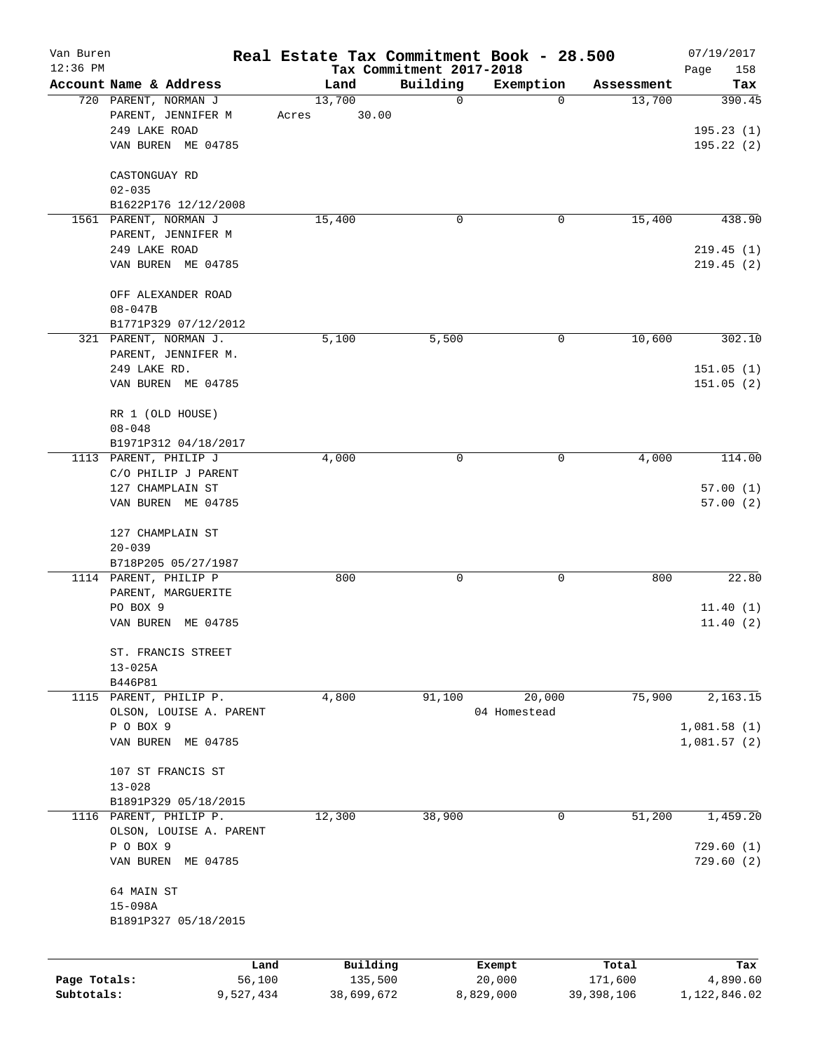Van Buren 12:36 PM

# Real Estate Tax Commitment Book - 28.500

Tax Commitment 2017-2018

07/19/2017 Page 158

| Account Name & Address | Land | Building | Exemption | Assessment | Tax |
|---|---|---|---|---|---|
| 720 PARENT, NORMAN J | 13,700 | 0 | 0 | 13,700 | 390.45 |
| PARENT, JENNIFER M | Acres 30.00 | | | | |
| 249 LAKE ROAD | | | | | 195.23 (1) |
| VAN BUREN ME 04785 | | | | | 195.22 (2) |
| CASTONGUAY RD | | | | | |
| 02-035 | | | | | |
| B1622P176 12/12/2008 | | | | | |
| 1561 PARENT, NORMAN J | 15,400 | 0 | 0 | 15,400 | 438.90 |
| PARENT, JENNIFER M | | | | | |
| 249 LAKE ROAD | | | | | 219.45 (1) |
| VAN BUREN ME 04785 | | | | | 219.45 (2) |
| OFF ALEXANDER ROAD | | | | | |
| 08-047B | | | | | |
| B1771P329 07/12/2012 | | | | | |
| 321 PARENT, NORMAN J. | 5,100 | 5,500 | 0 | 10,600 | 302.10 |
| PARENT, JENNIFER M. | | | | | |
| 249 LAKE RD. | | | | | 151.05 (1) |
| VAN BUREN ME 04785 | | | | | 151.05 (2) |
| RR 1 (OLD HOUSE) | | | | | |
| 08-048 | | | | | |
| B1971P312 04/18/2017 | | | | | |
| 1113 PARENT, PHILIP J | 4,000 | 0 | 0 | 4,000 | 114.00 |
| C/O PHILIP J PARENT | | | | | |
| 127 CHAMPLAIN ST | | | | | 57.00 (1) |
| VAN BUREN ME 04785 | | | | | 57.00 (2) |
| 127 CHAMPLAIN ST | | | | | |
| 20-039 | | | | | |
| B718P205 05/27/1987 | | | | | |
| 1114 PARENT, PHILIP P | 800 | 0 | 0 | 800 | 22.80 |
| PARENT, MARGUERITE | | | | | |
| PO BOX 9 | | | | | 11.40 (1) |
| VAN BUREN ME 04785 | | | | | 11.40 (2) |
| ST. FRANCIS STREET | | | | | |
| 13-025A | | | | | |
| B446P81 | | | | | |
| 1115 PARENT, PHILIP P. | 4,800 | 91,100 | 20,000 | 75,900 | 2,163.15 |
| OLSON, LOUISE A. PARENT | | | 04 Homestead | | |
| P O BOX 9 | | | | | 1,081.58 (1) |
| VAN BUREN ME 04785 | | | | | 1,081.57 (2) |
| 107 ST FRANCIS ST | | | | | |
| 13-028 | | | | | |
| B1891P329 05/18/2015 | | | | | |
| 1116 PARENT, PHILIP P. | 12,300 | 38,900 | 0 | 51,200 | 1,459.20 |
| OLSON, LOUISE A. PARENT | | | | | |
| P O BOX 9 | | | | | 729.60 (1) |
| VAN BUREN ME 04785 | | | | | 729.60 (2) |
| 64 MAIN ST | | | | | |
| 15-098A | | | | | |
| B1891P327 05/18/2015 | | | | | |

| | Land | Building | Exempt | Total | Tax |
|---|---|---|---|---|---|
| Page Totals: | 56,100 | 135,500 | 20,000 | 171,600 | 4,890.60 |
| Subtotals: | 9,527,434 | 38,699,672 | 8,829,000 | 39,398,106 | 1,122,846.02 |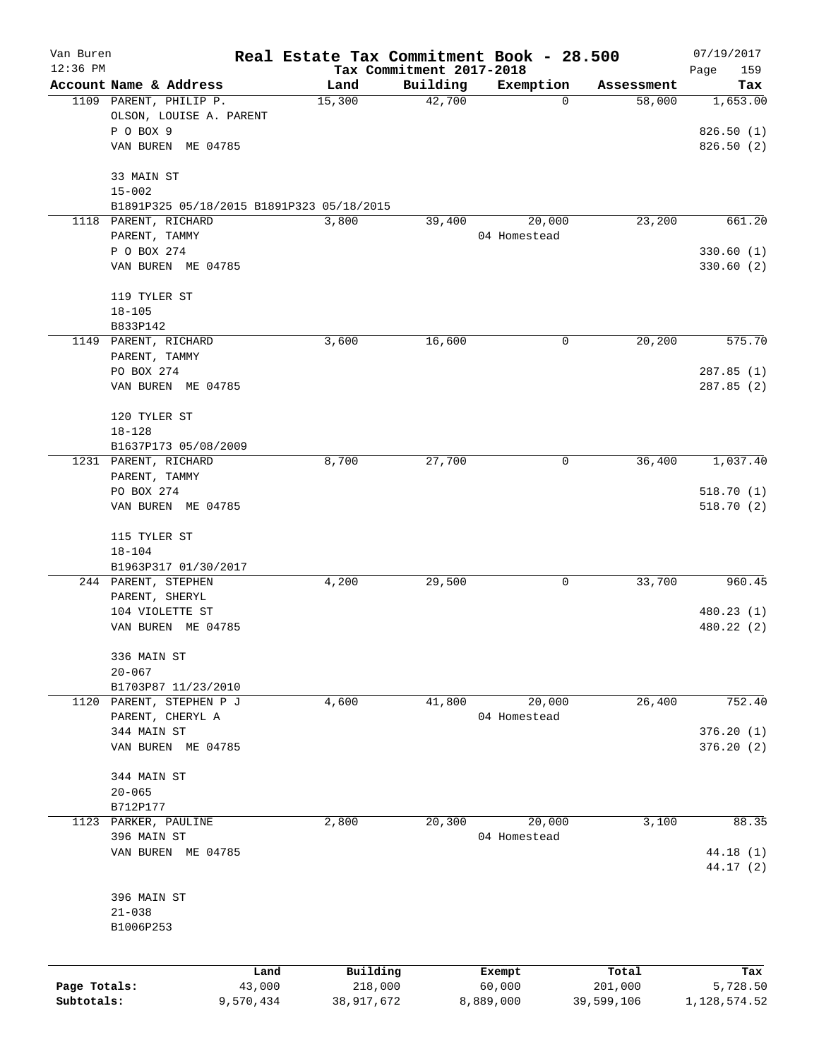# Real Estate Tax Commitment Book - 28.500

Van Buren
12:36 PM

Tax Commitment 2017-2018

07/19/2017
Page 159

| Account | Name & Address | Land | Building | Exemption | Assessment | Tax |
|---|---|---|---|---|---|---|
| 1109 | PARENT, PHILIP P.<br>OLSON, LOUISE A. PARENT<br>P O BOX 9<br>VAN BUREN ME 04785<br><br>33 MAIN ST<br>15-002<br>B1891P325 05/18/2015 B1891P323 05/18/2015 | 15,300 | 42,700 | 0 | 58,000 | 1,653.00<br><br>826.50 (1)<br>826.50 (2) |
| 1118 | PARENT, RICHARD<br>PARENT, TAMMY<br>P O BOX 274<br>VAN BUREN ME 04785<br><br>119 TYLER ST<br>18-105<br>B833P142 | 3,800 | 39,400 | 20,000<br>04 Homestead | 23,200 | 661.20<br><br>330.60 (1)<br>330.60 (2) |
| 1149 | PARENT, RICHARD<br>PARENT, TAMMY<br>PO BOX 274<br>VAN BUREN ME 04785<br><br>120 TYLER ST<br>18-128<br>B1637P173 05/08/2009 | 3,600 | 16,600 | 0 | 20,200 | 575.70<br><br>287.85 (1)<br>287.85 (2) |
| 1231 | PARENT, RICHARD<br>PARENT, TAMMY<br>PO BOX 274<br>VAN BUREN ME 04785<br><br>115 TYLER ST<br>18-104<br>B1963P317 01/30/2017 | 8,700 | 27,700 | 0 | 36,400 | 1,037.40<br><br>518.70 (1)<br>518.70 (2) |
| 244 | PARENT, STEPHEN<br>PARENT, SHERYL<br>104 VIOLETTE ST<br>VAN BUREN ME 04785<br><br>336 MAIN ST<br>20-067<br>B1703P87 11/23/2010 | 4,200 | 29,500 | 0 | 33,700 | 960.45<br><br>480.23 (1)<br>480.22 (2) |
| 1120 | PARENT, STEPHEN P J<br>PARENT, CHERYL A<br>344 MAIN ST<br>VAN BUREN ME 04785<br><br>344 MAIN ST<br>20-065<br>B712P177 | 4,600 | 41,800 | 20,000<br>04 Homestead | 26,400 | 752.40<br><br>376.20 (1)<br>376.20 (2) |
| 1123 | PARKER, PAULINE<br>396 MAIN ST<br>VAN BUREN ME 04785<br><br>396 MAIN ST<br>21-038<br>B1006P253 | 2,800 | 20,300 | 20,000<br>04 Homestead | 3,100 | 88.35<br><br>44.18 (1)<br>44.17 (2) |

| | Land | Building | Exempt | Total | Tax |
|---|---|---|---|---|---|
| Page Totals: | 43,000 | 218,000 | 60,000 | 201,000 | 5,728.50 |
| Subtotals: | 9,570,434 | 38,917,672 | 8,889,000 | 39,599,106 | 1,128,574.52 |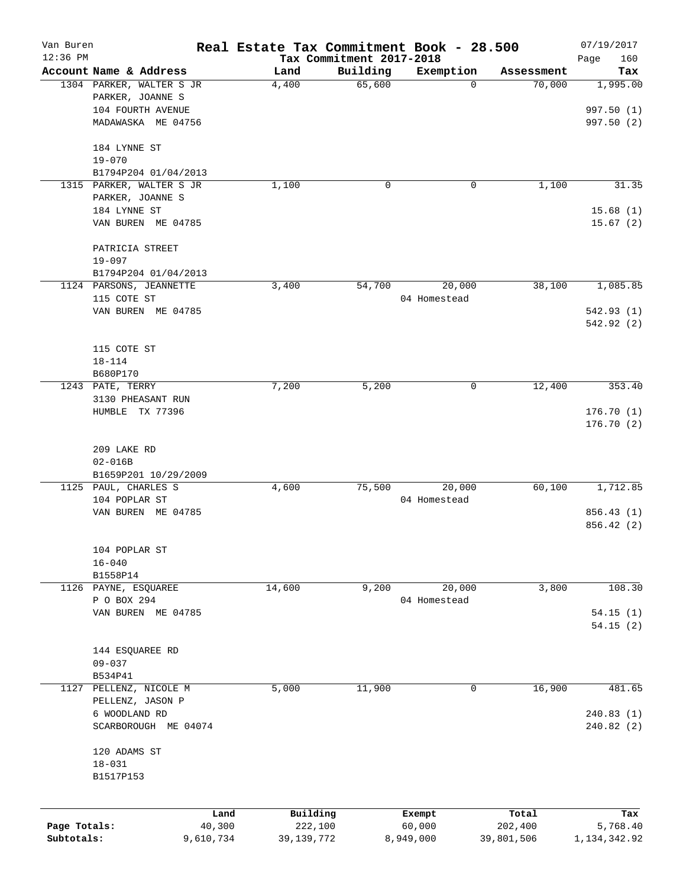# Real Estate Tax Commitment Book - 28.500

Van Buren
12:36 PM

Tax Commitment 2017-2018

07/19/2017

| Account Name & Address | Land | Building | Exemption | Assessment | Tax |
|---|---|---|---|---|---|
| 1304 PARKER, WALTER S JR<br>PARKER, JOANNE S<br>104 FOURTH AVENUE<br>MADAWASKA ME 04756<br><br>184 LYNNE ST<br>19-070<br>B1794P204 01/04/2013 | 4,400 | 65,600 | 0 | 70,000 | 1,995.00<br><br>997.50 (1)<br>997.50 (2) |
| 1315 PARKER, WALTER S JR<br>PARKER, JOANNE S<br>184 LYNNE ST<br>VAN BUREN ME 04785<br><br>PATRICIA STREET<br>19-097<br>B1794P204 01/04/2013 | 1,100 | 0 | 0 | 1,100 | 31.35<br><br>15.68 (1)<br>15.67 (2) |
| 1124 PARSONS, JEANNETTE<br>115 COTE ST<br>VAN BUREN ME 04785<br><br>115 COTE ST<br>18-114<br>B680P170 | 3,400 | 54,700 | 20,000<br>04 Homestead | 38,100 | 1,085.85<br><br>542.93 (1)<br>542.92 (2) |
| 1243 PATE, TERRY<br>3130 PHEASANT RUN<br>HUMBLE TX 77396<br><br>209 LAKE RD<br>02-016B<br>B1659P201 10/29/2009 | 7,200 | 5,200 | 0 | 12,400 | 353.40<br><br>176.70 (1)<br>176.70 (2) |
| 1125 PAUL, CHARLES S<br>104 POPLAR ST<br>VAN BUREN ME 04785<br><br>104 POPLAR ST<br>16-040<br>B1558P14 | 4,600 | 75,500 | 20,000<br>04 Homestead | 60,100 | 1,712.85<br><br>856.43 (1)<br>856.42 (2) |
| 1126 PAYNE, ESQUAREE<br>P O BOX 294<br>VAN BUREN ME 04785<br><br>144 ESQUAREE RD<br>09-037<br>B534P41 | 14,600 | 9,200 | 20,000<br>04 Homestead | 3,800 | 108.30<br><br>54.15 (1)<br>54.15 (2) |
| 1127 PELLENZ, NICOLE M<br>PELLENZ, JASON P<br>6 WOODLAND RD<br>SCARBOROUGH ME 04074<br><br>120 ADAMS ST<br>18-031<br>B1517P153 | 5,000 | 11,900 | 0 | 16,900 | 481.65<br><br>240.83 (1)<br>240.82 (2) |

| | Land | Building | Exempt | Total | Tax |
|---|---|---|---|---|---|
| Page Totals: | 40,300 | 222,100 | 60,000 | 202,400 | 5,768.40 |
| Subtotals: | 9,610,734 | 39,139,772 | 8,949,000 | 39,801,506 | 1,134,342.92 |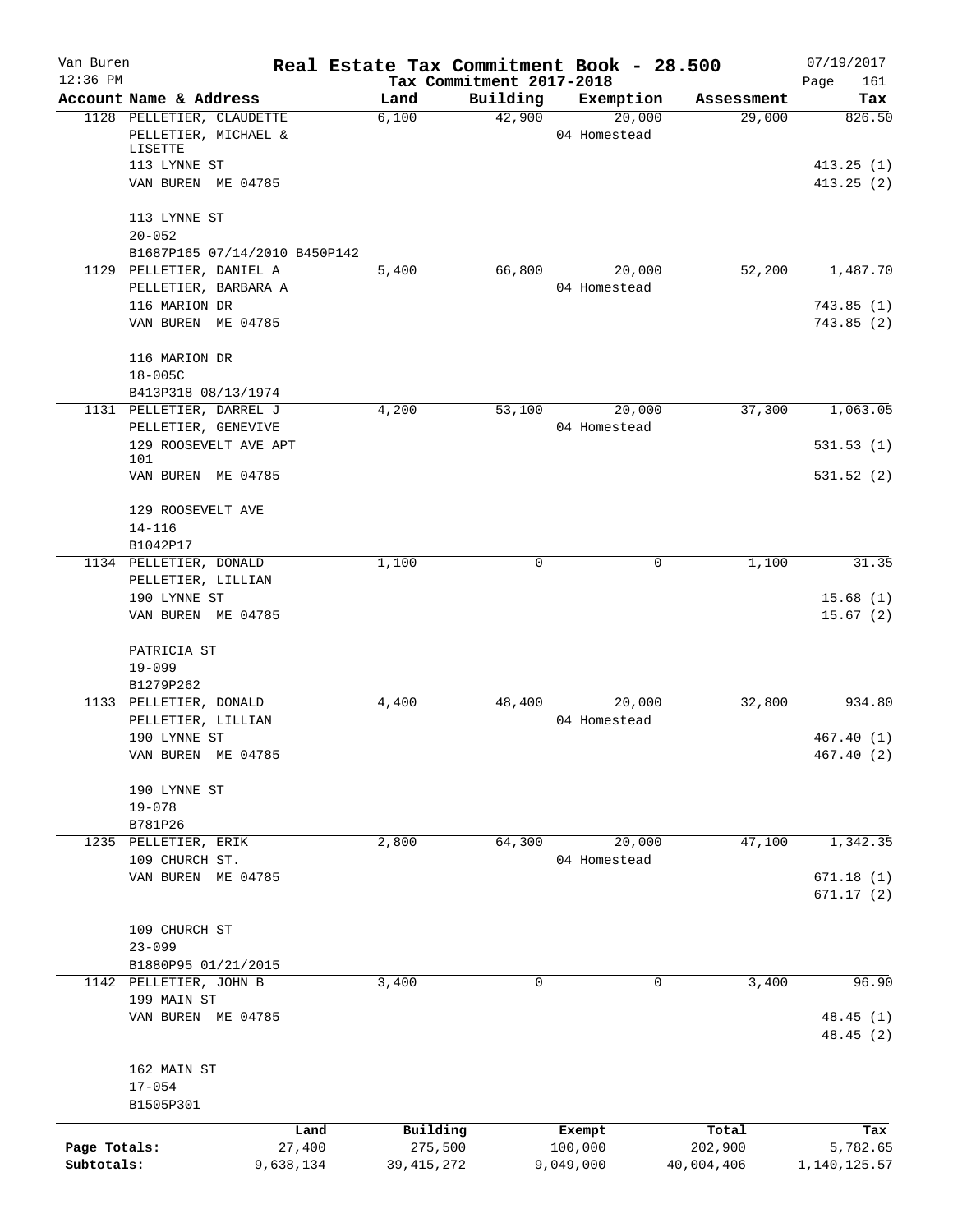Van Buren | Real Estate Tax Commitment Book - 28.500 | 07/19/2017
12:36 PM | Tax Commitment 2017-2018 | Page 161

| Account Name & Address | Land | Building | Exemption | Assessment | Tax |
|---|---|---|---|---|---|
| 1128 PELLETIER, CLAUDETTE | 6,100 | 42,900 | 20,000 | 29,000 | 826.50 |
| PELLETIER, MICHAEL & LISETTE | | | 04 Homestead | | |
| 113 LYNNE ST | | | | | 413.25 (1) |
| VAN BUREN ME 04785 | | | | | 413.25 (2) |
| 113 LYNNE ST | | | | | |
| 20-052 | | | | | |
| B1687P165 07/14/2010 B450P142 | | | | | |
| 1129 PELLETIER, DANIEL A | 5,400 | 66,800 | 20,000 | 52,200 | 1,487.70 |
| PELLETIER, BARBARA A | | | 04 Homestead | | |
| 116 MARION DR | | | | | 743.85 (1) |
| VAN BUREN ME 04785 | | | | | 743.85 (2) |
| 116 MARION DR | | | | | |
| 18-005C | | | | | |
| B413P318 08/13/1974 | | | | | |
| 1131 PELLETIER, DARREL J | 4,200 | 53,100 | 20,000 | 37,300 | 1,063.05 |
| PELLETIER, GENEVIVE | | | 04 Homestead | | |
| 129 ROOSEVELT AVE APT 101 | | | | | 531.53 (1) |
| VAN BUREN ME 04785 | | | | | 531.52 (2) |
| 129 ROOSEVELT AVE | | | | | |
| 14-116 | | | | | |
| B1042P17 | | | | | |
| 1134 PELLETIER, DONALD | 1,100 | 0 | 0 | 1,100 | 31.35 |
| PELLETIER, LILLIAN | | | | | |
| 190 LYNNE ST | | | | | 15.68 (1) |
| VAN BUREN ME 04785 | | | | | 15.67 (2) |
| PATRICIA ST | | | | | |
| 19-099 | | | | | |
| B1279P262 | | | | | |
| 1133 PELLETIER, DONALD | 4,400 | 48,400 | 20,000 | 32,800 | 934.80 |
| PELLETIER, LILLIAN | | | 04 Homestead | | |
| 190 LYNNE ST | | | | | 467.40 (1) |
| VAN BUREN ME 04785 | | | | | 467.40 (2) |
| 190 LYNNE ST | | | | | |
| 19-078 | | | | | |
| B781P26 | | | | | |
| 1235 PELLETIER, ERIK | 2,800 | 64,300 | 20,000 | 47,100 | 1,342.35 |
| 109 CHURCH ST. | | | 04 Homestead | | |
| VAN BUREN ME 04785 | | | | | 671.18 (1) |
| | | | | | 671.17 (2) |
| 109 CHURCH ST | | | | | |
| 23-099 | | | | | |
| B1880P95 01/21/2015 | | | | | |
| 1142 PELLETIER, JOHN B | 3,400 | 0 | 0 | 3,400 | 96.90 |
| 199 MAIN ST | | | | | |
| VAN BUREN ME 04785 | | | | | 48.45 (1) |
| | | | | | 48.45 (2) |
| 162 MAIN ST | | | | | |
| 17-054 | | | | | |
| B1505P301 | | | | | |

| | Land | Building | Exempt | Total | Tax |
|---|---|---|---|---|---|
| Page Totals: | 27,400 | 275,500 | 100,000 | 202,900 | 5,782.65 |
| Subtotals: | 9,638,134 | 39,415,272 | 9,049,000 | 40,004,406 | 1,140,125.57 |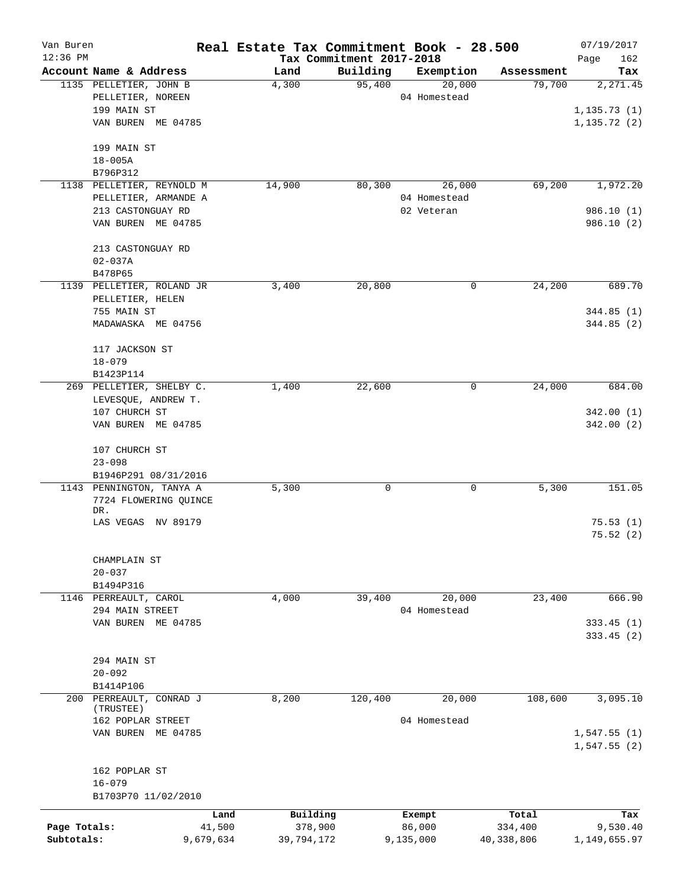Van Buren | Real Estate Tax Commitment Book - 28.500 | 07/19/2017
12:36 PM | Tax Commitment 2017-2018 | Page 162

| Account Name & Address | Land | Building | Exemption | Assessment | Tax |
|---|---|---|---|---|---|
| 1135 PELLETIER, JOHN B<br>PELLETIER, NOREEN<br>199 MAIN ST<br>VAN BUREN ME 04785<br><br>199 MAIN ST<br>18-005A<br>B796P312 | 4,300 | 95,400 | 20,000<br>04 Homestead | 79,700 | 2,271.45<br><br>1,135.73 (1)<br>1,135.72 (2) |
| 1138 PELLETIER, REYNOLD M<br>PELLETIER, ARMANDE A<br>213 CASTONGUAY RD<br>VAN BUREN ME 04785<br><br>213 CASTONGUAY RD<br>02-037A<br>B478P65 | 14,900 | 80,300 | 26,000<br>04 Homestead<br>02 Veteran | 69,200 | 1,972.20<br><br>986.10 (1)<br>986.10 (2) |
| 1139 PELLETIER, ROLAND JR<br>PELLETIER, HELEN<br>755 MAIN ST<br>MADAWASKA ME 04756<br><br>117 JACKSON ST<br>18-079<br>B1423P114 | 3,400 | 20,800 | 0 | 24,200 | 689.70<br><br>344.85 (1)<br>344.85 (2) |
| 269 PELLETIER, SHELBY C.<br>LEVESQUE, ANDREW T.<br>107 CHURCH ST<br>VAN BUREN ME 04785<br><br>107 CHURCH ST<br>23-098<br>B1946P291 08/31/2016 | 1,400 | 22,600 | 0 | 24,000 | 684.00<br><br>342.00 (1)<br>342.00 (2) |
| 1143 PENNINGTON, TANYA A<br>7724 FLOWERING QUINCE DR.<br>LAS VEGAS NV 89179<br><br>CHAMPLAIN ST<br>20-037<br>B1494P316 | 5,300 | 0 | 0 | 5,300 | 151.05<br><br>75.53 (1)<br>75.52 (2) |
| 1146 PERREAULT, CAROL<br>294 MAIN STREET<br>VAN BUREN ME 04785<br><br>294 MAIN ST<br>20-092<br>B1414P106 | 4,000 | 39,400 | 20,000<br>04 Homestead | 23,400 | 666.90<br><br>333.45 (1)<br>333.45 (2) |
| 200 PERREAULT, CONRAD J (TRUSTEE)<br>162 POPLAR STREET<br>VAN BUREN ME 04785<br><br>162 POPLAR ST<br>16-079<br>B1703P70 11/02/2010 | 8,200 | 120,400 | 20,000<br>04 Homestead | 108,600 | 3,095.10<br><br>1,547.55 (1)<br>1,547.55 (2) |

| | Land | Building | Exempt | Total | Tax |
|---|---|---|---|---|---|
| Page Totals: | 41,500 | 378,900 | 86,000 | 334,400 | 9,530.40 |
| Subtotals: | 9,679,634 | 39,794,172 | 9,135,000 | 40,338,806 | 1,149,655.97 |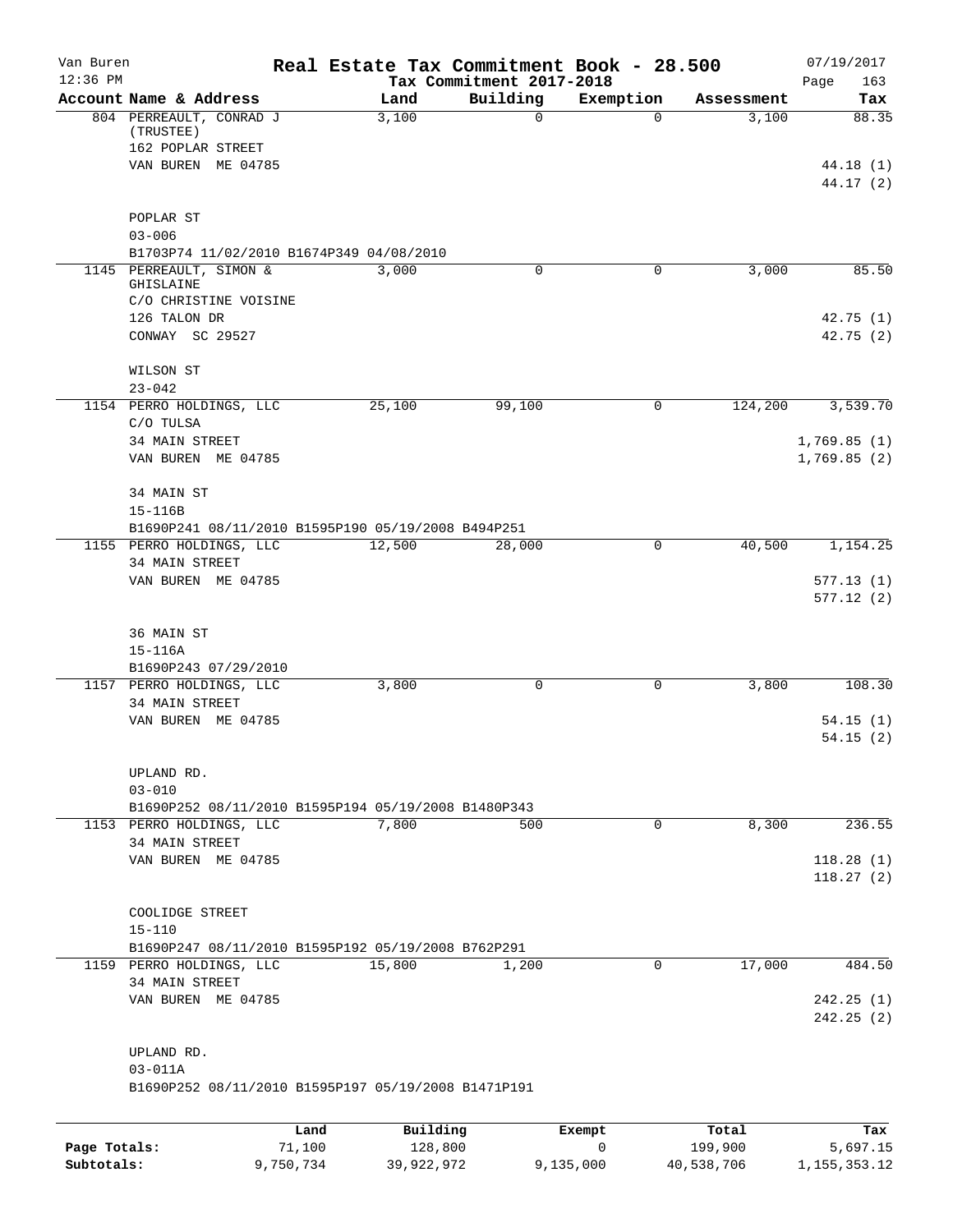Van Buren — Real Estate Tax Commitment Book - 28.500 — 07/19/2017

12:36 PM — Tax Commitment 2017-2018

| Account Name & Address | Land | Building | Exemption | Assessment | Tax |
|---|---|---|---|---|---|
| 804 PERREAULT, CONRAD J (TRUSTEE) | 3,100 | 0 | 0 | 3,100 | 88.35 |
| 162 POPLAR STREET | | | | | |
| VAN BUREN ME 04785 | | | | | 44.18 (1) |
| | | | | | 44.17 (2) |
| POPLAR ST | | | | | |
| 03-006 | | | | | |
| B1703P74 11/02/2010 B1674P349 04/08/2010 | | | | | |
| 1145 PERREAULT, SIMON & GHISLAINE | 3,000 | 0 | 0 | 3,000 | 85.50 |
| C/O CHRISTINE VOISINE | | | | | |
| 126 TALON DR | | | | | 42.75 (1) |
| CONWAY SC 29527 | | | | | 42.75 (2) |
| WILSON ST | | | | | |
| 23-042 | | | | | |
| 1154 PERRO HOLDINGS, LLC | 25,100 | 99,100 | 0 | 124,200 | 3,539.70 |
| C/O TULSA | | | | | |
| 34 MAIN STREET | | | | | 1,769.85 (1) |
| VAN BUREN ME 04785 | | | | | 1,769.85 (2) |
| 34 MAIN ST | | | | | |
| 15-116B | | | | | |
| B1690P241 08/11/2010 B1595P190 05/19/2008 B494P251 | | | | | |
| 1155 PERRO HOLDINGS, LLC | 12,500 | 28,000 | 0 | 40,500 | 1,154.25 |
| 34 MAIN STREET | | | | | |
| VAN BUREN ME 04785 | | | | | 577.13 (1) |
| | | | | | 577.12 (2) |
| 36 MAIN ST | | | | | |
| 15-116A | | | | | |
| B1690P243 07/29/2010 | | | | | |
| 1157 PERRO HOLDINGS, LLC | 3,800 | 0 | 0 | 3,800 | 108.30 |
| 34 MAIN STREET | | | | | |
| VAN BUREN ME 04785 | | | | | 54.15 (1) |
| | | | | | 54.15 (2) |
| UPLAND RD. | | | | | |
| 03-010 | | | | | |
| B1690P252 08/11/2010 B1595P194 05/19/2008 B1480P343 | | | | | |
| 1153 PERRO HOLDINGS, LLC | 7,800 | 500 | 0 | 8,300 | 236.55 |
| 34 MAIN STREET | | | | | |
| VAN BUREN ME 04785 | | | | | 118.28 (1) |
| | | | | | 118.27 (2) |
| COOLIDGE STREET | | | | | |
| 15-110 | | | | | |
| B1690P247 08/11/2010 B1595P192 05/19/2008 B762P291 | | | | | |
| 1159 PERRO HOLDINGS, LLC | 15,800 | 1,200 | 0 | 17,000 | 484.50 |
| 34 MAIN STREET | | | | | |
| VAN BUREN ME 04785 | | | | | 242.25 (1) |
| | | | | | 242.25 (2) |
| UPLAND RD. | | | | | |
| 03-011A | | | | | |
| B1690P252 08/11/2010 B1595P197 05/19/2008 B1471P191 | | | | | |

| | Land | Building | Exempt | Total | Tax |
|---|---|---|---|---|---|
| Page Totals: | 71,100 | 128,800 | 0 | 199,900 | 5,697.15 |
| Subtotals: | 9,750,734 | 39,922,972 | 9,135,000 | 40,538,706 | 1,155,353.12 |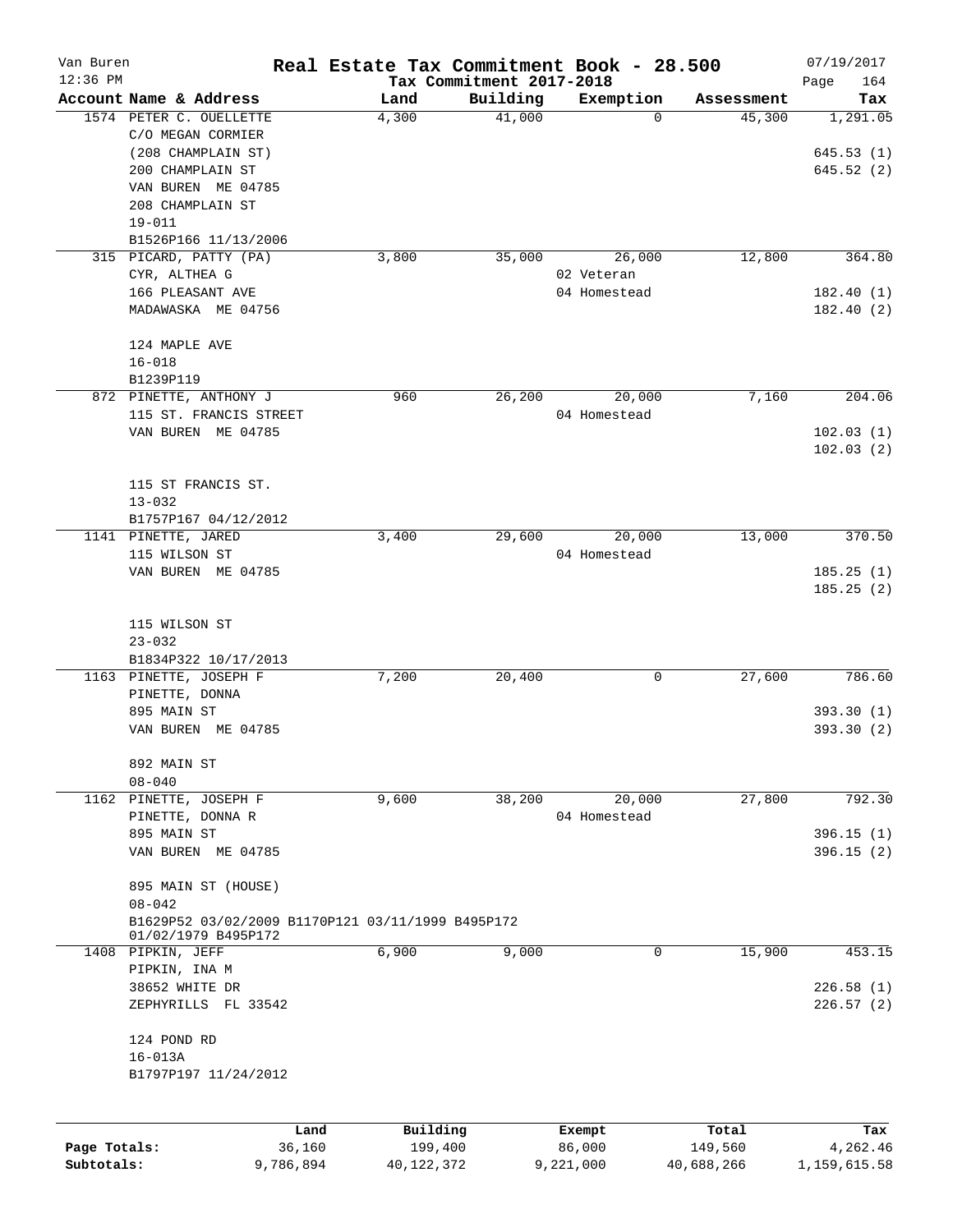# Real Estate Tax Commitment Book - 28.500

Van Buren
12:36 PM

Tax Commitment 2017-2018

07/19/2017

| Account | Name & Address | Land | Building | Exemption | Assessment | Tax |
|---|---|---|---|---|---|---|
| 1574 | PETER C. OUELLETTE<br>C/O MEGAN CORMIER<br>(208 CHAMPLAIN ST)<br>200 CHAMPLAIN ST<br>VAN BUREN ME 04785<br>208 CHAMPLAIN ST<br>19-011<br>B1526P166 11/13/2006 | 4,300 | 41,000 | 0 | 45,300 | 1,291.05<br>645.53 (1)<br>645.52 (2) |
| 315 | PICARD, PATTY (PA)<br>CYR, ALTHEA G<br>166 PLEASANT AVE<br>MADAWASKA ME 04756<br>124 MAPLE AVE<br>16-018<br>B1239P119 | 3,800 | 35,000 | 26,000<br>02 Veteran<br>04 Homestead | 12,800 | 364.80<br>182.40 (1)<br>182.40 (2) |
| 872 | PINETTE, ANTHONY J<br>115 ST. FRANCIS STREET<br>VAN BUREN ME 04785<br>115 ST FRANCIS ST.<br>13-032<br>B1757P167 04/12/2012 | 960 | 26,200 | 20,000<br>04 Homestead | 7,160 | 204.06<br>102.03 (1)<br>102.03 (2) |
| 1141 | PINETTE, JARED<br>115 WILSON ST<br>VAN BUREN ME 04785<br>115 WILSON ST<br>23-032<br>B1834P322 10/17/2013 | 3,400 | 29,600 | 20,000<br>04 Homestead | 13,000 | 370.50<br>185.25 (1)<br>185.25 (2) |
| 1163 | PINETTE, JOSEPH F<br>PINETTE, DONNA<br>895 MAIN ST<br>VAN BUREN ME 04785<br>892 MAIN ST<br>08-040 | 7,200 | 20,400 | 0 | 27,600 | 786.60<br>393.30 (1)<br>393.30 (2) |
| 1162 | PINETTE, JOSEPH F<br>PINETTE, DONNA R<br>895 MAIN ST<br>VAN BUREN ME 04785<br>895 MAIN ST (HOUSE)<br>08-042<br>B1629P52 03/02/2009 B1170P121 03/11/1999 B495P172 01/02/1979 B495P172 | 9,600 | 38,200 | 20,000<br>04 Homestead | 27,800 | 792.30<br>396.15 (1)<br>396.15 (2) |
| 1408 | PIPKIN, JEFF<br>PIPKIN, INA M<br>38652 WHITE DR<br>ZEPHYRILLS FL 33542<br>124 POND RD<br>16-013A<br>B1797P197 11/24/2012 | 6,900 | 9,000 | 0 | 15,900 | 453.15<br>226.58 (1)<br>226.57 (2) |

| | Land | Building | Exempt | Total | Tax |
|---|---|---|---|---|---|
| Page Totals: | 36,160 | 199,400 | 86,000 | 149,560 | 4,262.46 |
| Subtotals: | 9,786,894 | 40,122,372 | 9,221,000 | 40,688,266 | 1,159,615.58 |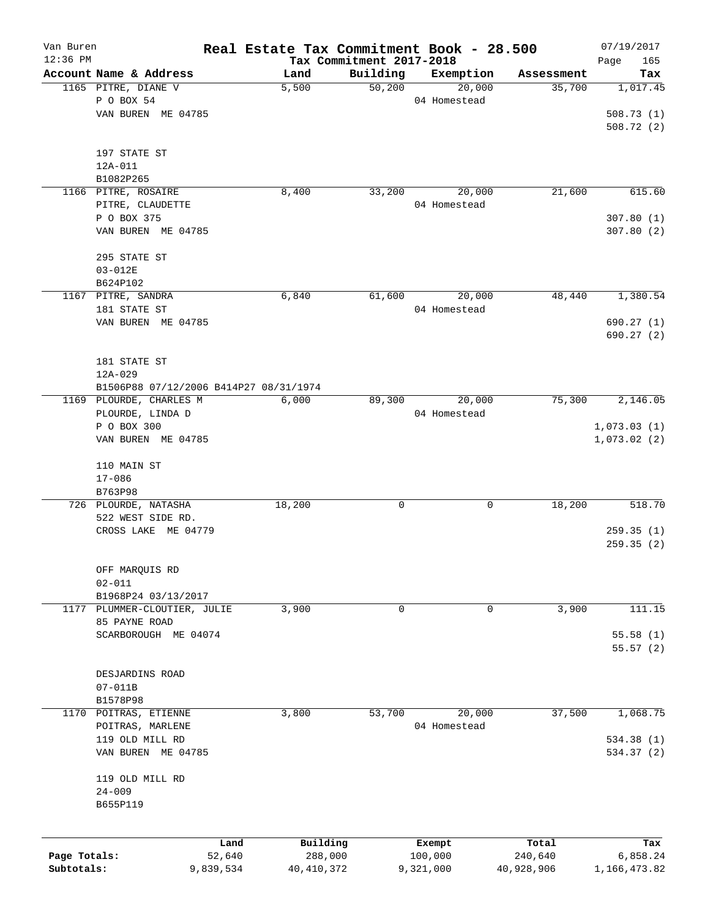# Real Estate Tax Commitment Book - 28.500

Van Buren
12:36 PM

Tax Commitment 2017-2018

07/19/2017

| Account Name & Address | Land | Building | Exemption | Assessment | Tax |
|---|---|---|---|---|---|
| 1165 PITRE, DIANE V<br>P O BOX 54<br>VAN BUREN ME 04785<br><br>197 STATE ST<br>12A-011<br>B1082P265 | 5,500 | 50,200 | 20,000<br>04 Homestead | 35,700 | 1,017.45<br><br>508.73 (1)<br>508.72 (2) |
| 1166 PITRE, ROSAIRE<br>PITRE, CLAUDETTE<br>P O BOX 375<br>VAN BUREN ME 04785<br><br>295 STATE ST<br>03-012E<br>B624P102 | 8,400 | 33,200 | 20,000<br>04 Homestead | 21,600 | 615.60<br><br>307.80 (1)<br>307.80 (2) |
| 1167 PITRE, SANDRA<br>181 STATE ST<br>VAN BUREN ME 04785<br><br>181 STATE ST<br>12A-029<br>B1506P88 07/12/2006 B414P27 08/31/1974 | 6,840 | 61,600 | 20,000<br>04 Homestead | 48,440 | 1,380.54<br><br>690.27 (1)<br>690.27 (2) |
| 1169 PLOURDE, CHARLES M<br>PLOURDE, LINDA D<br>P O BOX 300<br>VAN BUREN ME 04785<br><br>110 MAIN ST<br>17-086<br>B763P98 | 6,000 | 89,300 | 20,000<br>04 Homestead | 75,300 | 2,146.05<br><br>1,073.03 (1)<br>1,073.02 (2) |
| 726 PLOURDE, NATASHA<br>522 WEST SIDE RD.<br>CROSS LAKE ME 04779<br><br>OFF MARQUIS RD<br>02-011<br>B1968P24 03/13/2017 | 18,200 | 0 | 0 | 18,200 | 518.70<br><br>259.35 (1)<br>259.35 (2) |
| 1177 PLUMMER-CLOUTIER, JULIE<br>85 PAYNE ROAD<br>SCARBOROUGH ME 04074<br><br>DESJARDINS ROAD<br>07-011B<br>B1578P98 | 3,900 | 0 | 0 | 3,900 | 111.15<br><br>55.58 (1)<br>55.57 (2) |
| 1170 POITRAS, ETIENNE<br>POITRAS, MARLENE<br>119 OLD MILL RD<br>VAN BUREN ME 04785<br><br>119 OLD MILL RD<br>24-009<br>B655P119 | 3,800 | 53,700 | 20,000<br>04 Homestead | 37,500 | 1,068.75<br><br>534.38 (1)<br>534.37 (2) |

| | Land | Building | Exempt | Total | Tax |
|---|---|---|---|---|---|
| Page Totals: | 52,640 | 288,000 | 100,000 | 240,640 | 6,858.24 |
| Subtotals: | 9,839,534 | 40,410,372 | 9,321,000 | 40,928,906 | 1,166,473.82 |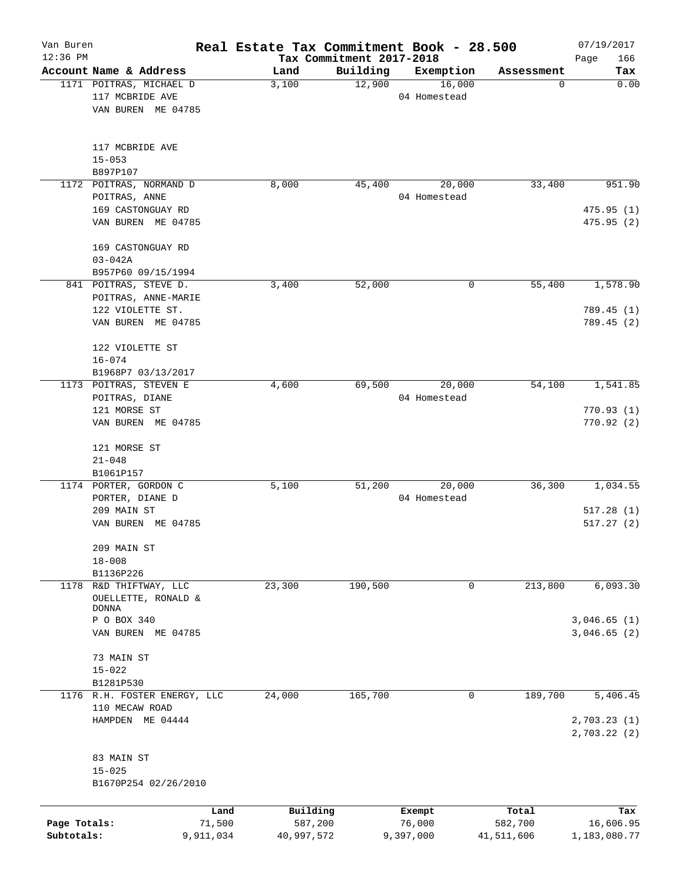Van Buren | Real Estate Tax Commitment Book - 28.500 | 07/19/2017
12:36 PM | Tax Commitment 2017-2018 | Page 166

| Account Name & Address | Land | Building | Exemption | Assessment | Tax |
|---|---|---|---|---|---|
| 1171 POITRAS, MICHAEL D<br>117 MCBRIDE AVE<br>VAN BUREN ME 04785<br><br>117 MCBRIDE AVE<br>15-053<br>B897P107 | 3,100 | 12,900 | 16,000<br>04 Homestead | 0 | 0.00 |
| 1172 POITRAS, NORMAND D<br>POITRAS, ANNE<br>169 CASTONGUAY RD<br>VAN BUREN ME 04785<br><br>169 CASTONGUAY RD<br>03-042A<br>B957P60 09/15/1994 | 8,000 | 45,400 | 20,000<br>04 Homestead | 33,400 | 951.90<br><br>475.95 (1)<br>475.95 (2) |
| 841 POITRAS, STEVE D.<br>POITRAS, ANNE-MARIE<br>122 VIOLETTE ST.<br>VAN BUREN ME 04785<br><br>122 VIOLETTE ST<br>16-074<br>B1968P7 03/13/2017 | 3,400 | 52,000 | 0 | 55,400 | 1,578.90<br><br>789.45 (1)<br>789.45 (2) |
| 1173 POITRAS, STEVEN E<br>POITRAS, DIANE<br>121 MORSE ST<br>VAN BUREN ME 04785<br><br>121 MORSE ST<br>21-048<br>B1061P157 | 4,600 | 69,500 | 20,000<br>04 Homestead | 54,100 | 1,541.85<br><br>770.93 (1)<br>770.92 (2) |
| 1174 PORTER, GORDON C<br>PORTER, DIANE D<br>209 MAIN ST<br>VAN BUREN ME 04785<br><br>209 MAIN ST<br>18-008<br>B1136P226 | 5,100 | 51,200 | 20,000<br>04 Homestead | 36,300 | 1,034.55<br><br>517.28 (1)<br>517.27 (2) |
| 1178 R&D THIFTWAY, LLC<br>OUELLETTE, RONALD & DONNA<br>P O BOX 340<br>VAN BUREN ME 04785<br><br>73 MAIN ST<br>15-022<br>B1281P530 | 23,300 | 190,500 | 0 | 213,800 | 6,093.30<br><br>3,046.65 (1)<br>3,046.65 (2) |
| 1176 R.H. FOSTER ENERGY, LLC<br>110 MECAW ROAD<br>HAMPDEN ME 04444<br><br>83 MAIN ST<br>15-025<br>B1670P254 02/26/2010 | 24,000 | 165,700 | 0 | 189,700 | 5,406.45<br><br>2,703.23 (1)<br>2,703.22 (2) |

| | Land | Building | Exempt | Total | Tax |
|---|---|---|---|---|---|
| Page Totals: | 71,500 | 587,200 | 76,000 | 582,700 | 16,606.95 |
| Subtotals: | 9,911,034 | 40,997,572 | 9,397,000 | 41,511,606 | 1,183,080.77 |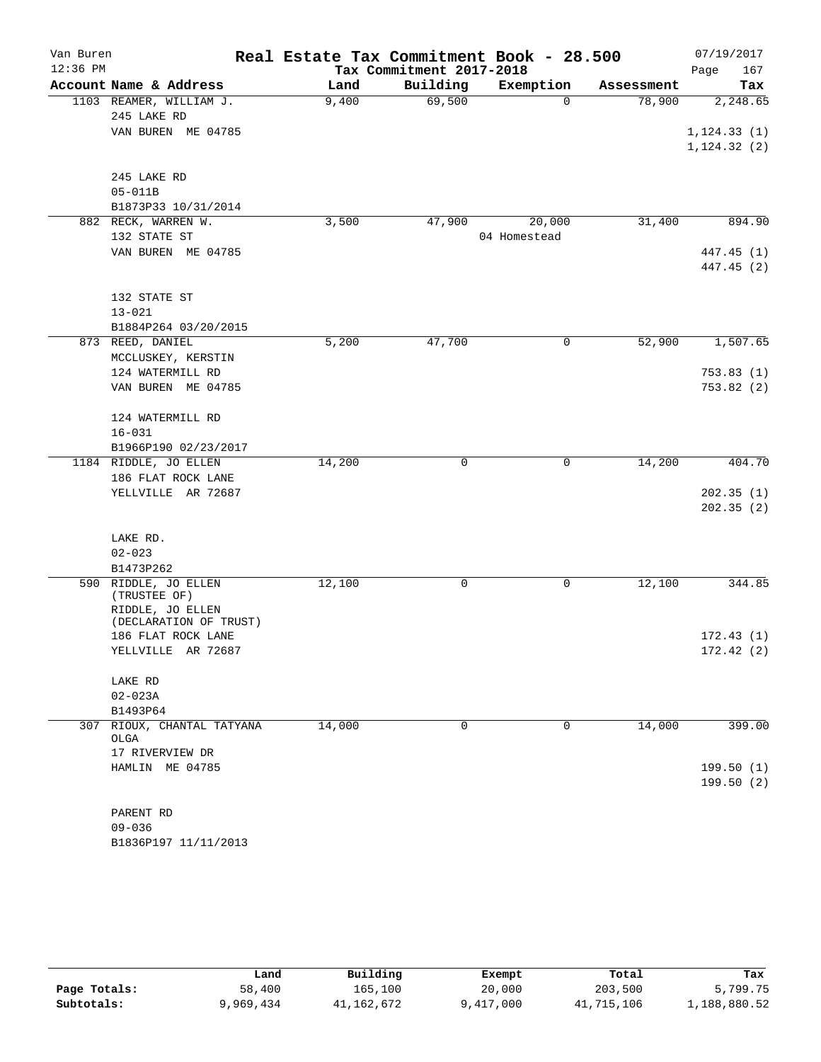Van Buren | Real Estate Tax Commitment Book - 28.500 | 07/19/2017
12:36 PM | Tax Commitment 2017-2018 | Page 167

| Account Name & Address | Land | Building | Exemption | Assessment | Tax |
|---|---|---|---|---|---|
| 1103 REAMER, WILLIAM J. | 9,400 | 69,500 | 0 | 78,900 | 2,248.65 |
| 245 LAKE RD | | | | | |
| VAN BUREN ME 04785 | | | | | 1,124.33 (1) |
| | | | | | 1,124.32 (2) |
| 245 LAKE RD | | | | | |
| 05-011B | | | | | |
| B1873P33 10/31/2014 | | | | | |
| 882 RECK, WARREN W. | 3,500 | 47,900 | 20,000 | 31,400 | 894.90 |
| 132 STATE ST | | | 04 Homestead | | |
| VAN BUREN ME 04785 | | | | | 447.45 (1) |
| | | | | | 447.45 (2) |
| 132 STATE ST | | | | | |
| 13-021 | | | | | |
| B1884P264 03/20/2015 | | | | | |
| 873 REED, DANIEL | 5,200 | 47,700 | 0 | 52,900 | 1,507.65 |
| MCCLUSKEY, KERSTIN | | | | | |
| 124 WATERMILL RD | | | | | 753.83 (1) |
| VAN BUREN ME 04785 | | | | | 753.82 (2) |
| 124 WATERMILL RD | | | | | |
| 16-031 | | | | | |
| B1966P190 02/23/2017 | | | | | |
| 1184 RIDDLE, JO ELLEN | 14,200 | 0 | 0 | 14,200 | 404.70 |
| 186 FLAT ROCK LANE | | | | | |
| YELLVILLE AR 72687 | | | | | 202.35 (1) |
| | | | | | 202.35 (2) |
| LAKE RD. | | | | | |
| 02-023 | | | | | |
| B1473P262 | | | | | |
| 590 RIDDLE, JO ELLEN (TRUSTEE OF) | 12,100 | 0 | 0 | 12,100 | 344.85 |
| RIDDLE, JO ELLEN (DECLARATION OF TRUST) | | | | | |
| 186 FLAT ROCK LANE | | | | | 172.43 (1) |
| YELLVILLE AR 72687 | | | | | 172.42 (2) |
| LAKE RD | | | | | |
| 02-023A | | | | | |
| B1493P64 | | | | | |
| 307 RIOUX, CHANTAL TATYANA OLGA | 14,000 | 0 | 0 | 14,000 | 399.00 |
| 17 RIVERVIEW DR | | | | | |
| HAMLIN ME 04785 | | | | | 199.50 (1) |
| | | | | | 199.50 (2) |
| PARENT RD | | | | | |
| 09-036 | | | | | |
| B1836P197 11/11/2013 | | | | | |

| | Land | Building | Exempt | Total | Tax |
|---|---|---|---|---|---|
| Page Totals: | 58,400 | 165,100 | 20,000 | 203,500 | 5,799.75 |
| Subtotals: | 9,969,434 | 41,162,672 | 9,417,000 | 41,715,106 | 1,188,880.52 |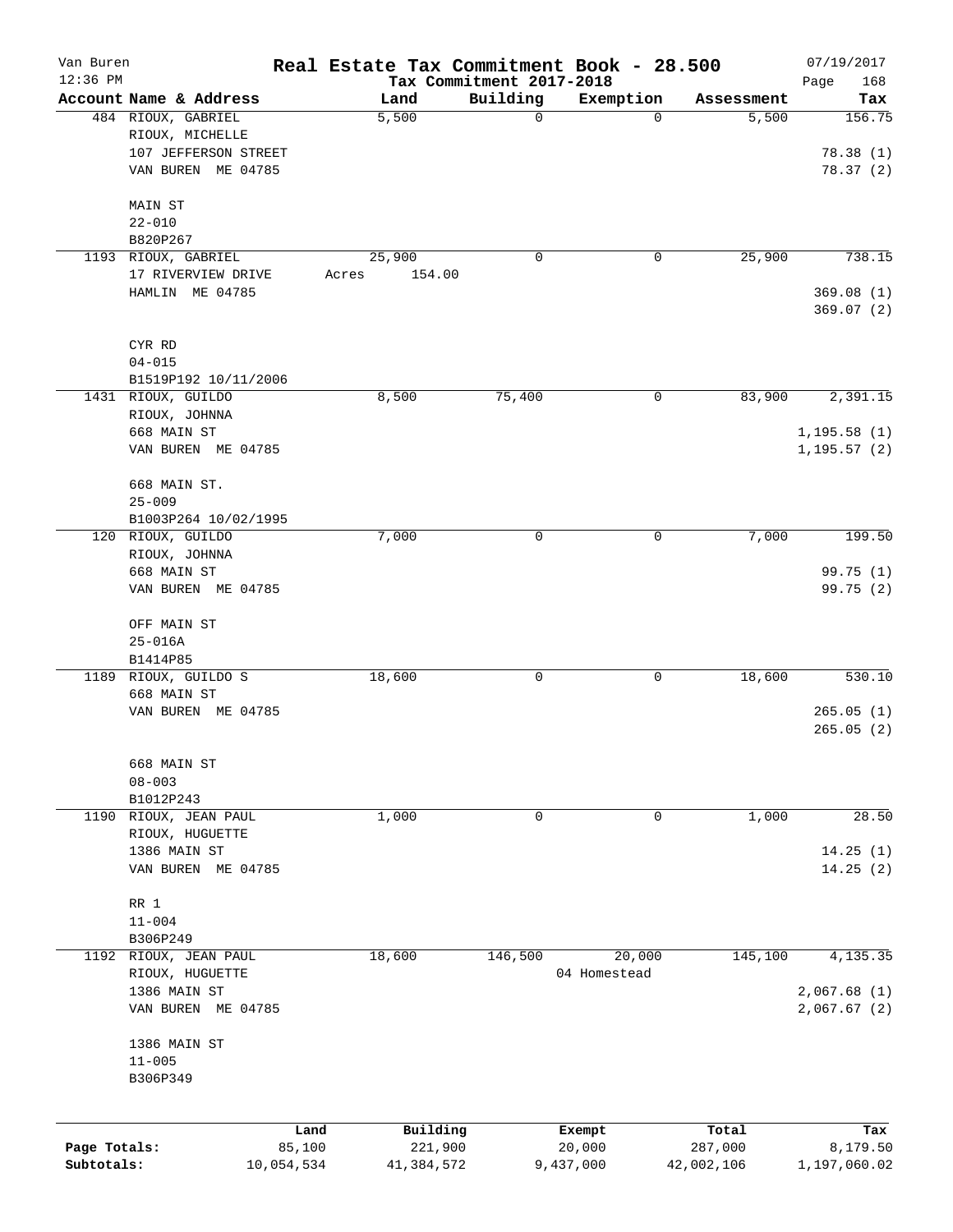# Real Estate Tax Commitment Book - 28.500

Van Buren
12:36 PM

Tax Commitment 2017-2018

07/19/2017

| Account Name & Address | Land | Building | Exemption | Assessment | Tax |
|---|---|---|---|---|---|
| 484 RIOUX, GABRIEL<br>RIOUX, MICHELLE<br>107 JEFFERSON STREET<br>VAN BUREN ME 04785<br><br>MAIN ST<br>22-010<br>B820P267 | 5,500 | 0 | 0 | 5,500 | 156.75<br><br>78.38 (1)<br>78.37 (2) |
| 1193 RIOUX, GABRIEL<br>17 RIVERVIEW DRIVE<br>HAMLIN ME 04785<br><br>CYR RD<br>04-015<br>B1519P192 10/11/2006 | 25,900<br>Acres 154.00 | 0 | 0 | 25,900 | 738.15<br><br>369.08 (1)<br>369.07 (2) |
| 1431 RIOUX, GUILDO<br>RIOUX, JOHNNA<br>668 MAIN ST<br>VAN BUREN ME 04785<br><br>668 MAIN ST.<br>25-009<br>B1003P264 10/02/1995 | 8,500 | 75,400 | 0 | 83,900 | 2,391.15<br><br>1,195.58 (1)<br>1,195.57 (2) |
| 120 RIOUX, GUILDO<br>RIOUX, JOHNNA<br>668 MAIN ST<br>VAN BUREN ME 04785<br><br>OFF MAIN ST<br>25-016A<br>B1414P85 | 7,000 | 0 | 0 | 7,000 | 199.50<br><br>99.75 (1)<br>99.75 (2) |
| 1189 RIOUX, GUILDO S<br>668 MAIN ST<br>VAN BUREN ME 04785<br><br>668 MAIN ST<br>08-003<br>B1012P243 | 18,600 | 0 | 0 | 18,600 | 530.10<br><br>265.05 (1)<br>265.05 (2) |
| 1190 RIOUX, JEAN PAUL<br>RIOUX, HUGUETTE<br>1386 MAIN ST<br>VAN BUREN ME 04785<br><br>RR 1<br>11-004<br>B306P249 | 1,000 | 0 | 0 | 1,000 | 28.50<br><br>14.25 (1)<br>14.25 (2) |
| 1192 RIOUX, JEAN PAUL<br>RIOUX, HUGUETTE<br>1386 MAIN ST<br>VAN BUREN ME 04785<br><br>1386 MAIN ST<br>11-005<br>B306P349 | 18,600 | 146,500 | 20,000<br>04 Homestead | 145,100 | 4,135.35<br><br>2,067.68 (1)<br>2,067.67 (2) |

| | Land | Building | Exempt | Total | Tax |
|---|---|---|---|---|---|
| Page Totals: | 85,100 | 221,900 | 20,000 | 287,000 | 8,179.50 |
| Subtotals: | 10,054,534 | 41,384,572 | 9,437,000 | 42,002,106 | 1,197,060.02 |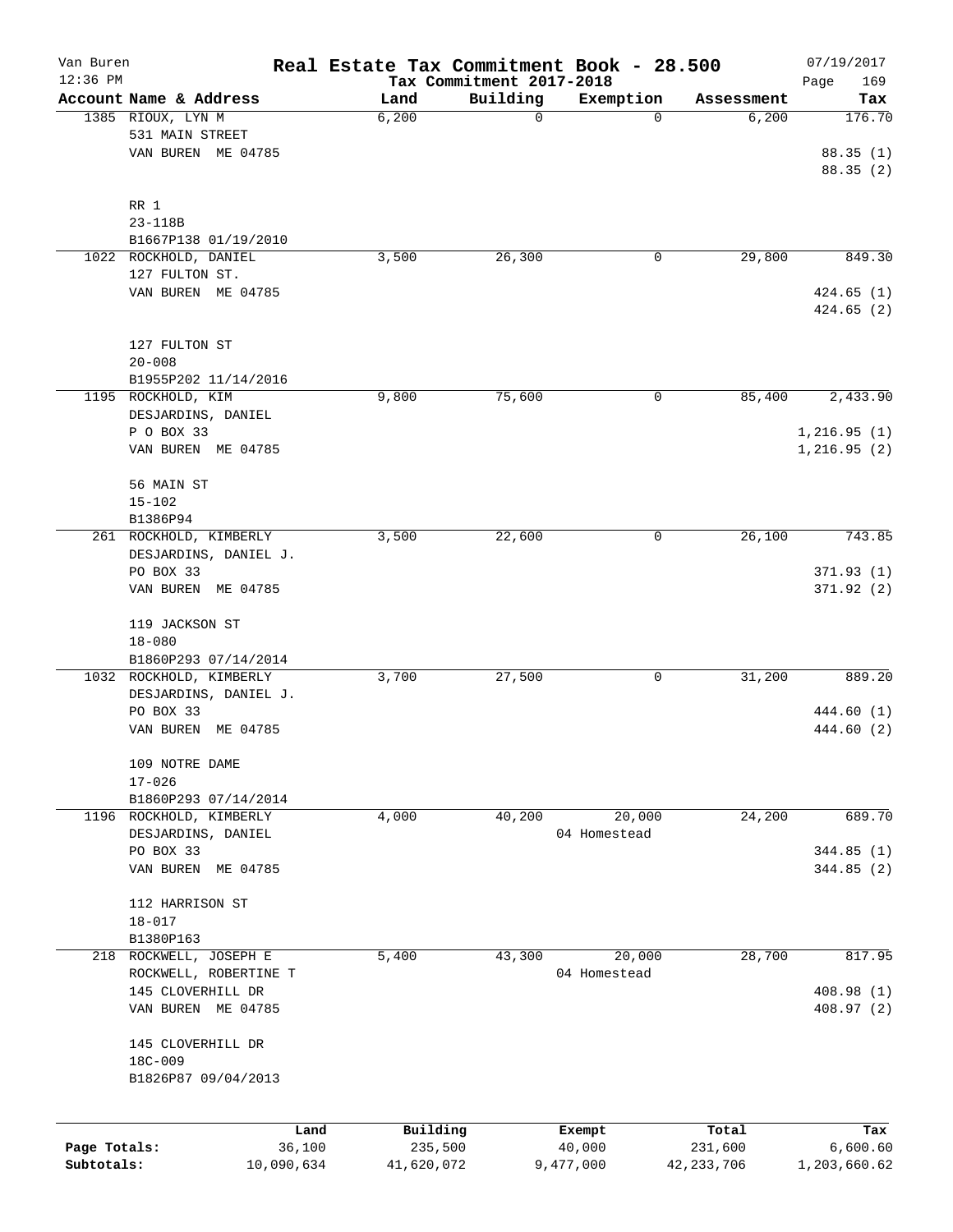Van Buren 12:36 PM

# Real Estate Tax Commitment Book - 28.500

## Tax Commitment 2017-2018

07/19/2017

| Account | Name & Address | Land | Building | Exemption | Assessment | Tax |
|---|---|---|---|---|---|---|
| 1385 | RIOUX, LYN M<br>531 MAIN STREET<br>VAN BUREN ME 04785<br><br>RR 1<br>23-118B<br>B1667P138 01/19/2010 | 6,200 | 0 | 0 | 6,200 | 176.70<br>88.35 (1)<br>88.35 (2) |
| 1022 | ROCKHOLD, DANIEL<br>127 FULTON ST.<br>VAN BUREN ME 04785<br><br>127 FULTON ST<br>20-008<br>B1955P202 11/14/2016 | 3,500 | 26,300 | 0 | 29,800 | 849.30<br>424.65 (1)<br>424.65 (2) |
| 1195 | ROCKHOLD, KIM<br>DESJARDINS, DANIEL<br>P O BOX 33<br>VAN BUREN ME 04785<br><br>56 MAIN ST<br>15-102<br>B1386P94 | 9,800 | 75,600 | 0 | 85,400 | 2,433.90<br>1,216.95 (1)<br>1,216.95 (2) |
| 261 | ROCKHOLD, KIMBERLY<br>DESJARDINS, DANIEL J.<br>PO BOX 33<br>VAN BUREN ME 04785<br><br>119 JACKSON ST<br>18-080<br>B1860P293 07/14/2014 | 3,500 | 22,600 | 0 | 26,100 | 743.85<br>371.93 (1)<br>371.92 (2) |
| 1032 | ROCKHOLD, KIMBERLY<br>DESJARDINS, DANIEL J.<br>PO BOX 33<br>VAN BUREN ME 04785<br><br>109 NOTRE DAME<br>17-026<br>B1860P293 07/14/2014 | 3,700 | 27,500 | 0 | 31,200 | 889.20<br>444.60 (1)<br>444.60 (2) |
| 1196 | ROCKHOLD, KIMBERLY<br>DESJARDINS, DANIEL<br>PO BOX 33<br>VAN BUREN ME 04785<br><br>112 HARRISON ST<br>18-017<br>B1380P163 | 4,000 | 40,200 | 20,000<br>04 Homestead | 24,200 | 689.70<br>344.85 (1)<br>344.85 (2) |
| 218 | ROCKWELL, JOSEPH E<br>ROCKWELL, ROBERTINE T<br>145 CLOVERHILL DR<br>VAN BUREN ME 04785<br><br>145 CLOVERHILL DR<br>18C-009<br>B1826P87 09/04/2013 | 5,400 | 43,300 | 20,000<br>04 Homestead | 28,700 | 817.95<br>408.98 (1)<br>408.97 (2) |

| | Land | Building | Exempt | Total | Tax |
|---|---|---|---|---|---|
| Page Totals: | 36,100 | 235,500 | 40,000 | 231,600 | 6,600.60 |
| Subtotals: | 10,090,634 | 41,620,072 | 9,477,000 | 42,233,706 | 1,203,660.62 |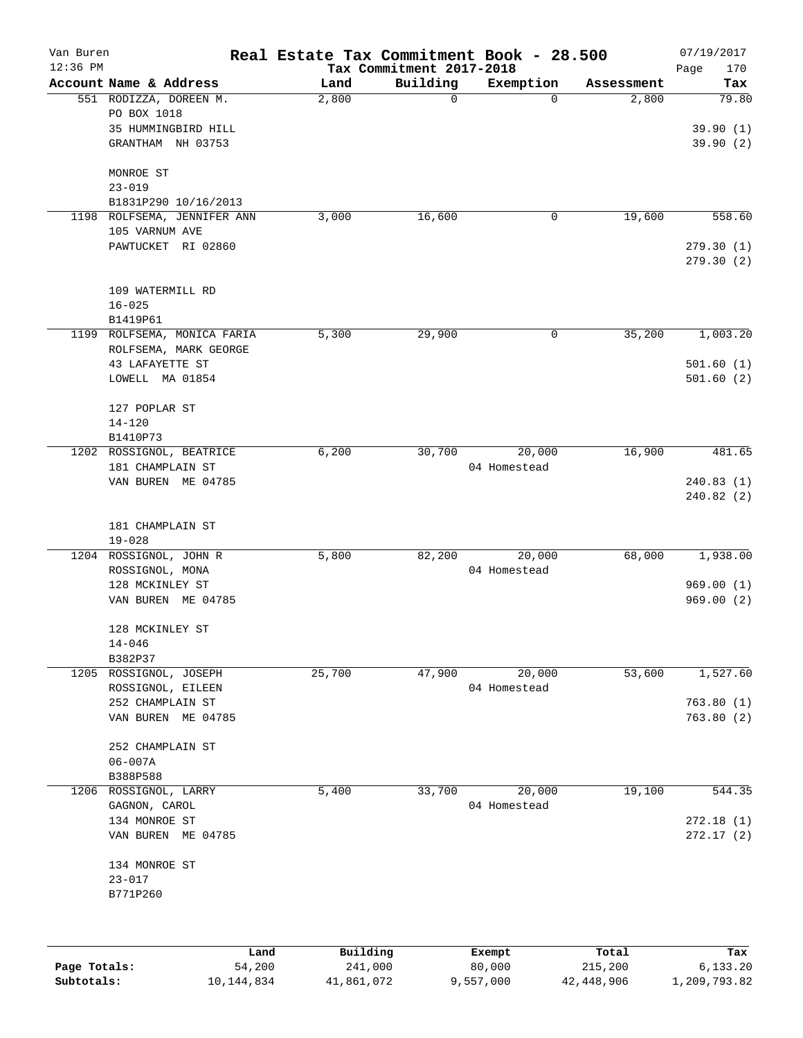# Van Buren — Real Estate Tax Commitment Book - 28.500

Tax Commitment 2017-2018

| Account Name & Address | Land | Building | Exemption | Assessment | Tax |
|---|---|---|---|---|---|
| 551 RODIZZA, DOREEN M.<br>PO BOX 1018<br>35 HUMMINGBIRD HILL<br>GRANTHAM NH 03753<br><br>MONROE ST<br>23-019<br>B1831P290 10/16/2013 | 2,800 | 0 | 0 | 2,800 | 79.80<br><br>39.90 (1)<br>39.90 (2) |
| 1198 ROLFSEMA, JENNIFER ANN<br>105 VARNUM AVE<br>PAWTUCKET RI 02860<br><br>109 WATERMILL RD<br>16-025<br>B1419P61 | 3,000 | 16,600 | 0 | 19,600 | 558.60<br><br>279.30 (1)<br>279.30 (2) |
| 1199 ROLFSEMA, MONICA FARIA<br>ROLFSEMA, MARK GEORGE<br>43 LAFAYETTE ST<br>LOWELL MA 01854<br><br>127 POPLAR ST<br>14-120<br>B1410P73 | 5,300 | 29,900 | 0 | 35,200 | 1,003.20<br><br>501.60 (1)<br>501.60 (2) |
| 1202 ROSSIGNOL, BEATRICE<br>181 CHAMPLAIN ST<br>VAN BUREN ME 04785<br><br>181 CHAMPLAIN ST<br>19-028 | 6,200 | 30,700 | 20,000<br>04 Homestead | 16,900 | 481.65<br><br>240.83 (1)<br>240.82 (2) |
| 1204 ROSSIGNOL, JOHN R<br>ROSSIGNOL, MONA<br>128 MCKINLEY ST<br>VAN BUREN ME 04785<br><br>128 MCKINLEY ST<br>14-046<br>B382P37 | 5,800 | 82,200 | 20,000<br>04 Homestead | 68,000 | 1,938.00<br><br>969.00 (1)<br>969.00 (2) |
| 1205 ROSSIGNOL, JOSEPH<br>ROSSIGNOL, EILEEN<br>252 CHAMPLAIN ST<br>VAN BUREN ME 04785<br><br>252 CHAMPLAIN ST<br>06-007A<br>B388P588 | 25,700 | 47,900 | 20,000<br>04 Homestead | 53,600 | 1,527.60<br><br>763.80 (1)<br>763.80 (2) |
| 1206 ROSSIGNOL, LARRY<br>GAGNON, CAROL<br>134 MONROE ST<br>VAN BUREN ME 04785<br><br>134 MONROE ST<br>23-017<br>B771P260 | 5,400 | 33,700 | 20,000<br>04 Homestead | 19,100 | 544.35<br><br>272.18 (1)<br>272.17 (2) |

| | Land | Building | Exempt | Total | Tax |
|---|---|---|---|---|---|
| Page Totals: | 54,200 | 241,000 | 80,000 | 215,200 | 6,133.20 |
| Subtotals: | 10,144,834 | 41,861,072 | 9,557,000 | 42,448,906 | 1,209,793.82 |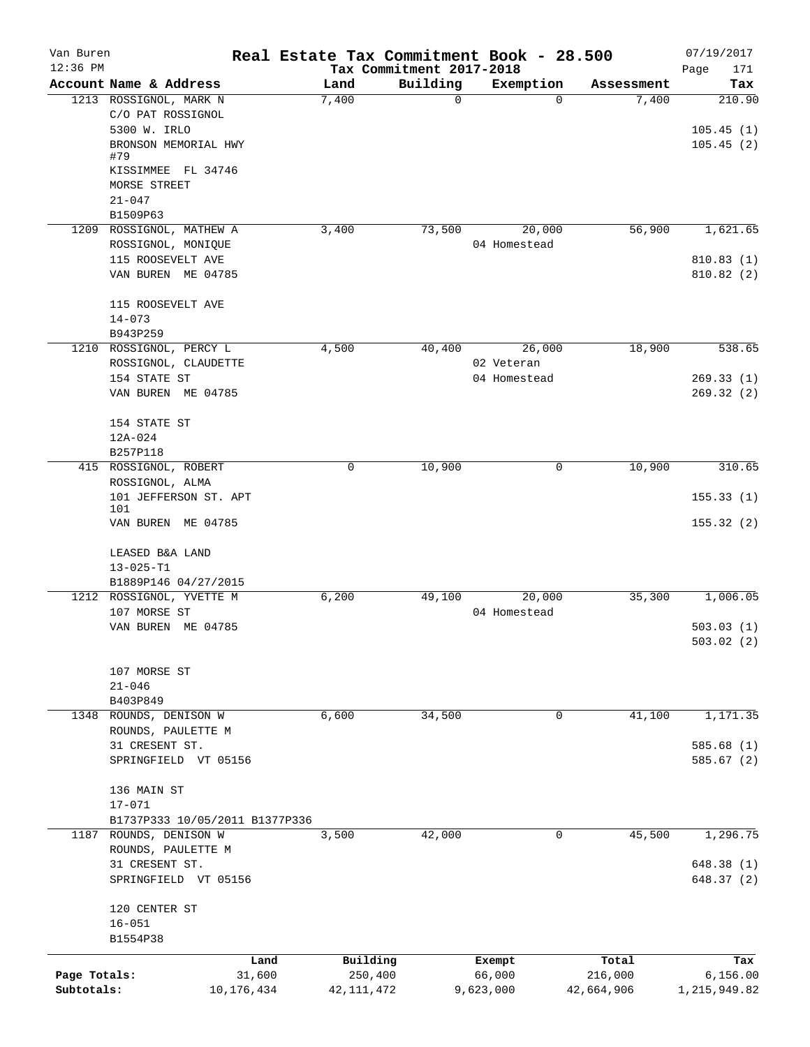# Real Estate Tax Commitment Book - 28.500

Van Buren
12:36 PM

Tax Commitment 2017-2018

07/19/2017

| Account | Name & Address | Land | Building | Exemption | Assessment | Tax |
|---|---|---|---|---|---|---|
| 1213 | ROSSIGNOL, MARK N<br>C/O PAT ROSSIGNOL<br>5300 W. IRLO<br>BRONSON MEMORIAL HWY #79<br>KISSIMMEE FL 34746<br>MORSE STREET<br>21-047<br>B1509P63 | 7,400 | 0 | 0 | 7,400 | 210.90<br>105.45 (1)<br>105.45 (2) |
| 1209 | ROSSIGNOL, MATHEW A<br>ROSSIGNOL, MONIQUE<br>115 ROOSEVELT AVE<br>VAN BUREN ME 04785<br><br>115 ROOSEVELT AVE<br>14-073<br>B943P259 | 3,400 | 73,500 | 20,000<br>04 Homestead | 56,900 | 1,621.65<br>810.83 (1)<br>810.82 (2) |
| 1210 | ROSSIGNOL, PERCY L<br>ROSSIGNOL, CLAUDETTE<br>154 STATE ST<br>VAN BUREN ME 04785<br><br>154 STATE ST<br>12A-024<br>B257P118 | 4,500 | 40,400 | 26,000<br>02 Veteran<br>04 Homestead | 18,900 | 538.65<br>269.33 (1)<br>269.32 (2) |
| 415 | ROSSIGNOL, ROBERT<br>ROSSIGNOL, ALMA<br>101 JEFFERSON ST. APT 101<br>VAN BUREN ME 04785<br><br>LEASED B&A LAND<br>13-025-T1<br>B1889P146 04/27/2015 | 0 | 10,900 | 0 | 10,900 | 310.65<br>155.33 (1)<br>155.32 (2) |
| 1212 | ROSSIGNOL, YVETTE M<br>107 MORSE ST<br>VAN BUREN ME 04785<br><br>107 MORSE ST<br>21-046<br>B403P849 | 6,200 | 49,100 | 20,000<br>04 Homestead | 35,300 | 1,006.05<br>503.03 (1)<br>503.02 (2) |
| 1348 | ROUNDS, DENISON W<br>ROUNDS, PAULETTE M<br>31 CRESENT ST.<br>SPRINGFIELD VT 05156<br><br>136 MAIN ST<br>17-071<br>B1737P333 10/05/2011 B1377P336 | 6,600 | 34,500 | 0 | 41,100 | 1,171.35<br>585.68 (1)<br>585.67 (2) |
| 1187 | ROUNDS, DENISON W<br>ROUNDS, PAULETTE M<br>31 CRESENT ST.<br>SPRINGFIELD VT 05156<br><br>120 CENTER ST<br>16-051<br>B1554P38 | 3,500 | 42,000 | 0 | 45,500 | 1,296.75<br>648.38 (1)<br>648.37 (2) |

| | Land | Building | Exempt | Total | Tax |
|---|---|---|---|---|---|
| Page Totals: | 31,600 | 250,400 | 66,000 | 216,000 | 6,156.00 |
| Subtotals: | 10,176,434 | 42,111,472 | 9,623,000 | 42,664,906 | 1,215,949.82 |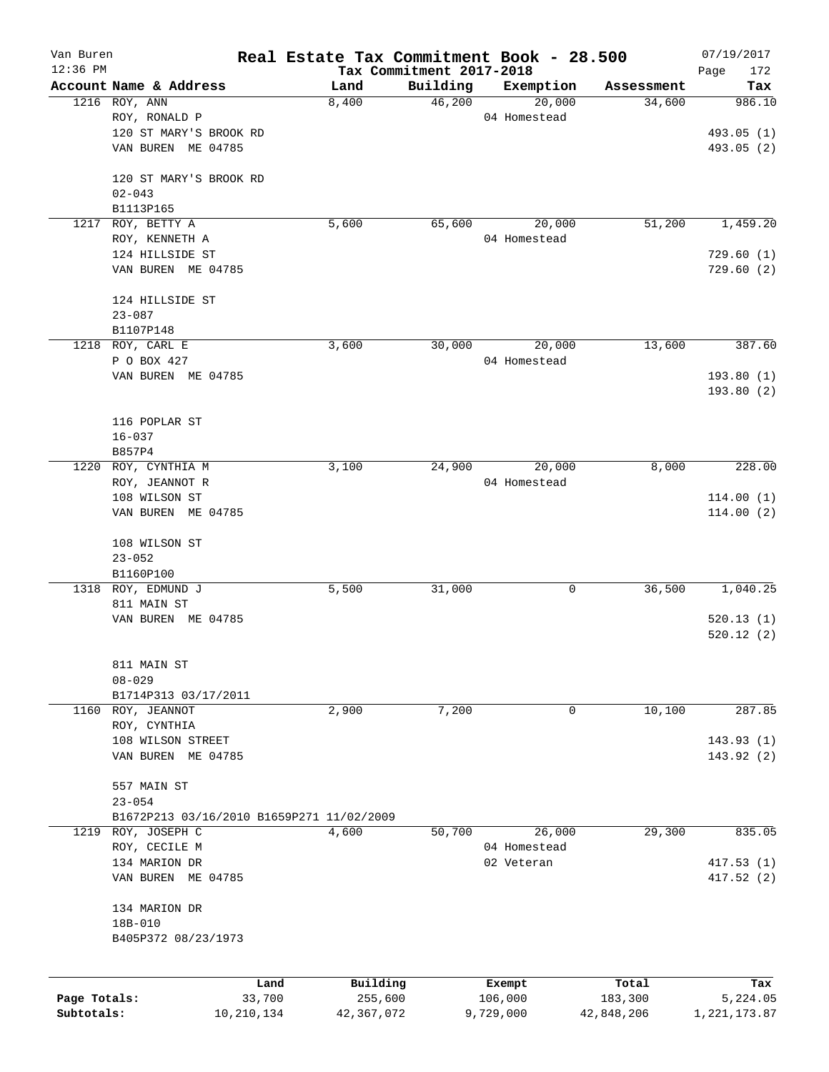Van Buren
12:36 PM

# Real Estate Tax Commitment Book - 28.500
## Tax Commitment 2017-2018

07/19/2017

| Account | Name & Address | Land | Building | Exemption | Assessment | Tax |
|---|---|---|---|---|---|---|
| 1216 | ROY, ANN<br>ROY, RONALD P<br>120 ST MARY'S BROOK RD<br>VAN BUREN ME 04785<br><br>120 ST MARY'S BROOK RD<br>02-043<br>B1113P165 | 8,400 | 46,200 | 20,000<br>04 Homestead | 34,600 | 986.10<br><br>493.05 (1)<br>493.05 (2) |
| 1217 | ROY, BETTY A<br>ROY, KENNETH A<br>124 HILLSIDE ST<br>VAN BUREN ME 04785<br><br>124 HILLSIDE ST<br>23-087<br>B1107P148 | 5,600 | 65,600 | 20,000<br>04 Homestead | 51,200 | 1,459.20<br><br>729.60 (1)<br>729.60 (2) |
| 1218 | ROY, CARL E<br>P O BOX 427<br>VAN BUREN ME 04785<br><br>116 POPLAR ST<br>16-037<br>B857P4 | 3,600 | 30,000 | 20,000<br>04 Homestead | 13,600 | 387.60<br><br>193.80 (1)<br>193.80 (2) |
| 1220 | ROY, CYNTHIA M<br>ROY, JEANNOT R<br>108 WILSON ST<br>VAN BUREN ME 04785<br><br>108 WILSON ST<br>23-052<br>B1160P100 | 3,100 | 24,900 | 20,000<br>04 Homestead | 8,000 | 228.00<br><br>114.00 (1)<br>114.00 (2) |
| 1318 | ROY, EDMUND J<br>811 MAIN ST<br>VAN BUREN ME 04785<br><br>811 MAIN ST<br>08-029<br>B1714P313 03/17/2011 | 5,500 | 31,000 | 0 | 36,500 | 1,040.25<br><br>520.13 (1)<br>520.12 (2) |
| 1160 | ROY, JEANNOT<br>ROY, CYNTHIA<br>108 WILSON STREET<br>VAN BUREN ME 04785<br><br>557 MAIN ST<br>23-054<br>B1672P213 03/16/2010 B1659P271 11/02/2009 | 2,900 | 7,200 | 0 | 10,100 | 287.85<br><br>143.93 (1)<br>143.92 (2) |
| 1219 | ROY, JOSEPH C<br>ROY, CECILE M<br>134 MARION DR<br>VAN BUREN ME 04785<br><br>134 MARION DR<br>18B-010<br>B405P372 08/23/1973 | 4,600 | 50,700 | 26,000<br>04 Homestead<br>02 Veteran | 29,300 | 835.05<br><br>417.53 (1)<br>417.52 (2) |

| | Land | Building | Exempt | Total | Tax |
|---|---|---|---|---|---|
| Page Totals: | 33,700 | 255,600 | 106,000 | 183,300 | 5,224.05 |
| Subtotals: | 10,210,134 | 42,367,072 | 9,729,000 | 42,848,206 | 1,221,173.87 |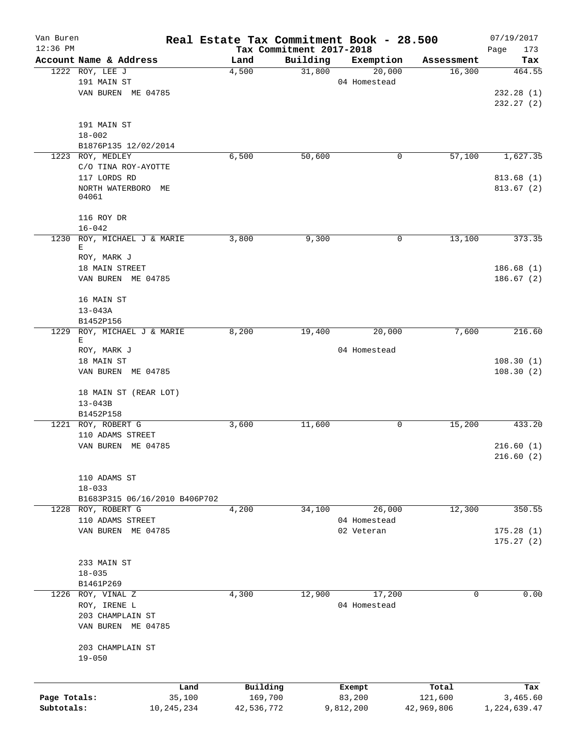Van Buren 12:36 PM

# Real Estate Tax Commitment Book - 28.500

Tax Commitment 2017-2018

07/19/2017

| Account Name & Address | Land | Building | Exemption | Assessment | Tax |
|---|---|---|---|---|---|
| 1222 ROY, LEE J<br>191 MAIN ST<br>VAN BUREN ME 04785<br><br>191 MAIN ST<br>18-002<br>B1876P135 12/02/2014 | 4,500 | 31,800 | 20,000<br>04 Homestead | 16,300 | 464.55<br>232.28 (1)<br>232.27 (2) |
| 1223 ROY, MEDLEY<br>C/O TINA ROY-AYOTTE<br>117 LORDS RD<br>NORTH WATERBORO ME 04061<br><br>116 ROY DR<br>16-042 | 6,500 | 50,600 | 0 | 57,100 | 1,627.35<br>813.68 (1)<br>813.67 (2) |
| 1230 ROY, MICHAEL J & MARIE E<br>ROY, MARK J<br>18 MAIN STREET<br>VAN BUREN ME 04785<br><br>16 MAIN ST<br>13-043A<br>B1452P156 | 3,800 | 9,300 | 0 | 13,100 | 373.35<br>186.68 (1)<br>186.67 (2) |
| 1229 ROY, MICHAEL J & MARIE E<br>ROY, MARK J<br>18 MAIN ST<br>VAN BUREN ME 04785<br><br>18 MAIN ST (REAR LOT)<br>13-043B<br>B1452P158 | 8,200 | 19,400 | 20,000<br>04 Homestead | 7,600 | 216.60<br>108.30 (1)<br>108.30 (2) |
| 1221 ROY, ROBERT G<br>110 ADAMS STREET<br>VAN BUREN ME 04785<br><br>110 ADAMS ST<br>18-033<br>B1683P315 06/16/2010 B406P702 | 3,600 | 11,600 | 0 | 15,200 | 433.20<br>216.60 (1)<br>216.60 (2) |
| 1228 ROY, ROBERT G<br>110 ADAMS STREET<br>VAN BUREN ME 04785<br><br>233 MAIN ST<br>18-035<br>B1461P269 | 4,200 | 34,100 | 26,000<br>04 Homestead<br>02 Veteran | 12,300 | 350.55<br>175.28 (1)<br>175.27 (2) |
| 1226 ROY, VINAL Z<br>ROY, IRENE L<br>203 CHAMPLAIN ST<br>VAN BUREN ME 04785<br><br>203 CHAMPLAIN ST<br>19-050 | 4,300 | 12,900 | 17,200<br>04 Homestead | 0 | 0.00 |

| | Land | Building | Exempt | Total | Tax |
|---|---|---|---|---|---|
| Page Totals: | 35,100 | 169,700 | 83,200 | 121,600 | 3,465.60 |
| Subtotals: | 10,245,234 | 42,536,772 | 9,812,200 | 42,969,806 | 1,224,639.47 |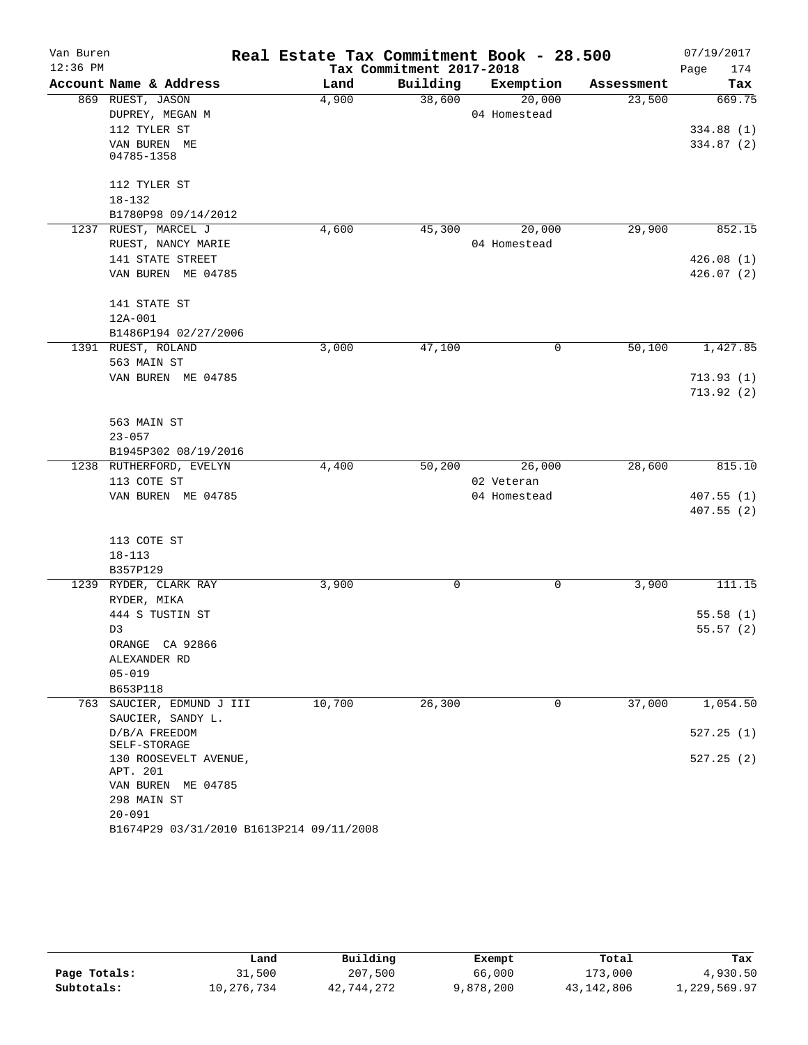# Real Estate Tax Commitment Book - 28.500

Van Buren
12:36 PM

Tax Commitment 2017-2018

07/19/2017

| Account Name & Address | Land | Building | Exemption | Assessment | Tax |
|---|---|---|---|---|---|
| 869 RUEST, JASON<br>DUPREY, MEGAN M<br>112 TYLER ST<br>VAN BUREN ME<br>04785-1358<br><br>112 TYLER ST<br>18-132<br>B1780P98 09/14/2012 | 4,900 | 38,600 | 20,000<br>04 Homestead | 23,500 | 669.75<br><br>334.88 (1)<br>334.87 (2) |
| 1237 RUEST, MARCEL J<br>RUEST, NANCY MARIE<br>141 STATE STREET<br>VAN BUREN ME 04785<br><br>141 STATE ST<br>12A-001<br>B1486P194 02/27/2006 | 4,600 | 45,300 | 20,000<br>04 Homestead | 29,900 | 852.15<br><br>426.08 (1)<br>426.07 (2) |
| 1391 RUEST, ROLAND<br>563 MAIN ST<br>VAN BUREN ME 04785<br><br>563 MAIN ST<br>23-057<br>B1945P302 08/19/2016 | 3,000 | 47,100 | 0 | 50,100 | 1,427.85<br><br>713.93 (1)<br>713.92 (2) |
| 1238 RUTHERFORD, EVELYN<br>113 COTE ST<br>VAN BUREN ME 04785<br><br>113 COTE ST<br>18-113<br>B357P129 | 4,400 | 50,200 | 26,000<br>02 Veteran<br>04 Homestead | 28,600 | 815.10<br><br>407.55 (1)<br>407.55 (2) |
| 1239 RYDER, CLARK RAY<br>RYDER, MIKA<br>444 S TUSTIN ST<br>D3<br>ORANGE CA 92866<br>ALEXANDER RD<br>05-019<br>B653P118 | 3,900 | 0 | 0 | 3,900 | 111.15<br><br>55.58 (1)<br>55.57 (2) |
| 763 SAUCIER, EDMUND J III<br>SAUCIER, SANDY L.<br>D/B/A FREEDOM SELF-STORAGE<br>130 ROOSEVELT AVENUE, APT. 201<br>VAN BUREN ME 04785<br>298 MAIN ST<br>20-091<br>B1674P29 03/31/2010 B1613P214 09/11/2008 | 10,700 | 26,300 | 0 | 37,000 | 1,054.50<br><br>527.25 (1)<br>527.25 (2) |

| | Land | Building | Exempt | Total | Tax |
|---|---|---|---|---|---|
| Page Totals: | 31,500 | 207,500 | 66,000 | 173,000 | 4,930.50 |
| Subtotals: | 10,276,734 | 42,744,272 | 9,878,200 | 43,142,806 | 1,229,569.97 |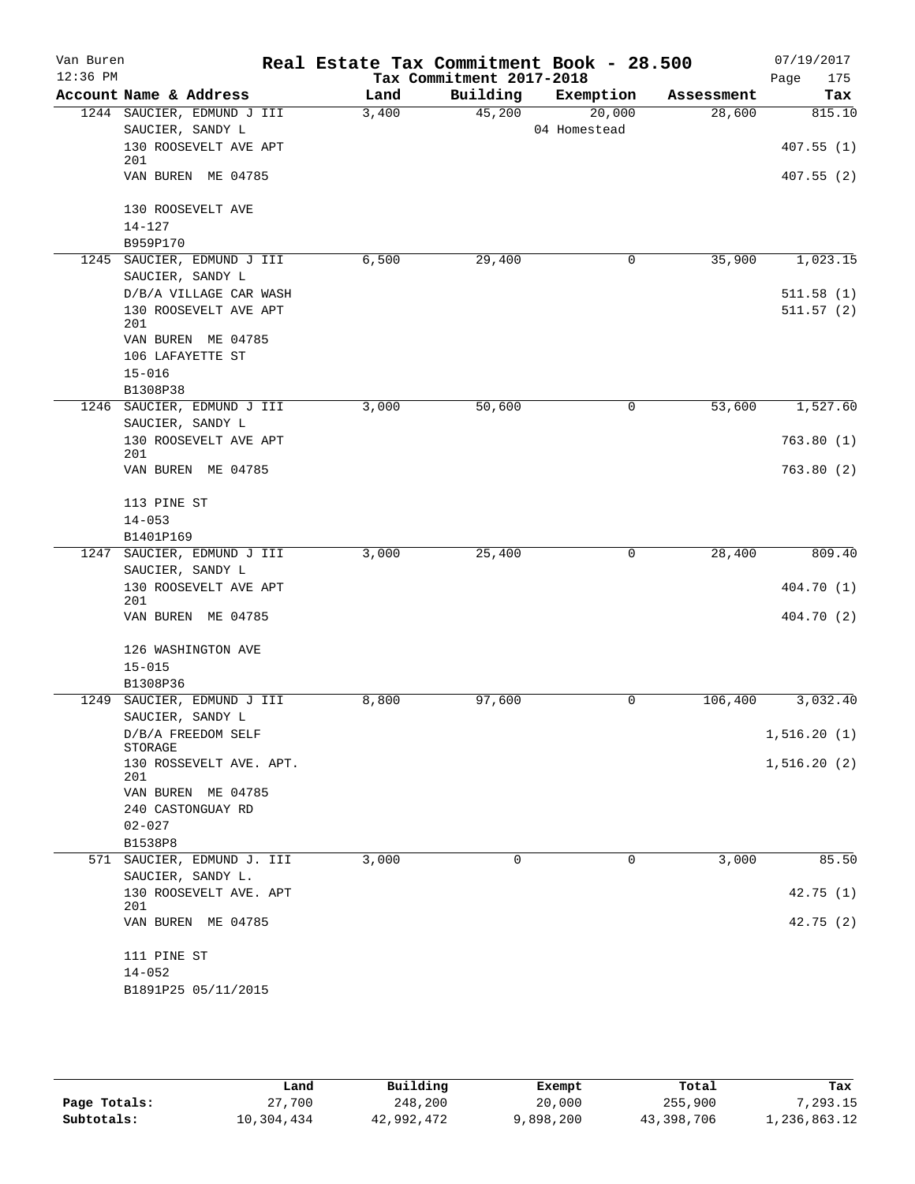Van Buren 12:36 PM

# Real Estate Tax Commitment Book - 28.500

Tax Commitment 2017-2018

07/19/2017

| Account | Name & Address | Land | Building | Exemption | Assessment | Tax |
|---|---|---|---|---|---|---|
| 1244 | SAUCIER, EDMUND J III | 3,400 | 45,200 | 20,000 | 28,600 | 815.10 |
| | SAUCIER, SANDY L | | | 04 Homestead | | |
| | 130 ROOSEVELT AVE APT 201 | | | | | 407.55 (1) |
| | VAN BUREN ME 04785 | | | | | 407.55 (2) |
| | 130 ROOSEVELT AVE | | | | | |
| | 14-127 | | | | | |
| | B959P170 | | | | | |
| 1245 | SAUCIER, EDMUND J III | 6,500 | 29,400 | 0 | 35,900 | 1,023.15 |
| | SAUCIER, SANDY L | | | | | |
| | D/B/A VILLAGE CAR WASH | | | | | 511.58 (1) |
| | 130 ROOSEVELT AVE APT 201 | | | | | 511.57 (2) |
| | VAN BUREN ME 04785 | | | | | |
| | 106 LAFAYETTE ST | | | | | |
| | 15-016 | | | | | |
| | B1308P38 | | | | | |
| 1246 | SAUCIER, EDMUND J III | 3,000 | 50,600 | 0 | 53,600 | 1,527.60 |
| | SAUCIER, SANDY L | | | | | |
| | 130 ROOSEVELT AVE APT 201 | | | | | 763.80 (1) |
| | VAN BUREN ME 04785 | | | | | 763.80 (2) |
| | 113 PINE ST | | | | | |
| | 14-053 | | | | | |
| | B1401P169 | | | | | |
| 1247 | SAUCIER, EDMUND J III | 3,000 | 25,400 | 0 | 28,400 | 809.40 |
| | SAUCIER, SANDY L | | | | | |
| | 130 ROOSEVELT AVE APT 201 | | | | | 404.70 (1) |
| | VAN BUREN ME 04785 | | | | | 404.70 (2) |
| | 126 WASHINGTON AVE | | | | | |
| | 15-015 | | | | | |
| | B1308P36 | | | | | |
| 1249 | SAUCIER, EDMUND J III | 8,800 | 97,600 | 0 | 106,400 | 3,032.40 |
| | SAUCIER, SANDY L | | | | | |
| | D/B/A FREEDOM SELF STORAGE | | | | | 1,516.20 (1) |
| | 130 ROSSEVELT AVE. APT. 201 | | | | | 1,516.20 (2) |
| | VAN BUREN ME 04785 | | | | | |
| | 240 CASTONGUAY RD | | | | | |
| | 02-027 | | | | | |
| | B1538P8 | | | | | |
| 571 | SAUCIER, EDMUND J. III | 3,000 | 0 | 0 | 3,000 | 85.50 |
| | SAUCIER, SANDY L. | | | | | |
| | 130 ROOSEVELT AVE. APT 201 | | | | | 42.75 (1) |
| | VAN BUREN ME 04785 | | | | | 42.75 (2) |
| | 111 PINE ST | | | | | |
| | 14-052 | | | | | |
| | B1891P25 05/11/2015 | | | | | |

| | Land | Building | Exempt | Total | Tax |
|---|---|---|---|---|---|
| Page Totals: | 27,700 | 248,200 | 20,000 | 255,900 | 7,293.15 |
| Subtotals: | 10,304,434 | 42,992,472 | 9,898,200 | 43,398,706 | 1,236,863.12 |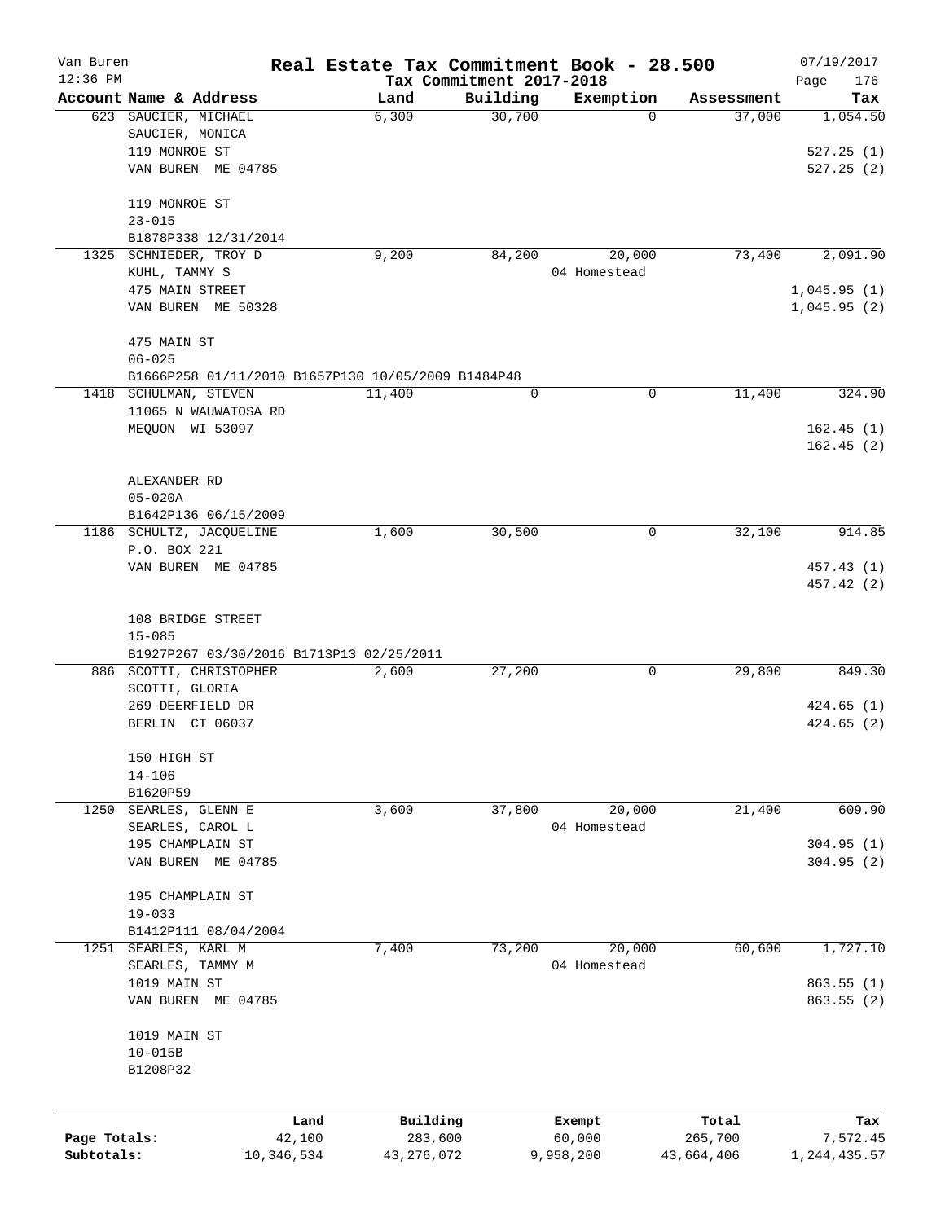Van Buren 12:36 PM

# Real Estate Tax Commitment Book - 28.500

Tax Commitment 2017-2018

07/19/2017

| Account Name & Address | Land | Building | Exemption | Assessment | Tax |
|---|---|---|---|---|---|
| 623 SAUCIER, MICHAEL | 6,300 | 30,700 | 0 | 37,000 | 1,054.50 |
| SAUCIER, MONICA | | | | | |
| 119 MONROE ST | | | | | 527.25 (1) |
| VAN BUREN ME 04785 | | | | | 527.25 (2) |
| 119 MONROE ST | | | | | |
| 23-015 | | | | | |
| B1878P338 12/31/2014 | | | | | |
| 1325 SCHNIEDER, TROY D | 9,200 | 84,200 | 20,000 | 73,400 | 2,091.90 |
| KUHL, TAMMY S | | | 04 Homestead | | |
| 475 MAIN STREET | | | | | 1,045.95 (1) |
| VAN BUREN ME 50328 | | | | | 1,045.95 (2) |
| 475 MAIN ST | | | | | |
| 06-025 | | | | | |
| B1666P258 01/11/2010 B1657P130 10/05/2009 B1484P48 | | | | | |
| 1418 SCHULMAN, STEVEN | 11,400 | 0 | 0 | 11,400 | 324.90 |
| 11065 N WAUWATOSA RD | | | | | |
| MEQUON WI 53097 | | | | | 162.45 (1) |
| | | | | | 162.45 (2) |
| ALEXANDER RD | | | | | |
| 05-020A | | | | | |
| B1642P136 06/15/2009 | | | | | |
| 1186 SCHULTZ, JACQUELINE | 1,600 | 30,500 | 0 | 32,100 | 914.85 |
| P.O. BOX 221 | | | | | |
| VAN BUREN ME 04785 | | | | | 457.43 (1) |
| | | | | | 457.42 (2) |
| 108 BRIDGE STREET | | | | | |
| 15-085 | | | | | |
| B1927P267 03/30/2016 B1713P13 02/25/2011 | | | | | |
| 886 SCOTTI, CHRISTOPHER | 2,600 | 27,200 | 0 | 29,800 | 849.30 |
| SCOTTI, GLORIA | | | | | |
| 269 DEERFIELD DR | | | | | 424.65 (1) |
| BERLIN CT 06037 | | | | | 424.65 (2) |
| 150 HIGH ST | | | | | |
| 14-106 | | | | | |
| B1620P59 | | | | | |
| 1250 SEARLES, GLENN E | 3,600 | 37,800 | 20,000 | 21,400 | 609.90 |
| SEARLES, CAROL L | | | 04 Homestead | | |
| 195 CHAMPLAIN ST | | | | | 304.95 (1) |
| VAN BUREN ME 04785 | | | | | 304.95 (2) |
| 195 CHAMPLAIN ST | | | | | |
| 19-033 | | | | | |
| B1412P111 08/04/2004 | | | | | |
| 1251 SEARLES, KARL M | 7,400 | 73,200 | 20,000 | 60,600 | 1,727.10 |
| SEARLES, TAMMY M | | | 04 Homestead | | |
| 1019 MAIN ST | | | | | 863.55 (1) |
| VAN BUREN ME 04785 | | | | | 863.55 (2) |
| 1019 MAIN ST | | | | | |
| 10-015B | | | | | |
| B1208P32 | | | | | |

| | Land | Building | Exempt | Total | Tax |
|---|---|---|---|---|---|
| Page Totals: | 42,100 | 283,600 | 60,000 | 265,700 | 7,572.45 |
| Subtotals: | 10,346,534 | 43,276,072 | 9,958,200 | 43,664,406 | 1,244,435.57 |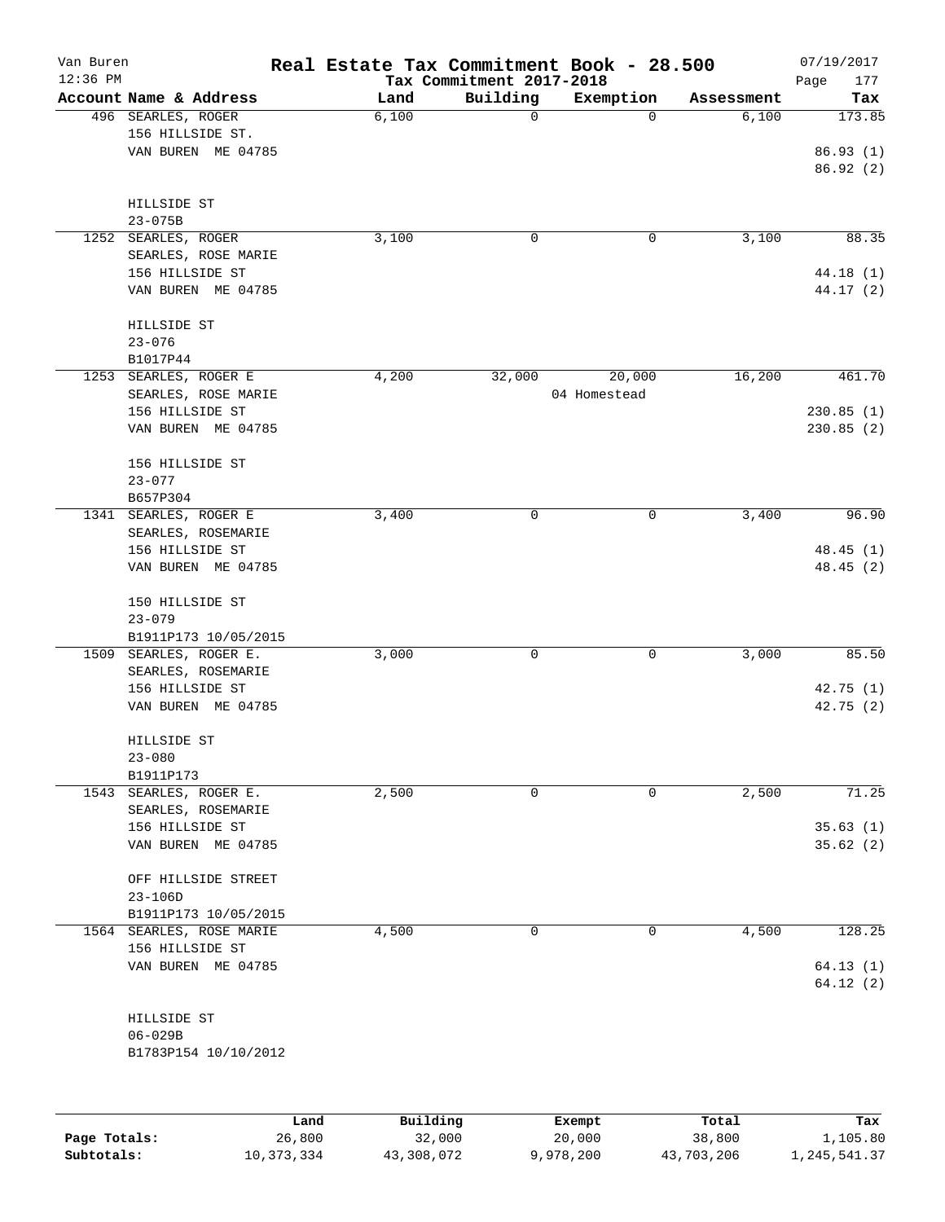# Real Estate Tax Commitment Book - 28.500

Van Buren
12:36 PM

Tax Commitment 2017-2018

07/19/2017

| Account Name & Address | Land | Building | Exemption | Assessment | Tax |
|---|---|---|---|---|---|
| 496 SEARLES, ROGER<br>156 HILLSIDE ST.<br>VAN BUREN ME 04785<br><br>HILLSIDE ST<br>23-075B | 6,100 | 0 | 0 | 6,100 | 173.85<br><br>86.93 (1)<br>86.92 (2) |
| 1252 SEARLES, ROGER<br>SEARLES, ROSE MARIE<br>156 HILLSIDE ST<br>VAN BUREN ME 04785<br><br>HILLSIDE ST<br>23-076<br>B1017P44 | 3,100 | 0 | 0 | 3,100 | 88.35<br><br>44.18 (1)<br>44.17 (2) |
| 1253 SEARLES, ROGER E<br>SEARLES, ROSE MARIE<br>156 HILLSIDE ST<br>VAN BUREN ME 04785<br><br>156 HILLSIDE ST<br>23-077<br>B657P304 | 4,200 | 32,000 | 20,000<br>04 Homestead | 16,200 | 461.70<br><br>230.85 (1)<br>230.85 (2) |
| 1341 SEARLES, ROGER E<br>SEARLES, ROSEMARIE<br>156 HILLSIDE ST<br>VAN BUREN ME 04785<br><br>150 HILLSIDE ST<br>23-079<br>B1911P173 10/05/2015 | 3,400 | 0 | 0 | 3,400 | 96.90<br><br>48.45 (1)<br>48.45 (2) |
| 1509 SEARLES, ROGER E.<br>SEARLES, ROSEMARIE<br>156 HILLSIDE ST<br>VAN BUREN ME 04785<br><br>HILLSIDE ST<br>23-080<br>B1911P173 | 3,000 | 0 | 0 | 3,000 | 85.50<br><br>42.75 (1)<br>42.75 (2) |
| 1543 SEARLES, ROGER E.<br>SEARLES, ROSEMARIE<br>156 HILLSIDE ST<br>VAN BUREN ME 04785<br><br>OFF HILLSIDE STREET<br>23-106D<br>B1911P173 10/05/2015 | 2,500 | 0 | 0 | 2,500 | 71.25<br><br>35.63 (1)<br>35.62 (2) |
| 1564 SEARLES, ROSE MARIE<br>156 HILLSIDE ST<br>VAN BUREN ME 04785<br><br>HILLSIDE ST<br>06-029B<br>B1783P154 10/10/2012 | 4,500 | 0 | 0 | 4,500 | 128.25<br><br>64.13 (1)<br>64.12 (2) |

| | Land | Building | Exempt | Total | Tax |
|---|---|---|---|---|---|
| Page Totals: | 26,800 | 32,000 | 20,000 | 38,800 | 1,105.80 |
| Subtotals: | 10,373,334 | 43,308,072 | 9,978,200 | 43,703,206 | 1,245,541.37 |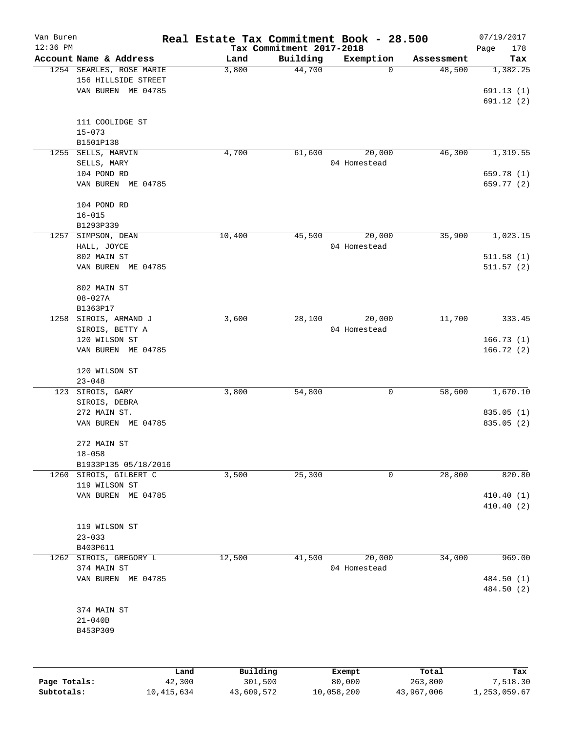# Real Estate Tax Commitment Book - 28.500

Van Buren
12:36 PM

Tax Commitment 2017-2018

07/19/2017

| Account Name & Address | Land | Building | Exemption | Assessment | Tax |
|---|---|---|---|---|---|
| 1254 SEARLES, ROSE MARIE<br>156 HILLSIDE STREET<br>VAN BUREN ME 04785<br><br>111 COOLIDGE ST<br>15-073<br>B1501P138 | 3,800 | 44,700 | 0 | 48,500 | 1,382.25<br><br>691.13 (1)<br>691.12 (2) |
| 1255 SELLS, MARVIN<br>SELLS, MARY<br>104 POND RD<br>VAN BUREN ME 04785<br><br>104 POND RD<br>16-015<br>B1293P339 | 4,700 | 61,600 | 20,000<br>04 Homestead | 46,300 | 1,319.55<br><br>659.78 (1)<br>659.77 (2) |
| 1257 SIMPSON, DEAN<br>HALL, JOYCE<br>802 MAIN ST<br>VAN BUREN ME 04785<br><br>802 MAIN ST<br>08-027A<br>B1363P17 | 10,400 | 45,500 | 20,000<br>04 Homestead | 35,900 | 1,023.15<br><br>511.58 (1)<br>511.57 (2) |
| 1258 SIROIS, ARMAND J<br>SIROIS, BETTY A<br>120 WILSON ST<br>VAN BUREN ME 04785<br><br>120 WILSON ST<br>23-048 | 3,600 | 28,100 | 20,000<br>04 Homestead | 11,700 | 333.45<br><br>166.73 (1)<br>166.72 (2) |
| 123 SIROIS, GARY<br>SIROIS, DEBRA<br>272 MAIN ST.<br>VAN BUREN ME 04785<br><br>272 MAIN ST<br>18-058<br>B1933P135 05/18/2016 | 3,800 | 54,800 | 0 | 58,600 | 1,670.10<br><br>835.05 (1)<br>835.05 (2) |
| 1260 SIROIS, GILBERT C<br>119 WILSON ST<br>VAN BUREN ME 04785<br><br>119 WILSON ST<br>23-033<br>B403P611 | 3,500 | 25,300 | 0 | 28,800 | 820.80<br><br>410.40 (1)<br>410.40 (2) |
| 1262 SIROIS, GREGORY L<br>374 MAIN ST<br>VAN BUREN ME 04785<br><br>374 MAIN ST<br>21-040B<br>B453P309 | 12,500 | 41,500 | 20,000<br>04 Homestead | 34,000 | 969.00<br><br>484.50 (1)<br>484.50 (2) |

| | Land | Building | Exempt | Total | Tax |
|---|---|---|---|---|---|
| Page Totals: | 42,300 | 301,500 | 80,000 | 263,800 | 7,518.30 |
| Subtotals: | 10,415,634 | 43,609,572 | 10,058,200 | 43,967,006 | 1,253,059.67 |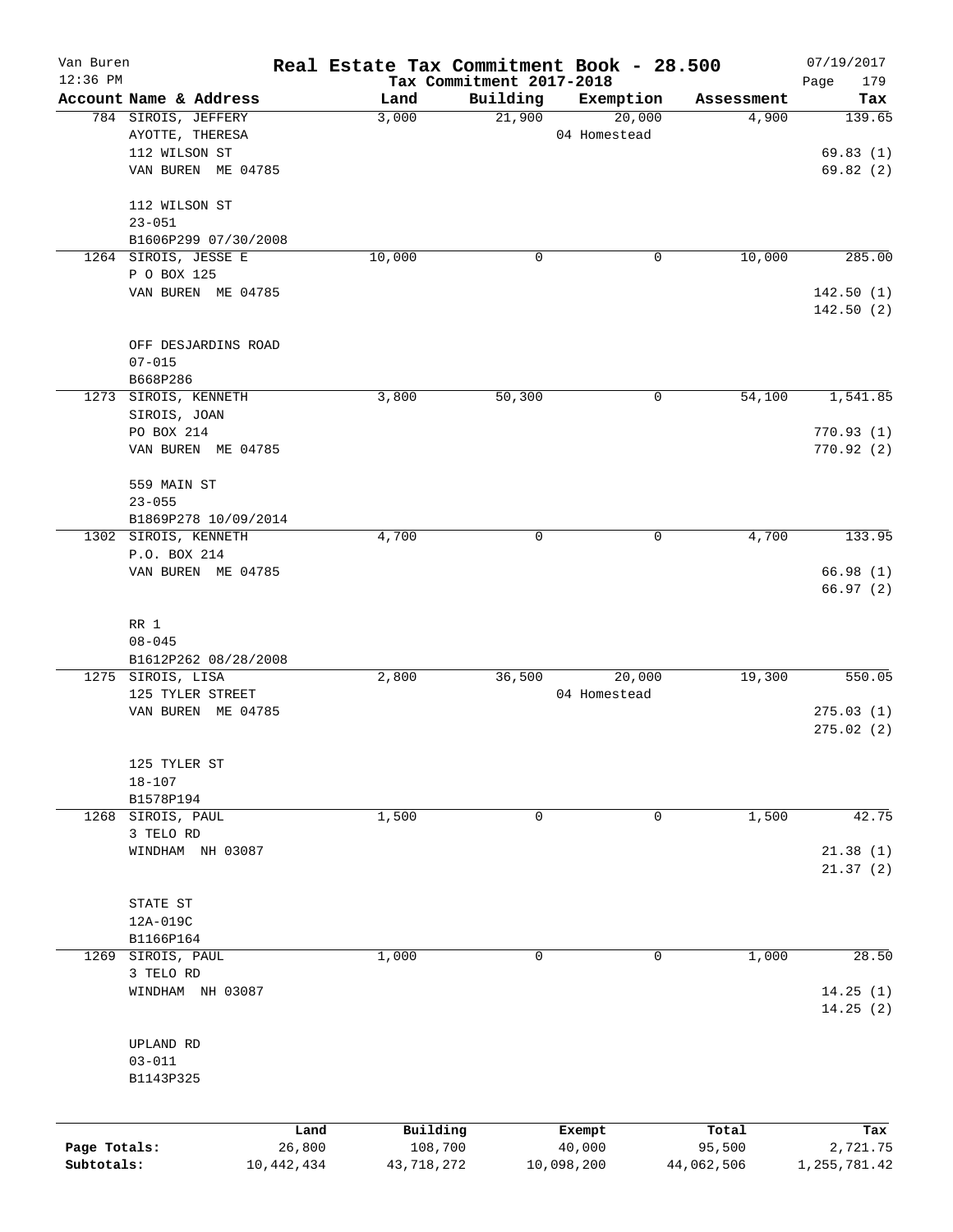Van Buren 12:36 PM

# Real Estate Tax Commitment Book - 28.500

## Tax Commitment 2017-2018

07/19/2017

| Account Name & Address | Land | Building | Exemption | Assessment | Tax |
|---|---|---|---|---|---|
| 784 SIROIS, JEFFERY<br>AYOTTE, THERESA<br>112 WILSON ST<br>VAN BUREN ME 04785<br><br>112 WILSON ST<br>23-051<br>B1606P299 07/30/2008 | 3,000 | 21,900 | 20,000<br>04 Homestead | 4,900 | 139.65<br><br>69.83 (1)<br>69.82 (2) |
| 1264 SIROIS, JESSE E<br>P O BOX 125<br>VAN BUREN ME 04785<br><br>OFF DESJARDINS ROAD<br>07-015<br>B668P286 | 10,000 | 0 | 0 | 10,000 | 285.00<br><br>142.50 (1)<br>142.50 (2) |
| 1273 SIROIS, KENNETH<br>SIROIS, JOAN<br>PO BOX 214<br>VAN BUREN ME 04785<br><br>559 MAIN ST<br>23-055<br>B1869P278 10/09/2014 | 3,800 | 50,300 | 0 | 54,100 | 1,541.85<br><br>770.93 (1)<br>770.92 (2) |
| 1302 SIROIS, KENNETH<br>P.O. BOX 214<br>VAN BUREN ME 04785<br><br>RR 1<br>08-045<br>B1612P262 08/28/2008 | 4,700 | 0 | 0 | 4,700 | 133.95<br><br>66.98 (1)<br>66.97 (2) |
| 1275 SIROIS, LISA<br>125 TYLER STREET<br>VAN BUREN ME 04785<br><br>125 TYLER ST<br>18-107<br>B1578P194 | 2,800 | 36,500 | 20,000<br>04 Homestead | 19,300 | 550.05<br><br>275.03 (1)<br>275.02 (2) |
| 1268 SIROIS, PAUL<br>3 TELO RD<br>WINDHAM NH 03087<br><br>STATE ST<br>12A-019C<br>B1166P164 | 1,500 | 0 | 0 | 1,500 | 42.75<br><br>21.38 (1)<br>21.37 (2) |
| 1269 SIROIS, PAUL<br>3 TELO RD<br>WINDHAM NH 03087<br><br>UPLAND RD<br>03-011<br>B1143P325 | 1,000 | 0 | 0 | 1,000 | 28.50<br><br>14.25 (1)<br>14.25 (2) |

| | Land | Building | Exempt | Total | Tax |
|---|---|---|---|---|---|
| Page Totals: | 26,800 | 108,700 | 40,000 | 95,500 | 2,721.75 |
| Subtotals: | 10,442,434 | 43,718,272 | 10,098,200 | 44,062,506 | 1,255,781.42 |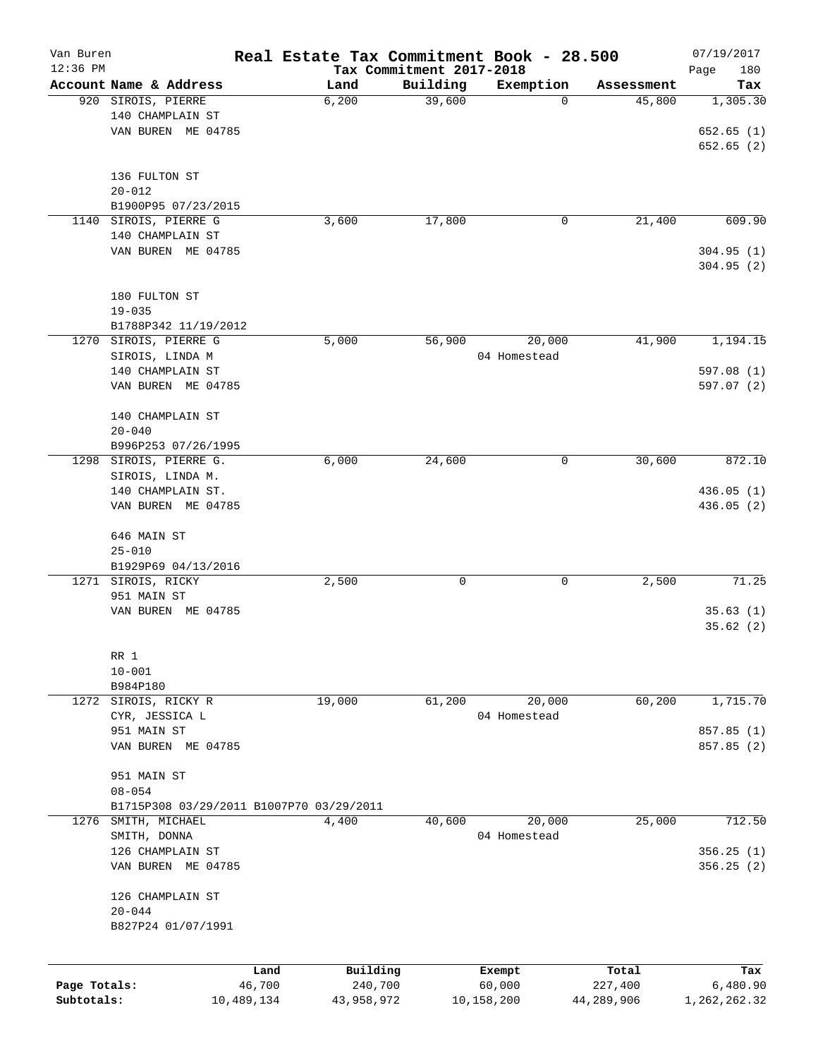# Real Estate Tax Commitment Book - 28.500

Van Buren
12:36 PM

Tax Commitment 2017-2018

07/19/2017

| Account | Name & Address | Land | Building | Exemption | Assessment | Tax |
|---|---|---|---|---|---|---|
| 920 | SIROIS, PIERRE<br>140 CHAMPLAIN ST<br>VAN BUREN ME 04785<br><br>136 FULTON ST<br>20-012<br>B1900P95 07/23/2015 | 6,200 | 39,600 | 0 | 45,800 | 1,305.30<br>652.65 (1)<br>652.65 (2) |
| 1140 | SIROIS, PIERRE G<br>140 CHAMPLAIN ST<br>VAN BUREN ME 04785<br><br>180 FULTON ST<br>19-035<br>B1788P342 11/19/2012 | 3,600 | 17,800 | 0 | 21,400 | 609.90<br>304.95 (1)<br>304.95 (2) |
| 1270 | SIROIS, PIERRE G<br>SIROIS, LINDA M<br>140 CHAMPLAIN ST<br>VAN BUREN ME 04785<br><br>140 CHAMPLAIN ST<br>20-040<br>B996P253 07/26/1995 | 5,000 | 56,900 | 20,000<br>04 Homestead | 41,900 | 1,194.15<br>597.08 (1)<br>597.07 (2) |
| 1298 | SIROIS, PIERRE G.<br>SIROIS, LINDA M.<br>140 CHAMPLAIN ST.<br>VAN BUREN ME 04785<br><br>646 MAIN ST<br>25-010<br>B1929P69 04/13/2016 | 6,000 | 24,600 | 0 | 30,600 | 872.10<br>436.05 (1)<br>436.05 (2) |
| 1271 | SIROIS, RICKY<br>951 MAIN ST<br>VAN BUREN ME 04785<br><br>RR 1<br>10-001<br>B984P180 | 2,500 | 0 | 0 | 2,500 | 71.25<br>35.63 (1)<br>35.62 (2) |
| 1272 | SIROIS, RICKY R<br>CYR, JESSICA L<br>951 MAIN ST<br>VAN BUREN ME 04785<br><br>951 MAIN ST<br>08-054<br>B1715P308 03/29/2011 B1007P70 03/29/2011 | 19,000 | 61,200 | 20,000<br>04 Homestead | 60,200 | 1,715.70<br>857.85 (1)<br>857.85 (2) |
| 1276 | SMITH, MICHAEL<br>SMITH, DONNA<br>126 CHAMPLAIN ST<br>VAN BUREN ME 04785<br><br>126 CHAMPLAIN ST<br>20-044<br>B827P24 01/07/1991 | 4,400 | 40,600 | 20,000<br>04 Homestead | 25,000 | 712.50<br>356.25 (1)<br>356.25 (2) |

| | Land | Building | Exempt | Total | Tax |
|---|---|---|---|---|---|
| Page Totals: | 46,700 | 240,700 | 60,000 | 227,400 | 6,480.90 |
| Subtotals: | 10,489,134 | 43,958,972 | 10,158,200 | 44,289,906 | 1,262,262.32 |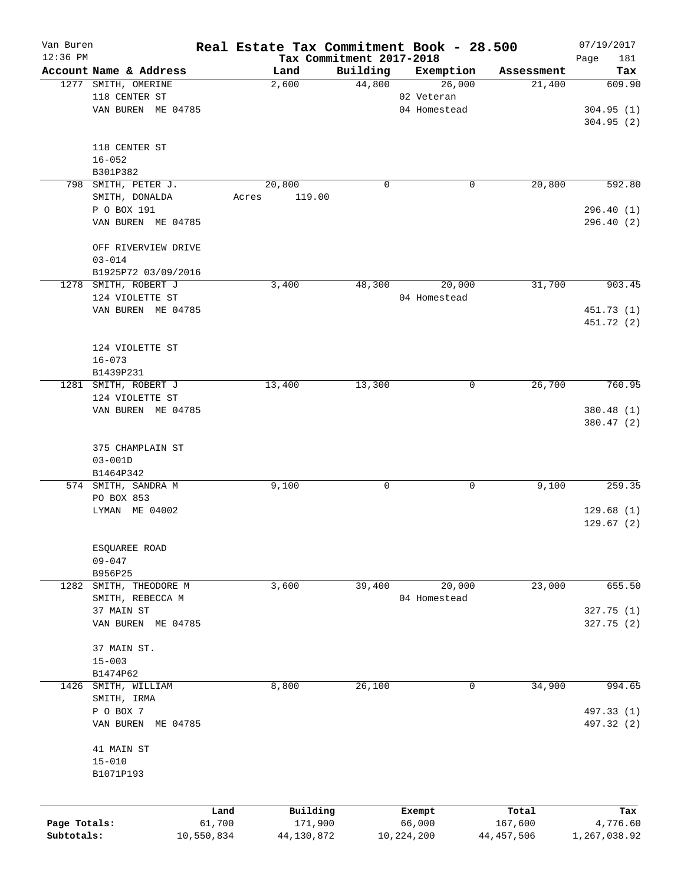Van Buren 12:36 PM

# Real Estate Tax Commitment Book - 28.500

Tax Commitment 2017-2018

07/19/2017

| Account Name & Address | Land | Building | Exemption | Assessment | Tax |
|---|---|---|---|---|---|
| 1277 SMITH, OMERINE<br>118 CENTER ST<br>VAN BUREN ME 04785<br><br>118 CENTER ST<br>16-052<br>B301P382 | 2,600 | 44,800 | 26,000<br>02 Veteran<br>04 Homestead | 21,400 | 609.90<br><br>304.95 (1)<br>304.95 (2) |
| 798 SMITH, PETER J.<br>SMITH, DONALDA<br>P O BOX 191<br>VAN BUREN ME 04785<br><br>OFF RIVERVIEW DRIVE<br>03-014<br>B1925P72 03/09/2016 | 20,800<br>Acres 119.00 | 0 | 0 | 20,800 | 592.80<br><br>296.40 (1)<br>296.40 (2) |
| 1278 SMITH, ROBERT J<br>124 VIOLETTE ST<br>VAN BUREN ME 04785<br><br>124 VIOLETTE ST<br>16-073<br>B1439P231 | 3,400 | 48,300 | 20,000<br>04 Homestead | 31,700 | 903.45<br><br>451.73 (1)<br>451.72 (2) |
| 1281 SMITH, ROBERT J<br>124 VIOLETTE ST<br>VAN BUREN ME 04785<br><br>375 CHAMPLAIN ST<br>03-001D<br>B1464P342 | 13,400 | 13,300 | 0 | 26,700 | 760.95<br><br>380.48 (1)<br>380.47 (2) |
| 574 SMITH, SANDRA M<br>PO BOX 853<br>LYMAN ME 04002<br><br>ESQUAREE ROAD<br>09-047<br>B956P25 | 9,100 | 0 | 0 | 9,100 | 259.35<br><br>129.68 (1)<br>129.67 (2) |
| 1282 SMITH, THEODORE M<br>SMITH, REBECCA M<br>37 MAIN ST<br>VAN BUREN ME 04785<br><br>37 MAIN ST.<br>15-003<br>B1474P62 | 3,600 | 39,400 | 20,000<br>04 Homestead | 23,000 | 655.50<br><br>327.75 (1)<br>327.75 (2) |
| 1426 SMITH, WILLIAM<br>SMITH, IRMA<br>P O BOX 7<br>VAN BUREN ME 04785<br><br>41 MAIN ST<br>15-010<br>B1071P193 | 8,800 | 26,100 | 0 | 34,900 | 994.65<br><br>497.33 (1)<br>497.32 (2) |

| | Land | Building | Exempt | Total | Tax |
|---|---|---|---|---|---|
| Page Totals: | 61,700 | 171,900 | 66,000 | 167,600 | 4,776.60 |
| Subtotals: | 10,550,834 | 44,130,872 | 10,224,200 | 44,457,506 | 1,267,038.92 |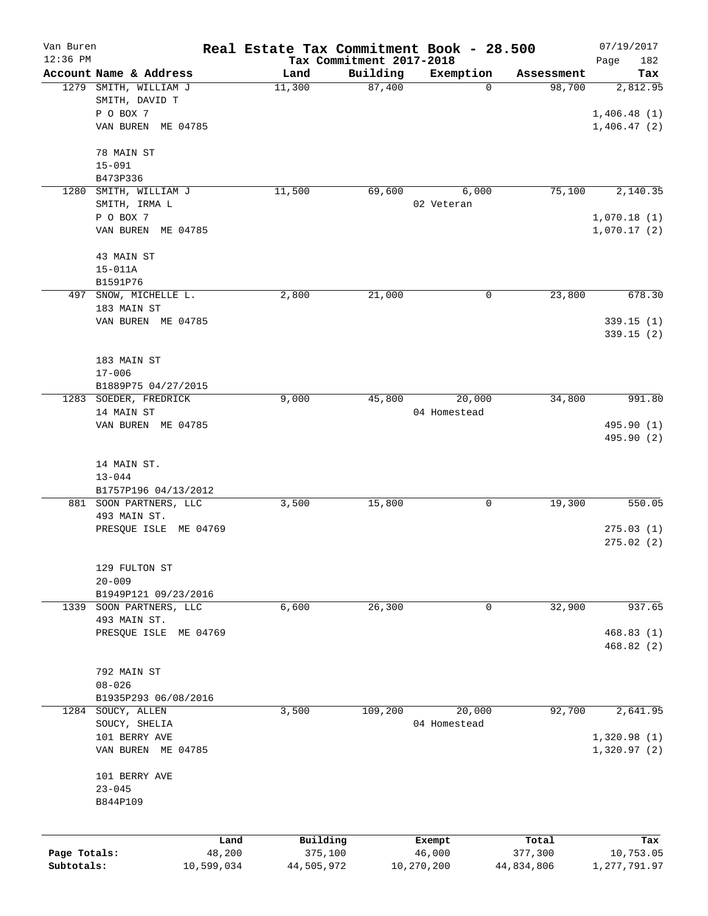Van Buren
12:36 PM

# Real Estate Tax Commitment Book - 28.500

Tax Commitment 2017-2018

07/19/2017

| Account Name & Address | Land | Building | Exemption | Assessment | Tax |
|---|---|---|---|---|---|
| 1279 SMITH, WILLIAM J<br>SMITH, DAVID T<br>P O BOX 7<br>VAN BUREN ME 04785<br><br>78 MAIN ST<br>15-091<br>B473P336 | 11,300 | 87,400 | 0 | 98,700 | 2,812.95<br><br>1,406.48 (1)<br>1,406.47 (2) |
| 1280 SMITH, WILLIAM J<br>SMITH, IRMA L<br>P O BOX 7<br>VAN BUREN ME 04785<br><br>43 MAIN ST<br>15-011A<br>B1591P76 | 11,500 | 69,600 | 6,000<br>02 Veteran | 75,100 | 2,140.35<br><br>1,070.18 (1)<br>1,070.17 (2) |
| 497 SNOW, MICHELLE L.<br>183 MAIN ST<br>VAN BUREN ME 04785<br><br>183 MAIN ST<br>17-006<br>B1889P75 04/27/2015 | 2,800 | 21,000 | 0 | 23,800 | 678.30<br><br>339.15 (1)<br>339.15 (2) |
| 1283 SOEDER, FREDRICK<br>14 MAIN ST<br>VAN BUREN ME 04785<br><br>14 MAIN ST.<br>13-044<br>B1757P196 04/13/2012 | 9,000 | 45,800 | 20,000<br>04 Homestead | 34,800 | 991.80<br><br>495.90 (1)<br>495.90 (2) |
| 881 SOON PARTNERS, LLC<br>493 MAIN ST.<br>PRESQUE ISLE ME 04769<br><br>129 FULTON ST<br>20-009<br>B1949P121 09/23/2016 | 3,500 | 15,800 | 0 | 19,300 | 550.05<br><br>275.03 (1)<br>275.02 (2) |
| 1339 SOON PARTNERS, LLC<br>493 MAIN ST.<br>PRESQUE ISLE ME 04769<br><br>792 MAIN ST<br>08-026<br>B1935P293 06/08/2016 | 6,600 | 26,300 | 0 | 32,900 | 937.65<br><br>468.83 (1)<br>468.82 (2) |
| 1284 SOUCY, ALLEN<br>SOUCY, SHELIA<br>101 BERRY AVE<br>VAN BUREN ME 04785<br><br>101 BERRY AVE<br>23-045<br>B844P109 | 3,500 | 109,200 | 20,000<br>04 Homestead | 92,700 | 2,641.95<br><br>1,320.98 (1)<br>1,320.97 (2) |

| | Land | Building | Exempt | Total | Tax |
|---|---|---|---|---|---|
| Page Totals: | 48,200 | 375,100 | 46,000 | 377,300 | 10,753.05 |
| Subtotals: | 10,599,034 | 44,505,972 | 10,270,200 | 44,834,806 | 1,277,791.97 |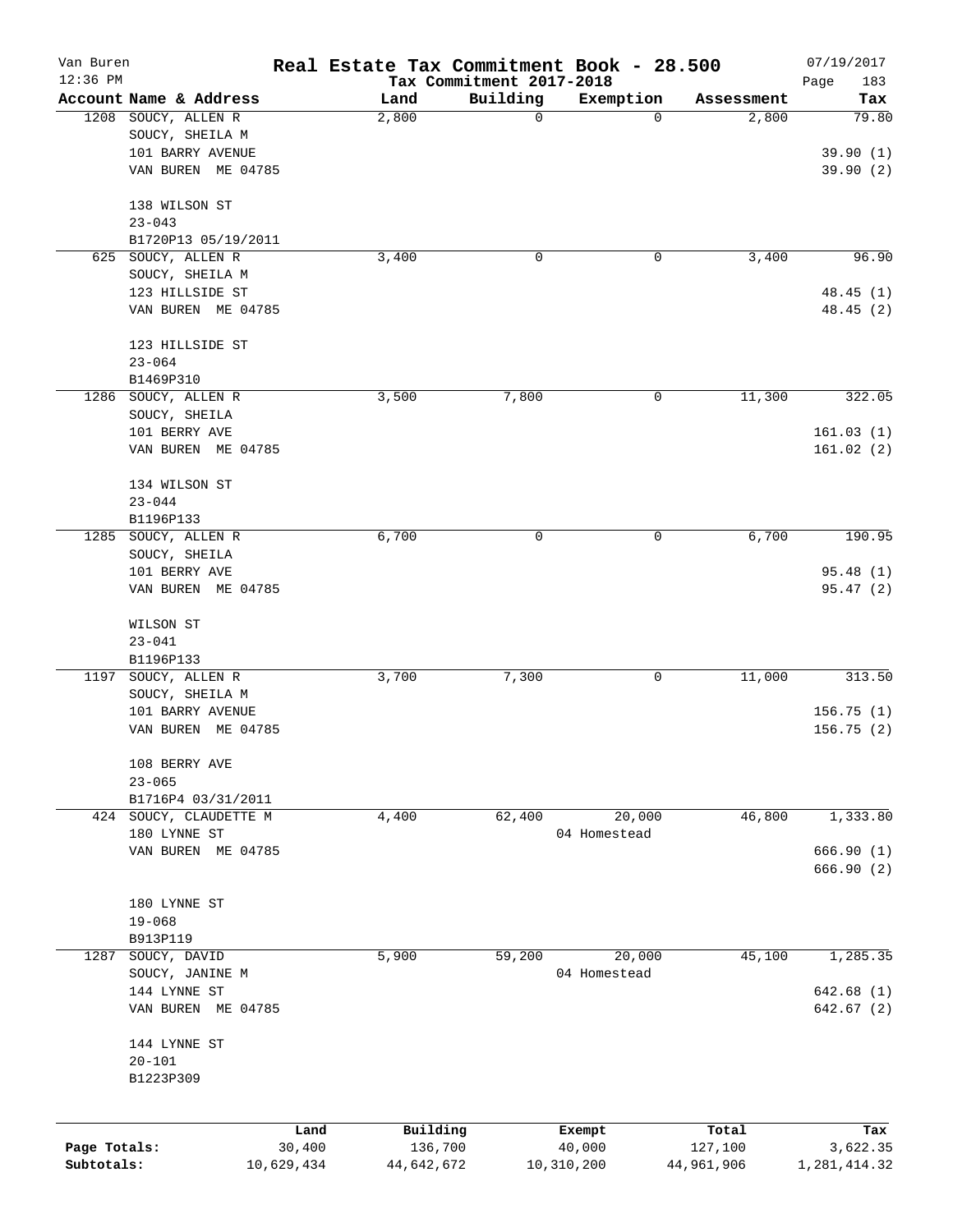# Real Estate Tax Commitment Book - 28.500

Van Buren 12:36 PM — Tax Commitment 2017-2018 — 07/19/2017

| Account Name & Address | Land | Building | Exemption | Assessment | Tax |
|---|---|---|---|---|---|
| 1208 SOUCY, ALLEN R<br>SOUCY, SHEILA M<br>101 BARRY AVENUE<br>VAN BUREN ME 04785<br><br>138 WILSON ST<br>23-043<br>B1720P13 05/19/2011 | 2,800 | 0 | 0 | 2,800 | 79.80<br><br>39.90 (1)<br>39.90 (2) |
| 625 SOUCY, ALLEN R<br>SOUCY, SHEILA M<br>123 HILLSIDE ST<br>VAN BUREN ME 04785<br><br>123 HILLSIDE ST<br>23-064<br>B1469P310 | 3,400 | 0 | 0 | 3,400 | 96.90<br><br>48.45 (1)<br>48.45 (2) |
| 1286 SOUCY, ALLEN R<br>SOUCY, SHEILA<br>101 BERRY AVE<br>VAN BUREN ME 04785<br><br>134 WILSON ST<br>23-044<br>B1196P133 | 3,500 | 7,800 | 0 | 11,300 | 322.05<br><br>161.03 (1)<br>161.02 (2) |
| 1285 SOUCY, ALLEN R<br>SOUCY, SHEILA<br>101 BERRY AVE<br>VAN BUREN ME 04785<br><br>WILSON ST<br>23-041<br>B1196P133 | 6,700 | 0 | 0 | 6,700 | 190.95<br><br>95.48 (1)<br>95.47 (2) |
| 1197 SOUCY, ALLEN R<br>SOUCY, SHEILA M<br>101 BARRY AVENUE<br>VAN BUREN ME 04785<br><br>108 BERRY AVE<br>23-065<br>B1716P4 03/31/2011 | 3,700 | 7,300 | 0 | 11,000 | 313.50<br><br>156.75 (1)<br>156.75 (2) |
| 424 SOUCY, CLAUDETTE M<br>180 LYNNE ST<br>VAN BUREN ME 04785<br><br>180 LYNNE ST<br>19-068<br>B913P119 | 4,400 | 62,400 | 20,000<br>04 Homestead | 46,800 | 1,333.80<br><br>666.90 (1)<br>666.90 (2) |
| 1287 SOUCY, DAVID<br>SOUCY, JANINE M<br>144 LYNNE ST<br>VAN BUREN ME 04785<br><br>144 LYNNE ST<br>20-101<br>B1223P309 | 5,900 | 59,200 | 20,000<br>04 Homestead | 45,100 | 1,285.35<br><br>642.68 (1)<br>642.67 (2) |

| | Land | Building | Exempt | Total | Tax |
|---|---|---|---|---|---|
| Page Totals: | 30,400 | 136,700 | 40,000 | 127,100 | 3,622.35 |
| Subtotals: | 10,629,434 | 44,642,672 | 10,310,200 | 44,961,906 | 1,281,414.32 |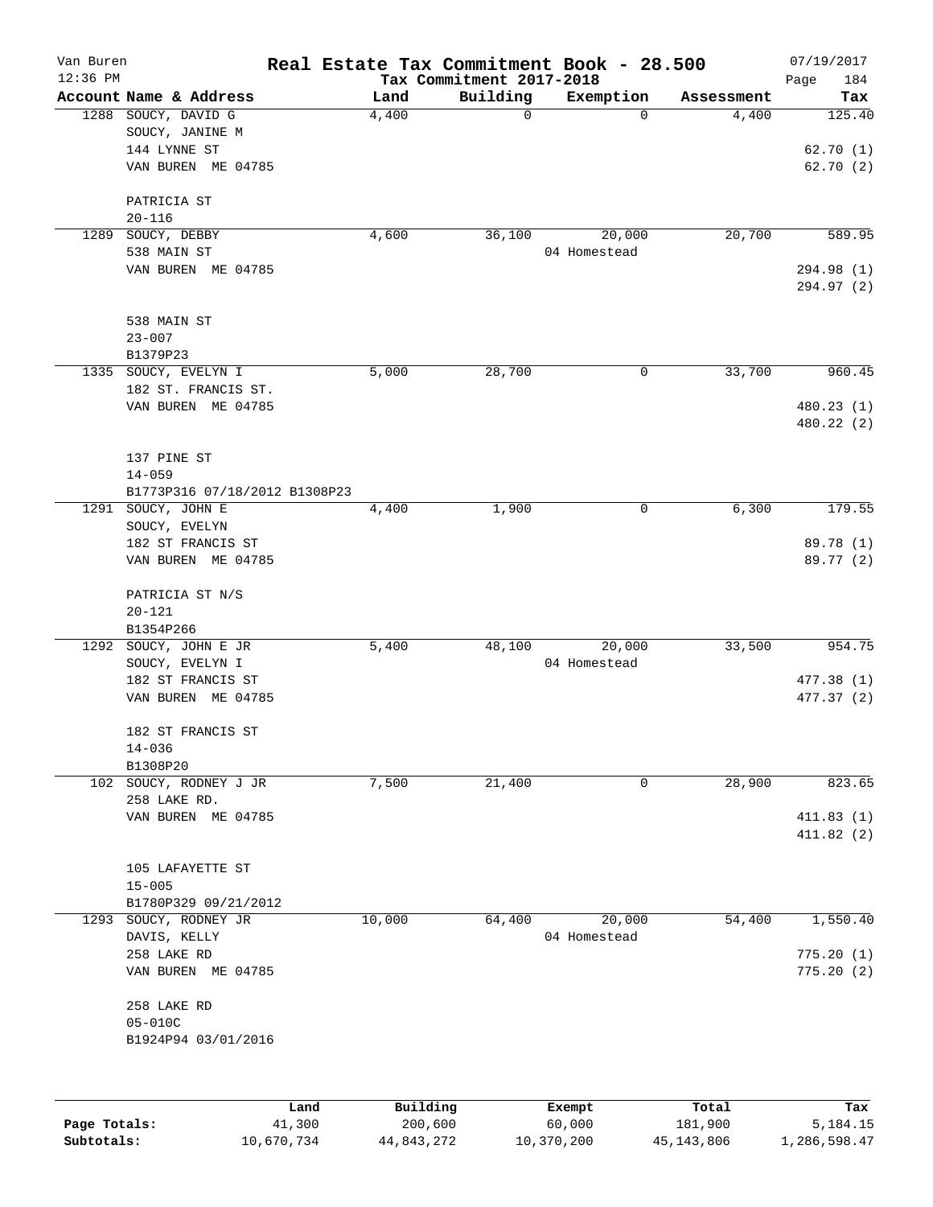Van Buren 12:36 PM

# Real Estate Tax Commitment Book - 28.500

Tax Commitment 2017-2018

07/19/2017 Page 184

| Account Name & Address | Land | Building | Exemption | Assessment | Tax |
|---|---|---|---|---|---|
| 1288 SOUCY, DAVID G | 4,400 | 0 | 0 | 4,400 | 125.40 |
| SOUCY, JANINE M | | | | | |
| 144 LYNNE ST | | | | | 62.70 (1) |
| VAN BUREN ME 04785 | | | | | 62.70 (2) |
| PATRICIA ST | | | | | |
| 20-116 | | | | | |
| 1289 SOUCY, DEBBY | 4,600 | 36,100 | 20,000 | 20,700 | 589.95 |
| 538 MAIN ST | | | 04 Homestead | | |
| VAN BUREN ME 04785 | | | | | 294.98 (1) |
| | | | | | 294.97 (2) |
| 538 MAIN ST | | | | | |
| 23-007 | | | | | |
| B1379P23 | | | | | |
| 1335 SOUCY, EVELYN I | 5,000 | 28,700 | 0 | 33,700 | 960.45 |
| 182 ST. FRANCIS ST. | | | | | |
| VAN BUREN ME 04785 | | | | | 480.23 (1) |
| | | | | | 480.22 (2) |
| 137 PINE ST | | | | | |
| 14-059 | | | | | |
| B1773P316 07/18/2012 B1308P23 | | | | | |
| 1291 SOUCY, JOHN E | 4,400 | 1,900 | 0 | 6,300 | 179.55 |
| SOUCY, EVELYN | | | | | |
| 182 ST FRANCIS ST | | | | | 89.78 (1) |
| VAN BUREN ME 04785 | | | | | 89.77 (2) |
| PATRICIA ST N/S | | | | | |
| 20-121 | | | | | |
| B1354P266 | | | | | |
| 1292 SOUCY, JOHN E JR | 5,400 | 48,100 | 20,000 | 33,500 | 954.75 |
| SOUCY, EVELYN I | | | 04 Homestead | | |
| 182 ST FRANCIS ST | | | | | 477.38 (1) |
| VAN BUREN ME 04785 | | | | | 477.37 (2) |
| 182 ST FRANCIS ST | | | | | |
| 14-036 | | | | | |
| B1308P20 | | | | | |
| 102 SOUCY, RODNEY J JR | 7,500 | 21,400 | 0 | 28,900 | 823.65 |
| 258 LAKE RD. | | | | | |
| VAN BUREN ME 04785 | | | | | 411.83 (1) |
| | | | | | 411.82 (2) |
| 105 LAFAYETTE ST | | | | | |
| 15-005 | | | | | |
| B1780P329 09/21/2012 | | | | | |
| 1293 SOUCY, RODNEY JR | 10,000 | 64,400 | 20,000 | 54,400 | 1,550.40 |
| DAVIS, KELLY | | | 04 Homestead | | |
| 258 LAKE RD | | | | | 775.20 (1) |
| VAN BUREN ME 04785 | | | | | 775.20 (2) |
| 258 LAKE RD | | | | | |
| 05-010C | | | | | |
| B1924P94 03/01/2016 | | | | | |

| | Land | Building | Exempt | Total | Tax |
|---|---|---|---|---|---|
| Page Totals: | 41,300 | 200,600 | 60,000 | 181,900 | 5,184.15 |
| Subtotals: | 10,670,734 | 44,843,272 | 10,370,200 | 45,143,806 | 1,286,598.47 |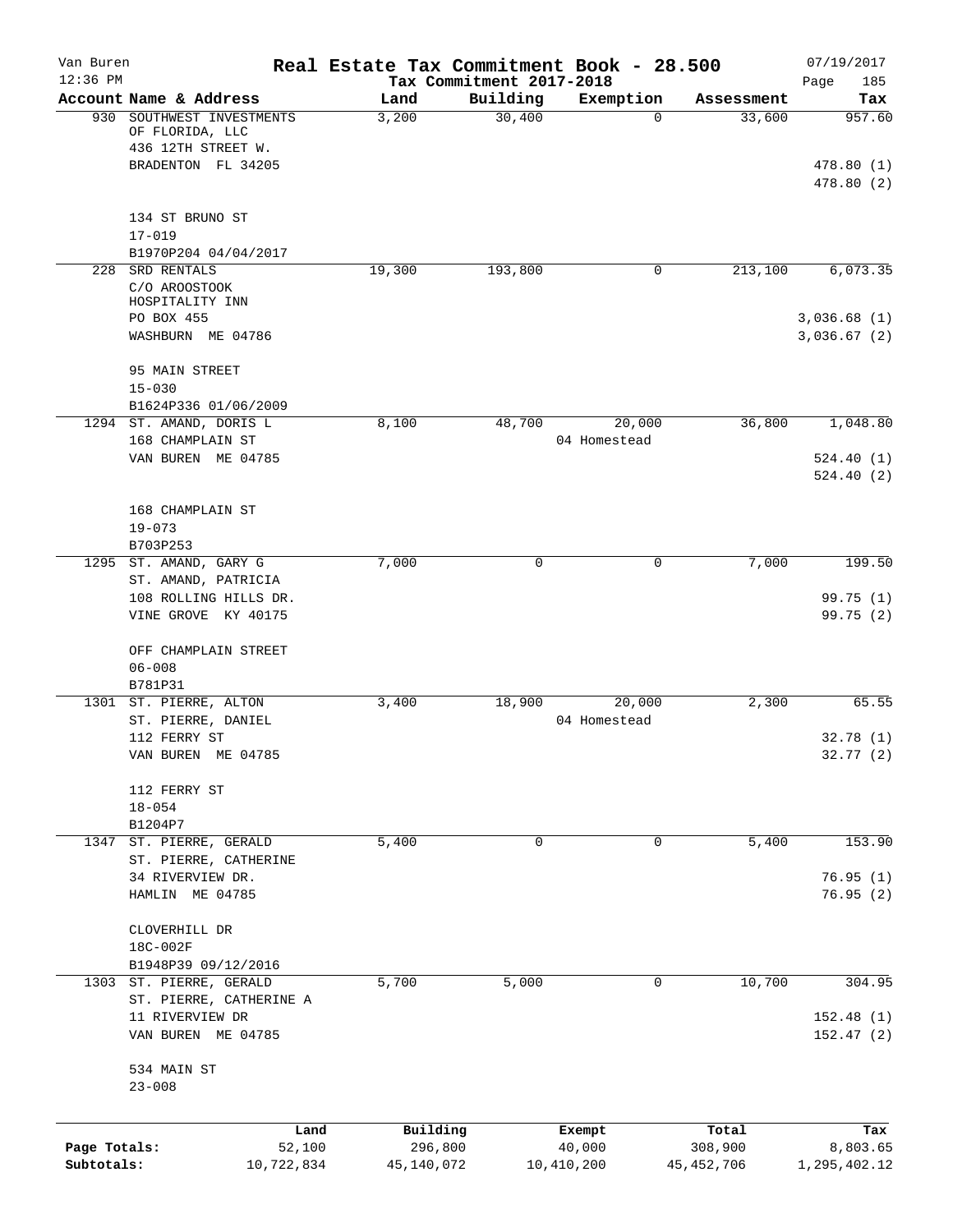# Real Estate Tax Commitment Book - 28.500

Van Buren
12:36 PM

Tax Commitment 2017-2018

07/19/2017

| Account Name & Address | Land | Building | Exemption | Assessment | Tax |
|---|---|---|---|---|---|
| 930 SOUTHWEST INVESTMENTS OF FLORIDA, LLC<br>436 12TH STREET W.<br>BRADENTON FL 34205<br><br>134 ST BRUNO ST<br>17-019<br>B1970P204 04/04/2017 | 3,200 | 30,400 | 0 | 33,600 | 957.60<br><br>478.80 (1)<br>478.80 (2) |
| 228 SRD RENTALS<br>C/O AROOSTOOK HOSPITALITY INN<br>PO BOX 455<br>WASHBURN ME 04786<br><br>95 MAIN STREET<br>15-030<br>B1624P336 01/06/2009 | 19,300 | 193,800 | 0 | 213,100 | 6,073.35<br><br>3,036.68 (1)<br>3,036.67 (2) |
| 1294 ST. AMAND, DORIS L<br>168 CHAMPLAIN ST<br>VAN BUREN ME 04785<br><br>168 CHAMPLAIN ST<br>19-073<br>B703P253 | 8,100 | 48,700 | 20,000<br>04 Homestead | 36,800 | 1,048.80<br><br>524.40 (1)<br>524.40 (2) |
| 1295 ST. AMAND, GARY G<br>ST. AMAND, PATRICIA<br>108 ROLLING HILLS DR.<br>VINE GROVE KY 40175<br><br>OFF CHAMPLAIN STREET<br>06-008<br>B781P31 | 7,000 | 0 | 0 | 7,000 | 199.50<br><br>99.75 (1)<br>99.75 (2) |
| 1301 ST. PIERRE, ALTON<br>ST. PIERRE, DANIEL<br>112 FERRY ST<br>VAN BUREN ME 04785<br><br>112 FERRY ST<br>18-054<br>B1204P7 | 3,400 | 18,900 | 20,000<br>04 Homestead | 2,300 | 65.55<br><br>32.78 (1)<br>32.77 (2) |
| 1347 ST. PIERRE, GERALD<br>ST. PIERRE, CATHERINE<br>34 RIVERVIEW DR.<br>HAMLIN ME 04785<br><br>CLOVERHILL DR<br>18C-002F<br>B1948P39 09/12/2016 | 5,400 | 0 | 0 | 5,400 | 153.90<br><br>76.95 (1)<br>76.95 (2) |
| 1303 ST. PIERRE, GERALD<br>ST. PIERRE, CATHERINE A<br>11 RIVERVIEW DR<br>VAN BUREN ME 04785<br><br>534 MAIN ST<br>23-008 | 5,700 | 5,000 | 0 | 10,700 | 304.95<br><br>152.48 (1)<br>152.47 (2) |

| | Land | Building | Exempt | Total | Tax |
|---|---|---|---|---|---|
| Page Totals: | 52,100 | 296,800 | 40,000 | 308,900 | 8,803.65 |
| Subtotals: | 10,722,834 | 45,140,072 | 10,410,200 | 45,452,706 | 1,295,402.12 |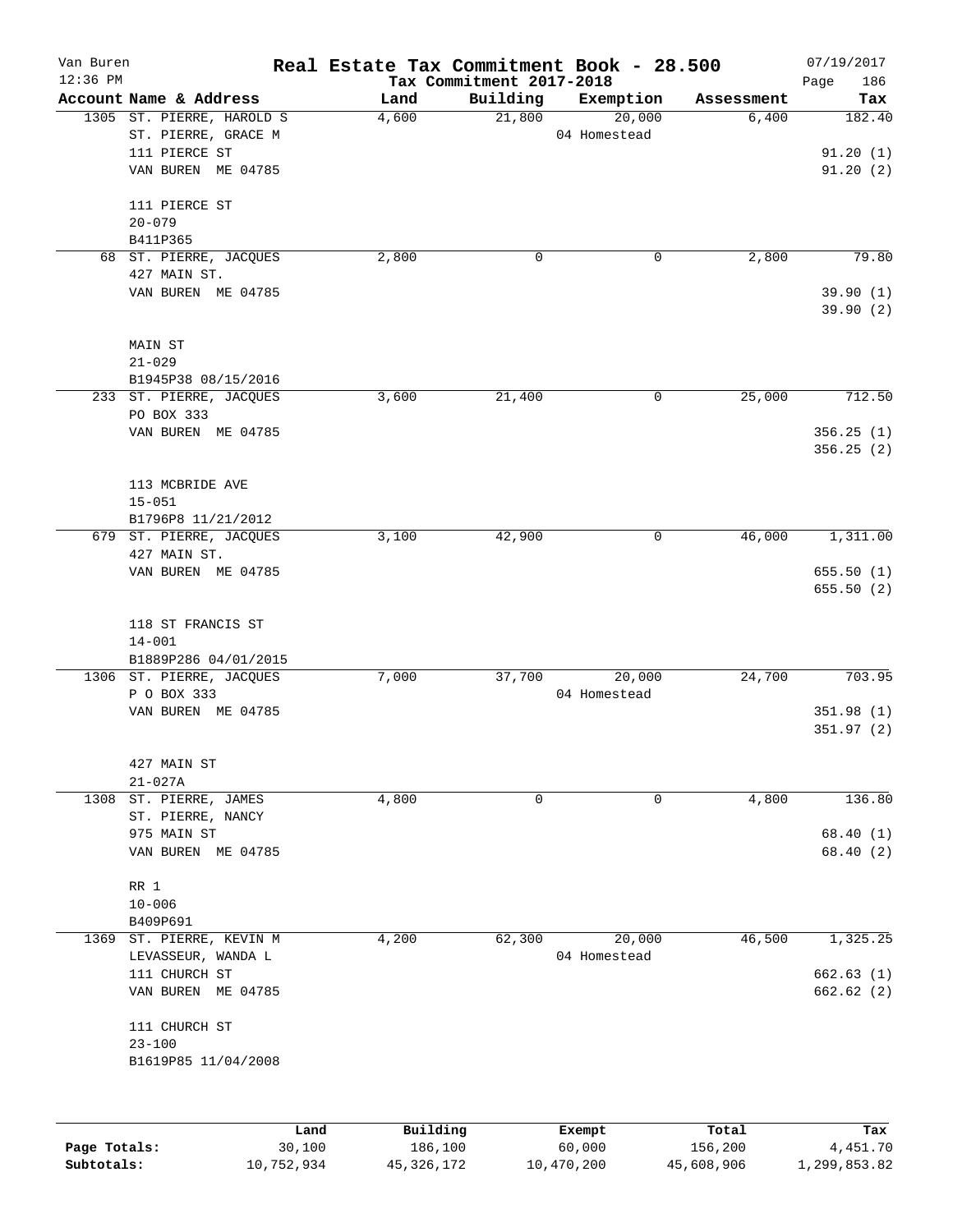Van Buren 12:36 PM

# Real Estate Tax Commitment Book - 28.500

Tax Commitment 2017-2018

07/19/2017

| Account Name & Address | Land | Building | Exemption | Assessment | Tax |
|---|---|---|---|---|---|
| 1305 ST. PIERRE, HAROLD S<br>ST. PIERRE, GRACE M<br>111 PIERCE ST<br>VAN BUREN ME 04785<br><br>111 PIERCE ST<br>20-079<br>B411P365 | 4,600 | 21,800 | 20,000<br>04 Homestead | 6,400 | 182.40<br><br>91.20 (1)<br>91.20 (2) |
| 68 ST. PIERRE, JACQUES<br>427 MAIN ST.<br>VAN BUREN ME 04785<br><br>MAIN ST<br>21-029<br>B1945P38 08/15/2016 | 2,800 | 0 | 0 | 2,800 | 79.80<br><br>39.90 (1)<br>39.90 (2) |
| 233 ST. PIERRE, JACQUES<br>PO BOX 333<br>VAN BUREN ME 04785<br><br>113 MCBRIDE AVE<br>15-051<br>B1796P8 11/21/2012 | 3,600 | 21,400 | 0 | 25,000 | 712.50<br><br>356.25 (1)<br>356.25 (2) |
| 679 ST. PIERRE, JACQUES<br>427 MAIN ST.<br>VAN BUREN ME 04785<br><br>118 ST FRANCIS ST<br>14-001<br>B1889P286 04/01/2015 | 3,100 | 42,900 | 0 | 46,000 | 1,311.00<br><br>655.50 (1)<br>655.50 (2) |
| 1306 ST. PIERRE, JACQUES<br>P O BOX 333<br>VAN BUREN ME 04785<br><br>427 MAIN ST<br>21-027A | 7,000 | 37,700 | 20,000<br>04 Homestead | 24,700 | 703.95<br><br>351.98 (1)<br>351.97 (2) |
| 1308 ST. PIERRE, JAMES<br>ST. PIERRE, NANCY<br>975 MAIN ST<br>VAN BUREN ME 04785<br><br>RR 1<br>10-006<br>B409P691 | 4,800 | 0 | 0 | 4,800 | 136.80<br><br>68.40 (1)<br>68.40 (2) |
| 1369 ST. PIERRE, KEVIN M<br>LEVASSEUR, WANDA L<br>111 CHURCH ST<br>VAN BUREN ME 04785<br><br>111 CHURCH ST<br>23-100<br>B1619P85 11/04/2008 | 4,200 | 62,300 | 20,000<br>04 Homestead | 46,500 | 1,325.25<br><br>662.63 (1)<br>662.62 (2) |

| | Land | Building | Exempt | Total | Tax |
|---|---|---|---|---|---|
| Page Totals: | 30,100 | 186,100 | 60,000 | 156,200 | 4,451.70 |
| Subtotals: | 10,752,934 | 45,326,172 | 10,470,200 | 45,608,906 | 1,299,853.82 |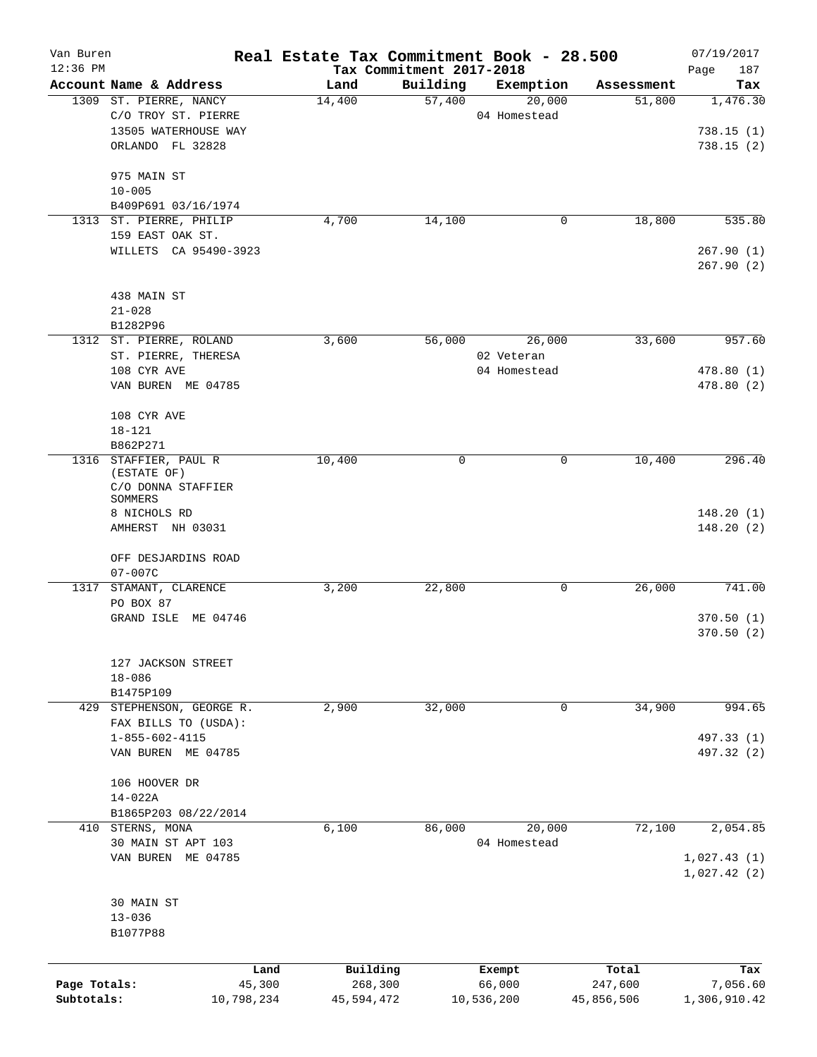# Real Estate Tax Commitment Book - 28.500

Van Buren
12:36 PM

Tax Commitment 2017-2018

07/19/2017

| Account Name & Address | Land | Building | Exemption | Assessment | Tax |
|---|---|---|---|---|---|
| 1309 ST. PIERRE, NANCY<br>C/O TROY ST. PIERRE<br>13505 WATERHOUSE WAY<br>ORLANDO FL 32828<br><br>975 MAIN ST<br>10-005<br>B409P691 03/16/1974 | 14,400 | 57,400 | 20,000<br>04 Homestead | 51,800 | 1,476.30<br><br>738.15 (1)<br>738.15 (2) |
| 1313 ST. PIERRE, PHILIP<br>159 EAST OAK ST.<br>WILLETS CA 95490-3923<br><br>438 MAIN ST<br>21-028<br>B1282P96 | 4,700 | 14,100 | 0 | 18,800 | 535.80<br><br>267.90 (1)<br>267.90 (2) |
| 1312 ST. PIERRE, ROLAND<br>ST. PIERRE, THERESA<br>108 CYR AVE<br>VAN BUREN ME 04785<br><br>108 CYR AVE<br>18-121<br>B862P271 | 3,600 | 56,000 | 26,000<br>02 Veteran<br>04 Homestead | 33,600 | 957.60<br><br>478.80 (1)<br>478.80 (2) |
| 1316 STAFFIER, PAUL R<br>(ESTATE OF)<br>C/O DONNA STAFFIER SOMMERS<br>8 NICHOLS RD<br>AMHERST NH 03031<br><br>OFF DESJARDINS ROAD<br>07-007C | 10,400 | 0 | 0 | 10,400 | 296.40<br><br>148.20 (1)<br>148.20 (2) |
| 1317 STAMANT, CLARENCE<br>PO BOX 87<br>GRAND ISLE ME 04746<br><br>127 JACKSON STREET<br>18-086<br>B1475P109 | 3,200 | 22,800 | 0 | 26,000 | 741.00<br><br>370.50 (1)<br>370.50 (2) |
| 429 STEPHENSON, GEORGE R.<br>FAX BILLS TO (USDA):<br>1-855-602-4115<br>VAN BUREN ME 04785<br><br>106 HOOVER DR<br>14-022A<br>B1865P203 08/22/2014 | 2,900 | 32,000 | 0 | 34,900 | 994.65<br><br>497.33 (1)<br>497.32 (2) |
| 410 STERNS, MONA<br>30 MAIN ST APT 103<br>VAN BUREN ME 04785<br><br>30 MAIN ST<br>13-036<br>B1077P88 | 6,100 | 86,000 | 20,000<br>04 Homestead | 72,100 | 2,054.85<br><br>1,027.43 (1)<br>1,027.42 (2) |

| | Land | Building | Exempt | Total | Tax |
|---|---|---|---|---|---|
| Page Totals: | 45,300 | 268,300 | 66,000 | 247,600 | 7,056.60 |
| Subtotals: | 10,798,234 | 45,594,472 | 10,536,200 | 45,856,506 | 1,306,910.42 |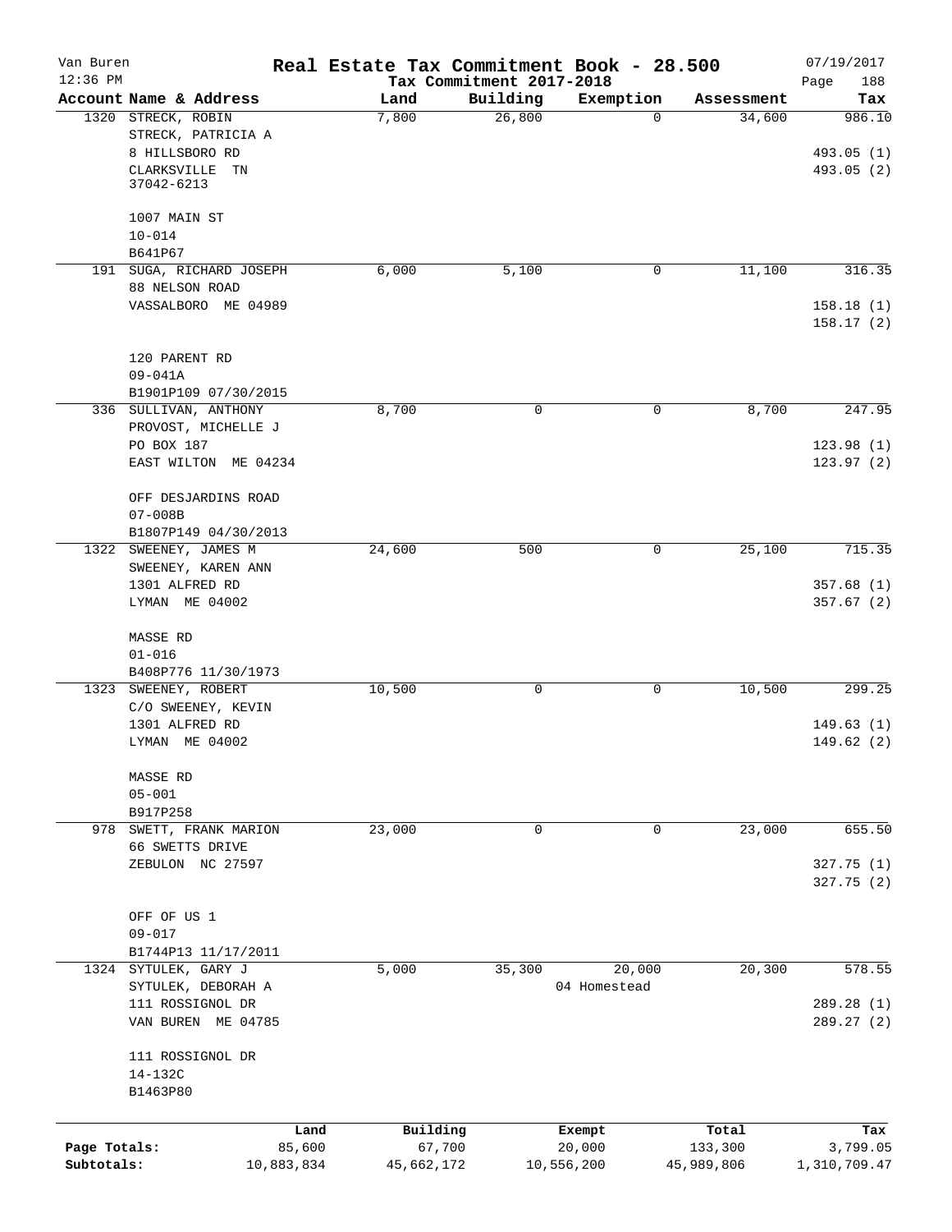Van Buren
12:36 PM

# Real Estate Tax Commitment Book - 28.500

Tax Commitment 2017-2018

07/19/2017
Page 188

| Account Name & Address | Land | Building | Exemption | Assessment | Tax |
|---|---|---|---|---|---|
| 1320 STRECK, ROBIN<br>STRECK, PATRICIA A<br>8 HILLSBORO RD<br>CLARKSVILLE TN<br>37042-6213<br><br>1007 MAIN ST<br>10-014<br>B641P67 | 7,800 | 26,800 | 0 | 34,600 | 986.10<br><br>493.05 (1)<br>493.05 (2) |
| 191 SUGA, RICHARD JOSEPH<br>88 NELSON ROAD<br>VASSALBORO ME 04989<br><br>120 PARENT RD<br>09-041A<br>B1901P109 07/30/2015 | 6,000 | 5,100 | 0 | 11,100 | 316.35<br><br>158.18 (1)<br>158.17 (2) |
| 336 SULLIVAN, ANTHONY<br>PROVOST, MICHELLE J<br>PO BOX 187<br>EAST WILTON ME 04234<br><br>OFF DESJARDINS ROAD<br>07-008B<br>B1807P149 04/30/2013 | 8,700 | 0 | 0 | 8,700 | 247.95<br><br>123.98 (1)<br>123.97 (2) |
| 1322 SWEENEY, JAMES M<br>SWEENEY, KAREN ANN<br>1301 ALFRED RD<br>LYMAN ME 04002<br><br>MASSE RD<br>01-016<br>B408P776 11/30/1973 | 24,600 | 500 | 0 | 25,100 | 715.35<br><br>357.68 (1)<br>357.67 (2) |
| 1323 SWEENEY, ROBERT<br>C/O SWEENEY, KEVIN<br>1301 ALFRED RD<br>LYMAN ME 04002<br><br>MASSE RD<br>05-001<br>B917P258 | 10,500 | 0 | 0 | 10,500 | 299.25<br><br>149.63 (1)<br>149.62 (2) |
| 978 SWETT, FRANK MARION<br>66 SWETTS DRIVE<br>ZEBULON NC 27597<br><br>OFF OF US 1<br>09-017<br>B1744P13 11/17/2011 | 23,000 | 0 | 0 | 23,000 | 655.50<br><br>327.75 (1)<br>327.75 (2) |
| 1324 SYTULEK, GARY J<br>SYTULEK, DEBORAH A<br>111 ROSSIGNOL DR<br>VAN BUREN ME 04785<br><br>111 ROSSIGNOL DR<br>14-132C<br>B1463P80 | 5,000 | 35,300 | 20,000<br>04 Homestead | 20,300 | 578.55<br><br>289.28 (1)<br>289.27 (2) |

| | Land | Building | Exempt | Total | Tax |
|---|---|---|---|---|---|
| Page Totals: | 85,600 | 67,700 | 20,000 | 133,300 | 3,799.05 |
| Subtotals: | 10,883,834 | 45,662,172 | 10,556,200 | 45,989,806 | 1,310,709.47 |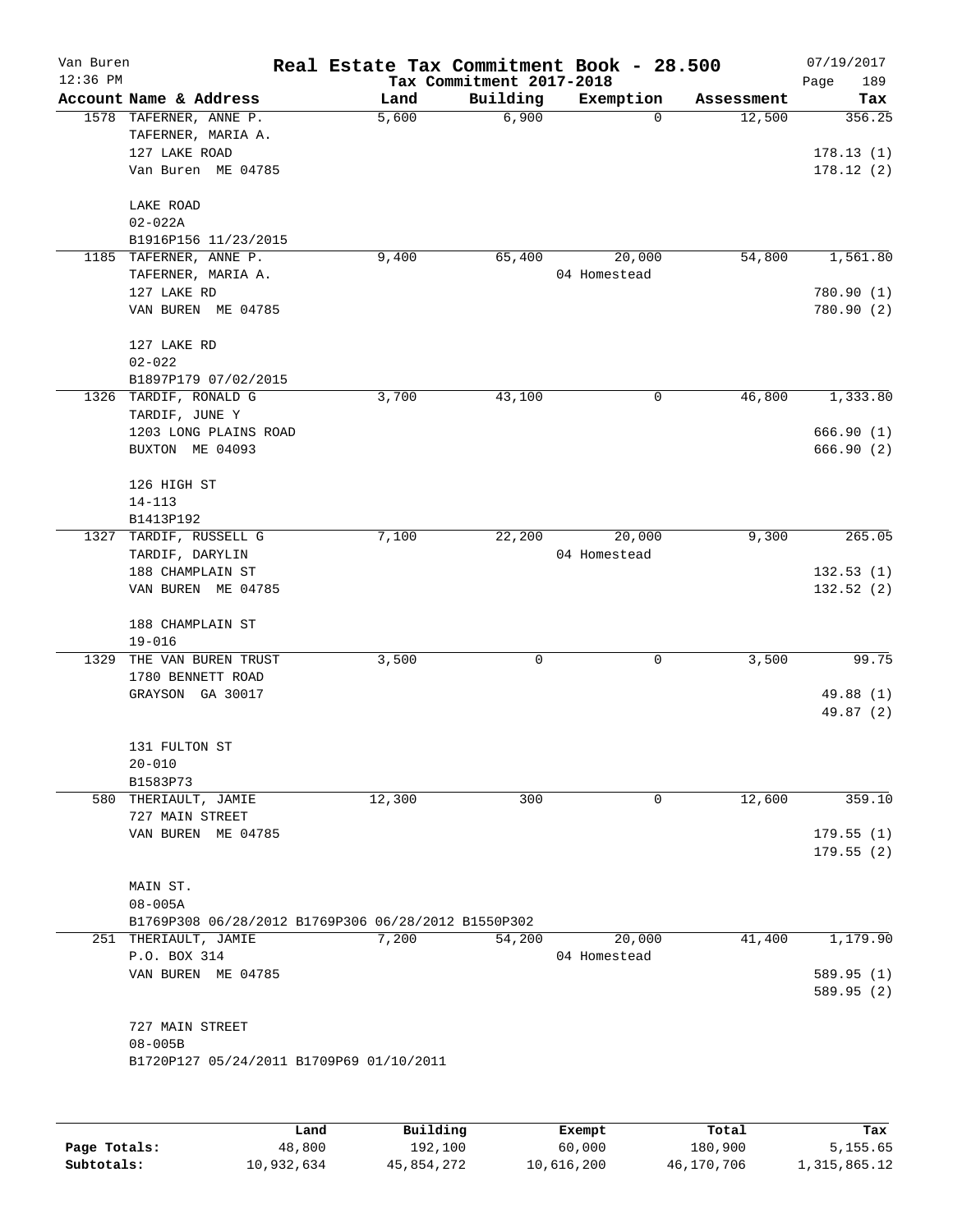Van Buren
12:36 PM

# Real Estate Tax Commitment Book - 28.500

Tax Commitment 2017-2018

07/19/2017

| Account | Name & Address | Land | Building | Exemption | Assessment | Tax |
|---|---|---|---|---|---|---|
| 1578 | TAFERNER, ANNE P.<br>TAFERNER, MARIA A.<br>127 LAKE ROAD<br>Van Buren ME 04785<br><br>LAKE ROAD<br>02-022A<br>B1916P156 11/23/2015 | 5,600 | 6,900 | 0 | 12,500 | 356.25<br><br>178.13 (1)<br>178.12 (2) |
| 1185 | TAFERNER, ANNE P.<br>TAFERNER, MARIA A.<br>127 LAKE RD<br>VAN BUREN ME 04785<br><br>127 LAKE RD<br>02-022<br>B1897P179 07/02/2015 | 9,400 | 65,400 | 20,000<br>04 Homestead | 54,800 | 1,561.80<br><br>780.90 (1)<br>780.90 (2) |
| 1326 | TARDIF, RONALD G<br>TARDIF, JUNE Y<br>1203 LONG PLAINS ROAD<br>BUXTON ME 04093<br><br>126 HIGH ST<br>14-113<br>B1413P192 | 3,700 | 43,100 | 0 | 46,800 | 1,333.80<br><br>666.90 (1)<br>666.90 (2) |
| 1327 | TARDIF, RUSSELL G<br>TARDIF, DARYLIN<br>188 CHAMPLAIN ST<br>VAN BUREN ME 04785<br><br>188 CHAMPLAIN ST<br>19-016 | 7,100 | 22,200 | 20,000<br>04 Homestead | 9,300 | 265.05<br><br>132.53 (1)<br>132.52 (2) |
| 1329 | THE VAN BUREN TRUST<br>1780 BENNETT ROAD<br>GRAYSON GA 30017<br><br>131 FULTON ST<br>20-010<br>B1583P73 | 3,500 | 0 | 0 | 3,500 | 99.75<br><br>49.88 (1)<br>49.87 (2) |
| 580 | THERIAULT, JAMIE<br>727 MAIN STREET<br>VAN BUREN ME 04785<br><br>MAIN ST.<br>08-005A<br>B1769P308 06/28/2012 B1769P306 06/28/2012 B1550P302 | 12,300 | 300 | 0 | 12,600 | 359.10<br><br>179.55 (1)<br>179.55 (2) |
| 251 | THERIAULT, JAMIE<br>P.O. BOX 314<br>VAN BUREN ME 04785<br><br>727 MAIN STREET<br>08-005B<br>B1720P127 05/24/2011 B1709P69 01/10/2011 | 7,200 | 54,200 | 20,000<br>04 Homestead | 41,400 | 1,179.90<br><br>589.95 (1)<br>589.95 (2) |

| | Land | Building | Exempt | Total | Tax |
|---|---|---|---|---|---|
| **Page Totals:** | 48,800 | 192,100 | 60,000 | 180,900 | 5,155.65 |
| **Subtotals:** | 10,932,634 | 45,854,272 | 10,616,200 | 46,170,706 | 1,315,865.12 |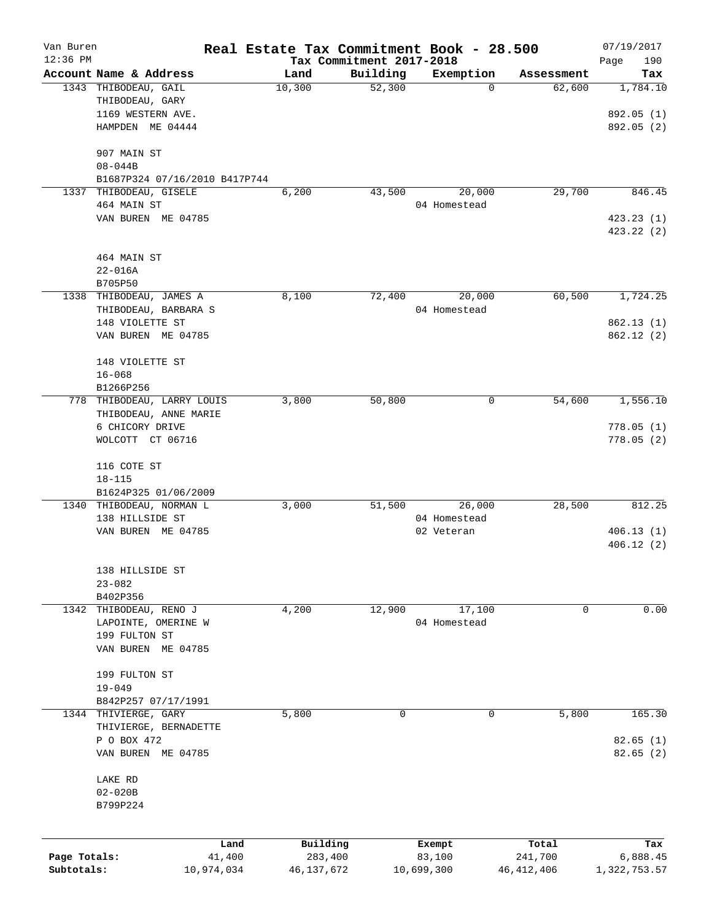Van Buren
12:36 PM

# Real Estate Tax Commitment Book - 28.500

Tax Commitment 2017-2018

07/19/2017

| Account | Name & Address | Land | Building | Exemption | Assessment | Tax |
|---|---|---|---|---|---|---|
| 1343 | THIBODEAU, GAIL<br>THIBODEAU, GARY<br>1169 WESTERN AVE.<br>HAMPDEN ME 04444<br><br>907 MAIN ST<br>08-044B<br>B1687P324 07/16/2010 B417P744 | 10,300 | 52,300 | 0 | 62,600 | 1,784.10<br><br>892.05 (1)<br>892.05 (2) |
| 1337 | THIBODEAU, GISELE<br>464 MAIN ST<br>VAN BUREN ME 04785<br><br>464 MAIN ST<br>22-016A<br>B705P50 | 6,200 | 43,500 | 20,000<br>04 Homestead | 29,700 | 846.45<br><br>423.23 (1)<br>423.22 (2) |
| 1338 | THIBODEAU, JAMES A<br>THIBODEAU, BARBARA S<br>148 VIOLETTE ST<br>VAN BUREN ME 04785<br><br>148 VIOLETTE ST<br>16-068<br>B1266P256 | 8,100 | 72,400 | 20,000<br>04 Homestead | 60,500 | 1,724.25<br><br>862.13 (1)<br>862.12 (2) |
| 778 | THIBODEAU, LARRY LOUIS<br>THIBODEAU, ANNE MARIE<br>6 CHICORY DRIVE<br>WOLCOTT CT 06716<br><br>116 COTE ST<br>18-115<br>B1624P325 01/06/2009 | 3,800 | 50,800 | 0 | 54,600 | 1,556.10<br><br>778.05 (1)<br>778.05 (2) |
| 1340 | THIBODEAU, NORMAN L<br>138 HILLSIDE ST<br>VAN BUREN ME 04785<br><br>138 HILLSIDE ST<br>23-082<br>B402P356 | 3,000 | 51,500 | 26,000<br>04 Homestead<br>02 Veteran | 28,500 | 812.25<br><br>406.13 (1)<br>406.12 (2) |
| 1342 | THIBODEAU, RENO J<br>LAPOINTE, OMERINE W<br>199 FULTON ST<br>VAN BUREN ME 04785<br><br>199 FULTON ST<br>19-049<br>B842P257 07/17/1991 | 4,200 | 12,900 | 17,100<br>04 Homestead | 0 | 0.00 |
| 1344 | THIVIERGE, GARY<br>THIVIERGE, BERNADETTE<br>P O BOX 472<br>VAN BUREN ME 04785<br><br>LAKE RD<br>02-020B<br>B799P224 | 5,800 | 0 | 0 | 5,800 | 165.30<br><br>82.65 (1)<br>82.65 (2) |

| | Land | Building | Exempt | Total | Tax |
|---|---|---|---|---|---|
| Page Totals: | 41,400 | 283,400 | 83,100 | 241,700 | 6,888.45 |
| Subtotals: | 10,974,034 | 46,137,672 | 10,699,300 | 46,412,406 | 1,322,753.57 |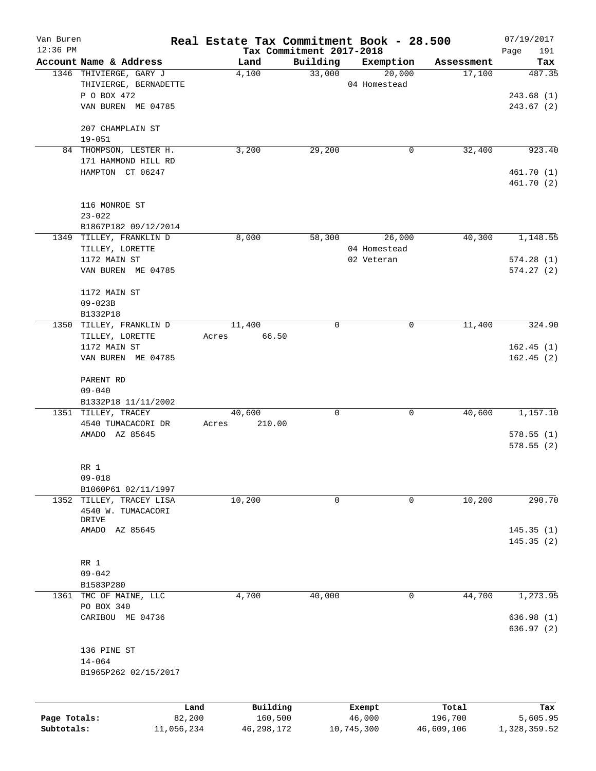Van Buren
12:36 PM

# Real Estate Tax Commitment Book - 28.500

Tax Commitment 2017-2018

07/19/2017

| Account Name & Address | Land | Building | Exemption | Assessment | Tax |
|---|---|---|---|---|---|
| 1346 THIVIERGE, GARY J | 4,100 | 33,000 | 20,000 | 17,100 | 487.35 |
| THIVIERGE, BERNADETTE | | | 04 Homestead | | |
| P O BOX 472 | | | | | 243.68 (1) |
| VAN BUREN ME 04785 | | | | | 243.67 (2) |
| 207 CHAMPLAIN ST | | | | | |
| 19-051 | | | | | |
| 84 THOMPSON, LESTER H. | 3,200 | 29,200 | 0 | 32,400 | 923.40 |
| 171 HAMMOND HILL RD | | | | | |
| HAMPTON CT 06247 | | | | | 461.70 (1) |
| | | | | | 461.70 (2) |
| 116 MONROE ST | | | | | |
| 23-022 | | | | | |
| B1867P182 09/12/2014 | | | | | |
| 1349 TILLEY, FRANKLIN D | 8,000 | 58,300 | 26,000 | 40,300 | 1,148.55 |
| TILLEY, LORETTE | | | 04 Homestead | | |
| 1172 MAIN ST | | | 02 Veteran | | 574.28 (1) |
| VAN BUREN ME 04785 | | | | | 574.27 (2) |
| 1172 MAIN ST | | | | | |
| 09-023B | | | | | |
| B1332P18 | | | | | |
| 1350 TILLEY, FRANKLIN D | 11,400 | 0 | 0 | 11,400 | 324.90 |
| TILLEY, LORETTE | Acres 66.50 | | | | |
| 1172 MAIN ST | | | | | 162.45 (1) |
| VAN BUREN ME 04785 | | | | | 162.45 (2) |
| PARENT RD | | | | | |
| 09-040 | | | | | |
| B1332P18 11/11/2002 | | | | | |
| 1351 TILLEY, TRACEY | 40,600 | 0 | 0 | 40,600 | 1,157.10 |
| 4540 TUMACACORI DR | Acres 210.00 | | | | |
| AMADO AZ 85645 | | | | | 578.55 (1) |
| | | | | | 578.55 (2) |
| RR 1 | | | | | |
| 09-018 | | | | | |
| B1060P61 02/11/1997 | | | | | |
| 1352 TILLEY, TRACEY LISA | 10,200 | 0 | 0 | 10,200 | 290.70 |
| 4540 W. TUMACACORI DRIVE | | | | | |
| AMADO AZ 85645 | | | | | 145.35 (1) |
| | | | | | 145.35 (2) |
| RR 1 | | | | | |
| 09-042 | | | | | |
| B1583P280 | | | | | |
| 1361 TMC OF MAINE, LLC | 4,700 | 40,000 | 0 | 44,700 | 1,273.95 |
| PO BOX 340 | | | | | |
| CARIBOU ME 04736 | | | | | 636.98 (1) |
| | | | | | 636.97 (2) |
| 136 PINE ST | | | | | |
| 14-064 | | | | | |
| B1965P262 02/15/2017 | | | | | |

| | Land | Building | Exempt | Total | Tax |
|---|---|---|---|---|---|
| Page Totals: | 82,200 | 160,500 | 46,000 | 196,700 | 5,605.95 |
| Subtotals: | 11,056,234 | 46,298,172 | 10,745,300 | 46,609,106 | 1,328,359.52 |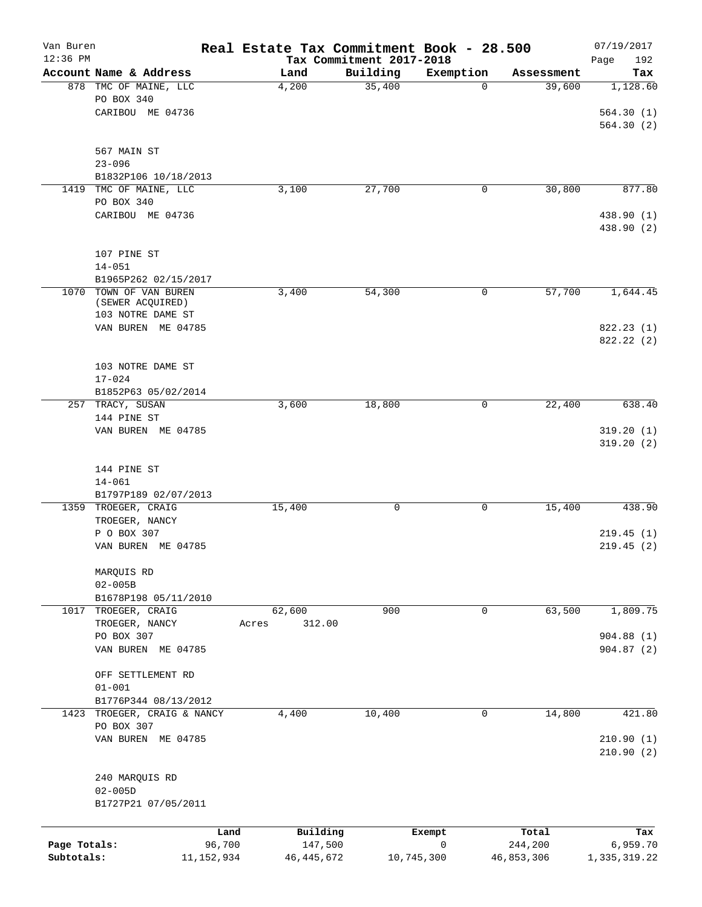Van Buren
12:36 PM

**Real Estate Tax Commitment Book - 28.500**
**Tax Commitment 2017-2018**

07/19/2017

| Account Name & Address | Land | Building | Exemption | Assessment | Tax |
|---|---|---|---|---|---|
| 878 TMC OF MAINE, LLC<br>PO BOX 340<br>CARIBOU ME 04736<br><br>567 MAIN ST<br>23-096<br>B1832P106 10/18/2013 | 4,200 | 35,400 | 0 | 39,600 | 1,128.60<br><br>564.30 (1)<br>564.30 (2) |
| 1419 TMC OF MAINE, LLC<br>PO BOX 340<br>CARIBOU ME 04736<br><br>107 PINE ST<br>14-051<br>B1965P262 02/15/2017 | 3,100 | 27,700 | 0 | 30,800 | 877.80<br><br>438.90 (1)<br>438.90 (2) |
| 1070 TOWN OF VAN BUREN<br>(SEWER ACQUIRED)<br>103 NOTRE DAME ST<br>VAN BUREN ME 04785<br><br>103 NOTRE DAME ST<br>17-024<br>B1852P63 05/02/2014 | 3,400 | 54,300 | 0 | 57,700 | 1,644.45<br><br>822.23 (1)<br>822.22 (2) |
| 257 TRACY, SUSAN<br>144 PINE ST<br>VAN BUREN ME 04785<br><br>144 PINE ST<br>14-061<br>B1797P189 02/07/2013 | 3,600 | 18,800 | 0 | 22,400 | 638.40<br><br>319.20 (1)<br>319.20 (2) |
| 1359 TROEGER, CRAIG<br>TROEGER, NANCY<br>P O BOX 307<br>VAN BUREN ME 04785<br><br>MARQUIS RD<br>02-005B<br>B1678P198 05/11/2010 | 15,400 | 0 | 0 | 15,400 | 438.90<br><br>219.45 (1)<br>219.45 (2) |
| 1017 TROEGER, CRAIG<br>TROEGER, NANCY<br>PO BOX 307<br>VAN BUREN ME 04785<br><br>OFF SETTLEMENT RD<br>01-001<br>B1776P344 08/13/2012 | 62,600<br>Acres 312.00 | 900 | 0 | 63,500 | 1,809.75<br><br>904.88 (1)<br>904.87 (2) |
| 1423 TROEGER, CRAIG & NANCY<br>PO BOX 307<br>VAN BUREN ME 04785<br><br>240 MARQUIS RD<br>02-005D<br>B1727P21 07/05/2011 | 4,400 | 10,400 | 0 | 14,800 | 421.80<br><br>210.90 (1)<br>210.90 (2) |

| | Land | Building | Exempt | Total | Tax |
|---|---|---|---|---|---|
| Page Totals: | 96,700 | 147,500 | 0 | 244,200 | 6,959.70 |
| Subtotals: | 11,152,934 | 46,445,672 | 10,745,300 | 46,853,306 | 1,335,319.22 |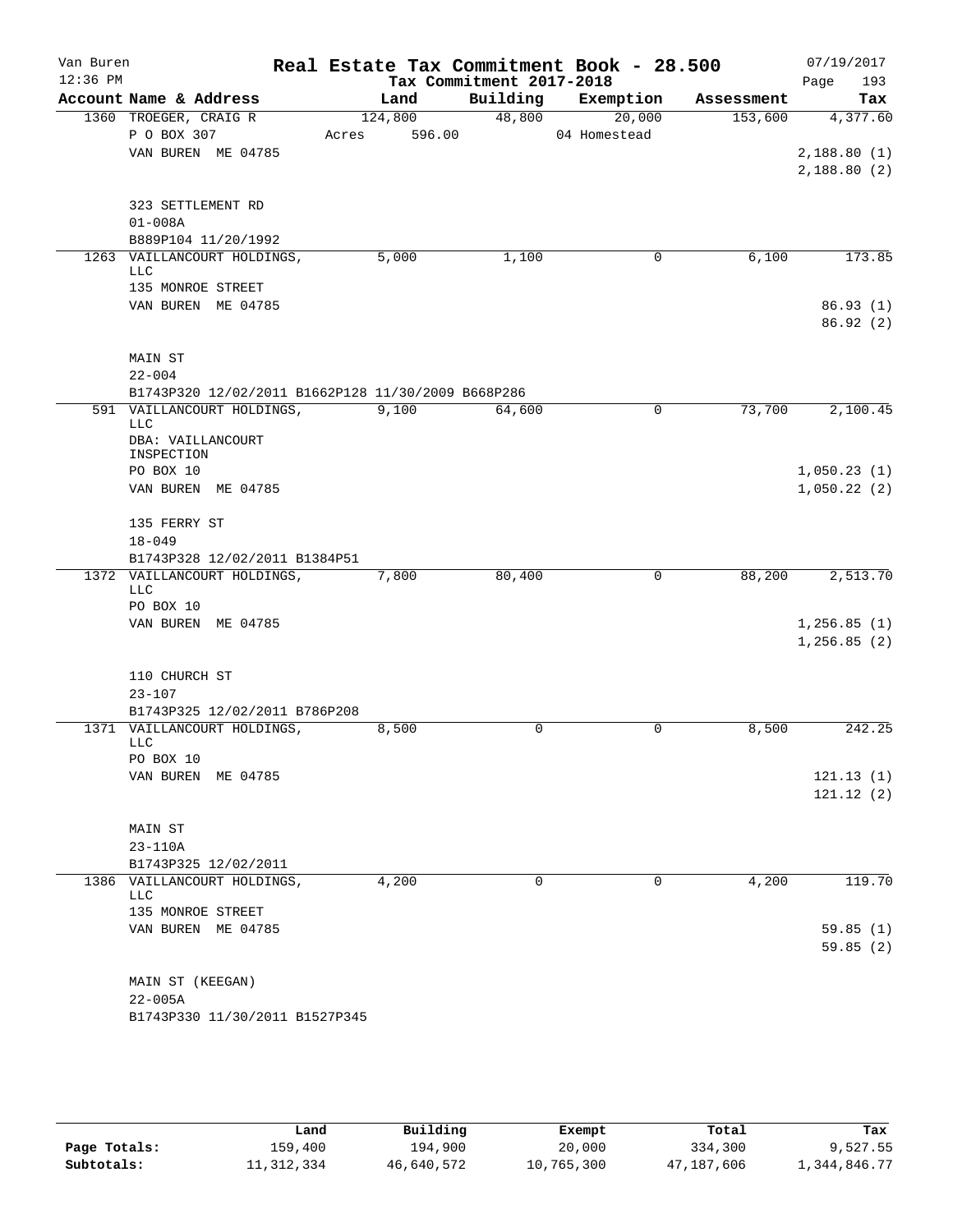Van Buren 12:36 PM

# Real Estate Tax Commitment Book - 28.500

Tax Commitment 2017-2018

07/19/2017 Page 193

| Account Name & Address | Land | Building | Exemption | Assessment | Tax |
|---|---|---|---|---|---|
| 1360 TROEGER, CRAIG R | 124,800 | 48,800 | 20,000 | 153,600 | 4,377.60 |
| P O BOX 307 | Acres 596.00 | | 04 Homestead | | |
| VAN BUREN ME 04785 | | | | | 2,188.80 (1) |
| | | | | | 2,188.80 (2) |
| 323 SETTLEMENT RD | | | | | |
| 01-008A | | | | | |
| B889P104 11/20/1992 | | | | | |
| 1263 VAILLANCOURT HOLDINGS, LLC | 5,000 | 1,100 | 0 | 6,100 | 173.85 |
| 135 MONROE STREET | | | | | |
| VAN BUREN ME 04785 | | | | | 86.93 (1) |
| | | | | | 86.92 (2) |
| MAIN ST | | | | | |
| 22-004 | | | | | |
| B1743P320 12/02/2011 B1662P128 11/30/2009 B668P286 | | | | | |
| 591 VAILLANCOURT HOLDINGS, LLC | 9,100 | 64,600 | 0 | 73,700 | 2,100.45 |
| DBA: VAILLANCOURT INSPECTION | | | | | |
| PO BOX 10 | | | | | 1,050.23 (1) |
| VAN BUREN ME 04785 | | | | | 1,050.22 (2) |
| 135 FERRY ST | | | | | |
| 18-049 | | | | | |
| B1743P328 12/02/2011 B1384P51 | | | | | |
| 1372 VAILLANCOURT HOLDINGS, LLC | 7,800 | 80,400 | 0 | 88,200 | 2,513.70 |
| PO BOX 10 | | | | | |
| VAN BUREN ME 04785 | | | | | 1,256.85 (1) |
| | | | | | 1,256.85 (2) |
| 110 CHURCH ST | | | | | |
| 23-107 | | | | | |
| B1743P325 12/02/2011 B786P208 | | | | | |
| 1371 VAILLANCOURT HOLDINGS, LLC | 8,500 | 0 | 0 | 8,500 | 242.25 |
| PO BOX 10 | | | | | |
| VAN BUREN ME 04785 | | | | | 121.13 (1) |
| | | | | | 121.12 (2) |
| MAIN ST | | | | | |
| 23-110A | | | | | |
| B1743P325 12/02/2011 | | | | | |
| 1386 VAILLANCOURT HOLDINGS, LLC | 4,200 | 0 | 0 | 4,200 | 119.70 |
| 135 MONROE STREET | | | | | |
| VAN BUREN ME 04785 | | | | | 59.85 (1) |
| | | | | | 59.85 (2) |
| MAIN ST (KEEGAN) | | | | | |
| 22-005A | | | | | |
| B1743P330 11/30/2011 B1527P345 | | | | | |

| | Land | Building | Exempt | Total | Tax |
|---|---|---|---|---|---|
| Page Totals: | 159,400 | 194,900 | 20,000 | 334,300 | 9,527.55 |
| Subtotals: | 11,312,334 | 46,640,572 | 10,765,300 | 47,187,606 | 1,344,846.77 |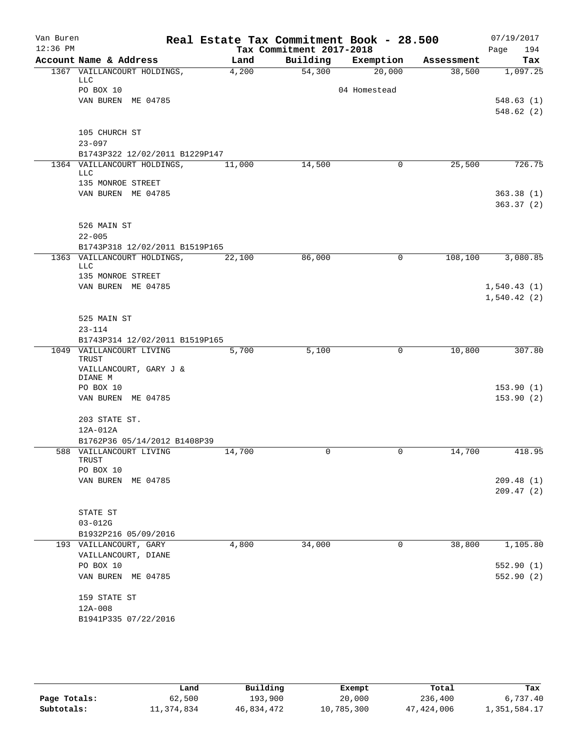# Real Estate Tax Commitment Book - 28.500

Van Buren
12:36 PM

Tax Commitment 2017-2018

07/19/2017

| Account Name & Address | Land | Building | Exemption | Assessment | Tax |
|---|---|---|---|---|---|
| 1367 VAILLANCOURT HOLDINGS, LLC | 4,200 | 54,300 | 20,000 | 38,500 | 1,097.25 |
| PO BOX 10 | | | 04 Homestead | | |
| VAN BUREN ME 04785 | | | | | 548.63 (1) |
| | | | | | 548.62 (2) |
| 105 CHURCH ST | | | | | |
| 23-097 | | | | | |
| B1743P322 12/02/2011 B1229P147 | | | | | |
| 1364 VAILLANCOURT HOLDINGS, LLC | 11,000 | 14,500 | 0 | 25,500 | 726.75 |
| 135 MONROE STREET | | | | | |
| VAN BUREN ME 04785 | | | | | 363.38 (1) |
| | | | | | 363.37 (2) |
| 526 MAIN ST | | | | | |
| 22-005 | | | | | |
| B1743P318 12/02/2011 B1519P165 | | | | | |
| 1363 VAILLANCOURT HOLDINGS, LLC | 22,100 | 86,000 | 0 | 108,100 | 3,080.85 |
| 135 MONROE STREET | | | | | |
| VAN BUREN ME 04785 | | | | | 1,540.43 (1) |
| | | | | | 1,540.42 (2) |
| 525 MAIN ST | | | | | |
| 23-114 | | | | | |
| B1743P314 12/02/2011 B1519P165 | | | | | |
| 1049 VAILLANCOURT LIVING TRUST | 5,700 | 5,100 | 0 | 10,800 | 307.80 |
| VAILLANCOURT, GARY J & DIANE M | | | | | |
| PO BOX 10 | | | | | 153.90 (1) |
| VAN BUREN ME 04785 | | | | | 153.90 (2) |
| 203 STATE ST. | | | | | |
| 12A-012A | | | | | |
| B1762P36 05/14/2012 B1408P39 | | | | | |
| 588 VAILLANCOURT LIVING TRUST | 14,700 | 0 | 0 | 14,700 | 418.95 |
| PO BOX 10 | | | | | |
| VAN BUREN ME 04785 | | | | | 209.48 (1) |
| | | | | | 209.47 (2) |
| STATE ST | | | | | |
| 03-012G | | | | | |
| B1932P216 05/09/2016 | | | | | |
| 193 VAILLANCOURT, GARY | 4,800 | 34,000 | 0 | 38,800 | 1,105.80 |
| VAILLANCOURT, DIANE | | | | | |
| PO BOX 10 | | | | | 552.90 (1) |
| VAN BUREN ME 04785 | | | | | 552.90 (2) |
| 159 STATE ST | | | | | |
| 12A-008 | | | | | |
| B1941P335 07/22/2016 | | | | | |

| | Land | Building | Exempt | Total | Tax |
|---|---|---|---|---|---|
| Page Totals: | 62,500 | 193,900 | 20,000 | 236,400 | 6,737.40 |
| Subtotals: | 11,374,834 | 46,834,472 | 10,785,300 | 47,424,006 | 1,351,584.17 |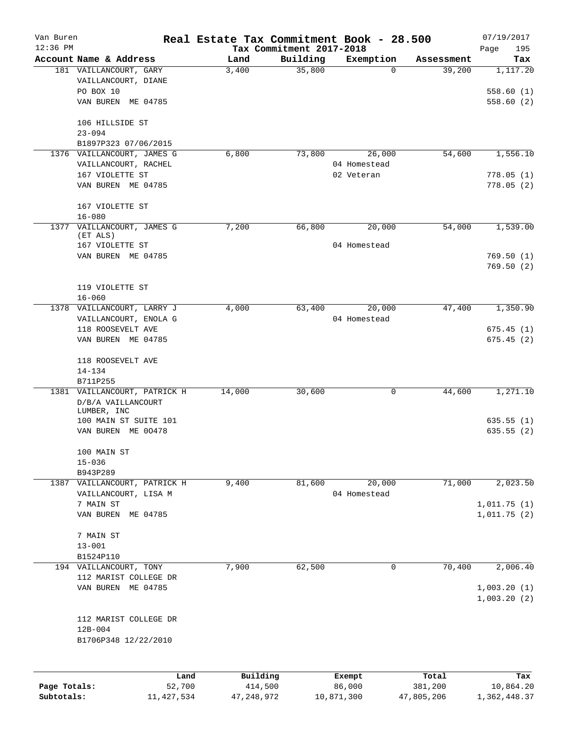# Real Estate Tax Commitment Book - 28.500

Van Buren
12:36 PM

Tax Commitment 2017-2018

07/19/2017
Page 195

| Account Name & Address | Land | Building | Exemption | Assessment | Tax |
|---|---|---|---|---|---|
| 181 VAILLANCOURT, GARY<br>VAILLANCOURT, DIANE<br>PO BOX 10<br>VAN BUREN ME 04785<br><br>106 HILLSIDE ST<br>23-094<br>B1897P323 07/06/2015 | 3,400 | 35,800 | 0 | 39,200 | 1,117.20<br><br>558.60 (1)<br>558.60 (2) |
| 1376 VAILLANCOURT, JAMES G<br>VAILLANCOURT, RACHEL<br>167 VIOLETTE ST<br>VAN BUREN ME 04785<br><br>167 VIOLETTE ST<br>16-080 | 6,800 | 73,800 | 26,000<br>04 Homestead<br>02 Veteran | 54,600 | 1,556.10<br><br>778.05 (1)<br>778.05 (2) |
| 1377 VAILLANCOURT, JAMES G<br>(ET ALS)<br>167 VIOLETTE ST<br>VAN BUREN ME 04785<br><br>119 VIOLETTE ST<br>16-060 | 7,200 | 66,800 | 20,000<br>04 Homestead | 54,000 | 1,539.00<br><br>769.50 (1)<br>769.50 (2) |
| 1378 VAILLANCOURT, LARRY J<br>VAILLANCOURT, ENOLA G<br>118 ROOSEVELT AVE<br>VAN BUREN ME 04785<br><br>118 ROOSEVELT AVE<br>14-134<br>B711P255 | 4,000 | 63,400 | 20,000<br>04 Homestead | 47,400 | 1,350.90<br><br>675.45 (1)<br>675.45 (2) |
| 1381 VAILLANCOURT, PATRICK H<br>D/B/A VAILLANCOURT<br>LUMBER, INC<br>100 MAIN ST SUITE 101<br>VAN BUREN ME 0O478<br><br>100 MAIN ST<br>15-036<br>B943P289 | 14,000 | 30,600 | 0 | 44,600 | 1,271.10<br><br>635.55 (1)<br>635.55 (2) |
| 1387 VAILLANCOURT, PATRICK H<br>VAILLANCOURT, LISA M<br>7 MAIN ST<br>VAN BUREN ME 04785<br><br>7 MAIN ST<br>13-001<br>B1524P110 | 9,400 | 81,600 | 20,000<br>04 Homestead | 71,000 | 2,023.50<br><br>1,011.75 (1)<br>1,011.75 (2) |
| 194 VAILLANCOURT, TONY<br>112 MARIST COLLEGE DR<br>VAN BUREN ME 04785<br><br>112 MARIST COLLEGE DR<br>12B-004<br>B1706P348 12/22/2010 | 7,900 | 62,500 | 0 | 70,400 | 2,006.40<br><br>1,003.20 (1)<br>1,003.20 (2) |

| | Land | Building | Exempt | Total | Tax |
|---|---|---|---|---|---|
| Page Totals: | 52,700 | 414,500 | 86,000 | 381,200 | 10,864.20 |
| Subtotals: | 11,427,534 | 47,248,972 | 10,871,300 | 47,805,206 | 1,362,448.37 |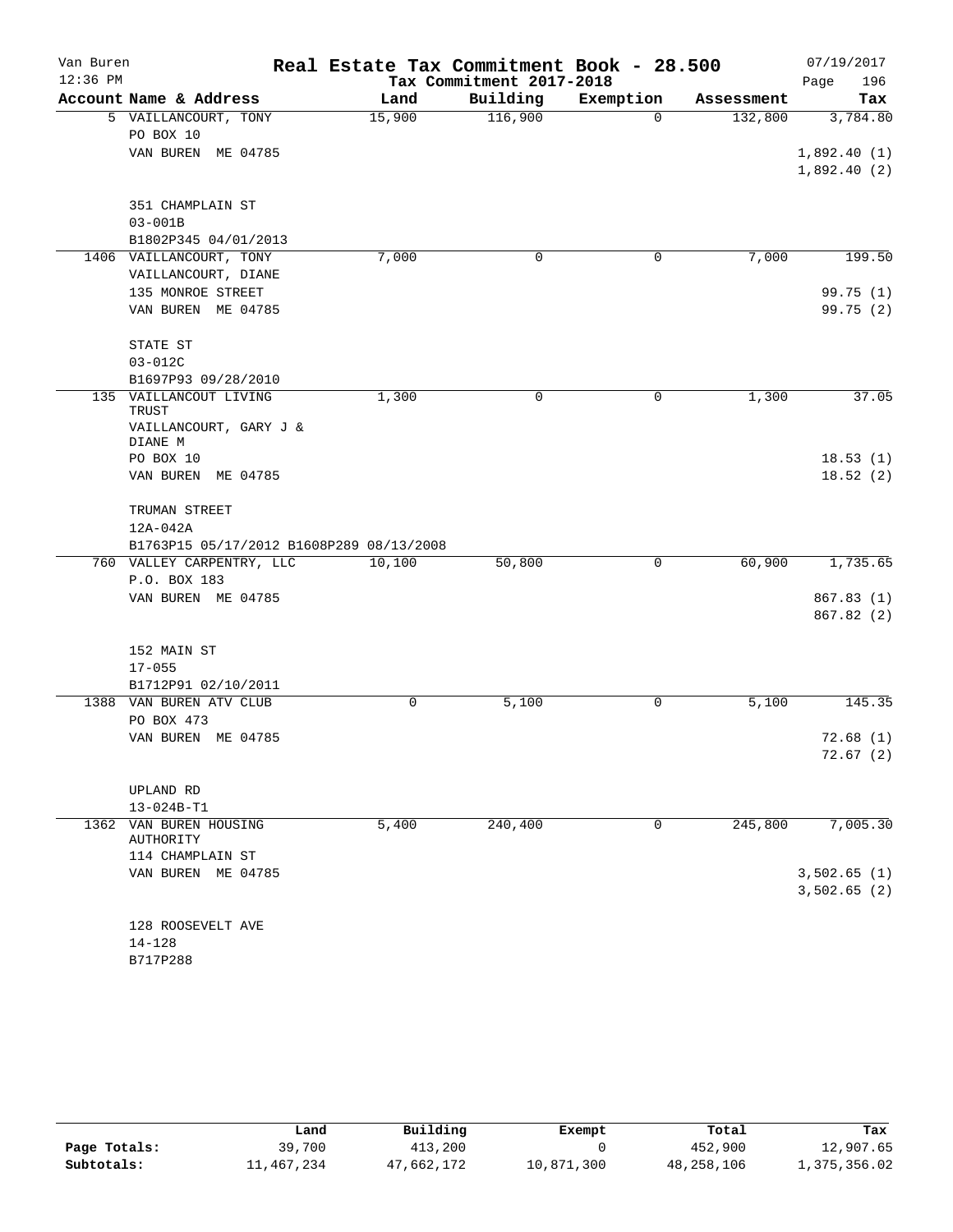# Real Estate Tax Commitment Book - 28.500

Van Buren
12:36 PM
Tax Commitment 2017-2018
07/19/2017

| Account Name & Address | Land | Building | Exemption | Assessment | Tax |
|---|---|---|---|---|---|
| 5 VAILLANCOURT, TONY<br>PO BOX 10<br>VAN BUREN ME 04785<br><br>351 CHAMPLAIN ST<br>03-001B<br>B1802P345 04/01/2013 | 15,900 | 116,900 | 0 | 132,800 | 3,784.80<br>1,892.40 (1)<br>1,892.40 (2) |
| 1406 VAILLANCOURT, TONY<br>VAILLANCOURT, DIANE<br>135 MONROE STREET<br>VAN BUREN ME 04785<br><br>STATE ST<br>03-012C<br>B1697P93 09/28/2010 | 7,000 | 0 | 0 | 7,000 | 199.50<br>99.75 (1)<br>99.75 (2) |
| 135 VAILLANCOUT LIVING TRUST<br>VAILLANCOURT, GARY J & DIANE M<br>PO BOX 10<br>VAN BUREN ME 04785<br><br>TRUMAN STREET<br>12A-042A<br>B1763P15 05/17/2012 B1608P289 08/13/2008 | 1,300 | 0 | 0 | 1,300 | 37.05<br>18.53 (1)<br>18.52 (2) |
| 760 VALLEY CARPENTRY, LLC<br>P.O. BOX 183<br>VAN BUREN ME 04785<br><br>152 MAIN ST<br>17-055<br>B1712P91 02/10/2011 | 10,100 | 50,800 | 0 | 60,900 | 1,735.65<br>867.83 (1)<br>867.82 (2) |
| 1388 VAN BUREN ATV CLUB<br>PO BOX 473<br>VAN BUREN ME 04785<br><br>UPLAND RD<br>13-024B-T1 | 0 | 5,100 | 0 | 5,100 | 145.35<br>72.68 (1)<br>72.67 (2) |
| 1362 VAN BUREN HOUSING AUTHORITY<br>114 CHAMPLAIN ST<br>VAN BUREN ME 04785<br><br>128 ROOSEVELT AVE<br>14-128<br>B717P288 | 5,400 | 240,400 | 0 | 245,800 | 7,005.30<br>3,502.65 (1)<br>3,502.65 (2) |

| | Land | Building | Exempt | Total | Tax |
|---|---|---|---|---|---|
| Page Totals: | 39,700 | 413,200 | 0 | 452,900 | 12,907.65 |
| Subtotals: | 11,467,234 | 47,662,172 | 10,871,300 | 48,258,106 | 1,375,356.02 |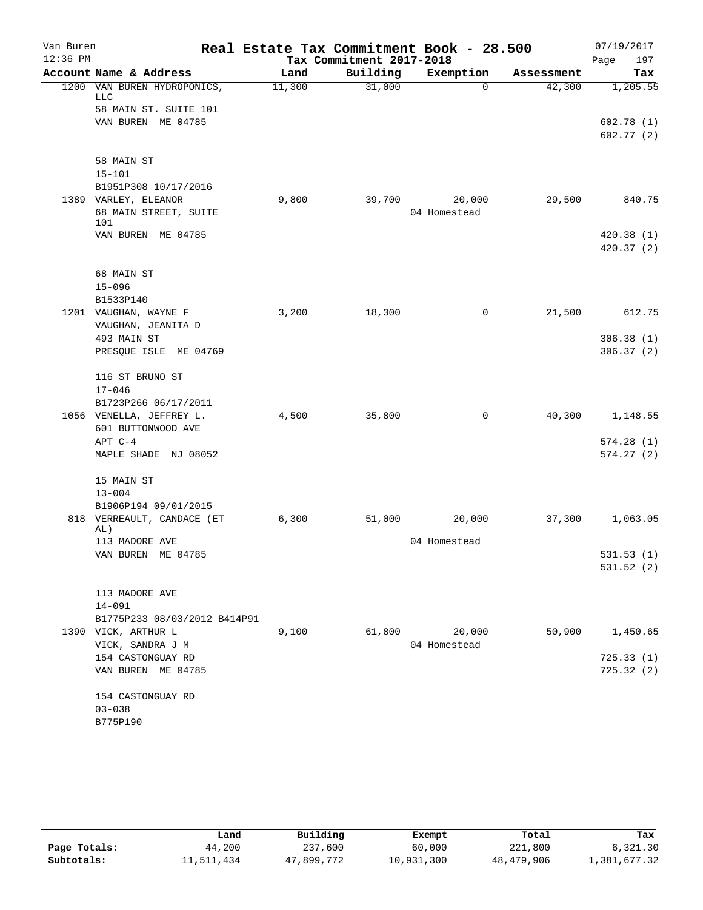Van Buren 12:36 PM

# Real Estate Tax Commitment Book - 28.500

Tax Commitment 2017-2018

07/19/2017

| Account Name & Address | Land | Building | Exemption | Assessment | Tax |
|---|---|---|---|---|---|
| 1200 VAN BUREN HYDROPONICS, LLC | 11,300 | 31,000 | 0 | 42,300 | 1,205.55 |
| 58 MAIN ST. SUITE 101 | | | | | |
| VAN BUREN ME 04785 | | | | | 602.78 (1) |
| | | | | | 602.77 (2) |
| 58 MAIN ST | | | | | |
| 15-101 | | | | | |
| B1951P308 10/17/2016 | | | | | |
| 1389 VARLEY, ELEANOR | 9,800 | 39,700 | 20,000 | 29,500 | 840.75 |
| 68 MAIN STREET, SUITE 101 | | | 04 Homestead | | |
| VAN BUREN ME 04785 | | | | | 420.38 (1) |
| | | | | | 420.37 (2) |
| 68 MAIN ST | | | | | |
| 15-096 | | | | | |
| B1533P140 | | | | | |
| 1201 VAUGHAN, WAYNE F | 3,200 | 18,300 | 0 | 21,500 | 612.75 |
| VAUGHAN, JEANITA D | | | | | |
| 493 MAIN ST | | | | | 306.38 (1) |
| PRESQUE ISLE ME 04769 | | | | | 306.37 (2) |
| 116 ST BRUNO ST | | | | | |
| 17-046 | | | | | |
| B1723P266 06/17/2011 | | | | | |
| 1056 VENELLA, JEFFREY L. | 4,500 | 35,800 | 0 | 40,300 | 1,148.55 |
| 601 BUTTONWOOD AVE | | | | | |
| APT C-4 | | | | | 574.28 (1) |
| MAPLE SHADE NJ 08052 | | | | | 574.27 (2) |
| 15 MAIN ST | | | | | |
| 13-004 | | | | | |
| B1906P194 09/01/2015 | | | | | |
| 818 VERREAULT, CANDACE (ET AL) | 6,300 | 51,000 | 20,000 | 37,300 | 1,063.05 |
| 113 MADORE AVE | | | 04 Homestead | | |
| VAN BUREN ME 04785 | | | | | 531.53 (1) |
| | | | | | 531.52 (2) |
| 113 MADORE AVE | | | | | |
| 14-091 | | | | | |
| B1775P233 08/03/2012 B414P91 | | | | | |
| 1390 VICK, ARTHUR L | 9,100 | 61,800 | 20,000 | 50,900 | 1,450.65 |
| VICK, SANDRA J M | | | 04 Homestead | | |
| 154 CASTONGUAY RD | | | | | 725.33 (1) |
| VAN BUREN ME 04785 | | | | | 725.32 (2) |
| 154 CASTONGUAY RD | | | | | |
| 03-038 | | | | | |
| B775P190 | | | | | |

| | Land | Building | Exempt | Total | Tax |
|---|---|---|---|---|---|
| Page Totals: | 44,200 | 237,600 | 60,000 | 221,800 | 6,321.30 |
| Subtotals: | 11,511,434 | 47,899,772 | 10,931,300 | 48,479,906 | 1,381,677.32 |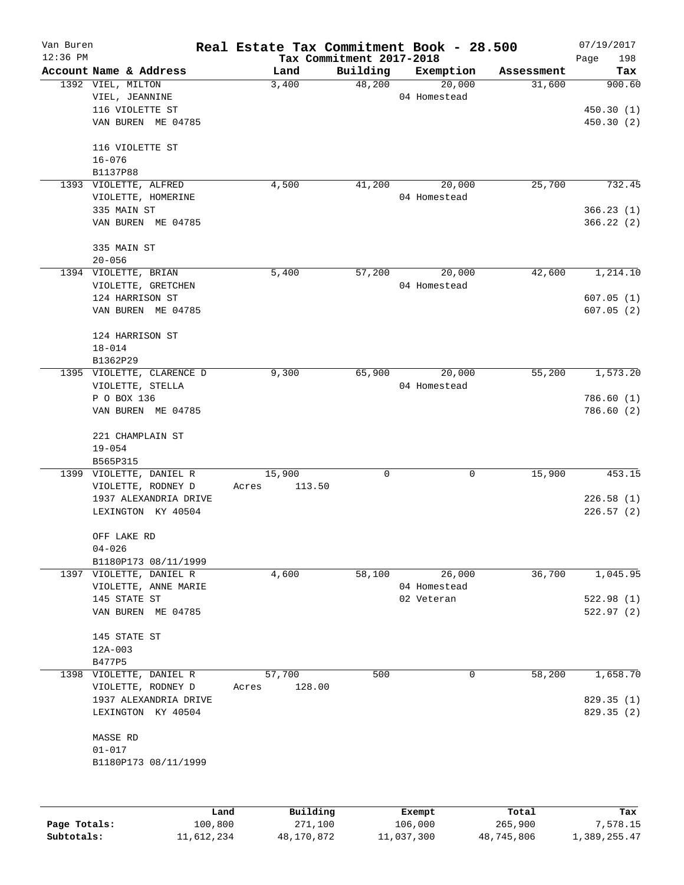# Real Estate Tax Commitment Book - 28.500

Van Buren
12:36 PM

Tax Commitment 2017-2018

07/19/2017

| Account Name & Address | Land | Building | Exemption | Assessment | Tax |
|---|---|---|---|---|---|
| 1392 VIEL, MILTON | 3,400 | 48,200 | 20,000 | 31,600 | 900.60 |
| VIEL, JEANNINE | | | 04 Homestead | | |
| 116 VIOLETTE ST | | | | | 450.30 (1) |
| VAN BUREN ME 04785 | | | | | 450.30 (2) |
| 116 VIOLETTE ST | | | | | |
| 16-076 | | | | | |
| B1137P88 | | | | | |
| 1393 VIOLETTE, ALFRED | 4,500 | 41,200 | 20,000 | 25,700 | 732.45 |
| VIOLETTE, HOMERINE | | | 04 Homestead | | |
| 335 MAIN ST | | | | | 366.23 (1) |
| VAN BUREN ME 04785 | | | | | 366.22 (2) |
| 335 MAIN ST | | | | | |
| 20-056 | | | | | |
| 1394 VIOLETTE, BRIAN | 5,400 | 57,200 | 20,000 | 42,600 | 1,214.10 |
| VIOLETTE, GRETCHEN | | | 04 Homestead | | |
| 124 HARRISON ST | | | | | 607.05 (1) |
| VAN BUREN ME 04785 | | | | | 607.05 (2) |
| 124 HARRISON ST | | | | | |
| 18-014 | | | | | |
| B1362P29 | | | | | |
| 1395 VIOLETTE, CLARENCE D | 9,300 | 65,900 | 20,000 | 55,200 | 1,573.20 |
| VIOLETTE, STELLA | | | 04 Homestead | | |
| P O BOX 136 | | | | | 786.60 (1) |
| VAN BUREN ME 04785 | | | | | 786.60 (2) |
| 221 CHAMPLAIN ST | | | | | |
| 19-054 | | | | | |
| B565P315 | | | | | |
| 1399 VIOLETTE, DANIEL R | 15,900 | 0 | 0 | 15,900 | 453.15 |
| VIOLETTE, RODNEY D | Acres 113.50 | | | | |
| 1937 ALEXANDRIA DRIVE | | | | | 226.58 (1) |
| LEXINGTON KY 40504 | | | | | 226.57 (2) |
| OFF LAKE RD | | | | | |
| 04-026 | | | | | |
| B1180P173 08/11/1999 | | | | | |
| 1397 VIOLETTE, DANIEL R | 4,600 | 58,100 | 26,000 | 36,700 | 1,045.95 |
| VIOLETTE, ANNE MARIE | | | 04 Homestead | | |
| 145 STATE ST | | | 02 Veteran | | 522.98 (1) |
| VAN BUREN ME 04785 | | | | | 522.97 (2) |
| 145 STATE ST | | | | | |
| 12A-003 | | | | | |
| B477P5 | | | | | |
| 1398 VIOLETTE, DANIEL R | 57,700 | 500 | 0 | 58,200 | 1,658.70 |
| VIOLETTE, RODNEY D | Acres 128.00 | | | | |
| 1937 ALEXANDRIA DRIVE | | | | | 829.35 (1) |
| LEXINGTON KY 40504 | | | | | 829.35 (2) |
| MASSE RD | | | | | |
| 01-017 | | | | | |
| B1180P173 08/11/1999 | | | | | |

| | Land | Building | Exempt | Total | Tax |
|---|---|---|---|---|---|
| Page Totals: | 100,800 | 271,100 | 106,000 | 265,900 | 7,578.15 |
| Subtotals: | 11,612,234 | 48,170,872 | 11,037,300 | 48,745,806 | 1,389,255.47 |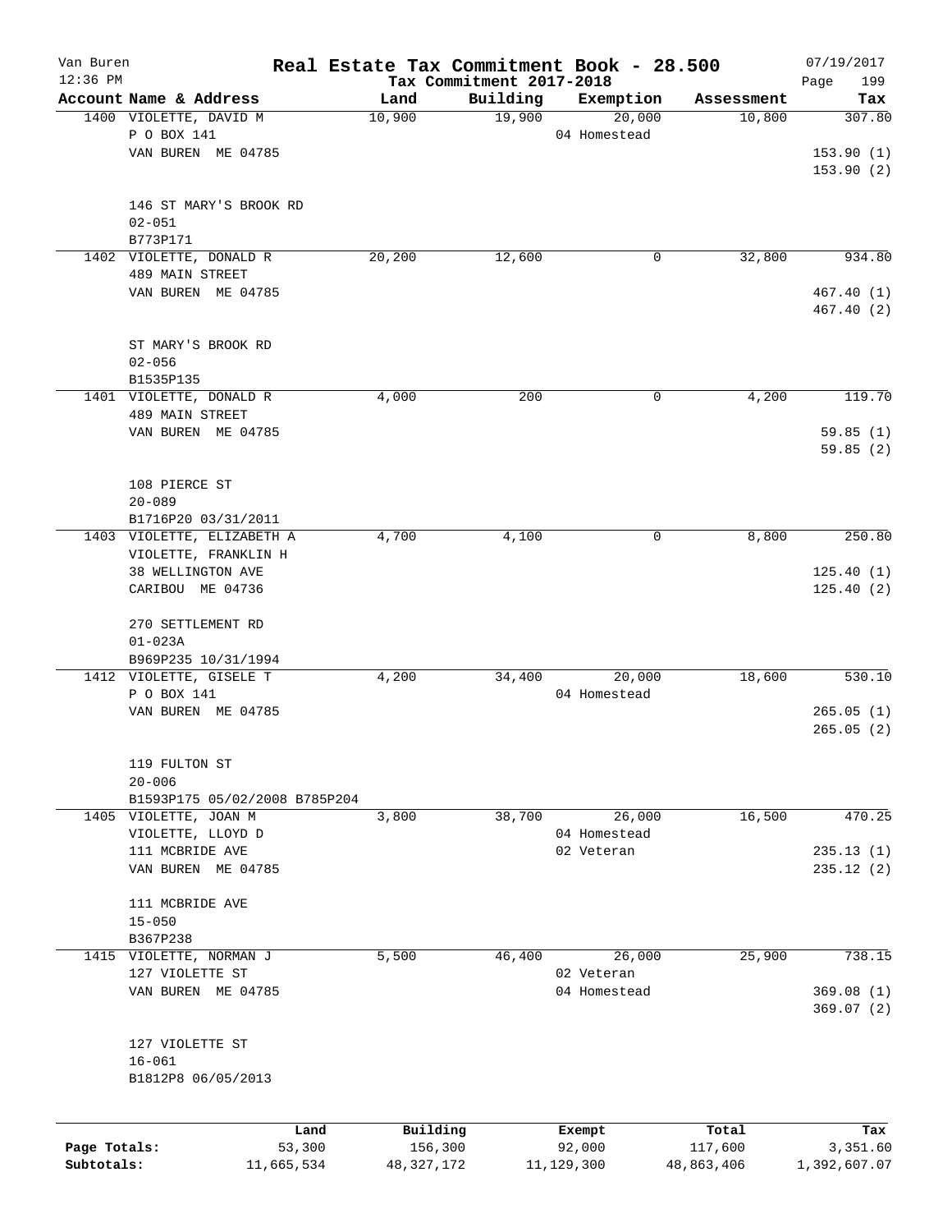# Real Estate Tax Commitment Book - 28.500

Van Buren 12:36 PM — Tax Commitment 2017-2018 — 07/19/2017

| Account Name & Address | Land | Building | Exemption | Assessment | Tax |
|---|---|---|---|---|---|
| 1400 VIOLETTE, DAVID M<br>P O BOX 141<br>VAN BUREN ME 04785<br><br>146 ST MARY'S BROOK RD<br>02-051<br>B773P171 | 10,900 | 19,900 | 20,000<br>04 Homestead | 10,800 | 307.80<br><br>153.90 (1)<br>153.90 (2) |
| 1402 VIOLETTE, DONALD R<br>489 MAIN STREET<br>VAN BUREN ME 04785<br><br>ST MARY'S BROOK RD<br>02-056<br>B1535P135 | 20,200 | 12,600 | 0 | 32,800 | 934.80<br><br>467.40 (1)<br>467.40 (2) |
| 1401 VIOLETTE, DONALD R<br>489 MAIN STREET<br>VAN BUREN ME 04785<br><br>108 PIERCE ST<br>20-089<br>B1716P20 03/31/2011 | 4,000 | 200 | 0 | 4,200 | 119.70<br><br>59.85 (1)<br>59.85 (2) |
| 1403 VIOLETTE, ELIZABETH A<br>VIOLETTE, FRANKLIN H<br>38 WELLINGTON AVE<br>CARIBOU ME 04736<br><br>270 SETTLEMENT RD<br>01-023A<br>B969P235 10/31/1994 | 4,700 | 4,100 | 0 | 8,800 | 250.80<br><br>125.40 (1)<br>125.40 (2) |
| 1412 VIOLETTE, GISELE T<br>P O BOX 141<br>VAN BUREN ME 04785<br><br>119 FULTON ST<br>20-006<br>B1593P175 05/02/2008 B785P204 | 4,200 | 34,400 | 20,000<br>04 Homestead | 18,600 | 530.10<br><br>265.05 (1)<br>265.05 (2) |
| 1405 VIOLETTE, JOAN M<br>VIOLETTE, LLOYD D<br>111 MCBRIDE AVE<br>VAN BUREN ME 04785<br><br>111 MCBRIDE AVE<br>15-050<br>B367P238 | 3,800 | 38,700 | 26,000<br>04 Homestead<br>02 Veteran | 16,500 | 470.25<br><br>235.13 (1)<br>235.12 (2) |
| 1415 VIOLETTE, NORMAN J<br>127 VIOLETTE ST<br>VAN BUREN ME 04785<br><br>127 VIOLETTE ST<br>16-061<br>B1812P8 06/05/2013 | 5,500 | 46,400 | 26,000<br>02 Veteran<br>04 Homestead | 25,900 | 738.15<br><br>369.08 (1)<br>369.07 (2) |

| | Land | Building | Exempt | Total | Tax |
|---|---|---|---|---|---|
| Page Totals: | 53,300 | 156,300 | 92,000 | 117,600 | 3,351.60 |
| Subtotals: | 11,665,534 | 48,327,172 | 11,129,300 | 48,863,406 | 1,392,607.07 |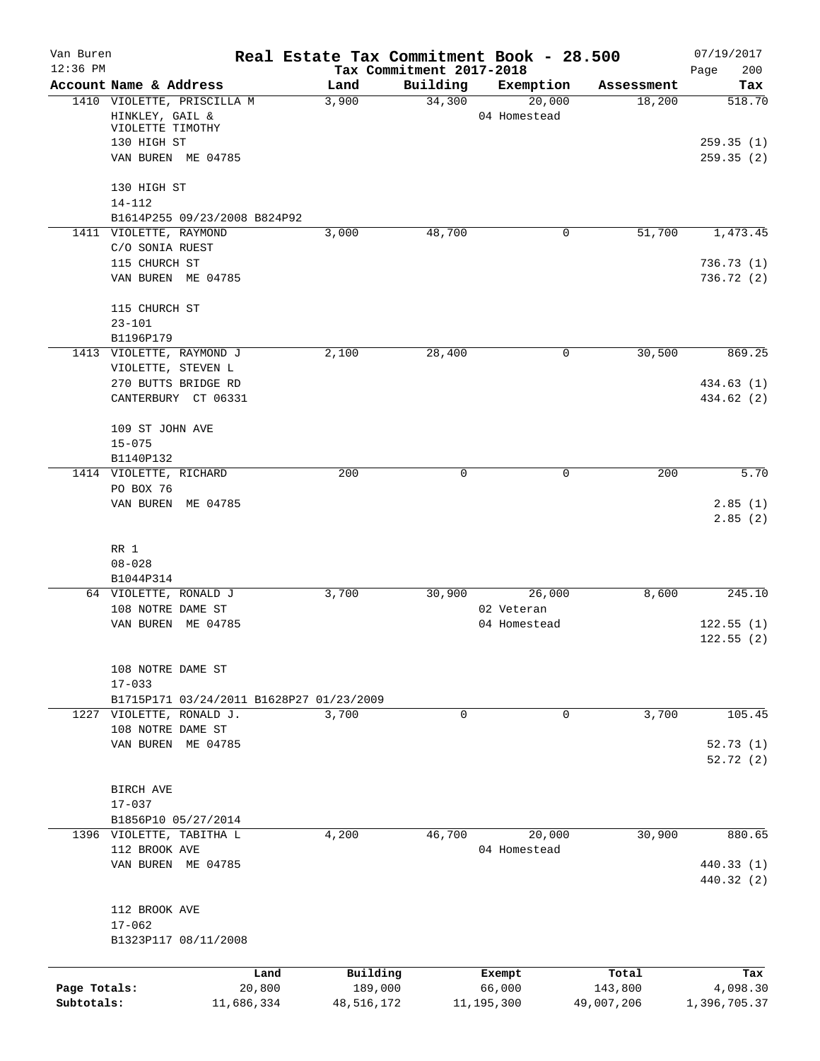Van Buren
12:36 PM

# Real Estate Tax Commitment Book - 28.500

Tax Commitment 2017-2018

07/19/2017

| Account Name & Address | Land | Building | Exemption | Assessment | Tax |
|---|---|---|---|---|---|
| 1410 VIOLETTE, PRISCILLA M<br>HINKLEY, GAIL &<br>VIOLETTE TIMOTHY<br>130 HIGH ST<br>VAN BUREN ME 04785<br><br>130 HIGH ST<br>14-112<br>B1614P255 09/23/2008 B824P92 | 3,900 | 34,300 | 20,000<br>04 Homestead | 18,200 | 518.70<br><br><br>259.35 (1)<br>259.35 (2) |
| 1411 VIOLETTE, RAYMOND<br>C/O SONIA RUEST<br>115 CHURCH ST<br>VAN BUREN ME 04785<br><br>115 CHURCH ST<br>23-101<br>B1196P179 | 3,000 | 48,700 | 0 | 51,700 | 1,473.45<br><br>736.73 (1)<br>736.72 (2) |
| 1413 VIOLETTE, RAYMOND J<br>VIOLETTE, STEVEN L<br>270 BUTTS BRIDGE RD<br>CANTERBURY CT 06331<br><br>109 ST JOHN AVE<br>15-075<br>B1140P132 | 2,100 | 28,400 | 0 | 30,500 | 869.25<br><br>434.63 (1)<br>434.62 (2) |
| 1414 VIOLETTE, RICHARD<br>PO BOX 76<br>VAN BUREN ME 04785<br><br>RR 1<br>08-028<br>B1044P314 | 200 | 0 | 0 | 200 | 5.70<br><br>2.85 (1)<br>2.85 (2) |
| 64 VIOLETTE, RONALD J<br>108 NOTRE DAME ST<br>VAN BUREN ME 04785<br><br>108 NOTRE DAME ST<br>17-033<br>B1715P171 03/24/2011 B1628P27 01/23/2009 | 3,700 | 30,900 | 26,000<br>02 Veteran<br>04 Homestead | 8,600 | 245.10<br><br>122.55 (1)<br>122.55 (2) |
| 1227 VIOLETTE, RONALD J.<br>108 NOTRE DAME ST<br>VAN BUREN ME 04785<br><br>BIRCH AVE<br>17-037<br>B1856P10 05/27/2014 | 3,700 | 0 | 0 | 3,700 | 105.45<br><br>52.73 (1)<br>52.72 (2) |
| 1396 VIOLETTE, TABITHA L<br>112 BROOK AVE<br>VAN BUREN ME 04785<br><br>112 BROOK AVE<br>17-062<br>B1323P117 08/11/2008 | 4,200 | 46,700 | 20,000<br>04 Homestead | 30,900 | 880.65<br><br>440.33 (1)<br>440.32 (2) |

| | Land | Building | Exempt | Total | Tax |
|---|---|---|---|---|---|
| Page Totals: | 20,800 | 189,000 | 66,000 | 143,800 | 4,098.30 |
| Subtotals: | 11,686,334 | 48,516,172 | 11,195,300 | 49,007,206 | 1,396,705.37 |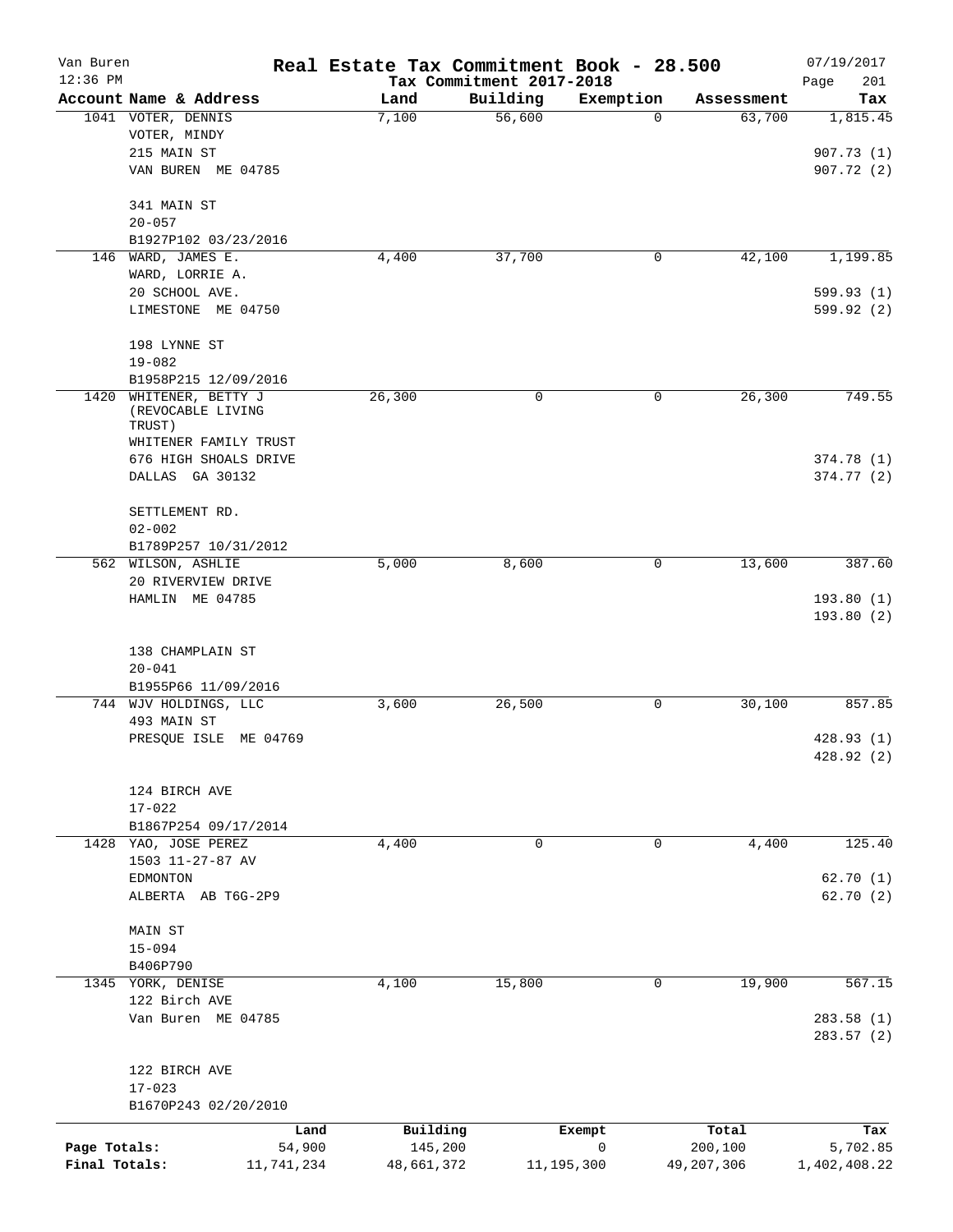Van Buren
12:36 PM

# Real Estate Tax Commitment Book - 28.500

Tax Commitment 2017-2018

07/19/2017

| Account Name & Address | Land | Building | Exemption | Assessment | Tax |
|---|---|---|---|---|---|
| 1041 VOTER, DENNIS<br>VOTER, MINDY<br>215 MAIN ST<br>VAN BUREN ME 04785<br><br>341 MAIN ST<br>20-057<br>B1927P102 03/23/2016 | 7,100 | 56,600 | 0 | 63,700 | 1,815.45<br><br>907.73 (1)<br>907.72 (2) |
| 146 WARD, JAMES E.<br>WARD, LORRIE A.<br>20 SCHOOL AVE.<br>LIMESTONE ME 04750<br><br>198 LYNNE ST<br>19-082<br>B1958P215 12/09/2016 | 4,400 | 37,700 | 0 | 42,100 | 1,199.85<br><br>599.93 (1)<br>599.92 (2) |
| 1420 WHITENER, BETTY J (REVOCABLE LIVING TRUST)<br>WHITENER FAMILY TRUST<br>676 HIGH SHOALS DRIVE<br>DALLAS GA 30132<br><br>SETTLEMENT RD.<br>02-002<br>B1789P257 10/31/2012 | 26,300 | 0 | 0 | 26,300 | 749.55<br><br>374.78 (1)<br>374.77 (2) |
| 562 WILSON, ASHLIE<br>20 RIVERVIEW DRIVE<br>HAMLIN ME 04785<br><br>138 CHAMPLAIN ST<br>20-041<br>B1955P66 11/09/2016 | 5,000 | 8,600 | 0 | 13,600 | 387.60<br><br>193.80 (1)<br>193.80 (2) |
| 744 WJV HOLDINGS, LLC<br>493 MAIN ST<br>PRESQUE ISLE ME 04769<br><br>124 BIRCH AVE<br>17-022<br>B1867P254 09/17/2014 | 3,600 | 26,500 | 0 | 30,100 | 857.85<br><br>428.93 (1)<br>428.92 (2) |
| 1428 YAO, JOSE PEREZ<br>1503 11-27-87 AV<br>EDMONTON<br>ALBERTA AB T6G-2P9<br><br>MAIN ST<br>15-094<br>B406P790 | 4,400 | 0 | 0 | 4,400 | 125.40<br><br>62.70 (1)<br>62.70 (2) |
| 1345 YORK, DENISE<br>122 Birch AVE<br>Van Buren ME 04785<br><br>122 BIRCH AVE<br>17-023<br>B1670P243 02/20/2010 | 4,100 | 15,800 | 0 | 19,900 | 567.15<br><br>283.58 (1)<br>283.57 (2) |

| | Land | Building | Exempt | Total | Tax |
|---|---|---|---|---|---|
| Page Totals: | 54,900 | 145,200 | 0 | 200,100 | 5,702.85 |
| Final Totals: | 11,741,234 | 48,661,372 | 11,195,300 | 49,207,306 | 1,402,408.22 |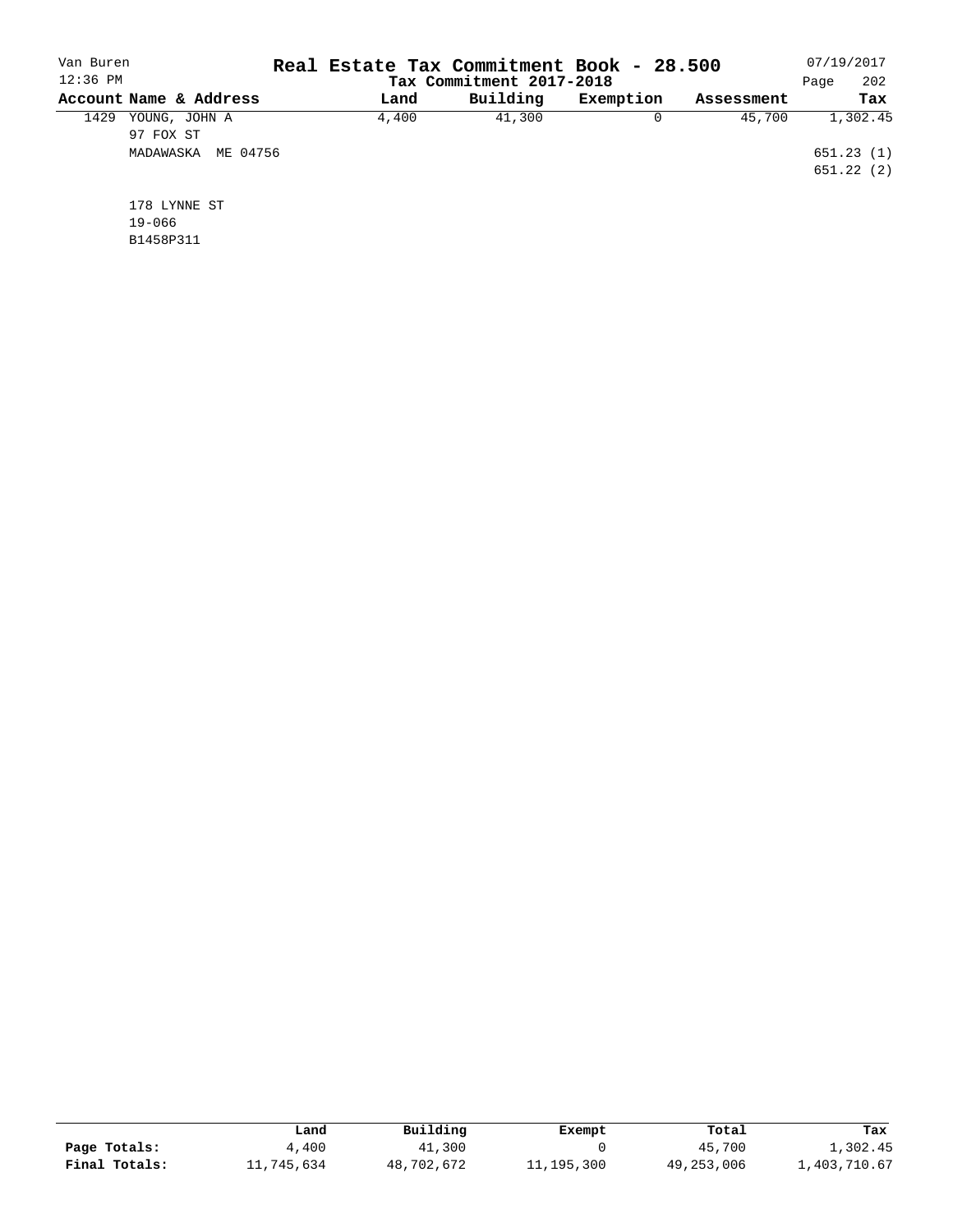Van Buren
12:36 PM

# Real Estate Tax Commitment Book - 28.500

Tax Commitment 2017-2018

07/19/2017

| Account Name & Address | Land | Building | Exemption | Assessment | Tax |
|---|---|---|---|---|---|
| 1429 YOUNG, JOHN A | 4,400 | 41,300 | 0 | 45,700 | 1,302.45 |
| 97 FOX ST | | | | | |
| MADAWASKA ME 04756 | | | | | 651.23 (1) |
| | | | | | 651.22 (2) |
| 178 LYNNE ST | | | | | |
| 19-066 | | | | | |
| B1458P311 | | | | | |

| | Land | Building | Exempt | Total | Tax |
|---|---|---|---|---|---|
| **Page Totals:** | 4,400 | 41,300 | 0 | 45,700 | 1,302.45 |
| **Final Totals:** | 11,745,634 | 48,702,672 | 11,195,300 | 49,253,006 | 1,403,710.67 |